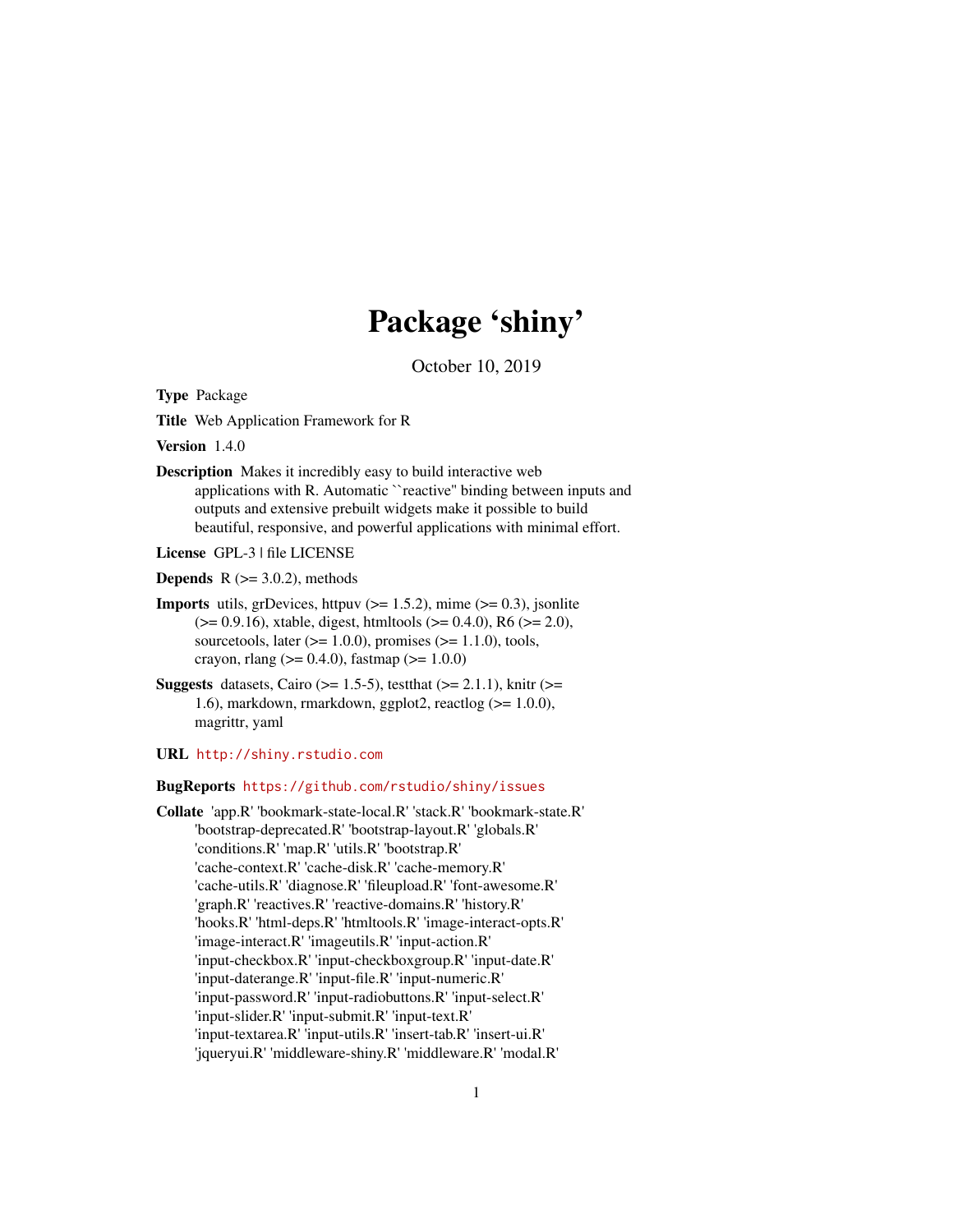# Package 'shiny'

October 10, 2019

**Type** Package

**Title** Web Application Framework for R

**Version** 1.4.0

**Description** Makes it incredibly easy to build interactive web applications with R. Automatic ``reactive'' binding between inputs and outputs and extensive prebuilt widgets make it possible to build beautiful, responsive, and powerful applications with minimal effort.

**License** GPL-3 | file LICENSE

**Depends** R (>= 3.0.2), methods

**Imports** utils, grDevices, httpuv (>= 1.5.2), mime (>= 0.3), jsonlite (>= 0.9.16), xtable, digest, htmltools (>= 0.4.0), R6 (>= 2.0), sourcetools, later (>= 1.0.0), promises (>= 1.1.0), tools, crayon, rlang (>= 0.4.0), fastmap (>= 1.0.0)

**Suggests** datasets, Cairo (>= 1.5-5), testthat (>= 2.1.1), knitr (>= 1.6), markdown, rmarkdown, ggplot2, reactlog (>= 1.0.0), magrittr, yaml

**URL** http://shiny.rstudio.com

**BugReports** https://github.com/rstudio/shiny/issues

**Collate** 'app.R' 'bookmark-state-local.R' 'stack.R' 'bookmark-state.R' 'bootstrap-deprecated.R' 'bootstrap-layout.R' 'globals.R' 'conditions.R' 'map.R' 'utils.R' 'bootstrap.R' 'cache-context.R' 'cache-disk.R' 'cache-memory.R' 'cache-utils.R' 'diagnose.R' 'fileupload.R' 'font-awesome.R' 'graph.R' 'reactives.R' 'reactive-domains.R' 'history.R' 'hooks.R' 'html-deps.R' 'htmltools.R' 'image-interact-opts.R' 'image-interact.R' 'imageutils.R' 'input-action.R' 'input-checkbox.R' 'input-checkboxgroup.R' 'input-date.R' 'input-daterange.R' 'input-file.R' 'input-numeric.R' 'input-password.R' 'input-radiobuttons.R' 'input-select.R' 'input-slider.R' 'input-submit.R' 'input-text.R' 'input-textarea.R' 'input-utils.R' 'insert-tab.R' 'insert-ui.R' 'jqueryui.R' 'middleware-shiny.R' 'middleware.R' 'modal.R'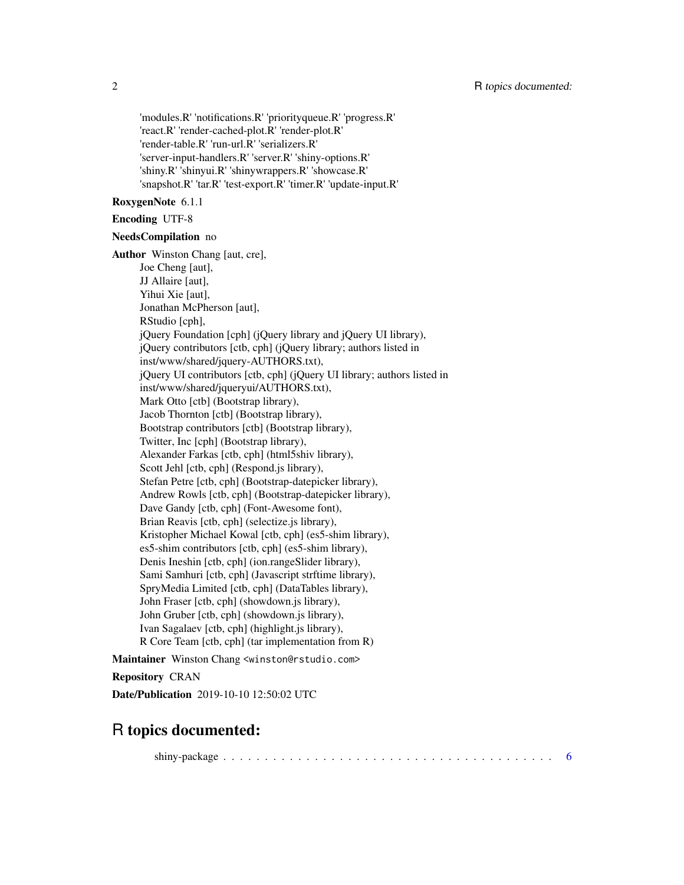'modules.R' 'notifications.R' 'priorityqueue.R' 'progress.R'
'react.R' 'render-cached-plot.R' 'render-plot.R'
'render-table.R' 'run-url.R' 'serializers.R'
'server-input-handlers.R' 'server.R' 'shiny-options.R'
'shiny.R' 'shinyui.R' 'shinywrappers.R' 'showcase.R'
'snapshot.R' 'tar.R' 'test-export.R' 'timer.R' 'update-input.R'

**RoxygenNote** 6.1.1

**Encoding** UTF-8

**NeedsCompilation** no

**Author** Winston Chang [aut, cre],
Joe Cheng [aut],
JJ Allaire [aut],
Yihui Xie [aut],
Jonathan McPherson [aut],
RStudio [cph],
jQuery Foundation [cph] (jQuery library and jQuery UI library),
jQuery contributors [ctb, cph] (jQuery library; authors listed in
inst/www/shared/jquery-AUTHORS.txt),
jQuery UI contributors [ctb, cph] (jQuery UI library; authors listed in
inst/www/shared/jqueryui/AUTHORS.txt),
Mark Otto [ctb] (Bootstrap library),
Jacob Thornton [ctb] (Bootstrap library),
Bootstrap contributors [ctb] (Bootstrap library),
Twitter, Inc [cph] (Bootstrap library),
Alexander Farkas [ctb, cph] (html5shiv library),
Scott Jehl [ctb, cph] (Respond.js library),
Stefan Petre [ctb, cph] (Bootstrap-datepicker library),
Andrew Rowls [ctb, cph] (Bootstrap-datepicker library),
Dave Gandy [ctb, cph] (Font-Awesome font),
Brian Reavis [ctb, cph] (selectize.js library),
Kristopher Michael Kowal [ctb, cph] (es5-shim library),
es5-shim contributors [ctb, cph] (es5-shim library),
Denis Ineshin [ctb, cph] (ion.rangeSlider library),
Sami Samhuri [ctb, cph] (Javascript strftime library),
SpryMedia Limited [ctb, cph] (DataTables library),
John Fraser [ctb, cph] (showdown.js library),
John Gruber [ctb, cph] (showdown.js library),
Ivan Sagalaev [ctb, cph] (highlight.js library),
R Core Team [ctb, cph] (tar implementation from R)

**Maintainer** Winston Chang <winston@rstudio.com>

**Repository** CRAN

**Date/Publication** 2019-10-10 12:50:02 UTC

# R topics documented:

shiny-package . . . . . . . . . . . . . . . . . . . . . . . . . . . . . . . . . . . . . . . . . 6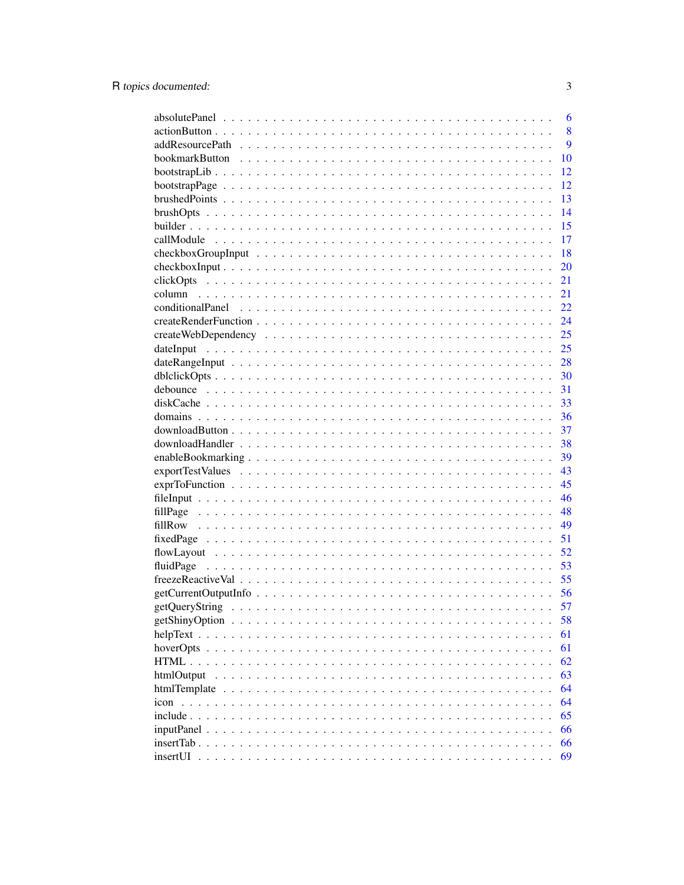| | |
|---|---|
| absolutePanel | 6 |
| actionButton | 8 |
| addResourcePath | 9 |
| bookmarkButton | 10 |
| bootstrapLib | 12 |
| bootstrapPage | 12 |
| brushedPoints | 13 |
| brushOpts | 14 |
| builder | 15 |
| callModule | 17 |
| checkboxGroupInput | 18 |
| checkboxInput | 20 |
| clickOpts | 21 |
| column | 21 |
| conditionalPanel | 22 |
| createRenderFunction | 24 |
| createWebDependency | 25 |
| dateInput | 25 |
| dateRangeInput | 28 |
| dblclickOpts | 30 |
| debounce | 31 |
| diskCache | 33 |
| domains | 36 |
| downloadButton | 37 |
| downloadHandler | 38 |
| enableBookmarking | 39 |
| exportTestValues | 43 |
| exprToFunction | 45 |
| fileInput | 46 |
| fillPage | 48 |
| fillRow | 49 |
| fixedPage | 51 |
| flowLayout | 52 |
| fluidPage | 53 |
| freezeReactiveVal | 55 |
| getCurrentOutputInfo | 56 |
| getQueryString | 57 |
| getShinyOption | 58 |
| helpText | 61 |
| hoverOpts | 61 |
| HTML | 62 |
| htmlOutput | 63 |
| htmlTemplate | 64 |
| icon | 64 |
| include | 65 |
| inputPanel | 66 |
| insertTab | 66 |
| insertUI | 69 |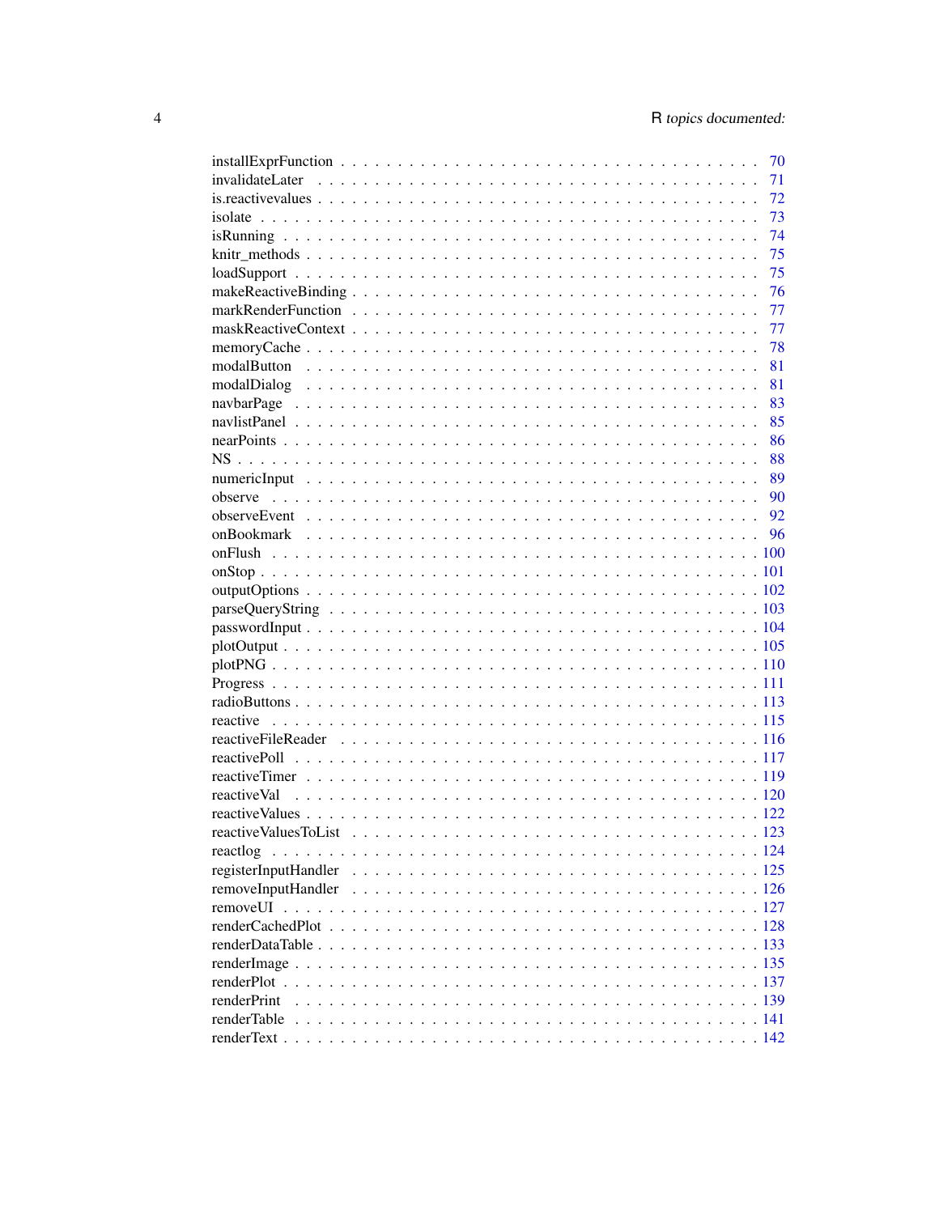installExprFunction . . . . . . . . . . . . . . . . . . . . . . . . . . . . . . . . . . 70
invalidateLater . . . . . . . . . . . . . . . . . . . . . . . . . . . . . . . . . . . . 71
is.reactivevalues . . . . . . . . . . . . . . . . . . . . . . . . . . . . . . . . . . . 72
isolate . . . . . . . . . . . . . . . . . . . . . . . . . . . . . . . . . . . . . . . . 73
isRunning . . . . . . . . . . . . . . . . . . . . . . . . . . . . . . . . . . . . . . . 74
knitr_methods . . . . . . . . . . . . . . . . . . . . . . . . . . . . . . . . . . . . . 75
loadSupport . . . . . . . . . . . . . . . . . . . . . . . . . . . . . . . . . . . . . . 75
makeReactiveBinding . . . . . . . . . . . . . . . . . . . . . . . . . . . . . . . . . . 76
markRenderFunction . . . . . . . . . . . . . . . . . . . . . . . . . . . . . . . . . . 77
maskReactiveContext . . . . . . . . . . . . . . . . . . . . . . . . . . . . . . . . . . 77
memoryCache . . . . . . . . . . . . . . . . . . . . . . . . . . . . . . . . . . . . . . 78
modalButton . . . . . . . . . . . . . . . . . . . . . . . . . . . . . . . . . . . . . . 81
modalDialog . . . . . . . . . . . . . . . . . . . . . . . . . . . . . . . . . . . . . . 81
navbarPage . . . . . . . . . . . . . . . . . . . . . . . . . . . . . . . . . . . . . . 83
navlistPanel . . . . . . . . . . . . . . . . . . . . . . . . . . . . . . . . . . . . . . 85
nearPoints . . . . . . . . . . . . . . . . . . . . . . . . . . . . . . . . . . . . . . . 86
NS . . . . . . . . . . . . . . . . . . . . . . . . . . . . . . . . . . . . . . . . . . . 88
numericInput . . . . . . . . . . . . . . . . . . . . . . . . . . . . . . . . . . . . . . 89
observe . . . . . . . . . . . . . . . . . . . . . . . . . . . . . . . . . . . . . . . . 90
observeEvent . . . . . . . . . . . . . . . . . . . . . . . . . . . . . . . . . . . . . . 92
onBookmark . . . . . . . . . . . . . . . . . . . . . . . . . . . . . . . . . . . . . . 96
onFlush . . . . . . . . . . . . . . . . . . . . . . . . . . . . . . . . . . . . . . . . 100
onStop . . . . . . . . . . . . . . . . . . . . . . . . . . . . . . . . . . . . . . . . . 101
outputOptions . . . . . . . . . . . . . . . . . . . . . . . . . . . . . . . . . . . . . 102
parseQueryString . . . . . . . . . . . . . . . . . . . . . . . . . . . . . . . . . . . 103
passwordInput . . . . . . . . . . . . . . . . . . . . . . . . . . . . . . . . . . . . . 104
plotOutput . . . . . . . . . . . . . . . . . . . . . . . . . . . . . . . . . . . . . . . 105
plotPNG . . . . . . . . . . . . . . . . . . . . . . . . . . . . . . . . . . . . . . . . 110
Progress . . . . . . . . . . . . . . . . . . . . . . . . . . . . . . . . . . . . . . . . 111
radioButtons . . . . . . . . . . . . . . . . . . . . . . . . . . . . . . . . . . . . . . 113
reactive . . . . . . . . . . . . . . . . . . . . . . . . . . . . . . . . . . . . . . . . 115
reactiveFileReader . . . . . . . . . . . . . . . . . . . . . . . . . . . . . . . . . . . 116
reactivePoll . . . . . . . . . . . . . . . . . . . . . . . . . . . . . . . . . . . . . . 117
reactiveTimer . . . . . . . . . . . . . . . . . . . . . . . . . . . . . . . . . . . . . . 119
reactiveVal . . . . . . . . . . . . . . . . . . . . . . . . . . . . . . . . . . . . . . . 120
reactiveValues . . . . . . . . . . . . . . . . . . . . . . . . . . . . . . . . . . . . . 122
reactiveValuesToList . . . . . . . . . . . . . . . . . . . . . . . . . . . . . . . . . . 123
reactlog . . . . . . . . . . . . . . . . . . . . . . . . . . . . . . . . . . . . . . . . 124
registerInputHandler . . . . . . . . . . . . . . . . . . . . . . . . . . . . . . . . . . 125
removeInputHandler . . . . . . . . . . . . . . . . . . . . . . . . . . . . . . . . . . . 126
removeUI . . . . . . . . . . . . . . . . . . . . . . . . . . . . . . . . . . . . . . . . 127
renderCachedPlot . . . . . . . . . . . . . . . . . . . . . . . . . . . . . . . . . . . . 128
renderDataTable . . . . . . . . . . . . . . . . . . . . . . . . . . . . . . . . . . . . . 133
renderImage . . . . . . . . . . . . . . . . . . . . . . . . . . . . . . . . . . . . . . . 135
renderPlot . . . . . . . . . . . . . . . . . . . . . . . . . . . . . . . . . . . . . . . . 137
renderPrint . . . . . . . . . . . . . . . . . . . . . . . . . . . . . . . . . . . . . . . 139
renderTable . . . . . . . . . . . . . . . . . . . . . . . . . . . . . . . . . . . . . . . 141
renderText . . . . . . . . . . . . . . . . . . . . . . . . . . . . . . . . . . . . . . . . 142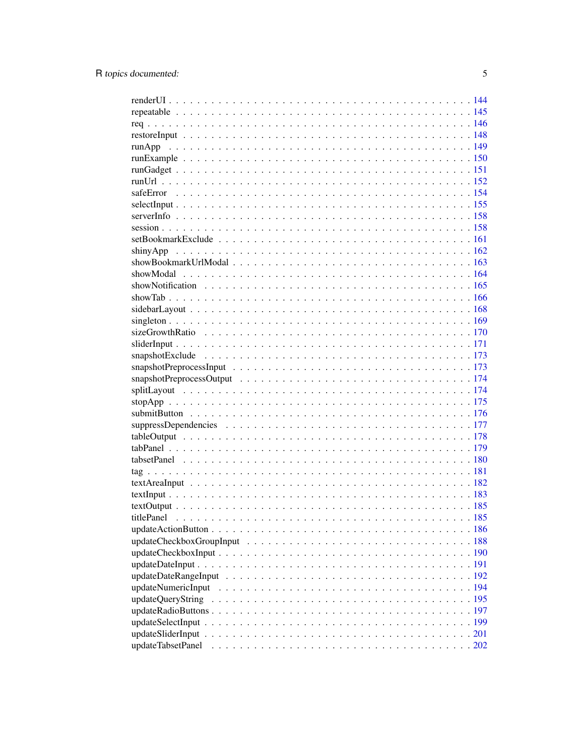renderUI . . . . . . . . . . . . . . . . . . . . . . . . . . . . . . . . . . . . . . . . . 144
repeatable . . . . . . . . . . . . . . . . . . . . . . . . . . . . . . . . . . . . . . . . 145
req . . . . . . . . . . . . . . . . . . . . . . . . . . . . . . . . . . . . . . . . . . . . 146
restoreInput . . . . . . . . . . . . . . . . . . . . . . . . . . . . . . . . . . . . . . . 148
runApp . . . . . . . . . . . . . . . . . . . . . . . . . . . . . . . . . . . . . . . . . . 149
runExample . . . . . . . . . . . . . . . . . . . . . . . . . . . . . . . . . . . . . . . . 150
runGadget . . . . . . . . . . . . . . . . . . . . . . . . . . . . . . . . . . . . . . . . . 151
runUrl . . . . . . . . . . . . . . . . . . . . . . . . . . . . . . . . . . . . . . . . . . . 152
safeError . . . . . . . . . . . . . . . . . . . . . . . . . . . . . . . . . . . . . . . . . 154
selectInput . . . . . . . . . . . . . . . . . . . . . . . . . . . . . . . . . . . . . . . . 155
serverInfo . . . . . . . . . . . . . . . . . . . . . . . . . . . . . . . . . . . . . . . . . 158
session . . . . . . . . . . . . . . . . . . . . . . . . . . . . . . . . . . . . . . . . . . 158
setBookmarkExclude . . . . . . . . . . . . . . . . . . . . . . . . . . . . . . . . . . . 161
shinyApp . . . . . . . . . . . . . . . . . . . . . . . . . . . . . . . . . . . . . . . . . 162
showBookmarkUrlModal . . . . . . . . . . . . . . . . . . . . . . . . . . . . . . . . . 163
showModal . . . . . . . . . . . . . . . . . . . . . . . . . . . . . . . . . . . . . . . . 164
showNotification . . . . . . . . . . . . . . . . . . . . . . . . . . . . . . . . . . . . 165
showTab . . . . . . . . . . . . . . . . . . . . . . . . . . . . . . . . . . . . . . . . . 166
sidebarLayout . . . . . . . . . . . . . . . . . . . . . . . . . . . . . . . . . . . . . . 168
singleton . . . . . . . . . . . . . . . . . . . . . . . . . . . . . . . . . . . . . . . . . 169
sizeGrowthRatio . . . . . . . . . . . . . . . . . . . . . . . . . . . . . . . . . . . . . 170
sliderInput . . . . . . . . . . . . . . . . . . . . . . . . . . . . . . . . . . . . . . . . 171
snapshotExclude . . . . . . . . . . . . . . . . . . . . . . . . . . . . . . . . . . . . . 173
snapshotPreprocessInput . . . . . . . . . . . . . . . . . . . . . . . . . . . . . . . . 173
snapshotPreprocessOutput . . . . . . . . . . . . . . . . . . . . . . . . . . . . . . . 174
splitLayout . . . . . . . . . . . . . . . . . . . . . . . . . . . . . . . . . . . . . . . . 174
stopApp . . . . . . . . . . . . . . . . . . . . . . . . . . . . . . . . . . . . . . . . . . 175
submitButton . . . . . . . . . . . . . . . . . . . . . . . . . . . . . . . . . . . . . . . 176
suppressDependencies . . . . . . . . . . . . . . . . . . . . . . . . . . . . . . . . . . 177
tableOutput . . . . . . . . . . . . . . . . . . . . . . . . . . . . . . . . . . . . . . . . 178
tabPanel . . . . . . . . . . . . . . . . . . . . . . . . . . . . . . . . . . . . . . . . . . 179
tabsetPanel . . . . . . . . . . . . . . . . . . . . . . . . . . . . . . . . . . . . . . . . 180
tag . . . . . . . . . . . . . . . . . . . . . . . . . . . . . . . . . . . . . . . . . . . . 181
textAreaInput . . . . . . . . . . . . . . . . . . . . . . . . . . . . . . . . . . . . . . . 182
textInput . . . . . . . . . . . . . . . . . . . . . . . . . . . . . . . . . . . . . . . . . 183
textOutput . . . . . . . . . . . . . . . . . . . . . . . . . . . . . . . . . . . . . . . . 185
titlePanel . . . . . . . . . . . . . . . . . . . . . . . . . . . . . . . . . . . . . . . . . 185
updateActionButton . . . . . . . . . . . . . . . . . . . . . . . . . . . . . . . . . . . . 186
updateCheckboxGroupInput . . . . . . . . . . . . . . . . . . . . . . . . . . . . . . . 188
updateCheckboxInput . . . . . . . . . . . . . . . . . . . . . . . . . . . . . . . . . . . 190
updateDateInput . . . . . . . . . . . . . . . . . . . . . . . . . . . . . . . . . . . . . 191
updateDateRangeInput . . . . . . . . . . . . . . . . . . . . . . . . . . . . . . . . . . 192
updateNumericInput . . . . . . . . . . . . . . . . . . . . . . . . . . . . . . . . . . . 194
updateQueryString . . . . . . . . . . . . . . . . . . . . . . . . . . . . . . . . . . . . 195
updateRadioButtons . . . . . . . . . . . . . . . . . . . . . . . . . . . . . . . . . . . . 197
updateSelectInput . . . . . . . . . . . . . . . . . . . . . . . . . . . . . . . . . . . . 199
updateSliderInput . . . . . . . . . . . . . . . . . . . . . . . . . . . . . . . . . . . . . 201
updateTabsetPanel . . . . . . . . . . . . . . . . . . . . . . . . . . . . . . . . . . . . 202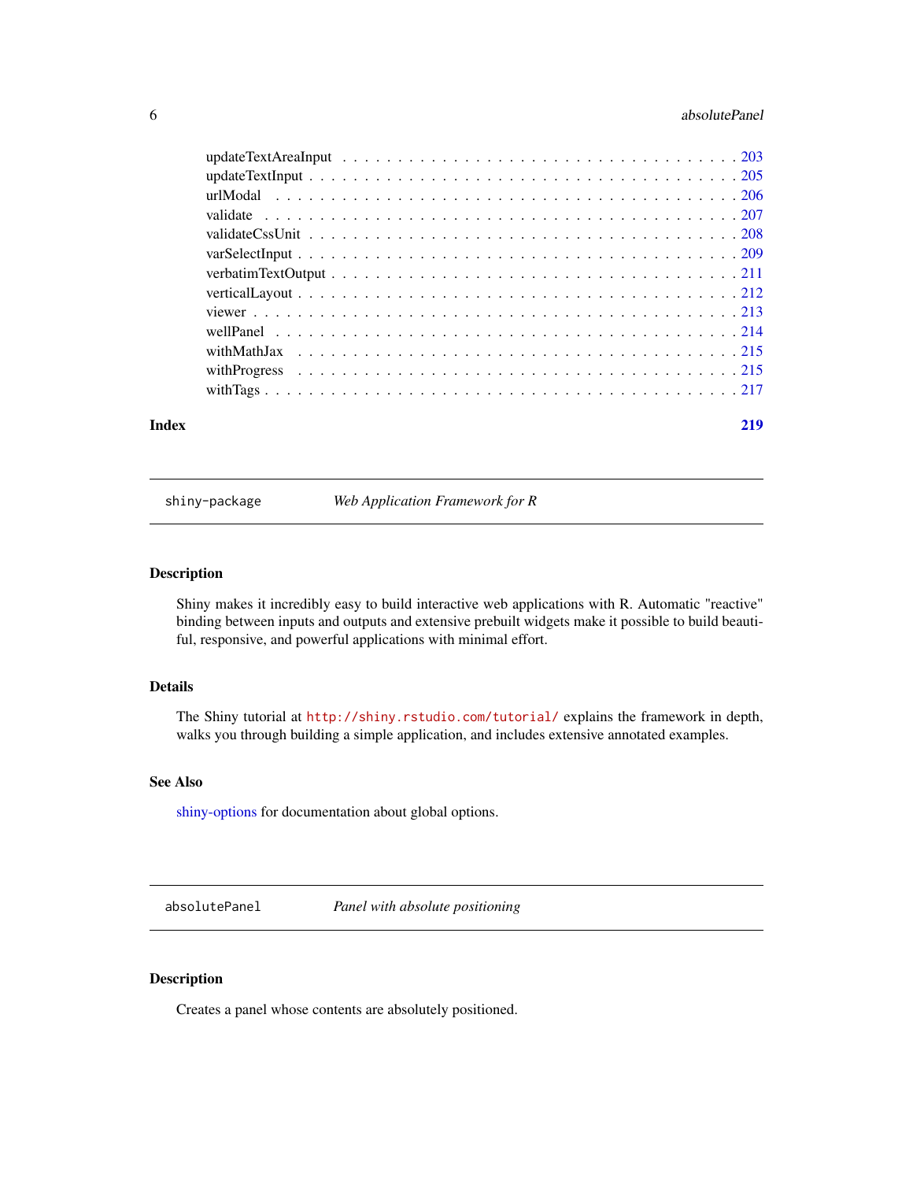updateTextAreaInput . . . . . . . . . . . . . . . . . . . . . . . . . . . . . . . . . . 203
updateTextInput . . . . . . . . . . . . . . . . . . . . . . . . . . . . . . . . . . . . 205
urlModal . . . . . . . . . . . . . . . . . . . . . . . . . . . . . . . . . . . . . . . 206
validate . . . . . . . . . . . . . . . . . . . . . . . . . . . . . . . . . . . . . . . 207
validateCssUnit . . . . . . . . . . . . . . . . . . . . . . . . . . . . . . . . . . . . 208
varSelectInput . . . . . . . . . . . . . . . . . . . . . . . . . . . . . . . . . . . . 209
verbatimTextOutput . . . . . . . . . . . . . . . . . . . . . . . . . . . . . . . . . . 211
verticalLayout . . . . . . . . . . . . . . . . . . . . . . . . . . . . . . . . . . . . 212
viewer . . . . . . . . . . . . . . . . . . . . . . . . . . . . . . . . . . . . . . . . 213
wellPanel . . . . . . . . . . . . . . . . . . . . . . . . . . . . . . . . . . . . . . . 214
withMathJax . . . . . . . . . . . . . . . . . . . . . . . . . . . . . . . . . . . . . 215
withProgress . . . . . . . . . . . . . . . . . . . . . . . . . . . . . . . . . . . . . 215
withTags . . . . . . . . . . . . . . . . . . . . . . . . . . . . . . . . . . . . . . . 217

**Index** **219**

---

`shiny-package` *Web Application Framework for R*

---

## Description

Shiny makes it incredibly easy to build interactive web applications with R. Automatic "reactive" binding between inputs and outputs and extensive prebuilt widgets make it possible to build beautiful, responsive, and powerful applications with minimal effort.

## Details

The Shiny tutorial at `http://shiny.rstudio.com/tutorial/` explains the framework in depth, walks you through building a simple application, and includes extensive annotated examples.

## See Also

shiny-options for documentation about global options.

---

`absolutePanel` *Panel with absolute positioning*

---

## Description

Creates a panel whose contents are absolutely positioned.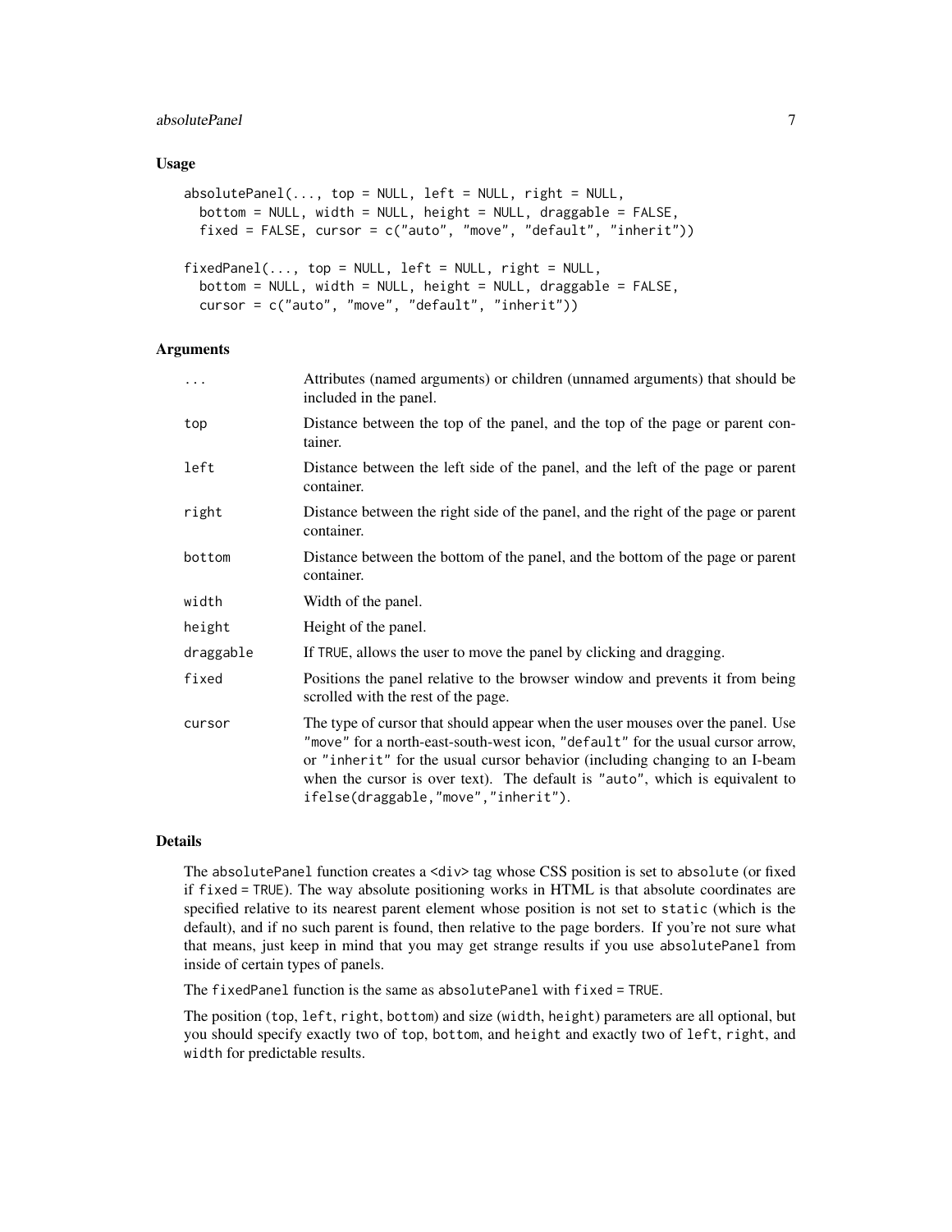### Usage

```
absolutePanel(..., top = NULL, left = NULL, right = NULL,
  bottom = NULL, width = NULL, height = NULL, draggable = FALSE,
  fixed = FALSE, cursor = c("auto", "move", "default", "inherit"))

fixedPanel(..., top = NULL, left = NULL, right = NULL,
  bottom = NULL, width = NULL, height = NULL, draggable = FALSE,
  cursor = c("auto", "move", "default", "inherit"))
```

### Arguments

| | |
|---|---|
| `...` | Attributes (named arguments) or children (unnamed arguments) that should be included in the panel. |
| `top` | Distance between the top of the panel, and the top of the page or parent container. |
| `left` | Distance between the left side of the panel, and the left of the page or parent container. |
| `right` | Distance between the right side of the panel, and the right of the page or parent container. |
| `bottom` | Distance between the bottom of the panel, and the bottom of the page or parent container. |
| `width` | Width of the panel. |
| `height` | Height of the panel. |
| `draggable` | If `TRUE`, allows the user to move the panel by clicking and dragging. |
| `fixed` | Positions the panel relative to the browser window and prevents it from being scrolled with the rest of the page. |
| `cursor` | The type of cursor that should appear when the user mouses over the panel. Use `"move"` for a north-east-south-west icon, `"default"` for the usual cursor arrow, or `"inherit"` for the usual cursor behavior (including changing to an I-beam when the cursor is over text). The default is `"auto"`, which is equivalent to `ifelse(draggable,"move","inherit")`. |

### Details

The `absolutePanel` function creates a `<div>` tag whose CSS position is set to `absolute` (or fixed if `fixed = TRUE`). The way absolute positioning works in HTML is that absolute coordinates are specified relative to its nearest parent element whose position is not set to `static` (which is the default), and if no such parent is found, then relative to the page borders. If you're not sure what that means, just keep in mind that you may get strange results if you use `absolutePanel` from inside of certain types of panels.

The `fixedPanel` function is the same as `absolutePanel` with `fixed = TRUE`.

The position (`top`, `left`, `right`, `bottom`) and size (`width`, `height`) parameters are all optional, but you should specify exactly two of `top`, `bottom`, and `height` and exactly two of `left`, `right`, and `width` for predictable results.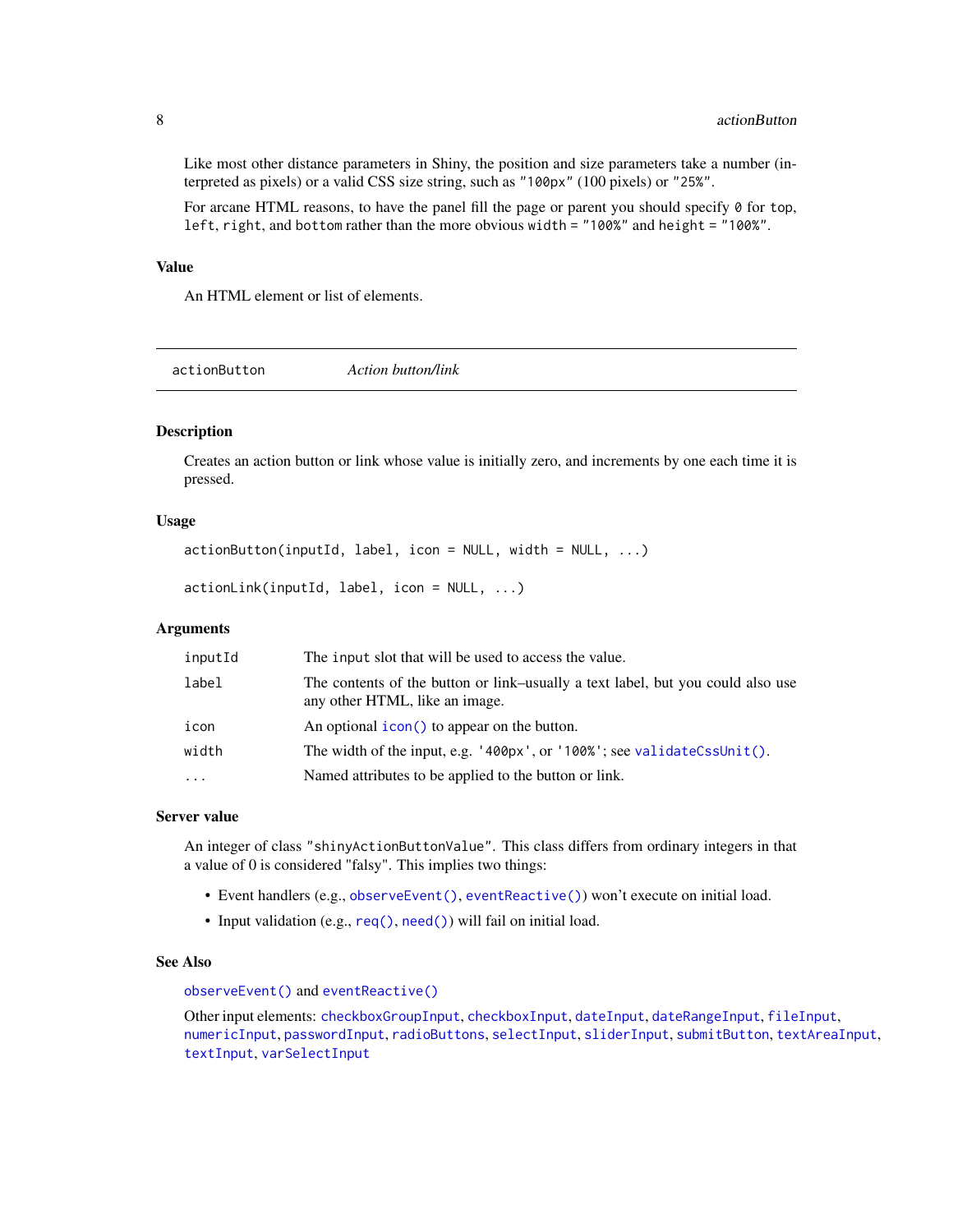Like most other distance parameters in Shiny, the position and size parameters take a number (interpreted as pixels) or a valid CSS size string, such as `"100px"` (100 pixels) or `"25%"`.

For arcane HTML reasons, to have the panel fill the page or parent you should specify `0` for `top`, `left`, `right`, and `bottom` rather than the more obvious `width = "100%"` and `height = "100%"`.

### Value

An HTML element or list of elements.

---

## actionButton *Action button/link*

### Description

Creates an action button or link whose value is initially zero, and increments by one each time it is pressed.

### Usage

```
actionButton(inputId, label, icon = NULL, width = NULL, ...)

actionLink(inputId, label, icon = NULL, ...)
```

### Arguments

| | |
|---|---|
| `inputId` | The `input` slot that will be used to access the value. |
| `label` | The contents of the button or link–usually a text label, but you could also use any other HTML, like an image. |
| `icon` | An optional `icon()` to appear on the button. |
| `width` | The width of the input, e.g. `'400px'`, or `'100%'`; see `validateCssUnit()`. |
| `...` | Named attributes to be applied to the button or link. |

### Server value

An integer of class `"shinyActionButtonValue"`. This class differs from ordinary integers in that a value of 0 is considered "falsy". This implies two things:

- Event handlers (e.g., `observeEvent()`, `eventReactive()`) won't execute on initial load.
- Input validation (e.g., `req()`, `need()`) will fail on initial load.

### See Also

`observeEvent()` and `eventReactive()`

Other input elements: `checkboxGroupInput`, `checkboxInput`, `dateInput`, `dateRangeInput`, `fileInput`, `numericInput`, `passwordInput`, `radioButtons`, `selectInput`, `sliderInput`, `submitButton`, `textAreaInput`, `textInput`, `varSelectInput`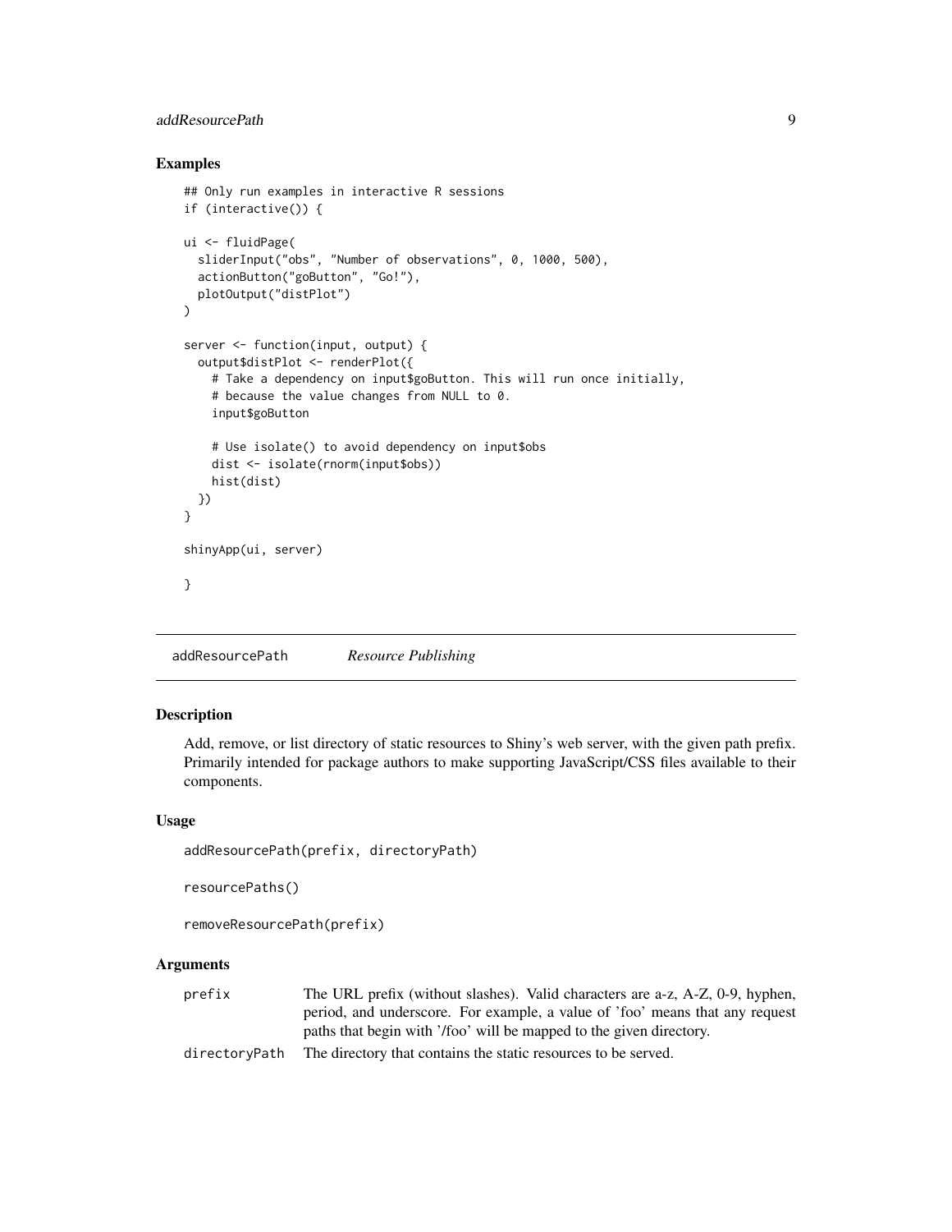### Examples

```
## Only run examples in interactive R sessions
if (interactive()) {

ui <- fluidPage(
  sliderInput("obs", "Number of observations", 0, 1000, 500),
  actionButton("goButton", "Go!"),
  plotOutput("distPlot")
)

server <- function(input, output) {
  output$distPlot <- renderPlot({
    # Take a dependency on input$goButton. This will run once initially,
    # because the value changes from NULL to 0.
    input$goButton

    # Use isolate() to avoid dependency on input$obs
    dist <- isolate(rnorm(input$obs))
    hist(dist)
  })
}

shinyApp(ui, server)

}
```

---

## addResourcePath — *Resource Publishing*

---

### Description

Add, remove, or list directory of static resources to Shiny's web server, with the given path prefix. Primarily intended for package authors to make supporting JavaScript/CSS files available to their components.

### Usage

```
addResourcePath(prefix, directoryPath)

resourcePaths()

removeResourcePath(prefix)
```

### Arguments

| | |
|---|---|
| `prefix` | The URL prefix (without slashes). Valid characters are a-z, A-Z, 0-9, hyphen, period, and underscore. For example, a value of 'foo' means that any request paths that begin with '/foo' will be mapped to the given directory. |
| `directoryPath` | The directory that contains the static resources to be served. |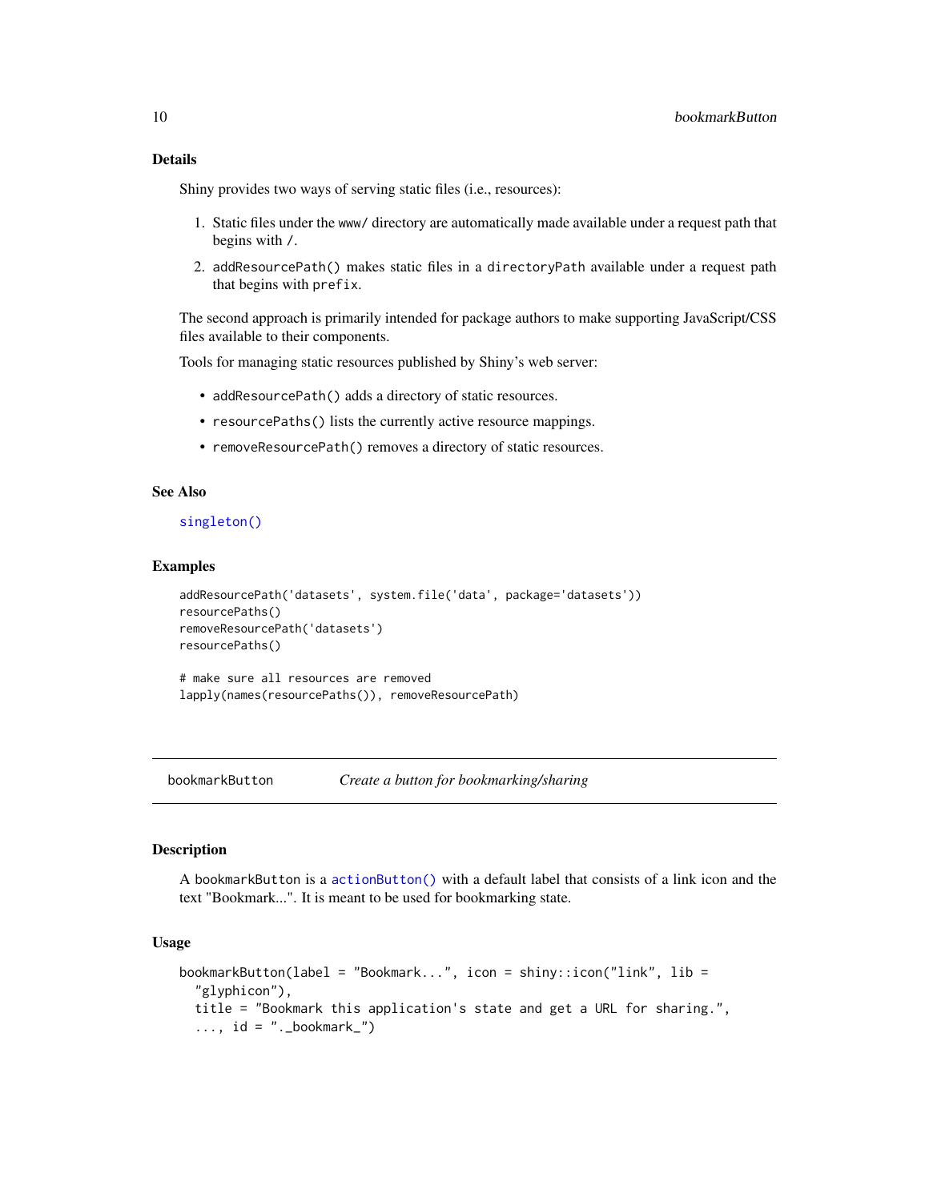### Details

Shiny provides two ways of serving static files (i.e., resources):

1. Static files under the `www/` directory are automatically made available under a request path that begins with `/`.
2. `addResourcePath()` makes static files in a `directoryPath` available under a request path that begins with `prefix`.

The second approach is primarily intended for package authors to make supporting JavaScript/CSS files available to their components.

Tools for managing static resources published by Shiny's web server:

- `addResourcePath()` adds a directory of static resources.
- `resourcePaths()` lists the currently active resource mappings.
- `removeResourcePath()` removes a directory of static resources.

### See Also

`singleton()`

### Examples

```
addResourcePath('datasets', system.file('data', package='datasets'))
resourcePaths()
removeResourcePath('datasets')
resourcePaths()

# make sure all resources are removed
lapply(names(resourcePaths()), removeResourcePath)
```

---

## bookmarkButton — *Create a button for bookmarking/sharing*

### Description

A bookmarkButton is a `actionButton()` with a default label that consists of a link icon and the text "Bookmark...". It is meant to be used for bookmarking state.

### Usage

```
bookmarkButton(label = "Bookmark...", icon = shiny::icon("link", lib =
  "glyphicon"),
  title = "Bookmark this application's state and get a URL for sharing.",
  ..., id = "._bookmark_")
```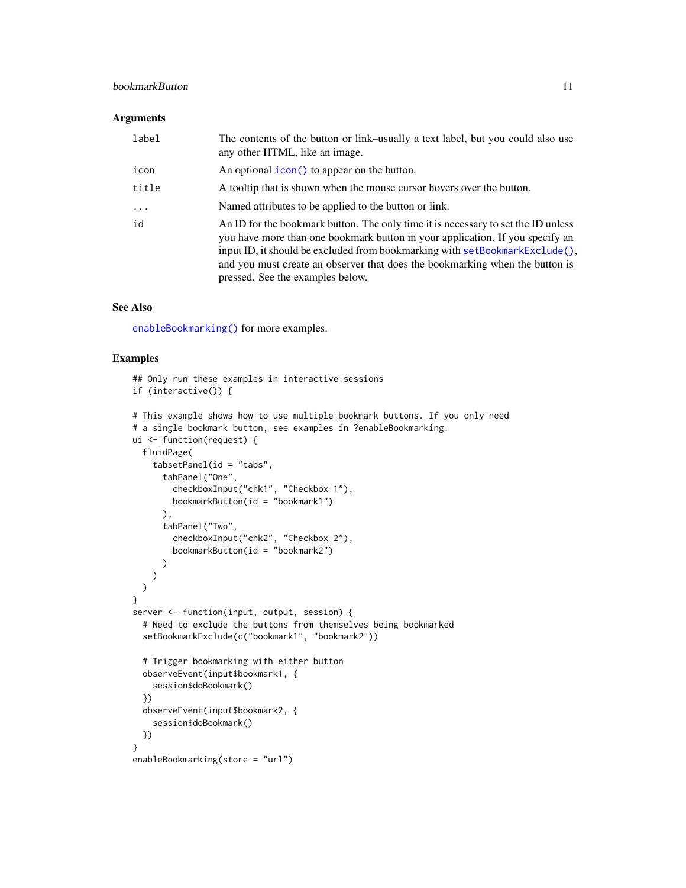### Arguments

| | |
|---|---|
| label | The contents of the button or link–usually a text label, but you could also use any other HTML, like an image. |
| icon | An optional icon() to appear on the button. |
| title | A tooltip that is shown when the mouse cursor hovers over the button. |
| ... | Named attributes to be applied to the button or link. |
| id | An ID for the bookmark button. The only time it is necessary to set the ID unless you have more than one bookmark button in your application. If you specify an input ID, it should be excluded from bookmarking with setBookmarkExclude(), and you must create an observer that does the bookmarking when the button is pressed. See the examples below. |

### See Also

enableBookmarking() for more examples.

### Examples

```
## Only run these examples in interactive sessions
if (interactive()) {

# This example shows how to use multiple bookmark buttons. If you only need
# a single bookmark button, see examples in ?enableBookmarking.
ui <- function(request) {
  fluidPage(
    tabsetPanel(id = "tabs",
      tabPanel("One",
        checkboxInput("chk1", "Checkbox 1"),
        bookmarkButton(id = "bookmark1")
      ),
      tabPanel("Two",
        checkboxInput("chk2", "Checkbox 2"),
        bookmarkButton(id = "bookmark2")
      )
    )
  )
}
server <- function(input, output, session) {
  # Need to exclude the buttons from themselves being bookmarked
  setBookmarkExclude(c("bookmark1", "bookmark2"))

  # Trigger bookmarking with either button
  observeEvent(input$bookmark1, {
    session$doBookmark()
  })
  observeEvent(input$bookmark2, {
    session$doBookmark()
  })
}
enableBookmarking(store = "url")
```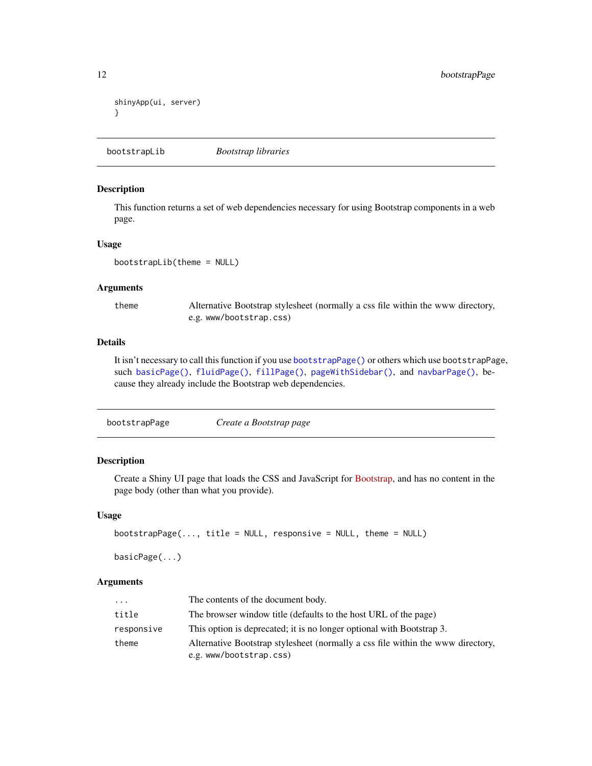```
shinyApp(ui, server)
}
```

## bootstrapLib — *Bootstrap libraries*

### Description

This function returns a set of web dependencies necessary for using Bootstrap components in a web page.

### Usage

```
bootstrapLib(theme = NULL)
```

### Arguments

| | |
|---|---|
| theme | Alternative Bootstrap stylesheet (normally a css file within the www directory, e.g. www/bootstrap.css) |

### Details

It isn't necessary to call this function if you use `bootstrapPage()` or others which use `bootstrapPage`, such `basicPage()`, `fluidPage()`, `fillPage()`, `pageWithSidebar()`, and `navbarPage()`, because they already include the Bootstrap web dependencies.

## bootstrapPage — *Create a Bootstrap page*

### Description

Create a Shiny UI page that loads the CSS and JavaScript for Bootstrap, and has no content in the page body (other than what you provide).

### Usage

```
bootstrapPage(..., title = NULL, responsive = NULL, theme = NULL)

basicPage(...)
```

### Arguments

| | |
|---|---|
| ... | The contents of the document body. |
| title | The browser window title (defaults to the host URL of the page) |
| responsive | This option is deprecated; it is no longer optional with Bootstrap 3. |
| theme | Alternative Bootstrap stylesheet (normally a css file within the www directory, e.g. www/bootstrap.css) |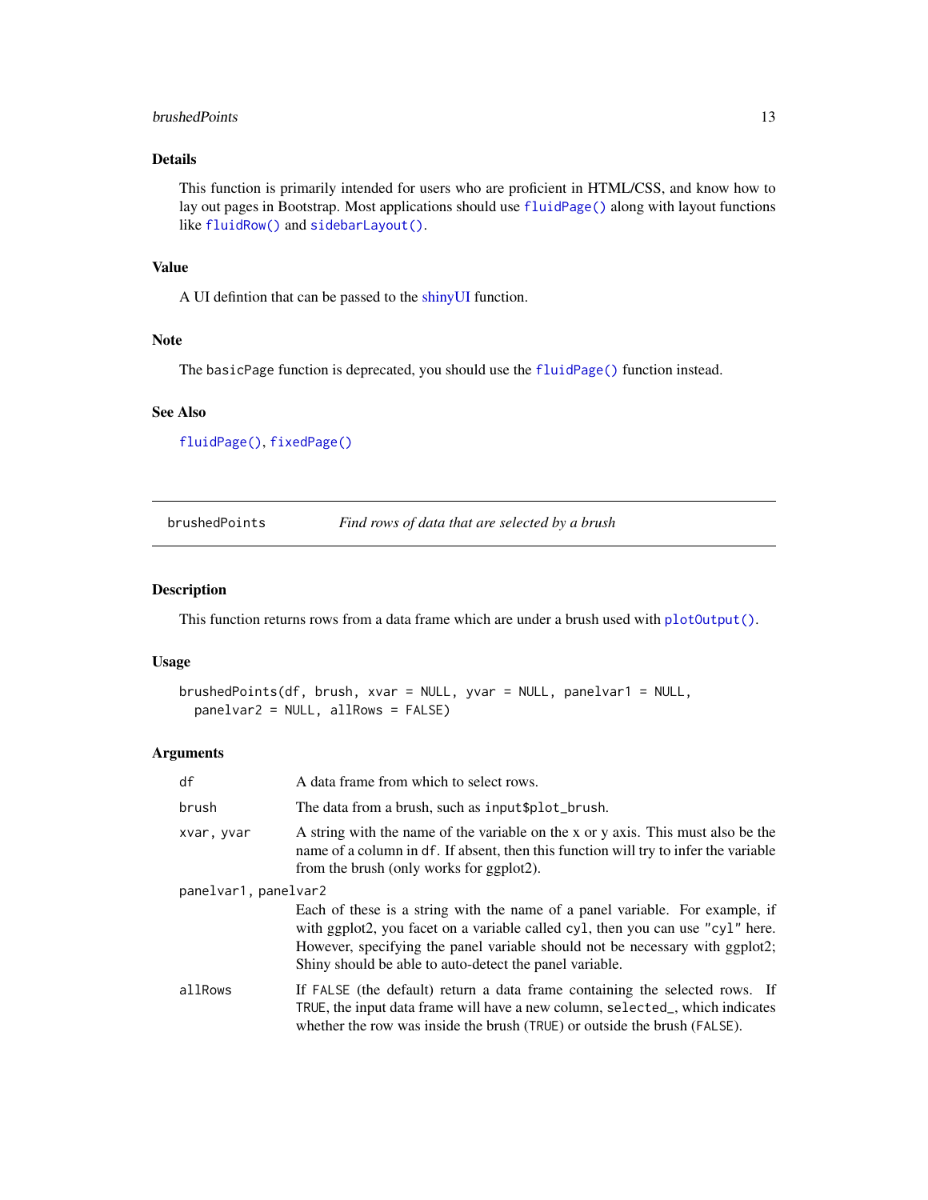## Details

This function is primarily intended for users who are proficient in HTML/CSS, and know how to lay out pages in Bootstrap. Most applications should use `fluidPage()` along with layout functions like `fluidRow()` and `sidebarLayout()`.

## Value

A UI defintion that can be passed to the shinyUI function.

## Note

The `basicPage` function is deprecated, you should use the `fluidPage()` function instead.

## See Also

`fluidPage()`, `fixedPage()`

---

# brushedPoints — *Find rows of data that are selected by a brush*

## Description

This function returns rows from a data frame which are under a brush used with `plotOutput()`.

## Usage

```
brushedPoints(df, brush, xvar = NULL, yvar = NULL, panelvar1 = NULL,
  panelvar2 = NULL, allRows = FALSE)
```

## Arguments

| Argument | Description |
|---|---|
| `df` | A data frame from which to select rows. |
| `brush` | The data from a brush, such as `input$plot_brush`. |
| `xvar, yvar` | A string with the name of the variable on the x or y axis. This must also be the name of a column in `df`. If absent, then this function will try to infer the variable from the brush (only works for ggplot2). |
| `panelvar1, panelvar2` | Each of these is a string with the name of a panel variable. For example, if with ggplot2, you facet on a variable called `cyl`, then you can use `"cyl"` here. However, specifying the panel variable should not be necessary with ggplot2; Shiny should be able to auto-detect the panel variable. |
| `allRows` | If `FALSE` (the default) return a data frame containing the selected rows. If `TRUE`, the input data frame will have a new column, `selected_`, which indicates whether the row was inside the brush (`TRUE`) or outside the brush (`FALSE`). |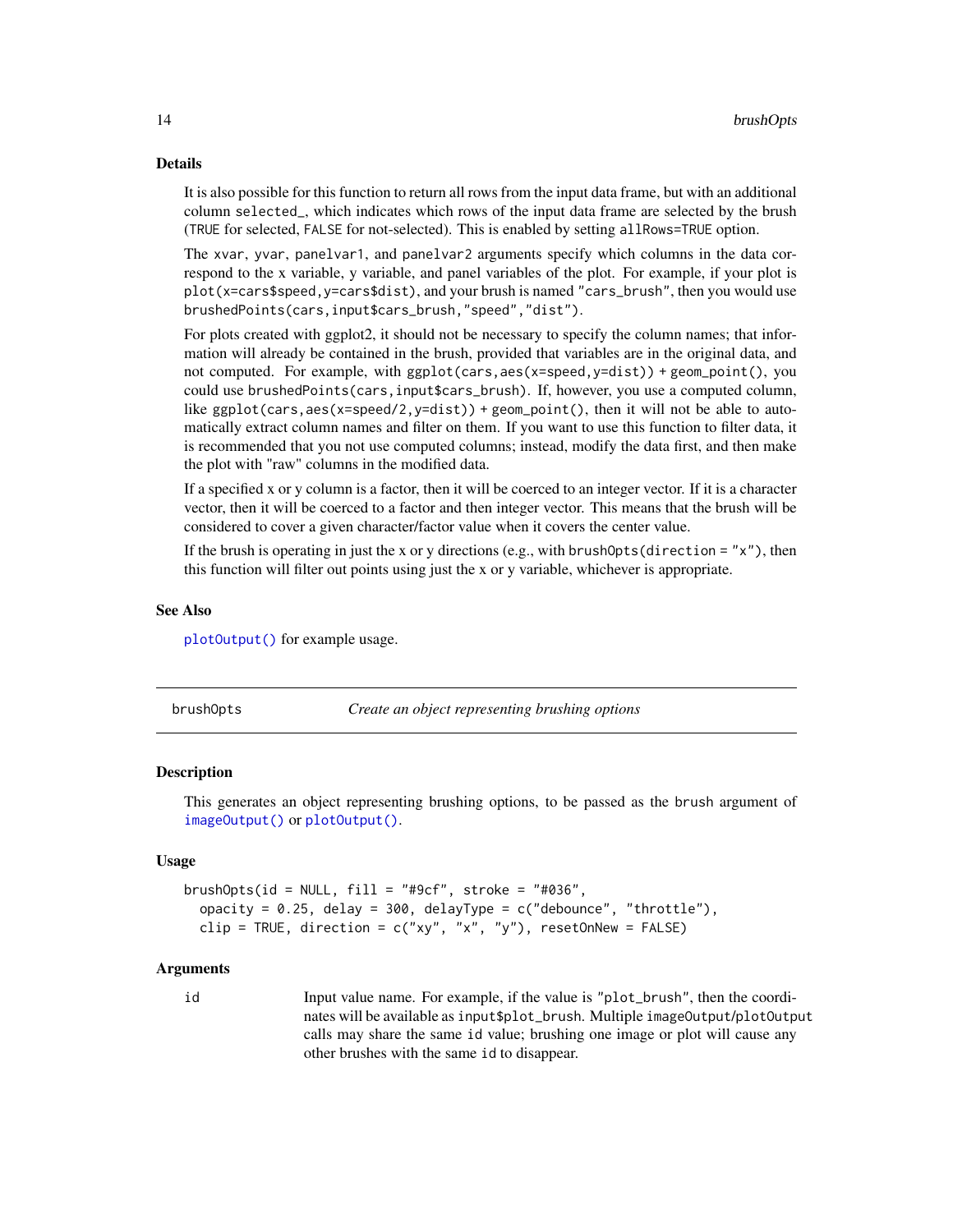### Details

It is also possible for this function to return all rows from the input data frame, but with an additional column `selected_`, which indicates which rows of the input data frame are selected by the brush (`TRUE` for selected, `FALSE` for not-selected). This is enabled by setting `allRows=TRUE` option.

The `xvar`, `yvar`, `panelvar1`, and `panelvar2` arguments specify which columns in the data correspond to the x variable, y variable, and panel variables of the plot. For example, if your plot is `plot(x=cars$speed,y=cars$dist)`, and your brush is named `"cars_brush"`, then you would use `brushedPoints(cars,input$cars_brush,"speed","dist")`.

For plots created with ggplot2, it should not be necessary to specify the column names; that information will already be contained in the brush, provided that variables are in the original data, and not computed. For example, with `ggplot(cars,aes(x=speed,y=dist)) + geom_point()`, you could use `brushedPoints(cars,input$cars_brush)`. If, however, you use a computed column, like `ggplot(cars,aes(x=speed/2,y=dist)) + geom_point()`, then it will not be able to automatically extract column names and filter on them. If you want to use this function to filter data, it is recommended that you not use computed columns; instead, modify the data first, and then make the plot with "raw" columns in the modified data.

If a specified x or y column is a factor, then it will be coerced to an integer vector. If it is a character vector, then it will be coerced to a factor and then integer vector. This means that the brush will be considered to cover a given character/factor value when it covers the center value.

If the brush is operating in just the x or y directions (e.g., with `brushOpts(direction = "x")`, then this function will filter out points using just the x or y variable, whichever is appropriate.

### See Also

`plotOutput()` for example usage.

---

## brushOpts — *Create an object representing brushing options*

### Description

This generates an object representing brushing options, to be passed as the `brush` argument of `imageOutput()` or `plotOutput()`.

### Usage

```
brushOpts(id = NULL, fill = "#9cf", stroke = "#036",
  opacity = 0.25, delay = 300, delayType = c("debounce", "throttle"),
  clip = TRUE, direction = c("xy", "x", "y"), resetOnNew = FALSE)
```

### Arguments

| | |
|---|---|
| `id` | Input value name. For example, if the value is `"plot_brush"`, then the coordinates will be available as `input$plot_brush`. Multiple `imageOutput`/`plotOutput` calls may share the same `id` value; brushing one image or plot will cause any other brushes with the same `id` to disappear. |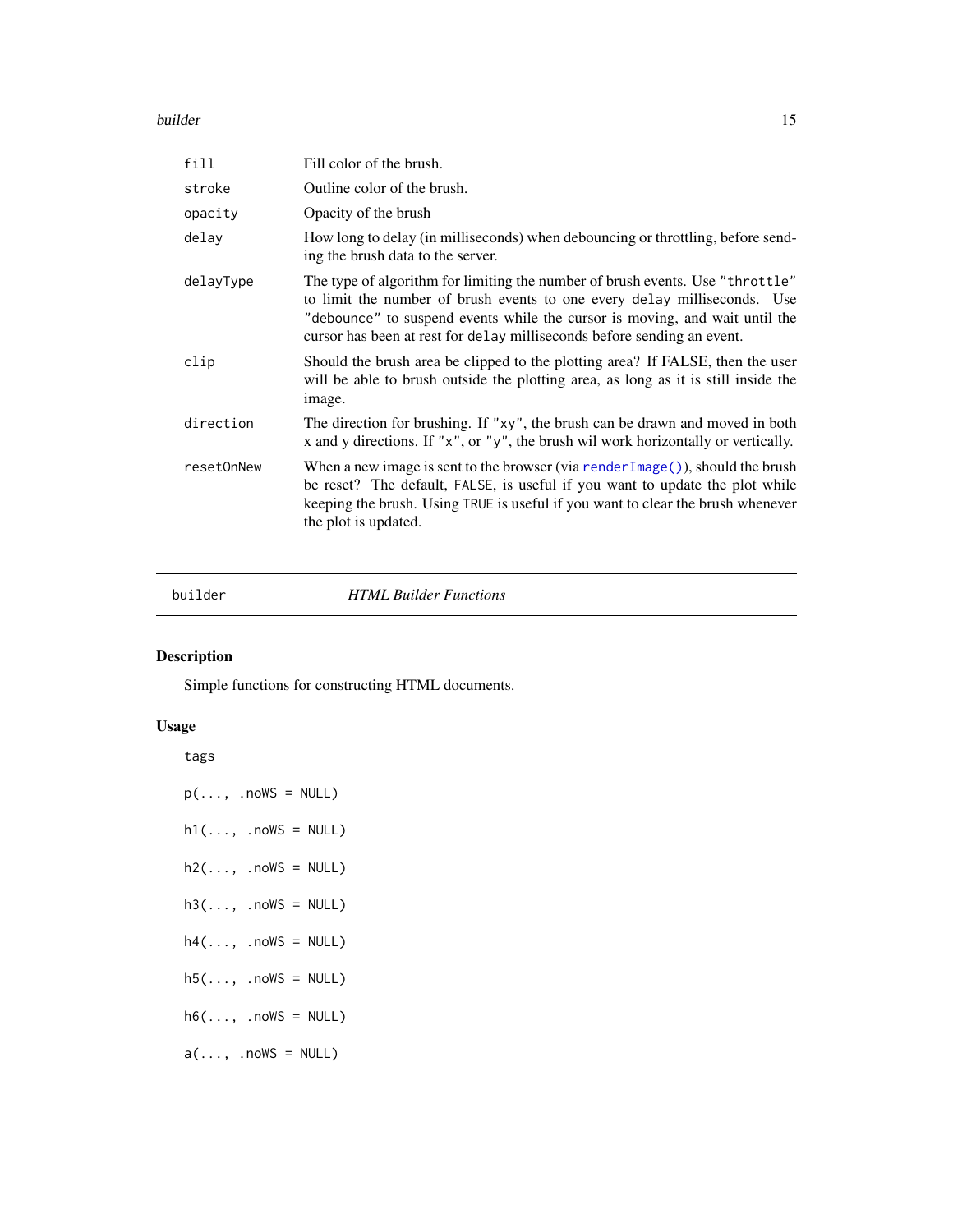| | |
|---|---|
| `fill` | Fill color of the brush. |
| `stroke` | Outline color of the brush. |
| `opacity` | Opacity of the brush |
| `delay` | How long to delay (in milliseconds) when debouncing or throttling, before sending the brush data to the server. |
| `delayType` | The type of algorithm for limiting the number of brush events. Use `"throttle"` to limit the number of brush events to one every `delay` milliseconds. Use `"debounce"` to suspend events while the cursor is moving, and wait until the cursor has been at rest for `delay` milliseconds before sending an event. |
| `clip` | Should the brush area be clipped to the plotting area? If FALSE, then the user will be able to brush outside the plotting area, as long as it is still inside the image. |
| `direction` | The direction for brushing. If `"xy"`, the brush can be drawn and moved in both x and y directions. If `"x"`, or `"y"`, the brush wil work horizontally or vertically. |
| `resetOnNew` | When a new image is sent to the browser (via `renderImage()`), should the brush be reset? The default, `FALSE`, is useful if you want to update the plot while keeping the brush. Using `TRUE` is useful if you want to clear the brush whenever the plot is updated. |

---

`builder` *HTML Builder Functions*

## Description

Simple functions for constructing HTML documents.

## Usage

```
tags

p(..., .noWS = NULL)

h1(..., .noWS = NULL)

h2(..., .noWS = NULL)

h3(..., .noWS = NULL)

h4(..., .noWS = NULL)

h5(..., .noWS = NULL)

h6(..., .noWS = NULL)

a(..., .noWS = NULL)
```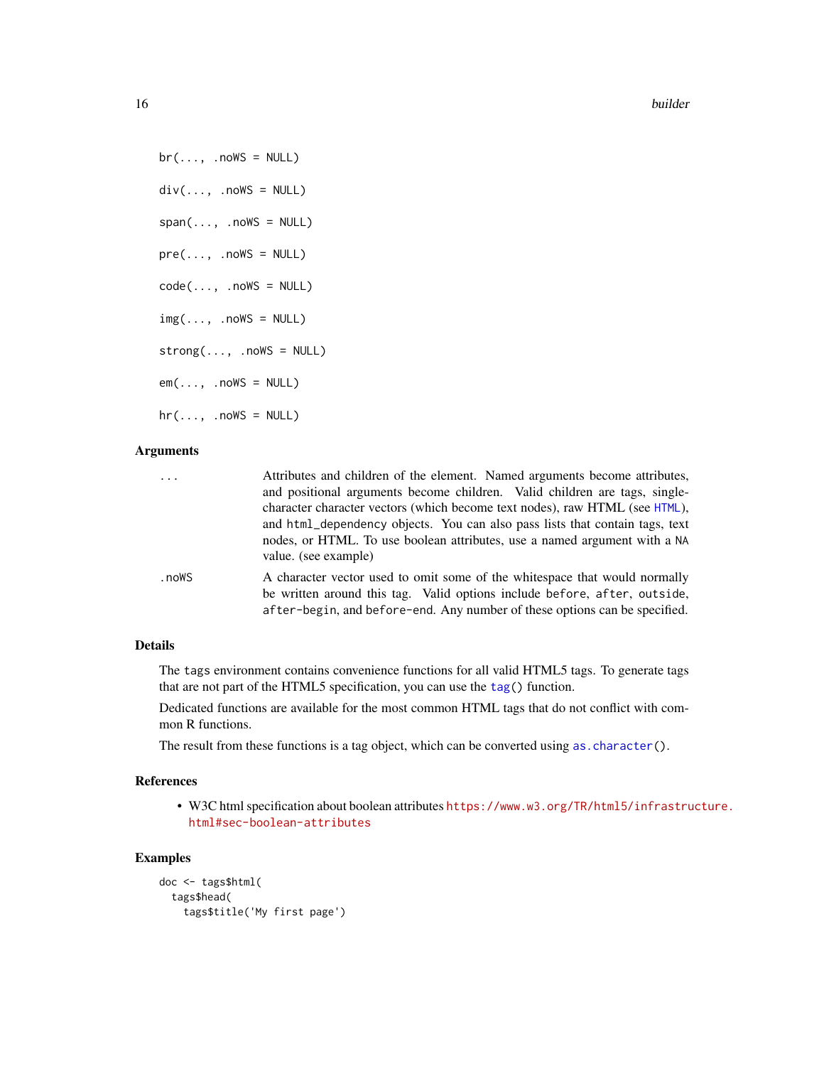```
br(..., .noWS = NULL)

div(..., .noWS = NULL)

span(..., .noWS = NULL)

pre(..., .noWS = NULL)

code(..., .noWS = NULL)

img(..., .noWS = NULL)

strong(..., .noWS = NULL)

em(..., .noWS = NULL)

hr(..., .noWS = NULL)
```

## Arguments

| | |
|---|---|
| `...` | Attributes and children of the element. Named arguments become attributes, and positional arguments become children. Valid children are tags, single-character character vectors (which become text nodes), raw HTML (see `HTML`), and `html_dependency` objects. You can also pass lists that contain tags, text nodes, or HTML. To use boolean attributes, use a named argument with a `NA` value. (see example) |
| `.noWS` | A character vector used to omit some of the whitespace that would normally be written around this tag. Valid options include `before`, `after`, `outside`, `after-begin`, and `before-end`. Any number of these options can be specified. |

## Details

The `tags` environment contains convenience functions for all valid HTML5 tags. To generate tags that are not part of the HTML5 specification, you can use the `tag()` function.

Dedicated functions are available for the most common HTML tags that do not conflict with common R functions.

The result from these functions is a tag object, which can be converted using `as.character()`.

## References

- W3C html specification about boolean attributes https://www.w3.org/TR/html5/infrastructure.html#sec-boolean-attributes

## Examples

```
doc <- tags$html(
  tags$head(
    tags$title('My first page')
```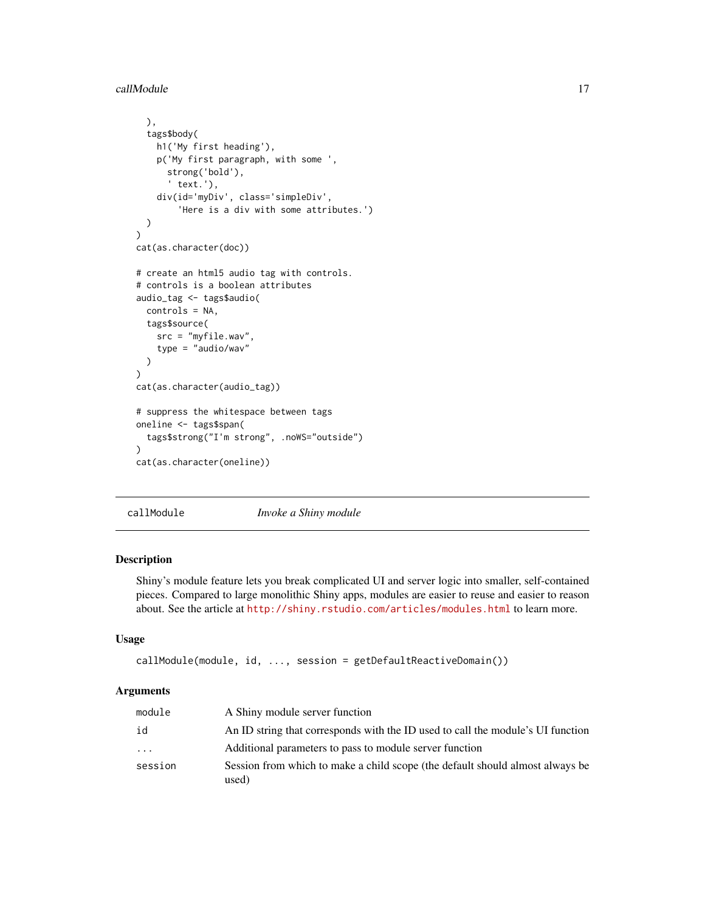```
  ),
  tags$body(
    h1('My first heading'),
    p('My first paragraph, with some ',
      strong('bold'),
      ' text.'),
    div(id='myDiv', class='simpleDiv',
        'Here is a div with some attributes.')
  )
)
cat(as.character(doc))

# create an html5 audio tag with controls.
# controls is a boolean attributes
audio_tag <- tags$audio(
  controls = NA,
  tags$source(
    src = "myfile.wav",
    type = "audio/wav"
  )
)
cat(as.character(audio_tag))

# suppress the whitespace between tags
oneline <- tags$span(
  tags$strong("I'm strong", .noWS="outside")
)
cat(as.character(oneline))
```

---

## callModule — *Invoke a Shiny module*

### Description

Shiny's module feature lets you break complicated UI and server logic into smaller, self-contained pieces. Compared to large monolithic Shiny apps, modules are easier to reuse and easier to reason about. See the article at http://shiny.rstudio.com/articles/modules.html to learn more.

### Usage

```
callModule(module, id, ..., session = getDefaultReactiveDomain())
```

### Arguments

| | |
|---|---|
| `module` | A Shiny module server function |
| `id` | An ID string that corresponds with the ID used to call the module's UI function |
| `...` | Additional parameters to pass to module server function |
| `session` | Session from which to make a child scope (the default should almost always be used) |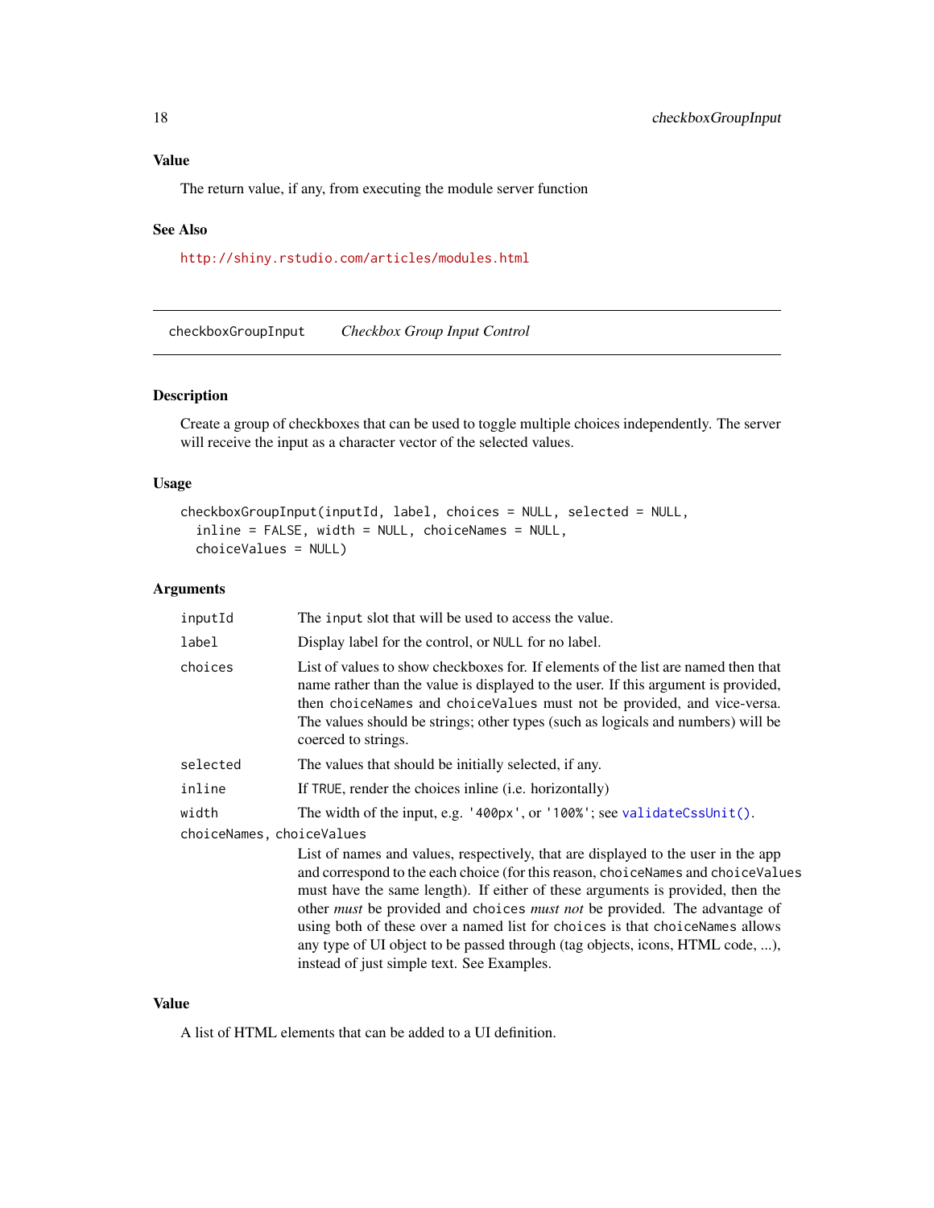### Value

The return value, if any, from executing the module server function

### See Also

http://shiny.rstudio.com/articles/modules.html

---

## checkboxGroupInput &nbsp;&nbsp;&nbsp; *Checkbox Group Input Control*

### Description

Create a group of checkboxes that can be used to toggle multiple choices independently. The server will receive the input as a character vector of the selected values.

### Usage

```
checkboxGroupInput(inputId, label, choices = NULL, selected = NULL,
  inline = FALSE, width = NULL, choiceNames = NULL,
  choiceValues = NULL)
```

### Arguments

| | |
|---|---|
| `inputId` | The `input` slot that will be used to access the value. |
| `label` | Display label for the control, or `NULL` for no label. |
| `choices` | List of values to show checkboxes for. If elements of the list are named then that name rather than the value is displayed to the user. If this argument is provided, then `choiceNames` and `choiceValues` must not be provided, and vice-versa. The values should be strings; other types (such as logicals and numbers) will be coerced to strings. |
| `selected` | The values that should be initially selected, if any. |
| `inline` | If `TRUE`, render the choices inline (i.e. horizontally) |
| `width` | The width of the input, e.g. `'400px'`, or `'100%'`; see `validateCssUnit()`. |
| `choiceNames, choiceValues` | List of names and values, respectively, that are displayed to the user in the app and correspond to the each choice (for this reason, `choiceNames` and `choiceValues` must have the same length). If either of these arguments is provided, then the other *must* be provided and `choices` *must not* be provided. The advantage of using both of these over a named list for `choices` is that `choiceNames` allows any type of UI object to be passed through (tag objects, icons, HTML code, ...), instead of just simple text. See Examples. |

### Value

A list of HTML elements that can be added to a UI definition.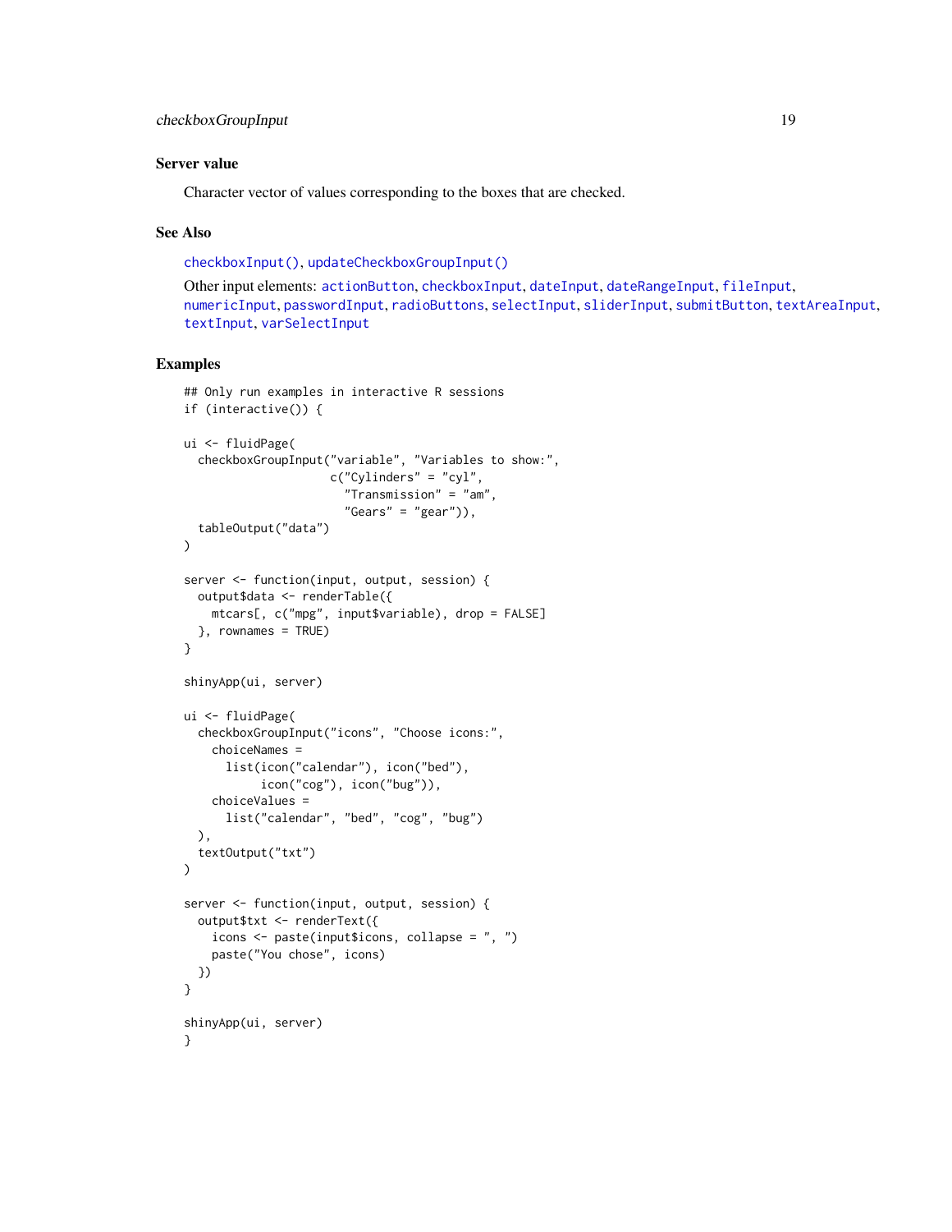### Server value

Character vector of values corresponding to the boxes that are checked.

### See Also

`checkboxInput()`, `updateCheckboxGroupInput()`

Other input elements: `actionButton`, `checkboxInput`, `dateInput`, `dateRangeInput`, `fileInput`, `numericInput`, `passwordInput`, `radioButtons`, `selectInput`, `sliderInput`, `submitButton`, `textAreaInput`, `textInput`, `varSelectInput`

### Examples

```
## Only run examples in interactive R sessions
if (interactive()) {

ui <- fluidPage(
  checkboxGroupInput("variable", "Variables to show:",
                     c("Cylinders" = "cyl",
                       "Transmission" = "am",
                       "Gears" = "gear")),
  tableOutput("data")
)

server <- function(input, output, session) {
  output$data <- renderTable({
    mtcars[, c("mpg", input$variable), drop = FALSE]
  }, rownames = TRUE)
}

shinyApp(ui, server)

ui <- fluidPage(
  checkboxGroupInput("icons", "Choose icons:",
    choiceNames =
      list(icon("calendar"), icon("bed"),
           icon("cog"), icon("bug")),
    choiceValues =
      list("calendar", "bed", "cog", "bug")
  ),
  textOutput("txt")
)

server <- function(input, output, session) {
  output$txt <- renderText({
    icons <- paste(input$icons, collapse = ", ")
    paste("You chose", icons)
  })
}

shinyApp(ui, server)
}
```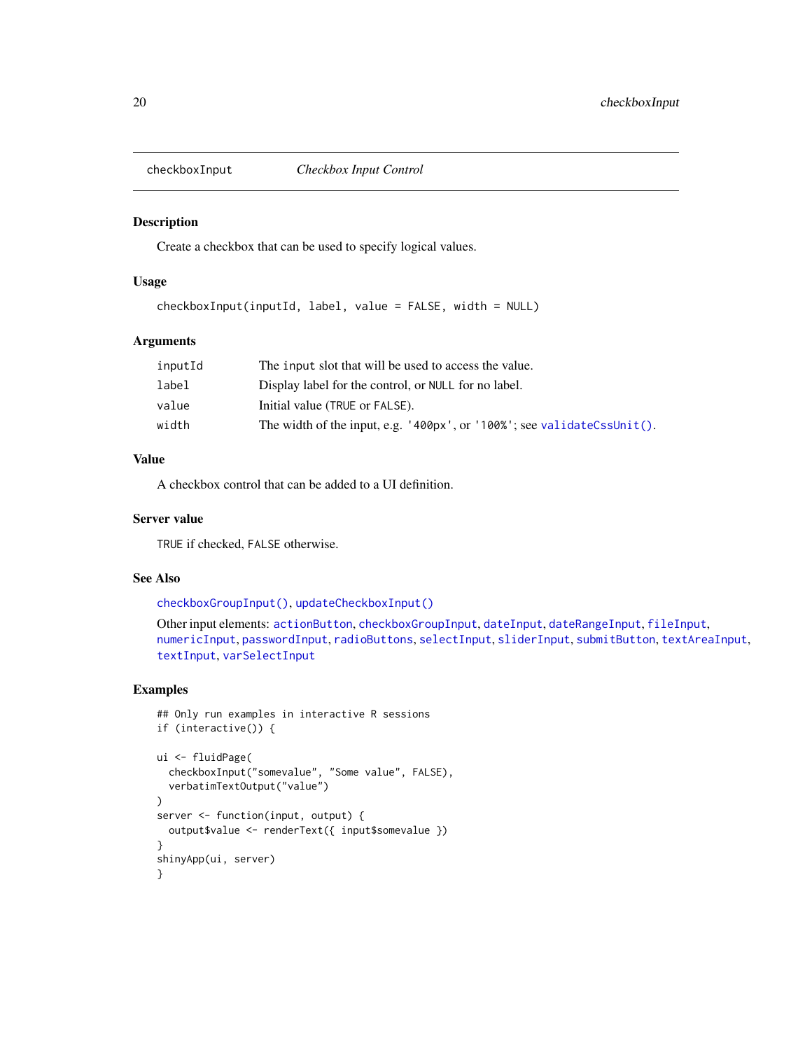# checkboxInput — *Checkbox Input Control*

## Description

Create a checkbox that can be used to specify logical values.

## Usage

```
checkboxInput(inputId, label, value = FALSE, width = NULL)
```

## Arguments

| | |
|---|---|
| inputId | The input slot that will be used to access the value. |
| label | Display label for the control, or NULL for no label. |
| value | Initial value (TRUE or FALSE). |
| width | The width of the input, e.g. '400px', or '100%'; see validateCssUnit(). |

## Value

A checkbox control that can be added to a UI definition.

## Server value

TRUE if checked, FALSE otherwise.

## See Also

checkboxGroupInput(), updateCheckboxInput()

Other input elements: actionButton, checkboxGroupInput, dateInput, dateRangeInput, fileInput, numericInput, passwordInput, radioButtons, selectInput, sliderInput, submitButton, textAreaInput, textInput, varSelectInput

## Examples

```
## Only run examples in interactive R sessions
if (interactive()) {

ui <- fluidPage(
  checkboxInput("somevalue", "Some value", FALSE),
  verbatimTextOutput("value")
)
server <- function(input, output) {
  output$value <- renderText({ input$somevalue })
}
shinyApp(ui, server)
}
```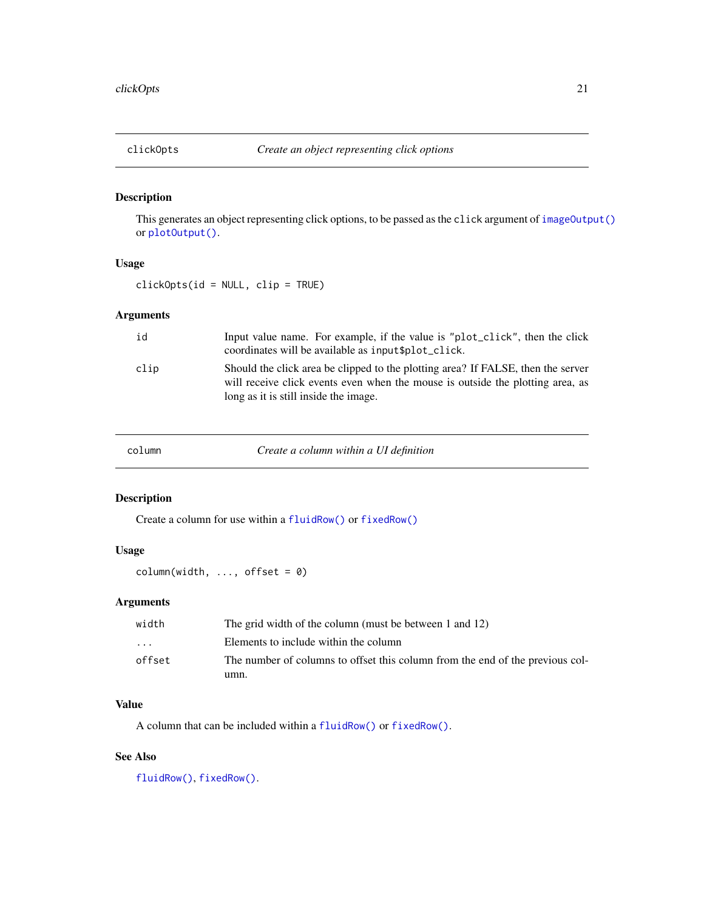## clickOpts — *Create an object representing click options*

### Description

This generates an object representing click options, to be passed as the `click` argument of `imageOutput()` or `plotOutput()`.

### Usage

```
clickOpts(id = NULL, clip = TRUE)
```

### Arguments

| | |
|---|---|
| `id` | Input value name. For example, if the value is `"plot_click"`, then the click coordinates will be available as `input$plot_click`. |
| `clip` | Should the click area be clipped to the plotting area? If FALSE, then the server will receive click events even when the mouse is outside the plotting area, as long as it is still inside the image. |

## column — *Create a column within a UI definition*

### Description

Create a column for use within a `fluidRow()` or `fixedRow()`

### Usage

```
column(width, ..., offset = 0)
```

### Arguments

| | |
|---|---|
| `width` | The grid width of the column (must be between 1 and 12) |
| `...` | Elements to include within the column |
| `offset` | The number of columns to offset this column from the end of the previous column. |

### Value

A column that can be included within a `fluidRow()` or `fixedRow()`.

### See Also

`fluidRow()`, `fixedRow()`.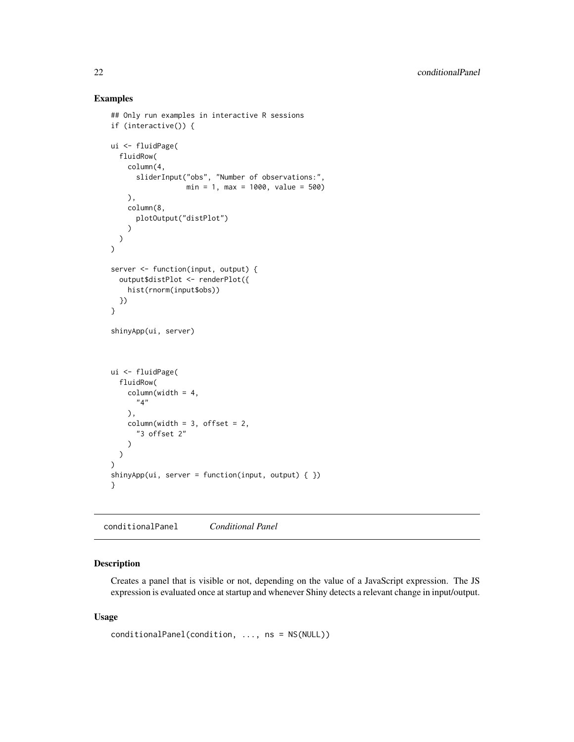### Examples

```
## Only run examples in interactive R sessions
if (interactive()) {

ui <- fluidPage(
  fluidRow(
    column(4,
      sliderInput("obs", "Number of observations:",
                  min = 1, max = 1000, value = 500)
    ),
    column(8,
      plotOutput("distPlot")
    )
  )
)

server <- function(input, output) {
  output$distPlot <- renderPlot({
    hist(rnorm(input$obs))
  })
}

shinyApp(ui, server)



ui <- fluidPage(
  fluidRow(
    column(width = 4,
      "4"
    ),
    column(width = 3, offset = 2,
      "3 offset 2"
    )
  )
)
shinyApp(ui, server = function(input, output) { })
}
```

## conditionalPanel    *Conditional Panel*

### Description

Creates a panel that is visible or not, depending on the value of a JavaScript expression. The JS expression is evaluated once at startup and whenever Shiny detects a relevant change in input/output.

### Usage

```
conditionalPanel(condition, ..., ns = NS(NULL))
```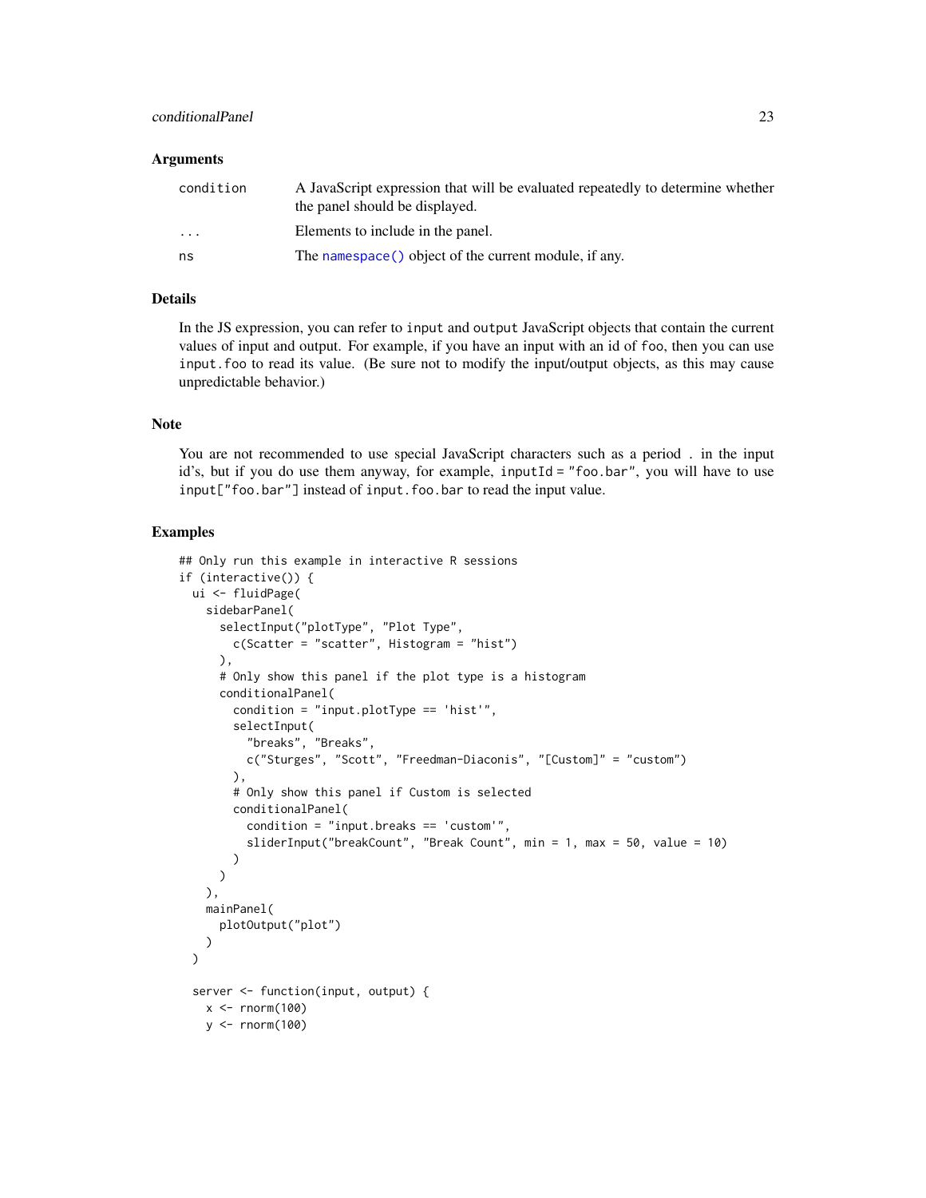### Arguments

| | |
|---|---|
| `condition` | A JavaScript expression that will be evaluated repeatedly to determine whether the panel should be displayed. |
| `...` | Elements to include in the panel. |
| `ns` | The `namespace()` object of the current module, if any. |

### Details

In the JS expression, you can refer to `input` and `output` JavaScript objects that contain the current values of input and output. For example, if you have an input with an id of `foo`, then you can use `input.foo` to read its value. (Be sure not to modify the input/output objects, as this may cause unpredictable behavior.)

### Note

You are not recommended to use special JavaScript characters such as a period `.` in the input id's, but if you do use them anyway, for example, `inputId = "foo.bar"`, you will have to use `input["foo.bar"]` instead of `input.foo.bar` to read the input value.

### Examples

```
## Only run this example in interactive R sessions
if (interactive()) {
  ui <- fluidPage(
    sidebarPanel(
      selectInput("plotType", "Plot Type",
        c(Scatter = "scatter", Histogram = "hist")
      ),
      # Only show this panel if the plot type is a histogram
      conditionalPanel(
        condition = "input.plotType == 'hist'",
        selectInput(
          "breaks", "Breaks",
          c("Sturges", "Scott", "Freedman-Diaconis", "[Custom]" = "custom")
        ),
        # Only show this panel if Custom is selected
        conditionalPanel(
          condition = "input.breaks == 'custom'",
          sliderInput("breakCount", "Break Count", min = 1, max = 50, value = 10)
        )
      )
    ),
    mainPanel(
      plotOutput("plot")
    )
  )

  server <- function(input, output) {
    x <- rnorm(100)
    y <- rnorm(100)
```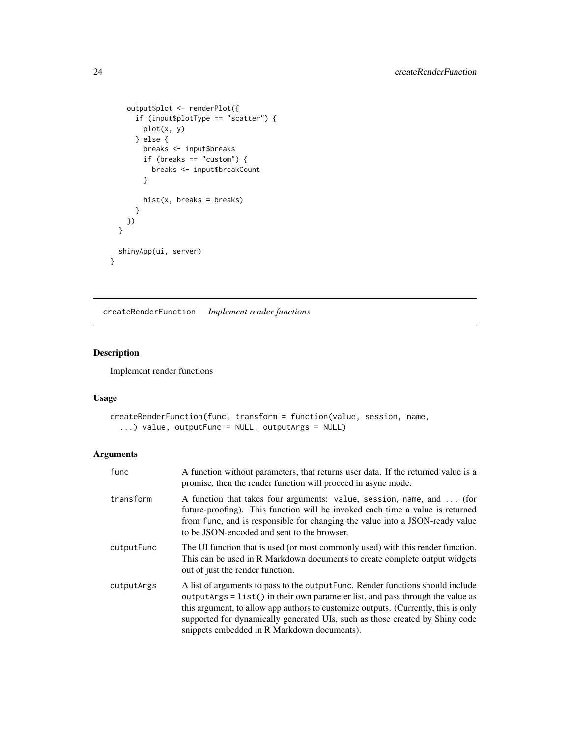```r
    output$plot <- renderPlot({
      if (input$plotType == "scatter") {
        plot(x, y)
      } else {
        breaks <- input$breaks
        if (breaks == "custom") {
          breaks <- input$breakCount
        }

        hist(x, breaks = breaks)
      }
    })
  }

  shinyApp(ui, server)
}
```

## createRenderFunction *Implement render functions*

### Description

Implement render functions

### Usage

```r
createRenderFunction(func, transform = function(value, session, name,
  ...) value, outputFunc = NULL, outputArgs = NULL)
```

### Arguments

| | |
|---|---|
| func | A function without parameters, that returns user data. If the returned value is a promise, then the render function will proceed in async mode. |
| transform | A function that takes four arguments: value, session, name, and ... (for future-proofing). This function will be invoked each time a value is returned from func, and is responsible for changing the value into a JSON-ready value to be JSON-encoded and sent to the browser. |
| outputFunc | The UI function that is used (or most commonly used) with this render function. This can be used in R Markdown documents to create complete output widgets out of just the render function. |
| outputArgs | A list of arguments to pass to the outputFunc. Render functions should include outputArgs = list() in their own parameter list, and pass through the value as this argument, to allow app authors to customize outputs. (Currently, this is only supported for dynamically generated UIs, such as those created by Shiny code snippets embedded in R Markdown documents). |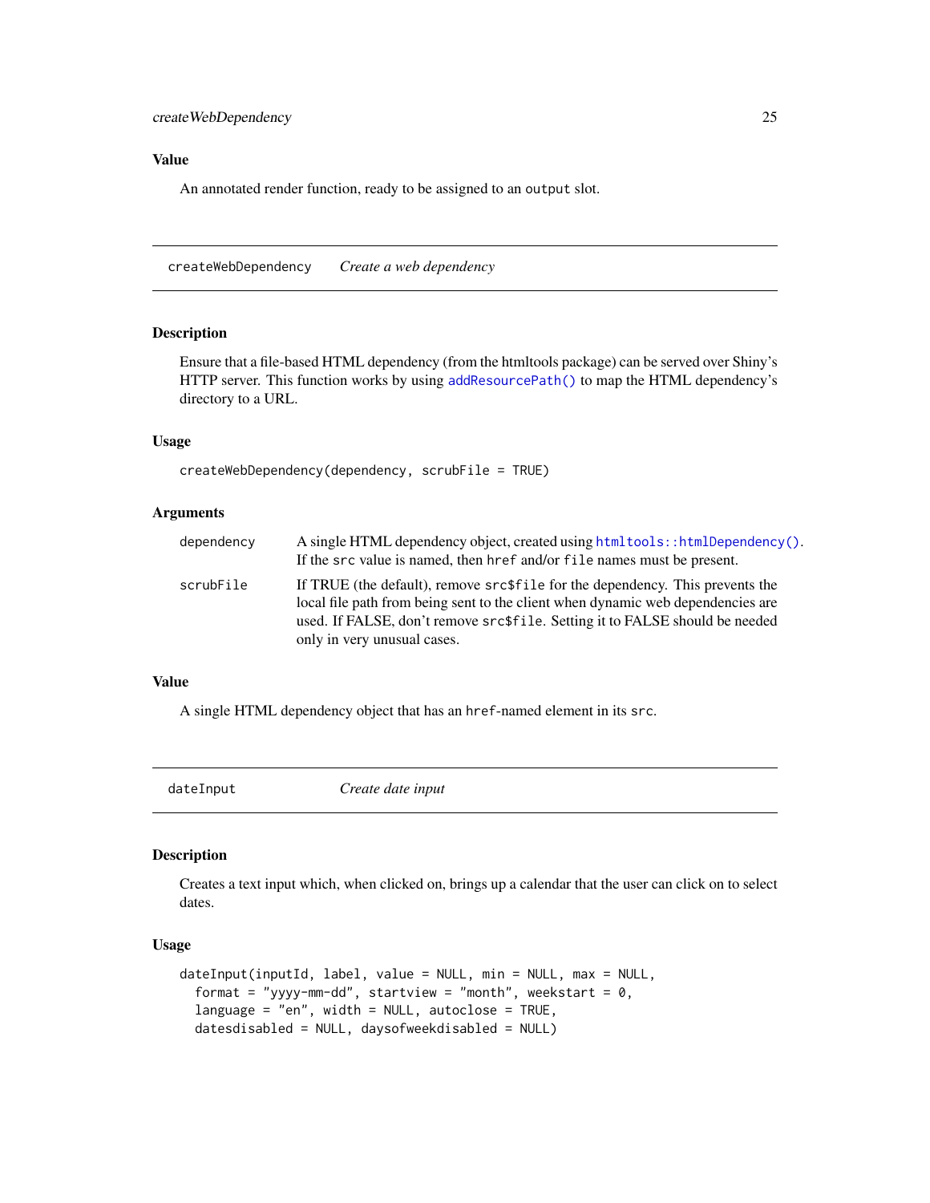### Value

An annotated render function, ready to be assigned to an `output` slot.

---

## createWebDependency *Create a web dependency*

---

### Description

Ensure that a file-based HTML dependency (from the htmltools package) can be served over Shiny's HTTP server. This function works by using `addResourcePath()` to map the HTML dependency's directory to a URL.

### Usage

```
createWebDependency(dependency, scrubFile = TRUE)
```

### Arguments

| | |
|---|---|
| `dependency` | A single HTML dependency object, created using `htmltools::htmlDependency()`. If the `src` value is named, then `href` and/or `file` names must be present. |
| `scrubFile` | If TRUE (the default), remove `src$file` for the dependency. This prevents the local file path from being sent to the client when dynamic web dependencies are used. If FALSE, don't remove `src$file`. Setting it to FALSE should be needed only in very unusual cases. |

### Value

A single HTML dependency object that has an `href`-named element in its `src`.

---

## dateInput *Create date input*

---

### Description

Creates a text input which, when clicked on, brings up a calendar that the user can click on to select dates.

### Usage

```
dateInput(inputId, label, value = NULL, min = NULL, max = NULL,
  format = "yyyy-mm-dd", startview = "month", weekstart = 0,
  language = "en", width = NULL, autoclose = TRUE,
  datesdisabled = NULL, daysofweekdisabled = NULL)
```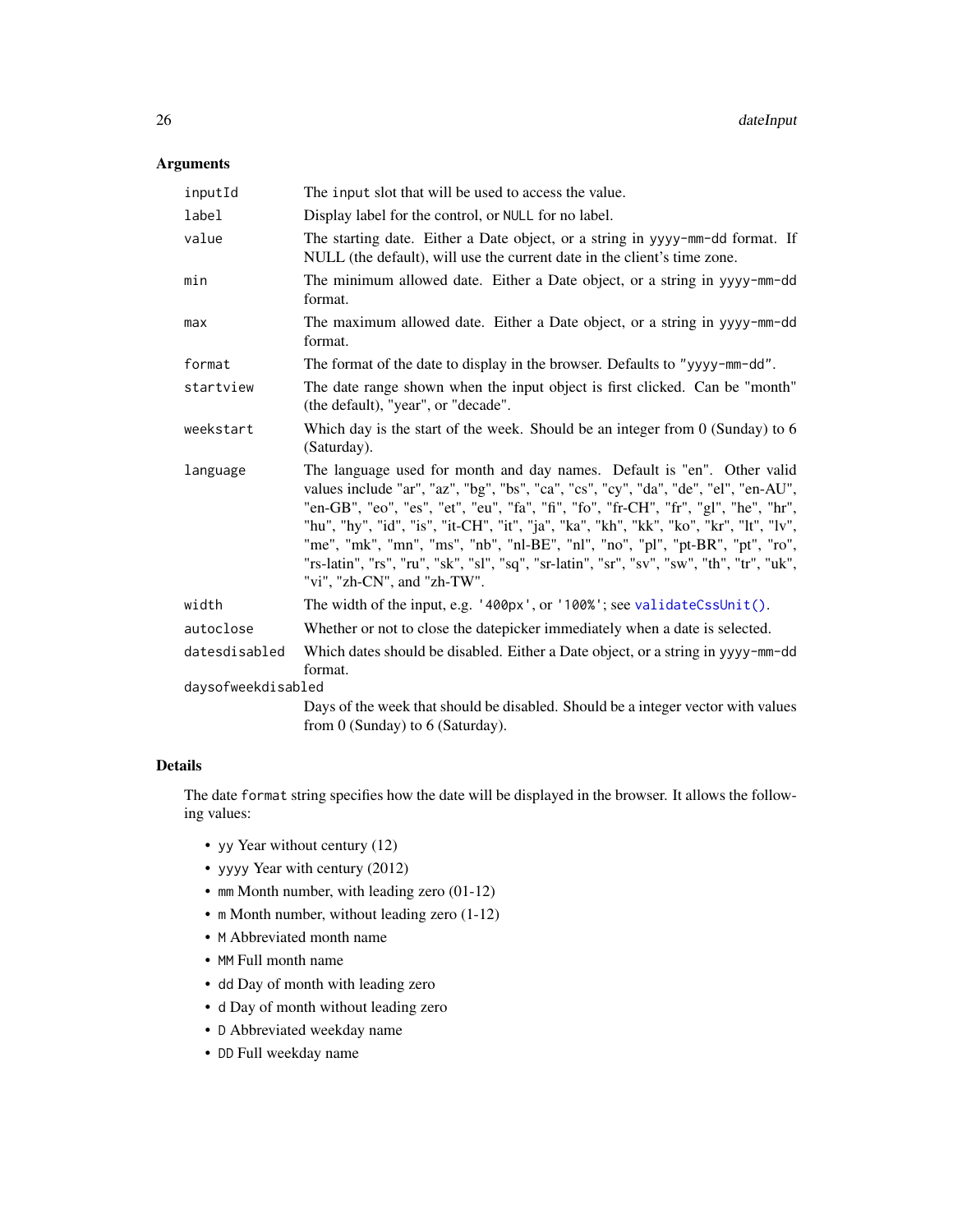### Arguments

| | |
|---|---|
| `inputId` | The `input` slot that will be used to access the value. |
| `label` | Display label for the control, or `NULL` for no label. |
| `value` | The starting date. Either a Date object, or a string in `yyyy-mm-dd` format. If NULL (the default), will use the current date in the client's time zone. |
| `min` | The minimum allowed date. Either a Date object, or a string in `yyyy-mm-dd` format. |
| `max` | The maximum allowed date. Either a Date object, or a string in `yyyy-mm-dd` format. |
| `format` | The format of the date to display in the browser. Defaults to `"yyyy-mm-dd"`. |
| `startview` | The date range shown when the input object is first clicked. Can be "month" (the default), "year", or "decade". |
| `weekstart` | Which day is the start of the week. Should be an integer from 0 (Sunday) to 6 (Saturday). |
| `language` | The language used for month and day names. Default is "en". Other valid values include "ar", "az", "bg", "bs", "ca", "cs", "cy", "da", "de", "el", "en-AU", "en-GB", "eo", "es", "et", "eu", "fa", "fi", "fo", "fr-CH", "fr", "gl", "he", "hr", "hu", "hy", "id", "is", "it-CH", "it", "ja", "ka", "kh", "kk", "ko", "kr", "lt", "lv", "me", "mk", "mn", "ms", "nb", "nl-BE", "nl", "no", "pl", "pt-BR", "pt", "ro", "rs-latin", "rs", "ru", "sk", "sl", "sq", "sr-latin", "sr", "sv", "sw", "th", "tr", "uk", "vi", "zh-CN", and "zh-TW". |
| `width` | The width of the input, e.g. `'400px'`, or `'100%'`; see `validateCssUnit()`. |
| `autoclose` | Whether or not to close the datepicker immediately when a date is selected. |
| `datesdisabled` | Which dates should be disabled. Either a Date object, or a string in `yyyy-mm-dd` format. |
| `daysofweekdisabled` | Days of the week that should be disabled. Should be a integer vector with values from 0 (Sunday) to 6 (Saturday). |

### Details

The date `format` string specifies how the date will be displayed in the browser. It allows the following values:

- `yy` Year without century (12)
- `yyyy` Year with century (2012)
- `mm` Month number, with leading zero (01-12)
- `m` Month number, without leading zero (1-12)
- `M` Abbreviated month name
- `MM` Full month name
- `dd` Day of month with leading zero
- `d` Day of month without leading zero
- `D` Abbreviated weekday name
- `DD` Full weekday name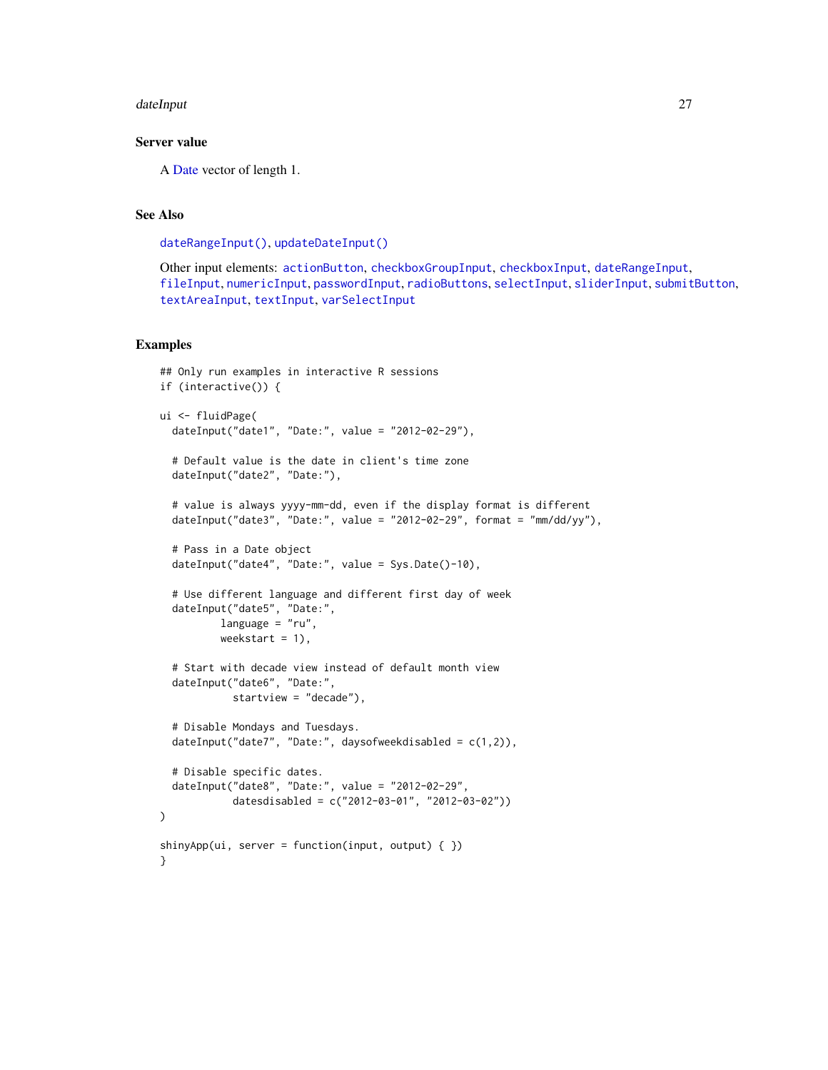### Server value

A Date vector of length 1.

### See Also

`dateRangeInput()`, `updateDateInput()`

Other input elements: `actionButton`, `checkboxGroupInput`, `checkboxInput`, `dateRangeInput`, `fileInput`, `numericInput`, `passwordInput`, `radioButtons`, `selectInput`, `sliderInput`, `submitButton`, `textAreaInput`, `textInput`, `varSelectInput`

### Examples

```
## Only run examples in interactive R sessions
if (interactive()) {

ui <- fluidPage(
  dateInput("date1", "Date:", value = "2012-02-29"),

  # Default value is the date in client's time zone
  dateInput("date2", "Date:"),

  # value is always yyyy-mm-dd, even if the display format is different
  dateInput("date3", "Date:", value = "2012-02-29", format = "mm/dd/yy"),

  # Pass in a Date object
  dateInput("date4", "Date:", value = Sys.Date()-10),

  # Use different language and different first day of week
  dateInput("date5", "Date:",
          language = "ru",
          weekstart = 1),

  # Start with decade view instead of default month view
  dateInput("date6", "Date:",
            startview = "decade"),

  # Disable Mondays and Tuesdays.
  dateInput("date7", "Date:", daysofweekdisabled = c(1,2)),

  # Disable specific dates.
  dateInput("date8", "Date:", value = "2012-02-29",
            datesdisabled = c("2012-03-01", "2012-03-02"))
)

shinyApp(ui, server = function(input, output) { })
}
```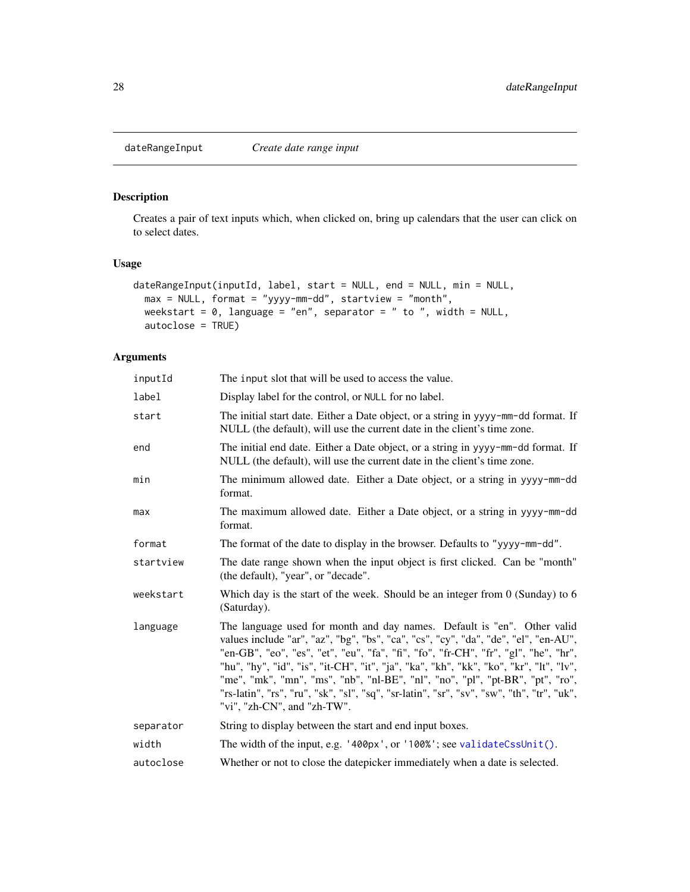## dateRangeInput    *Create date range input*

### Description

Creates a pair of text inputs which, when clicked on, bring up calendars that the user can click on to select dates.

### Usage

```
dateRangeInput(inputId, label, start = NULL, end = NULL, min = NULL,
  max = NULL, format = "yyyy-mm-dd", startview = "month",
  weekstart = 0, language = "en", separator = " to ", width = NULL,
  autoclose = TRUE)
```

### Arguments

| | |
|---|---|
| inputId | The `input` slot that will be used to access the value. |
| label | Display label for the control, or `NULL` for no label. |
| start | The initial start date. Either a Date object, or a string in `yyyy-mm-dd` format. If NULL (the default), will use the current date in the client's time zone. |
| end | The initial end date. Either a Date object, or a string in `yyyy-mm-dd` format. If NULL (the default), will use the current date in the client's time zone. |
| min | The minimum allowed date. Either a Date object, or a string in `yyyy-mm-dd` format. |
| max | The maximum allowed date. Either a Date object, or a string in `yyyy-mm-dd` format. |
| format | The format of the date to display in the browser. Defaults to `"yyyy-mm-dd"`. |
| startview | The date range shown when the input object is first clicked. Can be "month" (the default), "year", or "decade". |
| weekstart | Which day is the start of the week. Should be an integer from 0 (Sunday) to 6 (Saturday). |
| language | The language used for month and day names. Default is "en". Other valid values include "ar", "az", "bg", "bs", "ca", "cs", "cy", "da", "de", "el", "en-AU", "en-GB", "eo", "es", "et", "eu", "fa", "fi", "fo", "fr-CH", "fr", "gl", "he", "hr", "hu", "hy", "id", "is", "it-CH", "it", "ja", "ka", "kh", "kk", "ko", "kr", "lt", "lv", "me", "mk", "mn", "ms", "nb", "nl-BE", "nl", "no", "pl", "pt-BR", "pt", "ro", "rs-latin", "rs", "ru", "sk", "sl", "sq", "sr-latin", "sr", "sv", "sw", "th", "tr", "uk", "vi", "zh-CN", and "zh-TW". |
| separator | String to display between the start and end input boxes. |
| width | The width of the input, e.g. `'400px'`, or `'100%'`; see `validateCssUnit()`. |
| autoclose | Whether or not to close the datepicker immediately when a date is selected. |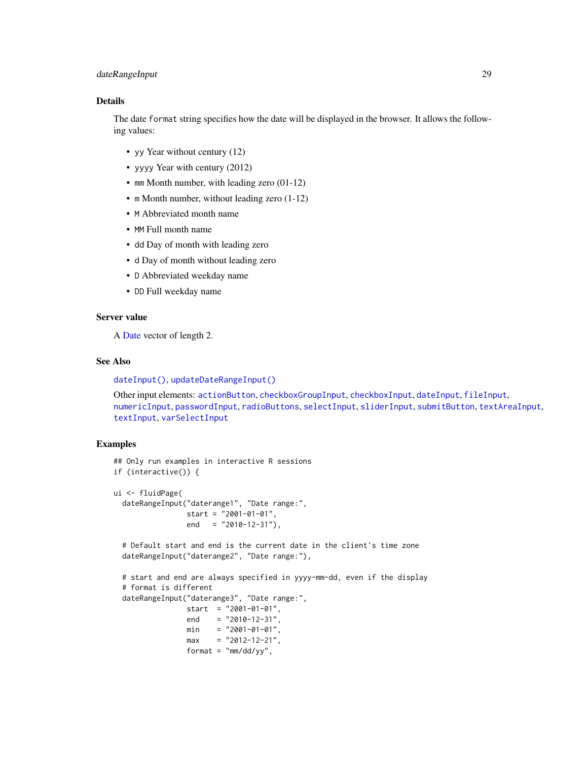## Details

The date `format` string specifies how the date will be displayed in the browser. It allows the following values:

- `yy` Year without century (12)
- `yyyy` Year with century (2012)
- `mm` Month number, with leading zero (01-12)
- `m` Month number, without leading zero (1-12)
- `M` Abbreviated month name
- `MM` Full month name
- `dd` Day of month with leading zero
- `d` Day of month without leading zero
- `D` Abbreviated weekday name
- `DD` Full weekday name

## Server value

A Date vector of length 2.

## See Also

`dateInput()`, `updateDateRangeInput()`

Other input elements: `actionButton`, `checkboxGroupInput`, `checkboxInput`, `dateInput`, `fileInput`, `numericInput`, `passwordInput`, `radioButtons`, `selectInput`, `sliderInput`, `submitButton`, `textAreaInput`, `textInput`, `varSelectInput`

## Examples

```
## Only run examples in interactive R sessions
if (interactive()) {

ui <- fluidPage(
  dateRangeInput("daterange1", "Date range:",
                 start = "2001-01-01",
                 end   = "2010-12-31"),

  # Default start and end is the current date in the client's time zone
  dateRangeInput("daterange2", "Date range:"),

  # start and end are always specified in yyyy-mm-dd, even if the display
  # format is different
  dateRangeInput("daterange3", "Date range:",
                 start  = "2001-01-01",
                 end    = "2010-12-31",
                 min    = "2001-01-01",
                 max    = "2012-12-21",
                 format = "mm/dd/yy",
```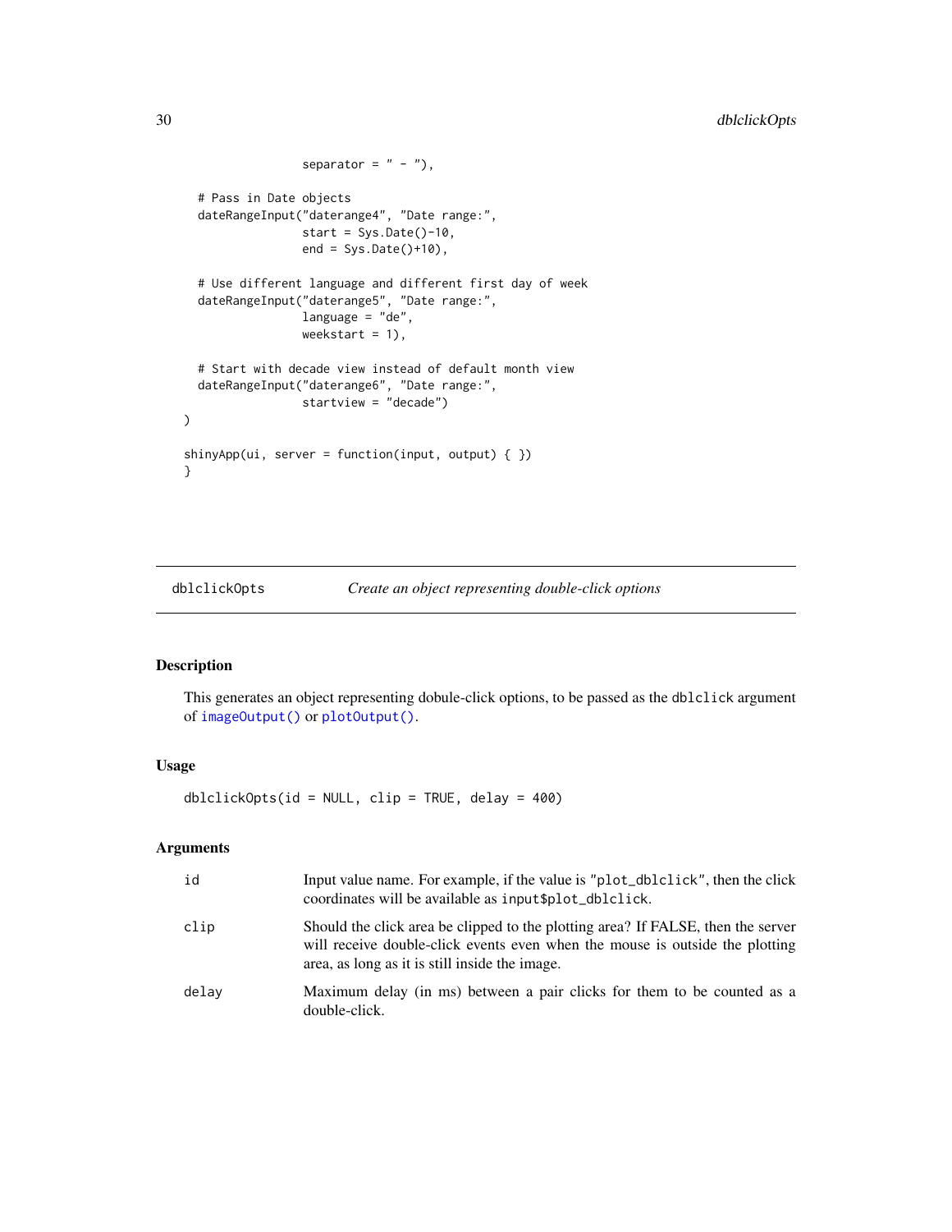```
                 separator = " - "),

  # Pass in Date objects
  dateRangeInput("daterange4", "Date range:",
                 start = Sys.Date()-10,
                 end = Sys.Date()+10),

  # Use different language and different first day of week
  dateRangeInput("daterange5", "Date range:",
                 language = "de",
                 weekstart = 1),

  # Start with decade view instead of default month view
  dateRangeInput("daterange6", "Date range:",
                 startview = "decade")
)

shinyApp(ui, server = function(input, output) { })
}
```

## dblclickOpts *Create an object representing double-click options*

### Description

This generates an object representing dobule-click options, to be passed as the `dblclick` argument of `imageOutput()` or `plotOutput()`.

### Usage

```
dblclickOpts(id = NULL, clip = TRUE, delay = 400)
```

### Arguments

| | |
|---|---|
| `id` | Input value name. For example, if the value is `"plot_dblclick"`, then the click coordinates will be available as `input$plot_dblclick`. |
| `clip` | Should the click area be clipped to the plotting area? If FALSE, then the server will receive double-click events even when the mouse is outside the plotting area, as long as it is still inside the image. |
| `delay` | Maximum delay (in ms) between a pair clicks for them to be counted as a double-click. |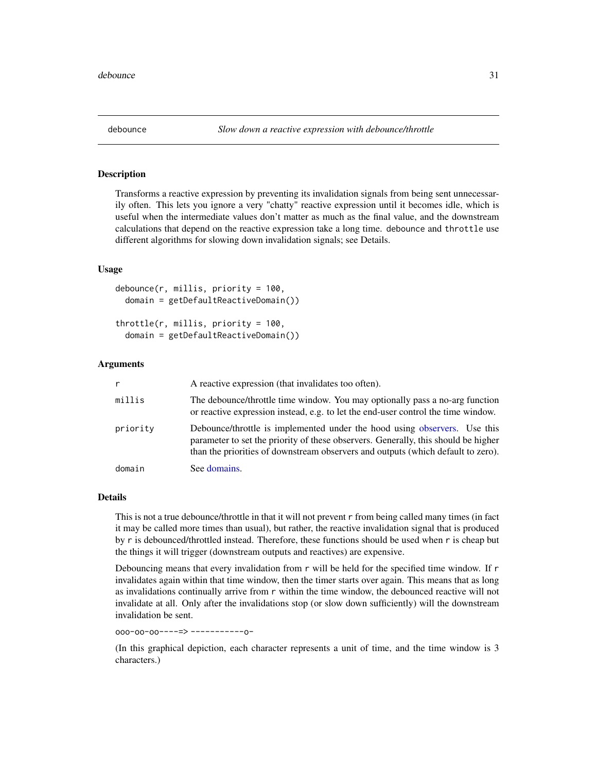## debounce — *Slow down a reactive expression with debounce/throttle*

### Description

Transforms a reactive expression by preventing its invalidation signals from being sent unnecessarily often. This lets you ignore a very "chatty" reactive expression until it becomes idle, which is useful when the intermediate values don't matter as much as the final value, and the downstream calculations that depend on the reactive expression take a long time. `debounce` and `throttle` use different algorithms for slowing down invalidation signals; see Details.

### Usage

```
debounce(r, millis, priority = 100,
  domain = getDefaultReactiveDomain())

throttle(r, millis, priority = 100,
  domain = getDefaultReactiveDomain())
```

### Arguments

| | |
|---|---|
| `r` | A reactive expression (that invalidates too often). |
| `millis` | The debounce/throttle time window. You may optionally pass a no-arg function or reactive expression instead, e.g. to let the end-user control the time window. |
| `priority` | Debounce/throttle is implemented under the hood using observers. Use this parameter to set the priority of these observers. Generally, this should be higher than the priorities of downstream observers and outputs (which default to zero). |
| `domain` | See domains. |

### Details

This is not a true debounce/throttle in that it will not prevent `r` from being called many times (in fact it may be called more times than usual), but rather, the reactive invalidation signal that is produced by `r` is debounced/throttled instead. Therefore, these functions should be used when `r` is cheap but the things it will trigger (downstream outputs and reactives) are expensive.

Debouncing means that every invalidation from `r` will be held for the specified time window. If `r` invalidates again within that time window, then the timer starts over again. This means that as long as invalidations continually arrive from `r` within the time window, the debounced reactive will not invalidate at all. Only after the invalidations stop (or slow down sufficiently) will the downstream invalidation be sent.

`ooo-oo-oo---- => -----------o-`

(In this graphical depiction, each character represents a unit of time, and the time window is 3 characters.)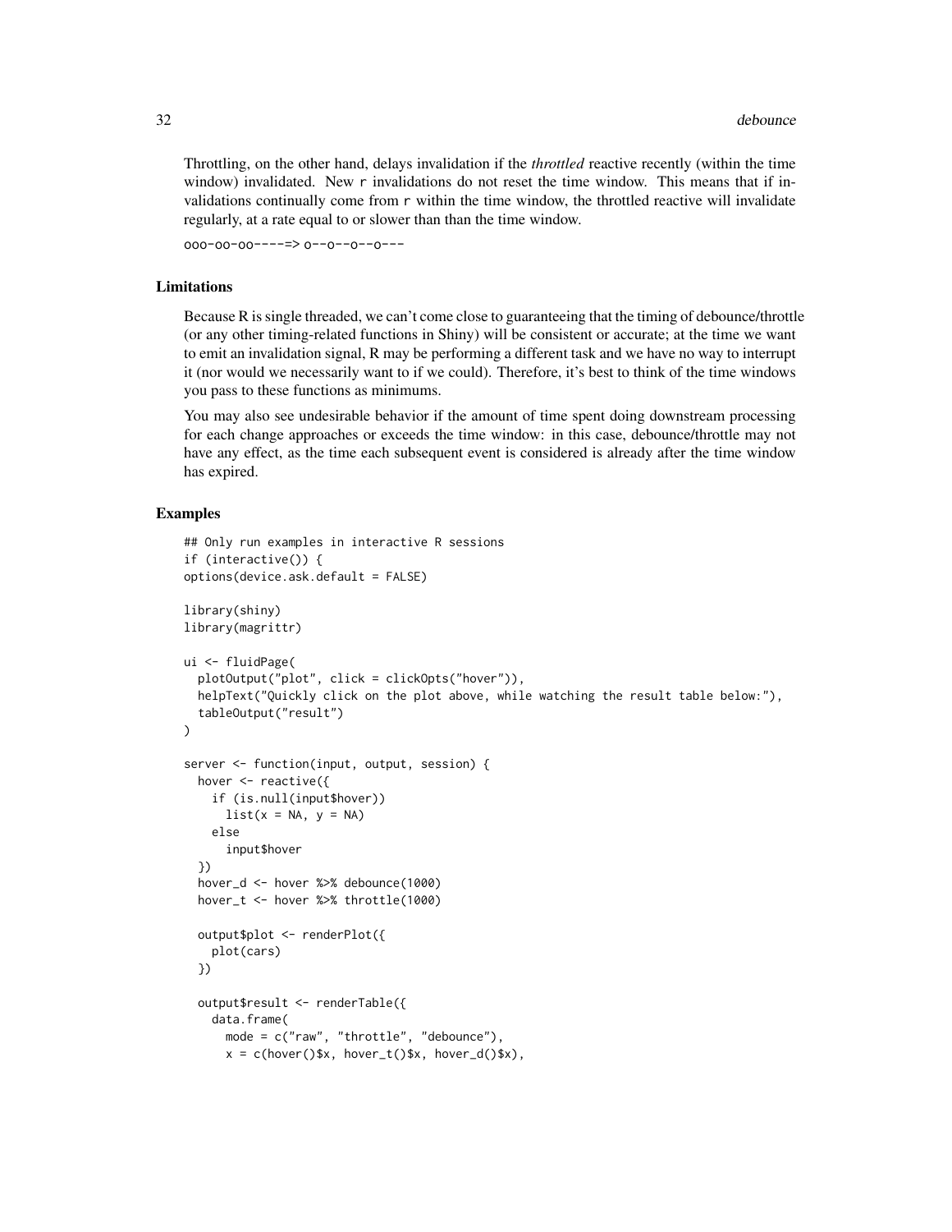Throttling, on the other hand, delays invalidation if the *throttled* reactive recently (within the time window) invalidated. New `r` invalidations do not reset the time window. This means that if invalidations continually come from `r` within the time window, the throttled reactive will invalidate regularly, at a rate equal to or slower than than the time window.

`ooo-oo-oo---- => o--o--o--o---`

## Limitations

Because R is single threaded, we can't come close to guaranteeing that the timing of debounce/throttle (or any other timing-related functions in Shiny) will be consistent or accurate; at the time we want to emit an invalidation signal, R may be performing a different task and we have no way to interrupt it (nor would we necessarily want to if we could). Therefore, it's best to think of the time windows you pass to these functions as minimums.

You may also see undesirable behavior if the amount of time spent doing downstream processing for each change approaches or exceeds the time window: in this case, debounce/throttle may not have any effect, as the time each subsequent event is considered is already after the time window has expired.

## Examples

```
## Only run examples in interactive R sessions
if (interactive()) {
options(device.ask.default = FALSE)

library(shiny)
library(magrittr)

ui <- fluidPage(
  plotOutput("plot", click = clickOpts("hover")),
  helpText("Quickly click on the plot above, while watching the result table below:"),
  tableOutput("result")
)

server <- function(input, output, session) {
  hover <- reactive({
    if (is.null(input$hover))
      list(x = NA, y = NA)
    else
      input$hover
  })
  hover_d <- hover %>% debounce(1000)
  hover_t <- hover %>% throttle(1000)

  output$plot <- renderPlot({
    plot(cars)
  })

  output$result <- renderTable({
    data.frame(
      mode = c("raw", "throttle", "debounce"),
      x = c(hover()$x, hover_t()$x, hover_d()$x),
```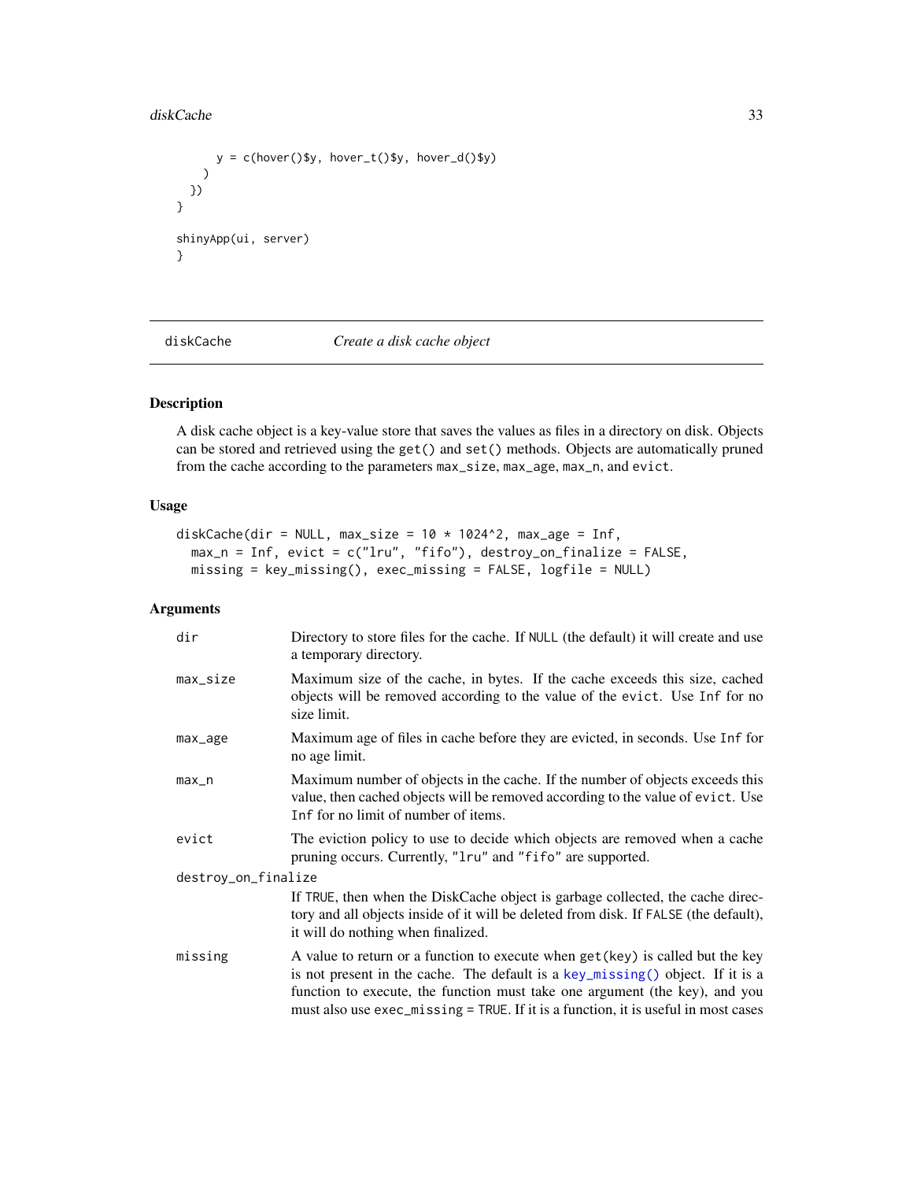```
      y = c(hover()$y, hover_t()$y, hover_d()$y)
    )
  })
}

shinyApp(ui, server)
}
```

## diskCache — *Create a disk cache object*

### Description

A disk cache object is a key-value store that saves the values as files in a directory on disk. Objects can be stored and retrieved using the `get()` and `set()` methods. Objects are automatically pruned from the cache according to the parameters `max_size`, `max_age`, `max_n`, and `evict`.

### Usage

```
diskCache(dir = NULL, max_size = 10 * 1024^2, max_age = Inf,
  max_n = Inf, evict = c("lru", "fifo"), destroy_on_finalize = FALSE,
  missing = key_missing(), exec_missing = FALSE, logfile = NULL)
```

### Arguments

`dir` Directory to store files for the cache. If `NULL` (the default) it will create and use a temporary directory.

`max_size` Maximum size of the cache, in bytes. If the cache exceeds this size, cached objects will be removed according to the value of the `evict`. Use `Inf` for no size limit.

`max_age` Maximum age of files in cache before they are evicted, in seconds. Use `Inf` for no age limit.

`max_n` Maximum number of objects in the cache. If the number of objects exceeds this value, then cached objects will be removed according to the value of `evict`. Use `Inf` for no limit of number of items.

`evict` The eviction policy to use to decide which objects are removed when a cache pruning occurs. Currently, `"lru"` and `"fifo"` are supported.

`destroy_on_finalize` If `TRUE`, then when the DiskCache object is garbage collected, the cache directory and all objects inside of it will be deleted from disk. If `FALSE` (the default), it will do nothing when finalized.

`missing` A value to return or a function to execute when `get(key)` is called but the key is not present in the cache. The default is a `key_missing()` object. If it is a function to execute, the function must take one argument (the key), and you must also use `exec_missing = TRUE`. If it is a function, it is useful in most cases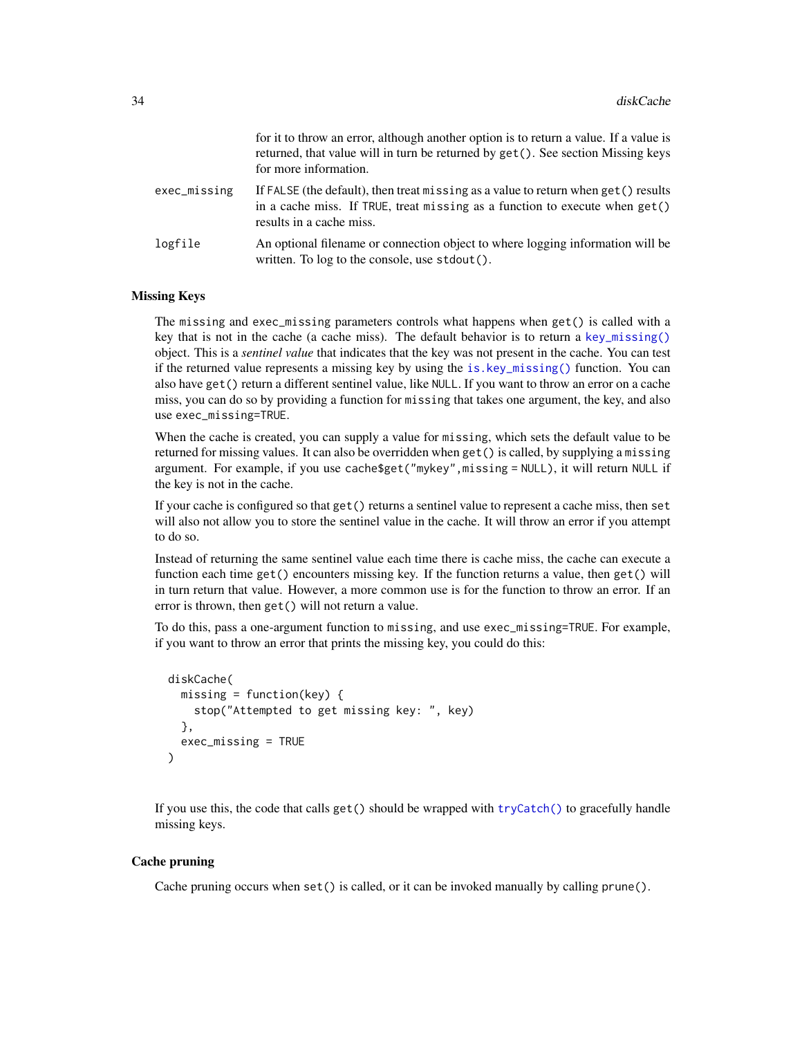for it to throw an error, although another option is to return a value. If a value is returned, that value will in turn be returned by `get()`. See section Missing keys for more information.

exec_missing
: If `FALSE` (the default), then treat `missing` as a value to return when `get()` results in a cache miss. If `TRUE`, treat `missing` as a function to execute when `get()` results in a cache miss.

logfile
: An optional filename or connection object to where logging information will be written. To log to the console, use `stdout()`.

### Missing Keys

The `missing` and `exec_missing` parameters controls what happens when `get()` is called with a key that is not in the cache (a cache miss). The default behavior is to return a `key_missing()` object. This is a *sentinel value* that indicates that the key was not present in the cache. You can test if the returned value represents a missing key by using the `is.key_missing()` function. You can also have `get()` return a different sentinel value, like `NULL`. If you want to throw an error on a cache miss, you can do so by providing a function for `missing` that takes one argument, the key, and also use `exec_missing=TRUE`.

When the cache is created, you can supply a value for `missing`, which sets the default value to be returned for missing values. It can also be overridden when `get()` is called, by supplying a `missing` argument. For example, if you use `cache$get("mykey",missing = NULL)`, it will return `NULL` if the key is not in the cache.

If your cache is configured so that `get()` returns a sentinel value to represent a cache miss, then `set` will also not allow you to store the sentinel value in the cache. It will throw an error if you attempt to do so.

Instead of returning the same sentinel value each time there is cache miss, the cache can execute a function each time `get()` encounters missing key. If the function returns a value, then `get()` will in turn return that value. However, a more common use is for the function to throw an error. If an error is thrown, then `get()` will not return a value.

To do this, pass a one-argument function to `missing`, and use `exec_missing=TRUE`. For example, if you want to throw an error that prints the missing key, you could do this:

```
diskCache(
  missing = function(key) {
    stop("Attempted to get missing key: ", key)
  },
  exec_missing = TRUE
)
```

If you use this, the code that calls `get()` should be wrapped with `tryCatch()` to gracefully handle missing keys.

### Cache pruning

Cache pruning occurs when `set()` is called, or it can be invoked manually by calling `prune()`.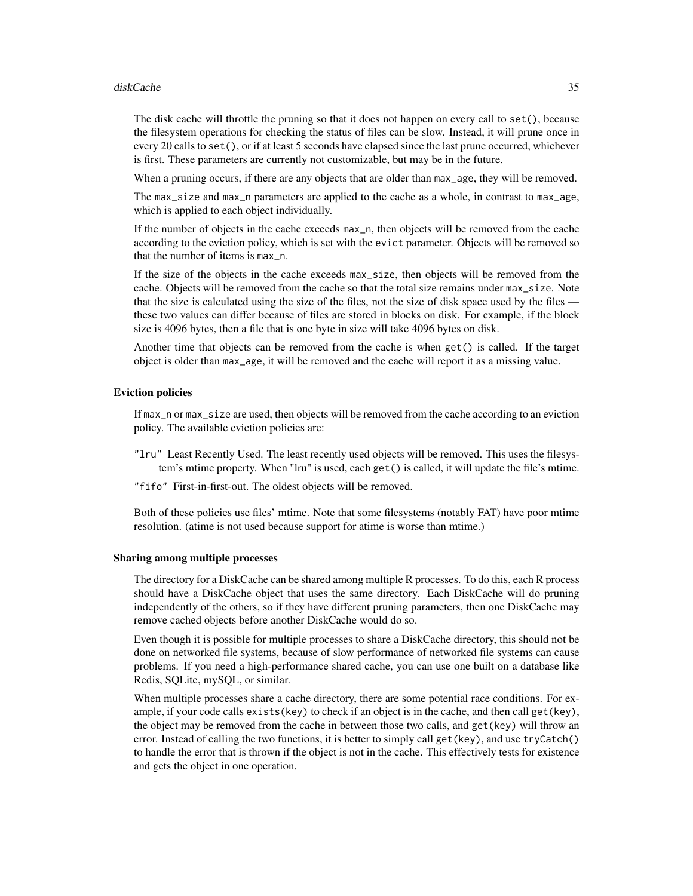The disk cache will throttle the pruning so that it does not happen on every call to `set()`, because the filesystem operations for checking the status of files can be slow. Instead, it will prune once in every 20 calls to `set()`, or if at least 5 seconds have elapsed since the last prune occurred, whichever is first. These parameters are currently not customizable, but may be in the future.

When a pruning occurs, if there are any objects that are older than `max_age`, they will be removed.

The `max_size` and `max_n` parameters are applied to the cache as a whole, in contrast to `max_age`, which is applied to each object individually.

If the number of objects in the cache exceeds `max_n`, then objects will be removed from the cache according to the eviction policy, which is set with the `evict` parameter. Objects will be removed so that the number of items is `max_n`.

If the size of the objects in the cache exceeds `max_size`, then objects will be removed from the cache. Objects will be removed from the cache so that the total size remains under `max_size`. Note that the size is calculated using the size of the files, not the size of disk space used by the files — these two values can differ because of files are stored in blocks on disk. For example, if the block size is 4096 bytes, then a file that is one byte in size will take 4096 bytes on disk.

Another time that objects can be removed from the cache is when `get()` is called. If the target object is older than `max_age`, it will be removed and the cache will report it as a missing value.

### Eviction policies

If `max_n` or `max_size` are used, then objects will be removed from the cache according to an eviction policy. The available eviction policies are:

`"lru"` Least Recently Used. The least recently used objects will be removed. This uses the filesystem's mtime property. When "lru" is used, each `get()` is called, it will update the file's mtime.

`"fifo"` First-in-first-out. The oldest objects will be removed.

Both of these policies use files' mtime. Note that some filesystems (notably FAT) have poor mtime resolution. (atime is not used because support for atime is worse than mtime.)

### Sharing among multiple processes

The directory for a DiskCache can be shared among multiple R processes. To do this, each R process should have a DiskCache object that uses the same directory. Each DiskCache will do pruning independently of the others, so if they have different pruning parameters, then one DiskCache may remove cached objects before another DiskCache would do so.

Even though it is possible for multiple processes to share a DiskCache directory, this should not be done on networked file systems, because of slow performance of networked file systems can cause problems. If you need a high-performance shared cache, you can use one built on a database like Redis, SQLite, mySQL, or similar.

When multiple processes share a cache directory, there are some potential race conditions. For example, if your code calls `exists(key)` to check if an object is in the cache, and then call `get(key)`, the object may be removed from the cache in between those two calls, and `get(key)` will throw an error. Instead of calling the two functions, it is better to simply call `get(key)`, and use `tryCatch()` to handle the error that is thrown if the object is not in the cache. This effectively tests for existence and gets the object in one operation.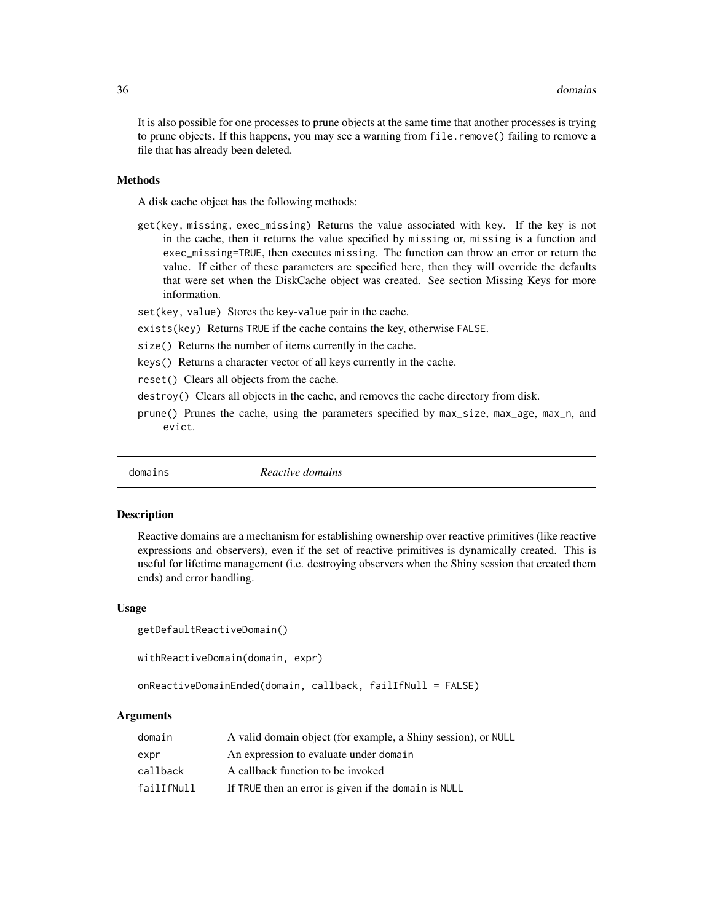It is also possible for one processes to prune objects at the same time that another processes is trying to prune objects. If this happens, you may see a warning from `file.remove()` failing to remove a file that has already been deleted.

### Methods

A disk cache object has the following methods:

`get(key, missing, exec_missing)` Returns the value associated with `key`. If the key is not in the cache, then it returns the value specified by `missing` or, `missing` is a function and `exec_missing=TRUE`, then executes `missing`. The function can throw an error or return the value. If either of these parameters are specified here, then they will override the defaults that were set when the DiskCache object was created. See section Missing Keys for more information.

`set(key, value)` Stores the `key`-`value` pair in the cache.

`exists(key)` Returns `TRUE` if the cache contains the key, otherwise `FALSE`.

`size()` Returns the number of items currently in the cache.

`keys()` Returns a character vector of all keys currently in the cache.

`reset()` Clears all objects from the cache.

`destroy()` Clears all objects in the cache, and removes the cache directory from disk.

`prune()` Prunes the cache, using the parameters specified by `max_size`, `max_age`, `max_n`, and `evict`.

---

## domains — *Reactive domains*

### Description

Reactive domains are a mechanism for establishing ownership over reactive primitives (like reactive expressions and observers), even if the set of reactive primitives is dynamically created. This is useful for lifetime management (i.e. destroying observers when the Shiny session that created them ends) and error handling.

### Usage

```
getDefaultReactiveDomain()

withReactiveDomain(domain, expr)

onReactiveDomainEnded(domain, callback, failIfNull = FALSE)
```

### Arguments

| | |
|---|---|
| `domain` | A valid domain object (for example, a Shiny session), or `NULL` |
| `expr` | An expression to evaluate under `domain` |
| `callback` | A callback function to be invoked |
| `failIfNull` | If `TRUE` then an error is given if the `domain` is `NULL` |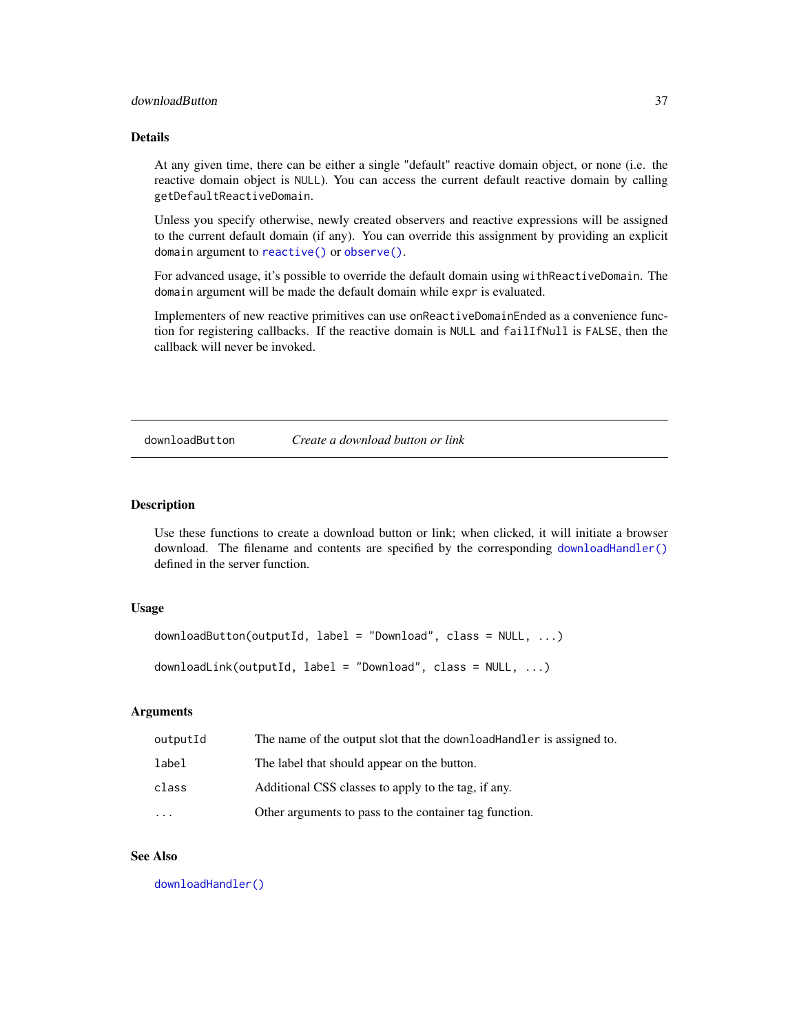### Details

At any given time, there can be either a single "default" reactive domain object, or none (i.e. the reactive domain object is `NULL`). You can access the current default reactive domain by calling `getDefaultReactiveDomain`.

Unless you specify otherwise, newly created observers and reactive expressions will be assigned to the current default domain (if any). You can override this assignment by providing an explicit `domain` argument to `reactive()` or `observe()`.

For advanced usage, it's possible to override the default domain using `withReactiveDomain`. The `domain` argument will be made the default domain while `expr` is evaluated.

Implementers of new reactive primitives can use `onReactiveDomainEnded` as a convenience function for registering callbacks. If the reactive domain is `NULL` and `failIfNull` is `FALSE`, then the callback will never be invoked.

---

## downloadButton — *Create a download button or link*

### Description

Use these functions to create a download button or link; when clicked, it will initiate a browser download. The filename and contents are specified by the corresponding `downloadHandler()` defined in the server function.

### Usage

```
downloadButton(outputId, label = "Download", class = NULL, ...)

downloadLink(outputId, label = "Download", class = NULL, ...)
```

### Arguments

| | |
|---|---|
| `outputId` | The name of the output slot that the `downloadHandler` is assigned to. |
| `label` | The label that should appear on the button. |
| `class` | Additional CSS classes to apply to the tag, if any. |
| `...` | Other arguments to pass to the container tag function. |

### See Also

`downloadHandler()`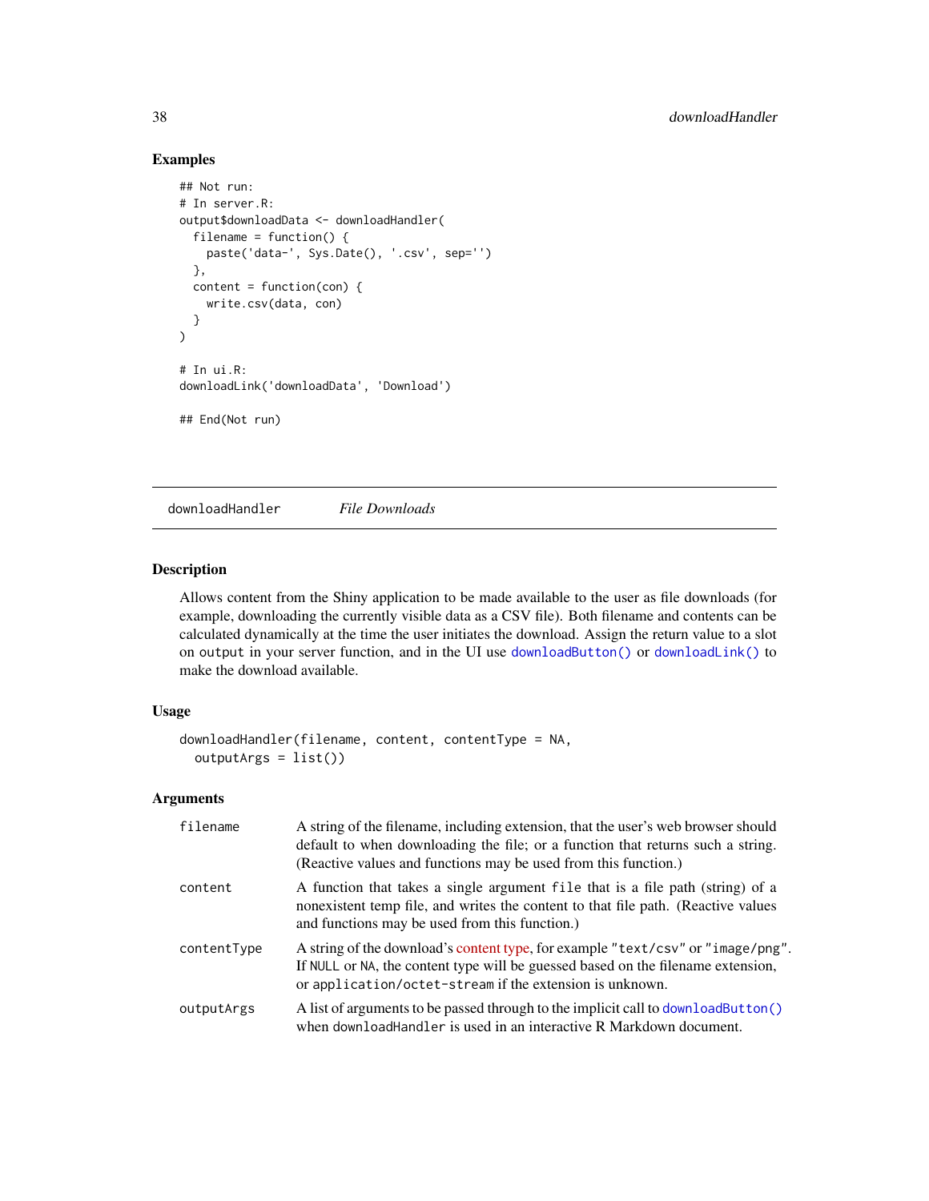### Examples

```
## Not run:
# In server.R:
output$downloadData <- downloadHandler(
  filename = function() {
    paste('data-', Sys.Date(), '.csv', sep='')
  },
  content = function(con) {
    write.csv(data, con)
  }
)

# In ui.R:
downloadLink('downloadData', 'Download')

## End(Not run)
```

---

## downloadHandler *File Downloads*

---

### Description

Allows content from the Shiny application to be made available to the user as file downloads (for example, downloading the currently visible data as a CSV file). Both filename and contents can be calculated dynamically at the time the user initiates the download. Assign the return value to a slot on `output` in your server function, and in the UI use `downloadButton()` or `downloadLink()` to make the download available.

### Usage

```
downloadHandler(filename, content, contentType = NA,
  outputArgs = list())
```

### Arguments

| | |
|---|---|
| `filename` | A string of the filename, including extension, that the user's web browser should default to when downloading the file; or a function that returns such a string. (Reactive values and functions may be used from this function.) |
| `content` | A function that takes a single argument `file` that is a file path (string) of a nonexistent temp file, and writes the content to that file path. (Reactive values and functions may be used from this function.) |
| `contentType` | A string of the download's content type, for example `"text/csv"` or `"image/png"`. If `NULL` or `NA`, the content type will be guessed based on the filename extension, or `application/octet-stream` if the extension is unknown. |
| `outputArgs` | A list of arguments to be passed through to the implicit call to `downloadButton()` when `downloadHandler` is used in an interactive R Markdown document. |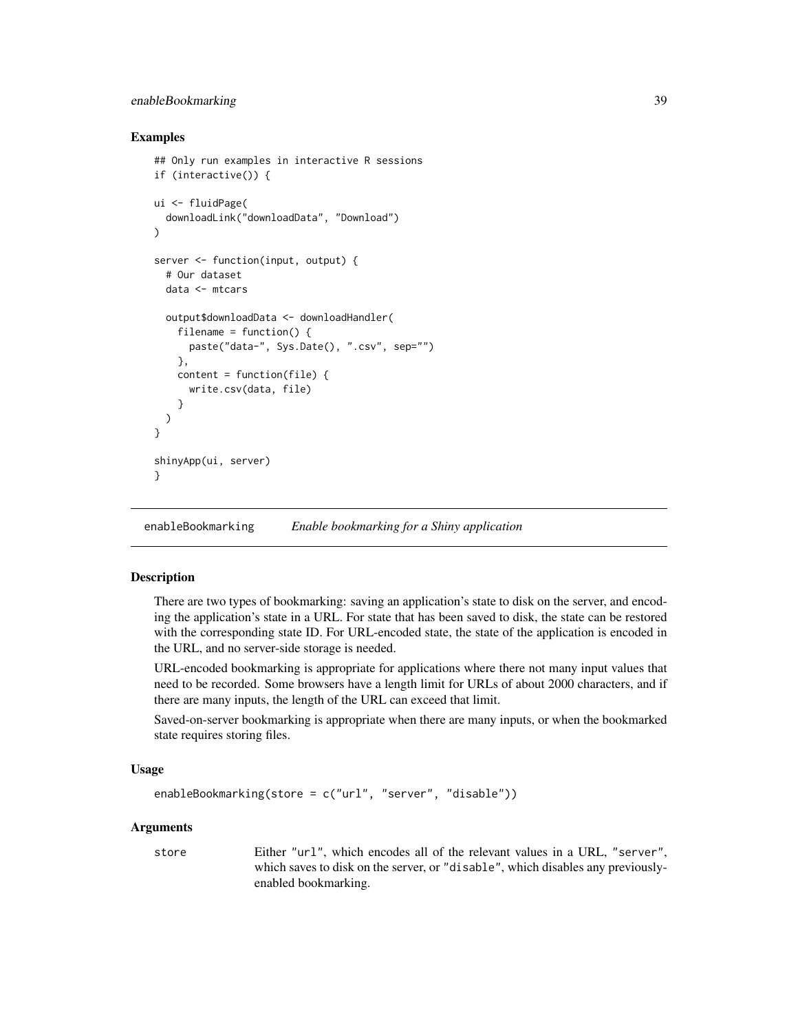### Examples

```
## Only run examples in interactive R sessions
if (interactive()) {

ui <- fluidPage(
  downloadLink("downloadData", "Download")
)

server <- function(input, output) {
  # Our dataset
  data <- mtcars

  output$downloadData <- downloadHandler(
    filename = function() {
      paste("data-", Sys.Date(), ".csv", sep="")
    },
    content = function(file) {
      write.csv(data, file)
    }
  )
}

shinyApp(ui, server)
}
```

## enableBookmarking *Enable bookmarking for a Shiny application*

### Description

There are two types of bookmarking: saving an application's state to disk on the server, and encoding the application's state in a URL. For state that has been saved to disk, the state can be restored with the corresponding state ID. For URL-encoded state, the state of the application is encoded in the URL, and no server-side storage is needed.

URL-encoded bookmarking is appropriate for applications where there not many input values that need to be recorded. Some browsers have a length limit for URLs of about 2000 characters, and if there are many inputs, the length of the URL can exceed that limit.

Saved-on-server bookmarking is appropriate when there are many inputs, or when the bookmarked state requires storing files.

### Usage

```
enableBookmarking(store = c("url", "server", "disable"))
```

### Arguments

| | |
|---|---|
| store | Either "url", which encodes all of the relevant values in a URL, "server", which saves to disk on the server, or "disable", which disables any previously-enabled bookmarking. |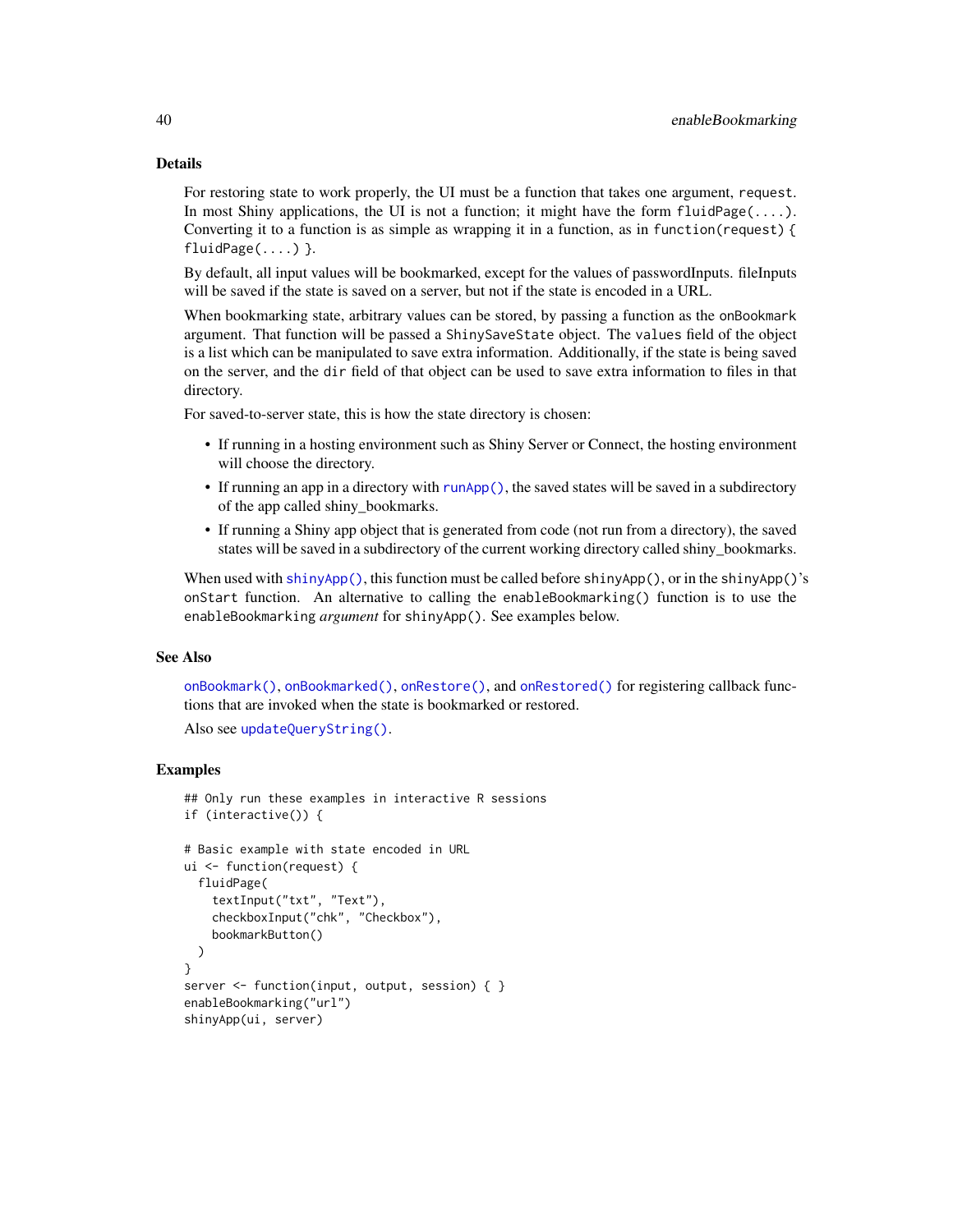### Details

For restoring state to work properly, the UI must be a function that takes one argument, `request`. In most Shiny applications, the UI is not a function; it might have the form `fluidPage(....)`. Converting it to a function is as simple as wrapping it in a function, as in `function(request) { fluidPage(....) }`.

By default, all input values will be bookmarked, except for the values of passwordInputs. fileInputs will be saved if the state is saved on a server, but not if the state is encoded in a URL.

When bookmarking state, arbitrary values can be stored, by passing a function as the `onBookmark` argument. That function will be passed a `ShinySaveState` object. The `values` field of the object is a list which can be manipulated to save extra information. Additionally, if the state is being saved on the server, and the `dir` field of that object can be used to save extra information to files in that directory.

For saved-to-server state, this is how the state directory is chosen:

- If running in a hosting environment such as Shiny Server or Connect, the hosting environment will choose the directory.
- If running an app in a directory with `runApp()`, the saved states will be saved in a subdirectory of the app called shiny_bookmarks.
- If running a Shiny app object that is generated from code (not run from a directory), the saved states will be saved in a subdirectory of the current working directory called shiny_bookmarks.

When used with `shinyApp()`, this function must be called before `shinyApp()`, or in the `shinyApp()`'s `onStart` function. An alternative to calling the `enableBookmarking()` function is to use the `enableBookmarking` *argument* for `shinyApp()`. See examples below.

### See Also

`onBookmark()`, `onBookmarked()`, `onRestore()`, and `onRestored()` for registering callback functions that are invoked when the state is bookmarked or restored.

Also see `updateQueryString()`.

### Examples

```
## Only run these examples in interactive R sessions
if (interactive()) {

# Basic example with state encoded in URL
ui <- function(request) {
  fluidPage(
    textInput("txt", "Text"),
    checkboxInput("chk", "Checkbox"),
    bookmarkButton()
  )
}
server <- function(input, output, session) { }
enableBookmarking("url")
shinyApp(ui, server)
```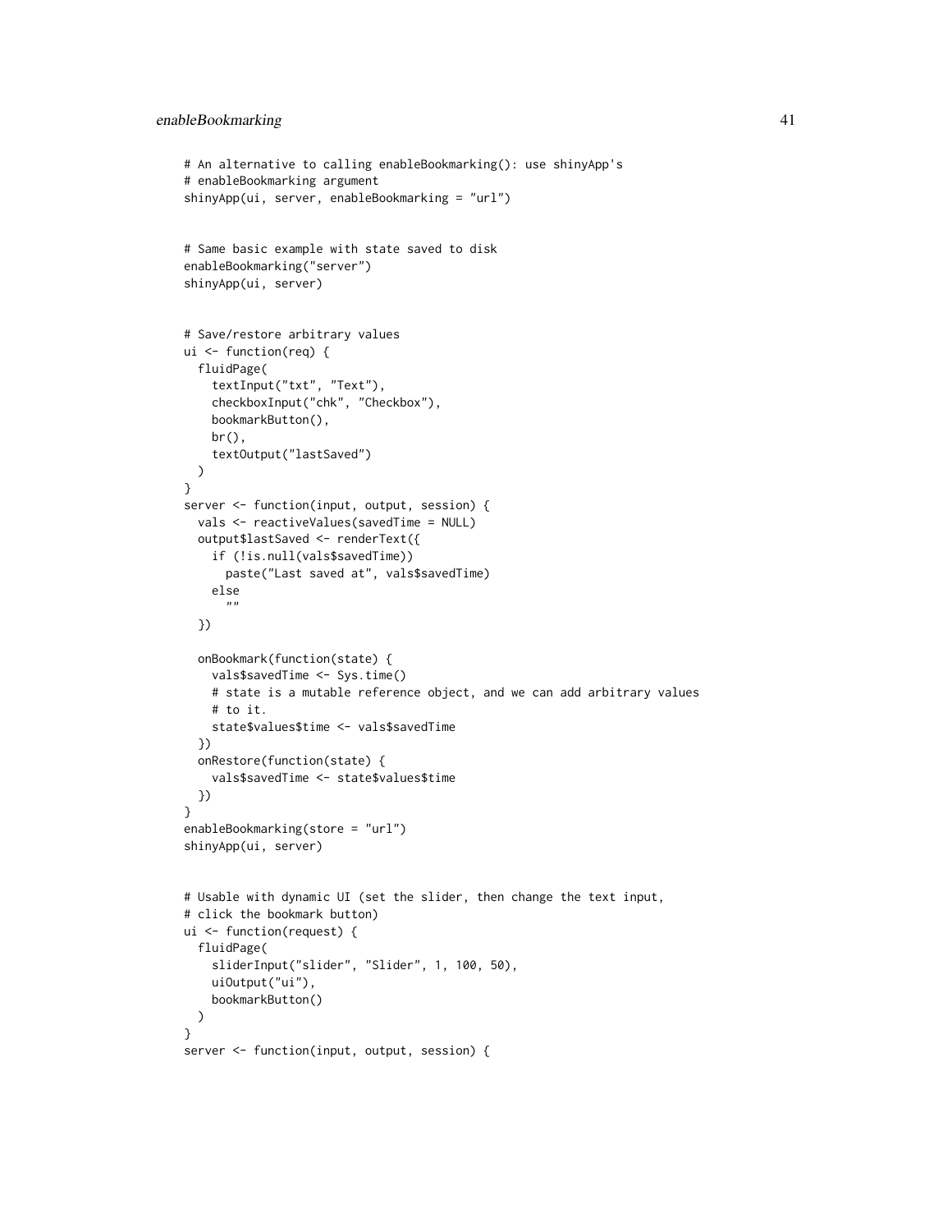```
# An alternative to calling enableBookmarking(): use shinyApp's
# enableBookmarking argument
shinyApp(ui, server, enableBookmarking = "url")


# Same basic example with state saved to disk
enableBookmarking("server")
shinyApp(ui, server)


# Save/restore arbitrary values
ui <- function(req) {
  fluidPage(
    textInput("txt", "Text"),
    checkboxInput("chk", "Checkbox"),
    bookmarkButton(),
    br(),
    textOutput("lastSaved")
  )
}
server <- function(input, output, session) {
  vals <- reactiveValues(savedTime = NULL)
  output$lastSaved <- renderText({
    if (!is.null(vals$savedTime))
      paste("Last saved at", vals$savedTime)
    else
      ""
  })

  onBookmark(function(state) {
    vals$savedTime <- Sys.time()
    # state is a mutable reference object, and we can add arbitrary values
    # to it.
    state$values$time <- vals$savedTime
  })
  onRestore(function(state) {
    vals$savedTime <- state$values$time
  })
}
enableBookmarking(store = "url")
shinyApp(ui, server)


# Usable with dynamic UI (set the slider, then change the text input,
# click the bookmark button)
ui <- function(request) {
  fluidPage(
    sliderInput("slider", "Slider", 1, 100, 50),
    uiOutput("ui"),
    bookmarkButton()
  )
}
server <- function(input, output, session) {
```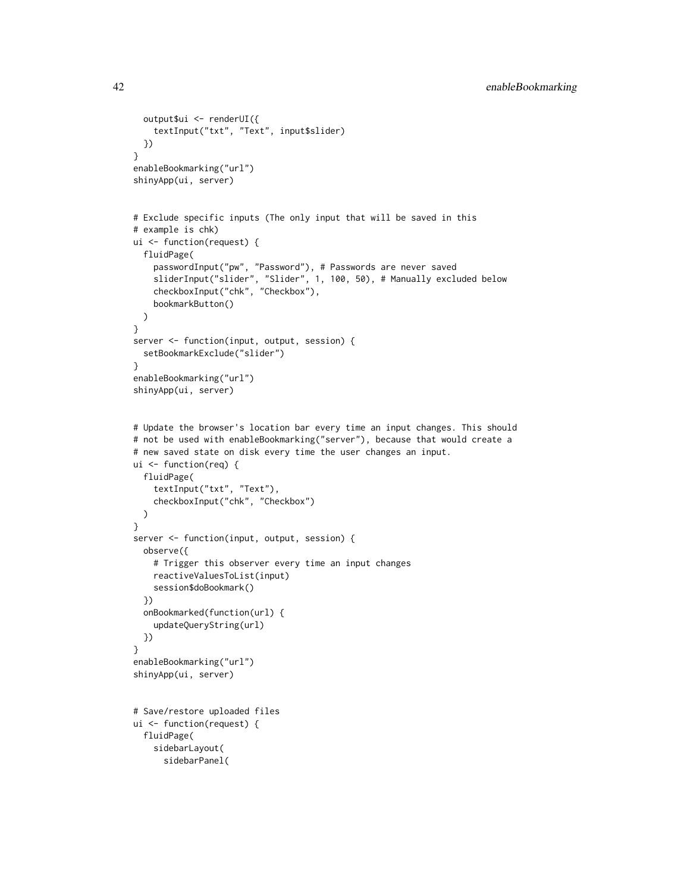```
  output$ui <- renderUI({
    textInput("txt", "Text", input$slider)
  })
}
enableBookmarking("url")
shinyApp(ui, server)


# Exclude specific inputs (The only input that will be saved in this
# example is chk)
ui <- function(request) {
  fluidPage(
    passwordInput("pw", "Password"), # Passwords are never saved
    sliderInput("slider", "Slider", 1, 100, 50), # Manually excluded below
    checkboxInput("chk", "Checkbox"),
    bookmarkButton()
  )
}
server <- function(input, output, session) {
  setBookmarkExclude("slider")
}
enableBookmarking("url")
shinyApp(ui, server)


# Update the browser's location bar every time an input changes. This should
# not be used with enableBookmarking("server"), because that would create a
# new saved state on disk every time the user changes an input.
ui <- function(req) {
  fluidPage(
    textInput("txt", "Text"),
    checkboxInput("chk", "Checkbox")
  )
}
server <- function(input, output, session) {
  observe({
    # Trigger this observer every time an input changes
    reactiveValuesToList(input)
    session$doBookmark()
  })
  onBookmarked(function(url) {
    updateQueryString(url)
  })
}
enableBookmarking("url")
shinyApp(ui, server)


# Save/restore uploaded files
ui <- function(request) {
  fluidPage(
    sidebarLayout(
      sidebarPanel(
```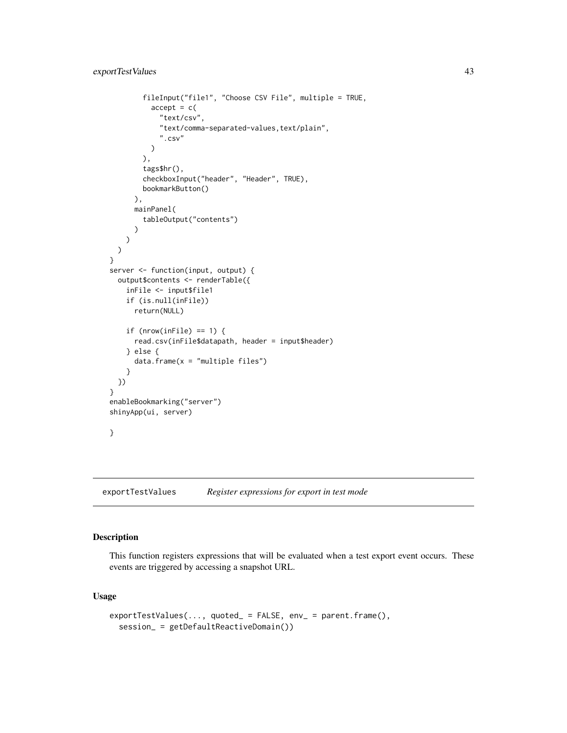```
        fileInput("file1", "Choose CSV File", multiple = TRUE,
          accept = c(
            "text/csv",
            "text/comma-separated-values,text/plain",
            ".csv"
          )
        ),
        tags$hr(),
        checkboxInput("header", "Header", TRUE),
        bookmarkButton()
      ),
      mainPanel(
        tableOutput("contents")
      )
    )
  )
}
server <- function(input, output) {
  output$contents <- renderTable({
    inFile <- input$file1
    if (is.null(inFile))
      return(NULL)

    if (nrow(inFile) == 1) {
      read.csv(inFile$datapath, header = input$header)
    } else {
      data.frame(x = "multiple files")
    }
  })
}
enableBookmarking("server")
shinyApp(ui, server)

}
```

## exportTestValues — *Register expressions for export in test mode*

### Description

This function registers expressions that will be evaluated when a test export event occurs. These events are triggered by accessing a snapshot URL.

### Usage

```
exportTestValues(..., quoted_ = FALSE, env_ = parent.frame(),
  session_ = getDefaultReactiveDomain())
```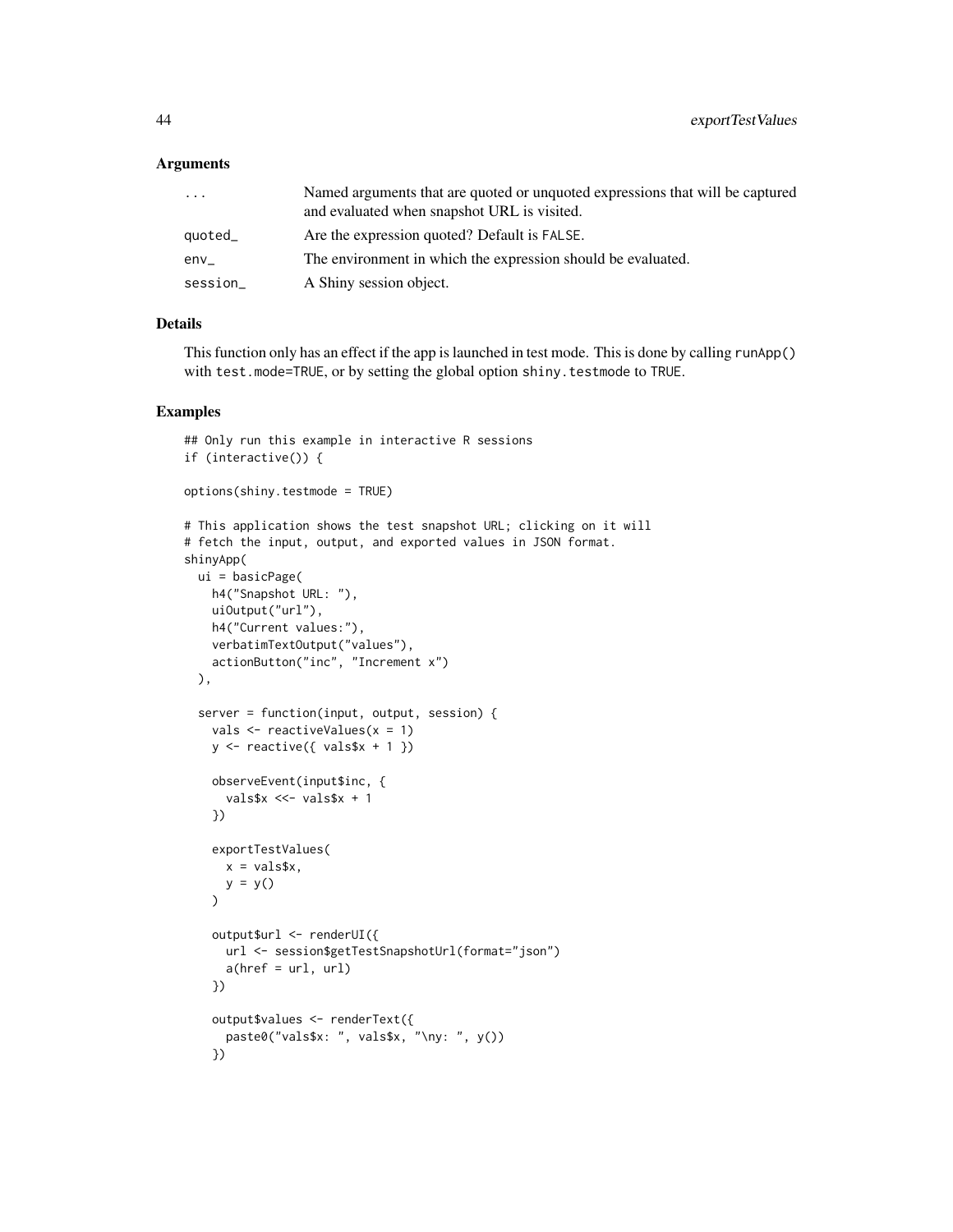### Arguments

| | |
|---|---|
| ... | Named arguments that are quoted or unquoted expressions that will be captured and evaluated when snapshot URL is visited. |
| quoted_ | Are the expression quoted? Default is FALSE. |
| env_ | The environment in which the expression should be evaluated. |
| session_ | A Shiny session object. |

### Details

This function only has an effect if the app is launched in test mode. This is done by calling `runApp()` with `test.mode=TRUE`, or by setting the global option `shiny.testmode` to `TRUE`.

### Examples

```
## Only run this example in interactive R sessions
if (interactive()) {

options(shiny.testmode = TRUE)

# This application shows the test snapshot URL; clicking on it will
# fetch the input, output, and exported values in JSON format.
shinyApp(
  ui = basicPage(
    h4("Snapshot URL: "),
    uiOutput("url"),
    h4("Current values:"),
    verbatimTextOutput("values"),
    actionButton("inc", "Increment x")
  ),

  server = function(input, output, session) {
    vals <- reactiveValues(x = 1)
    y <- reactive({ vals$x + 1 })

    observeEvent(input$inc, {
      vals$x <<- vals$x + 1
    })

    exportTestValues(
      x = vals$x,
      y = y()
    )

    output$url <- renderUI({
      url <- session$getTestSnapshotUrl(format="json")
      a(href = url, url)
    })

    output$values <- renderText({
      paste0("vals$x: ", vals$x, "\ny: ", y())
    })
```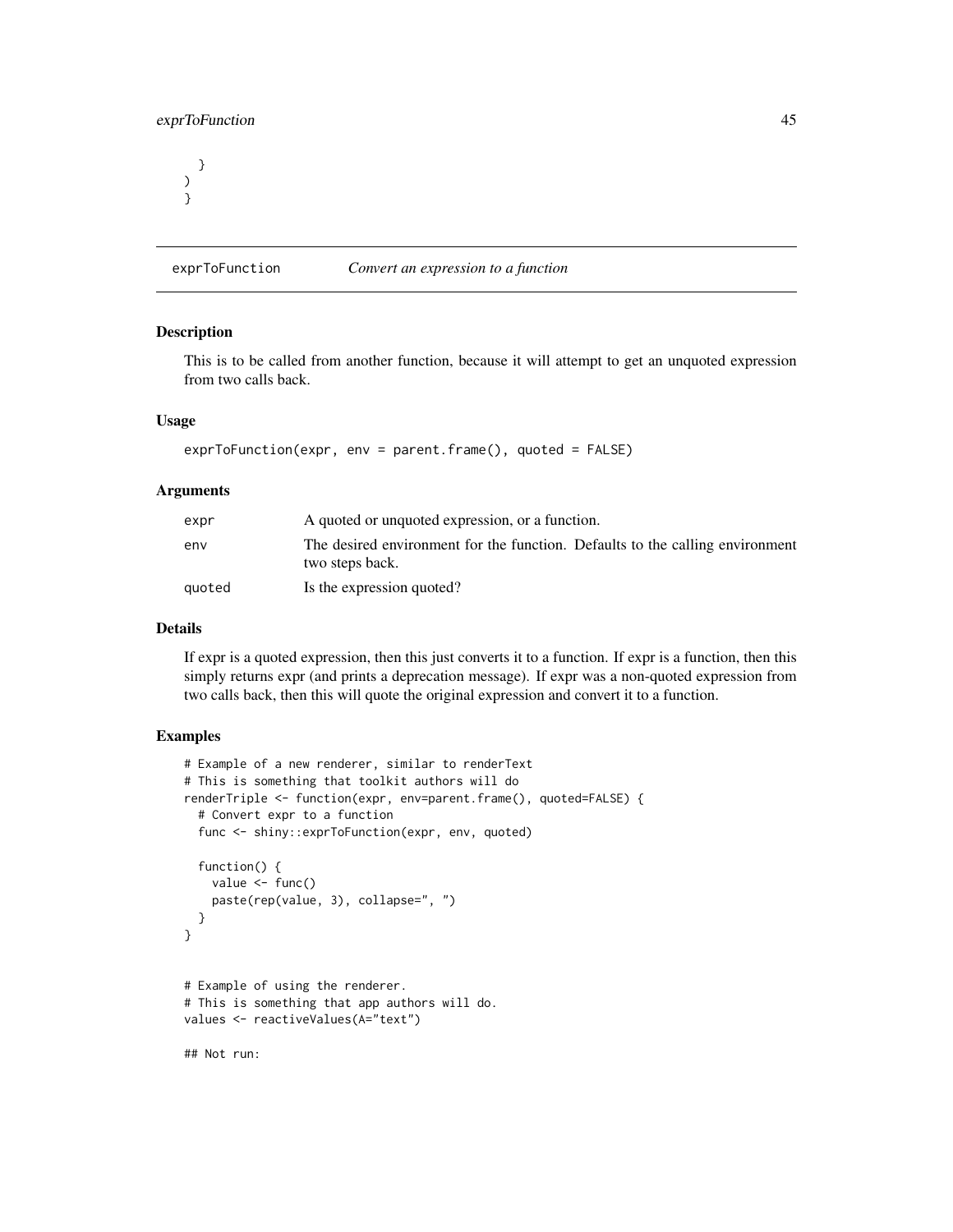```
  }
)
}
```

## exprToFunction — *Convert an expression to a function*

### Description

This is to be called from another function, because it will attempt to get an unquoted expression from two calls back.

### Usage

```
exprToFunction(expr, env = parent.frame(), quoted = FALSE)
```

### Arguments

| | |
|---|---|
| expr | A quoted or unquoted expression, or a function. |
| env | The desired environment for the function. Defaults to the calling environment two steps back. |
| quoted | Is the expression quoted? |

### Details

If expr is a quoted expression, then this just converts it to a function. If expr is a function, then this simply returns expr (and prints a deprecation message). If expr was a non-quoted expression from two calls back, then this will quote the original expression and convert it to a function.

### Examples

```
# Example of a new renderer, similar to renderText
# This is something that toolkit authors will do
renderTriple <- function(expr, env=parent.frame(), quoted=FALSE) {
  # Convert expr to a function
  func <- shiny::exprToFunction(expr, env, quoted)

  function() {
    value <- func()
    paste(rep(value, 3), collapse=", ")
  }
}


# Example of using the renderer.
# This is something that app authors will do.
values <- reactiveValues(A="text")

## Not run:
```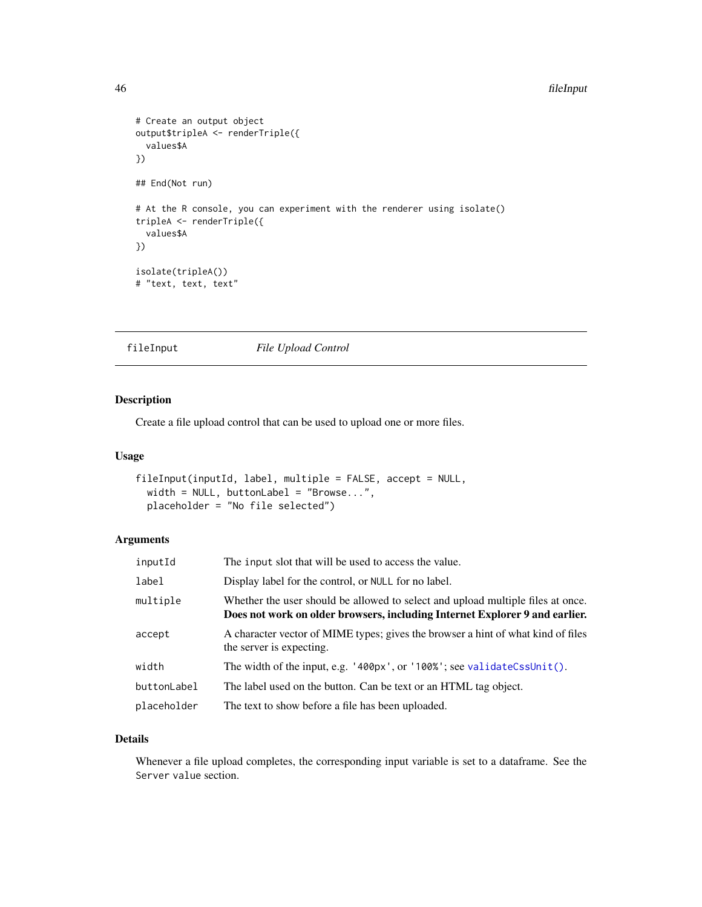```
# Create an output object
output$tripleA <- renderTriple({
  values$A
})

## End(Not run)

# At the R console, you can experiment with the renderer using isolate()
tripleA <- renderTriple({
  values$A
})

isolate(tripleA())
# "text, text, text"
```

---

## fileInput — *File Upload Control*

---

### Description

Create a file upload control that can be used to upload one or more files.

### Usage

```
fileInput(inputId, label, multiple = FALSE, accept = NULL,
  width = NULL, buttonLabel = "Browse...",
  placeholder = "No file selected")
```

### Arguments

| | |
|---|---|
| `inputId` | The `input` slot that will be used to access the value. |
| `label` | Display label for the control, or `NULL` for no label. |
| `multiple` | Whether the user should be allowed to select and upload multiple files at once. **Does not work on older browsers, including Internet Explorer 9 and earlier.** |
| `accept` | A character vector of MIME types; gives the browser a hint of what kind of files the server is expecting. |
| `width` | The width of the input, e.g. `'400px'`, or `'100%'`; see `validateCssUnit()`. |
| `buttonLabel` | The label used on the button. Can be text or an HTML tag object. |
| `placeholder` | The text to show before a file has been uploaded. |

### Details

Whenever a file upload completes, the corresponding input variable is set to a dataframe. See the `Server value` section.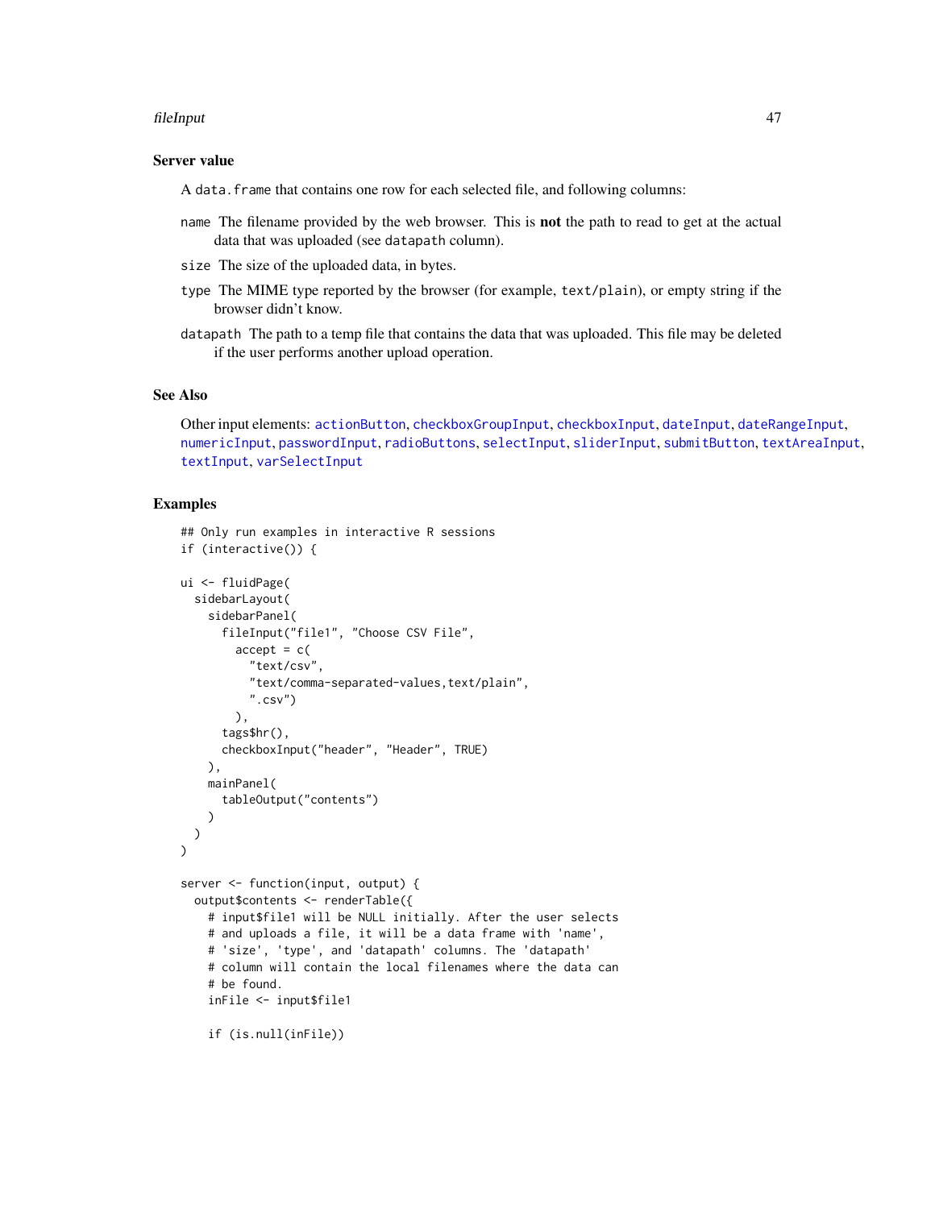### Server value

A `data.frame` that contains one row for each selected file, and following columns:

`name` The filename provided by the web browser. This is **not** the path to read to get at the actual data that was uploaded (see `datapath` column).

`size` The size of the uploaded data, in bytes.

`type` The MIME type reported by the browser (for example, `text/plain`), or empty string if the browser didn't know.

`datapath` The path to a temp file that contains the data that was uploaded. This file may be deleted if the user performs another upload operation.

### See Also

Other input elements: `actionButton`, `checkboxGroupInput`, `checkboxInput`, `dateInput`, `dateRangeInput`, `numericInput`, `passwordInput`, `radioButtons`, `selectInput`, `sliderInput`, `submitButton`, `textAreaInput`, `textInput`, `varSelectInput`

### Examples

```
## Only run examples in interactive R sessions
if (interactive()) {

ui <- fluidPage(
  sidebarLayout(
    sidebarPanel(
      fileInput("file1", "Choose CSV File",
        accept = c(
          "text/csv",
          "text/comma-separated-values,text/plain",
          ".csv")
        ),
      tags$hr(),
      checkboxInput("header", "Header", TRUE)
    ),
    mainPanel(
      tableOutput("contents")
    )
  )
)

server <- function(input, output) {
  output$contents <- renderTable({
    # input$file1 will be NULL initially. After the user selects
    # and uploads a file, it will be a data frame with 'name',
    # 'size', 'type', and 'datapath' columns. The 'datapath'
    # column will contain the local filenames where the data can
    # be found.
    inFile <- input$file1

    if (is.null(inFile))
```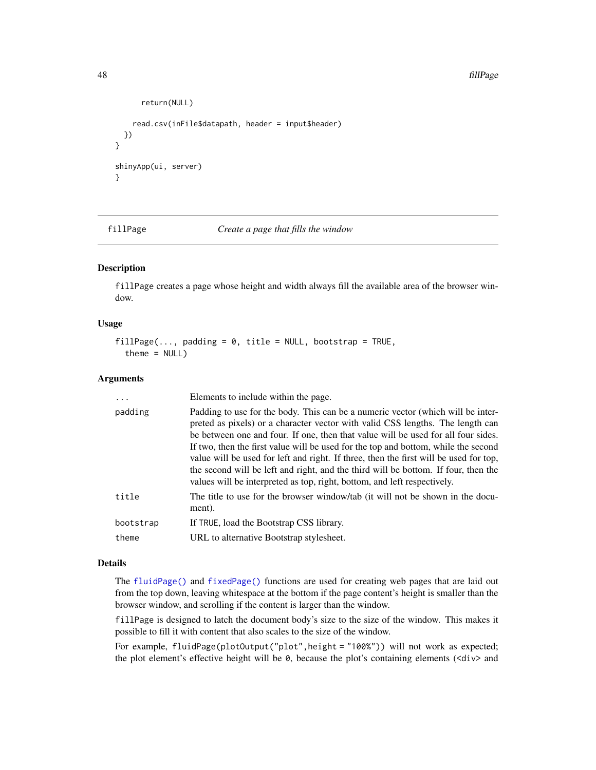```
      return(NULL)

    read.csv(inFile$datapath, header = input$header)
  })
}

shinyApp(ui, server)
}
```

---

## fillPage — *Create a page that fills the window*

### Description

`fillPage` creates a page whose height and width always fill the available area of the browser window.

### Usage

```
fillPage(..., padding = 0, title = NULL, bootstrap = TRUE,
  theme = NULL)
```

### Arguments

| Argument | Description |
|---|---|
| `...` | Elements to include within the page. |
| `padding` | Padding to use for the body. This can be a numeric vector (which will be interpreted as pixels) or a character vector with valid CSS lengths. The length can be between one and four. If one, then that value will be used for all four sides. If two, then the first value will be used for the top and bottom, while the second value will be used for left and right. If three, then the first will be used for top, the second will be left and right, and the third will be bottom. If four, then the values will be interpreted as top, right, bottom, and left respectively. |
| `title` | The title to use for the browser window/tab (it will not be shown in the document). |
| `bootstrap` | If `TRUE`, load the Bootstrap CSS library. |
| `theme` | URL to alternative Bootstrap stylesheet. |

### Details

The `fluidPage()` and `fixedPage()` functions are used for creating web pages that are laid out from the top down, leaving whitespace at the bottom if the page content's height is smaller than the browser window, and scrolling if the content is larger than the window.

`fillPage` is designed to latch the document body's size to the size of the window. This makes it possible to fill it with content that also scales to the size of the window.

For example, `fluidPage(plotOutput("plot",height = "100%"))` will not work as expected; the plot element's effective height will be `0`, because the plot's containing elements (`<div>` and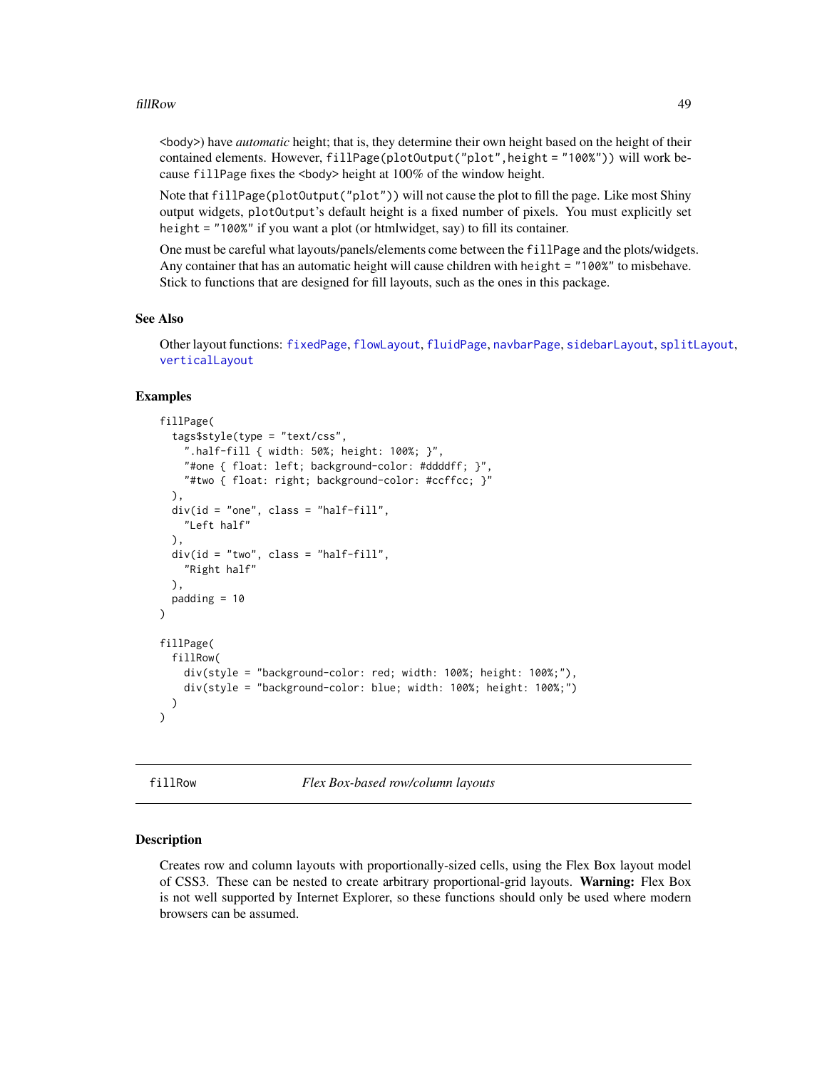<body>) have *automatic* height; that is, they determine their own height based on the height of their contained elements. However, `fillPage(plotOutput("plot",height = "100%"))` will work because `fillPage` fixes the <body> height at 100% of the window height.

Note that `fillPage(plotOutput("plot"))` will not cause the plot to fill the page. Like most Shiny output widgets, `plotOutput`'s default height is a fixed number of pixels. You must explicitly set `height = "100%"` if you want a plot (or htmlwidget, say) to fill its container.

One must be careful what layouts/panels/elements come between the `fillPage` and the plots/widgets. Any container that has an automatic height will cause children with `height = "100%"` to misbehave. Stick to functions that are designed for fill layouts, such as the ones in this package.

### See Also

Other layout functions: `fixedPage`, `flowLayout`, `fluidPage`, `navbarPage`, `sidebarLayout`, `splitLayout`, `verticalLayout`

### Examples

```
fillPage(
  tags$style(type = "text/css",
    ".half-fill { width: 50%; height: 100%; }",
    "#one { float: left; background-color: #ddddff; }",
    "#two { float: right; background-color: #ccffcc; }"
  ),
  div(id = "one", class = "half-fill",
    "Left half"
  ),
  div(id = "two", class = "half-fill",
    "Right half"
  ),
  padding = 10
)

fillPage(
  fillRow(
    div(style = "background-color: red; width: 100%; height: 100%;"),
    div(style = "background-color: blue; width: 100%; height: 100%;")
  )
)
```

---

## fillRow — *Flex Box-based row/column layouts*

### Description

Creates row and column layouts with proportionally-sized cells, using the Flex Box layout model of CSS3. These can be nested to create arbitrary proportional-grid layouts. **Warning:** Flex Box is not well supported by Internet Explorer, so these functions should only be used where modern browsers can be assumed.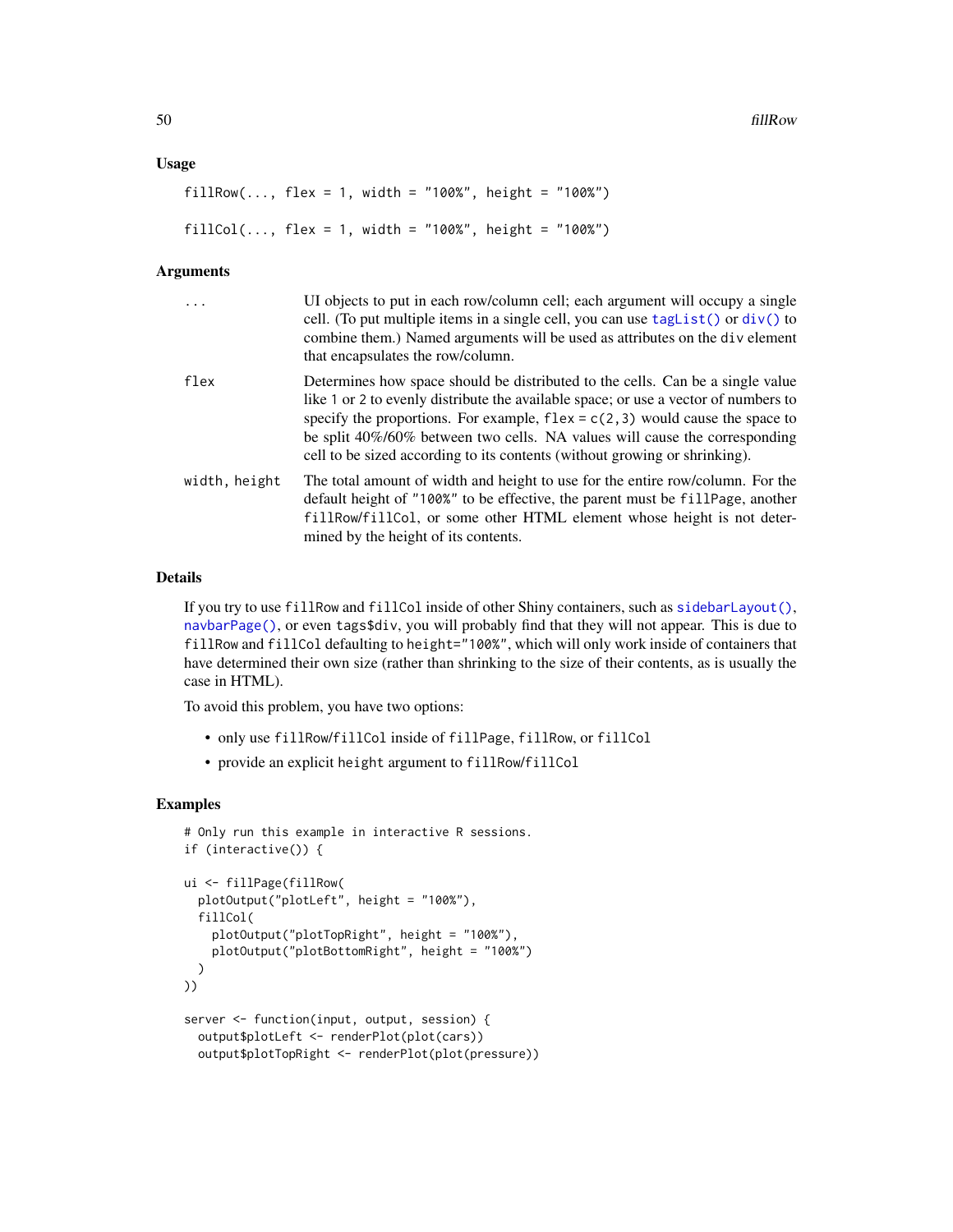### Usage

```
fillRow(..., flex = 1, width = "100%", height = "100%")

fillCol(..., flex = 1, width = "100%", height = "100%")
```

### Arguments

| | |
|---|---|
| `...` | UI objects to put in each row/column cell; each argument will occupy a single cell. (To put multiple items in a single cell, you can use `tagList()` or `div()` to combine them.) Named arguments will be used as attributes on the `div` element that encapsulates the row/column. |
| `flex` | Determines how space should be distributed to the cells. Can be a single value like `1` or `2` to evenly distribute the available space; or use a vector of numbers to specify the proportions. For example, `flex = c(2,3)` would cause the space to be split 40%/60% between two cells. NA values will cause the corresponding cell to be sized according to its contents (without growing or shrinking). |
| `width, height` | The total amount of width and height to use for the entire row/column. For the default height of `"100%"` to be effective, the parent must be `fillPage`, another `fillRow`/`fillCol`, or some other HTML element whose height is not determined by the height of its contents. |

### Details

If you try to use `fillRow` and `fillCol` inside of other Shiny containers, such as `sidebarLayout()`, `navbarPage()`, or even `tags$div`, you will probably find that they will not appear. This is due to `fillRow` and `fillCol` defaulting to `height="100%"`, which will only work inside of containers that have determined their own size (rather than shrinking to the size of their contents, as is usually the case in HTML).

To avoid this problem, you have two options:

- only use `fillRow`/`fillCol` inside of `fillPage`, `fillRow`, or `fillCol`
- provide an explicit `height` argument to `fillRow`/`fillCol`

### Examples

```
# Only run this example in interactive R sessions.
if (interactive()) {

ui <- fillPage(fillRow(
  plotOutput("plotLeft", height = "100%"),
  fillCol(
    plotOutput("plotTopRight", height = "100%"),
    plotOutput("plotBottomRight", height = "100%")
  )
))

server <- function(input, output, session) {
  output$plotLeft <- renderPlot(plot(cars))
  output$plotTopRight <- renderPlot(plot(pressure))
```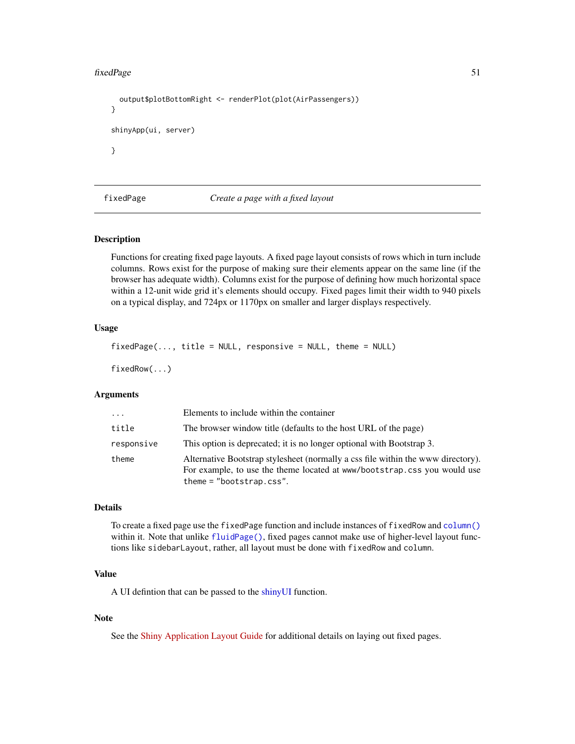```
  output$plotBottomRight <- renderPlot(plot(AirPassengers))
}

shinyApp(ui, server)

}
```

---

fixedPage — *Create a page with a fixed layout*

---

### Description

Functions for creating fixed page layouts. A fixed page layout consists of rows which in turn include columns. Rows exist for the purpose of making sure their elements appear on the same line (if the browser has adequate width). Columns exist for the purpose of defining how much horizontal space within a 12-unit wide grid it's elements should occupy. Fixed pages limit their width to 940 pixels on a typical display, and 724px or 1170px on smaller and larger displays respectively.

### Usage

```
fixedPage(..., title = NULL, responsive = NULL, theme = NULL)

fixedRow(...)
```

### Arguments

| | |
|---|---|
| `...` | Elements to include within the container |
| `title` | The browser window title (defaults to the host URL of the page) |
| `responsive` | This option is deprecated; it is no longer optional with Bootstrap 3. |
| `theme` | Alternative Bootstrap stylesheet (normally a css file within the www directory). For example, to use the theme located at `www/bootstrap.css` you would use `theme = "bootstrap.css"`. |

### Details

To create a fixed page use the `fixedPage` function and include instances of `fixedRow` and `column()` within it. Note that unlike `fluidPage()`, fixed pages cannot make use of higher-level layout functions like `sidebarLayout`, rather, all layout must be done with `fixedRow` and `column`.

### Value

A UI defintion that can be passed to the shinyUI function.

### Note

See the Shiny Application Layout Guide for additional details on laying out fixed pages.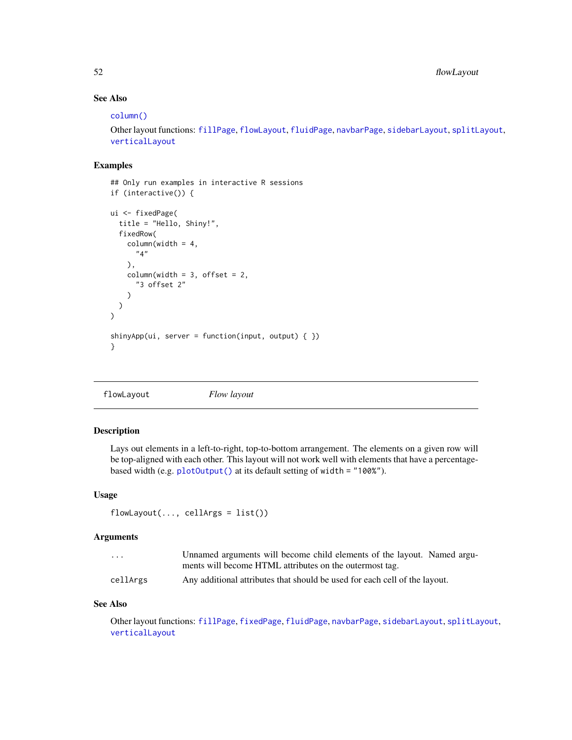### See Also

`column()`

Other layout functions: `fillPage`, `flowLayout`, `fluidPage`, `navbarPage`, `sidebarLayout`, `splitLayout`, `verticalLayout`

### Examples

```
## Only run examples in interactive R sessions
if (interactive()) {

ui <- fixedPage(
  title = "Hello, Shiny!",
  fixedRow(
    column(width = 4,
      "4"
    ),
    column(width = 3, offset = 2,
      "3 offset 2"
    )
  )
)

shinyApp(ui, server = function(input, output) { })
}
```

---

## flowLayout — *Flow layout*

---

### Description

Lays out elements in a left-to-right, top-to-bottom arrangement. The elements on a given row will be top-aligned with each other. This layout will not work well with elements that have a percentage-based width (e.g. `plotOutput()` at its default setting of `width = "100%"`).

### Usage

```
flowLayout(..., cellArgs = list())
```

### Arguments

| | |
|---|---|
| `...` | Unnamed arguments will become child elements of the layout. Named arguments will become HTML attributes on the outermost tag. |
| `cellArgs` | Any additional attributes that should be used for each cell of the layout. |

### See Also

Other layout functions: `fillPage`, `fixedPage`, `fluidPage`, `navbarPage`, `sidebarLayout`, `splitLayout`, `verticalLayout`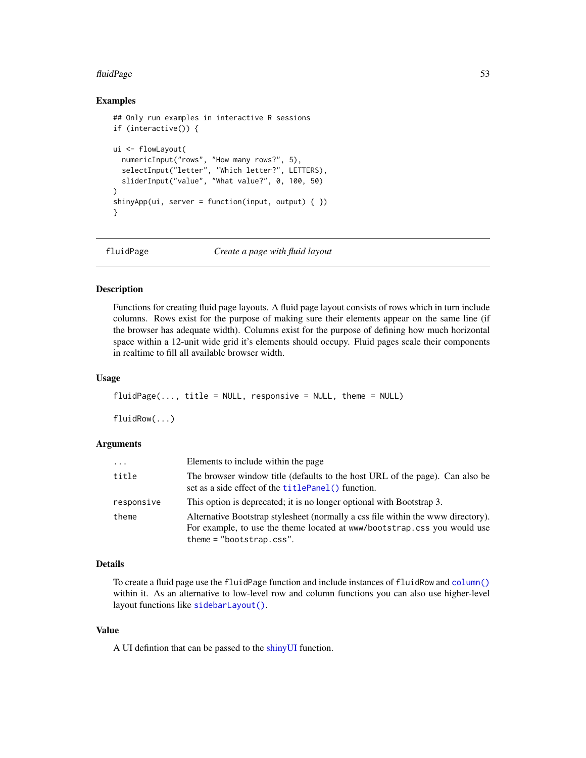## Examples

```
## Only run examples in interactive R sessions
if (interactive()) {

ui <- flowLayout(
  numericInput("rows", "How many rows?", 5),
  selectInput("letter", "Which letter?", LETTERS),
  sliderInput("value", "What value?", 0, 100, 50)
)
shinyApp(ui, server = function(input, output) { })
}
```

---

# fluidPage — *Create a page with fluid layout*

---

## Description

Functions for creating fluid page layouts. A fluid page layout consists of rows which in turn include columns. Rows exist for the purpose of making sure their elements appear on the same line (if the browser has adequate width). Columns exist for the purpose of defining how much horizontal space within a 12-unit wide grid it's elements should occupy. Fluid pages scale their components in realtime to fill all available browser width.

## Usage

```
fluidPage(..., title = NULL, responsive = NULL, theme = NULL)

fluidRow(...)
```

## Arguments

| | |
|---|---|
| `...` | Elements to include within the page |
| `title` | The browser window title (defaults to the host URL of the page). Can also be set as a side effect of the `titlePanel()` function. |
| `responsive` | This option is deprecated; it is no longer optional with Bootstrap 3. |
| `theme` | Alternative Bootstrap stylesheet (normally a css file within the www directory). For example, to use the theme located at `www/bootstrap.css` you would use `theme = "bootstrap.css"`. |

## Details

To create a fluid page use the `fluidPage` function and include instances of `fluidRow` and `column()` within it. As an alternative to low-level row and column functions you can also use higher-level layout functions like `sidebarLayout()`.

## Value

A UI defintion that can be passed to the shinyUI function.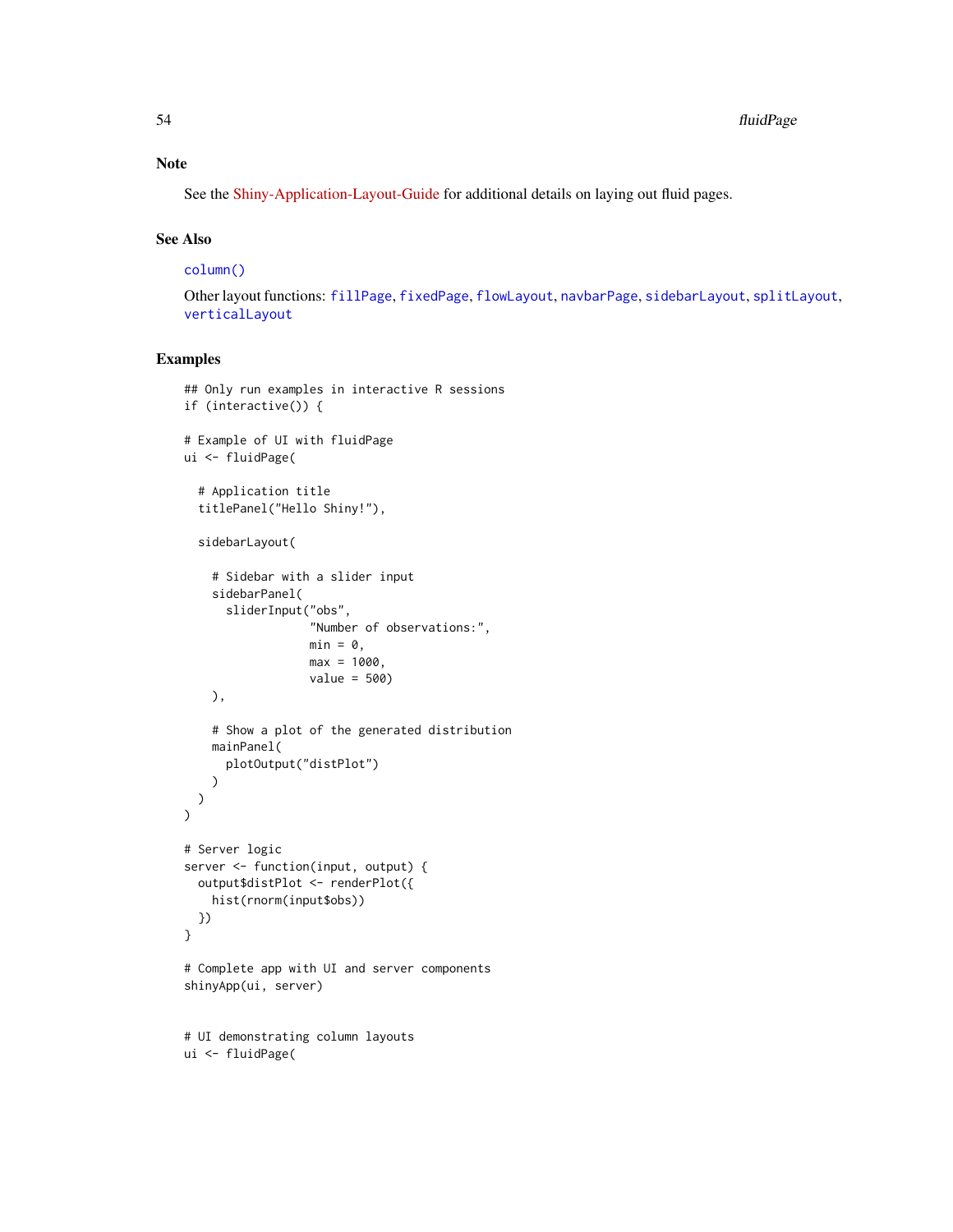## Note

See the Shiny-Application-Layout-Guide for additional details on laying out fluid pages.

## See Also

`column()`

Other layout functions: `fillPage`, `fixedPage`, `flowLayout`, `navbarPage`, `sidebarLayout`, `splitLayout`, `verticalLayout`

## Examples

```
## Only run examples in interactive R sessions
if (interactive()) {

# Example of UI with fluidPage
ui <- fluidPage(

  # Application title
  titlePanel("Hello Shiny!"),

  sidebarLayout(

    # Sidebar with a slider input
    sidebarPanel(
      sliderInput("obs",
                  "Number of observations:",
                  min = 0,
                  max = 1000,
                  value = 500)
    ),

    # Show a plot of the generated distribution
    mainPanel(
      plotOutput("distPlot")
    )
  )
)

# Server logic
server <- function(input, output) {
  output$distPlot <- renderPlot({
    hist(rnorm(input$obs))
  })
}

# Complete app with UI and server components
shinyApp(ui, server)


# UI demonstrating column layouts
ui <- fluidPage(
```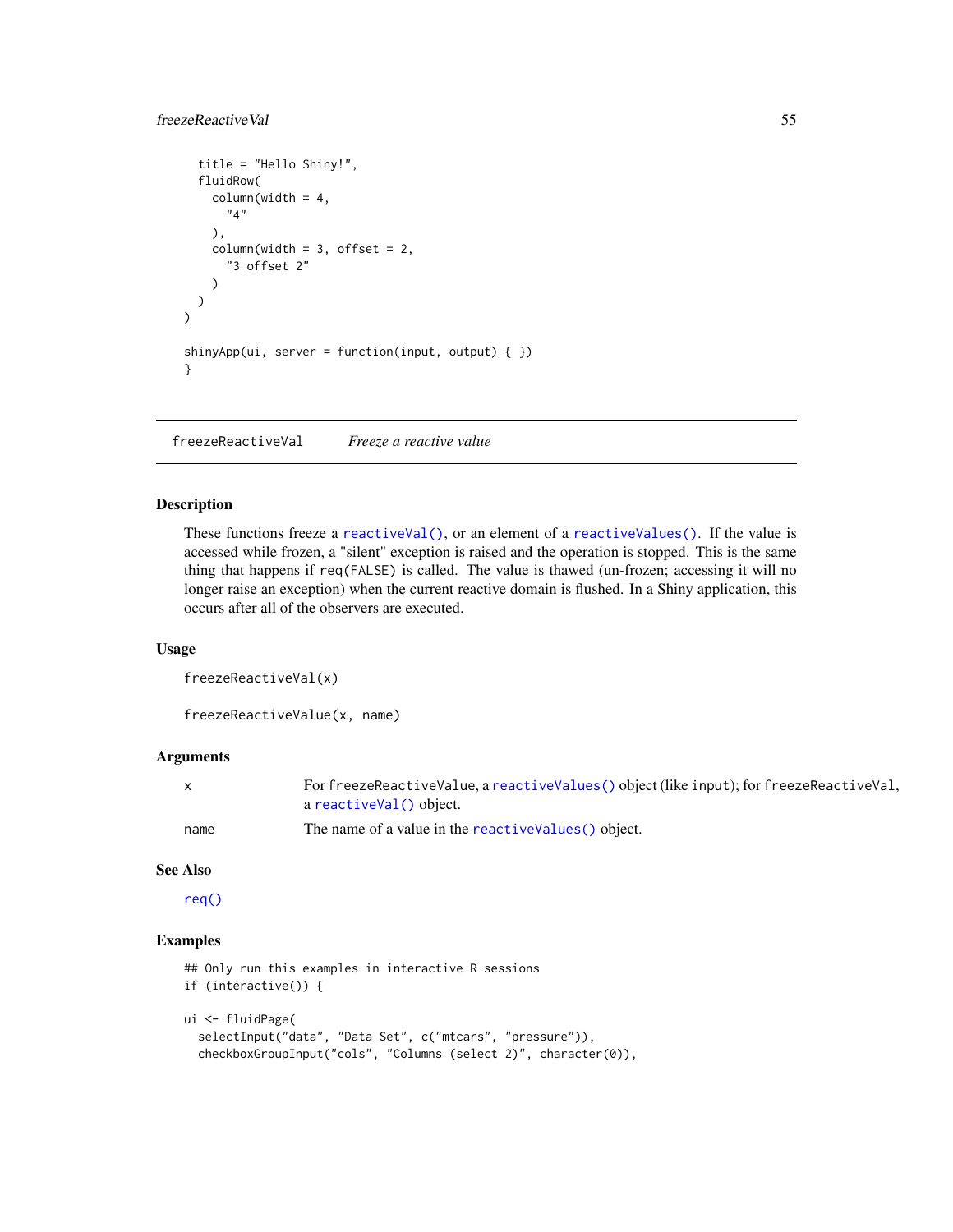```
  title = "Hello Shiny!",
  fluidRow(
    column(width = 4,
      "4"
    ),
    column(width = 3, offset = 2,
      "3 offset 2"
    )
  )
)

shinyApp(ui, server = function(input, output) { })
}
```

---

## freezeReactiveVal — *Freeze a reactive value*

### Description

These functions freeze a reactiveVal(), or an element of a reactiveValues(). If the value is accessed while frozen, a "silent" exception is raised and the operation is stopped. This is the same thing that happens if req(FALSE) is called. The value is thawed (un-frozen; accessing it will no longer raise an exception) when the current reactive domain is flushed. In a Shiny application, this occurs after all of the observers are executed.

### Usage

```
freezeReactiveVal(x)

freezeReactiveValue(x, name)
```

### Arguments

| | |
|---|---|
| x | For freezeReactiveValue, a reactiveValues() object (like input); for freezeReactiveVal, a reactiveVal() object. |
| name | The name of a value in the reactiveValues() object. |

### See Also

req()

### Examples

```
## Only run this examples in interactive R sessions
if (interactive()) {

ui <- fluidPage(
  selectInput("data", "Data Set", c("mtcars", "pressure")),
  checkboxGroupInput("cols", "Columns (select 2)", character(0)),
```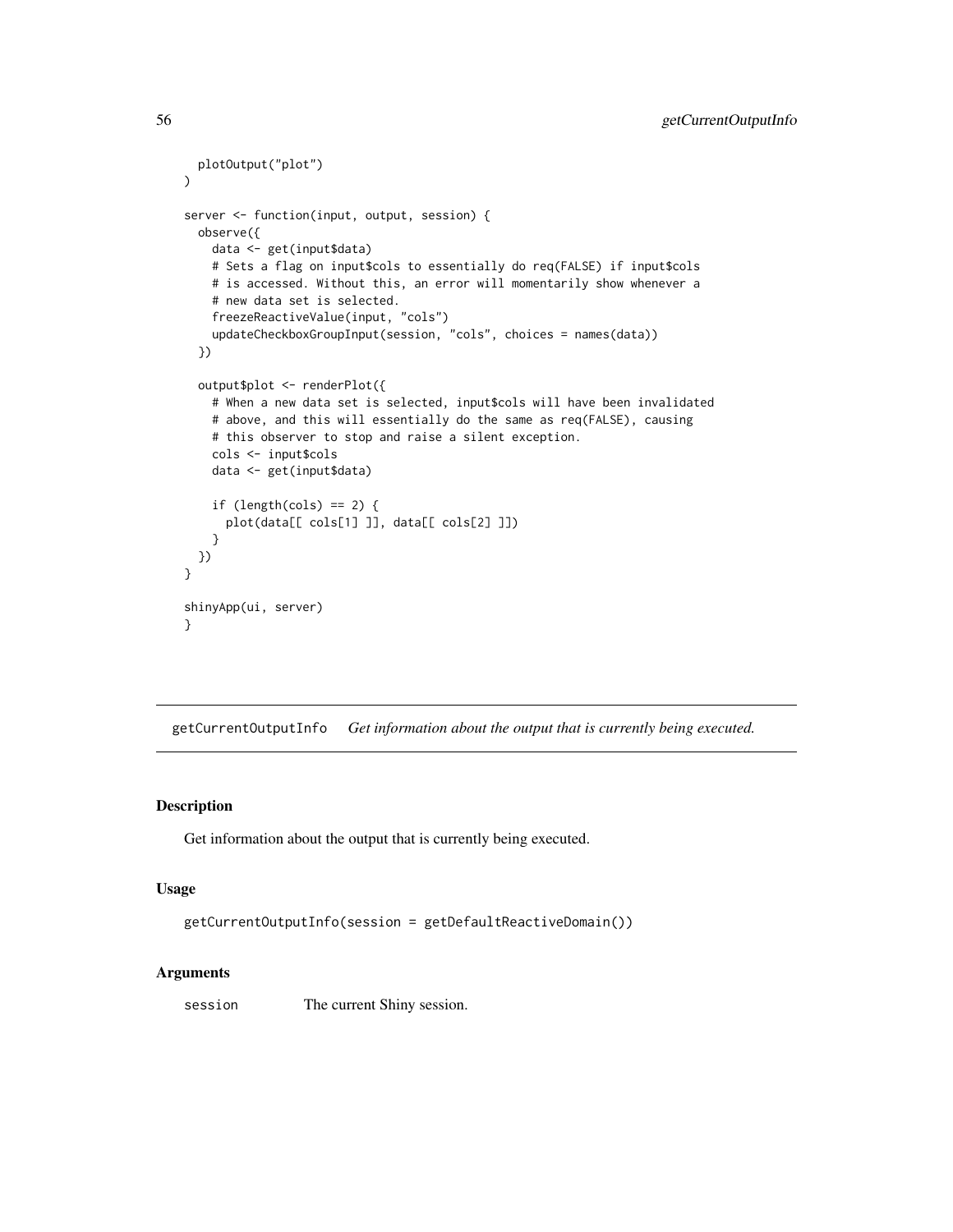```
  plotOutput("plot")
)

server <- function(input, output, session) {
  observe({
    data <- get(input$data)
    # Sets a flag on input$cols to essentially do req(FALSE) if input$cols
    # is accessed. Without this, an error will momentarily show whenever a
    # new data set is selected.
    freezeReactiveValue(input, "cols")
    updateCheckboxGroupInput(session, "cols", choices = names(data))
  })

  output$plot <- renderPlot({
    # When a new data set is selected, input$cols will have been invalidated
    # above, and this will essentially do the same as req(FALSE), causing
    # this observer to stop and raise a silent exception.
    cols <- input$cols
    data <- get(input$data)

    if (length(cols) == 2) {
      plot(data[[ cols[1] ]], data[[ cols[2] ]])
    }
  })
}

shinyApp(ui, server)
}
```

---

## getCurrentOutputInfo — *Get information about the output that is currently being executed.*

---

### Description

Get information about the output that is currently being executed.

### Usage

```
getCurrentOutputInfo(session = getDefaultReactiveDomain())
```

### Arguments

| | |
|---|---|
| session | The current Shiny session. |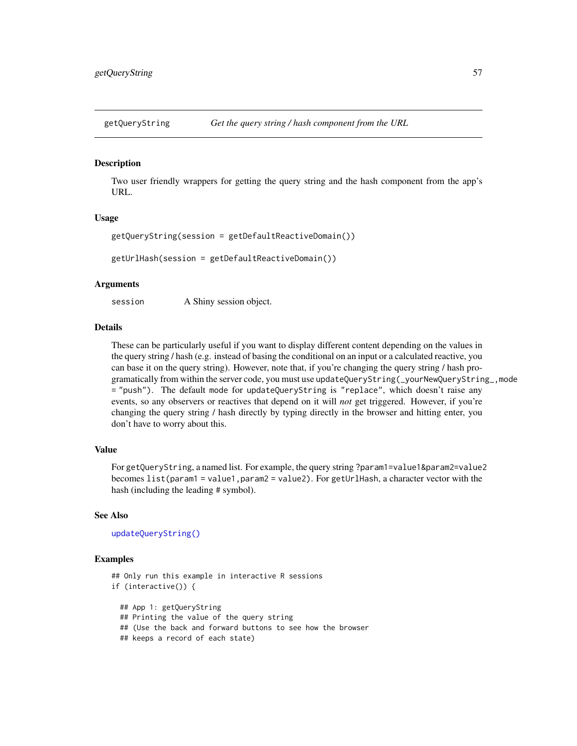## getQueryString — *Get the query string / hash component from the URL*

### Description

Two user friendly wrappers for getting the query string and the hash component from the app's URL.

### Usage

```
getQueryString(session = getDefaultReactiveDomain())

getUrlHash(session = getDefaultReactiveDomain())
```

### Arguments

| | |
|---|---|
| session | A Shiny session object. |

### Details

These can be particularly useful if you want to display different content depending on the values in the query string / hash (e.g. instead of basing the conditional on an input or a calculated reactive, you can base it on the query string). However, note that, if you're changing the query string / hash programatically from within the server code, you must use `updateQueryString(_yourNewQueryString_, mode = "push")`. The default mode for `updateQueryString` is `"replace"`, which doesn't raise any events, so any observers or reactives that depend on it will *not* get triggered. However, if you're changing the query string / hash directly by typing directly in the browser and hitting enter, you don't have to worry about this.

### Value

For `getQueryString`, a named list. For example, the query string `?param1=value1&param2=value2` becomes `list(param1 = value1, param2 = value2)`. For `getUrlHash`, a character vector with the hash (including the leading # symbol).

### See Also

`updateQueryString()`

### Examples

```
## Only run this example in interactive R sessions
if (interactive()) {

  ## App 1: getQueryString
  ## Printing the value of the query string
  ## (Use the back and forward buttons to see how the browser
  ## keeps a record of each state)
```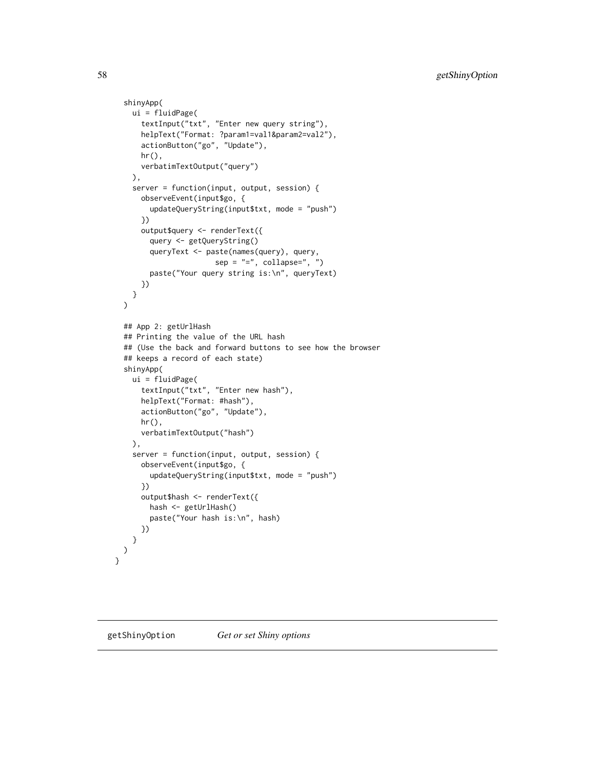```
  shinyApp(
    ui = fluidPage(
      textInput("txt", "Enter new query string"),
      helpText("Format: ?param1=val1&param2=val2"),
      actionButton("go", "Update"),
      hr(),
      verbatimTextOutput("query")
    ),
    server = function(input, output, session) {
      observeEvent(input$go, {
        updateQueryString(input$txt, mode = "push")
      })
      output$query <- renderText({
        query <- getQueryString()
        queryText <- paste(names(query), query,
                       sep = "=", collapse=", ")
        paste("Your query string is:\n", queryText)
      })
    }
  )

  ## App 2: getUrlHash
  ## Printing the value of the URL hash
  ## (Use the back and forward buttons to see how the browser
  ## keeps a record of each state)
  shinyApp(
    ui = fluidPage(
      textInput("txt", "Enter new hash"),
      helpText("Format: #hash"),
      actionButton("go", "Update"),
      hr(),
      verbatimTextOutput("hash")
    ),
    server = function(input, output, session) {
      observeEvent(input$go, {
        updateQueryString(input$txt, mode = "push")
      })
      output$hash <- renderText({
        hash <- getUrlHash()
        paste("Your hash is:\n", hash)
      })
    }
  )
}
```

---

## getShinyOption — *Get or set Shiny options*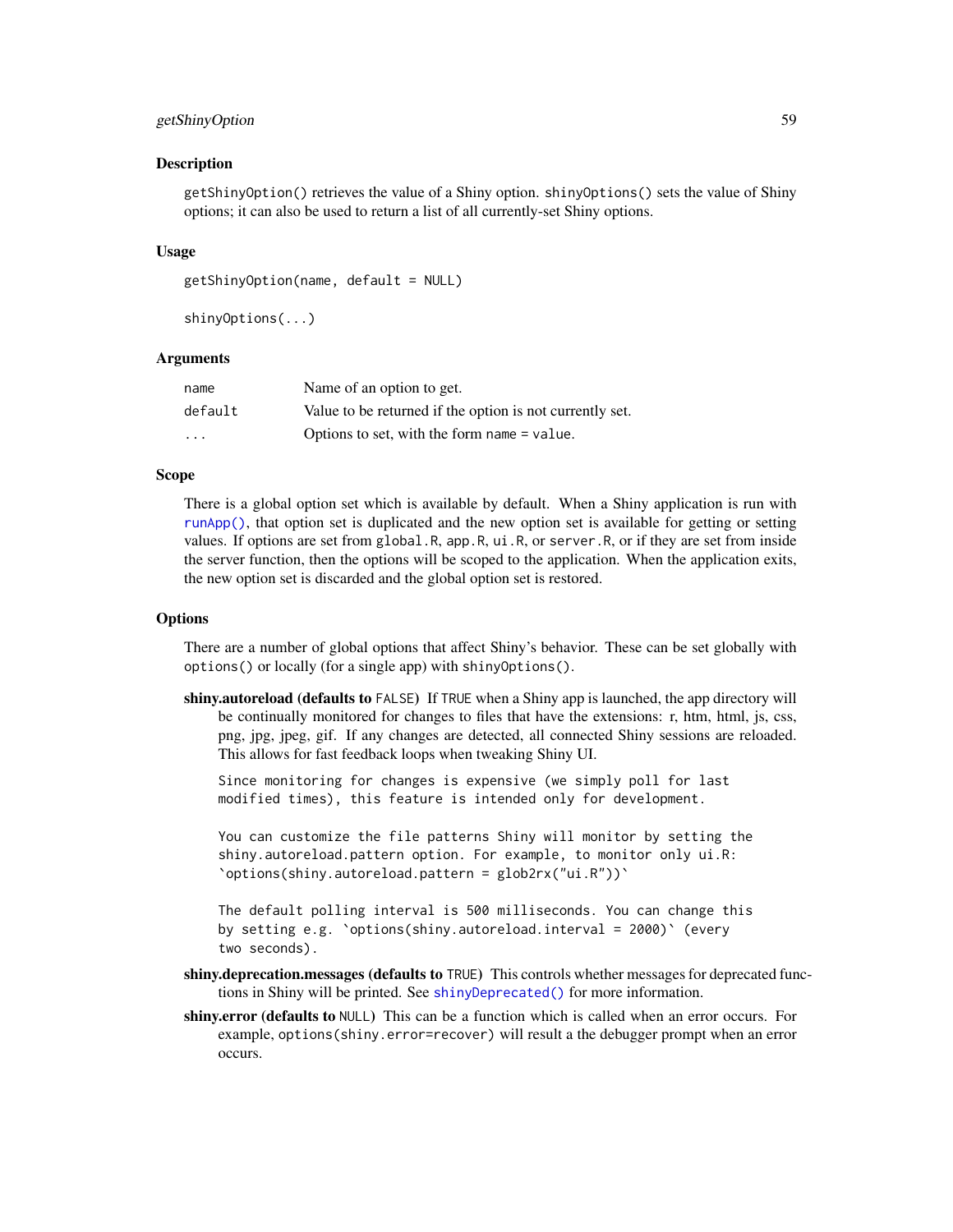## Description

`getShinyOption()` retrieves the value of a Shiny option. `shinyOptions()` sets the value of Shiny options; it can also be used to return a list of all currently-set Shiny options.

## Usage

```
getShinyOption(name, default = NULL)

shinyOptions(...)
```

## Arguments

| | |
|---|---|
| `name` | Name of an option to get. |
| `default` | Value to be returned if the option is not currently set. |
| `...` | Options to set, with the form `name = value`. |

## Scope

There is a global option set which is available by default. When a Shiny application is run with `runApp()`, that option set is duplicated and the new option set is available for getting or setting values. If options are set from `global.R`, `app.R`, `ui.R`, or `server.R`, or if they are set from inside the server function, then the options will be scoped to the application. When the application exits, the new option set is discarded and the global option set is restored.

## Options

There are a number of global options that affect Shiny's behavior. These can be set globally with `options()` or locally (for a single app) with `shinyOptions()`.

**shiny.autoreload (defaults to `FALSE`)** If `TRUE` when a Shiny app is launched, the app directory will be continually monitored for changes to files that have the extensions: r, htm, html, js, css, png, jpg, jpeg, gif. If any changes are detected, all connected Shiny sessions are reloaded. This allows for fast feedback loops when tweaking Shiny UI.

```
Since monitoring for changes is expensive (we simply poll for last
modified times), this feature is intended only for development.

You can customize the file patterns Shiny will monitor by setting the
shiny.autoreload.pattern option. For example, to monitor only ui.R:
`options(shiny.autoreload.pattern = glob2rx("ui.R"))`

The default polling interval is 500 milliseconds. You can change this
by setting e.g. `options(shiny.autoreload.interval = 2000)` (every
two seconds).
```

**shiny.deprecation.messages (defaults to `TRUE`)** This controls whether messages for deprecated functions in Shiny will be printed. See `shinyDeprecated()` for more information.

**shiny.error (defaults to `NULL`)** This can be a function which is called when an error occurs. For example, `options(shiny.error=recover)` will result a the debugger prompt when an error occurs.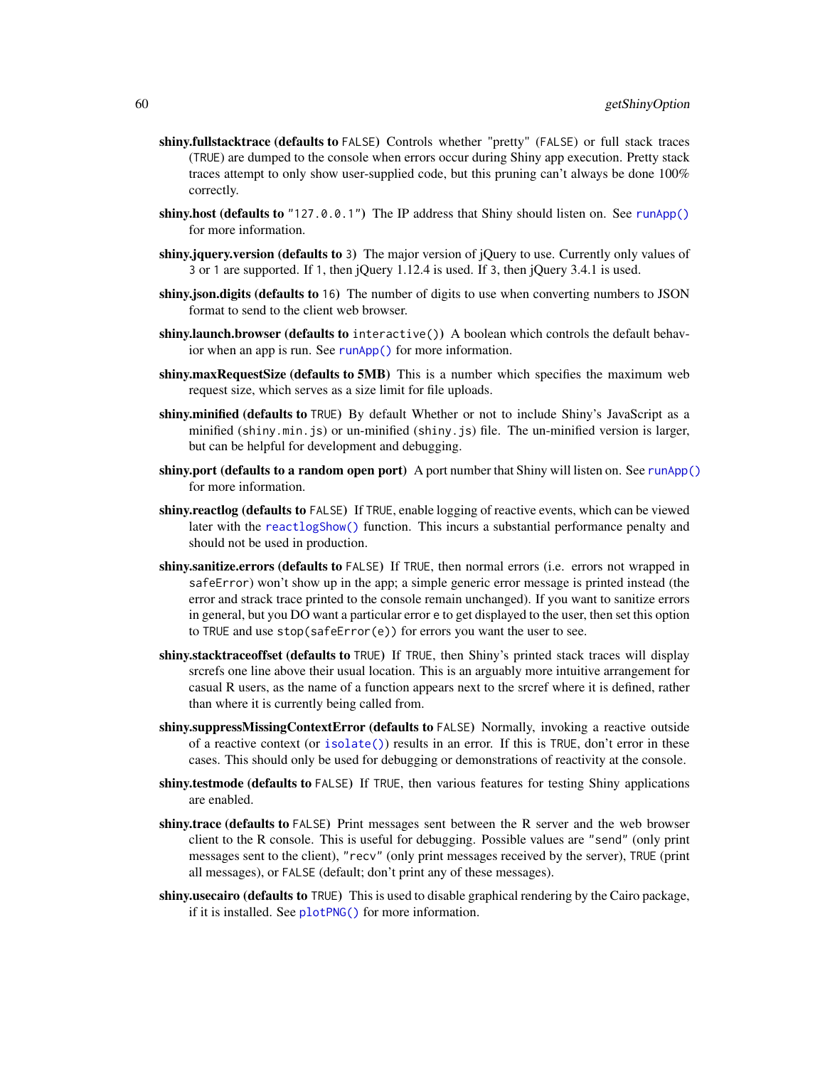**shiny.fullstacktrace (defaults to `FALSE`)** Controls whether "pretty" (`FALSE`) or full stack traces (`TRUE`) are dumped to the console when errors occur during Shiny app execution. Pretty stack traces attempt to only show user-supplied code, but this pruning can't always be done 100% correctly.

**shiny.host (defaults to `"127.0.0.1"`)** The IP address that Shiny should listen on. See `runApp()` for more information.

**shiny.jquery.version (defaults to `3`)** The major version of jQuery to use. Currently only values of `3` or `1` are supported. If `1`, then jQuery 1.12.4 is used. If `3`, then jQuery 3.4.1 is used.

**shiny.json.digits (defaults to `16`)** The number of digits to use when converting numbers to JSON format to send to the client web browser.

**shiny.launch.browser (defaults to `interactive()`)** A boolean which controls the default behavior when an app is run. See `runApp()` for more information.

**shiny.maxRequestSize (defaults to 5MB)** This is a number which specifies the maximum web request size, which serves as a size limit for file uploads.

**shiny.minified (defaults to `TRUE`)** By default Whether or not to include Shiny's JavaScript as a minified (`shiny.min.js`) or un-minified (`shiny.js`) file. The un-minified version is larger, but can be helpful for development and debugging.

**shiny.port (defaults to a random open port)** A port number that Shiny will listen on. See `runApp()` for more information.

**shiny.reactlog (defaults to `FALSE`)** If `TRUE`, enable logging of reactive events, which can be viewed later with the `reactlogShow()` function. This incurs a substantial performance penalty and should not be used in production.

**shiny.sanitize.errors (defaults to `FALSE`)** If `TRUE`, then normal errors (i.e. errors not wrapped in `safeError`) won't show up in the app; a simple generic error message is printed instead (the error and strack trace printed to the console remain unchanged). If you want to sanitize errors in general, but you DO want a particular error `e` to get displayed to the user, then set this option to `TRUE` and use `stop(safeError(e))` for errors you want the user to see.

**shiny.stacktraceoffset (defaults to `TRUE`)** If `TRUE`, then Shiny's printed stack traces will display srcrefs one line above their usual location. This is an arguably more intuitive arrangement for casual R users, as the name of a function appears next to the srcref where it is defined, rather than where it is currently being called from.

**shiny.suppressMissingContextError (defaults to `FALSE`)** Normally, invoking a reactive outside of a reactive context (or `isolate()`) results in an error. If this is `TRUE`, don't error in these cases. This should only be used for debugging or demonstrations of reactivity at the console.

**shiny.testmode (defaults to `FALSE`)** If `TRUE`, then various features for testing Shiny applications are enabled.

**shiny.trace (defaults to `FALSE`)** Print messages sent between the R server and the web browser client to the R console. This is useful for debugging. Possible values are `"send"` (only print messages sent to the client), `"recv"` (only print messages received by the server), `TRUE` (print all messages), or `FALSE` (default; don't print any of these messages).

**shiny.usecairo (defaults to `TRUE`)** This is used to disable graphical rendering by the Cairo package, if it is installed. See `plotPNG()` for more information.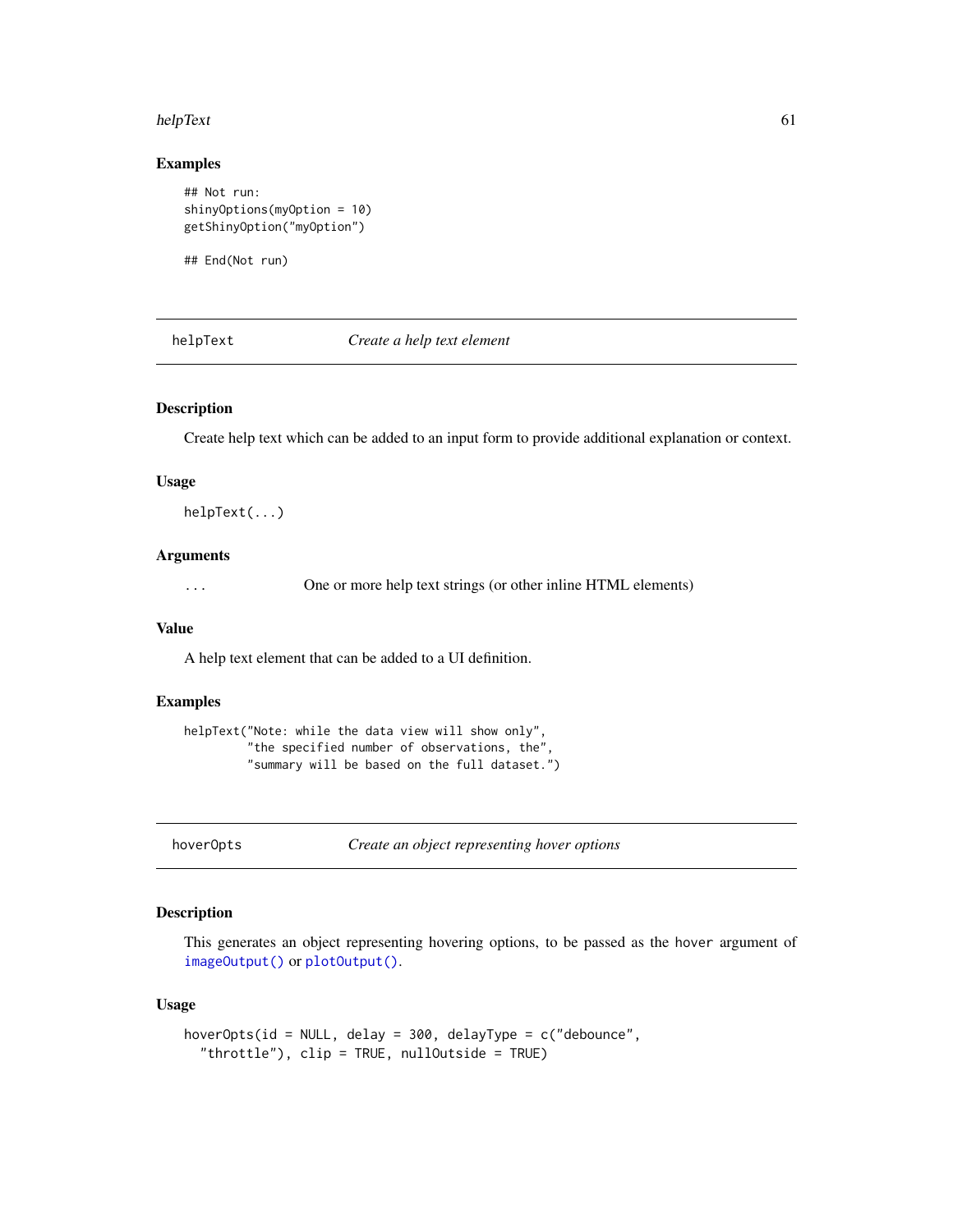### Examples

```
## Not run:
shinyOptions(myOption = 10)
getShinyOption("myOption")

## End(Not run)
```

---

## helpText — *Create a help text element*

---

### Description

Create help text which can be added to an input form to provide additional explanation or context.

### Usage

```
helpText(...)
```

### Arguments

| | |
|---|---|
| `...` | One or more help text strings (or other inline HTML elements) |

### Value

A help text element that can be added to a UI definition.

### Examples

```
helpText("Note: while the data view will show only",
         "the specified number of observations, the",
         "summary will be based on the full dataset.")
```

---

## hoverOpts — *Create an object representing hover options*

---

### Description

This generates an object representing hovering options, to be passed as the `hover` argument of `imageOutput()` or `plotOutput()`.

### Usage

```
hoverOpts(id = NULL, delay = 300, delayType = c("debounce",
  "throttle"), clip = TRUE, nullOutside = TRUE)
```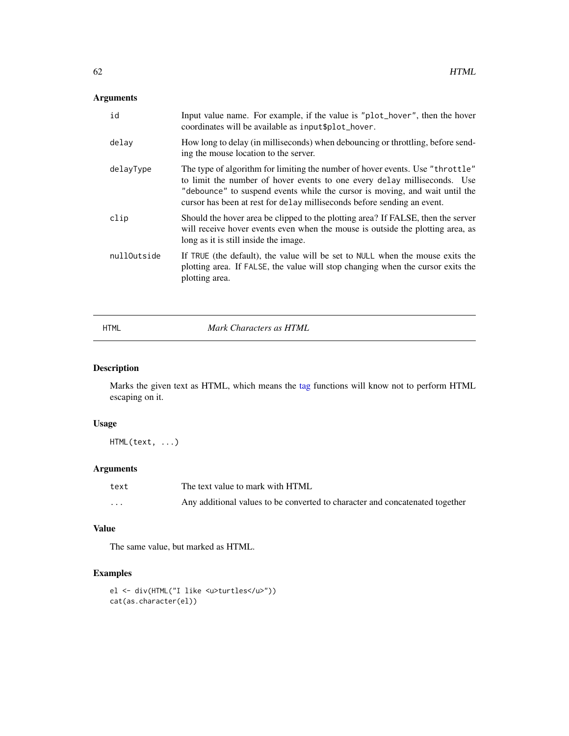### Arguments

| | |
|---|---|
| id | Input value name. For example, if the value is "plot_hover", then the hover coordinates will be available as input$plot_hover. |
| delay | How long to delay (in milliseconds) when debouncing or throttling, before sending the mouse location to the server. |
| delayType | The type of algorithm for limiting the number of hover events. Use "throttle" to limit the number of hover events to one every delay milliseconds. Use "debounce" to suspend events while the cursor is moving, and wait until the cursor has been at rest for delay milliseconds before sending an event. |
| clip | Should the hover area be clipped to the plotting area? If FALSE, then the server will receive hover events even when the mouse is outside the plotting area, as long as it is still inside the image. |
| nullOutside | If TRUE (the default), the value will be set to NULL when the mouse exits the plotting area. If FALSE, the value will stop changing when the cursor exits the plotting area. |

---

## HTML *Mark Characters as HTML*

---

### Description

Marks the given text as HTML, which means the tag functions will know not to perform HTML escaping on it.

### Usage

```
HTML(text, ...)
```

### Arguments

| | |
|---|---|
| text | The text value to mark with HTML |
| ... | Any additional values to be converted to character and concatenated together |

### Value

The same value, but marked as HTML.

### Examples

```
el <- div(HTML("I like <u>turtles</u>"))
cat(as.character(el))
```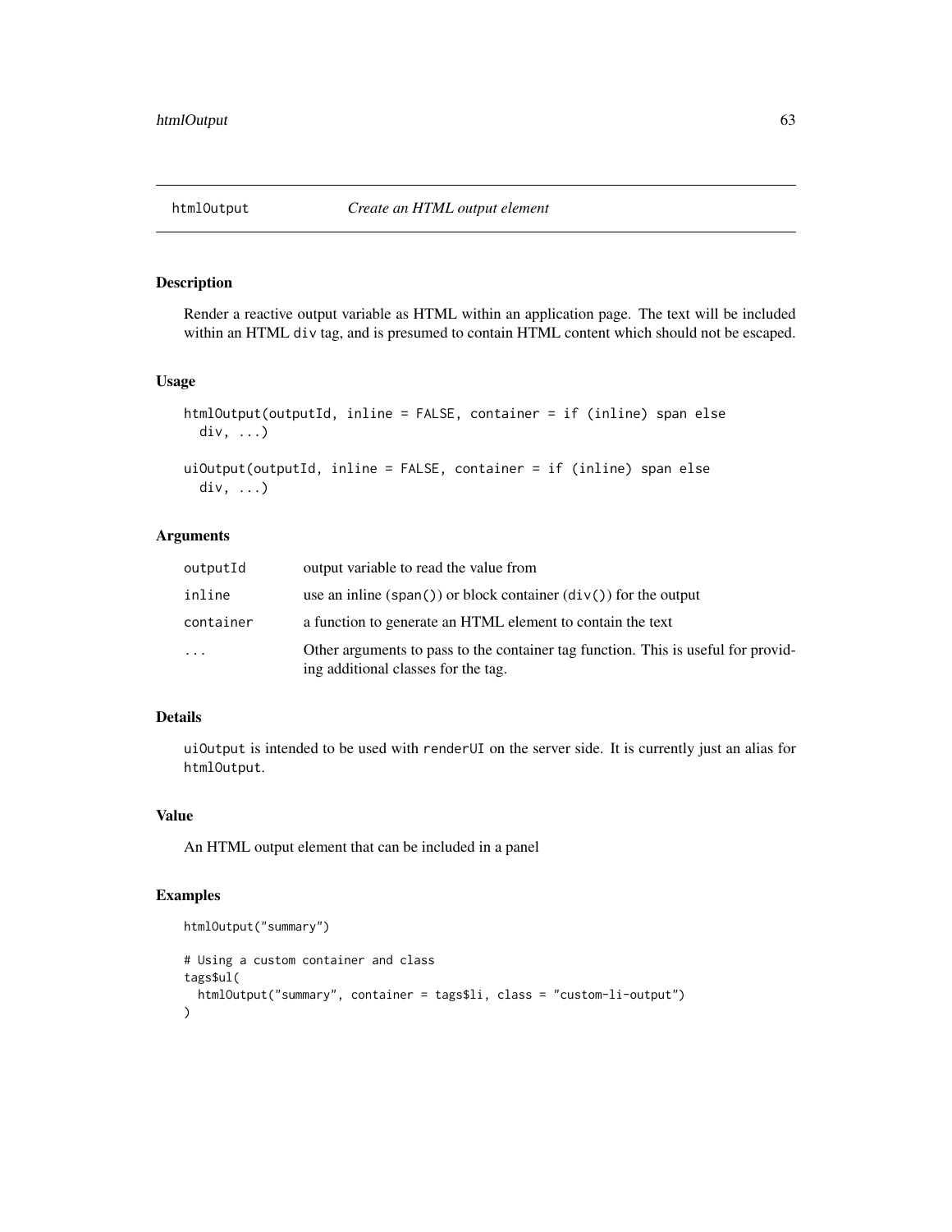# htmlOutput — *Create an HTML output element*

## Description

Render a reactive output variable as HTML within an application page. The text will be included within an HTML `div` tag, and is presumed to contain HTML content which should not be escaped.

## Usage

```
htmlOutput(outputId, inline = FALSE, container = if (inline) span else
  div, ...)

uiOutput(outputId, inline = FALSE, container = if (inline) span else
  div, ...)
```

## Arguments

| | |
|---|---|
| `outputId` | output variable to read the value from |
| `inline` | use an inline (`span()`) or block container (`div()`) for the output |
| `container` | a function to generate an HTML element to contain the text |
| `...` | Other arguments to pass to the container tag function. This is useful for providing additional classes for the tag. |

## Details

`uiOutput` is intended to be used with `renderUI` on the server side. It is currently just an alias for `htmlOutput`.

## Value

An HTML output element that can be included in a panel

## Examples

```
htmlOutput("summary")

# Using a custom container and class
tags$ul(
  htmlOutput("summary", container = tags$li, class = "custom-li-output")
)
```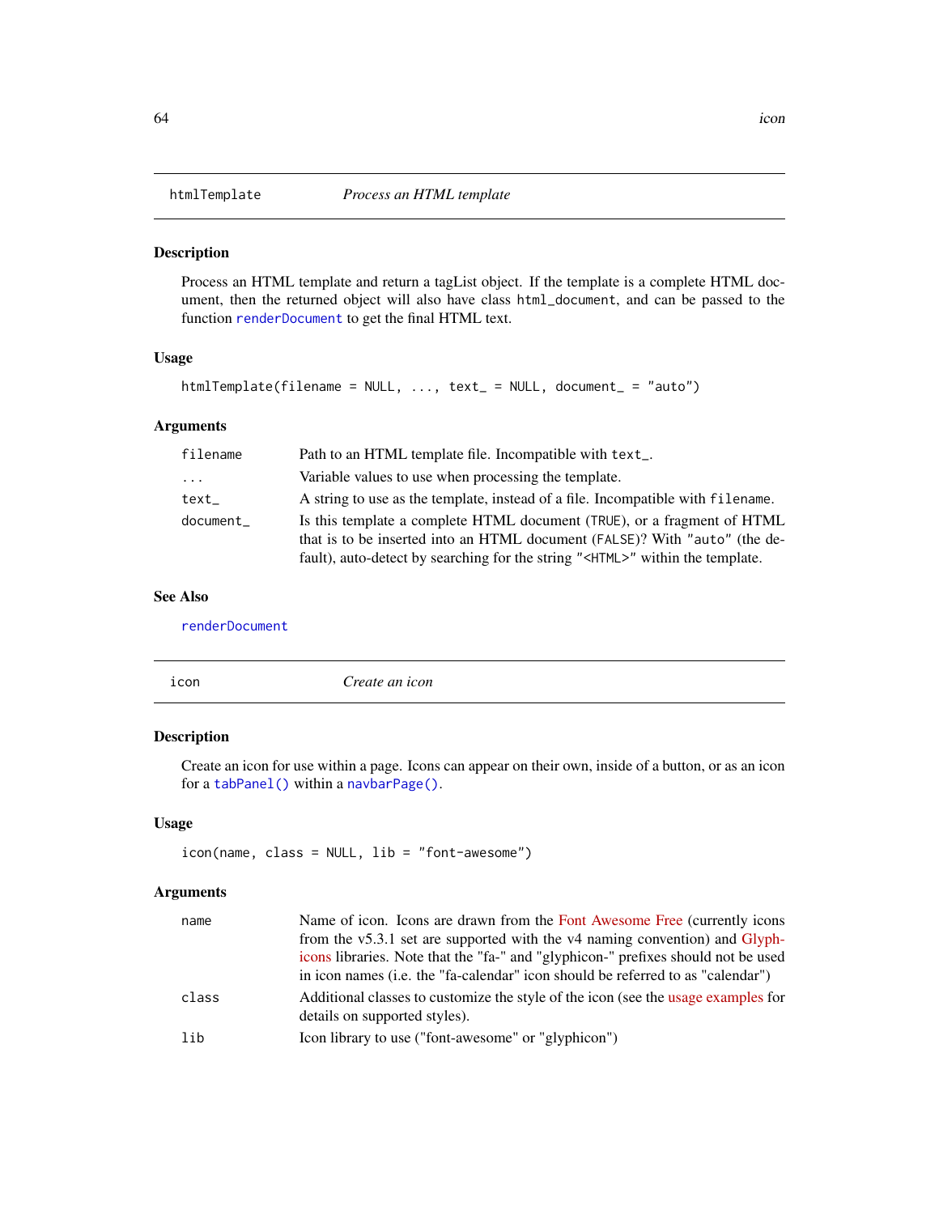## htmlTemplate — *Process an HTML template*

### Description

Process an HTML template and return a tagList object. If the template is a complete HTML document, then the returned object will also have class `html_document`, and can be passed to the function `renderDocument` to get the final HTML text.

### Usage

```
htmlTemplate(filename = NULL, ..., text_ = NULL, document_ = "auto")
```

### Arguments

| | |
|---|---|
| `filename` | Path to an HTML template file. Incompatible with `text_`. |
| `...` | Variable values to use when processing the template. |
| `text_` | A string to use as the template, instead of a file. Incompatible with `filename`. |
| `document_` | Is this template a complete HTML document (`TRUE`), or a fragment of HTML that is to be inserted into an HTML document (`FALSE`)? With `"auto"` (the default), auto-detect by searching for the string `"<HTML>"` within the template. |

### See Also

`renderDocument`

## icon — *Create an icon*

### Description

Create an icon for use within a page. Icons can appear on their own, inside of a button, or as an icon for a `tabPanel()` within a `navbarPage()`.

### Usage

```
icon(name, class = NULL, lib = "font-awesome")
```

### Arguments

| | |
|---|---|
| `name` | Name of icon. Icons are drawn from the Font Awesome Free (currently icons from the v5.3.1 set are supported with the v4 naming convention) and Glyphicons libraries. Note that the "fa-" and "glyphicon-" prefixes should not be used in icon names (i.e. the "fa-calendar" icon should be referred to as "calendar") |
| `class` | Additional classes to customize the style of the icon (see the usage examples for details on supported styles). |
| `lib` | Icon library to use ("font-awesome" or "glyphicon") |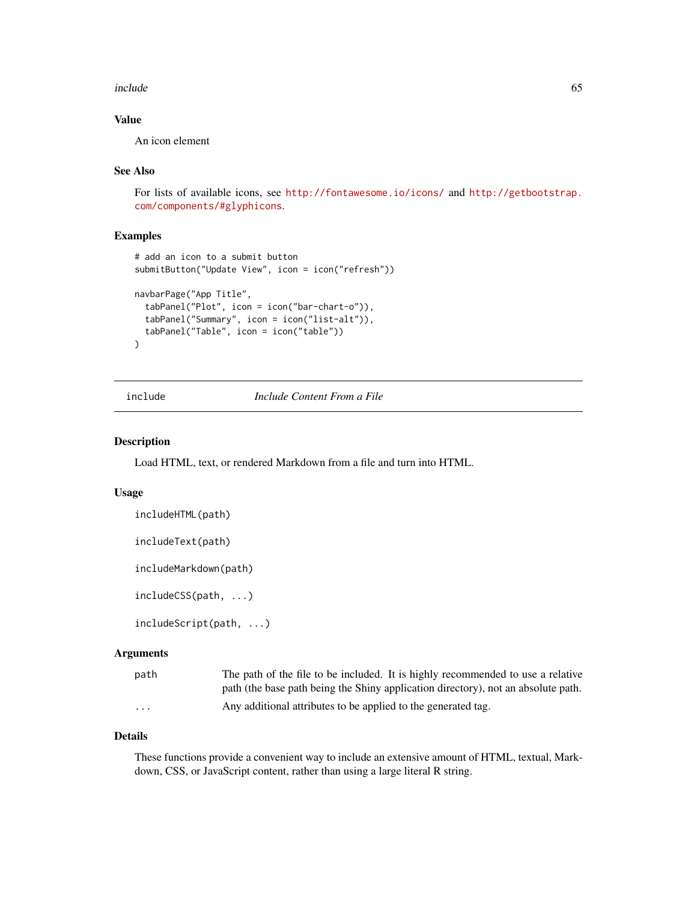### Value

An icon element

### See Also

For lists of available icons, see http://fontawesome.io/icons/ and http://getbootstrap.com/components/#glyphicons.

### Examples

```
# add an icon to a submit button
submitButton("Update View", icon = icon("refresh"))

navbarPage("App Title",
  tabPanel("Plot", icon = icon("bar-chart-o")),
  tabPanel("Summary", icon = icon("list-alt")),
  tabPanel("Table", icon = icon("table"))
)
```

---

## include — *Include Content From a File*

---

### Description

Load HTML, text, or rendered Markdown from a file and turn into HTML.

### Usage

```
includeHTML(path)

includeText(path)

includeMarkdown(path)

includeCSS(path, ...)

includeScript(path, ...)
```

### Arguments

| | |
|---|---|
| path | The path of the file to be included. It is highly recommended to use a relative path (the base path being the Shiny application directory), not an absolute path. |
| ... | Any additional attributes to be applied to the generated tag. |

### Details

These functions provide a convenient way to include an extensive amount of HTML, textual, Markdown, CSS, or JavaScript content, rather than using a large literal R string.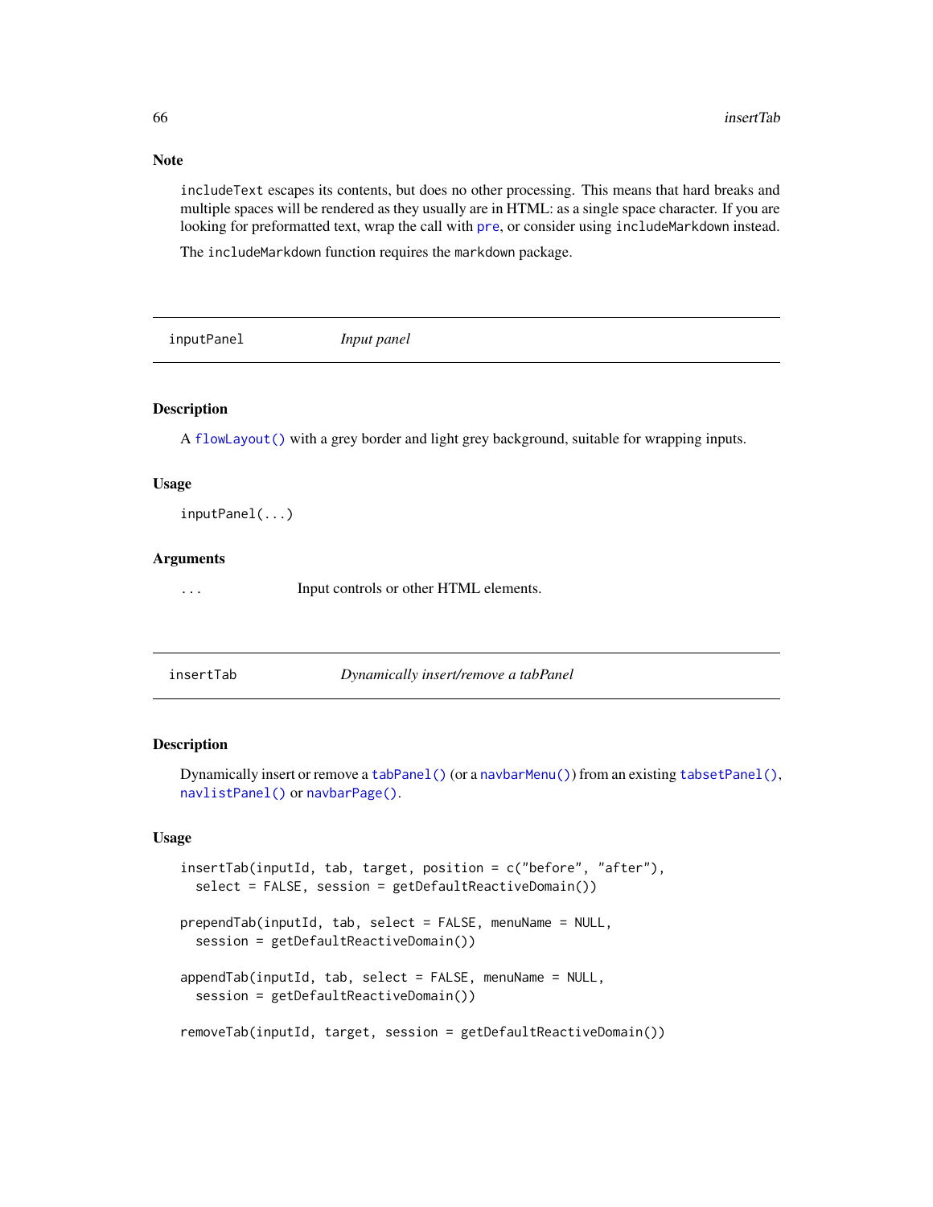### Note

`includeText` escapes its contents, but does no other processing. This means that hard breaks and multiple spaces will be rendered as they usually are in HTML: as a single space character. If you are looking for preformatted text, wrap the call with `pre`, or consider using `includeMarkdown` instead.

The `includeMarkdown` function requires the `markdown` package.

---

## inputPanel *Input panel*

---

### Description

A `flowLayout()` with a grey border and light grey background, suitable for wrapping inputs.

### Usage

```
inputPanel(...)
```

### Arguments

| | |
|---|---|
| `...` | Input controls or other HTML elements. |

---

## insertTab *Dynamically insert/remove a tabPanel*

---

### Description

Dynamically insert or remove a `tabPanel()` (or a `navbarMenu()`) from an existing `tabsetPanel()`, `navlistPanel()` or `navbarPage()`.

### Usage

```
insertTab(inputId, tab, target, position = c("before", "after"),
  select = FALSE, session = getDefaultReactiveDomain())

prependTab(inputId, tab, select = FALSE, menuName = NULL,
  session = getDefaultReactiveDomain())

appendTab(inputId, tab, select = FALSE, menuName = NULL,
  session = getDefaultReactiveDomain())

removeTab(inputId, target, session = getDefaultReactiveDomain())
```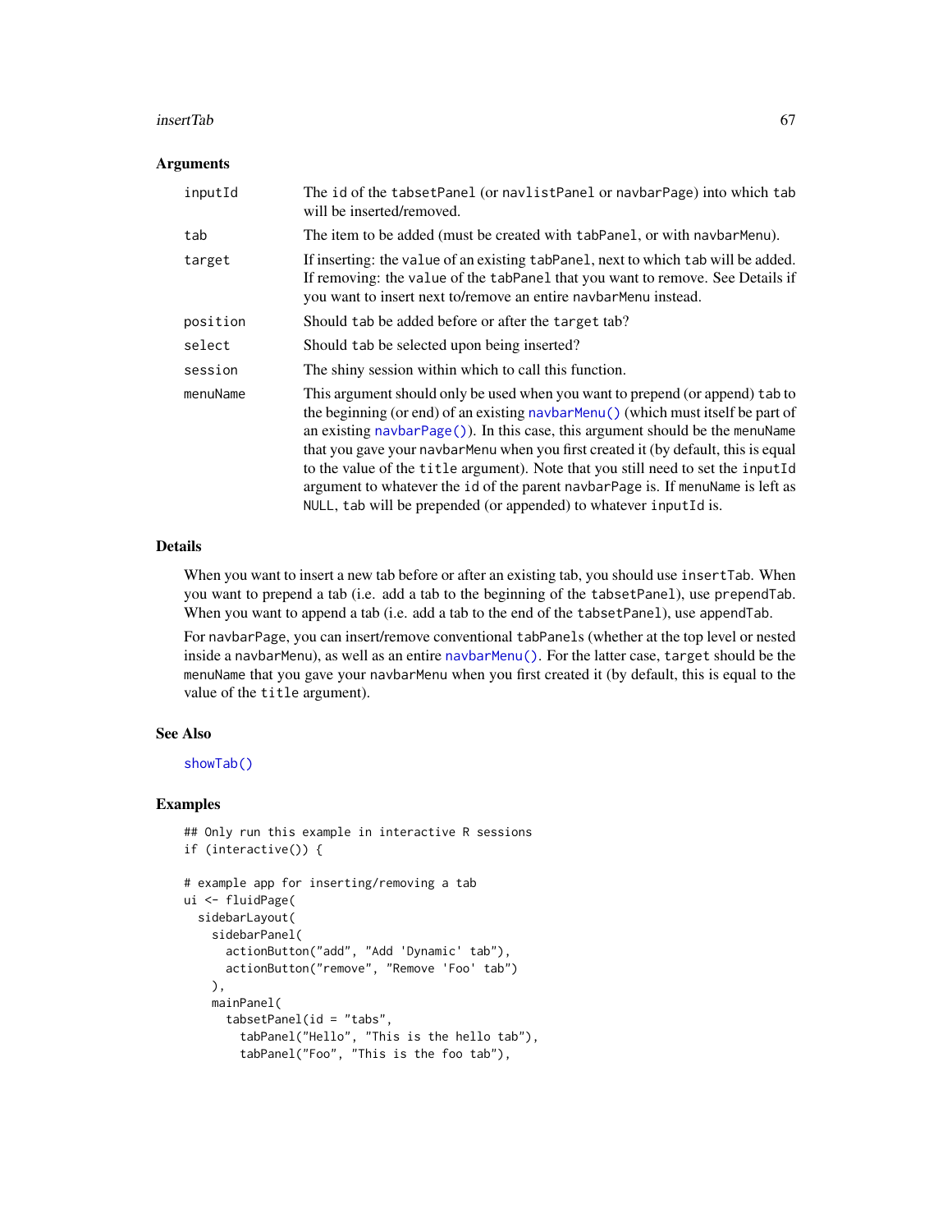### Arguments

| | |
|---|---|
| `inputId` | The `id` of the `tabsetPanel` (or `navlistPanel` or `navbarPage`) into which `tab` will be inserted/removed. |
| `tab` | The item to be added (must be created with `tabPanel`, or with `navbarMenu`). |
| `target` | If inserting: the `value` of an existing `tabPanel`, next to which `tab` will be added. If removing: the `value` of the `tabPanel` that you want to remove. See Details if you want to insert next to/remove an entire `navbarMenu` instead. |
| `position` | Should `tab` be added before or after the `target` tab? |
| `select` | Should `tab` be selected upon being inserted? |
| `session` | The shiny session within which to call this function. |
| `menuName` | This argument should only be used when you want to prepend (or append) `tab` to the beginning (or end) of an existing `navbarMenu()` (which must itself be part of an existing `navbarPage()`). In this case, this argument should be the `menuName` that you gave your `navbarMenu` when you first created it (by default, this is equal to the value of the `title` argument). Note that you still need to set the `inputId` argument to whatever the `id` of the parent `navbarPage` is. If `menuName` is left as `NULL`, `tab` will be prepended (or appended) to whatever `inputId` is. |

### Details

When you want to insert a new tab before or after an existing tab, you should use `insertTab`. When you want to prepend a tab (i.e. add a tab to the beginning of the `tabsetPanel`), use `prependTab`. When you want to append a tab (i.e. add a tab to the end of the `tabsetPanel`), use `appendTab`.

For `navbarPage`, you can insert/remove conventional `tabPanel`s (whether at the top level or nested inside a `navbarMenu`), as well as an entire `navbarMenu()`. For the latter case, `target` should be the `menuName` that you gave your `navbarMenu` when you first created it (by default, this is equal to the value of the `title` argument).

### See Also

`showTab()`

### Examples

```
## Only run this example in interactive R sessions
if (interactive()) {

# example app for inserting/removing a tab
ui <- fluidPage(
  sidebarLayout(
    sidebarPanel(
      actionButton("add", "Add 'Dynamic' tab"),
      actionButton("remove", "Remove 'Foo' tab")
    ),
    mainPanel(
      tabsetPanel(id = "tabs",
        tabPanel("Hello", "This is the hello tab"),
        tabPanel("Foo", "This is the foo tab"),
```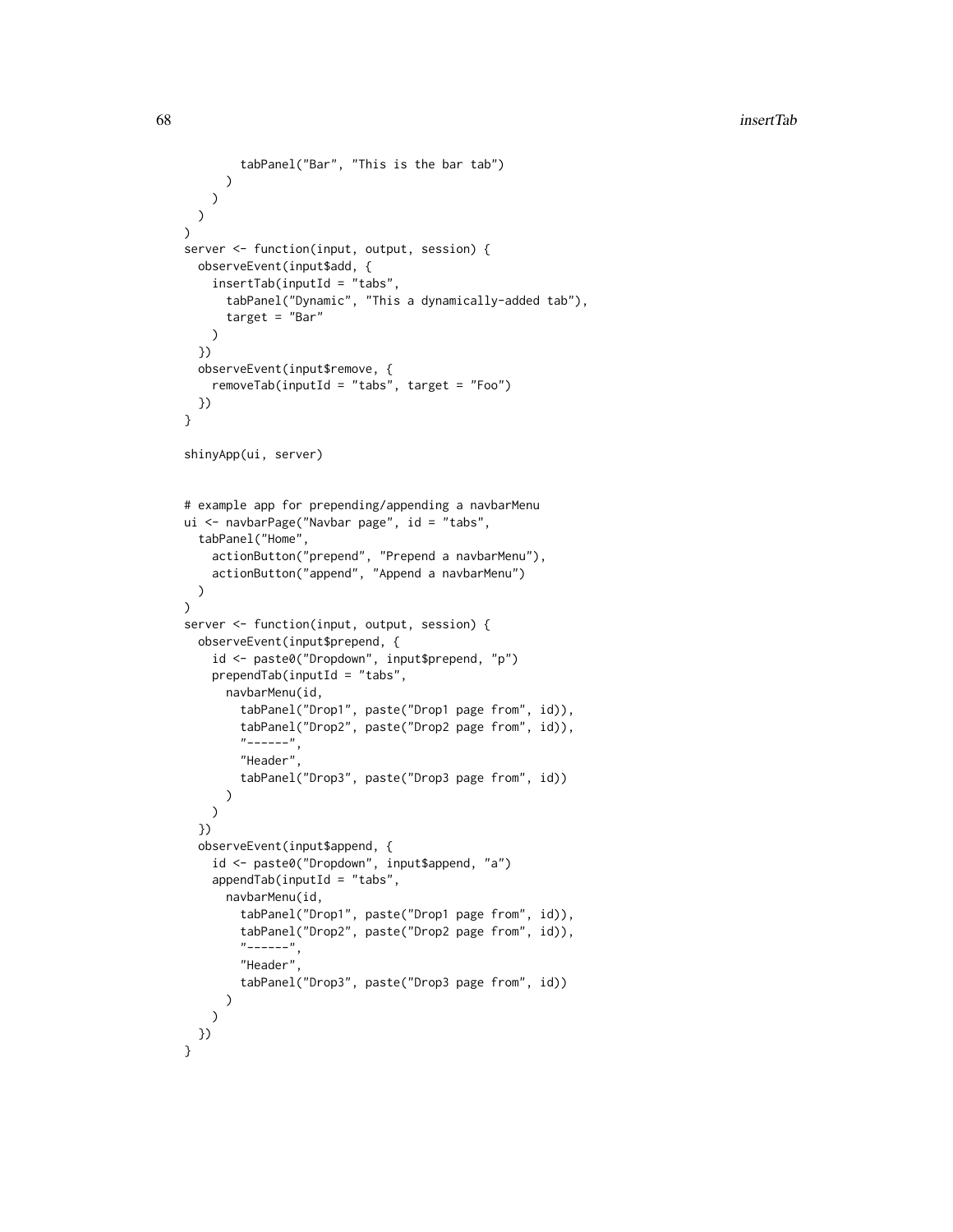```
        tabPanel("Bar", "This is the bar tab")
      )
    )
  )
)
server <- function(input, output, session) {
  observeEvent(input$add, {
    insertTab(inputId = "tabs",
      tabPanel("Dynamic", "This a dynamically-added tab"),
      target = "Bar"
    )
  })
  observeEvent(input$remove, {
    removeTab(inputId = "tabs", target = "Foo")
  })
}

shinyApp(ui, server)


# example app for prepending/appending a navbarMenu
ui <- navbarPage("Navbar page", id = "tabs",
  tabPanel("Home",
    actionButton("prepend", "Prepend a navbarMenu"),
    actionButton("append", "Append a navbarMenu")
  )
)
server <- function(input, output, session) {
  observeEvent(input$prepend, {
    id <- paste0("Dropdown", input$prepend, "p")
    prependTab(inputId = "tabs",
      navbarMenu(id,
        tabPanel("Drop1", paste("Drop1 page from", id)),
        tabPanel("Drop2", paste("Drop2 page from", id)),
        "------",
        "Header",
        tabPanel("Drop3", paste("Drop3 page from", id))
      )
    )
  })
  observeEvent(input$append, {
    id <- paste0("Dropdown", input$append, "a")
    appendTab(inputId = "tabs",
      navbarMenu(id,
        tabPanel("Drop1", paste("Drop1 page from", id)),
        tabPanel("Drop2", paste("Drop2 page from", id)),
        "------",
        "Header",
        tabPanel("Drop3", paste("Drop3 page from", id))
      )
    )
  })
}
```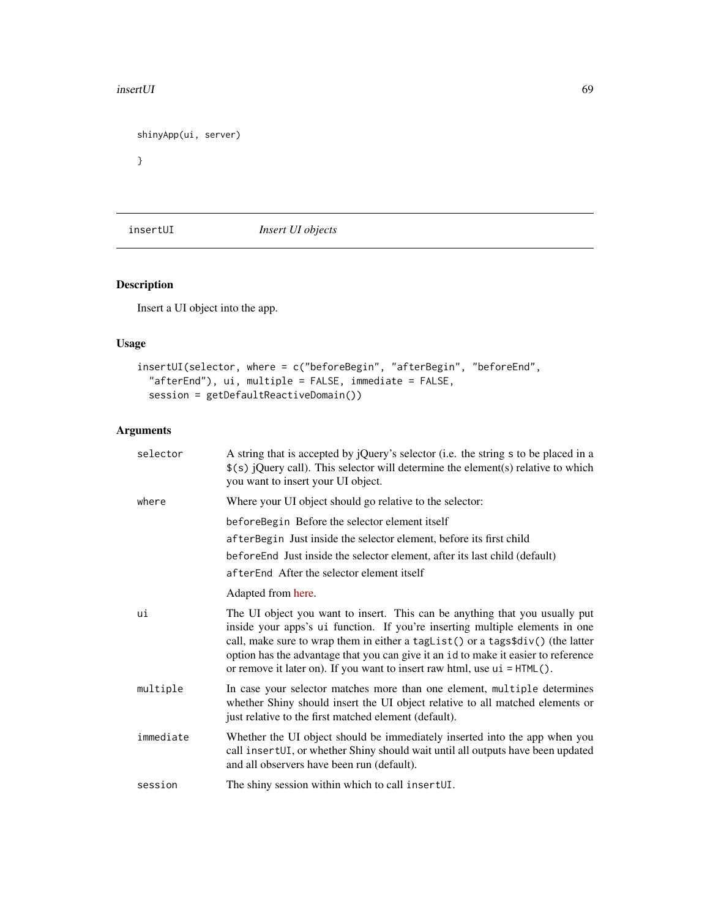```
shinyApp(ui, server)
}
```

## insertUI — *Insert UI objects*

### Description

Insert a UI object into the app.

### Usage

```
insertUI(selector, where = c("beforeBegin", "afterBegin", "beforeEnd",
  "afterEnd"), ui, multiple = FALSE, immediate = FALSE,
  session = getDefaultReactiveDomain())
```

### Arguments

| | |
|---|---|
| `selector` | A string that is accepted by jQuery's selector (i.e. the string `s` to be placed in a `$(s)` jQuery call). This selector will determine the element(s) relative to which you want to insert your UI object. |
| `where` | Where your UI object should go relative to the selector:<br>`beforeBegin` Before the selector element itself<br>`afterBegin` Just inside the selector element, before its first child<br>`beforeEnd` Just inside the selector element, after its last child (default)<br>`afterEnd` After the selector element itself<br><br>Adapted from here. |
| `ui` | The UI object you want to insert. This can be anything that you usually put inside your apps's `ui` function. If you're inserting multiple elements in one call, make sure to wrap them in either a `tagList()` or a `tags$div()` (the latter option has the advantage that you can give it an `id` to make it easier to reference or remove it later on). If you want to insert raw html, use `ui = HTML()`. |
| `multiple` | In case your selector matches more than one element, `multiple` determines whether Shiny should insert the UI object relative to all matched elements or just relative to the first matched element (default). |
| `immediate` | Whether the UI object should be immediately inserted into the app when you call `insertUI`, or whether Shiny should wait until all outputs have been updated and all observers have been run (default). |
| `session` | The shiny session within which to call `insertUI`. |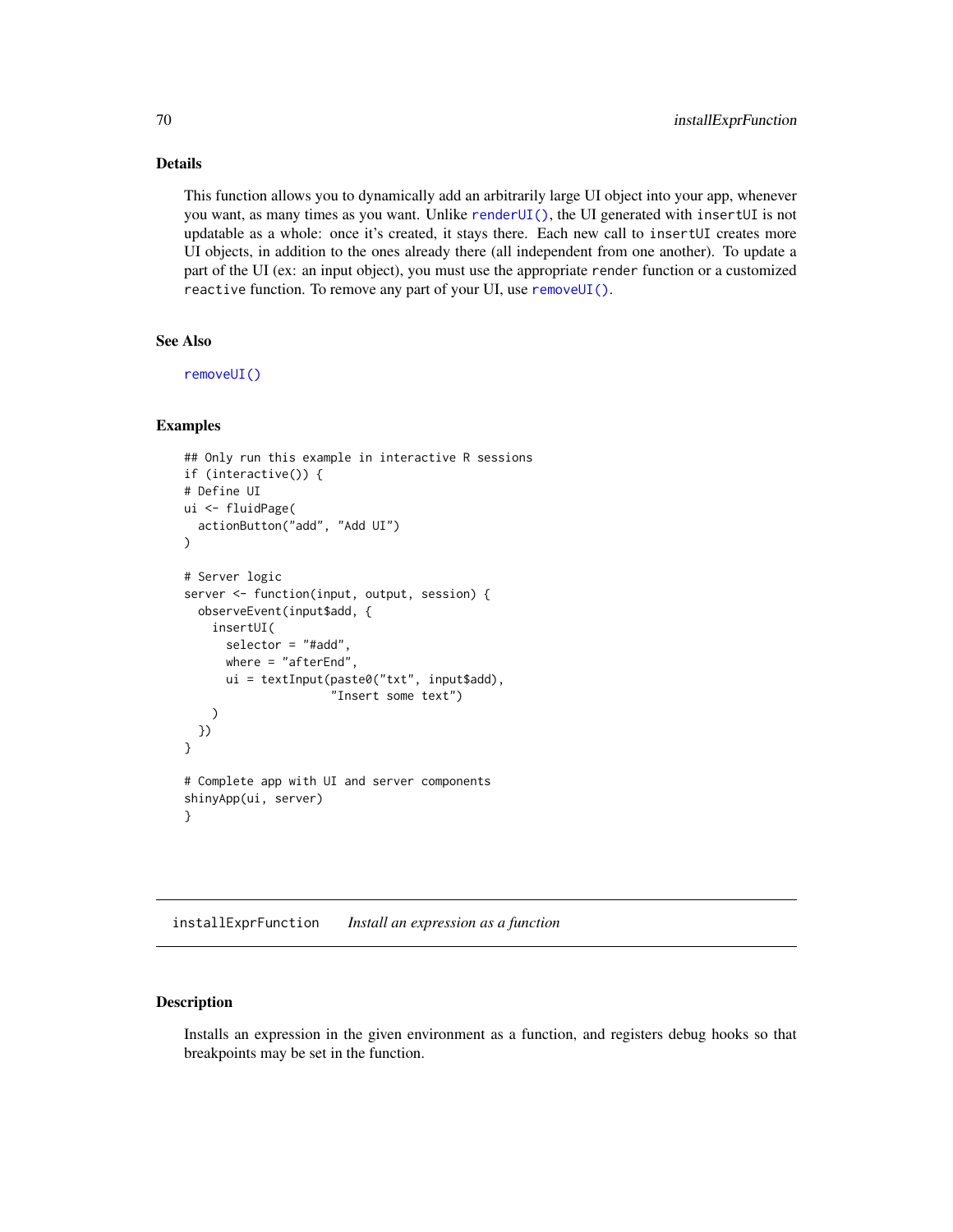### Details

This function allows you to dynamically add an arbitrarily large UI object into your app, whenever you want, as many times as you want. Unlike `renderUI()`, the UI generated with `insertUI` is not updatable as a whole: once it's created, it stays there. Each new call to `insertUI` creates more UI objects, in addition to the ones already there (all independent from one another). To update a part of the UI (ex: an input object), you must use the appropriate `render` function or a customized `reactive` function. To remove any part of your UI, use `removeUI()`.

### See Also

`removeUI()`

### Examples

```
## Only run this example in interactive R sessions
if (interactive()) {
# Define UI
ui <- fluidPage(
  actionButton("add", "Add UI")
)

# Server logic
server <- function(input, output, session) {
  observeEvent(input$add, {
    insertUI(
      selector = "#add",
      where = "afterEnd",
      ui = textInput(paste0("txt", input$add),
                     "Insert some text")
    )
  })
}

# Complete app with UI and server components
shinyApp(ui, server)
}
```

---

## installExprFunction    *Install an expression as a function*

---

### Description

Installs an expression in the given environment as a function, and registers debug hooks so that breakpoints may be set in the function.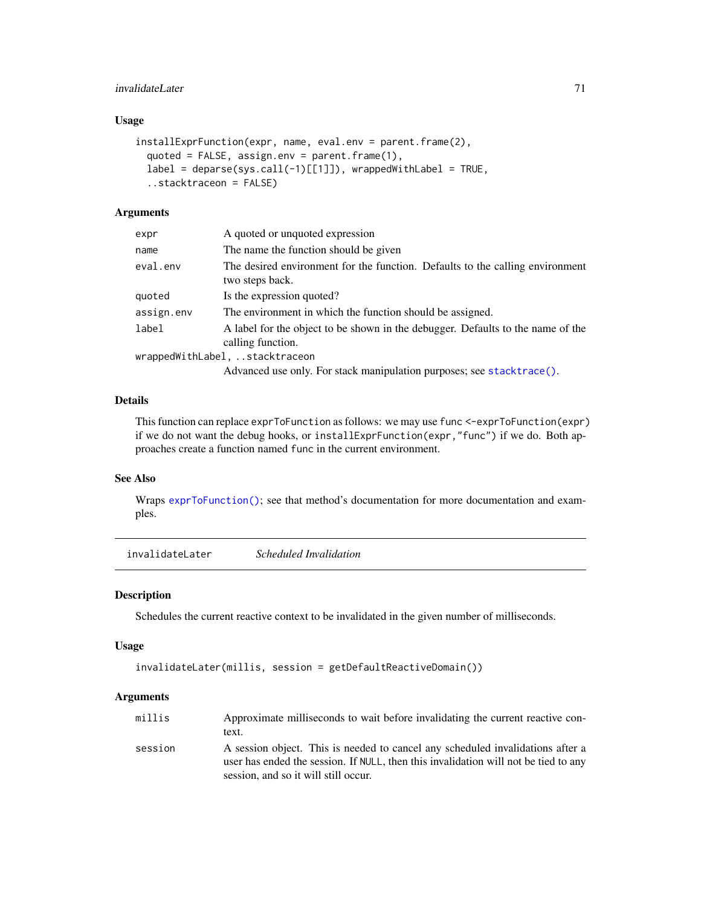### Usage

```
installExprFunction(expr, name, eval.env = parent.frame(2),
  quoted = FALSE, assign.env = parent.frame(1),
  label = deparse(sys.call(-1)[[1]]), wrappedWithLabel = TRUE,
  ..stacktraceon = FALSE)
```

### Arguments

| | |
|---|---|
| `expr` | A quoted or unquoted expression |
| `name` | The name the function should be given |
| `eval.env` | The desired environment for the function. Defaults to the calling environment two steps back. |
| `quoted` | Is the expression quoted? |
| `assign.env` | The environment in which the function should be assigned. |
| `label` | A label for the object to be shown in the debugger. Defaults to the name of the calling function. |
| `wrappedWithLabel, ..stacktraceon` | Advanced use only. For stack manipulation purposes; see `stacktrace()`. |

### Details

This function can replace `exprToFunction` as follows: we may use `func <-exprToFunction(expr)` if we do not want the debug hooks, or `installExprFunction(expr,"func")` if we do. Both approaches create a function named `func` in the current environment.

### See Also

Wraps `exprToFunction()`; see that method's documentation for more documentation and examples.

---

## invalidateLater    *Scheduled Invalidation*

### Description

Schedules the current reactive context to be invalidated in the given number of milliseconds.

### Usage

```
invalidateLater(millis, session = getDefaultReactiveDomain())
```

### Arguments

| | |
|---|---|
| `millis` | Approximate milliseconds to wait before invalidating the current reactive context. |
| `session` | A session object. This is needed to cancel any scheduled invalidations after a user has ended the session. If `NULL`, then this invalidation will not be tied to any session, and so it will still occur. |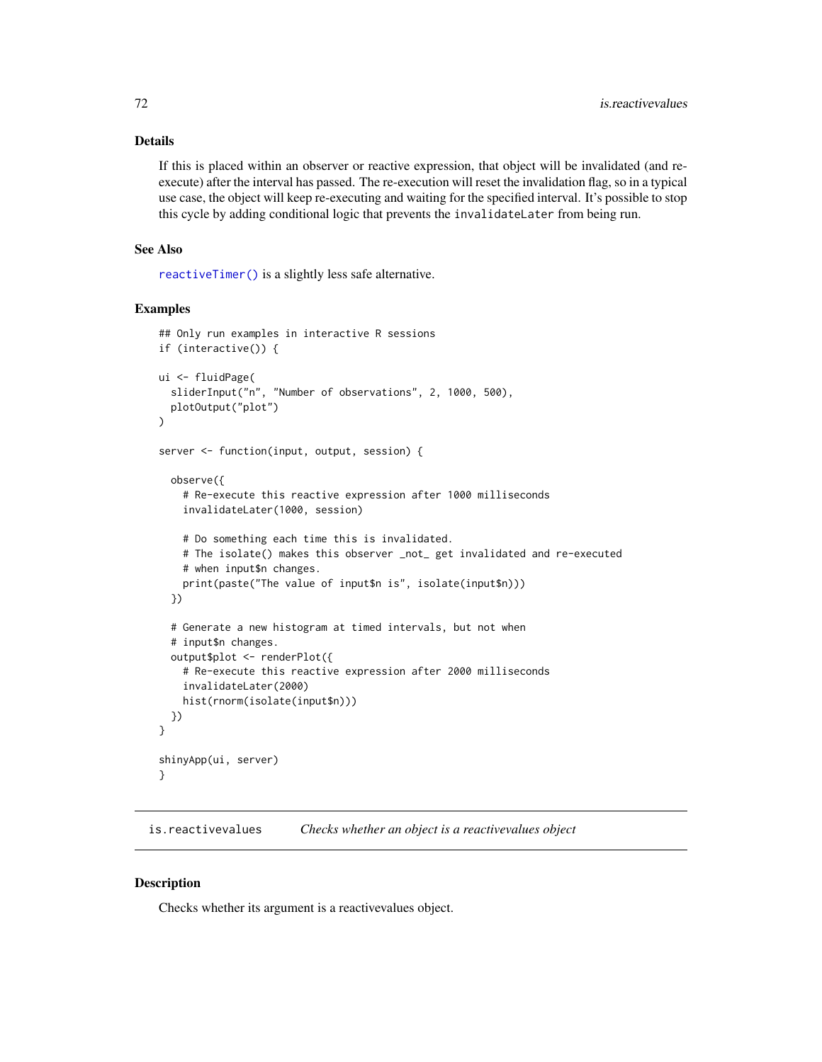### Details

If this is placed within an observer or reactive expression, that object will be invalidated (and re-execute) after the interval has passed. The re-execution will reset the invalidation flag, so in a typical use case, the object will keep re-executing and waiting for the specified interval. It's possible to stop this cycle by adding conditional logic that prevents the `invalidateLater` from being run.

### See Also

`reactiveTimer()` is a slightly less safe alternative.

### Examples

```
## Only run examples in interactive R sessions
if (interactive()) {

ui <- fluidPage(
  sliderInput("n", "Number of observations", 2, 1000, 500),
  plotOutput("plot")
)

server <- function(input, output, session) {

  observe({
    # Re-execute this reactive expression after 1000 milliseconds
    invalidateLater(1000, session)

    # Do something each time this is invalidated.
    # The isolate() makes this observer _not_ get invalidated and re-executed
    # when input$n changes.
    print(paste("The value of input$n is", isolate(input$n)))
  })

  # Generate a new histogram at timed intervals, but not when
  # input$n changes.
  output$plot <- renderPlot({
    # Re-execute this reactive expression after 2000 milliseconds
    invalidateLater(2000)
    hist(rnorm(isolate(input$n)))
  })
}

shinyApp(ui, server)
}
```

---

## is.reactivevalues *Checks whether an object is a reactivevalues object*

---

### Description

Checks whether its argument is a reactivevalues object.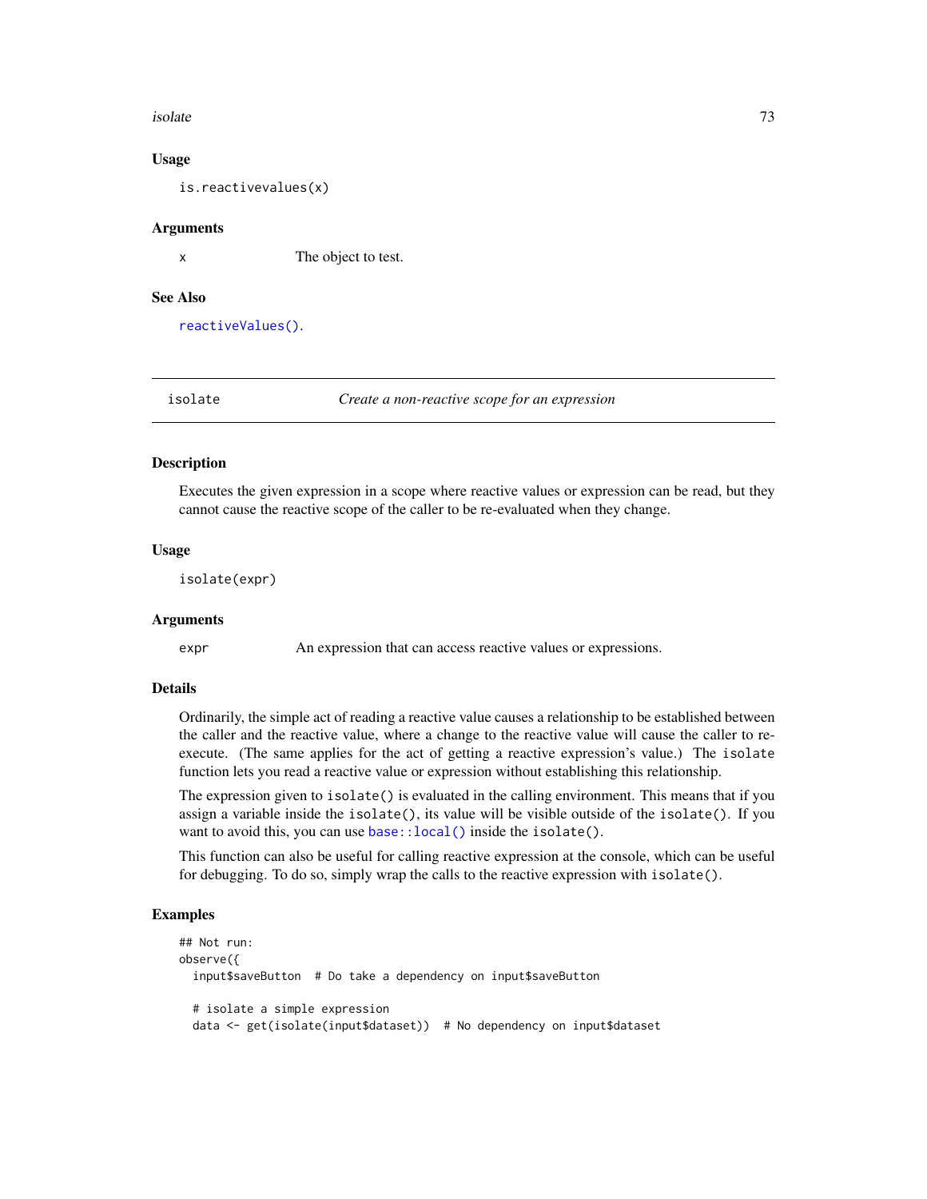### Usage

```
is.reactivevalues(x)
```

### Arguments

| | |
|---|---|
| `x` | The object to test. |

### See Also

`reactiveValues()`.

---

## isolate — *Create a non-reactive scope for an expression*

---

### Description

Executes the given expression in a scope where reactive values or expression can be read, but they cannot cause the reactive scope of the caller to be re-evaluated when they change.

### Usage

```
isolate(expr)
```

### Arguments

| | |
|---|---|
| `expr` | An expression that can access reactive values or expressions. |

### Details

Ordinarily, the simple act of reading a reactive value causes a relationship to be established between the caller and the reactive value, where a change to the reactive value will cause the caller to re-execute. (The same applies for the act of getting a reactive expression's value.) The `isolate` function lets you read a reactive value or expression without establishing this relationship.

The expression given to `isolate()` is evaluated in the calling environment. This means that if you assign a variable inside the `isolate()`, its value will be visible outside of the `isolate()`. If you want to avoid this, you can use `base::local()` inside the `isolate()`.

This function can also be useful for calling reactive expression at the console, which can be useful for debugging. To do so, simply wrap the calls to the reactive expression with `isolate()`.

### Examples

```
## Not run:
observe({
  input$saveButton  # Do take a dependency on input$saveButton

  # isolate a simple expression
  data <- get(isolate(input$dataset))  # No dependency on input$dataset
```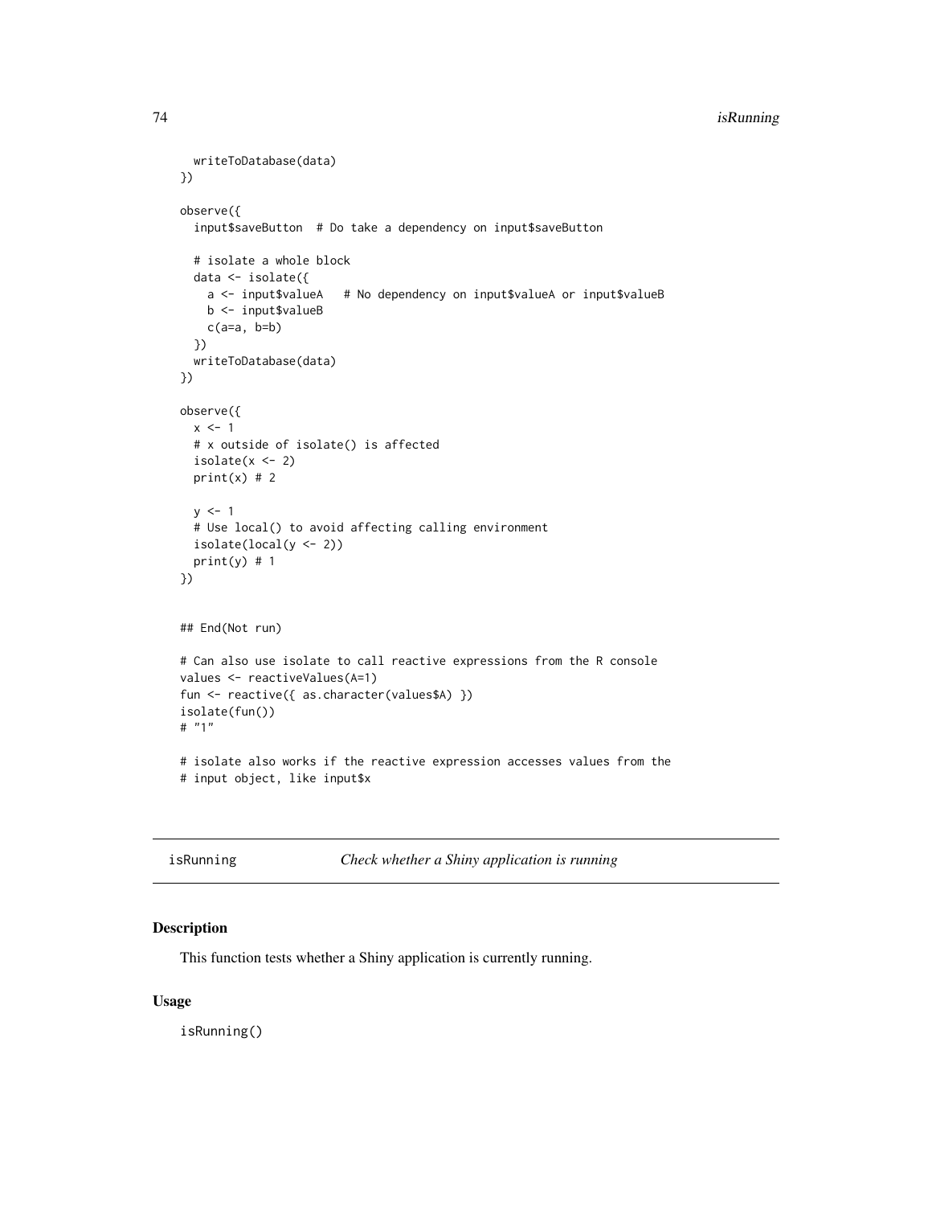```
  writeToDatabase(data)
})

observe({
  input$saveButton  # Do take a dependency on input$saveButton

  # isolate a whole block
  data <- isolate({
    a <- input$valueA   # No dependency on input$valueA or input$valueB
    b <- input$valueB
    c(a=a, b=b)
  })
  writeToDatabase(data)
})

observe({
  x <- 1
  # x outside of isolate() is affected
  isolate(x <- 2)
  print(x) # 2

  y <- 1
  # Use local() to avoid affecting calling environment
  isolate(local(y <- 2))
  print(y) # 1
})


## End(Not run)

# Can also use isolate to call reactive expressions from the R console
values <- reactiveValues(A=1)
fun <- reactive({ as.character(values$A) })
isolate(fun())
# "1"

# isolate also works if the reactive expression accesses values from the
# input object, like input$x
```

## isRunning — *Check whether a Shiny application is running*

### Description

This function tests whether a Shiny application is currently running.

### Usage

```
isRunning()
```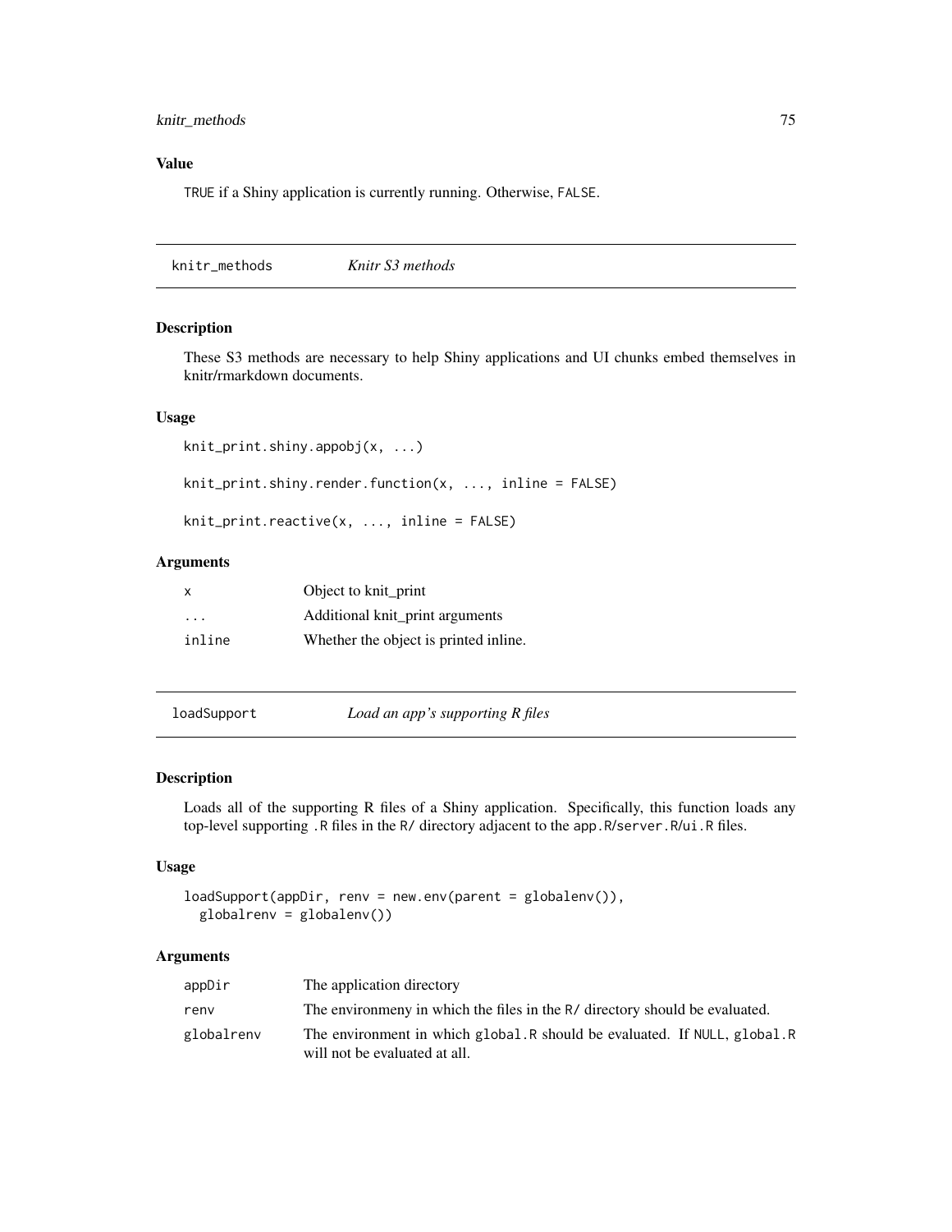### Value

`TRUE` if a Shiny application is currently running. Otherwise, `FALSE`.

---

## knitr_methods — *Knitr S3 methods*

### Description

These S3 methods are necessary to help Shiny applications and UI chunks embed themselves in knitr/rmarkdown documents.

### Usage

```
knit_print.shiny.appobj(x, ...)

knit_print.shiny.render.function(x, ..., inline = FALSE)

knit_print.reactive(x, ..., inline = FALSE)
```

### Arguments

| | |
|---|---|
| `x` | Object to knit_print |
| `...` | Additional knit_print arguments |
| `inline` | Whether the object is printed inline. |

---

## loadSupport — *Load an app's supporting R files*

### Description

Loads all of the supporting R files of a Shiny application. Specifically, this function loads any top-level supporting `.R` files in the `R/` directory adjacent to the `app.R`/`server.R`/`ui.R` files.

### Usage

```
loadSupport(appDir, renv = new.env(parent = globalenv()),
  globalrenv = globalenv())
```

### Arguments

| | |
|---|---|
| `appDir` | The application directory |
| `renv` | The environmeny in which the files in the `R/` directory should be evaluated. |
| `globalrenv` | The environment in which `global.R` should be evaluated. If `NULL`, `global.R` will not be evaluated at all. |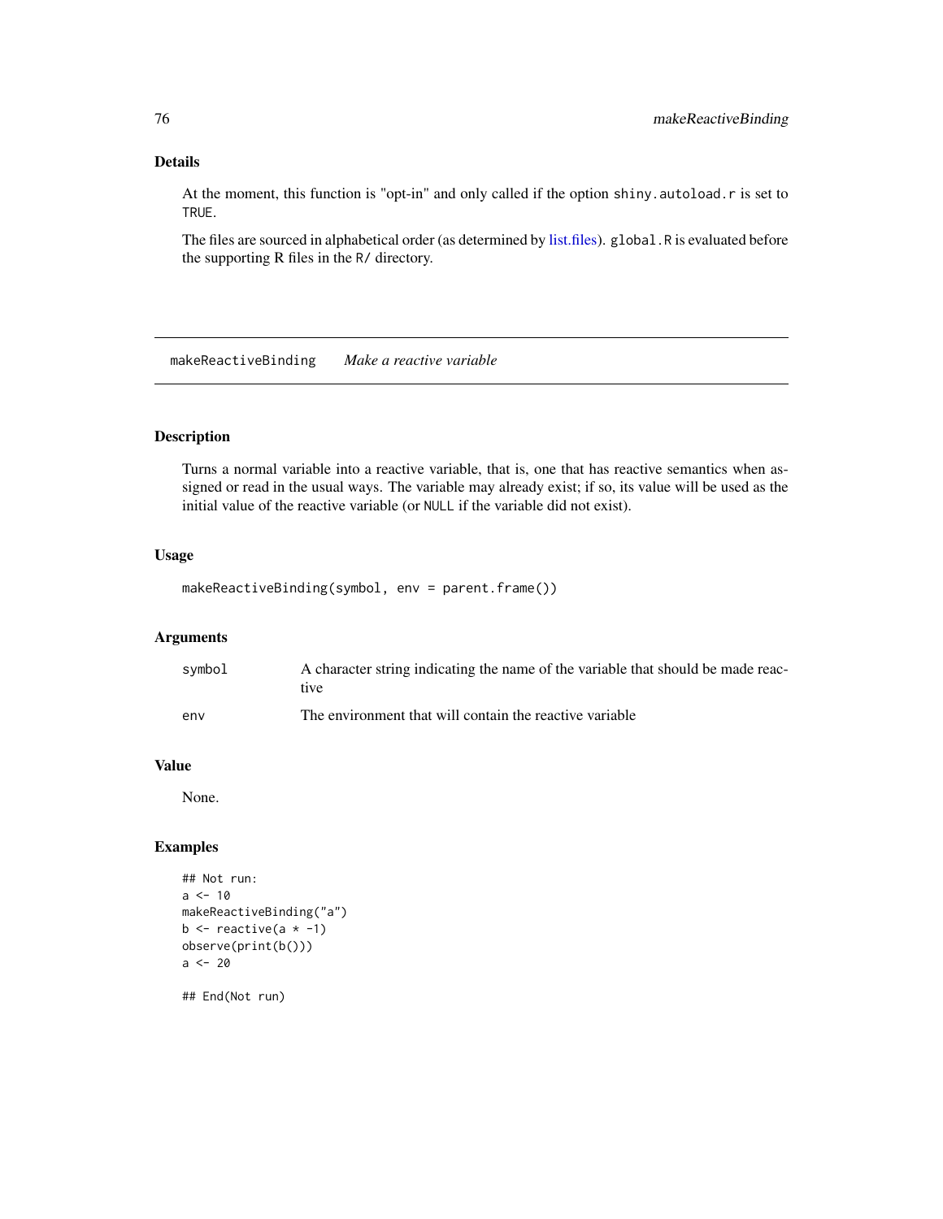## Details

At the moment, this function is "opt-in" and only called if the option `shiny.autoload.r` is set to `TRUE`.

The files are sourced in alphabetical order (as determined by list.files). `global.R` is evaluated before the supporting R files in the `R/` directory.

---

# makeReactiveBinding *Make a reactive variable*

---

## Description

Turns a normal variable into a reactive variable, that is, one that has reactive semantics when assigned or read in the usual ways. The variable may already exist; if so, its value will be used as the initial value of the reactive variable (or `NULL` if the variable did not exist).

## Usage

```
makeReactiveBinding(symbol, env = parent.frame())
```

## Arguments

| | |
|---|---|
| `symbol` | A character string indicating the name of the variable that should be made reactive |
| `env` | The environment that will contain the reactive variable |

## Value

None.

## Examples

```
## Not run:
a <- 10
makeReactiveBinding("a")
b <- reactive(a * -1)
observe(print(b()))
a <- 20

## End(Not run)
```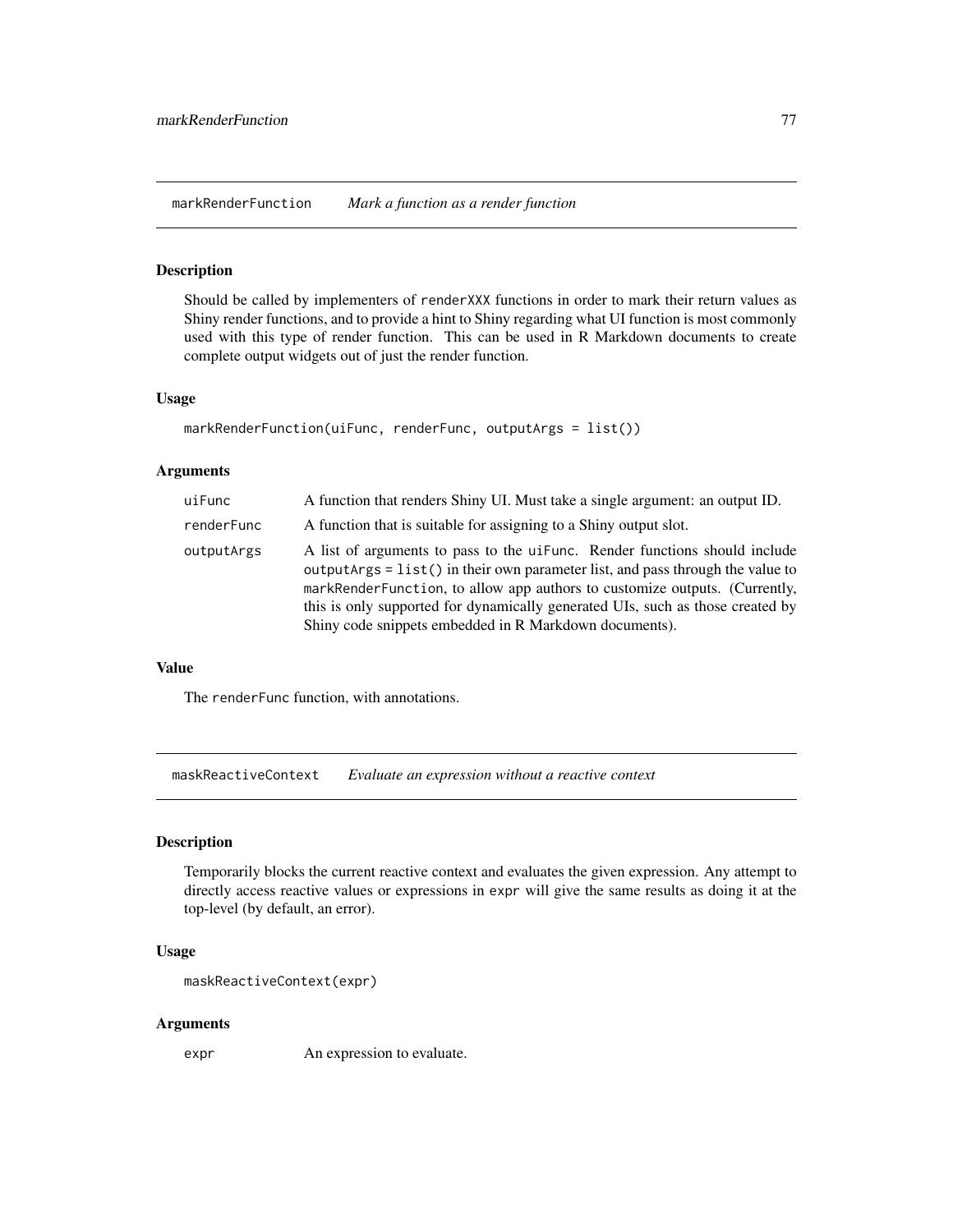## markRenderFunction — *Mark a function as a render function*

### Description

Should be called by implementers of `renderXXX` functions in order to mark their return values as Shiny render functions, and to provide a hint to Shiny regarding what UI function is most commonly used with this type of render function. This can be used in R Markdown documents to create complete output widgets out of just the render function.

### Usage

```
markRenderFunction(uiFunc, renderFunc, outputArgs = list())
```

### Arguments

| | |
|---|---|
| `uiFunc` | A function that renders Shiny UI. Must take a single argument: an output ID. |
| `renderFunc` | A function that is suitable for assigning to a Shiny output slot. |
| `outputArgs` | A list of arguments to pass to the `uiFunc`. Render functions should include `outputArgs = list()` in their own parameter list, and pass through the value to `markRenderFunction`, to allow app authors to customize outputs. (Currently, this is only supported for dynamically generated UIs, such as those created by Shiny code snippets embedded in R Markdown documents). |

### Value

The `renderFunc` function, with annotations.

## maskReactiveContext — *Evaluate an expression without a reactive context*

### Description

Temporarily blocks the current reactive context and evaluates the given expression. Any attempt to directly access reactive values or expressions in `expr` will give the same results as doing it at the top-level (by default, an error).

### Usage

```
maskReactiveContext(expr)
```

### Arguments

| | |
|---|---|
| `expr` | An expression to evaluate. |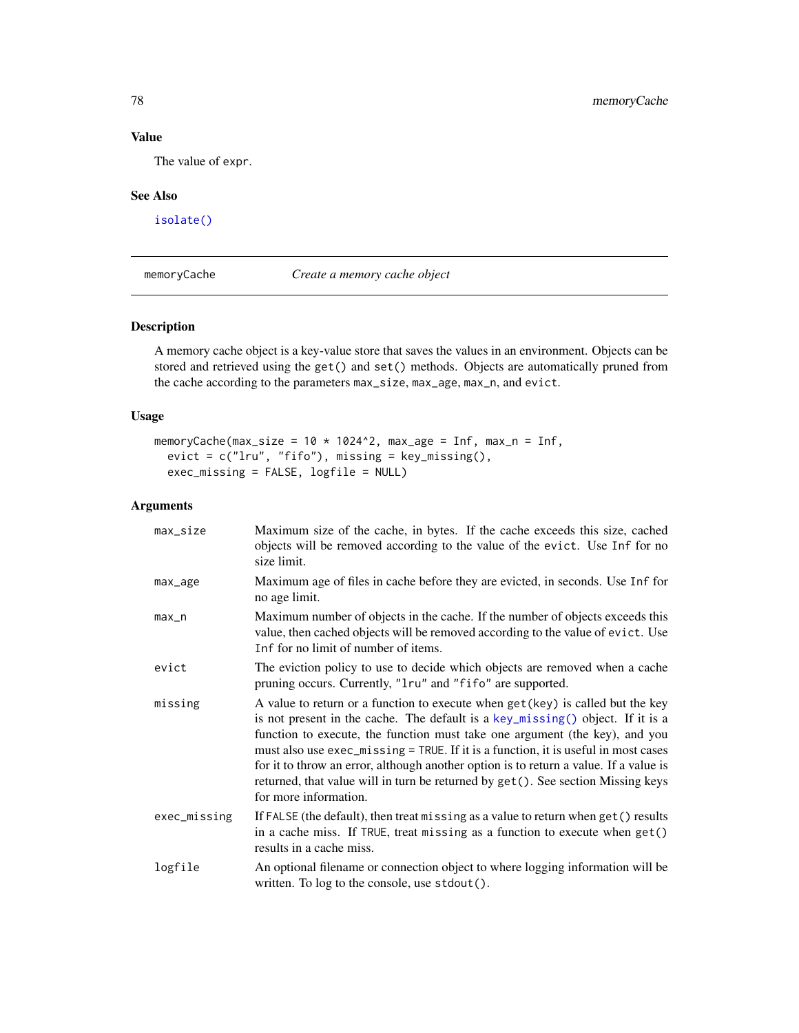### Value

The value of `expr`.

### See Also

`isolate()`

---

## memoryCache — *Create a memory cache object*

### Description

A memory cache object is a key-value store that saves the values in an environment. Objects can be stored and retrieved using the `get()` and `set()` methods. Objects are automatically pruned from the cache according to the parameters `max_size`, `max_age`, `max_n`, and `evict`.

### Usage

```
memoryCache(max_size = 10 * 1024^2, max_age = Inf, max_n = Inf,
  evict = c("lru", "fifo"), missing = key_missing(),
  exec_missing = FALSE, logfile = NULL)
```

### Arguments

| | |
|---|---|
| `max_size` | Maximum size of the cache, in bytes. If the cache exceeds this size, cached objects will be removed according to the value of the `evict`. Use `Inf` for no size limit. |
| `max_age` | Maximum age of files in cache before they are evicted, in seconds. Use `Inf` for no age limit. |
| `max_n` | Maximum number of objects in the cache. If the number of objects exceeds this value, then cached objects will be removed according to the value of `evict`. Use `Inf` for no limit of number of items. |
| `evict` | The eviction policy to use to decide which objects are removed when a cache pruning occurs. Currently, `"lru"` and `"fifo"` are supported. |
| `missing` | A value to return or a function to execute when `get(key)` is called but the key is not present in the cache. The default is a `key_missing()` object. If it is a function to execute, the function must take one argument (the key), and you must also use `exec_missing = TRUE`. If it is a function, it is useful in most cases for it to throw an error, although another option is to return a value. If a value is returned, that value will in turn be returned by `get()`. See section Missing keys for more information. |
| `exec_missing` | If `FALSE` (the default), then treat `missing` as a value to return when `get()` results in a cache miss. If `TRUE`, treat `missing` as a function to execute when `get()` results in a cache miss. |
| `logfile` | An optional filename or connection object to where logging information will be written. To log to the console, use `stdout()`. |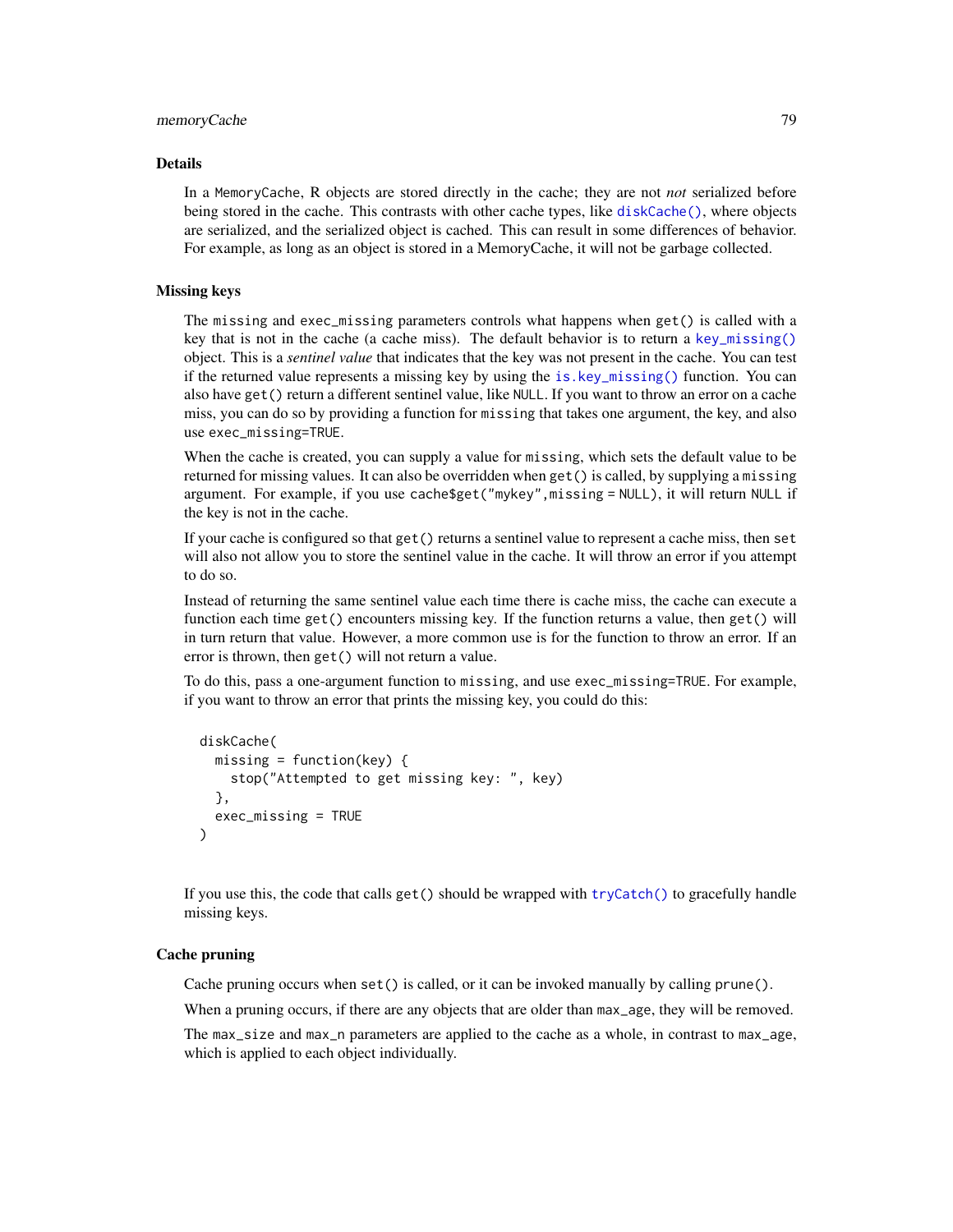## Details

In a `MemoryCache`, R objects are stored directly in the cache; they are not *not* serialized before being stored in the cache. This contrasts with other cache types, like `diskCache()`, where objects are serialized, and the serialized object is cached. This can result in some differences of behavior. For example, as long as an object is stored in a MemoryCache, it will not be garbage collected.

## Missing keys

The `missing` and `exec_missing` parameters controls what happens when `get()` is called with a key that is not in the cache (a cache miss). The default behavior is to return a `key_missing()` object. This is a *sentinel value* that indicates that the key was not present in the cache. You can test if the returned value represents a missing key by using the `is.key_missing()` function. You can also have `get()` return a different sentinel value, like `NULL`. If you want to throw an error on a cache miss, you can do so by providing a function for `missing` that takes one argument, the key, and also use `exec_missing=TRUE`.

When the cache is created, you can supply a value for `missing`, which sets the default value to be returned for missing values. It can also be overridden when `get()` is called, by supplying a `missing` argument. For example, if you use `cache$get("mykey",missing = NULL)`, it will return `NULL` if the key is not in the cache.

If your cache is configured so that `get()` returns a sentinel value to represent a cache miss, then `set` will also not allow you to store the sentinel value in the cache. It will throw an error if you attempt to do so.

Instead of returning the same sentinel value each time there is cache miss, the cache can execute a function each time `get()` encounters missing key. If the function returns a value, then `get()` will in turn return that value. However, a more common use is for the function to throw an error. If an error is thrown, then `get()` will not return a value.

To do this, pass a one-argument function to `missing`, and use `exec_missing=TRUE`. For example, if you want to throw an error that prints the missing key, you could do this:

```
diskCache(
  missing = function(key) {
    stop("Attempted to get missing key: ", key)
  },
  exec_missing = TRUE
)
```

If you use this, the code that calls `get()` should be wrapped with `tryCatch()` to gracefully handle missing keys.

## Cache pruning

Cache pruning occurs when `set()` is called, or it can be invoked manually by calling `prune()`.

When a pruning occurs, if there are any objects that are older than `max_age`, they will be removed.

The `max_size` and `max_n` parameters are applied to the cache as a whole, in contrast to `max_age`, which is applied to each object individually.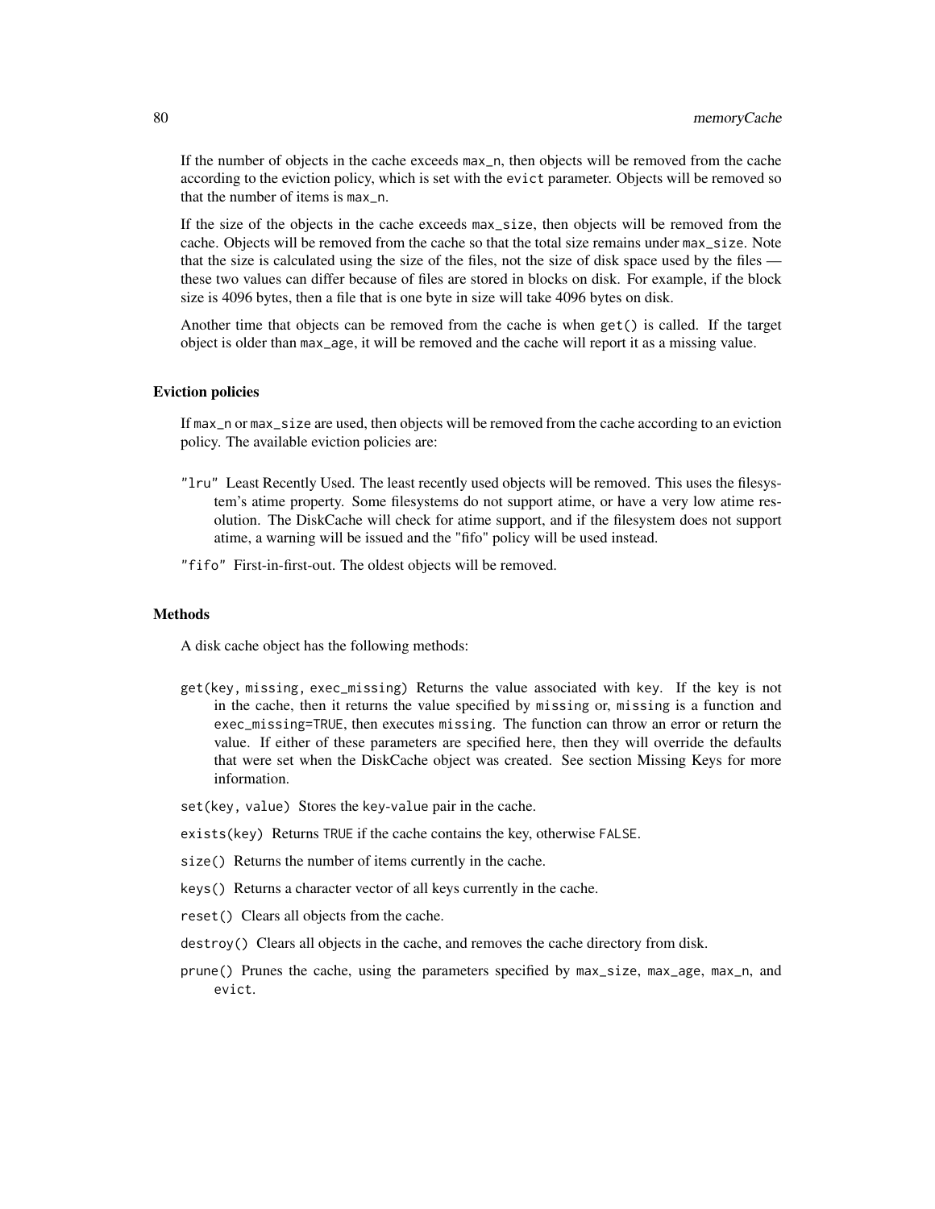If the number of objects in the cache exceeds `max_n`, then objects will be removed from the cache according to the eviction policy, which is set with the `evict` parameter. Objects will be removed so that the number of items is `max_n`.

If the size of the objects in the cache exceeds `max_size`, then objects will be removed from the cache. Objects will be removed from the cache so that the total size remains under `max_size`. Note that the size is calculated using the size of the files, not the size of disk space used by the files — these two values can differ because of files are stored in blocks on disk. For example, if the block size is 4096 bytes, then a file that is one byte in size will take 4096 bytes on disk.

Another time that objects can be removed from the cache is when `get()` is called. If the target object is older than `max_age`, it will be removed and the cache will report it as a missing value.

### Eviction policies

If `max_n` or `max_size` are used, then objects will be removed from the cache according to an eviction policy. The available eviction policies are:

`"lru"` Least Recently Used. The least recently used objects will be removed. This uses the filesystem's atime property. Some filesystems do not support atime, or have a very low atime resolution. The DiskCache will check for atime support, and if the filesystem does not support atime, a warning will be issued and the "fifo" policy will be used instead.

`"fifo"` First-in-first-out. The oldest objects will be removed.

### Methods

A disk cache object has the following methods:

`get(key, missing, exec_missing)` Returns the value associated with `key`. If the key is not in the cache, then it returns the value specified by `missing` or, `missing` is a function and `exec_missing=TRUE`, then executes `missing`. The function can throw an error or return the value. If either of these parameters are specified here, then they will override the defaults that were set when the DiskCache object was created. See section Missing Keys for more information.

`set(key, value)` Stores the `key`-`value` pair in the cache.

`exists(key)` Returns `TRUE` if the cache contains the key, otherwise `FALSE`.

`size()` Returns the number of items currently in the cache.

`keys()` Returns a character vector of all keys currently in the cache.

`reset()` Clears all objects from the cache.

`destroy()` Clears all objects in the cache, and removes the cache directory from disk.

`prune()` Prunes the cache, using the parameters specified by `max_size`, `max_age`, `max_n`, and `evict`.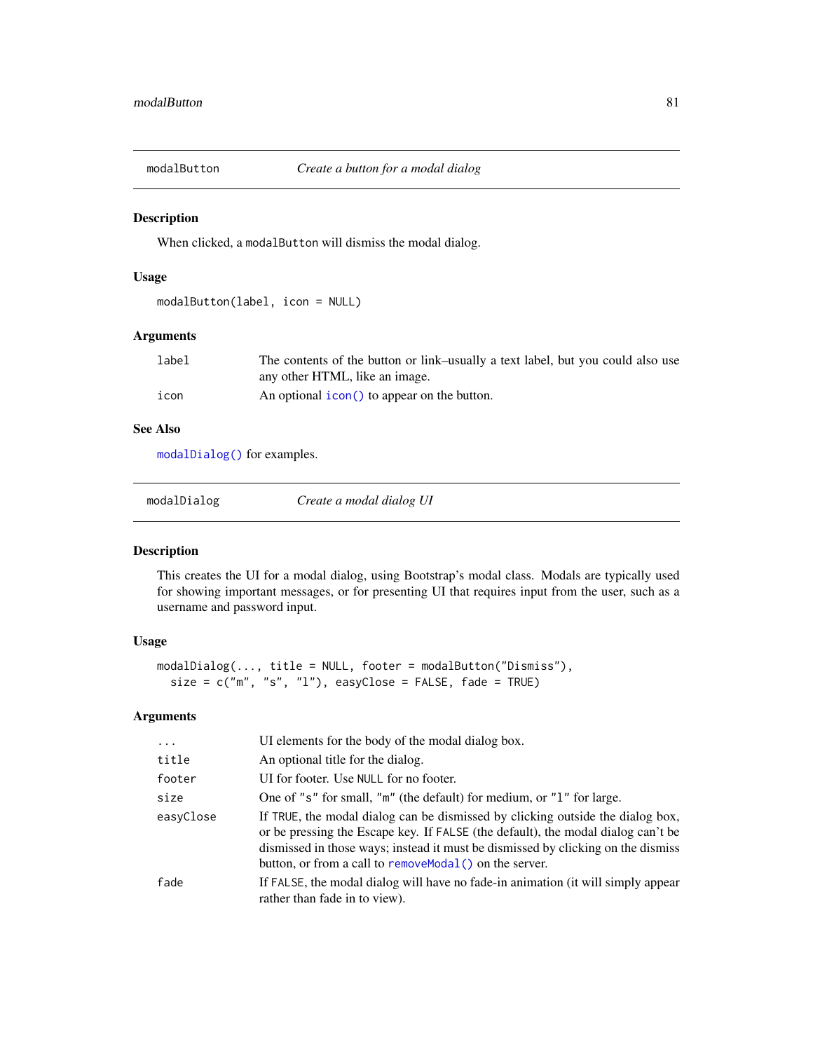## modalButton — *Create a button for a modal dialog*

### Description

When clicked, a `modalButton` will dismiss the modal dialog.

### Usage

```
modalButton(label, icon = NULL)
```

### Arguments

| | |
|---|---|
| `label` | The contents of the button or link–usually a text label, but you could also use any other HTML, like an image. |
| `icon` | An optional `icon()` to appear on the button. |

### See Also

`modalDialog()` for examples.

## modalDialog — *Create a modal dialog UI*

### Description

This creates the UI for a modal dialog, using Bootstrap's modal class. Modals are typically used for showing important messages, or for presenting UI that requires input from the user, such as a username and password input.

### Usage

```
modalDialog(..., title = NULL, footer = modalButton("Dismiss"),
  size = c("m", "s", "l"), easyClose = FALSE, fade = TRUE)
```

### Arguments

| | |
|---|---|
| `...` | UI elements for the body of the modal dialog box. |
| `title` | An optional title for the dialog. |
| `footer` | UI for footer. Use `NULL` for no footer. |
| `size` | One of `"s"` for small, `"m"` (the default) for medium, or `"l"` for large. |
| `easyClose` | If `TRUE`, the modal dialog can be dismissed by clicking outside the dialog box, or be pressing the Escape key. If `FALSE` (the default), the modal dialog can't be dismissed in those ways; instead it must be dismissed by clicking on the dismiss button, or from a call to `removeModal()` on the server. |
| `fade` | If `FALSE`, the modal dialog will have no fade-in animation (it will simply appear rather than fade in to view). |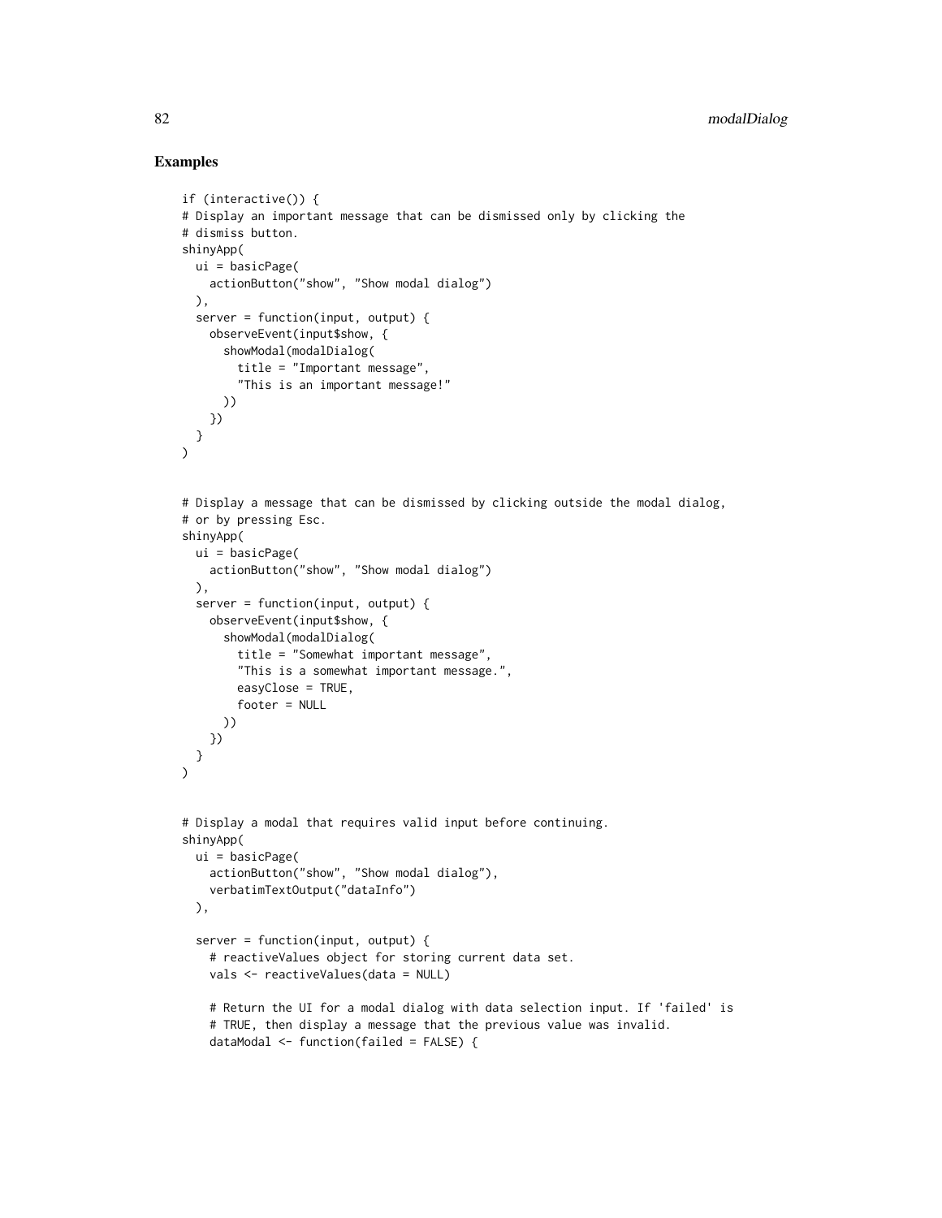## Examples

```
if (interactive()) {
# Display an important message that can be dismissed only by clicking the
# dismiss button.
shinyApp(
  ui = basicPage(
    actionButton("show", "Show modal dialog")
  ),
  server = function(input, output) {
    observeEvent(input$show, {
      showModal(modalDialog(
        title = "Important message",
        "This is an important message!"
      ))
    })
  }
)


# Display a message that can be dismissed by clicking outside the modal dialog,
# or by pressing Esc.
shinyApp(
  ui = basicPage(
    actionButton("show", "Show modal dialog")
  ),
  server = function(input, output) {
    observeEvent(input$show, {
      showModal(modalDialog(
        title = "Somewhat important message",
        "This is a somewhat important message.",
        easyClose = TRUE,
        footer = NULL
      ))
    })
  }
)


# Display a modal that requires valid input before continuing.
shinyApp(
  ui = basicPage(
    actionButton("show", "Show modal dialog"),
    verbatimTextOutput("dataInfo")
  ),

  server = function(input, output) {
    # reactiveValues object for storing current data set.
    vals <- reactiveValues(data = NULL)

    # Return the UI for a modal dialog with data selection input. If 'failed' is
    # TRUE, then display a message that the previous value was invalid.
    dataModal <- function(failed = FALSE) {
```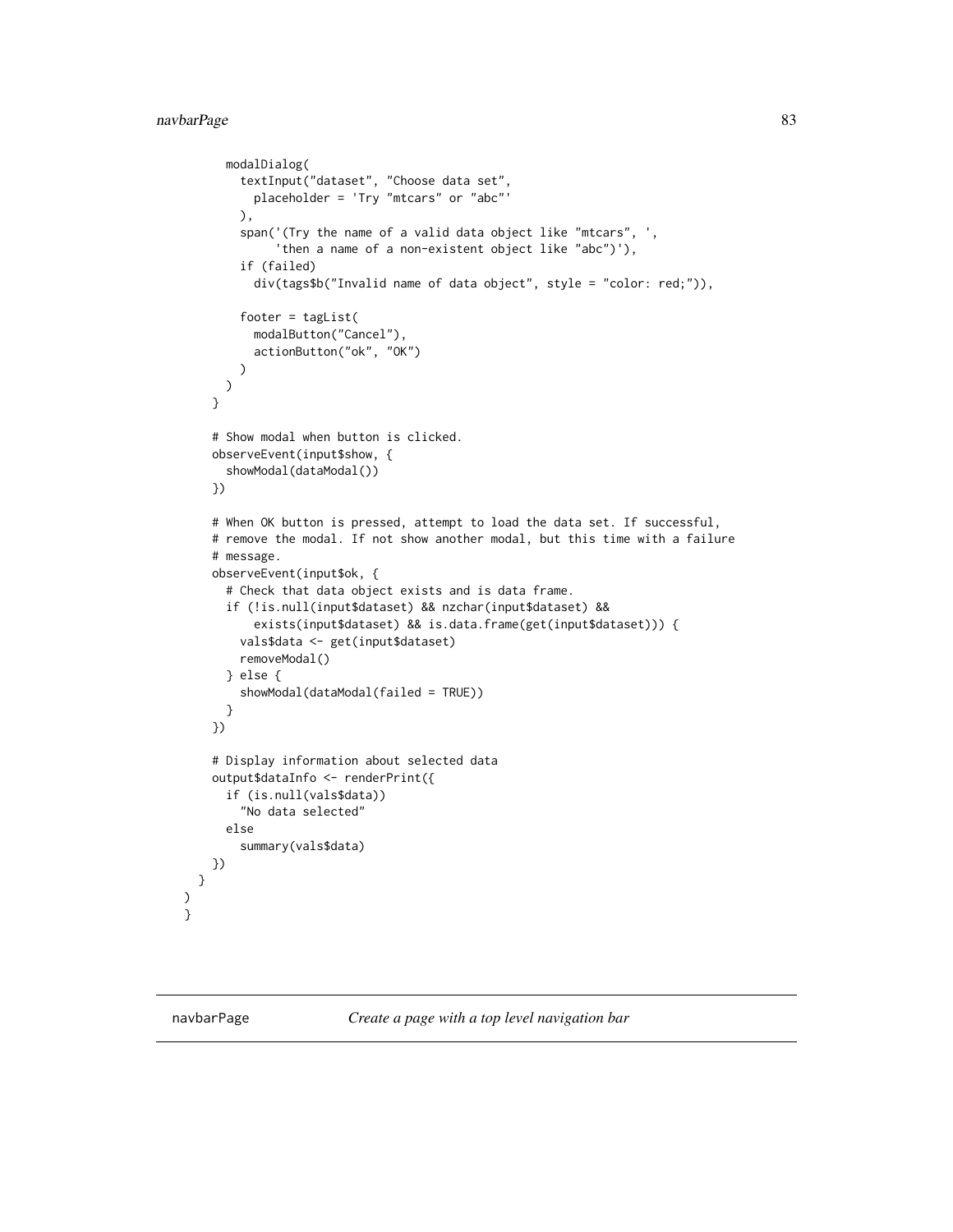```
      modalDialog(
        textInput("dataset", "Choose data set",
          placeholder = 'Try "mtcars" or "abc"'
        ),
        span('(Try the name of a valid data object like "mtcars", ',
             'then a name of a non-existent object like "abc")'),
        if (failed)
          div(tags$b("Invalid name of data object", style = "color: red;")),

        footer = tagList(
          modalButton("Cancel"),
          actionButton("ok", "OK")
        )
      )
    }

    # Show modal when button is clicked.
    observeEvent(input$show, {
      showModal(dataModal())
    })

    # When OK button is pressed, attempt to load the data set. If successful,
    # remove the modal. If not show another modal, but this time with a failure
    # message.
    observeEvent(input$ok, {
      # Check that data object exists and is data frame.
      if (!is.null(input$dataset) && nzchar(input$dataset) &&
          exists(input$dataset) && is.data.frame(get(input$dataset))) {
        vals$data <- get(input$dataset)
        removeModal()
      } else {
        showModal(dataModal(failed = TRUE))
      }
    })

    # Display information about selected data
    output$dataInfo <- renderPrint({
      if (is.null(vals$data))
        "No data selected"
      else
        summary(vals$data)
    })
  }
)
}
```

## navbarPage *Create a page with a top level navigation bar*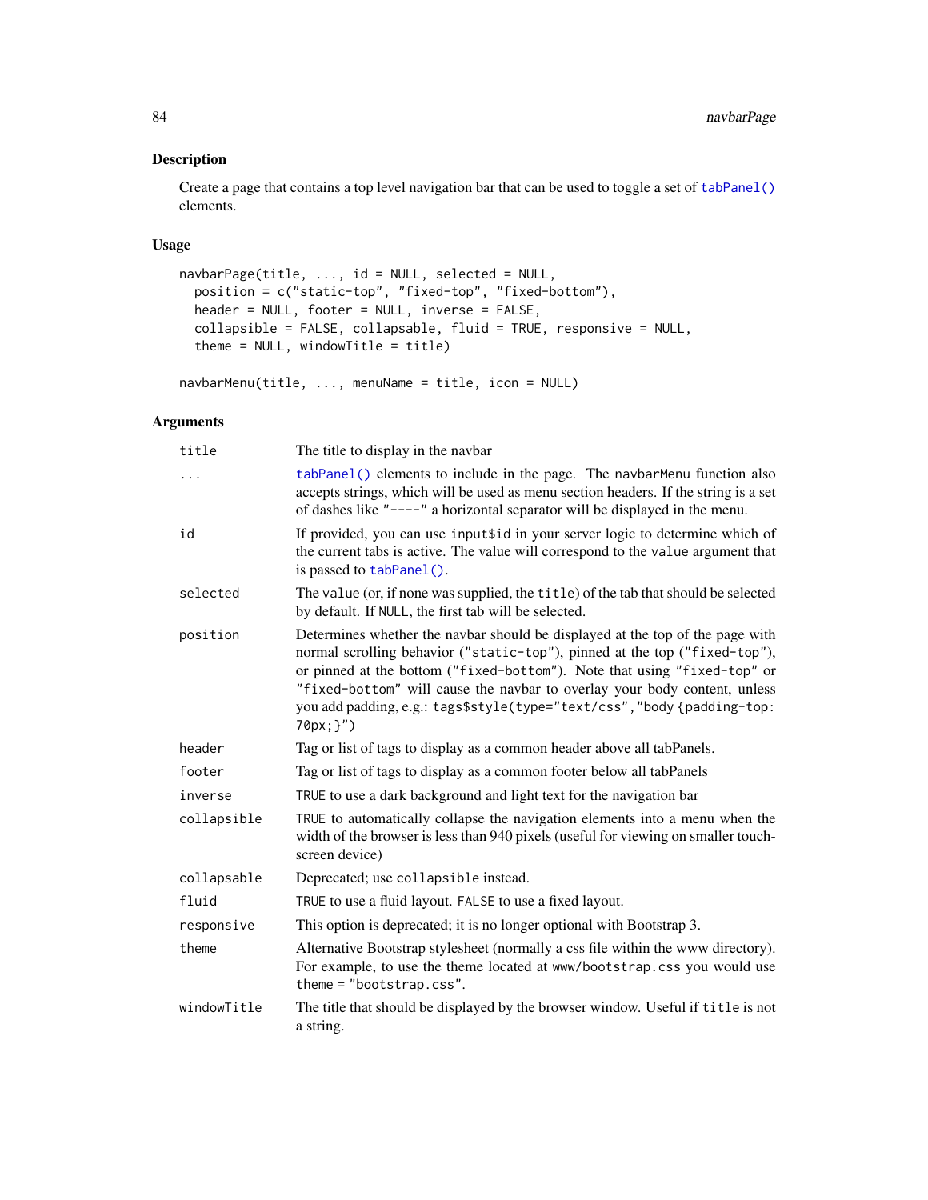## Description

Create a page that contains a top level navigation bar that can be used to toggle a set of `tabPanel()` elements.

## Usage

```
navbarPage(title, ..., id = NULL, selected = NULL,
  position = c("static-top", "fixed-top", "fixed-bottom"),
  header = NULL, footer = NULL, inverse = FALSE,
  collapsible = FALSE, collapsable, fluid = TRUE, responsive = NULL,
  theme = NULL, windowTitle = title)

navbarMenu(title, ..., menuName = title, icon = NULL)
```

## Arguments

| Argument | Description |
|---|---|
| `title` | The title to display in the navbar |
| `...` | `tabPanel()` elements to include in the page. The `navbarMenu` function also accepts strings, which will be used as menu section headers. If the string is a set of dashes like `"----"` a horizontal separator will be displayed in the menu. |
| `id` | If provided, you can use `input$id` in your server logic to determine which of the current tabs is active. The value will correspond to the `value` argument that is passed to `tabPanel()`. |
| `selected` | The `value` (or, if none was supplied, the `title`) of the tab that should be selected by default. If `NULL`, the first tab will be selected. |
| `position` | Determines whether the navbar should be displayed at the top of the page with normal scrolling behavior (`"static-top"`), pinned at the top (`"fixed-top"`), or pinned at the bottom (`"fixed-bottom"`). Note that using `"fixed-top"` or `"fixed-bottom"` will cause the navbar to overlay your body content, unless you add padding, e.g.: `tags$style(type="text/css","body {padding-top: 70px;}")` |
| `header` | Tag or list of tags to display as a common header above all tabPanels. |
| `footer` | Tag or list of tags to display as a common footer below all tabPanels |
| `inverse` | `TRUE` to use a dark background and light text for the navigation bar |
| `collapsible` | `TRUE` to automatically collapse the navigation elements into a menu when the width of the browser is less than 940 pixels (useful for viewing on smaller touchscreen device) |
| `collapsable` | Deprecated; use `collapsible` instead. |
| `fluid` | `TRUE` to use a fluid layout. `FALSE` to use a fixed layout. |
| `responsive` | This option is deprecated; it is no longer optional with Bootstrap 3. |
| `theme` | Alternative Bootstrap stylesheet (normally a css file within the www directory). For example, to use the theme located at `www/bootstrap.css` you would use `theme = "bootstrap.css"`. |
| `windowTitle` | The title that should be displayed by the browser window. Useful if `title` is not a string. |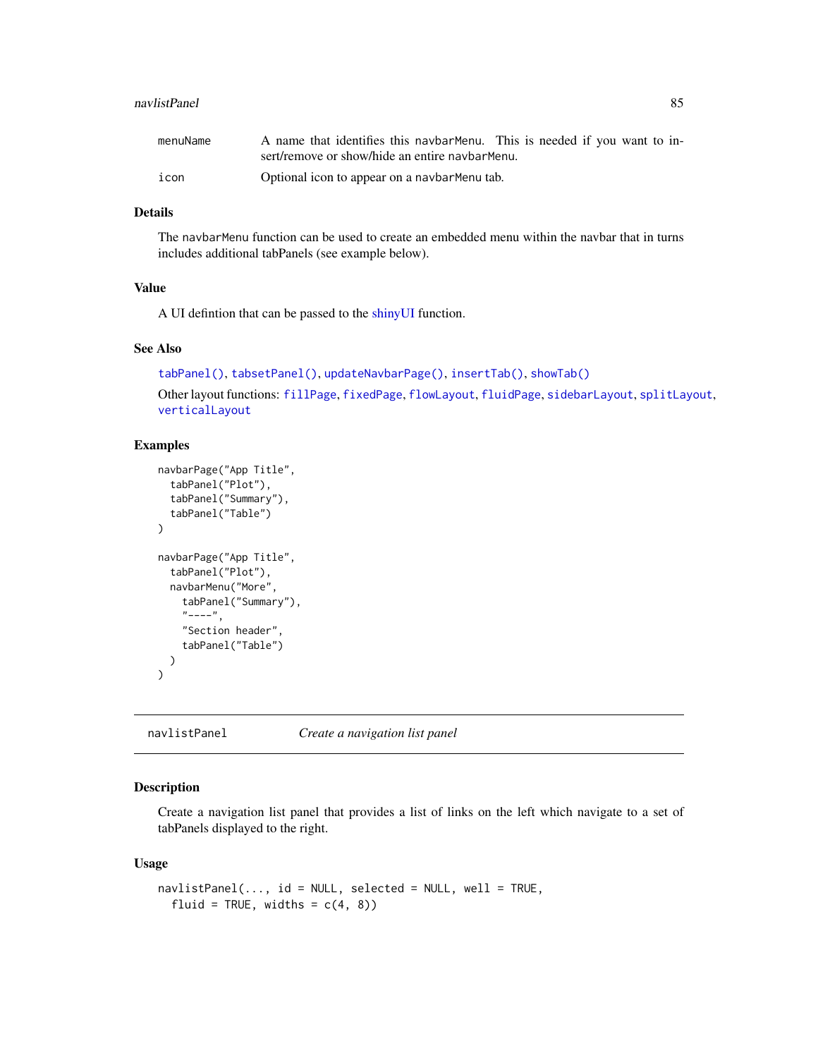| | |
|---|---|
| menuName | A name that identifies this navbarMenu. This is needed if you want to insert/remove or show/hide an entire navbarMenu. |
| icon | Optional icon to appear on a navbarMenu tab. |

### Details

The navbarMenu function can be used to create an embedded menu within the navbar that in turns includes additional tabPanels (see example below).

### Value

A UI defintion that can be passed to the shinyUI function.

### See Also

tabPanel(), tabsetPanel(), updateNavbarPage(), insertTab(), showTab()

Other layout functions: fillPage, fixedPage, flowLayout, fluidPage, sidebarLayout, splitLayout, verticalLayout

### Examples

```
navbarPage("App Title",
  tabPanel("Plot"),
  tabPanel("Summary"),
  tabPanel("Table")
)

navbarPage("App Title",
  tabPanel("Plot"),
  navbarMenu("More",
    tabPanel("Summary"),
    "----",
    "Section header",
    tabPanel("Table")
  )
)
```

---

## navlistPanel *Create a navigation list panel*

### Description

Create a navigation list panel that provides a list of links on the left which navigate to a set of tabPanels displayed to the right.

### Usage

```
navlistPanel(..., id = NULL, selected = NULL, well = TRUE,
  fluid = TRUE, widths = c(4, 8))
```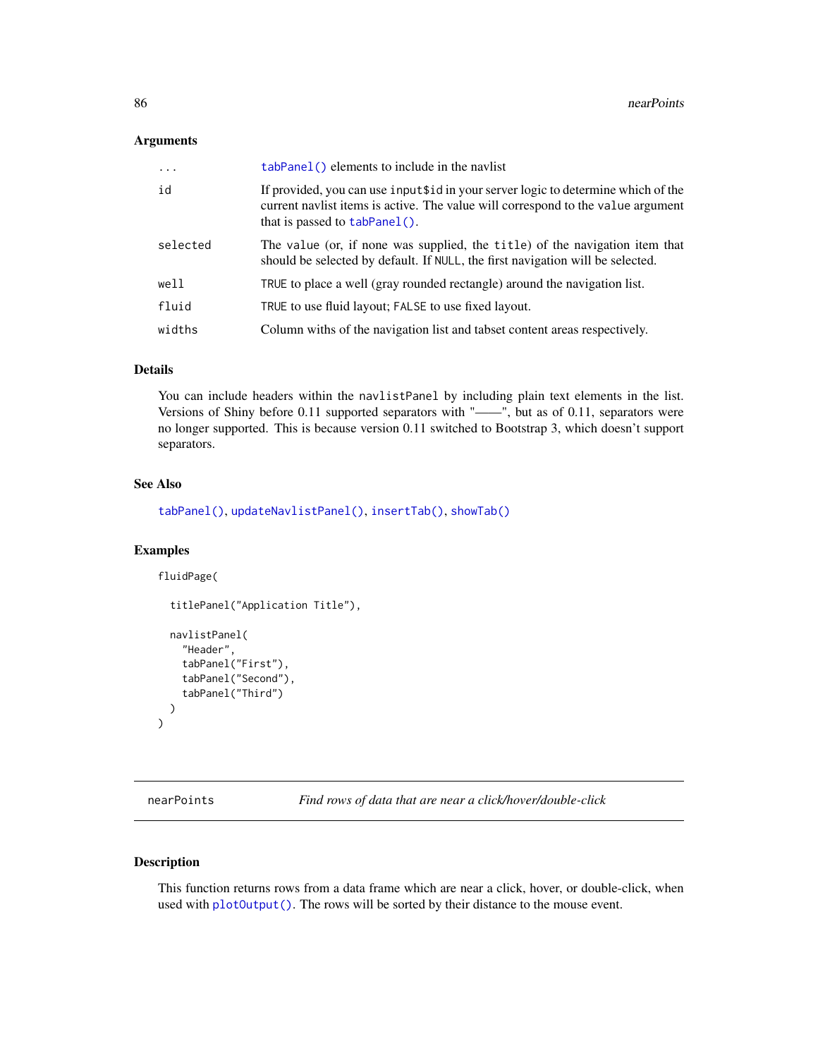### Arguments

| | |
|---|---|
| ... | `tabPanel()` elements to include in the navlist |
| id | If provided, you can use `input$id` in your server logic to determine which of the current navlist items is active. The value will correspond to the `value` argument that is passed to `tabPanel()`. |
| selected | The `value` (or, if none was supplied, the `title`) of the navigation item that should be selected by default. If `NULL`, the first navigation will be selected. |
| well | `TRUE` to place a well (gray rounded rectangle) around the navigation list. |
| fluid | `TRUE` to use fluid layout; `FALSE` to use fixed layout. |
| widths | Column withs of the navigation list and tabset content areas respectively. |

### Details

You can include headers within the `navlistPanel` by including plain text elements in the list. Versions of Shiny before 0.11 supported separators with "——", but as of 0.11, separators were no longer supported. This is because version 0.11 switched to Bootstrap 3, which doesn't support separators.

### See Also

`tabPanel()`, `updateNavlistPanel()`, `insertTab()`, `showTab()`

### Examples

```
fluidPage(

  titlePanel("Application Title"),

  navlistPanel(
    "Header",
    tabPanel("First"),
    tabPanel("Second"),
    tabPanel("Third")
  )
)
```

---

## nearPoints — *Find rows of data that are near a click/hover/double-click*

---

### Description

This function returns rows from a data frame which are near a click, hover, or double-click, when used with `plotOutput()`. The rows will be sorted by their distance to the mouse event.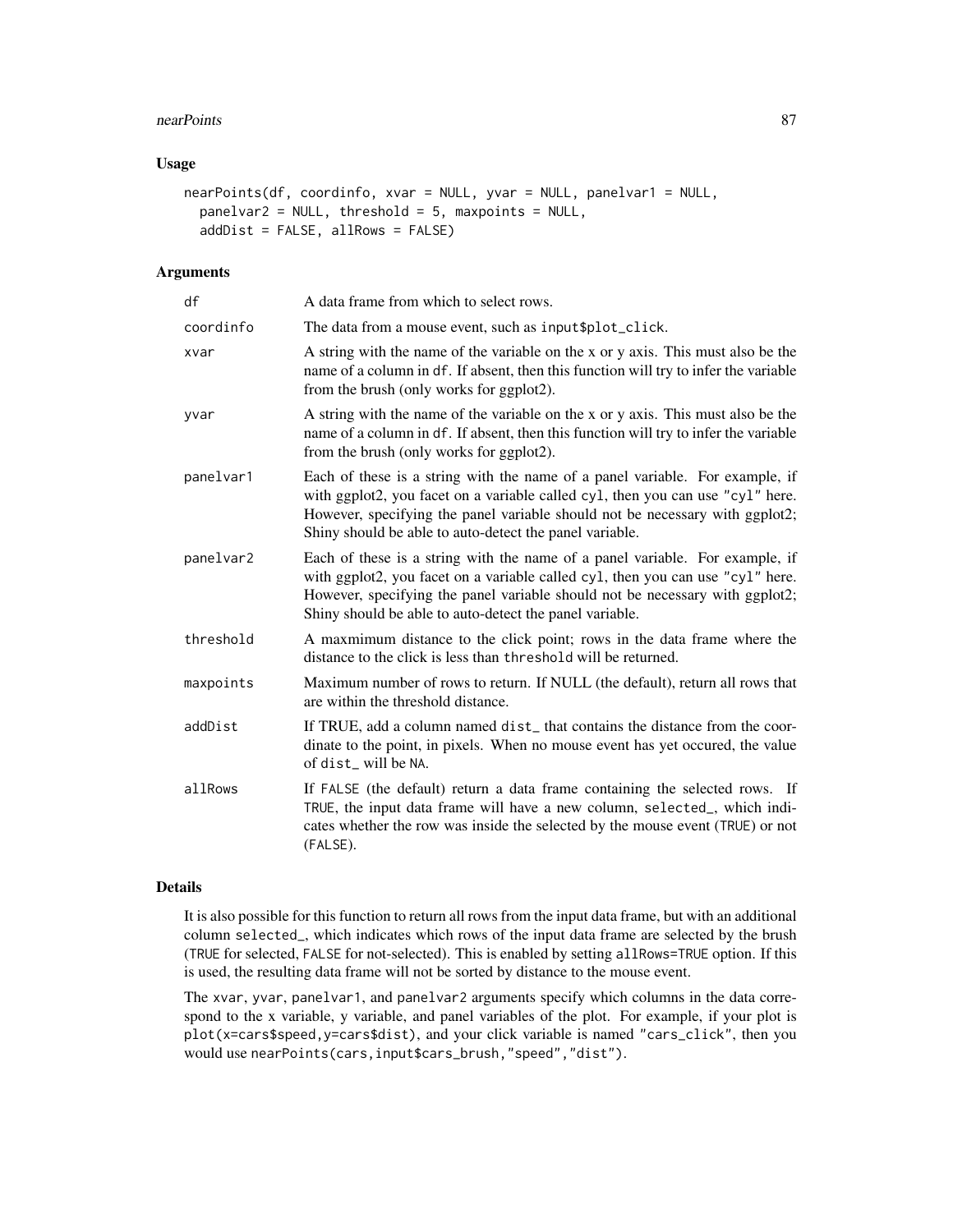### Usage

```
nearPoints(df, coordinfo, xvar = NULL, yvar = NULL, panelvar1 = NULL,
  panelvar2 = NULL, threshold = 5, maxpoints = NULL,
  addDist = FALSE, allRows = FALSE)
```

### Arguments

| | |
|---|---|
| df | A data frame from which to select rows. |
| coordinfo | The data from a mouse event, such as `input$plot_click`. |
| xvar | A string with the name of the variable on the x or y axis. This must also be the name of a column in `df`. If absent, then this function will try to infer the variable from the brush (only works for ggplot2). |
| yvar | A string with the name of the variable on the x or y axis. This must also be the name of a column in `df`. If absent, then this function will try to infer the variable from the brush (only works for ggplot2). |
| panelvar1 | Each of these is a string with the name of a panel variable. For example, if with ggplot2, you facet on a variable called `cyl`, then you can use `"cyl"` here. However, specifying the panel variable should not be necessary with ggplot2; Shiny should be able to auto-detect the panel variable. |
| panelvar2 | Each of these is a string with the name of a panel variable. For example, if with ggplot2, you facet on a variable called `cyl`, then you can use `"cyl"` here. However, specifying the panel variable should not be necessary with ggplot2; Shiny should be able to auto-detect the panel variable. |
| threshold | A maxmimum distance to the click point; rows in the data frame where the distance to the click is less than `threshold` will be returned. |
| maxpoints | Maximum number of rows to return. If NULL (the default), return all rows that are within the threshold distance. |
| addDist | If TRUE, add a column named `dist_` that contains the distance from the coordinate to the point, in pixels. When no mouse event has yet occured, the value of `dist_` will be `NA`. |
| allRows | If `FALSE` (the default) return a data frame containing the selected rows. If `TRUE`, the input data frame will have a new column, `selected_`, which indicates whether the row was inside the selected by the mouse event (`TRUE`) or not (`FALSE`). |

### Details

It is also possible for this function to return all rows from the input data frame, but with an additional column `selected_`, which indicates which rows of the input data frame are selected by the brush (`TRUE` for selected, `FALSE` for not-selected). This is enabled by setting `allRows=TRUE` option. If this is used, the resulting data frame will not be sorted by distance to the mouse event.

The `xvar`, `yvar`, `panelvar1`, and `panelvar2` arguments specify which columns in the data correspond to the x variable, y variable, and panel variables of the plot. For example, if your plot is `plot(x=cars$speed,y=cars$dist)`, and your click variable is named `"cars_click"`, then you would use `nearPoints(cars,input$cars_brush,"speed","dist")`.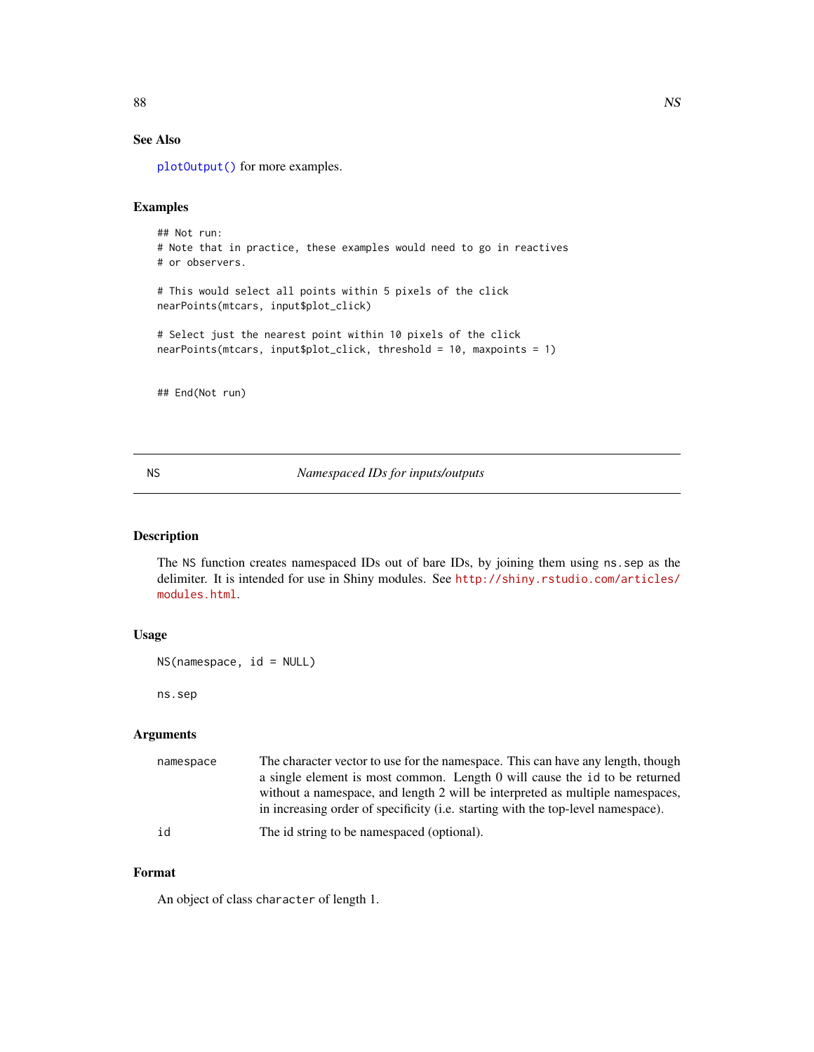## See Also

`plotOutput()` for more examples.

## Examples

```
## Not run:
# Note that in practice, these examples would need to go in reactives
# or observers.

# This would select all points within 5 pixels of the click
nearPoints(mtcars, input$plot_click)

# Select just the nearest point within 10 pixels of the click
nearPoints(mtcars, input$plot_click, threshold = 10, maxpoints = 1)


## End(Not run)
```

---

# NS — *Namespaced IDs for inputs/outputs*

---

## Description

The `NS` function creates namespaced IDs out of bare IDs, by joining them using `ns.sep` as the delimiter. It is intended for use in Shiny modules. See http://shiny.rstudio.com/articles/modules.html.

## Usage

```
NS(namespace, id = NULL)

ns.sep
```

## Arguments

| | |
|---|---|
| `namespace` | The character vector to use for the namespace. This can have any length, though a single element is most common. Length 0 will cause the `id` to be returned without a namespace, and length 2 will be interpreted as multiple namespaces, in increasing order of specificity (i.e. starting with the top-level namespace). |
| `id` | The id string to be namespaced (optional). |

## Format

An object of class `character` of length 1.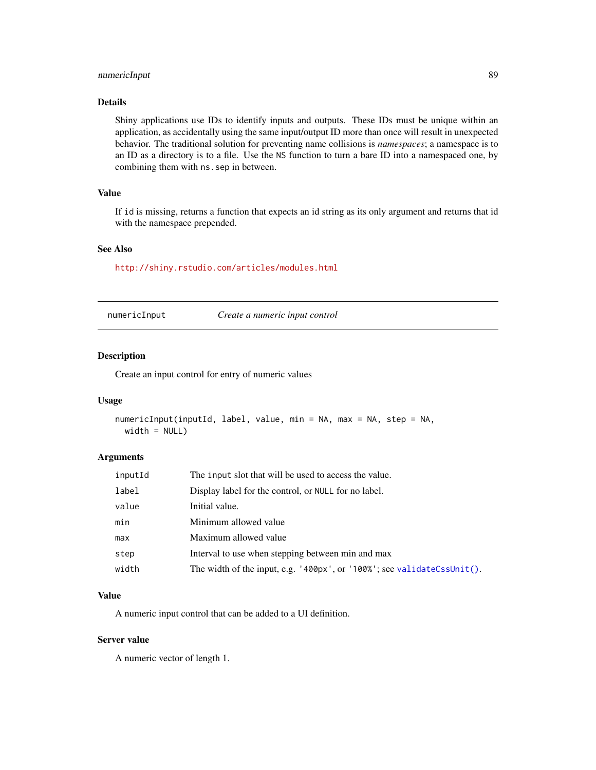## Details

Shiny applications use IDs to identify inputs and outputs. These IDs must be unique within an application, as accidentally using the same input/output ID more than once will result in unexpected behavior. The traditional solution for preventing name collisions is *namespaces*; a namespace is to an ID as a directory is to a file. Use the `NS` function to turn a bare ID into a namespaced one, by combining them with `ns.sep` in between.

## Value

If `id` is missing, returns a function that expects an id string as its only argument and returns that id with the namespace prepended.

## See Also

http://shiny.rstudio.com/articles/modules.html

---

`numericInput` *Create a numeric input control*

---

## Description

Create an input control for entry of numeric values

## Usage

```
numericInput(inputId, label, value, min = NA, max = NA, step = NA,
  width = NULL)
```

## Arguments

| | |
|---|---|
| `inputId` | The `input` slot that will be used to access the value. |
| `label` | Display label for the control, or `NULL` for no label. |
| `value` | Initial value. |
| `min` | Minimum allowed value |
| `max` | Maximum allowed value |
| `step` | Interval to use when stepping between min and max |
| `width` | The width of the input, e.g. `'400px'`, or `'100%'`; see `validateCssUnit()`. |

## Value

A numeric input control that can be added to a UI definition.

## Server value

A numeric vector of length 1.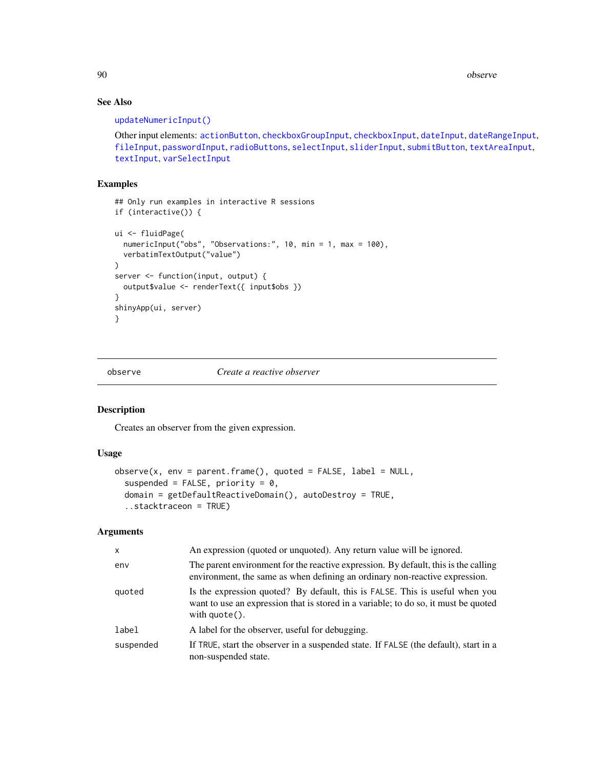### See Also

updateNumericInput()

Other input elements: actionButton, checkboxGroupInput, checkboxInput, dateInput, dateRangeInput, fileInput, passwordInput, radioButtons, selectInput, sliderInput, submitButton, textAreaInput, textInput, varSelectInput

### Examples

```
## Only run examples in interactive R sessions
if (interactive()) {

ui <- fluidPage(
  numericInput("obs", "Observations:", 10, min = 1, max = 100),
  verbatimTextOutput("value")
)
server <- function(input, output) {
  output$value <- renderText({ input$obs })
}
shinyApp(ui, server)
}
```

---

## observe — *Create a reactive observer*

### Description

Creates an observer from the given expression.

### Usage

```
observe(x, env = parent.frame(), quoted = FALSE, label = NULL,
  suspended = FALSE, priority = 0,
  domain = getDefaultReactiveDomain(), autoDestroy = TRUE,
  ..stacktraceon = TRUE)
```

### Arguments

| | |
|---|---|
| x | An expression (quoted or unquoted). Any return value will be ignored. |
| env | The parent environment for the reactive expression. By default, this is the calling environment, the same as when defining an ordinary non-reactive expression. |
| quoted | Is the expression quoted? By default, this is FALSE. This is useful when you want to use an expression that is stored in a variable; to do so, it must be quoted with quote(). |
| label | A label for the observer, useful for debugging. |
| suspended | If TRUE, start the observer in a suspended state. If FALSE (the default), start in a non-suspended state. |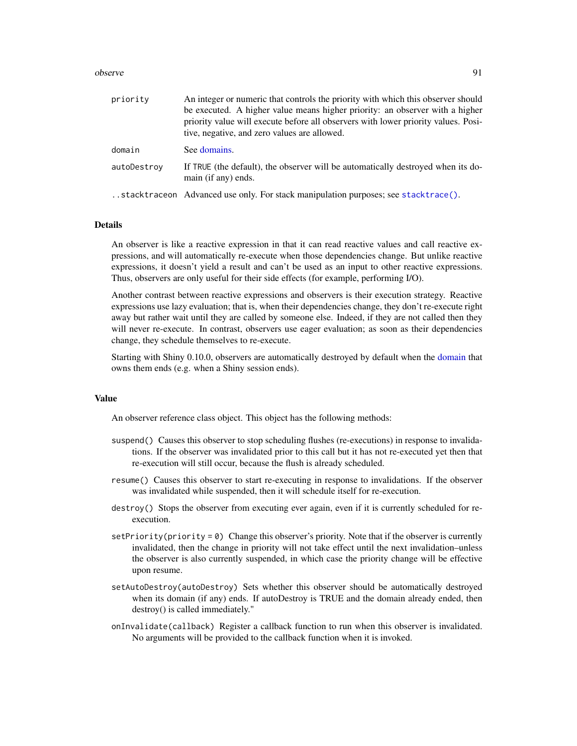| | |
|---|---|
| `priority` | An integer or numeric that controls the priority with which this observer should be executed. A higher value means higher priority: an observer with a higher priority value will execute before all observers with lower priority values. Positive, negative, and zero values are allowed. |
| `domain` | See domains. |
| `autoDestroy` | If `TRUE` (the default), the observer will be automatically destroyed when its domain (if any) ends. |
| `..stacktraceon` | Advanced use only. For stack manipulation purposes; see `stacktrace()`. |

## Details

An observer is like a reactive expression in that it can read reactive values and call reactive expressions, and will automatically re-execute when those dependencies change. But unlike reactive expressions, it doesn't yield a result and can't be used as an input to other reactive expressions. Thus, observers are only useful for their side effects (for example, performing I/O).

Another contrast between reactive expressions and observers is their execution strategy. Reactive expressions use lazy evaluation; that is, when their dependencies change, they don't re-execute right away but rather wait until they are called by someone else. Indeed, if they are not called then they will never re-execute. In contrast, observers use eager evaluation; as soon as their dependencies change, they schedule themselves to re-execute.

Starting with Shiny 0.10.0, observers are automatically destroyed by default when the domain that owns them ends (e.g. when a Shiny session ends).

## Value

An observer reference class object. This object has the following methods:

`suspend()` Causes this observer to stop scheduling flushes (re-executions) in response to invalidations. If the observer was invalidated prior to this call but it has not re-executed yet then that re-execution will still occur, because the flush is already scheduled.

`resume()` Causes this observer to start re-executing in response to invalidations. If the observer was invalidated while suspended, then it will schedule itself for re-execution.

`destroy()` Stops the observer from executing ever again, even if it is currently scheduled for re-execution.

`setPriority(priority = 0)` Change this observer's priority. Note that if the observer is currently invalidated, then the change in priority will not take effect until the next invalidation–unless the observer is also currently suspended, in which case the priority change will be effective upon resume.

`setAutoDestroy(autoDestroy)` Sets whether this observer should be automatically destroyed when its domain (if any) ends. If autoDestroy is TRUE and the domain already ended, then destroy() is called immediately."

`onInvalidate(callback)` Register a callback function to run when this observer is invalidated. No arguments will be provided to the callback function when it is invoked.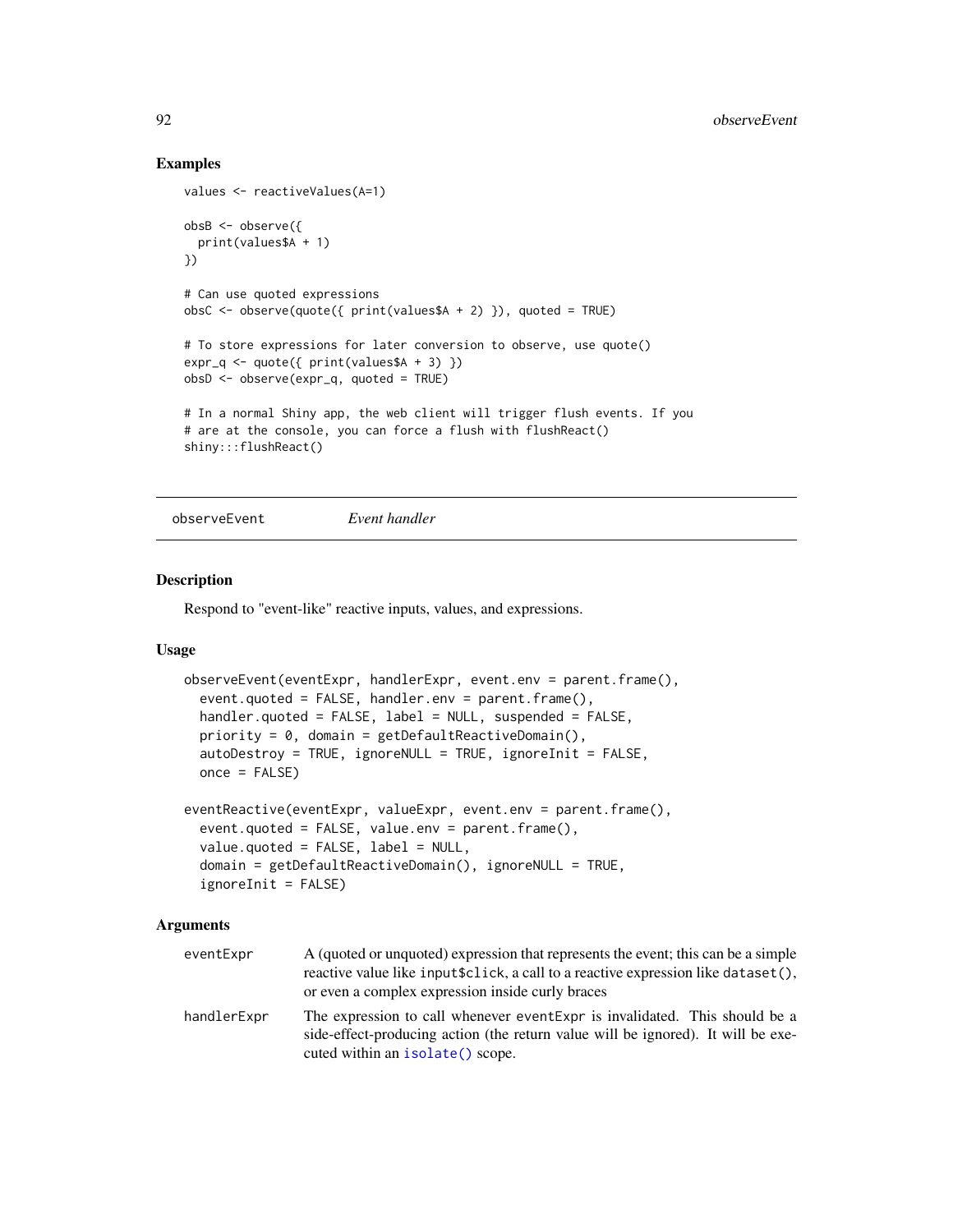## Examples

```
values <- reactiveValues(A=1)

obsB <- observe({
  print(values$A + 1)
})

# Can use quoted expressions
obsC <- observe(quote({ print(values$A + 2) }), quoted = TRUE)

# To store expressions for later conversion to observe, use quote()
expr_q <- quote({ print(values$A + 3) })
obsD <- observe(expr_q, quoted = TRUE)

# In a normal Shiny app, the web client will trigger flush events. If you
# are at the console, you can force a flush with flushReact()
shiny:::flushReact()
```

---

# observeEvent *Event handler*

---

## Description

Respond to "event-like" reactive inputs, values, and expressions.

## Usage

```
observeEvent(eventExpr, handlerExpr, event.env = parent.frame(),
  event.quoted = FALSE, handler.env = parent.frame(),
  handler.quoted = FALSE, label = NULL, suspended = FALSE,
  priority = 0, domain = getDefaultReactiveDomain(),
  autoDestroy = TRUE, ignoreNULL = TRUE, ignoreInit = FALSE,
  once = FALSE)

eventReactive(eventExpr, valueExpr, event.env = parent.frame(),
  event.quoted = FALSE, value.env = parent.frame(),
  value.quoted = FALSE, label = NULL,
  domain = getDefaultReactiveDomain(), ignoreNULL = TRUE,
  ignoreInit = FALSE)
```

## Arguments

| | |
|---|---|
| `eventExpr` | A (quoted or unquoted) expression that represents the event; this can be a simple reactive value like `input$click`, a call to a reactive expression like `dataset()`, or even a complex expression inside curly braces |
| `handlerExpr` | The expression to call whenever `eventExpr` is invalidated. This should be a side-effect-producing action (the return value will be ignored). It will be executed within an `isolate()` scope. |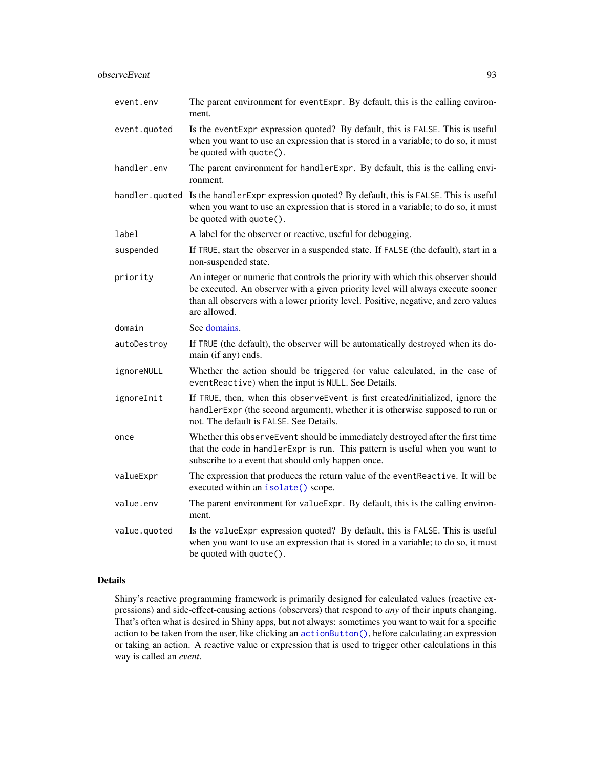| | |
|---|---|
| `event.env` | The parent environment for `eventExpr`. By default, this is the calling environment. |
| `event.quoted` | Is the `eventExpr` expression quoted? By default, this is `FALSE`. This is useful when you want to use an expression that is stored in a variable; to do so, it must be quoted with `quote()`. |
| `handler.env` | The parent environment for `handlerExpr`. By default, this is the calling environment. |
| `handler.quoted` | Is the `handlerExpr` expression quoted? By default, this is `FALSE`. This is useful when you want to use an expression that is stored in a variable; to do so, it must be quoted with `quote()`. |
| `label` | A label for the observer or reactive, useful for debugging. |
| `suspended` | If `TRUE`, start the observer in a suspended state. If `FALSE` (the default), start in a non-suspended state. |
| `priority` | An integer or numeric that controls the priority with which this observer should be executed. An observer with a given priority level will always execute sooner than all observers with a lower priority level. Positive, negative, and zero values are allowed. |
| `domain` | See domains. |
| `autoDestroy` | If `TRUE` (the default), the observer will be automatically destroyed when its domain (if any) ends. |
| `ignoreNULL` | Whether the action should be triggered (or value calculated, in the case of `eventReactive`) when the input is `NULL`. See Details. |
| `ignoreInit` | If `TRUE`, then, when this `observeEvent` is first created/initialized, ignore the `handlerExpr` (the second argument), whether it is otherwise supposed to run or not. The default is `FALSE`. See Details. |
| `once` | Whether this `observeEvent` should be immediately destroyed after the first time that the code in `handlerExpr` is run. This pattern is useful when you want to subscribe to a event that should only happen once. |
| `valueExpr` | The expression that produces the return value of the `eventReactive`. It will be executed within an `isolate()` scope. |
| `value.env` | The parent environment for `valueExpr`. By default, this is the calling environment. |
| `value.quoted` | Is the `valueExpr` expression quoted? By default, this is `FALSE`. This is useful when you want to use an expression that is stored in a variable; to do so, it must be quoted with `quote()`. |

## Details

Shiny's reactive programming framework is primarily designed for calculated values (reactive expressions) and side-effect-causing actions (observers) that respond to *any* of their inputs changing. That's often what is desired in Shiny apps, but not always: sometimes you want to wait for a specific action to be taken from the user, like clicking an `actionButton()`, before calculating an expression or taking an action. A reactive value or expression that is used to trigger other calculations in this way is called an *event*.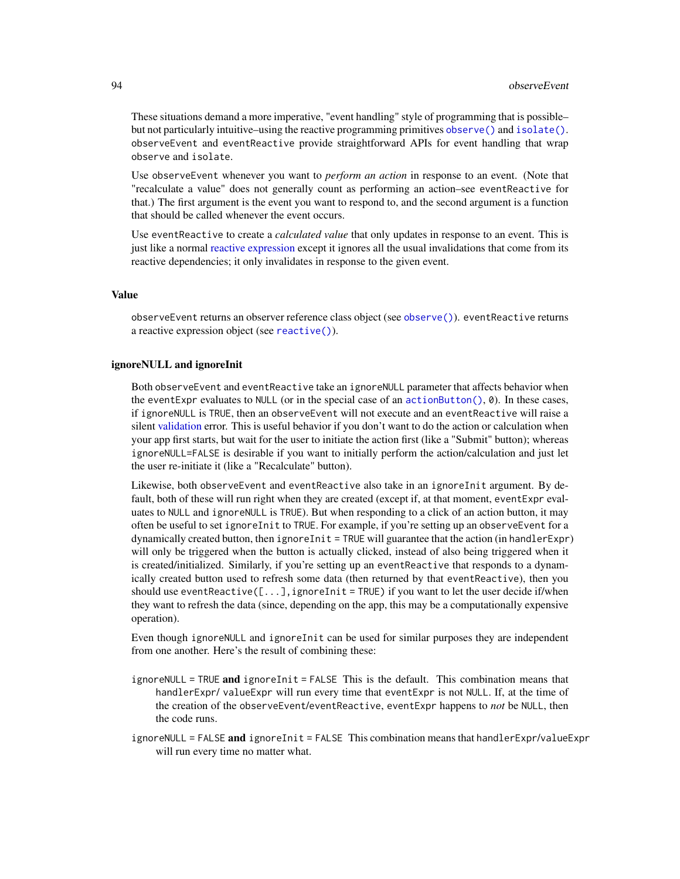These situations demand a more imperative, "event handling" style of programming that is possible–but not particularly intuitive–using the reactive programming primitives `observe()` and `isolate()`. `observeEvent` and `eventReactive` provide straightforward APIs for event handling that wrap `observe` and `isolate`.

Use `observeEvent` whenever you want to *perform an action* in response to an event. (Note that "recalculate a value" does not generally count as performing an action–see `eventReactive` for that.) The first argument is the event you want to respond to, and the second argument is a function that should be called whenever the event occurs.

Use `eventReactive` to create a *calculated value* that only updates in response to an event. This is just like a normal reactive expression except it ignores all the usual invalidations that come from its reactive dependencies; it only invalidates in response to the given event.

## Value

`observeEvent` returns an observer reference class object (see `observe()`). `eventReactive` returns a reactive expression object (see `reactive()`).

## ignoreNULL and ignoreInit

Both `observeEvent` and `eventReactive` take an `ignoreNULL` parameter that affects behavior when the `eventExpr` evaluates to `NULL` (or in the special case of an `actionButton()`, `0`). In these cases, if `ignoreNULL` is `TRUE`, then an `observeEvent` will not execute and an `eventReactive` will raise a silent validation error. This is useful behavior if you don't want to do the action or calculation when your app first starts, but wait for the user to initiate the action first (like a "Submit" button); whereas `ignoreNULL=FALSE` is desirable if you want to initially perform the action/calculation and just let the user re-initiate it (like a "Recalculate" button).

Likewise, both `observeEvent` and `eventReactive` also take in an `ignoreInit` argument. By default, both of these will run right when they are created (except if, at that moment, `eventExpr` evaluates to `NULL` and `ignoreNULL` is `TRUE`). But when responding to a click of an action button, it may often be useful to set `ignoreInit` to `TRUE`. For example, if you're setting up an `observeEvent` for a dynamically created button, then `ignoreInit = TRUE` will guarantee that the action (in `handlerExpr`) will only be triggered when the button is actually clicked, instead of also being triggered when it is created/initialized. Similarly, if you're setting up an `eventReactive` that responds to a dynamically created button used to refresh some data (then returned by that `eventReactive`), then you should use `eventReactive([...],ignoreInit = TRUE)` if you want to let the user decide if/when they want to refresh the data (since, depending on the app, this may be a computationally expensive operation).

Even though `ignoreNULL` and `ignoreInit` can be used for similar purposes they are independent from one another. Here's the result of combining these:

`ignoreNULL = TRUE` **and** `ignoreInit = FALSE` This is the default. This combination means that `handlerExpr`/ `valueExpr` will run every time that `eventExpr` is not `NULL`. If, at the time of the creation of the `observeEvent`/`eventReactive`, `eventExpr` happens to *not* be `NULL`, then the code runs.

`ignoreNULL = FALSE` **and** `ignoreInit = FALSE` This combination means that `handlerExpr`/`valueExpr` will run every time no matter what.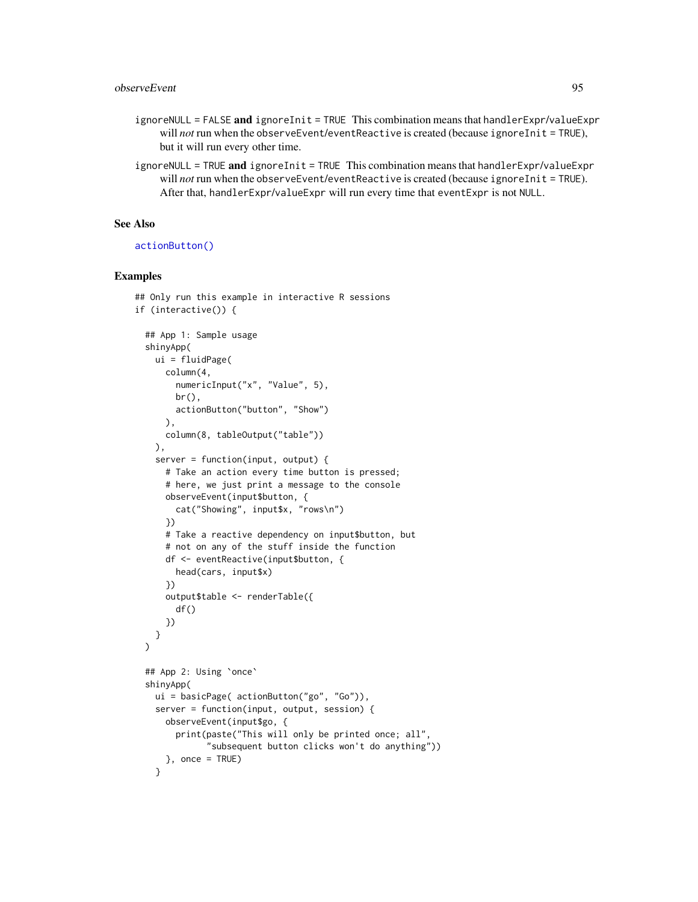`ignoreNULL = FALSE` **and** `ignoreInit = TRUE` This combination means that `handlerExpr`/`valueExpr` will *not* run when the `observeEvent`/`eventReactive` is created (because `ignoreInit = TRUE`), but it will run every other time.

`ignoreNULL = TRUE` **and** `ignoreInit = TRUE` This combination means that `handlerExpr`/`valueExpr` will *not* run when the `observeEvent`/`eventReactive` is created (because `ignoreInit = TRUE`). After that, `handlerExpr`/`valueExpr` will run every time that `eventExpr` is not `NULL`.

## See Also

`actionButton()`

## Examples

```
## Only run this example in interactive R sessions
if (interactive()) {

  ## App 1: Sample usage
  shinyApp(
    ui = fluidPage(
      column(4,
        numericInput("x", "Value", 5),
        br(),
        actionButton("button", "Show")
      ),
      column(8, tableOutput("table"))
    ),
    server = function(input, output) {
      # Take an action every time button is pressed;
      # here, we just print a message to the console
      observeEvent(input$button, {
        cat("Showing", input$x, "rows\n")
      })
      # Take a reactive dependency on input$button, but
      # not on any of the stuff inside the function
      df <- eventReactive(input$button, {
        head(cars, input$x)
      })
      output$table <- renderTable({
        df()
      })
    }
  )

  ## App 2: Using `once`
  shinyApp(
    ui = basicPage( actionButton("go", "Go")),
    server = function(input, output, session) {
      observeEvent(input$go, {
        print(paste("This will only be printed once; all",
              "subsequent button clicks won't do anything"))
      }, once = TRUE)
    }
```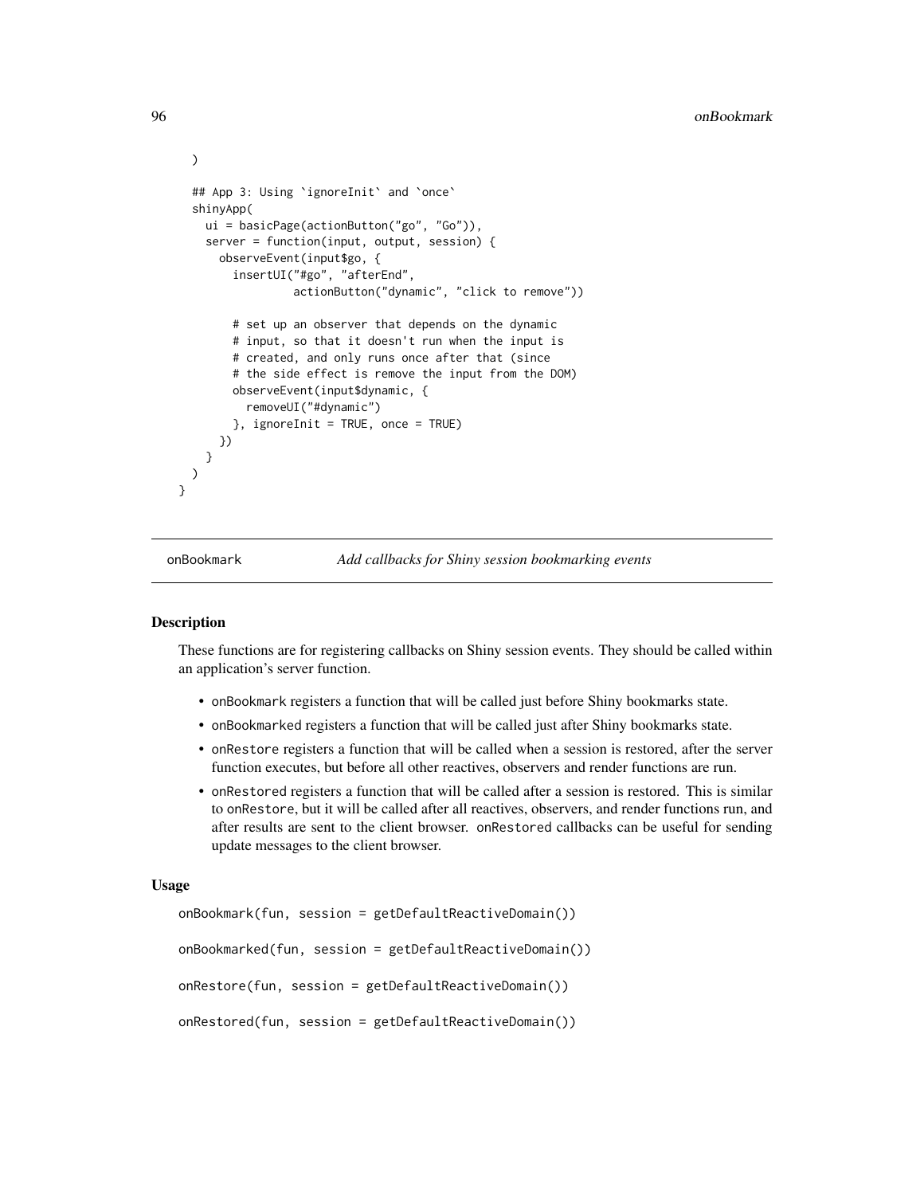```r
  )

  ## App 3: Using `ignoreInit` and `once`
  shinyApp(
    ui = basicPage(actionButton("go", "Go")),
    server = function(input, output, session) {
      observeEvent(input$go, {
        insertUI("#go", "afterEnd",
                 actionButton("dynamic", "click to remove"))

        # set up an observer that depends on the dynamic
        # input, so that it doesn't run when the input is
        # created, and only runs once after that (since
        # the side effect is remove the input from the DOM)
        observeEvent(input$dynamic, {
          removeUI("#dynamic")
        }, ignoreInit = TRUE, once = TRUE)
      })
    }
  )
}
```

---

## onBookmark — *Add callbacks for Shiny session bookmarking events*

---

### Description

These functions are for registering callbacks on Shiny session events. They should be called within an application's server function.

- `onBookmark` registers a function that will be called just before Shiny bookmarks state.
- `onBookmarked` registers a function that will be called just after Shiny bookmarks state.
- `onRestore` registers a function that will be called when a session is restored, after the server function executes, but before all other reactives, observers and render functions are run.
- `onRestored` registers a function that will be called after a session is restored. This is similar to `onRestore`, but it will be called after all reactives, observers, and render functions run, and after results are sent to the client browser. `onRestored` callbacks can be useful for sending update messages to the client browser.

### Usage

```r
onBookmark(fun, session = getDefaultReactiveDomain())

onBookmarked(fun, session = getDefaultReactiveDomain())

onRestore(fun, session = getDefaultReactiveDomain())

onRestored(fun, session = getDefaultReactiveDomain())
```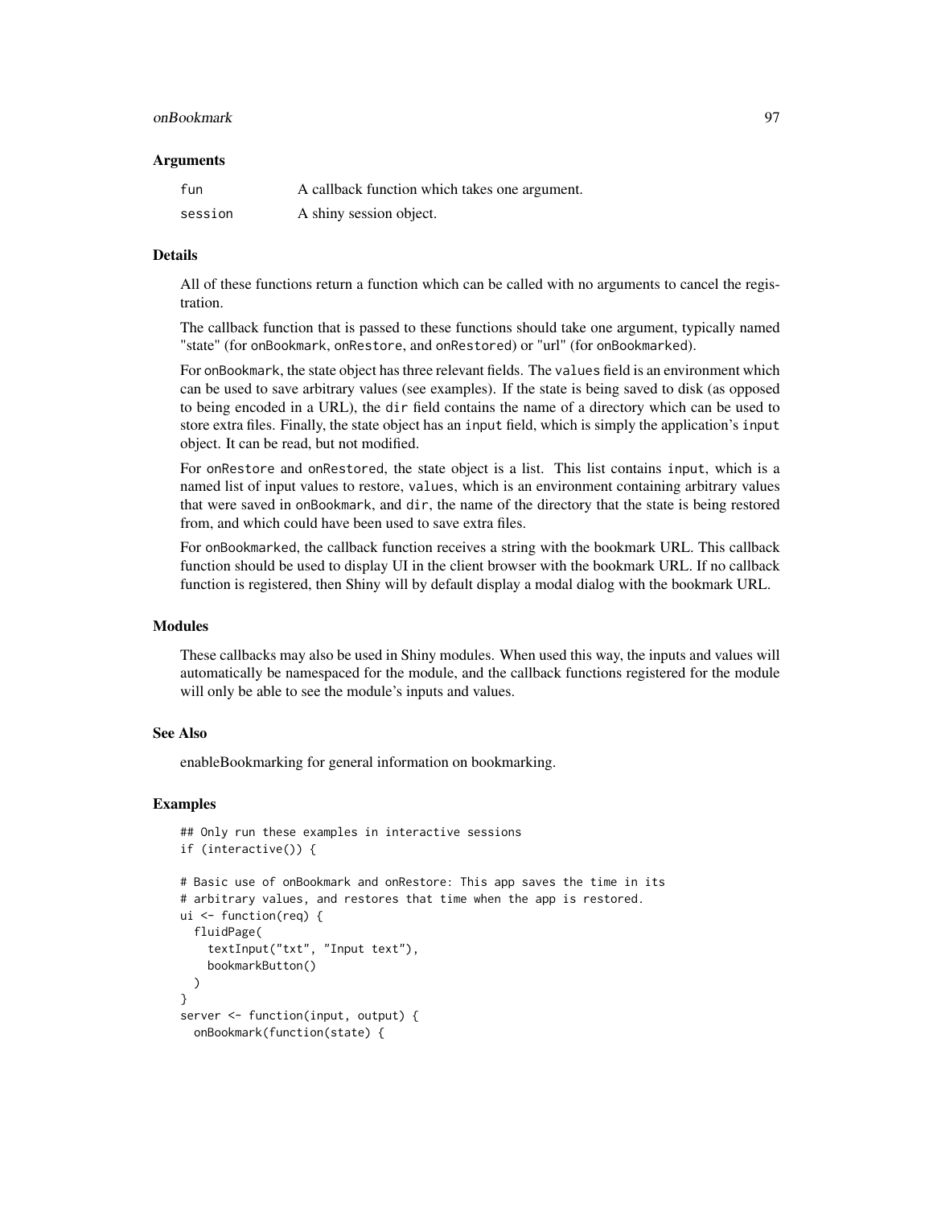### Arguments

| | |
|---|---|
| fun | A callback function which takes one argument. |
| session | A shiny session object. |

### Details

All of these functions return a function which can be called with no arguments to cancel the registration.

The callback function that is passed to these functions should take one argument, typically named "state" (for onBookmark, onRestore, and onRestored) or "url" (for onBookmarked).

For onBookmark, the state object has three relevant fields. The values field is an environment which can be used to save arbitrary values (see examples). If the state is being saved to disk (as opposed to being encoded in a URL), the dir field contains the name of a directory which can be used to store extra files. Finally, the state object has an input field, which is simply the application's input object. It can be read, but not modified.

For onRestore and onRestored, the state object is a list. This list contains input, which is a named list of input values to restore, values, which is an environment containing arbitrary values that were saved in onBookmark, and dir, the name of the directory that the state is being restored from, and which could have been used to save extra files.

For onBookmarked, the callback function receives a string with the bookmark URL. This callback function should be used to display UI in the client browser with the bookmark URL. If no callback function is registered, then Shiny will by default display a modal dialog with the bookmark URL.

### Modules

These callbacks may also be used in Shiny modules. When used this way, the inputs and values will automatically be namespaced for the module, and the callback functions registered for the module will only be able to see the module's inputs and values.

### See Also

enableBookmarking for general information on bookmarking.

### Examples

```
## Only run these examples in interactive sessions
if (interactive()) {

# Basic use of onBookmark and onRestore: This app saves the time in its
# arbitrary values, and restores that time when the app is restored.
ui <- function(req) {
  fluidPage(
    textInput("txt", "Input text"),
    bookmarkButton()
  )
}
server <- function(input, output) {
  onBookmark(function(state) {
```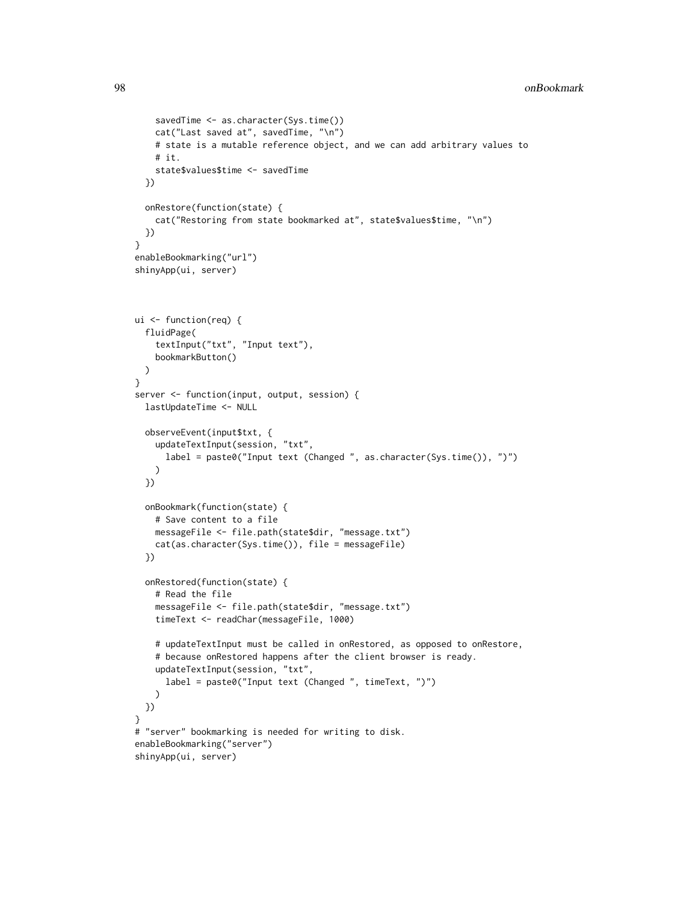```
    savedTime <- as.character(Sys.time())
    cat("Last saved at", savedTime, "\n")
    # state is a mutable reference object, and we can add arbitrary values to
    # it.
    state$values$time <- savedTime
  })

  onRestore(function(state) {
    cat("Restoring from state bookmarked at", state$values$time, "\n")
  })
}
enableBookmarking("url")
shinyApp(ui, server)



ui <- function(req) {
  fluidPage(
    textInput("txt", "Input text"),
    bookmarkButton()
  )
}
server <- function(input, output, session) {
  lastUpdateTime <- NULL

  observeEvent(input$txt, {
    updateTextInput(session, "txt",
      label = paste0("Input text (Changed ", as.character(Sys.time()), ")")
    )
  })

  onBookmark(function(state) {
    # Save content to a file
    messageFile <- file.path(state$dir, "message.txt")
    cat(as.character(Sys.time()), file = messageFile)
  })

  onRestored(function(state) {
    # Read the file
    messageFile <- file.path(state$dir, "message.txt")
    timeText <- readChar(messageFile, 1000)

    # updateTextInput must be called in onRestored, as opposed to onRestore,
    # because onRestored happens after the client browser is ready.
    updateTextInput(session, "txt",
      label = paste0("Input text (Changed ", timeText, ")")
    )
  })
}
# "server" bookmarking is needed for writing to disk.
enableBookmarking("server")
shinyApp(ui, server)
```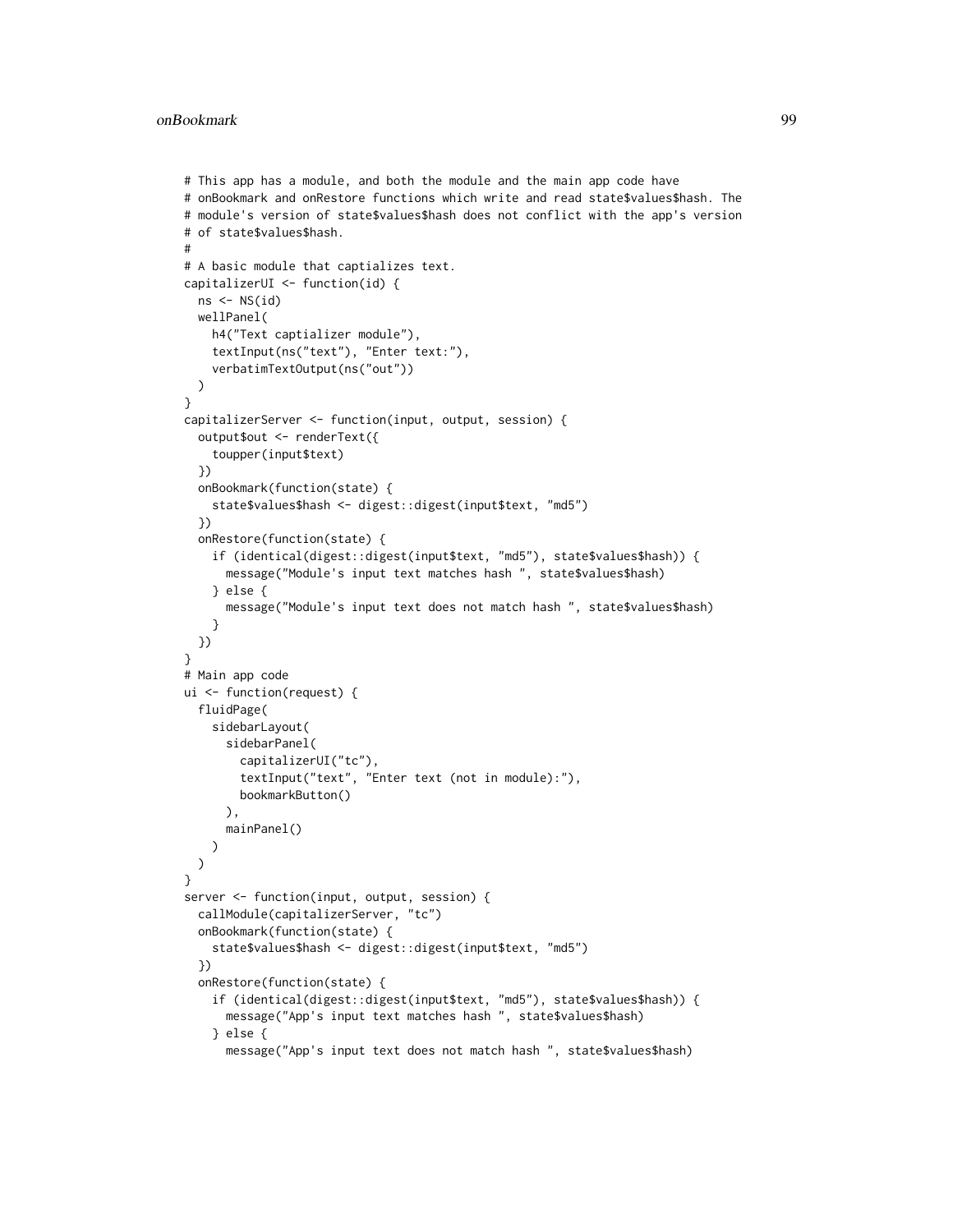```
# This app has a module, and both the module and the main app code have
# onBookmark and onRestore functions which write and read state$values$hash. The
# module's version of state$values$hash does not conflict with the app's version
# of state$values$hash.
#
# A basic module that captializes text.
capitalizerUI <- function(id) {
  ns <- NS(id)
  wellPanel(
    h4("Text captializer module"),
    textInput(ns("text"), "Enter text:"),
    verbatimTextOutput(ns("out"))
  )
}
capitalizerServer <- function(input, output, session) {
  output$out <- renderText({
    toupper(input$text)
  })
  onBookmark(function(state) {
    state$values$hash <- digest::digest(input$text, "md5")
  })
  onRestore(function(state) {
    if (identical(digest::digest(input$text, "md5"), state$values$hash)) {
      message("Module's input text matches hash ", state$values$hash)
    } else {
      message("Module's input text does not match hash ", state$values$hash)
    }
  })
}
# Main app code
ui <- function(request) {
  fluidPage(
    sidebarLayout(
      sidebarPanel(
        capitalizerUI("tc"),
        textInput("text", "Enter text (not in module):"),
        bookmarkButton()
      ),
      mainPanel()
    )
  )
}
server <- function(input, output, session) {
  callModule(capitalizerServer, "tc")
  onBookmark(function(state) {
    state$values$hash <- digest::digest(input$text, "md5")
  })
  onRestore(function(state) {
    if (identical(digest::digest(input$text, "md5"), state$values$hash)) {
      message("App's input text matches hash ", state$values$hash)
    } else {
      message("App's input text does not match hash ", state$values$hash)
```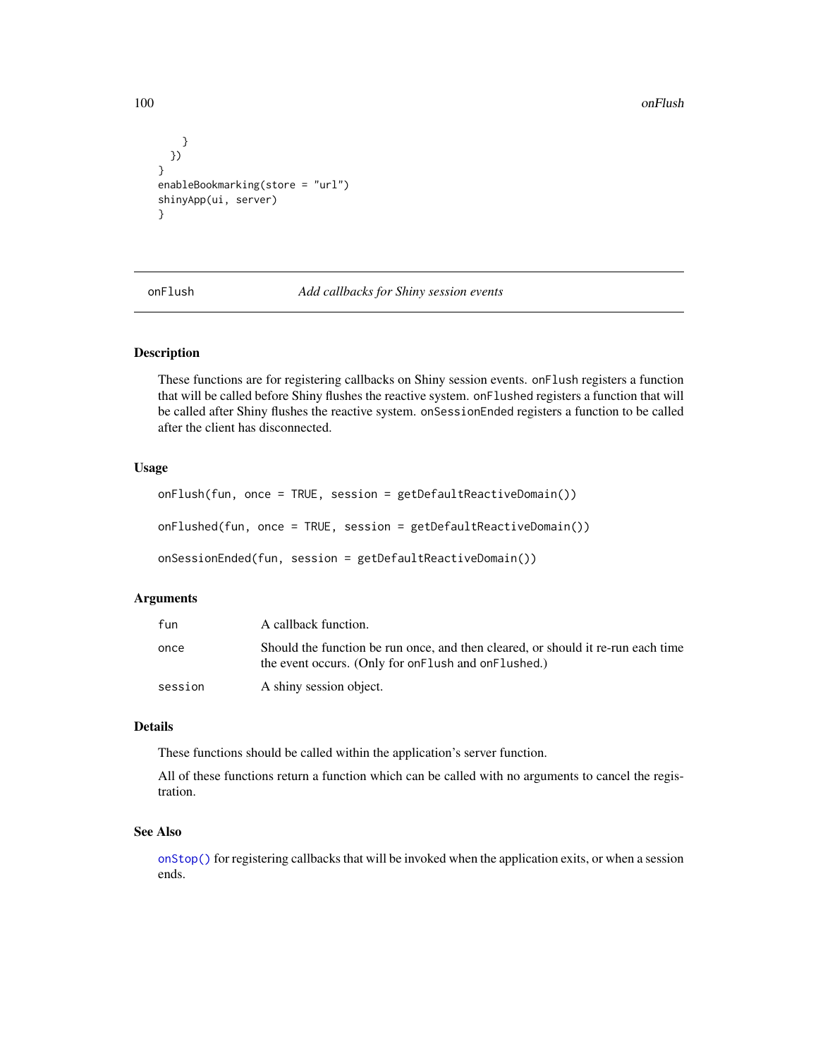```
    }
  })
}
enableBookmarking(store = "url")
shinyApp(ui, server)
}
```

## onFlush — *Add callbacks for Shiny session events*

### Description

These functions are for registering callbacks on Shiny session events. `onFlush` registers a function that will be called before Shiny flushes the reactive system. `onFlushed` registers a function that will be called after Shiny flushes the reactive system. `onSessionEnded` registers a function to be called after the client has disconnected.

### Usage

```
onFlush(fun, once = TRUE, session = getDefaultReactiveDomain())

onFlushed(fun, once = TRUE, session = getDefaultReactiveDomain())

onSessionEnded(fun, session = getDefaultReactiveDomain())
```

### Arguments

| | |
|---|---|
| `fun` | A callback function. |
| `once` | Should the function be run once, and then cleared, or should it re-run each time the event occurs. (Only for `onFlush` and `onFlushed`.) |
| `session` | A shiny session object. |

### Details

These functions should be called within the application's server function.

All of these functions return a function which can be called with no arguments to cancel the registration.

### See Also

`onStop()` for registering callbacks that will be invoked when the application exits, or when a session ends.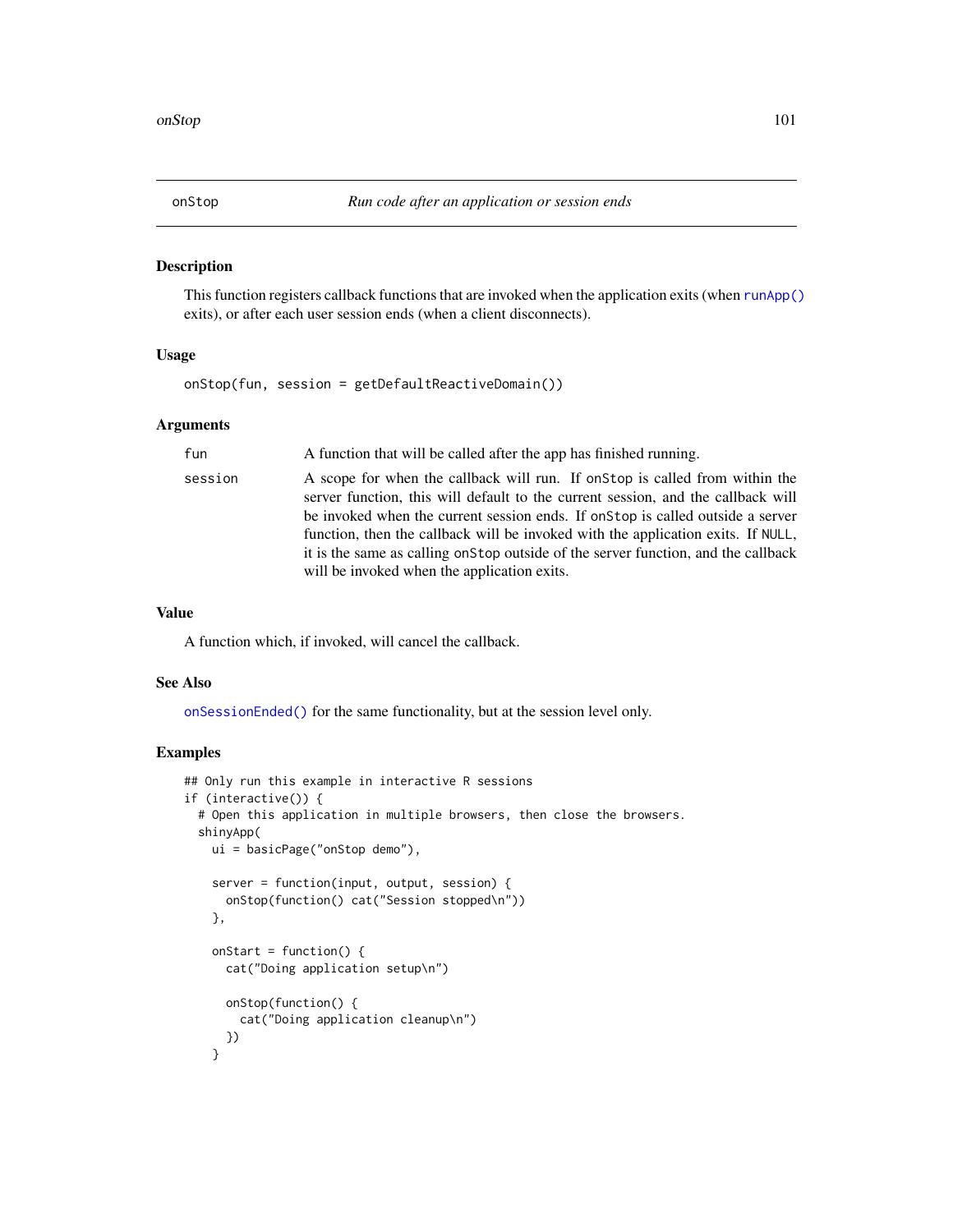## onStop — *Run code after an application or session ends*

### Description

This function registers callback functions that are invoked when the application exits (when `runApp()` exits), or after each user session ends (when a client disconnects).

### Usage

```
onStop(fun, session = getDefaultReactiveDomain())
```

### Arguments

| | |
|---|---|
| `fun` | A function that will be called after the app has finished running. |
| `session` | A scope for when the callback will run. If `onStop` is called from within the server function, this will default to the current session, and the callback will be invoked when the current session ends. If `onStop` is called outside a server function, then the callback will be invoked with the application exits. If `NULL`, it is the same as calling `onStop` outside of the server function, and the callback will be invoked when the application exits. |

### Value

A function which, if invoked, will cancel the callback.

### See Also

`onSessionEnded()` for the same functionality, but at the session level only.

### Examples

```
## Only run this example in interactive R sessions
if (interactive()) {
  # Open this application in multiple browsers, then close the browsers.
  shinyApp(
    ui = basicPage("onStop demo"),

    server = function(input, output, session) {
      onStop(function() cat("Session stopped\n"))
    },

    onStart = function() {
      cat("Doing application setup\n")

      onStop(function() {
        cat("Doing application cleanup\n")
      })
    }
```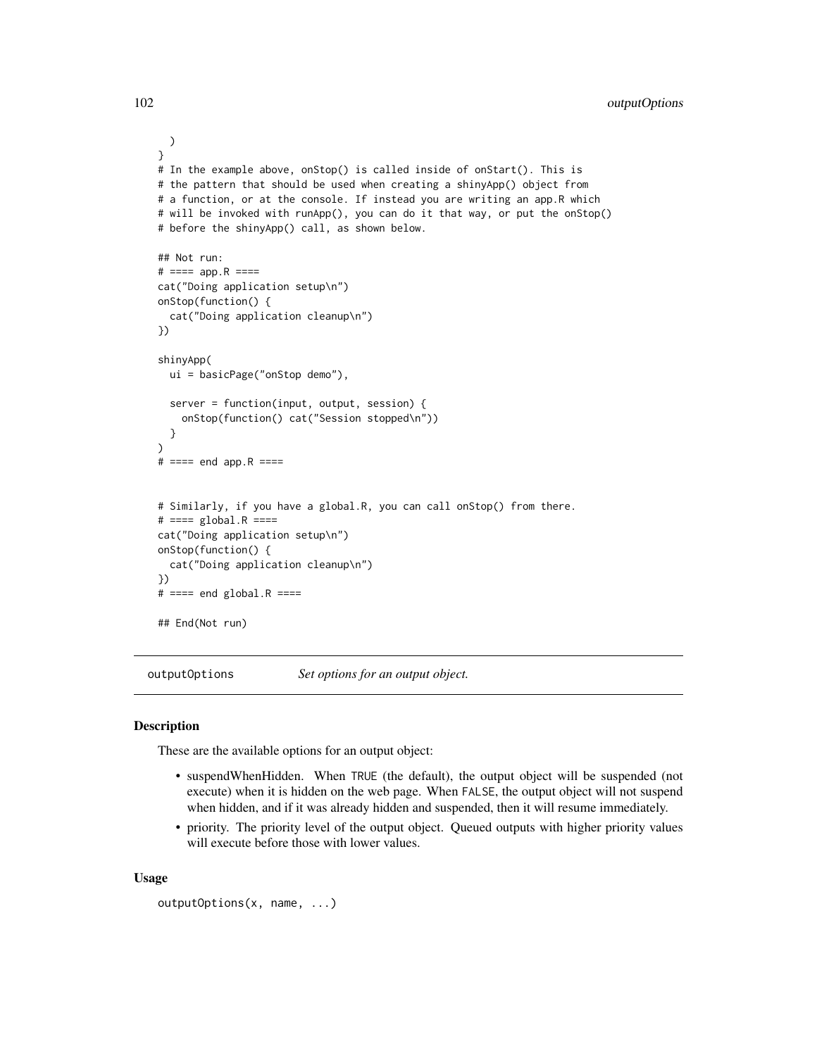```
  )
}
# In the example above, onStop() is called inside of onStart(). This is
# the pattern that should be used when creating a shinyApp() object from
# a function, or at the console. If instead you are writing an app.R which
# will be invoked with runApp(), you can do it that way, or put the onStop()
# before the shinyApp() call, as shown below.

## Not run:
# ==== app.R ====
cat("Doing application setup\n")
onStop(function() {
  cat("Doing application cleanup\n")
})

shinyApp(
  ui = basicPage("onStop demo"),

  server = function(input, output, session) {
    onStop(function() cat("Session stopped\n"))
  }
)
# ==== end app.R ====


# Similarly, if you have a global.R, you can call onStop() from there.
# ==== global.R ====
cat("Doing application setup\n")
onStop(function() {
  cat("Doing application cleanup\n")
})
# ==== end global.R ====

## End(Not run)
```

## outputOptions — *Set options for an output object.*

### Description

These are the available options for an output object:

- suspendWhenHidden. When `TRUE` (the default), the output object will be suspended (not execute) when it is hidden on the web page. When `FALSE`, the output object will not suspend when hidden, and if it was already hidden and suspended, then it will resume immediately.
- priority. The priority level of the output object. Queued outputs with higher priority values will execute before those with lower values.

### Usage

```
outputOptions(x, name, ...)
```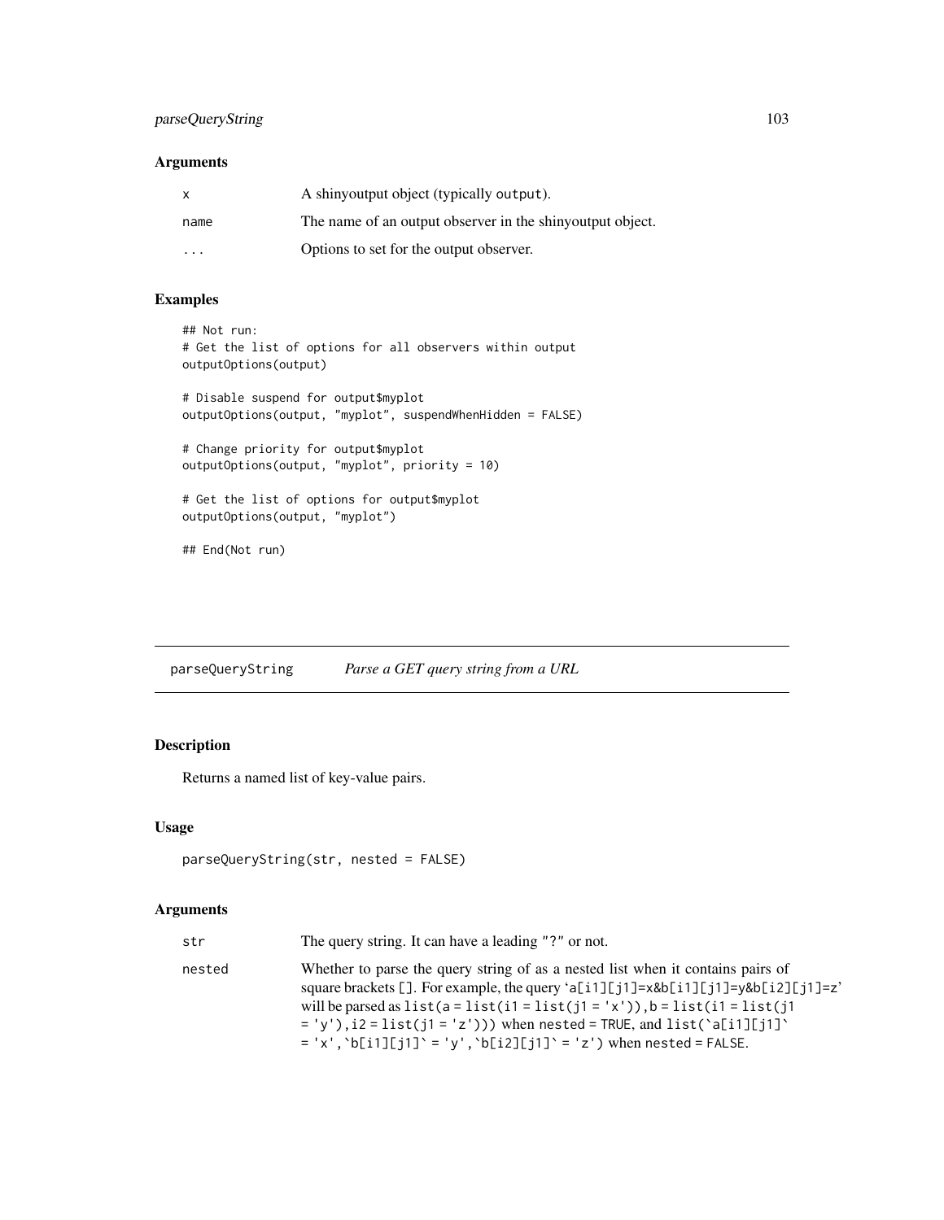### Arguments

| | |
|---|---|
| x | A shinyoutput object (typically `output`). |
| name | The name of an output observer in the shinyoutput object. |
| ... | Options to set for the output observer. |

### Examples

```
## Not run:
# Get the list of options for all observers within output
outputOptions(output)

# Disable suspend for output$myplot
outputOptions(output, "myplot", suspendWhenHidden = FALSE)

# Change priority for output$myplot
outputOptions(output, "myplot", priority = 10)

# Get the list of options for output$myplot
outputOptions(output, "myplot")

## End(Not run)
```

---

## parseQueryString *Parse a GET query string from a URL*

### Description

Returns a named list of key-value pairs.

### Usage

```
parseQueryString(str, nested = FALSE)
```

### Arguments

| | |
|---|---|
| str | The query string. It can have a leading "?" or not. |
| nested | Whether to parse the query string of as a nested list when it contains pairs of square brackets `[]`. For example, the query '`a[i1][j1]=x&b[i1][j1]=y&b[i2][j1]=z`' will be parsed as `list(a = list(i1 = list(j1 = 'x')), b = list(i1 = list(j1 = 'y'), i2 = list(j1 = 'z')))` when `nested = TRUE`, and ``list(`a[i1][j1]` = 'x', `b[i1][j1]` = 'y', `b[i2][j1]` = 'z')`` when `nested = FALSE`. |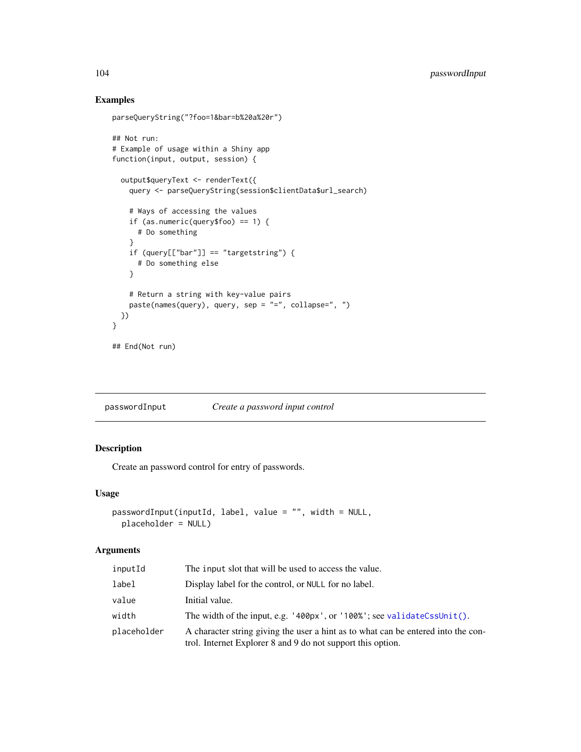### Examples

```
parseQueryString("?foo=1&bar=b%20a%20r")

## Not run:
# Example of usage within a Shiny app
function(input, output, session) {

  output$queryText <- renderText({
    query <- parseQueryString(session$clientData$url_search)

    # Ways of accessing the values
    if (as.numeric(query$foo) == 1) {
      # Do something
    }
    if (query[["bar"]] == "targetstring") {
      # Do something else
    }

    # Return a string with key-value pairs
    paste(names(query), query, sep = "=", collapse=", ")
  })
}

## End(Not run)
```

---

## passwordInput    *Create a password input control*

### Description

Create an password control for entry of passwords.

### Usage

```
passwordInput(inputId, label, value = "", width = NULL,
  placeholder = NULL)
```

### Arguments

| | |
|---|---|
| `inputId` | The `input` slot that will be used to access the value. |
| `label` | Display label for the control, or `NULL` for no label. |
| `value` | Initial value. |
| `width` | The width of the input, e.g. `'400px'`, or `'100%'`; see `validateCssUnit()`. |
| `placeholder` | A character string giving the user a hint as to what can be entered into the control. Internet Explorer 8 and 9 do not support this option. |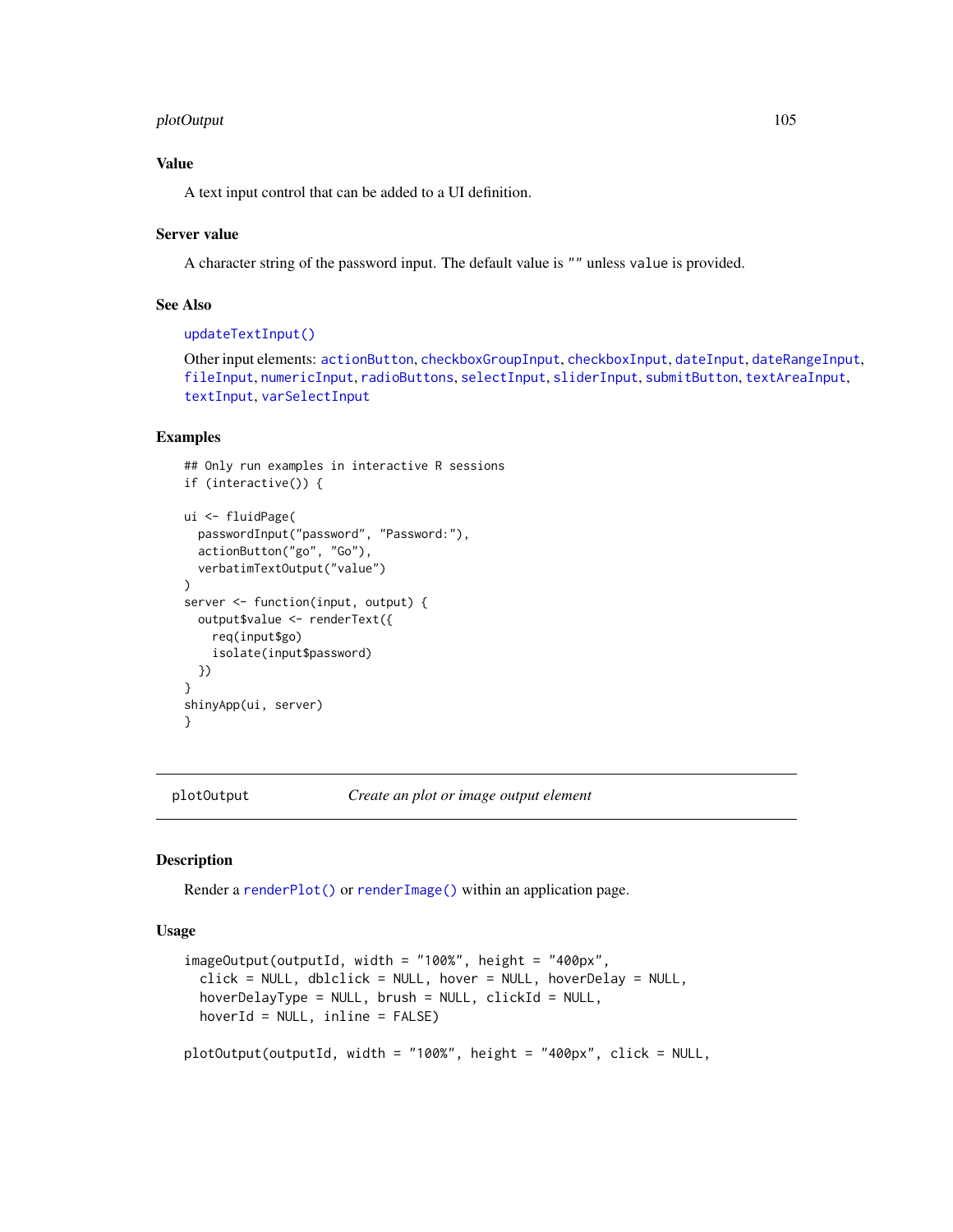### Value

A text input control that can be added to a UI definition.

### Server value

A character string of the password input. The default value is `""` unless `value` is provided.

### See Also

`updateTextInput()`

Other input elements: `actionButton`, `checkboxGroupInput`, `checkboxInput`, `dateInput`, `dateRangeInput`, `fileInput`, `numericInput`, `radioButtons`, `selectInput`, `sliderInput`, `submitButton`, `textAreaInput`, `textInput`, `varSelectInput`

### Examples

```
## Only run examples in interactive R sessions
if (interactive()) {

ui <- fluidPage(
  passwordInput("password", "Password:"),
  actionButton("go", "Go"),
  verbatimTextOutput("value")
)
server <- function(input, output) {
  output$value <- renderText({
    req(input$go)
    isolate(input$password)
  })
}
shinyApp(ui, server)
}
```

---

## plotOutput — *Create an plot or image output element*

### Description

Render a `renderPlot()` or `renderImage()` within an application page.

### Usage

```
imageOutput(outputId, width = "100%", height = "400px",
  click = NULL, dblclick = NULL, hover = NULL, hoverDelay = NULL,
  hoverDelayType = NULL, brush = NULL, clickId = NULL,
  hoverId = NULL, inline = FALSE)

plotOutput(outputId, width = "100%", height = "400px", click = NULL,
```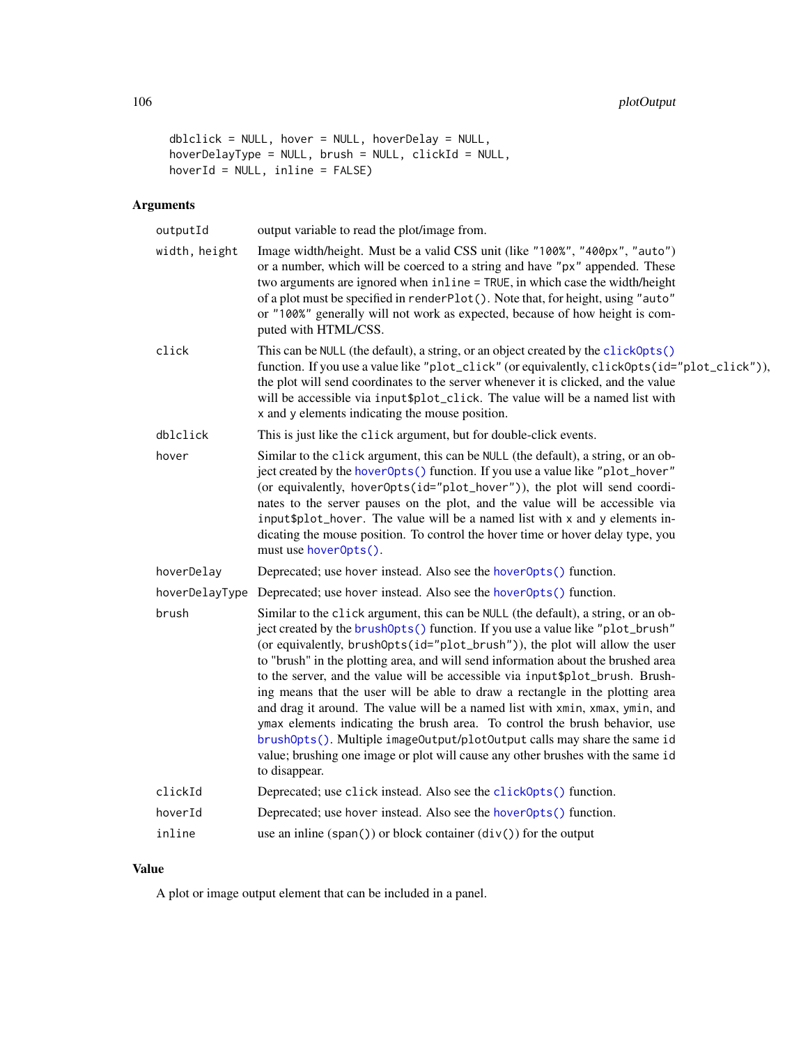```
dblclick = NULL, hover = NULL, hoverDelay = NULL,
hoverDelayType = NULL, brush = NULL, clickId = NULL,
hoverId = NULL, inline = FALSE)
```

## Arguments

| Argument | Description |
|---|---|
| `outputId` | output variable to read the plot/image from. |
| `width, height` | Image width/height. Must be a valid CSS unit (like `"100%"`, `"400px"`, `"auto"`) or a number, which will be coerced to a string and have `"px"` appended. These two arguments are ignored when `inline = TRUE`, in which case the width/height of a plot must be specified in `renderPlot()`. Note that, for height, using `"auto"` or `"100%"` generally will not work as expected, because of how height is computed with HTML/CSS. |
| `click` | This can be `NULL` (the default), a string, or an object created by the `clickOpts()` function. If you use a value like `"plot_click"` (or equivalently, `clickOpts(id="plot_click")`), the plot will send coordinates to the server whenever it is clicked, and the value will be accessible via `input$plot_click`. The value will be a named list with `x` and `y` elements indicating the mouse position. |
| `dblclick` | This is just like the `click` argument, but for double-click events. |
| `hover` | Similar to the `click` argument, this can be `NULL` (the default), a string, or an object created by the `hoverOpts()` function. If you use a value like `"plot_hover"` (or equivalently, `hoverOpts(id="plot_hover")`), the plot will send coordinates to the server pauses on the plot, and the value will be accessible via `input$plot_hover`. The value will be a named list with `x` and `y` elements indicating the mouse position. To control the hover time or hover delay type, you must use `hoverOpts()`. |
| `hoverDelay` | Deprecated; use `hover` instead. Also see the `hoverOpts()` function. |
| `hoverDelayType` | Deprecated; use `hover` instead. Also see the `hoverOpts()` function. |
| `brush` | Similar to the `click` argument, this can be `NULL` (the default), a string, or an object created by the `brushOpts()` function. If you use a value like `"plot_brush"` (or equivalently, `brushOpts(id="plot_brush")`), the plot will allow the user to "brush" in the plotting area, and will send information about the brushed area to the server, and the value will be accessible via `input$plot_brush`. Brushing means that the user will be able to draw a rectangle in the plotting area and drag it around. The value will be a named list with `xmin`, `xmax`, `ymin`, and `ymax` elements indicating the brush area. To control the brush behavior, use `brushOpts()`. Multiple `imageOutput`/`plotOutput` calls may share the same `id` value; brushing one image or plot will cause any other brushes with the same `id` to disappear. |
| `clickId` | Deprecated; use `click` instead. Also see the `clickOpts()` function. |
| `hoverId` | Deprecated; use `hover` instead. Also see the `hoverOpts()` function. |
| `inline` | use an inline (`span()`) or block container (`div()`) for the output |

## Value

A plot or image output element that can be included in a panel.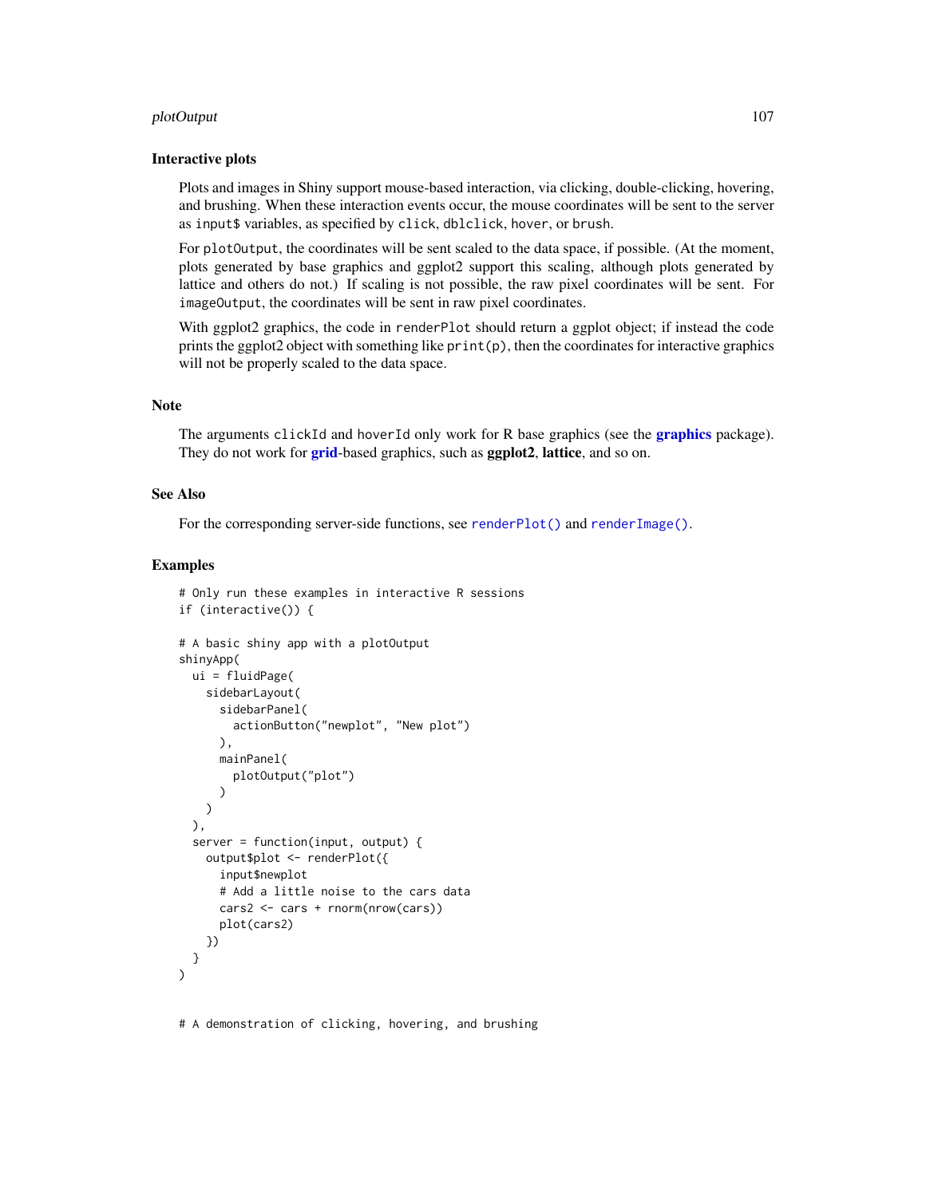### Interactive plots

Plots and images in Shiny support mouse-based interaction, via clicking, double-clicking, hovering, and brushing. When these interaction events occur, the mouse coordinates will be sent to the server as `input$` variables, as specified by `click`, `dblclick`, `hover`, or `brush`.

For `plotOutput`, the coordinates will be sent scaled to the data space, if possible. (At the moment, plots generated by base graphics and ggplot2 support this scaling, although plots generated by lattice and others do not.) If scaling is not possible, the raw pixel coordinates will be sent. For `imageOutput`, the coordinates will be sent in raw pixel coordinates.

With ggplot2 graphics, the code in `renderPlot` should return a ggplot object; if instead the code prints the ggplot2 object with something like `print(p)`, then the coordinates for interactive graphics will not be properly scaled to the data space.

## Note

The arguments `clickId` and `hoverId` only work for R base graphics (see the **graphics** package). They do not work for **grid**-based graphics, such as **ggplot2**, **lattice**, and so on.

## See Also

For the corresponding server-side functions, see `renderPlot()` and `renderImage()`.

## Examples

```
# Only run these examples in interactive R sessions
if (interactive()) {

# A basic shiny app with a plotOutput
shinyApp(
  ui = fluidPage(
    sidebarLayout(
      sidebarPanel(
        actionButton("newplot", "New plot")
      ),
      mainPanel(
        plotOutput("plot")
      )
    )
  ),
  server = function(input, output) {
    output$plot <- renderPlot({
      input$newplot
      # Add a little noise to the cars data
      cars2 <- cars + rnorm(nrow(cars))
      plot(cars2)
    })
  }
)


# A demonstration of clicking, hovering, and brushing
```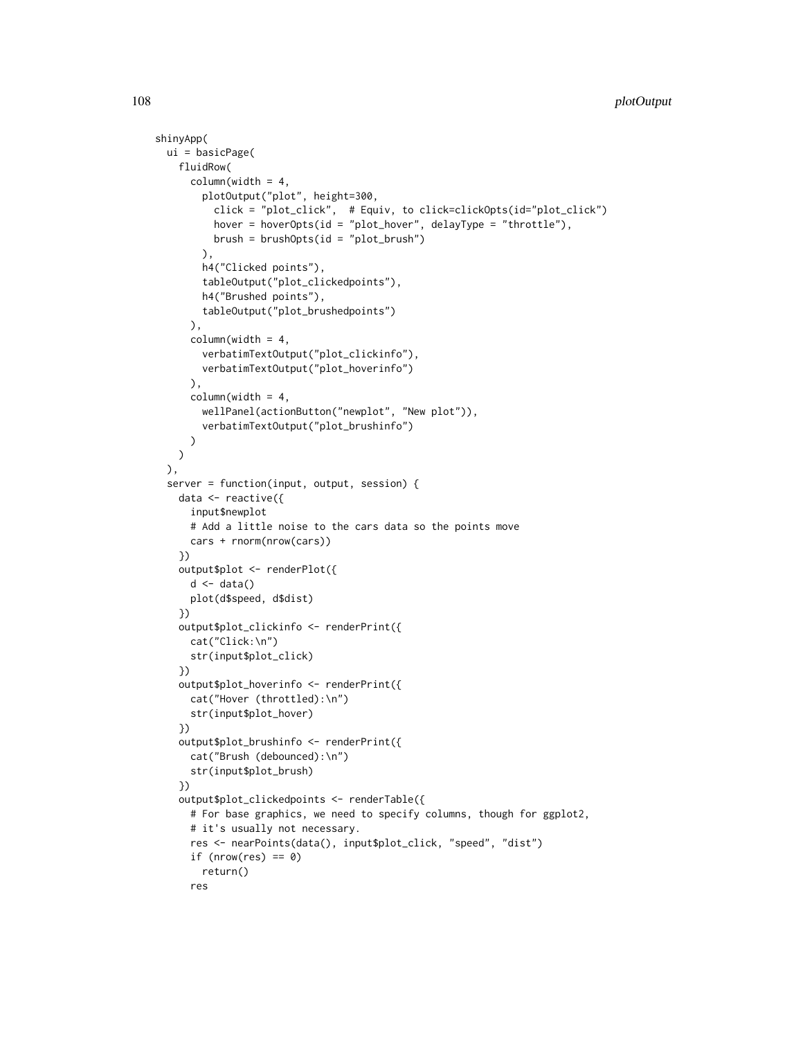```
shinyApp(
  ui = basicPage(
    fluidRow(
      column(width = 4,
        plotOutput("plot", height=300,
          click = "plot_click",  # Equiv, to click=clickOpts(id="plot_click")
          hover = hoverOpts(id = "plot_hover", delayType = "throttle"),
          brush = brushOpts(id = "plot_brush")
        ),
        h4("Clicked points"),
        tableOutput("plot_clickedpoints"),
        h4("Brushed points"),
        tableOutput("plot_brushedpoints")
      ),
      column(width = 4,
        verbatimTextOutput("plot_clickinfo"),
        verbatimTextOutput("plot_hoverinfo")
      ),
      column(width = 4,
        wellPanel(actionButton("newplot", "New plot")),
        verbatimTextOutput("plot_brushinfo")
      )
    )
  ),
  server = function(input, output, session) {
    data <- reactive({
      input$newplot
      # Add a little noise to the cars data so the points move
      cars + rnorm(nrow(cars))
    })
    output$plot <- renderPlot({
      d <- data()
      plot(d$speed, d$dist)
    })
    output$plot_clickinfo <- renderPrint({
      cat("Click:\n")
      str(input$plot_click)
    })
    output$plot_hoverinfo <- renderPrint({
      cat("Hover (throttled):\n")
      str(input$plot_hover)
    })
    output$plot_brushinfo <- renderPrint({
      cat("Brush (debounced):\n")
      str(input$plot_brush)
    })
    output$plot_clickedpoints <- renderTable({
      # For base graphics, we need to specify columns, though for ggplot2,
      # it's usually not necessary.
      res <- nearPoints(data(), input$plot_click, "speed", "dist")
      if (nrow(res) == 0)
        return()
      res
```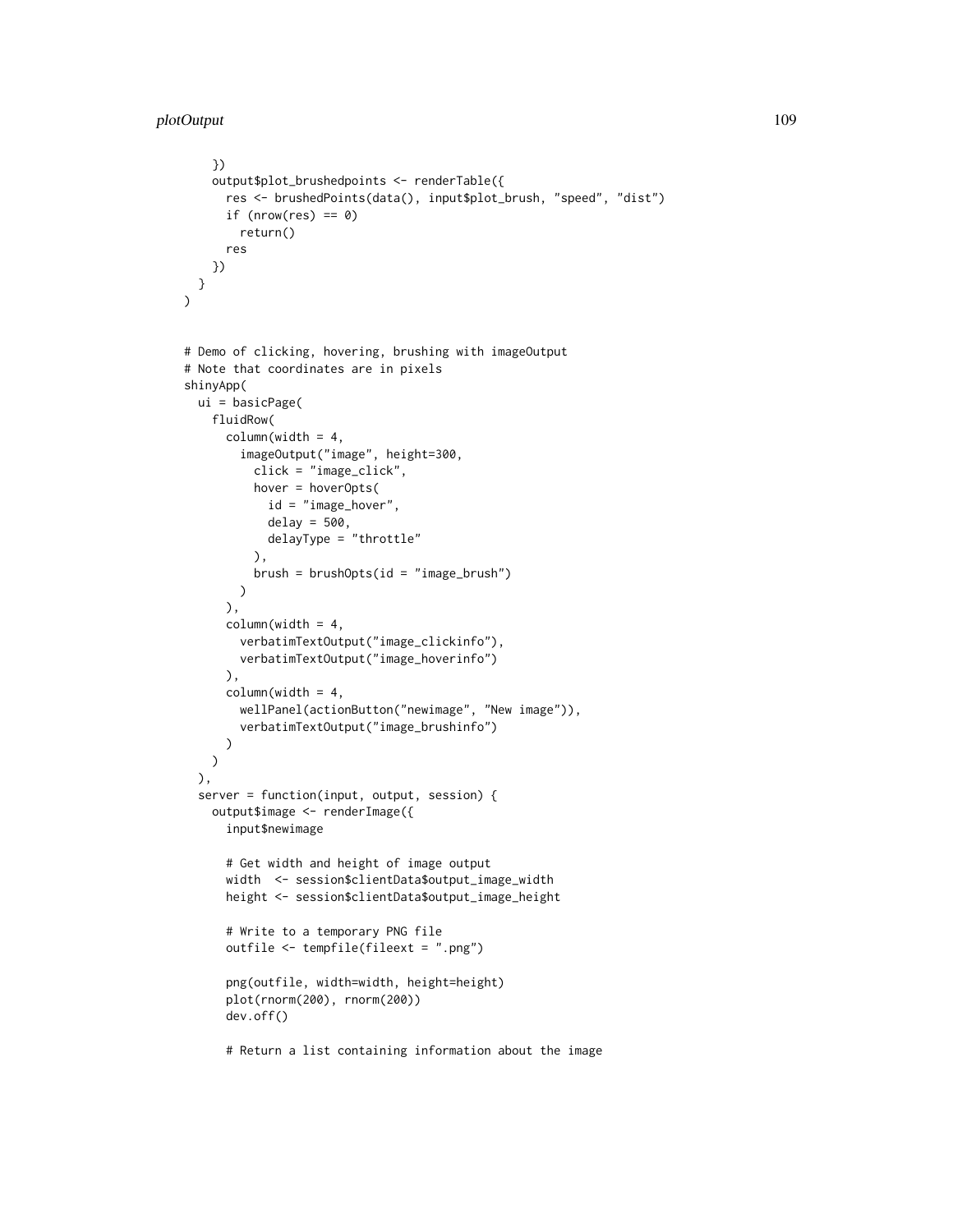```
    })
    output$plot_brushedpoints <- renderTable({
      res <- brushedPoints(data(), input$plot_brush, "speed", "dist")
      if (nrow(res) == 0)
        return()
      res
    })
  }
)


# Demo of clicking, hovering, brushing with imageOutput
# Note that coordinates are in pixels
shinyApp(
  ui = basicPage(
    fluidRow(
      column(width = 4,
        imageOutput("image", height=300,
          click = "image_click",
          hover = hoverOpts(
            id = "image_hover",
            delay = 500,
            delayType = "throttle"
          ),
          brush = brushOpts(id = "image_brush")
        )
      ),
      column(width = 4,
        verbatimTextOutput("image_clickinfo"),
        verbatimTextOutput("image_hoverinfo")
      ),
      column(width = 4,
        wellPanel(actionButton("newimage", "New image")),
        verbatimTextOutput("image_brushinfo")
      )
    )
  ),
  server = function(input, output, session) {
    output$image <- renderImage({
      input$newimage

      # Get width and height of image output
      width  <- session$clientData$output_image_width
      height <- session$clientData$output_image_height

      # Write to a temporary PNG file
      outfile <- tempfile(fileext = ".png")

      png(outfile, width=width, height=height)
      plot(rnorm(200), rnorm(200))
      dev.off()

      # Return a list containing information about the image
```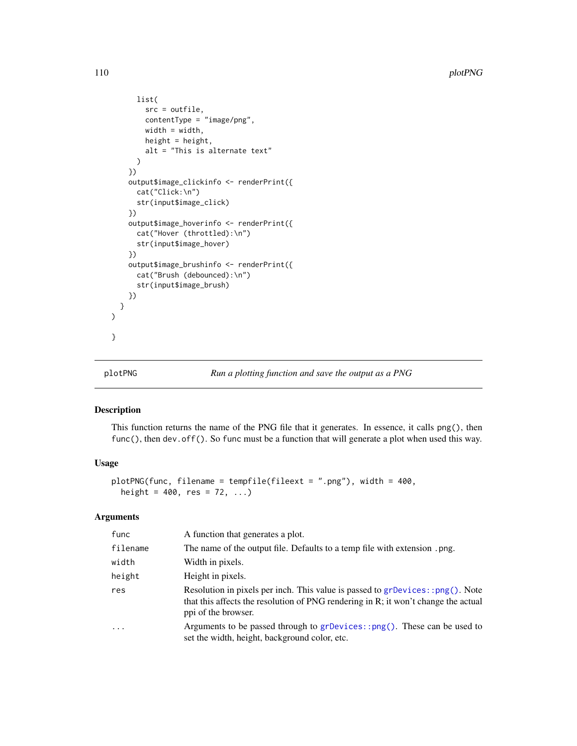```
      list(
        src = outfile,
        contentType = "image/png",
        width = width,
        height = height,
        alt = "This is alternate text"
      )
    })
    output$image_clickinfo <- renderPrint({
      cat("Click:\n")
      str(input$image_click)
    })
    output$image_hoverinfo <- renderPrint({
      cat("Hover (throttled):\n")
      str(input$image_hover)
    })
    output$image_brushinfo <- renderPrint({
      cat("Brush (debounced):\n")
      str(input$image_brush)
    })
  }
)

}
```

## plotPNG — *Run a plotting function and save the output as a PNG*

### Description

This function returns the name of the PNG file that it generates. In essence, it calls `png()`, then `func()`, then `dev.off()`. So `func` must be a function that will generate a plot when used this way.

### Usage

```
plotPNG(func, filename = tempfile(fileext = ".png"), width = 400,
  height = 400, res = 72, ...)
```

### Arguments

| | |
|---|---|
| `func` | A function that generates a plot. |
| `filename` | The name of the output file. Defaults to a temp file with extension `.png`. |
| `width` | Width in pixels. |
| `height` | Height in pixels. |
| `res` | Resolution in pixels per inch. This value is passed to `grDevices::png()`. Note that this affects the resolution of PNG rendering in R; it won't change the actual ppi of the browser. |
| `...` | Arguments to be passed through to `grDevices::png()`. These can be used to set the width, height, background color, etc. |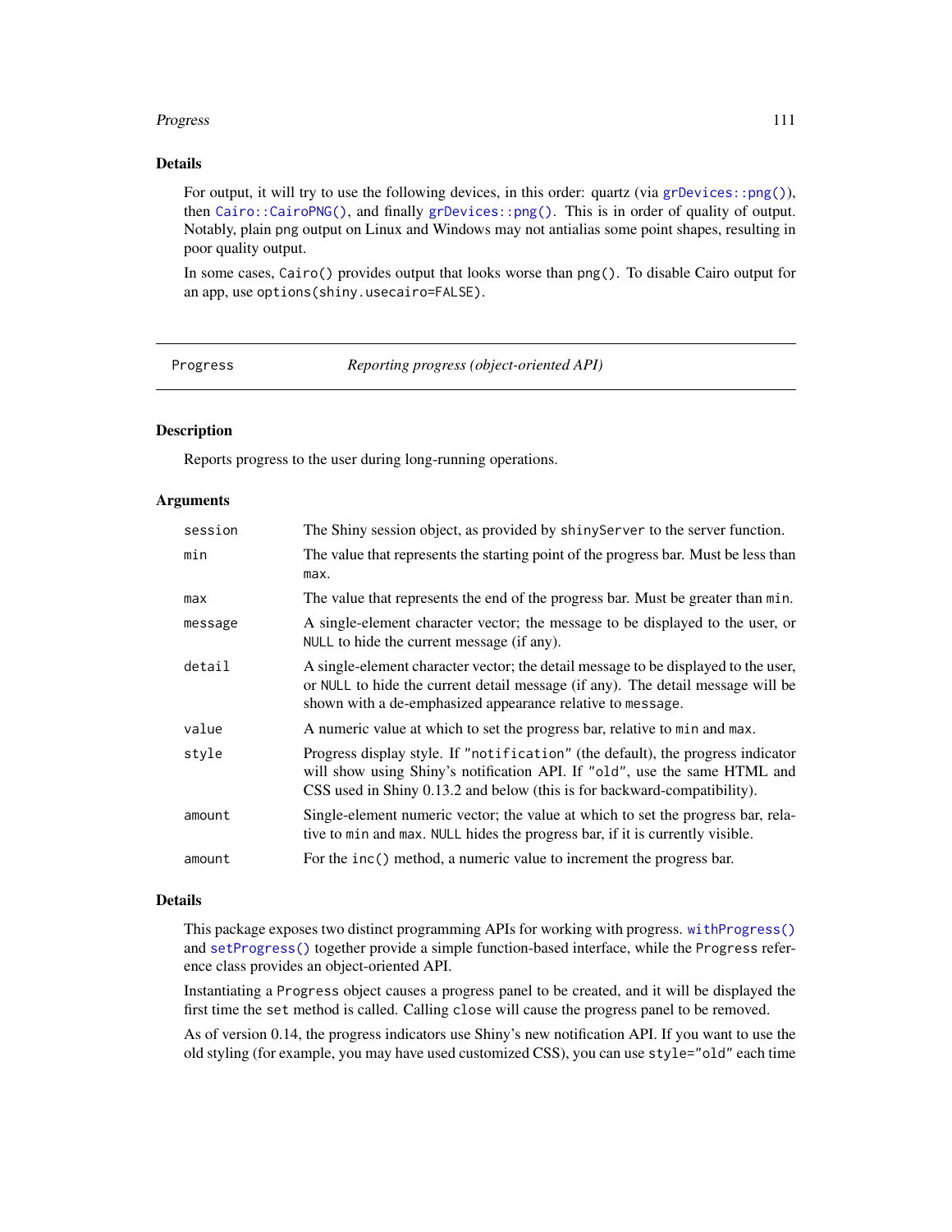### Details

For output, it will try to use the following devices, in this order: quartz (via `grDevices::png()`), then `Cairo::CairoPNG()`, and finally `grDevices::png()`. This is in order of quality of output. Notably, plain png output on Linux and Windows may not antialias some point shapes, resulting in poor quality output.

In some cases, `Cairo()` provides output that looks worse than `png()`. To disable Cairo output for an app, use `options(shiny.usecairo=FALSE)`.

---

## Progress — *Reporting progress (object-oriented API)*

---

### Description

Reports progress to the user during long-running operations.

### Arguments

| | |
|---|---|
| `session` | The Shiny session object, as provided by `shinyServer` to the server function. |
| `min` | The value that represents the starting point of the progress bar. Must be less than `max`. |
| `max` | The value that represents the end of the progress bar. Must be greater than `min`. |
| `message` | A single-element character vector; the message to be displayed to the user, or `NULL` to hide the current message (if any). |
| `detail` | A single-element character vector; the detail message to be displayed to the user, or `NULL` to hide the current detail message (if any). The detail message will be shown with a de-emphasized appearance relative to `message`. |
| `value` | A numeric value at which to set the progress bar, relative to `min` and `max`. |
| `style` | Progress display style. If `"notification"` (the default), the progress indicator will show using Shiny's notification API. If `"old"`, use the same HTML and CSS used in Shiny 0.13.2 and below (this is for backward-compatibility). |
| `amount` | Single-element numeric vector; the value at which to set the progress bar, relative to `min` and `max`. `NULL` hides the progress bar, if it is currently visible. |
| `amount` | For the `inc()` method, a numeric value to increment the progress bar. |

### Details

This package exposes two distinct programming APIs for working with progress. `withProgress()` and `setProgress()` together provide a simple function-based interface, while the `Progress` reference class provides an object-oriented API.

Instantiating a `Progress` object causes a progress panel to be created, and it will be displayed the first time the `set` method is called. Calling `close` will cause the progress panel to be removed.

As of version 0.14, the progress indicators use Shiny's new notification API. If you want to use the old styling (for example, you may have used customized CSS), you can use `style="old"` each time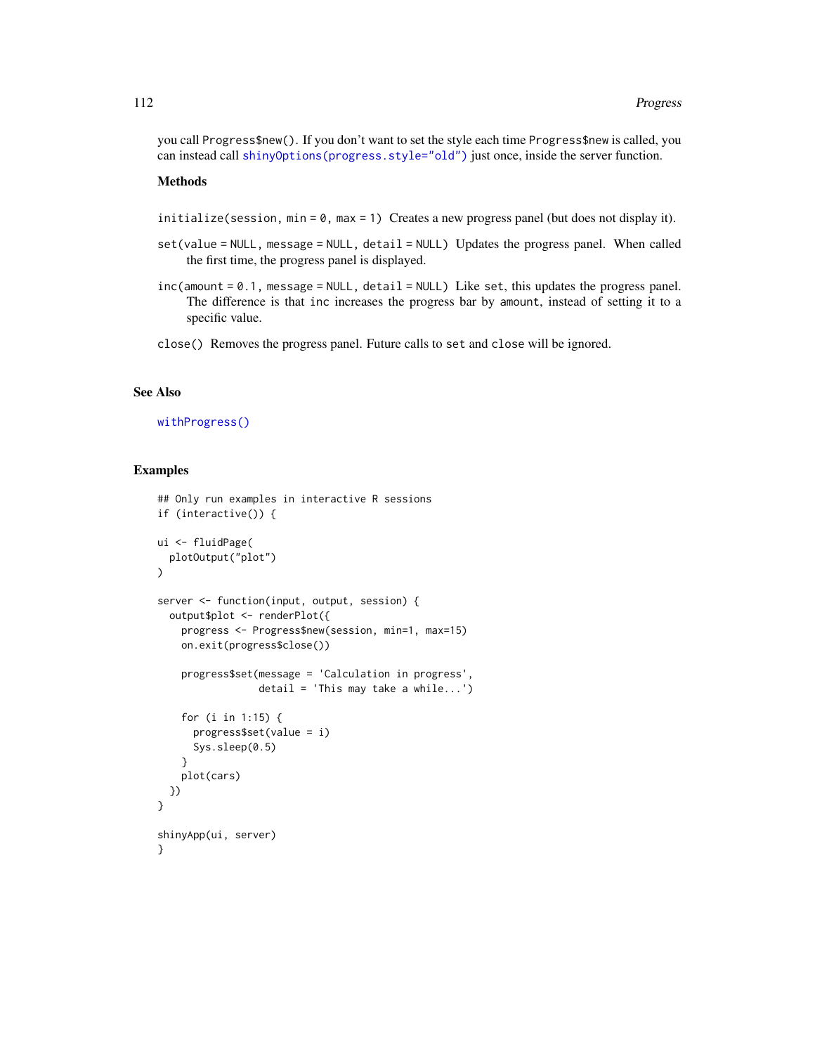you call `Progress$new()`. If you don't want to set the style each time `Progress$new` is called, you can instead call `shinyOptions(progress.style="old")` just once, inside the server function.

### Methods

`initialize(session, min = 0, max = 1)` Creates a new progress panel (but does not display it).

`set(value = NULL, message = NULL, detail = NULL)` Updates the progress panel. When called the first time, the progress panel is displayed.

`inc(amount = 0.1, message = NULL, detail = NULL)` Like `set`, this updates the progress panel. The difference is that `inc` increases the progress bar by `amount`, instead of setting it to a specific value.

`close()` Removes the progress panel. Future calls to `set` and `close` will be ignored.

## See Also

`withProgress()`

## Examples

```
## Only run examples in interactive R sessions
if (interactive()) {

ui <- fluidPage(
  plotOutput("plot")
)

server <- function(input, output, session) {
  output$plot <- renderPlot({
    progress <- Progress$new(session, min=1, max=15)
    on.exit(progress$close())

    progress$set(message = 'Calculation in progress',
                 detail = 'This may take a while...')

    for (i in 1:15) {
      progress$set(value = i)
      Sys.sleep(0.5)
    }
    plot(cars)
  })
}

shinyApp(ui, server)
}
```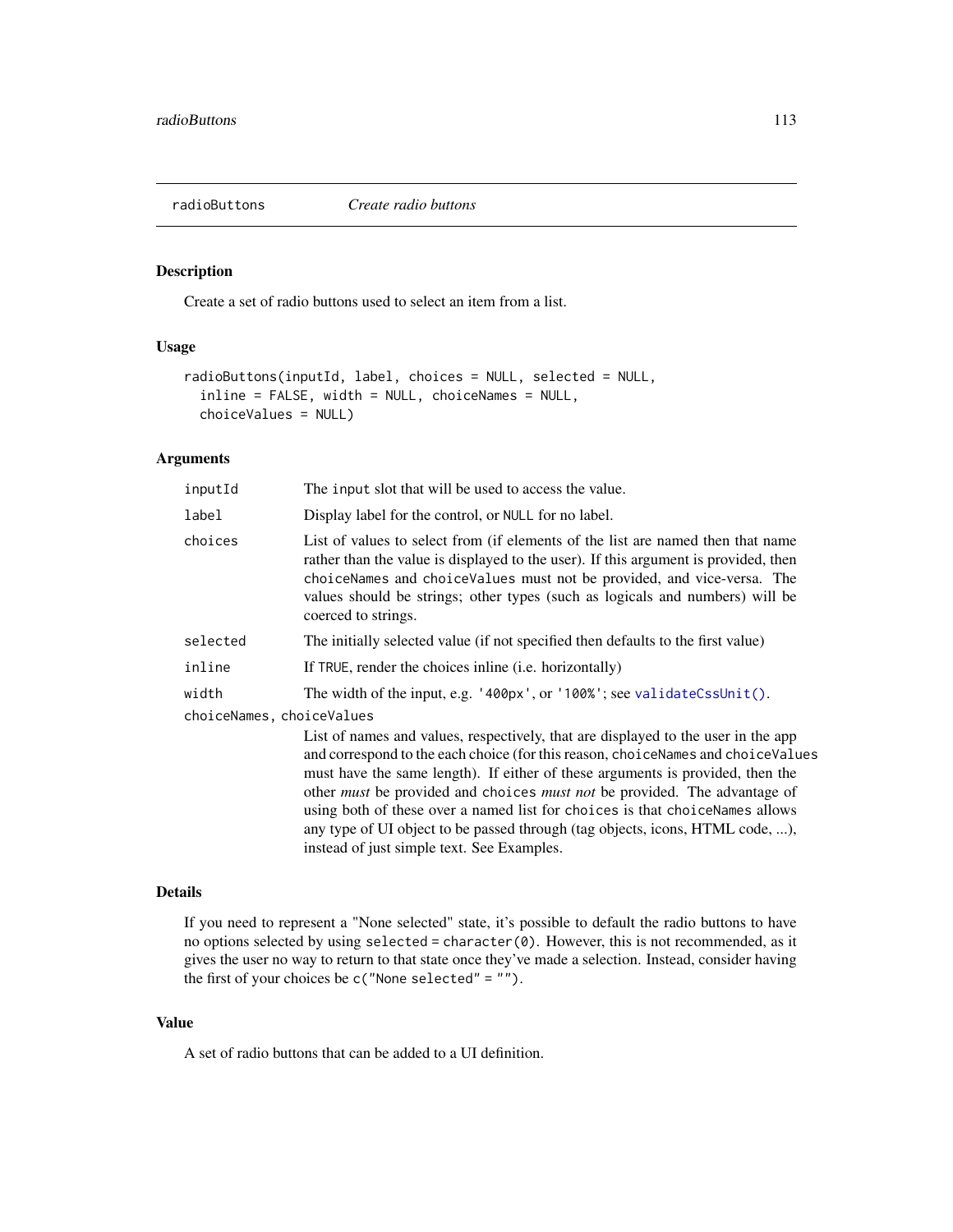## radioButtons — *Create radio buttons*

### Description

Create a set of radio buttons used to select an item from a list.

### Usage

```
radioButtons(inputId, label, choices = NULL, selected = NULL,
  inline = FALSE, width = NULL, choiceNames = NULL,
  choiceValues = NULL)
```

### Arguments

| | |
|---|---|
| `inputId` | The `input` slot that will be used to access the value. |
| `label` | Display label for the control, or `NULL` for no label. |
| `choices` | List of values to select from (if elements of the list are named then that name rather than the value is displayed to the user). If this argument is provided, then `choiceNames` and `choiceValues` must not be provided, and vice-versa. The values should be strings; other types (such as logicals and numbers) will be coerced to strings. |
| `selected` | The initially selected value (if not specified then defaults to the first value) |
| `inline` | If `TRUE`, render the choices inline (i.e. horizontally) |
| `width` | The width of the input, e.g. `'400px'`, or `'100%'`; see `validateCssUnit()`. |
| `choiceNames, choiceValues` | List of names and values, respectively, that are displayed to the user in the app and correspond to the each choice (for this reason, `choiceNames` and `choiceValues` must have the same length). If either of these arguments is provided, then the other *must* be provided and `choices` *must not* be provided. The advantage of using both of these over a named list for `choices` is that `choiceNames` allows any type of UI object to be passed through (tag objects, icons, HTML code, ...), instead of just simple text. See Examples. |

### Details

If you need to represent a "None selected" state, it's possible to default the radio buttons to have no options selected by using `selected = character(0)`. However, this is not recommended, as it gives the user no way to return to that state once they've made a selection. Instead, consider having the first of your choices be `c("None selected" = "")`.

### Value

A set of radio buttons that can be added to a UI definition.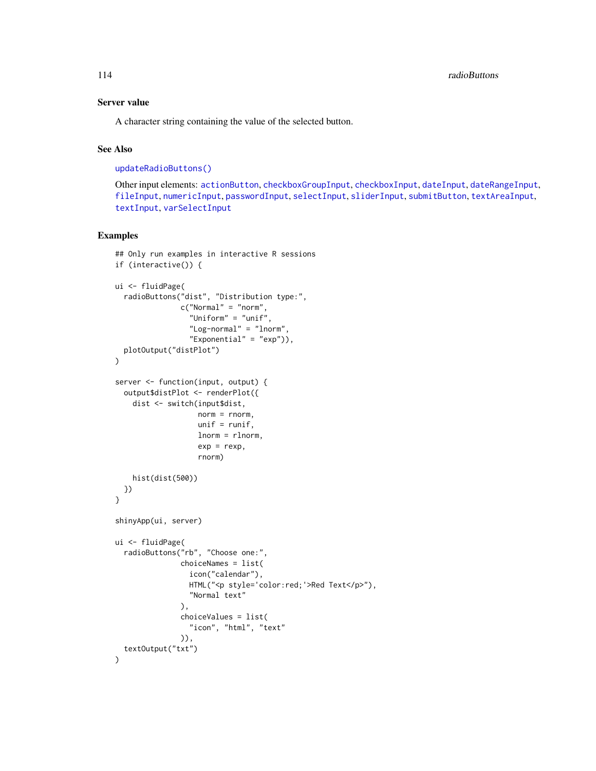### Server value

A character string containing the value of the selected button.

### See Also

updateRadioButtons()

Other input elements: actionButton, checkboxGroupInput, checkboxInput, dateInput, dateRangeInput, fileInput, numericInput, passwordInput, selectInput, sliderInput, submitButton, textAreaInput, textInput, varSelectInput

### Examples

```
## Only run examples in interactive R sessions
if (interactive()) {

ui <- fluidPage(
  radioButtons("dist", "Distribution type:",
               c("Normal" = "norm",
                 "Uniform" = "unif",
                 "Log-normal" = "lnorm",
                 "Exponential" = "exp")),
  plotOutput("distPlot")
)

server <- function(input, output) {
  output$distPlot <- renderPlot({
    dist <- switch(input$dist,
                   norm = rnorm,
                   unif = runif,
                   lnorm = rlnorm,
                   exp = rexp,
                   rnorm)

    hist(dist(500))
  })
}

shinyApp(ui, server)

ui <- fluidPage(
  radioButtons("rb", "Choose one:",
               choiceNames = list(
                 icon("calendar"),
                 HTML("<p style='color:red;'>Red Text</p>"),
                 "Normal text"
               ),
               choiceValues = list(
                 "icon", "html", "text"
               )),
  textOutput("txt")
)
```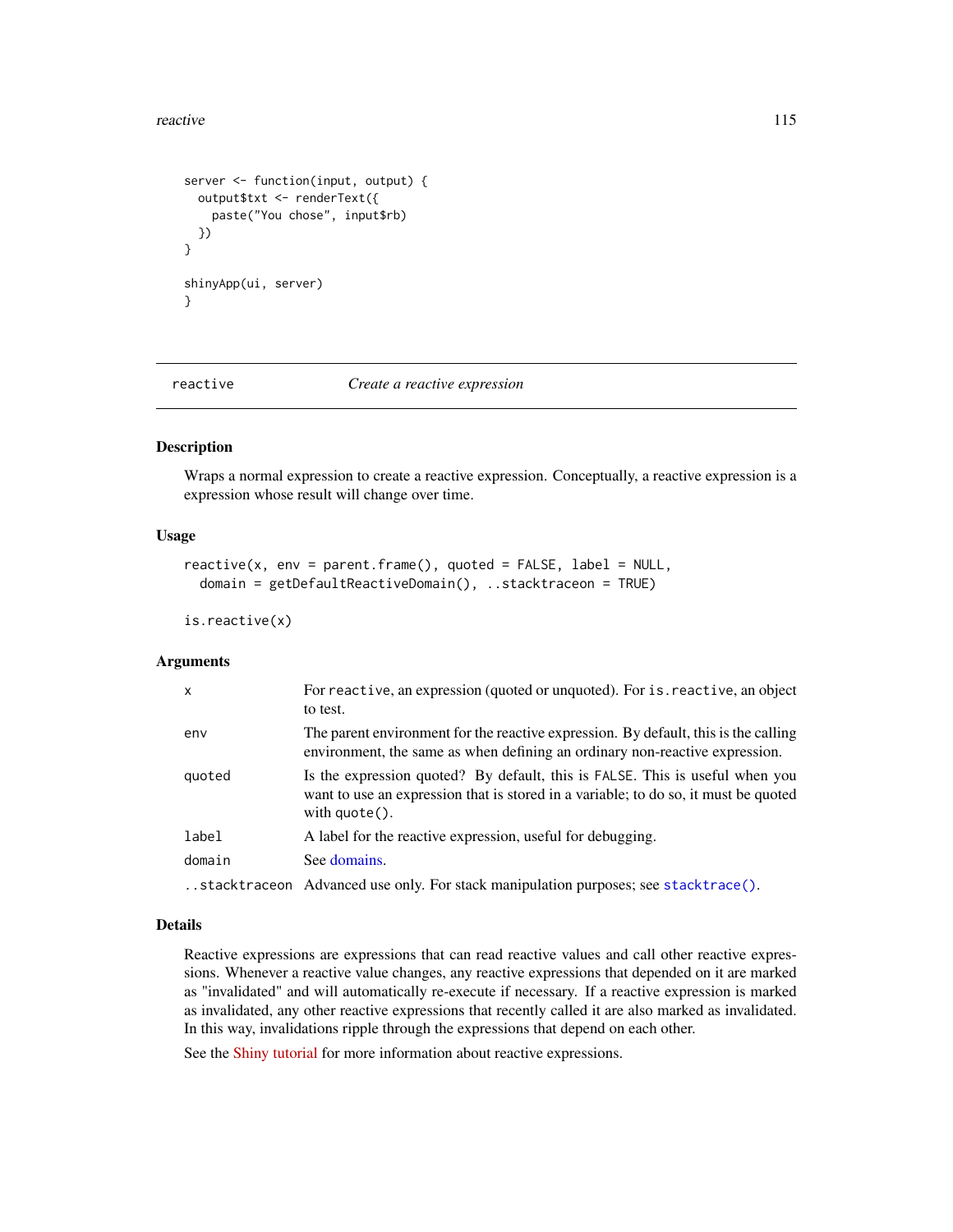```
server <- function(input, output) {
  output$txt <- renderText({
    paste("You chose", input$rb)
  })
}

shinyApp(ui, server)
}
```

---

`reactive` *Create a reactive expression*

---

## Description

Wraps a normal expression to create a reactive expression. Conceptually, a reactive expression is a expression whose result will change over time.

## Usage

```
reactive(x, env = parent.frame(), quoted = FALSE, label = NULL,
  domain = getDefaultReactiveDomain(), ..stacktraceon = TRUE)

is.reactive(x)
```

## Arguments

| | |
|---|---|
| `x` | For `reactive`, an expression (quoted or unquoted). For `is.reactive`, an object to test. |
| `env` | The parent environment for the reactive expression. By default, this is the calling environment, the same as when defining an ordinary non-reactive expression. |
| `quoted` | Is the expression quoted? By default, this is `FALSE`. This is useful when you want to use an expression that is stored in a variable; to do so, it must be quoted with `quote()`. |
| `label` | A label for the reactive expression, useful for debugging. |
| `domain` | See domains. |
| `..stacktraceon` | Advanced use only. For stack manipulation purposes; see `stacktrace()`. |

## Details

Reactive expressions are expressions that can read reactive values and call other reactive expressions. Whenever a reactive value changes, any reactive expressions that depended on it are marked as "invalidated" and will automatically re-execute if necessary. If a reactive expression is marked as invalidated, any other reactive expressions that recently called it are also marked as invalidated. In this way, invalidations ripple through the expressions that depend on each other.

See the Shiny tutorial for more information about reactive expressions.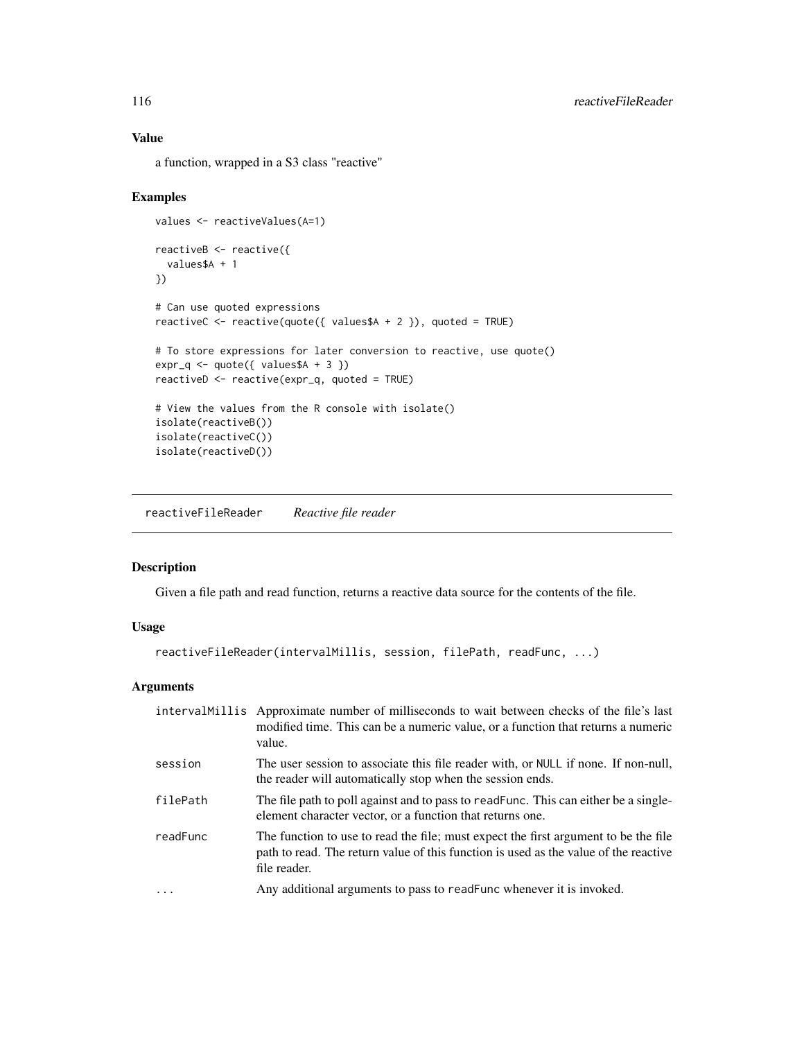### Value

a function, wrapped in a S3 class "reactive"

### Examples

```
values <- reactiveValues(A=1)

reactiveB <- reactive({
  values$A + 1
})

# Can use quoted expressions
reactiveC <- reactive(quote({ values$A + 2 }), quoted = TRUE)

# To store expressions for later conversion to reactive, use quote()
expr_q <- quote({ values$A + 3 })
reactiveD <- reactive(expr_q, quoted = TRUE)

# View the values from the R console with isolate()
isolate(reactiveB())
isolate(reactiveC())
isolate(reactiveD())
```

---

## reactiveFileReader *Reactive file reader*

### Description

Given a file path and read function, returns a reactive data source for the contents of the file.

### Usage

```
reactiveFileReader(intervalMillis, session, filePath, readFunc, ...)
```

### Arguments

| | |
|---|---|
| intervalMillis | Approximate number of milliseconds to wait between checks of the file's last modified time. This can be a numeric value, or a function that returns a numeric value. |
| session | The user session to associate this file reader with, or NULL if none. If non-null, the reader will automatically stop when the session ends. |
| filePath | The file path to poll against and to pass to readFunc. This can either be a single-element character vector, or a function that returns one. |
| readFunc | The function to use to read the file; must expect the first argument to be the file path to read. The return value of this function is used as the value of the reactive file reader. |
| ... | Any additional arguments to pass to readFunc whenever it is invoked. |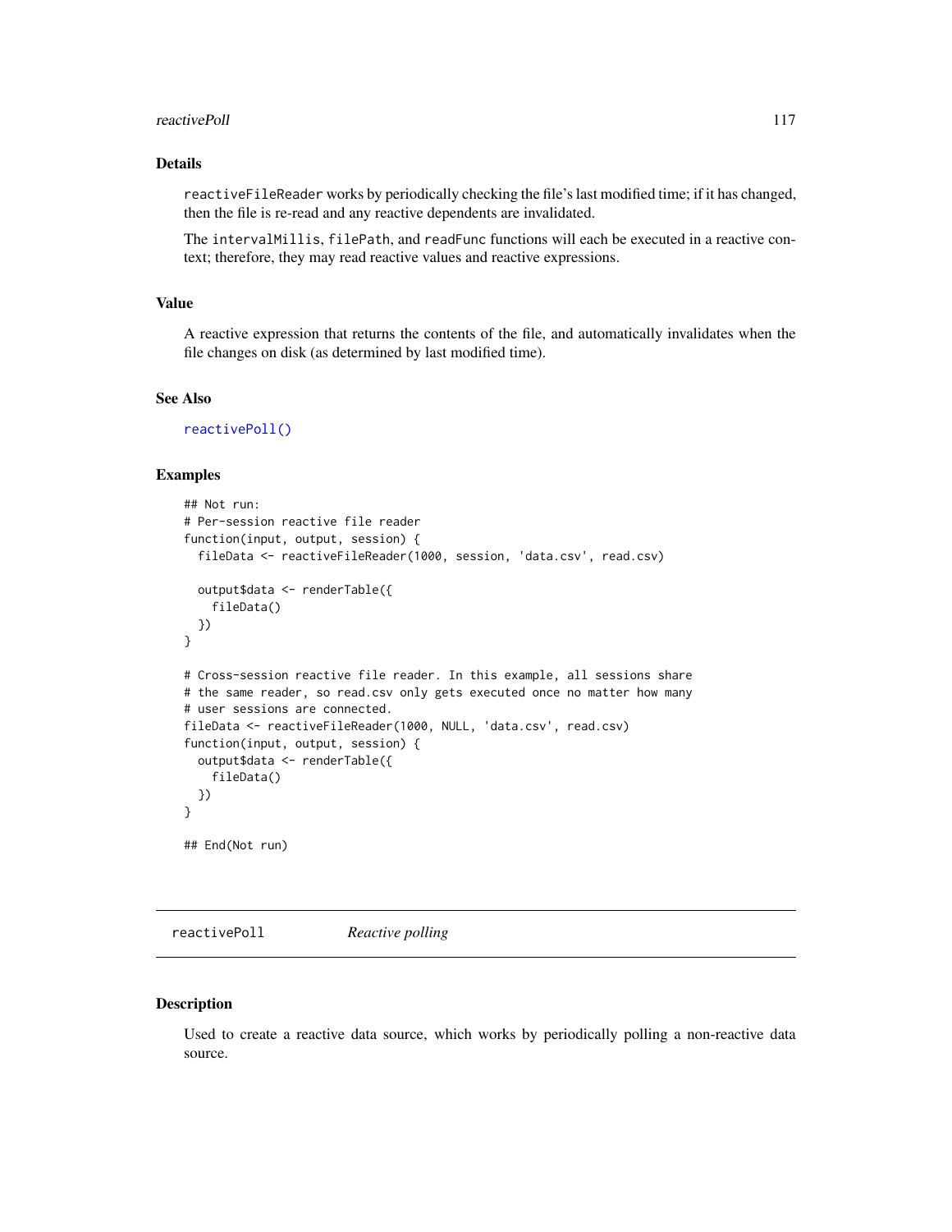### Details

`reactiveFileReader` works by periodically checking the file's last modified time; if it has changed, then the file is re-read and any reactive dependents are invalidated.

The `intervalMillis`, `filePath`, and `readFunc` functions will each be executed in a reactive context; therefore, they may read reactive values and reactive expressions.

### Value

A reactive expression that returns the contents of the file, and automatically invalidates when the file changes on disk (as determined by last modified time).

### See Also

`reactivePoll()`

### Examples

```
## Not run:
# Per-session reactive file reader
function(input, output, session) {
  fileData <- reactiveFileReader(1000, session, 'data.csv', read.csv)

  output$data <- renderTable({
    fileData()
  })
}

# Cross-session reactive file reader. In this example, all sessions share
# the same reader, so read.csv only gets executed once no matter how many
# user sessions are connected.
fileData <- reactiveFileReader(1000, NULL, 'data.csv', read.csv)
function(input, output, session) {
  output$data <- renderTable({
    fileData()
  })
}

## End(Not run)
```

---

## `reactivePoll` *Reactive polling*

---

### Description

Used to create a reactive data source, which works by periodically polling a non-reactive data source.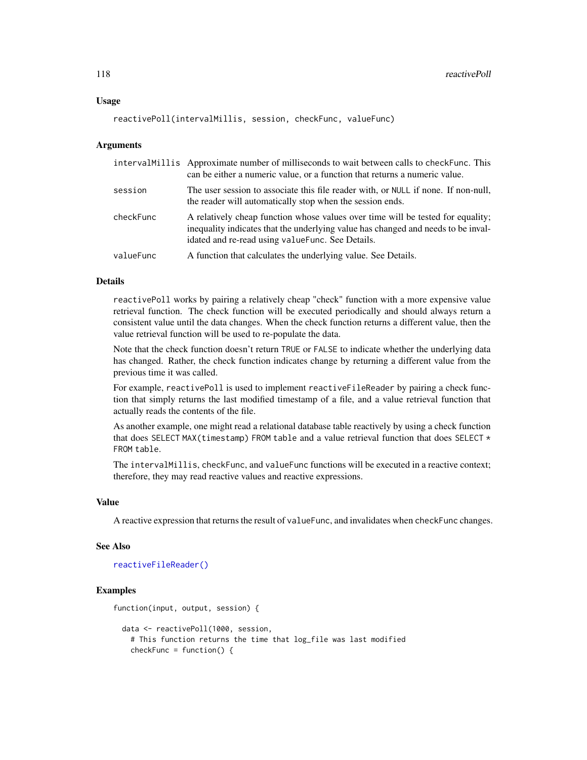## Usage

```
reactivePoll(intervalMillis, session, checkFunc, valueFunc)
```

## Arguments

| | |
|---|---|
| intervalMillis | Approximate number of milliseconds to wait between calls to checkFunc. This can be either a numeric value, or a function that returns a numeric value. |
| session | The user session to associate this file reader with, or NULL if none. If non-null, the reader will automatically stop when the session ends. |
| checkFunc | A relatively cheap function whose values over time will be tested for equality; inequality indicates that the underlying value has changed and needs to be invalidated and re-read using valueFunc. See Details. |
| valueFunc | A function that calculates the underlying value. See Details. |

## Details

reactivePoll works by pairing a relatively cheap "check" function with a more expensive value retrieval function. The check function will be executed periodically and should always return a consistent value until the data changes. When the check function returns a different value, then the value retrieval function will be used to re-populate the data.

Note that the check function doesn't return TRUE or FALSE to indicate whether the underlying data has changed. Rather, the check function indicates change by returning a different value from the previous time it was called.

For example, reactivePoll is used to implement reactiveFileReader by pairing a check function that simply returns the last modified timestamp of a file, and a value retrieval function that actually reads the contents of the file.

As another example, one might read a relational database table reactively by using a check function that does SELECT MAX(timestamp) FROM table and a value retrieval function that does SELECT * FROM table.

The intervalMillis, checkFunc, and valueFunc functions will be executed in a reactive context; therefore, they may read reactive values and reactive expressions.

## Value

A reactive expression that returns the result of valueFunc, and invalidates when checkFunc changes.

## See Also

reactiveFileReader()

## Examples

```
function(input, output, session) {

  data <- reactivePoll(1000, session,
    # This function returns the time that log_file was last modified
    checkFunc = function() {
```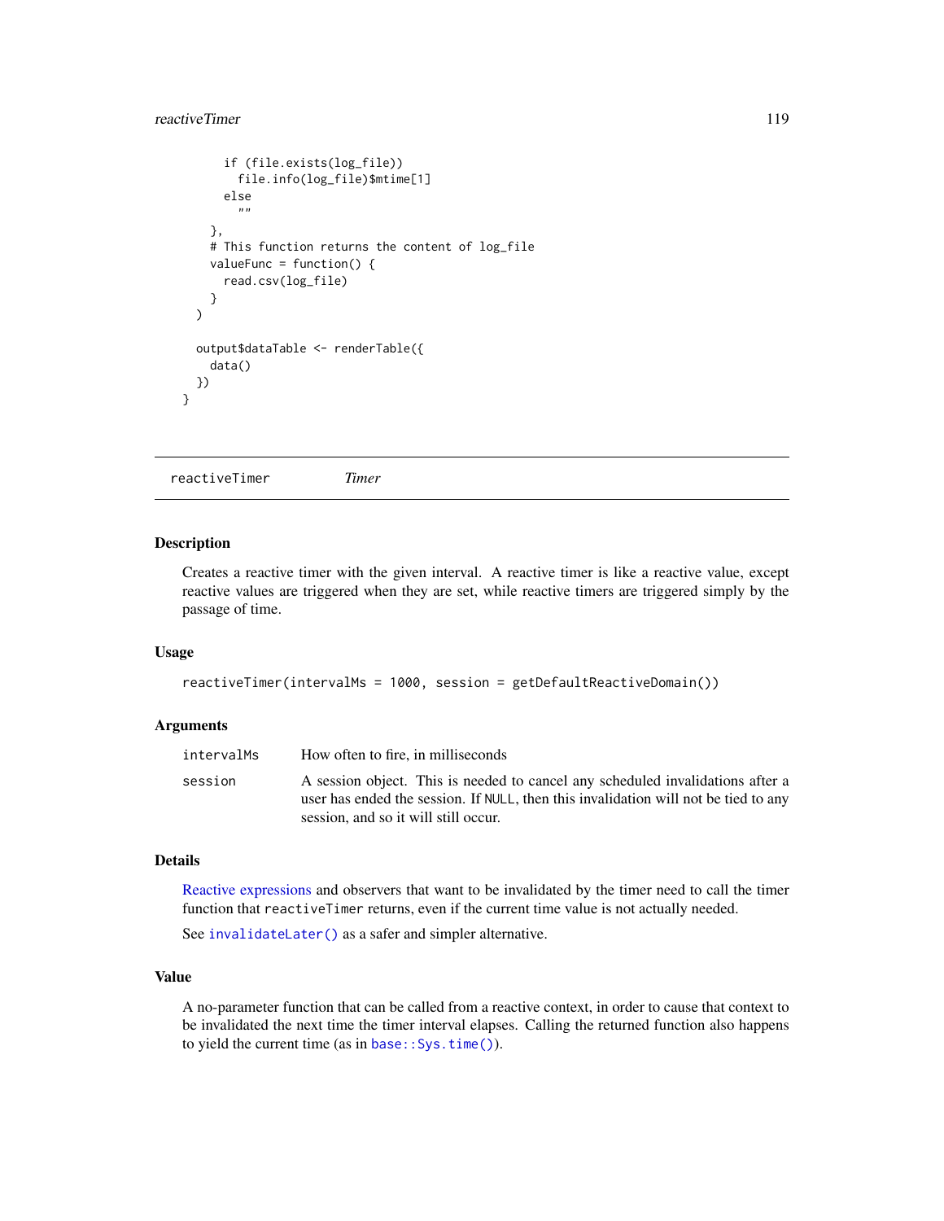```
      if (file.exists(log_file))
        file.info(log_file)$mtime[1]
      else
        ""
    },
    # This function returns the content of log_file
    valueFunc = function() {
      read.csv(log_file)
    }
  )

  output$dataTable <- renderTable({
    data()
  })
}
```

## reactiveTimer *Timer*

### Description

Creates a reactive timer with the given interval. A reactive timer is like a reactive value, except reactive values are triggered when they are set, while reactive timers are triggered simply by the passage of time.

### Usage

```
reactiveTimer(intervalMs = 1000, session = getDefaultReactiveDomain())
```

### Arguments

| | |
|---|---|
| intervalMs | How often to fire, in milliseconds |
| session | A session object. This is needed to cancel any scheduled invalidations after a user has ended the session. If NULL, then this invalidation will not be tied to any session, and so it will still occur. |

### Details

Reactive expressions and observers that want to be invalidated by the timer need to call the timer function that reactiveTimer returns, even if the current time value is not actually needed.

See `invalidateLater()` as a safer and simpler alternative.

### Value

A no-parameter function that can be called from a reactive context, in order to cause that context to be invalidated the next time the timer interval elapses. Calling the returned function also happens to yield the current time (as in `base::Sys.time()`).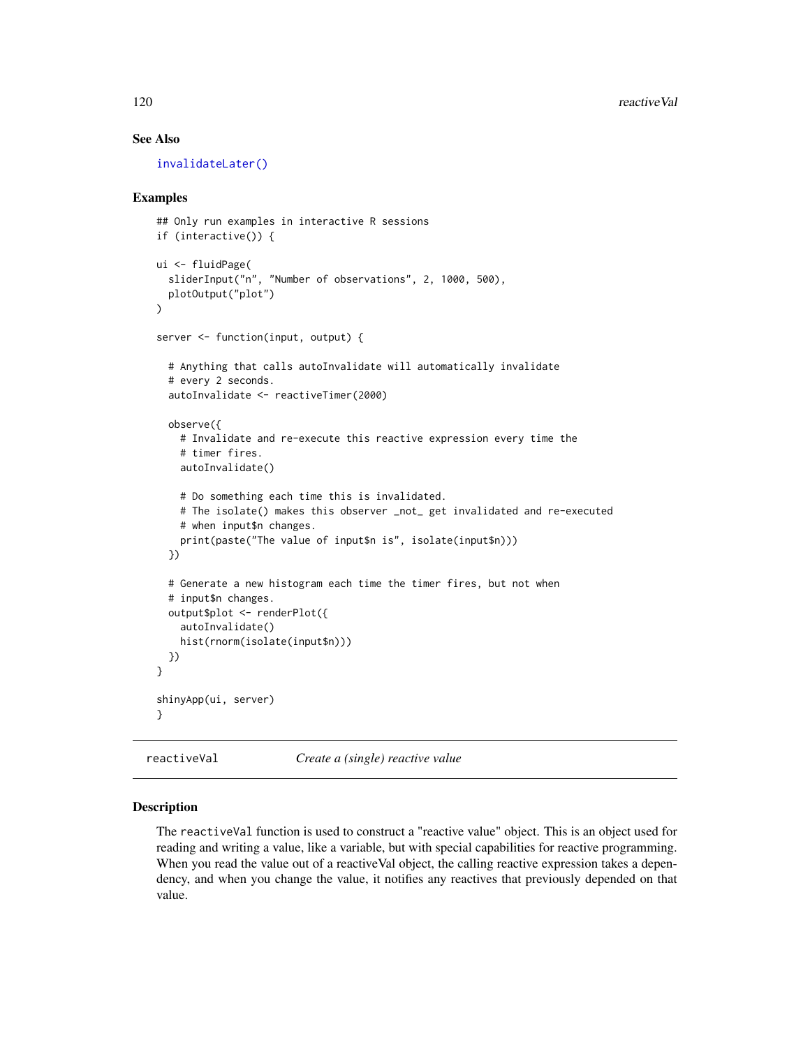### See Also

invalidateLater()

### Examples

```
## Only run examples in interactive R sessions
if (interactive()) {

ui <- fluidPage(
  sliderInput("n", "Number of observations", 2, 1000, 500),
  plotOutput("plot")
)

server <- function(input, output) {

  # Anything that calls autoInvalidate will automatically invalidate
  # every 2 seconds.
  autoInvalidate <- reactiveTimer(2000)

  observe({
    # Invalidate and re-execute this reactive expression every time the
    # timer fires.
    autoInvalidate()

    # Do something each time this is invalidated.
    # The isolate() makes this observer _not_ get invalidated and re-executed
    # when input$n changes.
    print(paste("The value of input$n is", isolate(input$n)))
  })

  # Generate a new histogram each time the timer fires, but not when
  # input$n changes.
  output$plot <- renderPlot({
    autoInvalidate()
    hist(rnorm(isolate(input$n)))
  })
}

shinyApp(ui, server)
}
```

---

## reactiveVal    *Create a (single) reactive value*

---

### Description

The `reactiveVal` function is used to construct a "reactive value" object. This is an object used for reading and writing a value, like a variable, but with special capabilities for reactive programming. When you read the value out of a reactiveVal object, the calling reactive expression takes a dependency, and when you change the value, it notifies any reactives that previously depended on that value.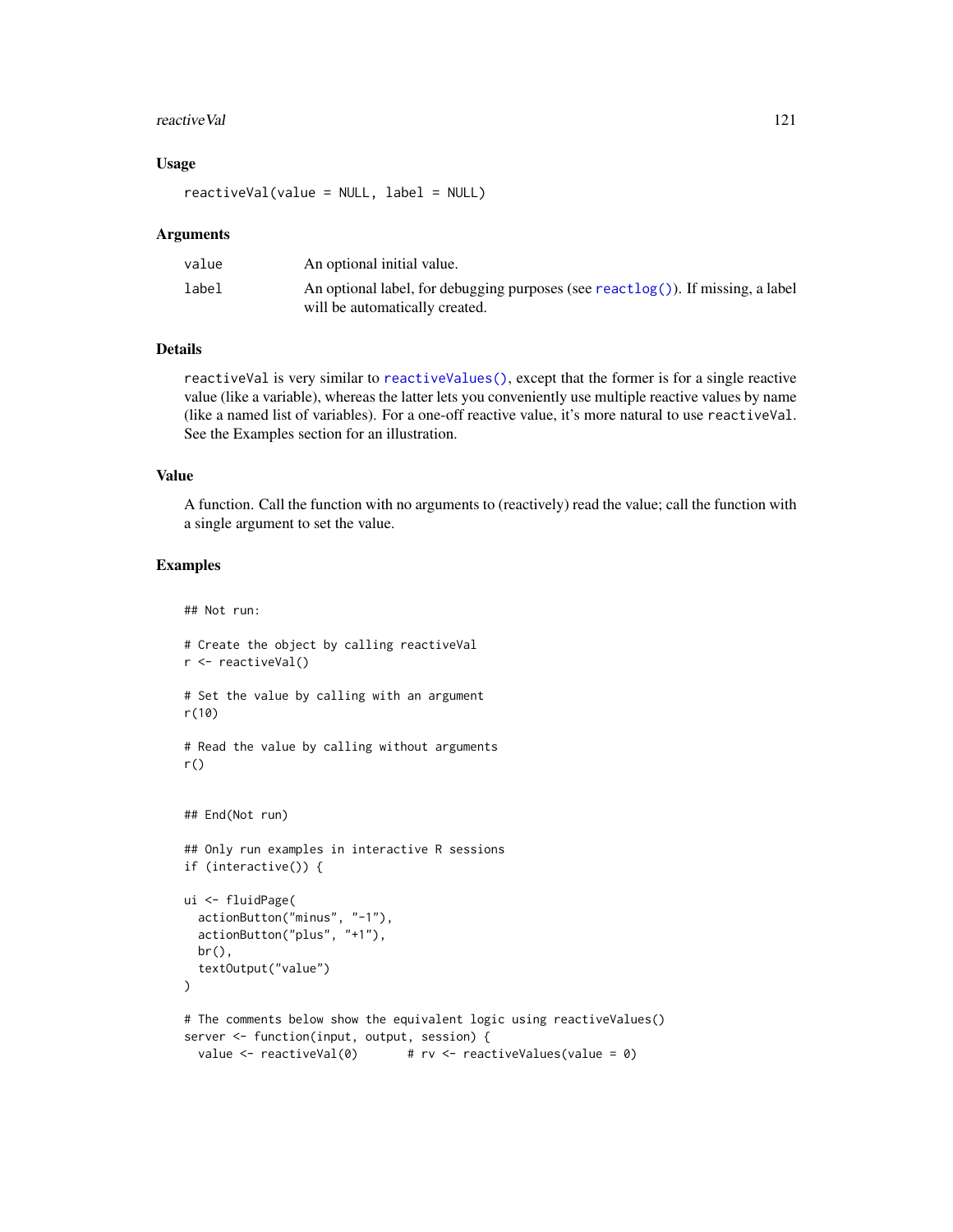### Usage

```
reactiveVal(value = NULL, label = NULL)
```

### Arguments

| | |
|---|---|
| value | An optional initial value. |
| label | An optional label, for debugging purposes (see reactlog()). If missing, a label will be automatically created. |

### Details

reactiveVal is very similar to reactiveValues(), except that the former is for a single reactive value (like a variable), whereas the latter lets you conveniently use multiple reactive values by name (like a named list of variables). For a one-off reactive value, it's more natural to use reactiveVal. See the Examples section for an illustration.

### Value

A function. Call the function with no arguments to (reactively) read the value; call the function with a single argument to set the value.

### Examples

```
## Not run:

# Create the object by calling reactiveVal
r <- reactiveVal()

# Set the value by calling with an argument
r(10)

# Read the value by calling without arguments
r()


## End(Not run)

## Only run examples in interactive R sessions
if (interactive()) {

ui <- fluidPage(
  actionButton("minus", "-1"),
  actionButton("plus", "+1"),
  br(),
  textOutput("value")
)

# The comments below show the equivalent logic using reactiveValues()
server <- function(input, output, session) {
  value <- reactiveVal(0)       # rv <- reactiveValues(value = 0)
```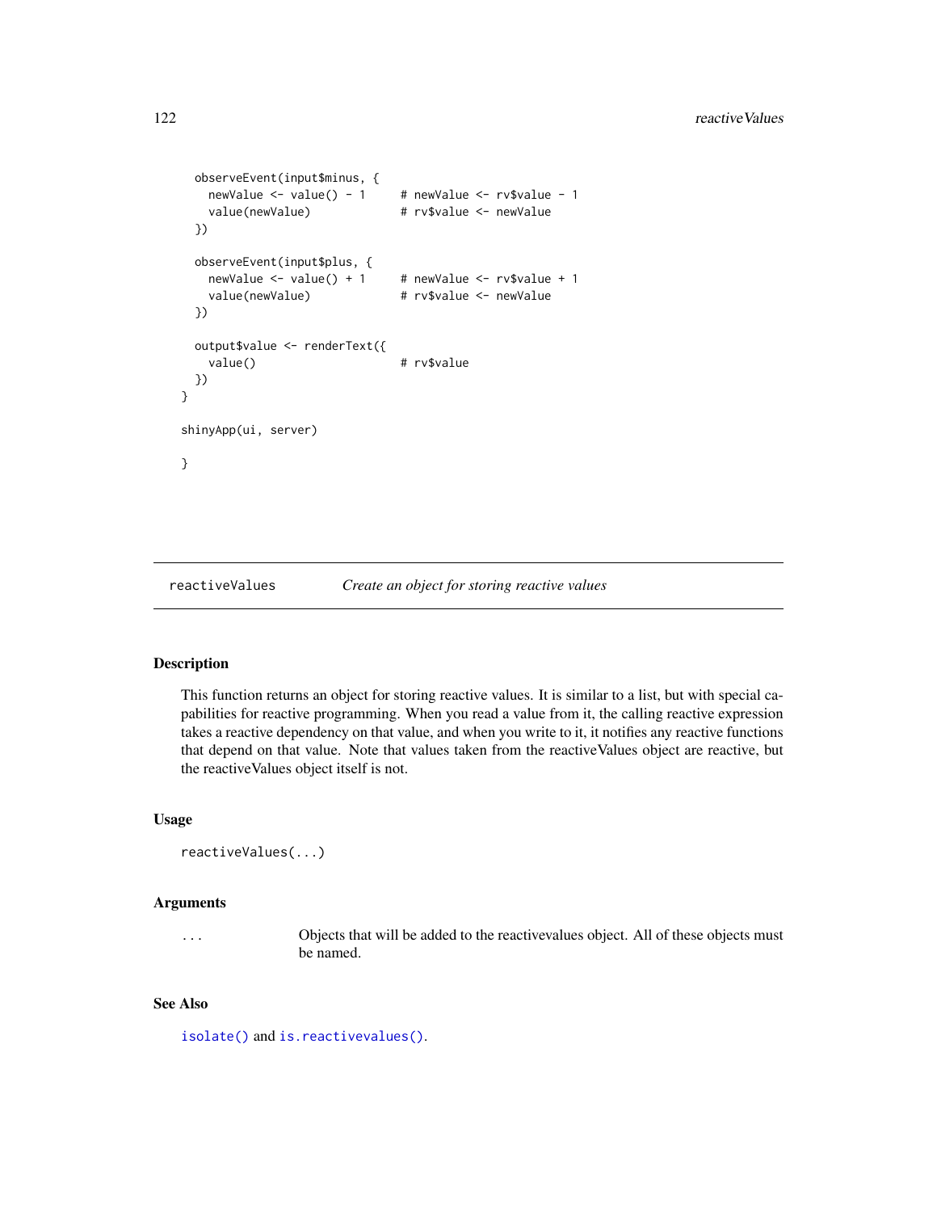```
  observeEvent(input$minus, {
    newValue <- value() - 1     # newValue <- rv$value - 1
    value(newValue)             # rv$value <- newValue
  })

  observeEvent(input$plus, {
    newValue <- value() + 1     # newValue <- rv$value + 1
    value(newValue)             # rv$value <- newValue
  })

  output$value <- renderText({
    value()                     # rv$value
  })
}

shinyApp(ui, server)

}
```

---

`reactiveValues` *Create an object for storing reactive values*

---

## Description

This function returns an object for storing reactive values. It is similar to a list, but with special capabilities for reactive programming. When you read a value from it, the calling reactive expression takes a reactive dependency on that value, and when you write to it, it notifies any reactive functions that depend on that value. Note that values taken from the reactiveValues object are reactive, but the reactiveValues object itself is not.

## Usage

```
reactiveValues(...)
```

## Arguments

| | |
|---|---|
| `...` | Objects that will be added to the reactivevalues object. All of these objects must be named. |

## See Also

`isolate()` and `is.reactivevalues()`.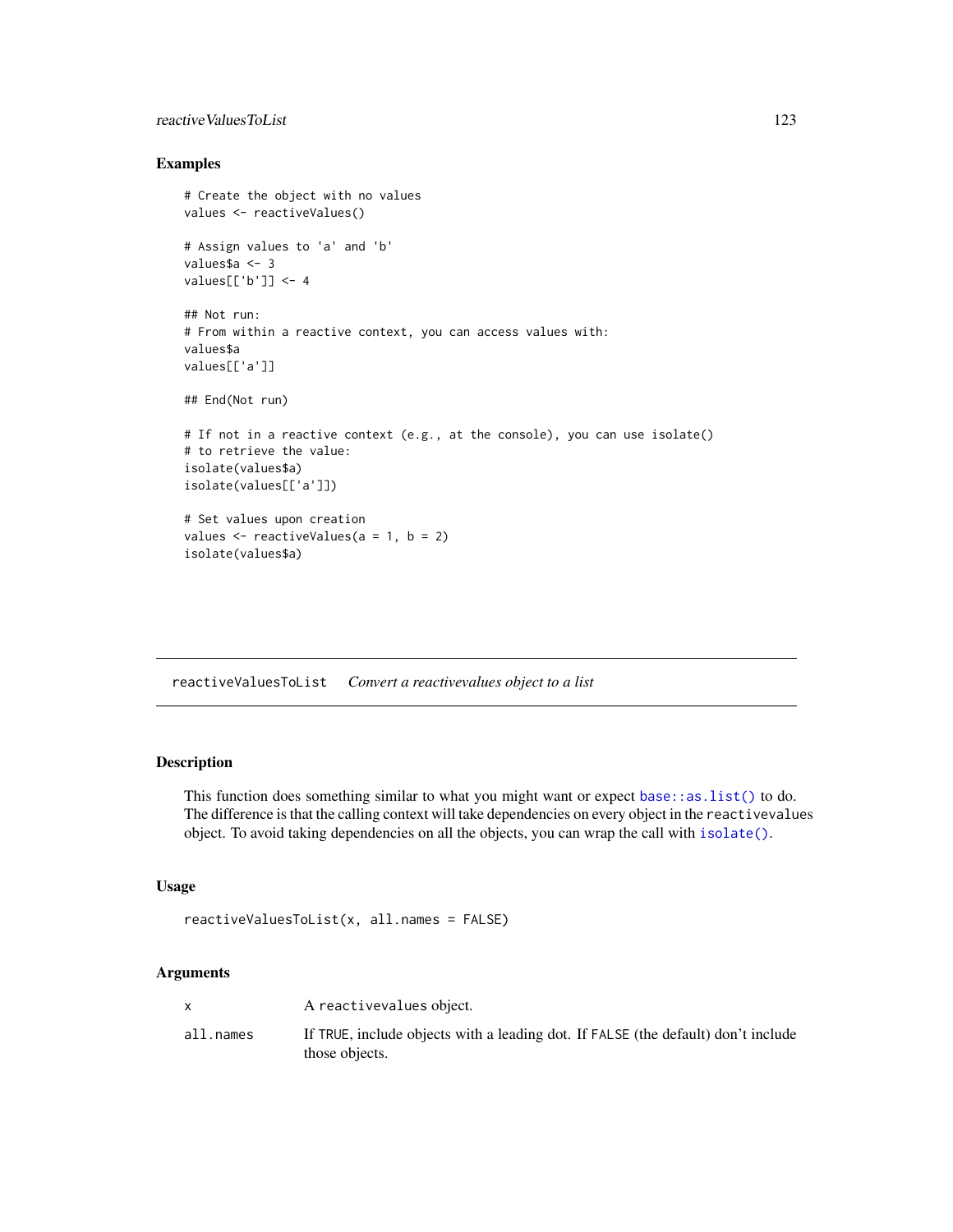### Examples

```
# Create the object with no values
values <- reactiveValues()

# Assign values to 'a' and 'b'
values$a <- 3
values[['b']] <- 4

## Not run:
# From within a reactive context, you can access values with:
values$a
values[['a']]

## End(Not run)

# If not in a reactive context (e.g., at the console), you can use isolate()
# to retrieve the value:
isolate(values$a)
isolate(values[['a']])

# Set values upon creation
values <- reactiveValues(a = 1, b = 2)
isolate(values$a)
```

---

## reactiveValuesToList    *Convert a reactivevalues object to a list*

---

### Description

This function does something similar to what you might want or expect `base::as.list()` to do. The difference is that the calling context will take dependencies on every object in the `reactivevalues` object. To avoid taking dependencies on all the objects, you can wrap the call with `isolate()`.

### Usage

```
reactiveValuesToList(x, all.names = FALSE)
```

### Arguments

| | |
|---|---|
| `x` | A `reactivevalues` object. |
| `all.names` | If `TRUE`, include objects with a leading dot. If `FALSE` (the default) don't include those objects. |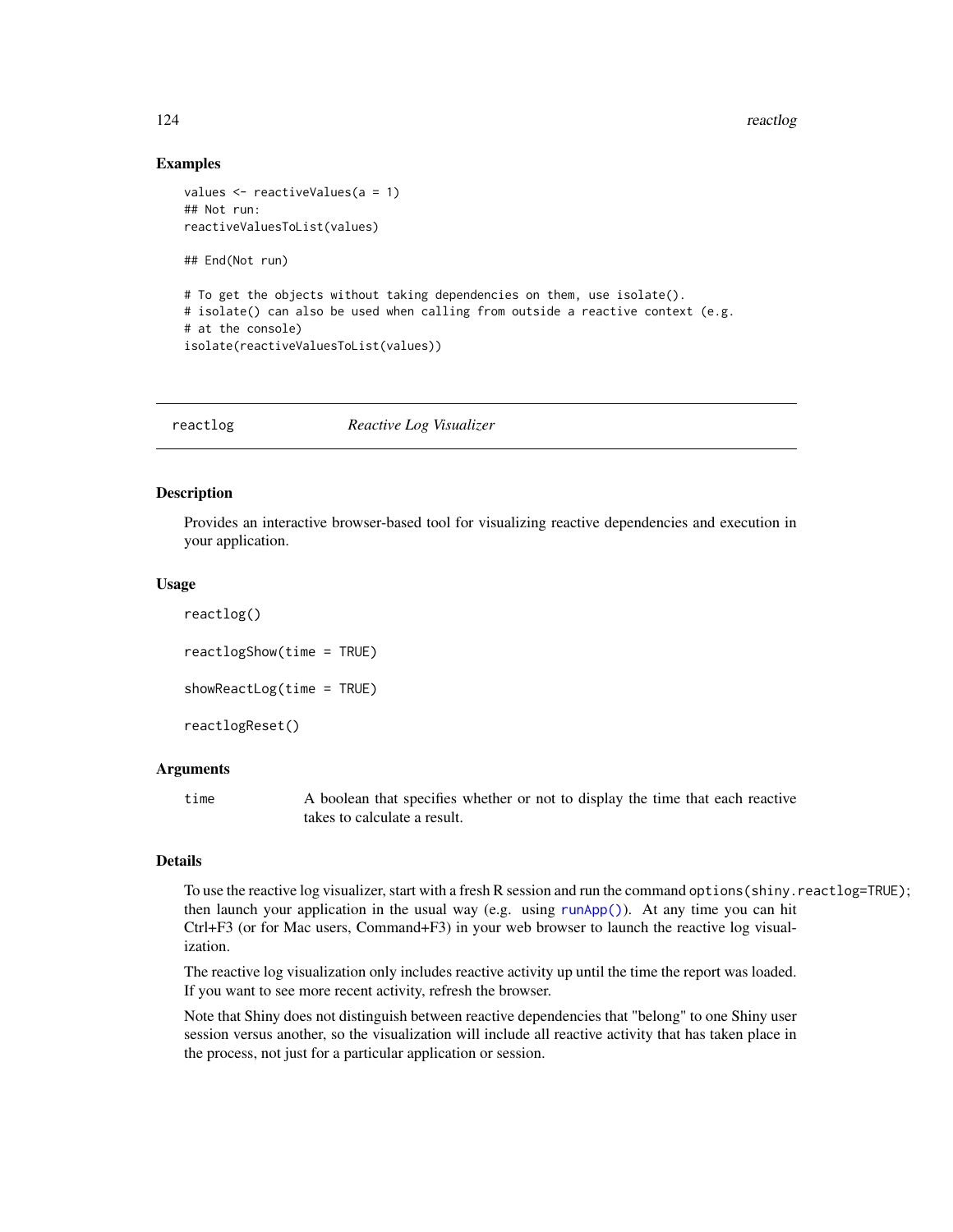### Examples

```
values <- reactiveValues(a = 1)
## Not run:
reactiveValuesToList(values)

## End(Not run)

# To get the objects without taking dependencies on them, use isolate().
# isolate() can also be used when calling from outside a reactive context (e.g.
# at the console)
isolate(reactiveValuesToList(values))
```

---

## reactlog *Reactive Log Visualizer*

---

### Description

Provides an interactive browser-based tool for visualizing reactive dependencies and execution in your application.

### Usage

```
reactlog()

reactlogShow(time = TRUE)

showReactLog(time = TRUE)

reactlogReset()
```

### Arguments

| | |
|---|---|
| time | A boolean that specifies whether or not to display the time that each reactive takes to calculate a result. |

### Details

To use the reactive log visualizer, start with a fresh R session and run the command `options(shiny.reactlog=TRUE)`; then launch your application in the usual way (e.g. using `runApp()`). At any time you can hit Ctrl+F3 (or for Mac users, Command+F3) in your web browser to launch the reactive log visualization.

The reactive log visualization only includes reactive activity up until the time the report was loaded. If you want to see more recent activity, refresh the browser.

Note that Shiny does not distinguish between reactive dependencies that "belong" to one Shiny user session versus another, so the visualization will include all reactive activity that has taken place in the process, not just for a particular application or session.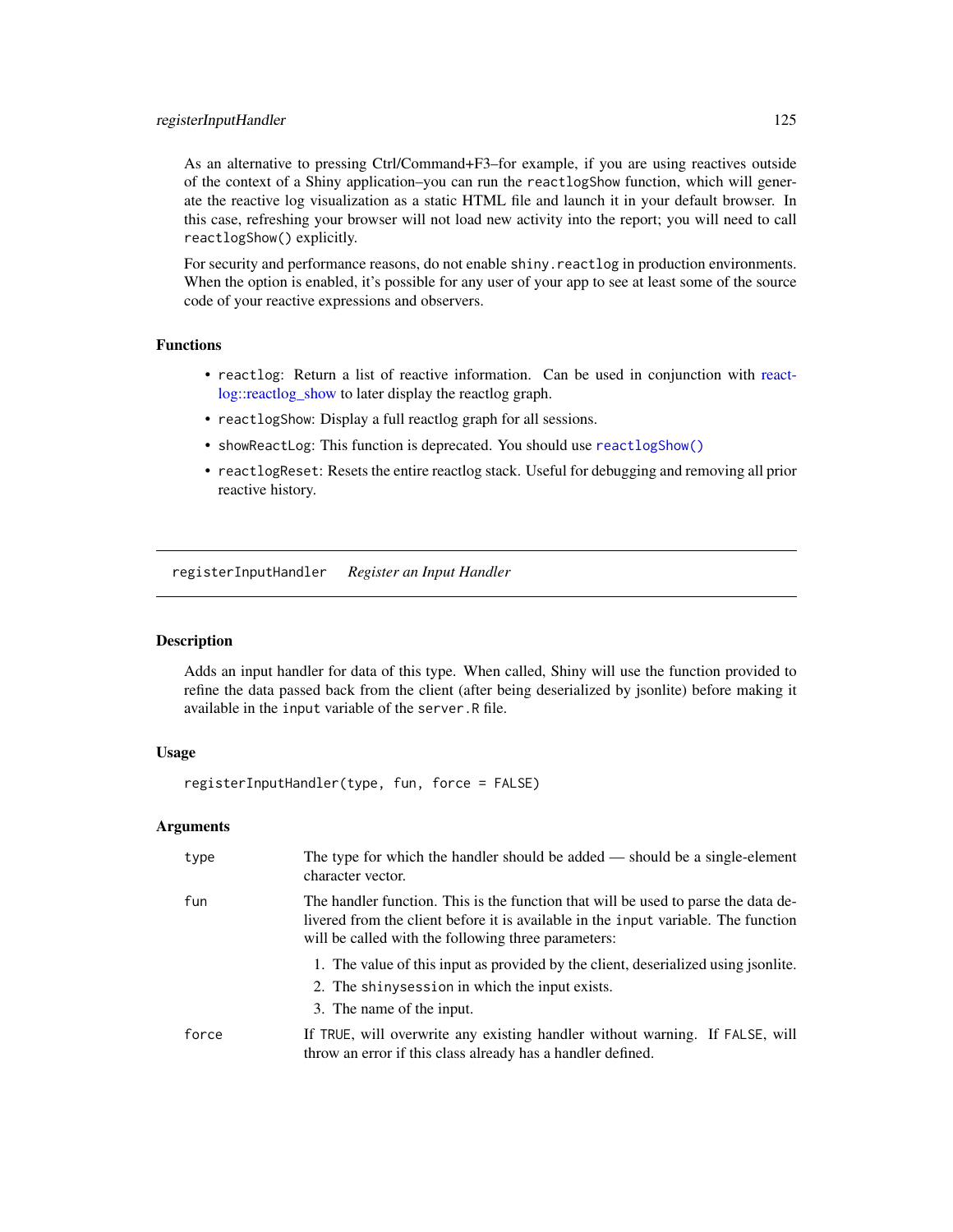As an alternative to pressing Ctrl/Command+F3–for example, if you are using reactives outside of the context of a Shiny application–you can run the `reactlogShow` function, which will generate the reactive log visualization as a static HTML file and launch it in your default browser. In this case, refreshing your browser will not load new activity into the report; you will need to call `reactlogShow()` explicitly.

For security and performance reasons, do not enable `shiny.reactlog` in production environments. When the option is enabled, it's possible for any user of your app to see at least some of the source code of your reactive expressions and observers.

### Functions

- `reactlog`: Return a list of reactive information. Can be used in conjunction with reactlog::reactlog_show to later display the reactlog graph.
- `reactlogShow`: Display a full reactlog graph for all sessions.
- `showReactLog`: This function is deprecated. You should use `reactlogShow()`
- `reactlogReset`: Resets the entire reactlog stack. Useful for debugging and removing all prior reactive history.

---

## registerInputHandler *Register an Input Handler*

### Description

Adds an input handler for data of this type. When called, Shiny will use the function provided to refine the data passed back from the client (after being deserialized by jsonlite) before making it available in the `input` variable of the `server.R` file.

### Usage

```
registerInputHandler(type, fun, force = FALSE)
```

### Arguments

| | |
|---|---|
| `type` | The type for which the handler should be added — should be a single-element character vector. |
| `fun` | The handler function. This is the function that will be used to parse the data delivered from the client before it is available in the `input` variable. The function will be called with the following three parameters:<br>1. The value of this input as provided by the client, deserialized using jsonlite.<br>2. The `shinysession` in which the input exists.<br>3. The name of the input. |
| `force` | If `TRUE`, will overwrite any existing handler without warning. If `FALSE`, will throw an error if this class already has a handler defined. |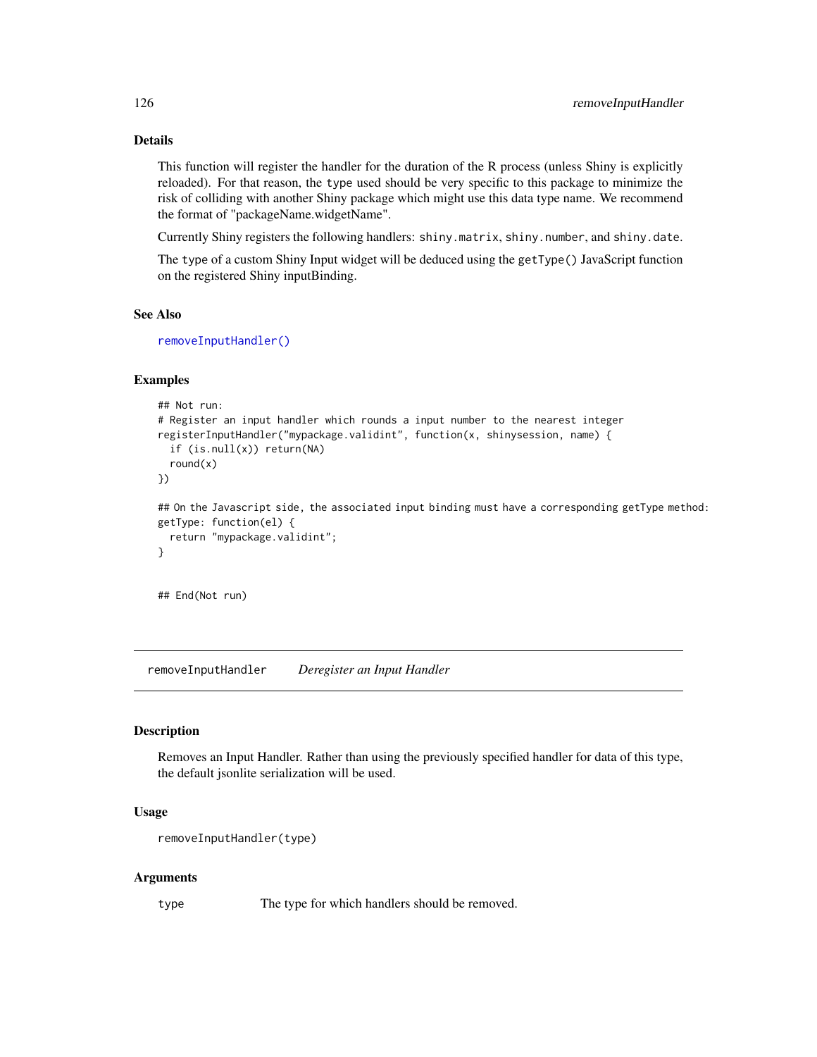### Details

This function will register the handler for the duration of the R process (unless Shiny is explicitly reloaded). For that reason, the `type` used should be very specific to this package to minimize the risk of colliding with another Shiny package which might use this data type name. We recommend the format of "packageName.widgetName".

Currently Shiny registers the following handlers: `shiny.matrix`, `shiny.number`, and `shiny.date`.

The `type` of a custom Shiny Input widget will be deduced using the `getType()` JavaScript function on the registered Shiny inputBinding.

### See Also

`removeInputHandler()`

### Examples

```
## Not run:
# Register an input handler which rounds a input number to the nearest integer
registerInputHandler("mypackage.validint", function(x, shinysession, name) {
  if (is.null(x)) return(NA)
  round(x)
})

## On the Javascript side, the associated input binding must have a corresponding getType method:
getType: function(el) {
  return "mypackage.validint";
}


## End(Not run)
```

---

## removeInputHandler    *Deregister an Input Handler*

---

### Description

Removes an Input Handler. Rather than using the previously specified handler for data of this type, the default jsonlite serialization will be used.

### Usage

```
removeInputHandler(type)
```

### Arguments

| | |
|---|---|
| `type` | The type for which handlers should be removed. |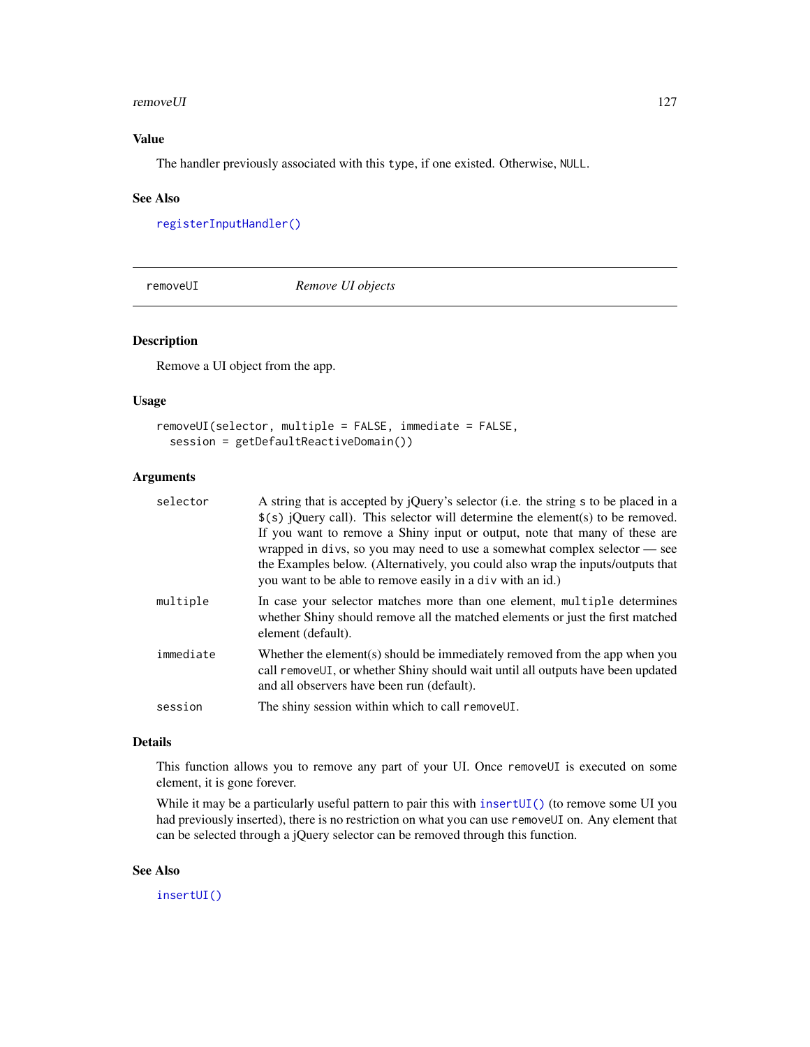## Value

The handler previously associated with this `type`, if one existed. Otherwise, `NULL`.

## See Also

`registerInputHandler()`

---

# removeUI — *Remove UI objects*

---

## Description

Remove a UI object from the app.

## Usage

```
removeUI(selector, multiple = FALSE, immediate = FALSE,
  session = getDefaultReactiveDomain())
```

## Arguments

| | |
|---|---|
| `selector` | A string that is accepted by jQuery's selector (i.e. the string `s` to be placed in a `$(s)` jQuery call). This selector will determine the element(s) to be removed. If you want to remove a Shiny input or output, note that many of these are wrapped in `div`s, so you may need to use a somewhat complex selector — see the Examples below. (Alternatively, you could also wrap the inputs/outputs that you want to be able to remove easily in a `div` with an id.) |
| `multiple` | In case your selector matches more than one element, `multiple` determines whether Shiny should remove all the matched elements or just the first matched element (default). |
| `immediate` | Whether the element(s) should be immediately removed from the app when you call `removeUI`, or whether Shiny should wait until all outputs have been updated and all observers have been run (default). |
| `session` | The shiny session within which to call `removeUI`. |

## Details

This function allows you to remove any part of your UI. Once `removeUI` is executed on some element, it is gone forever.

While it may be a particularly useful pattern to pair this with `insertUI()` (to remove some UI you had previously inserted), there is no restriction on what you can use `removeUI` on. Any element that can be selected through a jQuery selector can be removed through this function.

## See Also

`insertUI()`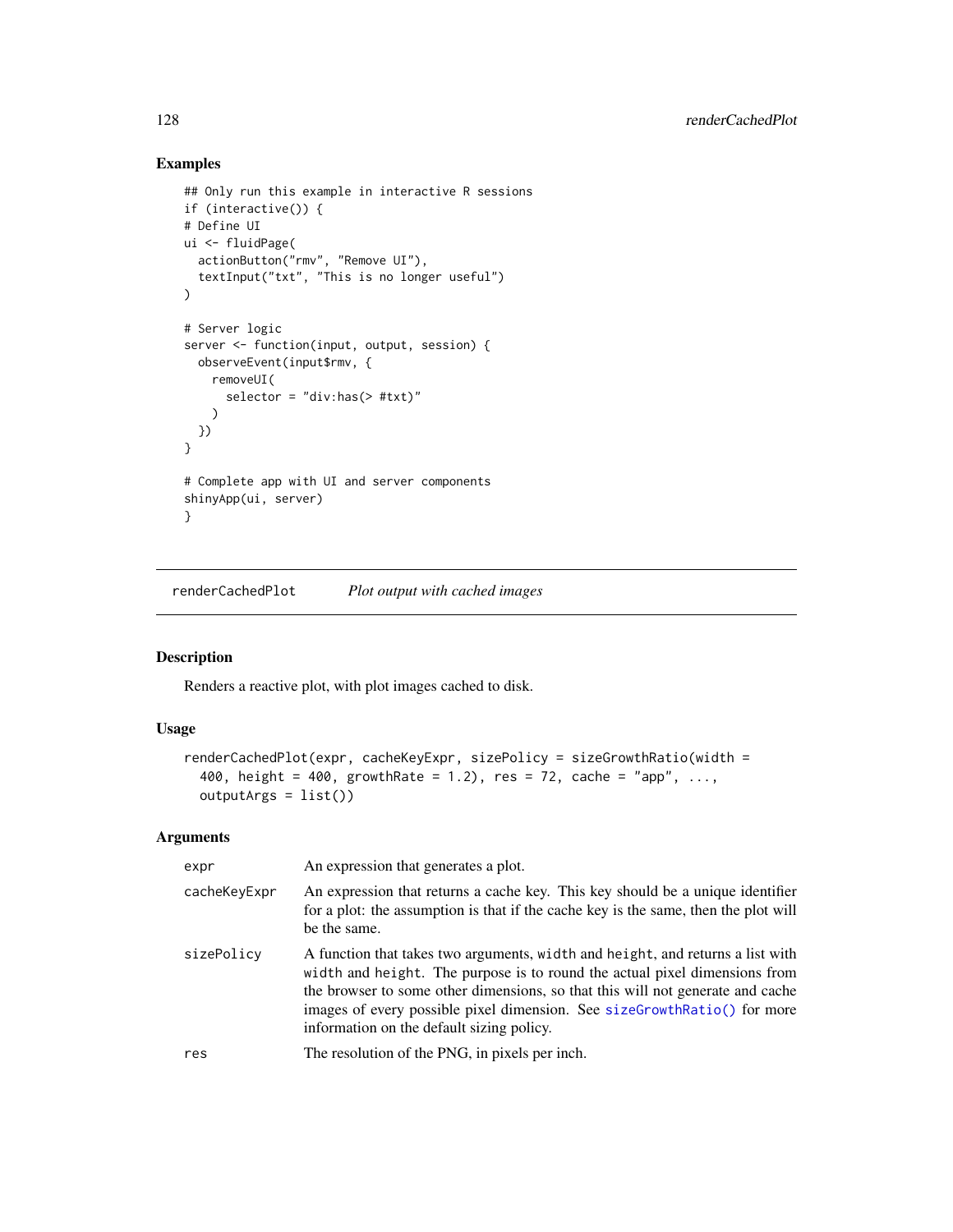## Examples

```
## Only run this example in interactive R sessions
if (interactive()) {
# Define UI
ui <- fluidPage(
  actionButton("rmv", "Remove UI"),
  textInput("txt", "This is no longer useful")
)

# Server logic
server <- function(input, output, session) {
  observeEvent(input$rmv, {
    removeUI(
      selector = "div:has(> #txt)"
    )
  })
}

# Complete app with UI and server components
shinyApp(ui, server)
}
```

---

`renderCachedPlot` *Plot output with cached images*

---

## Description

Renders a reactive plot, with plot images cached to disk.

## Usage

```
renderCachedPlot(expr, cacheKeyExpr, sizePolicy = sizeGrowthRatio(width =
  400, height = 400, growthRate = 1.2), res = 72, cache = "app", ...,
  outputArgs = list())
```

## Arguments

| | |
|---|---|
| `expr` | An expression that generates a plot. |
| `cacheKeyExpr` | An expression that returns a cache key. This key should be a unique identifier for a plot: the assumption is that if the cache key is the same, then the plot will be the same. |
| `sizePolicy` | A function that takes two arguments, `width` and `height`, and returns a list with `width` and `height`. The purpose is to round the actual pixel dimensions from the browser to some other dimensions, so that this will not generate and cache images of every possible pixel dimension. See `sizeGrowthRatio()` for more information on the default sizing policy. |
| `res` | The resolution of the PNG, in pixels per inch. |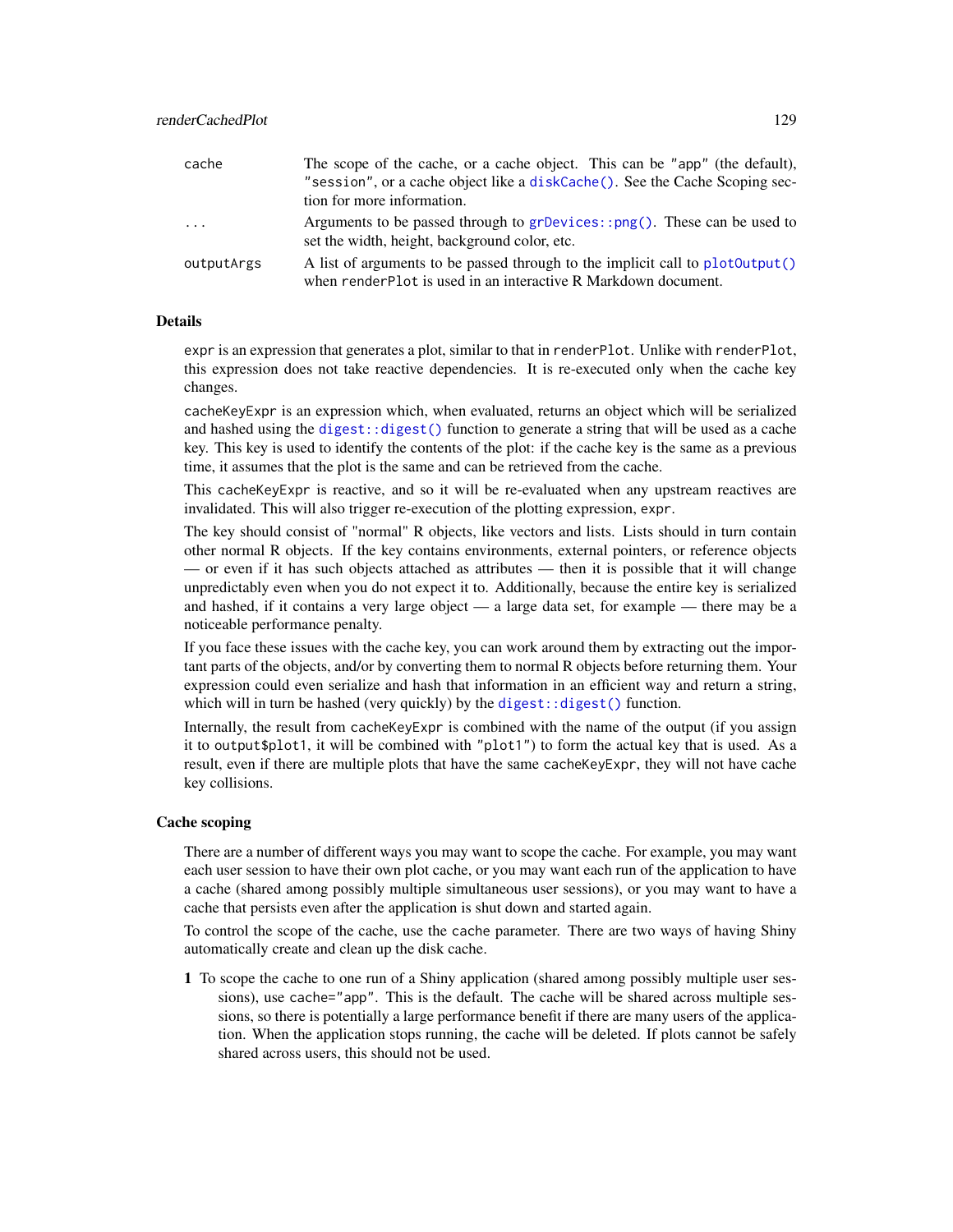| | |
|---|---|
| cache | The scope of the cache, or a cache object. This can be "app" (the default), "session", or a cache object like a diskCache(). See the Cache Scoping section for more information. |
| ... | Arguments to be passed through to grDevices::png(). These can be used to set the width, height, background color, etc. |
| outputArgs | A list of arguments to be passed through to the implicit call to plotOutput() when renderPlot is used in an interactive R Markdown document. |

### Details

expr is an expression that generates a plot, similar to that in renderPlot. Unlike with renderPlot, this expression does not take reactive dependencies. It is re-executed only when the cache key changes.

cacheKeyExpr is an expression which, when evaluated, returns an object which will be serialized and hashed using the digest::digest() function to generate a string that will be used as a cache key. This key is used to identify the contents of the plot: if the cache key is the same as a previous time, it assumes that the plot is the same and can be retrieved from the cache.

This cacheKeyExpr is reactive, and so it will be re-evaluated when any upstream reactives are invalidated. This will also trigger re-execution of the plotting expression, expr.

The key should consist of "normal" R objects, like vectors and lists. Lists should in turn contain other normal R objects. If the key contains environments, external pointers, or reference objects — or even if it has such objects attached as attributes — then it is possible that it will change unpredictably even when you do not expect it to. Additionally, because the entire key is serialized and hashed, if it contains a very large object — a large data set, for example — there may be a noticeable performance penalty.

If you face these issues with the cache key, you can work around them by extracting out the important parts of the objects, and/or by converting them to normal R objects before returning them. Your expression could even serialize and hash that information in an efficient way and return a string, which will in turn be hashed (very quickly) by the digest::digest() function.

Internally, the result from cacheKeyExpr is combined with the name of the output (if you assign it to output$plot1, it will be combined with "plot1") to form the actual key that is used. As a result, even if there are multiple plots that have the same cacheKeyExpr, they will not have cache key collisions.

### Cache scoping

There are a number of different ways you may want to scope the cache. For example, you may want each user session to have their own plot cache, or you may want each run of the application to have a cache (shared among possibly multiple simultaneous user sessions), or you may want to have a cache that persists even after the application is shut down and started again.

To control the scope of the cache, use the cache parameter. There are two ways of having Shiny automatically create and clean up the disk cache.

**1** To scope the cache to one run of a Shiny application (shared among possibly multiple user sessions), use cache="app". This is the default. The cache will be shared across multiple sessions, so there is potentially a large performance benefit if there are many users of the application. When the application stops running, the cache will be deleted. If plots cannot be safely shared across users, this should not be used.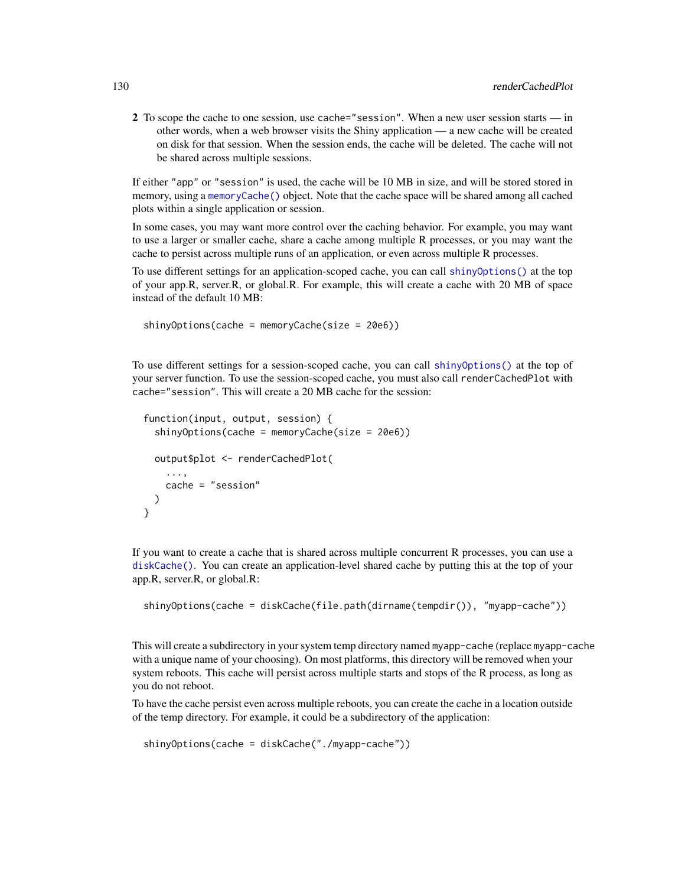2 To scope the cache to one session, use `cache="session"`. When a new user session starts — in other words, when a web browser visits the Shiny application — a new cache will be created on disk for that session. When the session ends, the cache will be deleted. The cache will not be shared across multiple sessions.

If either `"app"` or `"session"` is used, the cache will be 10 MB in size, and will be stored stored in memory, using a `memoryCache()` object. Note that the cache space will be shared among all cached plots within a single application or session.

In some cases, you may want more control over the caching behavior. For example, you may want to use a larger or smaller cache, share a cache among multiple R processes, or you may want the cache to persist across multiple runs of an application, or even across multiple R processes.

To use different settings for an application-scoped cache, you can call `shinyOptions()` at the top of your app.R, server.R, or global.R. For example, this will create a cache with 20 MB of space instead of the default 10 MB:

```
shinyOptions(cache = memoryCache(size = 20e6))
```

To use different settings for a session-scoped cache, you can call `shinyOptions()` at the top of your server function. To use the session-scoped cache, you must also call `renderCachedPlot` with `cache="session"`. This will create a 20 MB cache for the session:

```
function(input, output, session) {
  shinyOptions(cache = memoryCache(size = 20e6))

  output$plot <- renderCachedPlot(
    ...,
    cache = "session"
  )
}
```

If you want to create a cache that is shared across multiple concurrent R processes, you can use a `diskCache()`. You can create an application-level shared cache by putting this at the top of your app.R, server.R, or global.R:

```
shinyOptions(cache = diskCache(file.path(dirname(tempdir()), "myapp-cache"))
```

This will create a subdirectory in your system temp directory named `myapp-cache` (replace `myapp-cache` with a unique name of your choosing). On most platforms, this directory will be removed when your system reboots. This cache will persist across multiple starts and stops of the R process, as long as you do not reboot.

To have the cache persist even across multiple reboots, you can create the cache in a location outside of the temp directory. For example, it could be a subdirectory of the application:

```
shinyOptions(cache = diskCache("./myapp-cache"))
```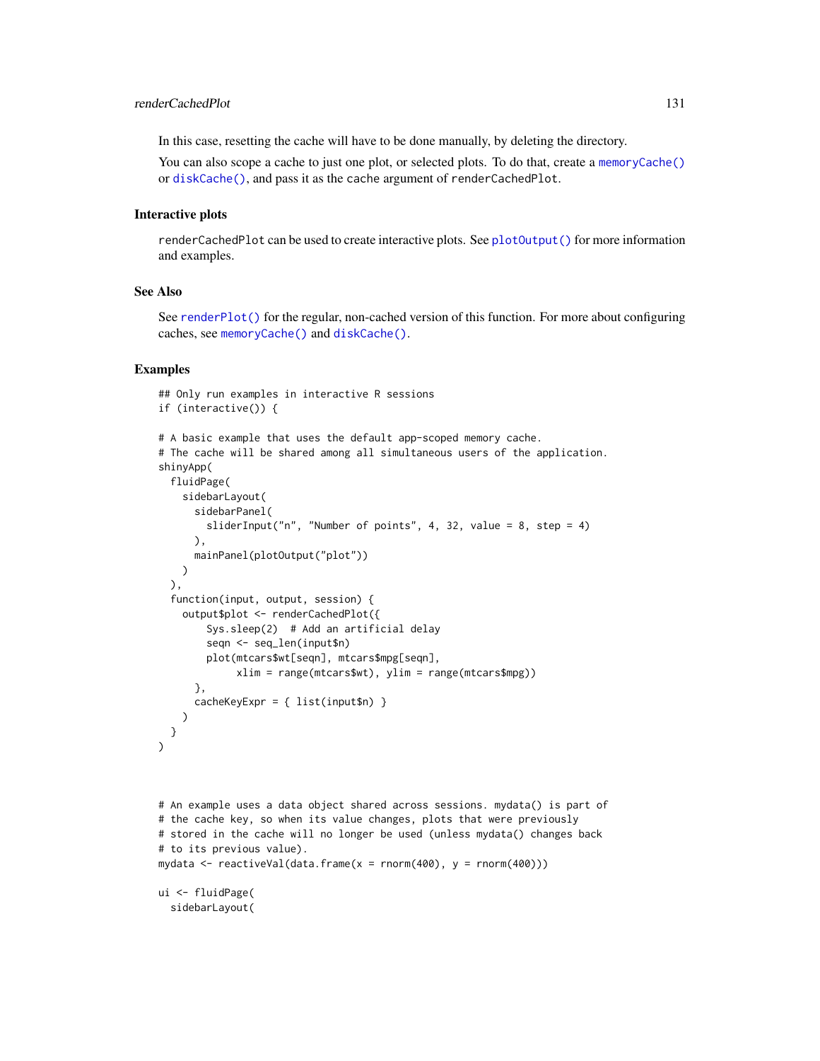In this case, resetting the cache will have to be done manually, by deleting the directory.

You can also scope a cache to just one plot, or selected plots. To do that, create a `memoryCache()` or `diskCache()`, and pass it as the cache argument of `renderCachedPlot`.

## Interactive plots

`renderCachedPlot` can be used to create interactive plots. See `plotOutput()` for more information and examples.

## See Also

See `renderPlot()` for the regular, non-cached version of this function. For more about configuring caches, see `memoryCache()` and `diskCache()`.

## Examples

```
## Only run examples in interactive R sessions
if (interactive()) {

# A basic example that uses the default app-scoped memory cache.
# The cache will be shared among all simultaneous users of the application.
shinyApp(
  fluidPage(
    sidebarLayout(
      sidebarPanel(
        sliderInput("n", "Number of points", 4, 32, value = 8, step = 4)
      ),
      mainPanel(plotOutput("plot"))
    )
  ),
  function(input, output, session) {
    output$plot <- renderCachedPlot({
        Sys.sleep(2)  # Add an artificial delay
        seqn <- seq_len(input$n)
        plot(mtcars$wt[seqn], mtcars$mpg[seqn],
             xlim = range(mtcars$wt), ylim = range(mtcars$mpg))
      },
      cacheKeyExpr = { list(input$n) }
    )
  }
)



# An example uses a data object shared across sessions. mydata() is part of
# the cache key, so when its value changes, plots that were previously
# stored in the cache will no longer be used (unless mydata() changes back
# to its previous value).
mydata <- reactiveVal(data.frame(x = rnorm(400), y = rnorm(400)))

ui <- fluidPage(
  sidebarLayout(
```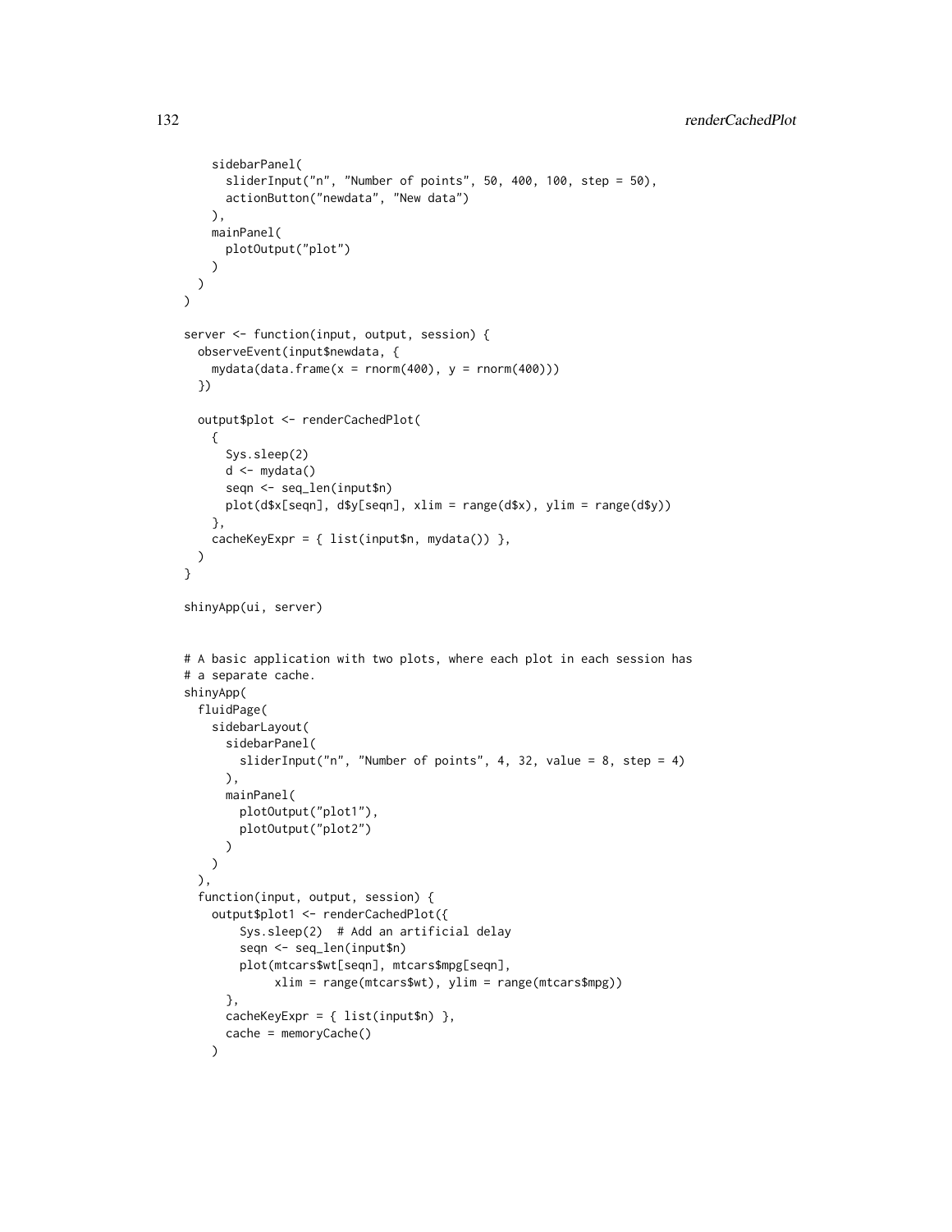```
    sidebarPanel(
      sliderInput("n", "Number of points", 50, 400, 100, step = 50),
      actionButton("newdata", "New data")
    ),
    mainPanel(
      plotOutput("plot")
    )
  )
)

server <- function(input, output, session) {
  observeEvent(input$newdata, {
    mydata(data.frame(x = rnorm(400), y = rnorm(400)))
  })

  output$plot <- renderCachedPlot(
    {
      Sys.sleep(2)
      d <- mydata()
      seqn <- seq_len(input$n)
      plot(d$x[seqn], d$y[seqn], xlim = range(d$x), ylim = range(d$y))
    },
    cacheKeyExpr = { list(input$n, mydata()) },
  )
}

shinyApp(ui, server)


# A basic application with two plots, where each plot in each session has
# a separate cache.
shinyApp(
  fluidPage(
    sidebarLayout(
      sidebarPanel(
        sliderInput("n", "Number of points", 4, 32, value = 8, step = 4)
      ),
      mainPanel(
        plotOutput("plot1"),
        plotOutput("plot2")
      )
    )
  ),
  function(input, output, session) {
    output$plot1 <- renderCachedPlot({
        Sys.sleep(2)  # Add an artificial delay
        seqn <- seq_len(input$n)
        plot(mtcars$wt[seqn], mtcars$mpg[seqn],
             xlim = range(mtcars$wt), ylim = range(mtcars$mpg))
      },
      cacheKeyExpr = { list(input$n) },
      cache = memoryCache()
    )
```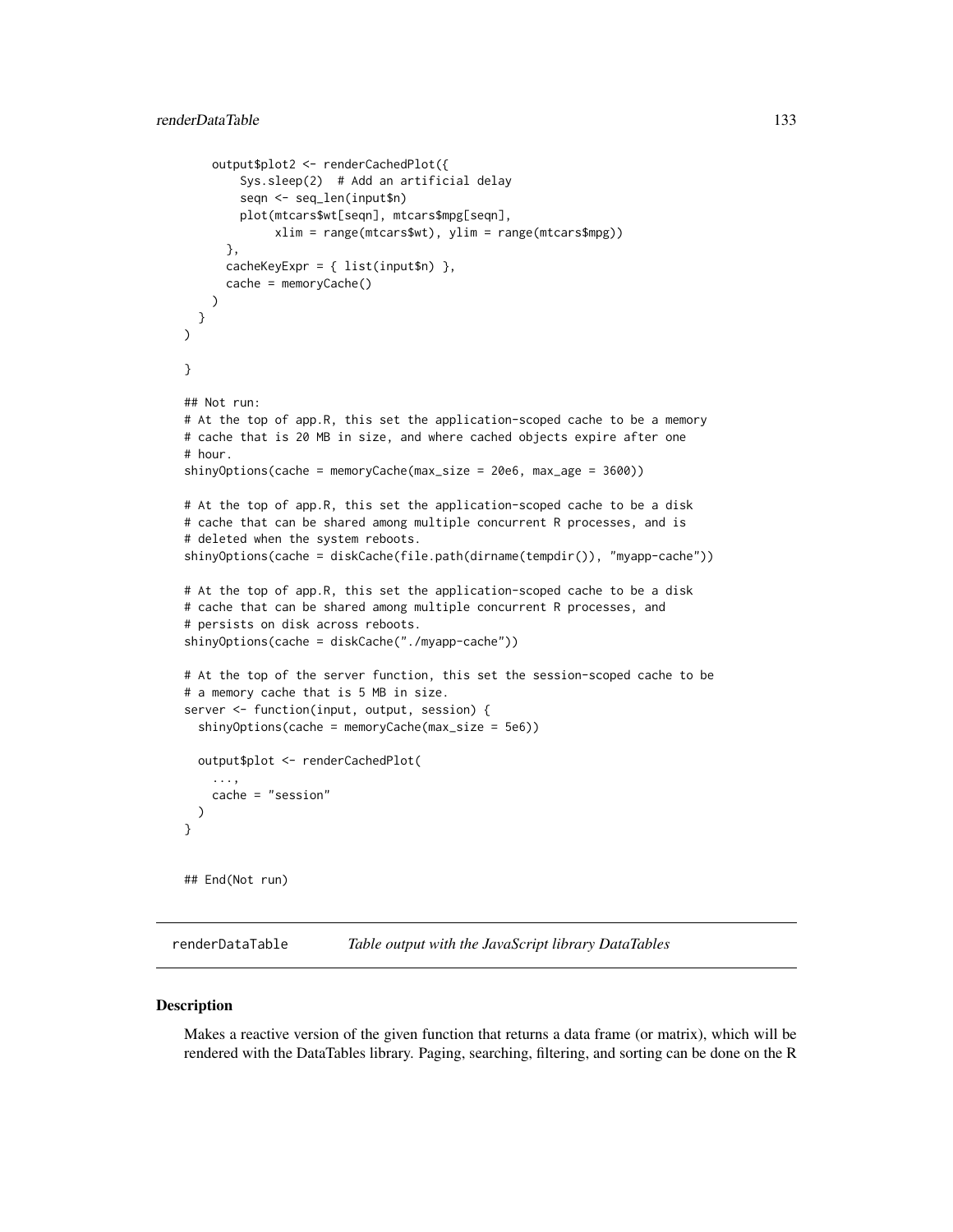```
    output$plot2 <- renderCachedPlot({
        Sys.sleep(2)  # Add an artificial delay
        seqn <- seq_len(input$n)
        plot(mtcars$wt[seqn], mtcars$mpg[seqn],
             xlim = range(mtcars$wt), ylim = range(mtcars$mpg))
      },
      cacheKeyExpr = { list(input$n) },
      cache = memoryCache()
    )
  }
)

}

## Not run:
# At the top of app.R, this set the application-scoped cache to be a memory
# cache that is 20 MB in size, and where cached objects expire after one
# hour.
shinyOptions(cache = memoryCache(max_size = 20e6, max_age = 3600))

# At the top of app.R, this set the application-scoped cache to be a disk
# cache that can be shared among multiple concurrent R processes, and is
# deleted when the system reboots.
shinyOptions(cache = diskCache(file.path(dirname(tempdir()), "myapp-cache"))

# At the top of app.R, this set the application-scoped cache to be a disk
# cache that can be shared among multiple concurrent R processes, and
# persists on disk across reboots.
shinyOptions(cache = diskCache("./myapp-cache"))

# At the top of the server function, this set the session-scoped cache to be
# a memory cache that is 5 MB in size.
server <- function(input, output, session) {
  shinyOptions(cache = memoryCache(max_size = 5e6))

  output$plot <- renderCachedPlot(
    ...,
    cache = "session"
  )
}


## End(Not run)
```

## renderDataTable    *Table output with the JavaScript library DataTables*

### Description

Makes a reactive version of the given function that returns a data frame (or matrix), which will be rendered with the DataTables library. Paging, searching, filtering, and sorting can be done on the R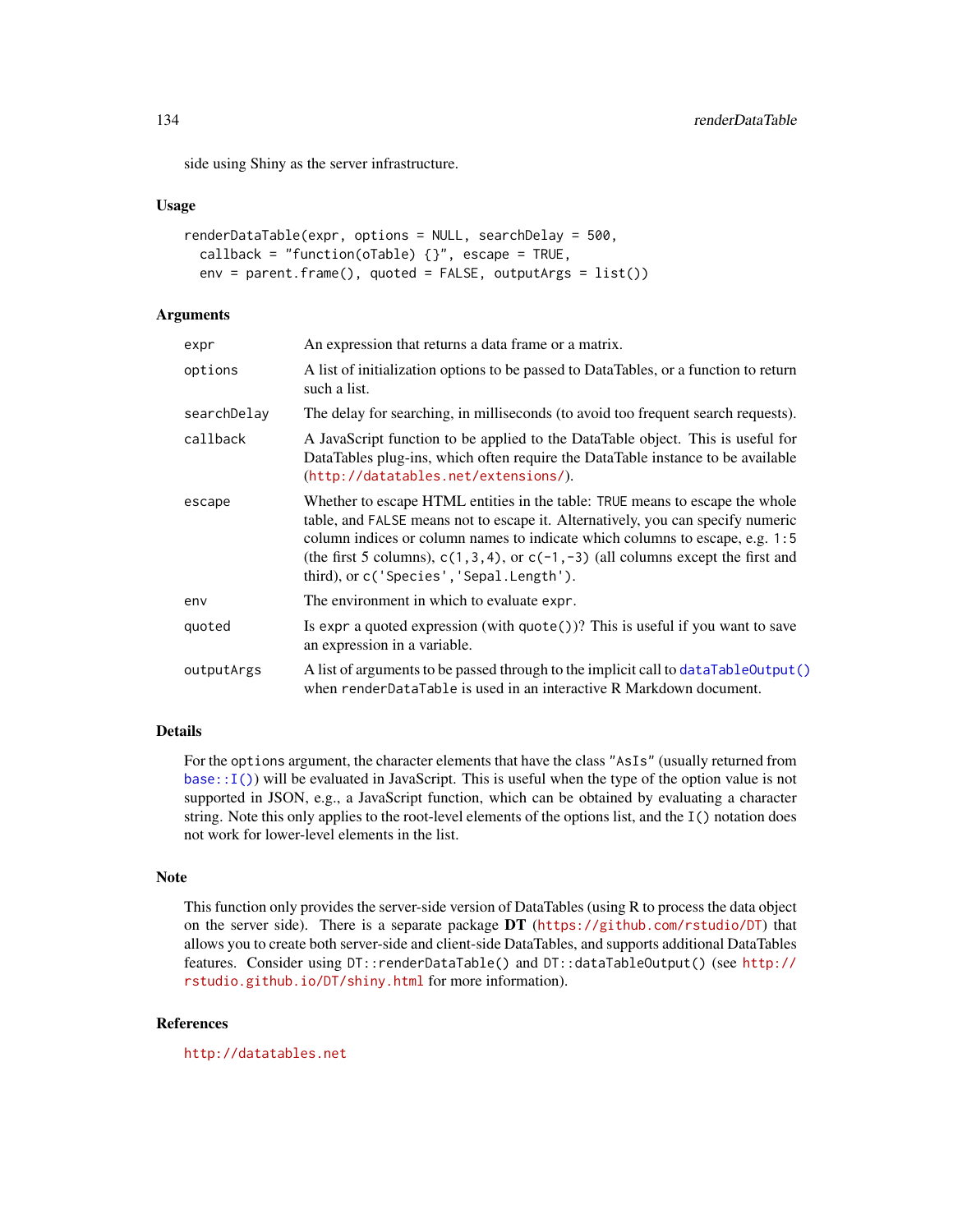side using Shiny as the server infrastructure.

### Usage

```
renderDataTable(expr, options = NULL, searchDelay = 500,
  callback = "function(oTable) {}", escape = TRUE,
  env = parent.frame(), quoted = FALSE, outputArgs = list())
```

### Arguments

| | |
|---|---|
| `expr` | An expression that returns a data frame or a matrix. |
| `options` | A list of initialization options to be passed to DataTables, or a function to return such a list. |
| `searchDelay` | The delay for searching, in milliseconds (to avoid too frequent search requests). |
| `callback` | A JavaScript function to be applied to the DataTable object. This is useful for DataTables plug-ins, which often require the DataTable instance to be available (http://datatables.net/extensions/). |
| `escape` | Whether to escape HTML entities in the table: `TRUE` means to escape the whole table, and `FALSE` means not to escape it. Alternatively, you can specify numeric column indices or column names to indicate which columns to escape, e.g. `1:5` (the first 5 columns), `c(1,3,4)`, or `c(-1,-3)` (all columns except the first and third), or `c('Species','Sepal.Length')`. |
| `env` | The environment in which to evaluate `expr`. |
| `quoted` | Is `expr` a quoted expression (with `quote()`)? This is useful if you want to save an expression in a variable. |
| `outputArgs` | A list of arguments to be passed through to the implicit call to `dataTableOutput()` when `renderDataTable` is used in an interactive R Markdown document. |

### Details

For the `options` argument, the character elements that have the class `"AsIs"` (usually returned from `base::I()`) will be evaluated in JavaScript. This is useful when the type of the option value is not supported in JSON, e.g., a JavaScript function, which can be obtained by evaluating a character string. Note this only applies to the root-level elements of the options list, and the `I()` notation does not work for lower-level elements in the list.

### Note

This function only provides the server-side version of DataTables (using R to process the data object on the server side). There is a separate package **DT** (https://github.com/rstudio/DT) that allows you to create both server-side and client-side DataTables, and supports additional DataTables features. Consider using `DT::renderDataTable()` and `DT::dataTableOutput()` (see http://rstudio.github.io/DT/shiny.html for more information).

### References

http://datatables.net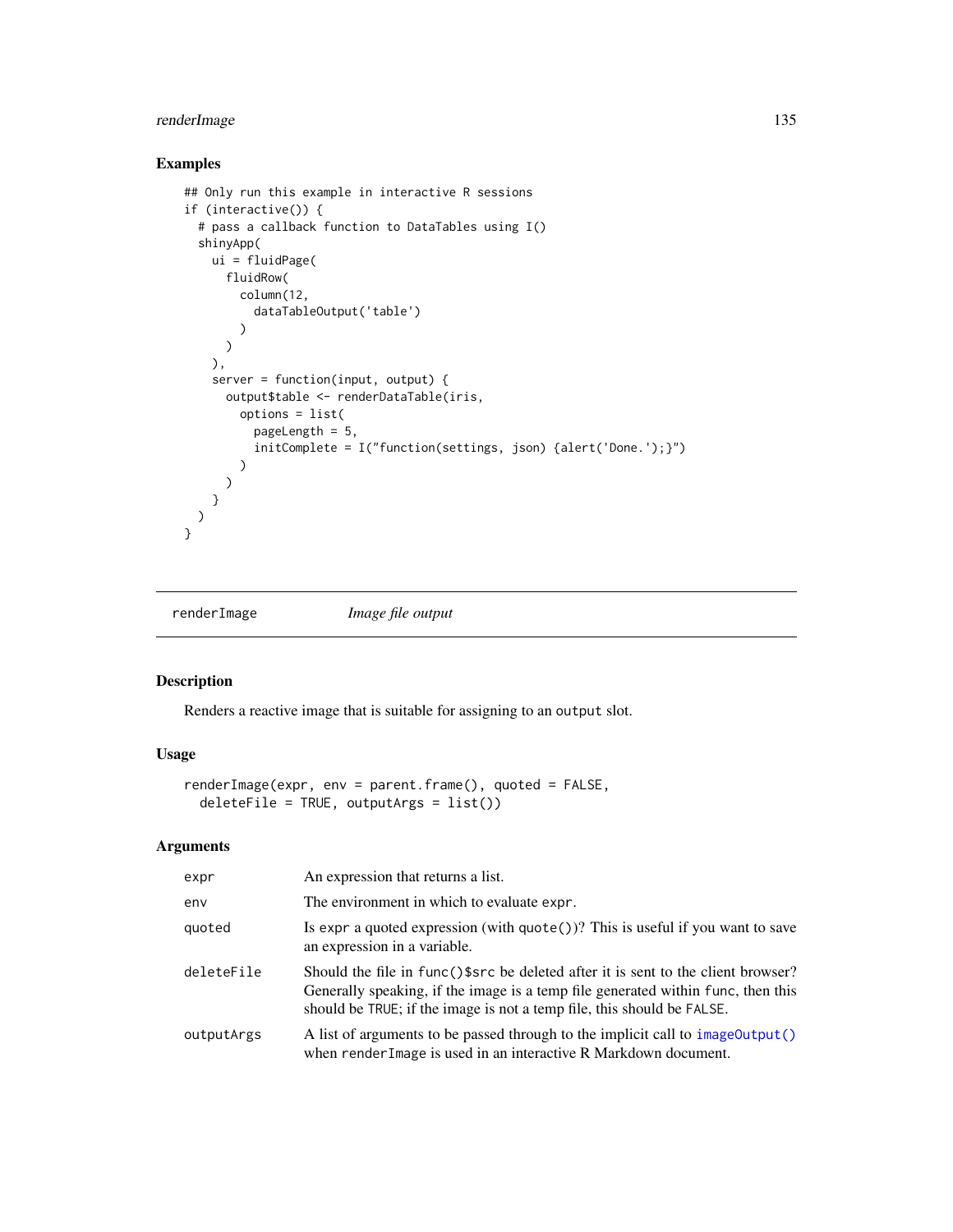## Examples

```
## Only run this example in interactive R sessions
if (interactive()) {
  # pass a callback function to DataTables using I()
  shinyApp(
    ui = fluidPage(
      fluidRow(
        column(12,
          dataTableOutput('table')
        )
      )
    ),
    server = function(input, output) {
      output$table <- renderDataTable(iris,
        options = list(
          pageLength = 5,
          initComplete = I("function(settings, json) {alert('Done.');}")
        )
      )
    }
  )
}
```

---

renderImage — *Image file output*

---

## Description

Renders a reactive image that is suitable for assigning to an `output` slot.

## Usage

```
renderImage(expr, env = parent.frame(), quoted = FALSE,
  deleteFile = TRUE, outputArgs = list())
```

## Arguments

| | |
|---|---|
| `expr` | An expression that returns a list. |
| `env` | The environment in which to evaluate `expr`. |
| `quoted` | Is `expr` a quoted expression (with `quote()`)? This is useful if you want to save an expression in a variable. |
| `deleteFile` | Should the file in `func()$src` be deleted after it is sent to the client browser? Generally speaking, if the image is a temp file generated within `func`, then this should be `TRUE`; if the image is not a temp file, this should be `FALSE`. |
| `outputArgs` | A list of arguments to be passed through to the implicit call to `imageOutput()` when `renderImage` is used in an interactive R Markdown document. |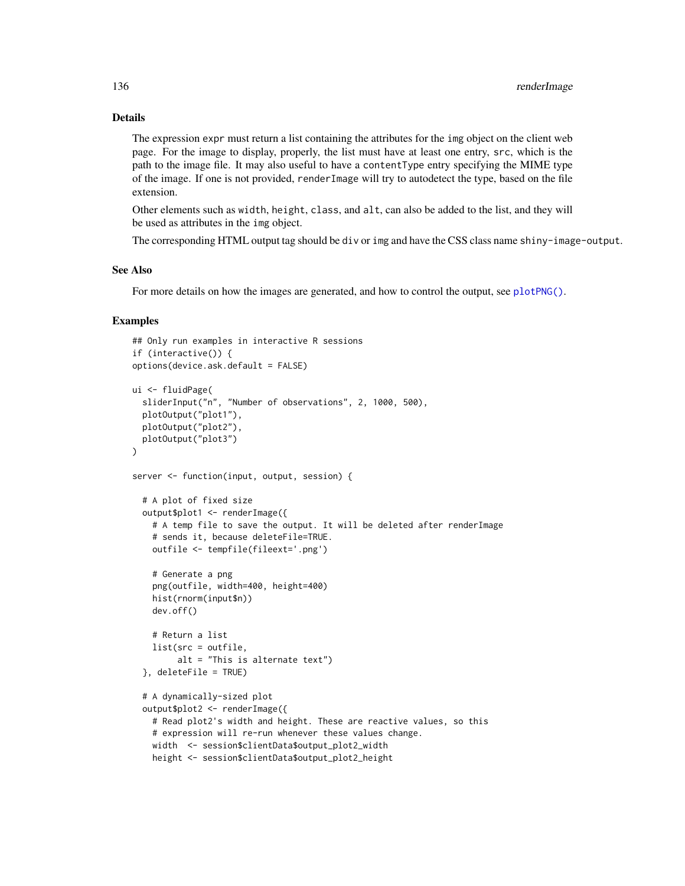## Details

The expression `expr` must return a list containing the attributes for the `img` object on the client web page. For the image to display, properly, the list must have at least one entry, `src`, which is the path to the image file. It may also useful to have a `contentType` entry specifying the MIME type of the image. If one is not provided, `renderImage` will try to autodetect the type, based on the file extension.

Other elements such as `width`, `height`, `class`, and `alt`, can also be added to the list, and they will be used as attributes in the `img` object.

The corresponding HTML output tag should be `div` or `img` and have the CSS class name `shiny-image-output`.

## See Also

For more details on how the images are generated, and how to control the output, see `plotPNG()`.

## Examples

```
## Only run examples in interactive R sessions
if (interactive()) {
options(device.ask.default = FALSE)

ui <- fluidPage(
  sliderInput("n", "Number of observations", 2, 1000, 500),
  plotOutput("plot1"),
  plotOutput("plot2"),
  plotOutput("plot3")
)

server <- function(input, output, session) {

  # A plot of fixed size
  output$plot1 <- renderImage({
    # A temp file to save the output. It will be deleted after renderImage
    # sends it, because deleteFile=TRUE.
    outfile <- tempfile(fileext='.png')

    # Generate a png
    png(outfile, width=400, height=400)
    hist(rnorm(input$n))
    dev.off()

    # Return a list
    list(src = outfile,
         alt = "This is alternate text")
  }, deleteFile = TRUE)

  # A dynamically-sized plot
  output$plot2 <- renderImage({
    # Read plot2's width and height. These are reactive values, so this
    # expression will re-run whenever these values change.
    width  <- session$clientData$output_plot2_width
    height <- session$clientData$output_plot2_height
```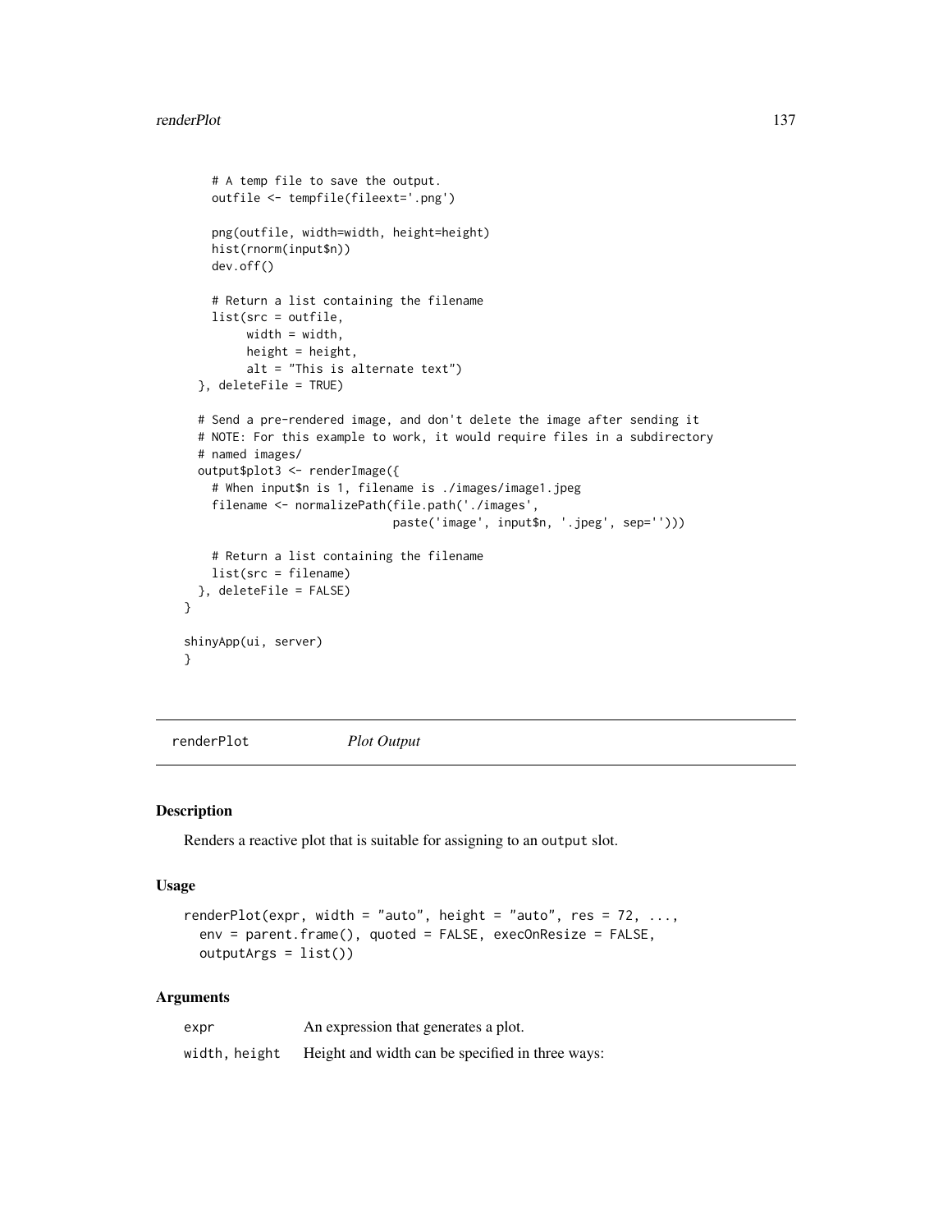```r
    # A temp file to save the output.
    outfile <- tempfile(fileext='.png')

    png(outfile, width=width, height=height)
    hist(rnorm(input$n))
    dev.off()

    # Return a list containing the filename
    list(src = outfile,
         width = width,
         height = height,
         alt = "This is alternate text")
  }, deleteFile = TRUE)

  # Send a pre-rendered image, and don't delete the image after sending it
  # NOTE: For this example to work, it would require files in a subdirectory
  # named images/
  output$plot3 <- renderImage({
    # When input$n is 1, filename is ./images/image1.jpeg
    filename <- normalizePath(file.path('./images',
                              paste('image', input$n, '.jpeg', sep='')))

    # Return a list containing the filename
    list(src = filename)
  }, deleteFile = FALSE)
}

shinyApp(ui, server)
}
```

---

renderPlot *Plot Output*

---

## Description

Renders a reactive plot that is suitable for assigning to an `output` slot.

## Usage

```r
renderPlot(expr, width = "auto", height = "auto", res = 72, ...,
  env = parent.frame(), quoted = FALSE, execOnResize = FALSE,
  outputArgs = list())
```

## Arguments

| | |
|---|---|
| `expr` | An expression that generates a plot. |
| `width, height` | Height and width can be specified in three ways: |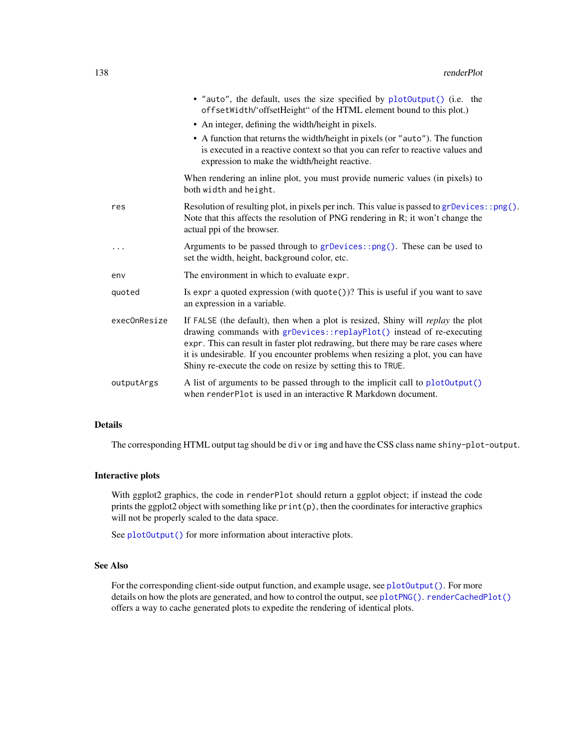- "auto", the default, uses the size specified by plotOutput() (i.e. the offsetWidth/'offsetHeight" of the HTML element bound to this plot.)
- An integer, defining the width/height in pixels.
- A function that returns the width/height in pixels (or "auto"). The function is executed in a reactive context so that you can refer to reactive values and expression to make the width/height reactive.

When rendering an inline plot, you must provide numeric values (in pixels) to both width and height.

res
: Resolution of resulting plot, in pixels per inch. This value is passed to grDevices::png(). Note that this affects the resolution of PNG rendering in R; it won't change the actual ppi of the browser.

...
: Arguments to be passed through to grDevices::png(). These can be used to set the width, height, background color, etc.

env
: The environment in which to evaluate expr.

quoted
: Is expr a quoted expression (with quote())? This is useful if you want to save an expression in a variable.

execOnResize
: If FALSE (the default), then when a plot is resized, Shiny will *replay* the plot drawing commands with grDevices::replayPlot() instead of re-executing expr. This can result in faster plot redrawing, but there may be rare cases where it is undesirable. If you encounter problems when resizing a plot, you can have Shiny re-execute the code on resize by setting this to TRUE.

outputArgs
: A list of arguments to be passed through to the implicit call to plotOutput() when renderPlot is used in an interactive R Markdown document.

## Details

The corresponding HTML output tag should be div or img and have the CSS class name shiny-plot-output.

## Interactive plots

With ggplot2 graphics, the code in renderPlot should return a ggplot object; if instead the code prints the ggplot2 object with something like print(p), then the coordinates for interactive graphics will not be properly scaled to the data space.

See plotOutput() for more information about interactive plots.

## See Also

For the corresponding client-side output function, and example usage, see plotOutput(). For more details on how the plots are generated, and how to control the output, see plotPNG(). renderCachedPlot() offers a way to cache generated plots to expedite the rendering of identical plots.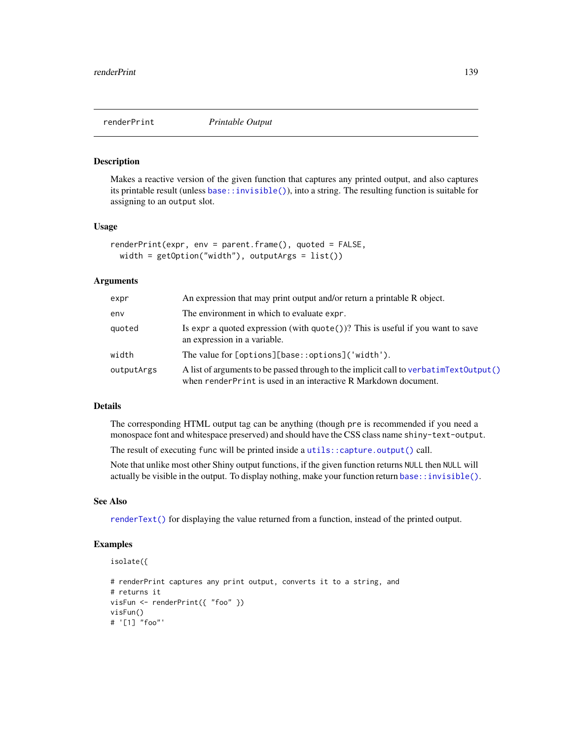## renderPrint *Printable Output*

### Description

Makes a reactive version of the given function that captures any printed output, and also captures its printable result (unless `base::invisible()`), into a string. The resulting function is suitable for assigning to an `output` slot.

### Usage

```
renderPrint(expr, env = parent.frame(), quoted = FALSE,
  width = getOption("width"), outputArgs = list())
```

### Arguments

| | |
|---|---|
| `expr` | An expression that may print output and/or return a printable R object. |
| `env` | The environment in which to evaluate `expr`. |
| `quoted` | Is `expr` a quoted expression (with `quote()`)? This is useful if you want to save an expression in a variable. |
| `width` | The value for `[options][base::options]('width')`. |
| `outputArgs` | A list of arguments to be passed through to the implicit call to `verbatimTextOutput()` when `renderPrint` is used in an interactive R Markdown document. |

### Details

The corresponding HTML output tag can be anything (though `pre` is recommended if you need a monospace font and whitespace preserved) and should have the CSS class name `shiny-text-output`.

The result of executing `func` will be printed inside a `utils::capture.output()` call.

Note that unlike most other Shiny output functions, if the given function returns `NULL` then `NULL` will actually be visible in the output. To display nothing, make your function return `base::invisible()`.

### See Also

`renderText()` for displaying the value returned from a function, instead of the printed output.

### Examples

```
isolate({

# renderPrint captures any print output, converts it to a string, and
# returns it
visFun <- renderPrint({ "foo" })
visFun()
# '[1] "foo"'
```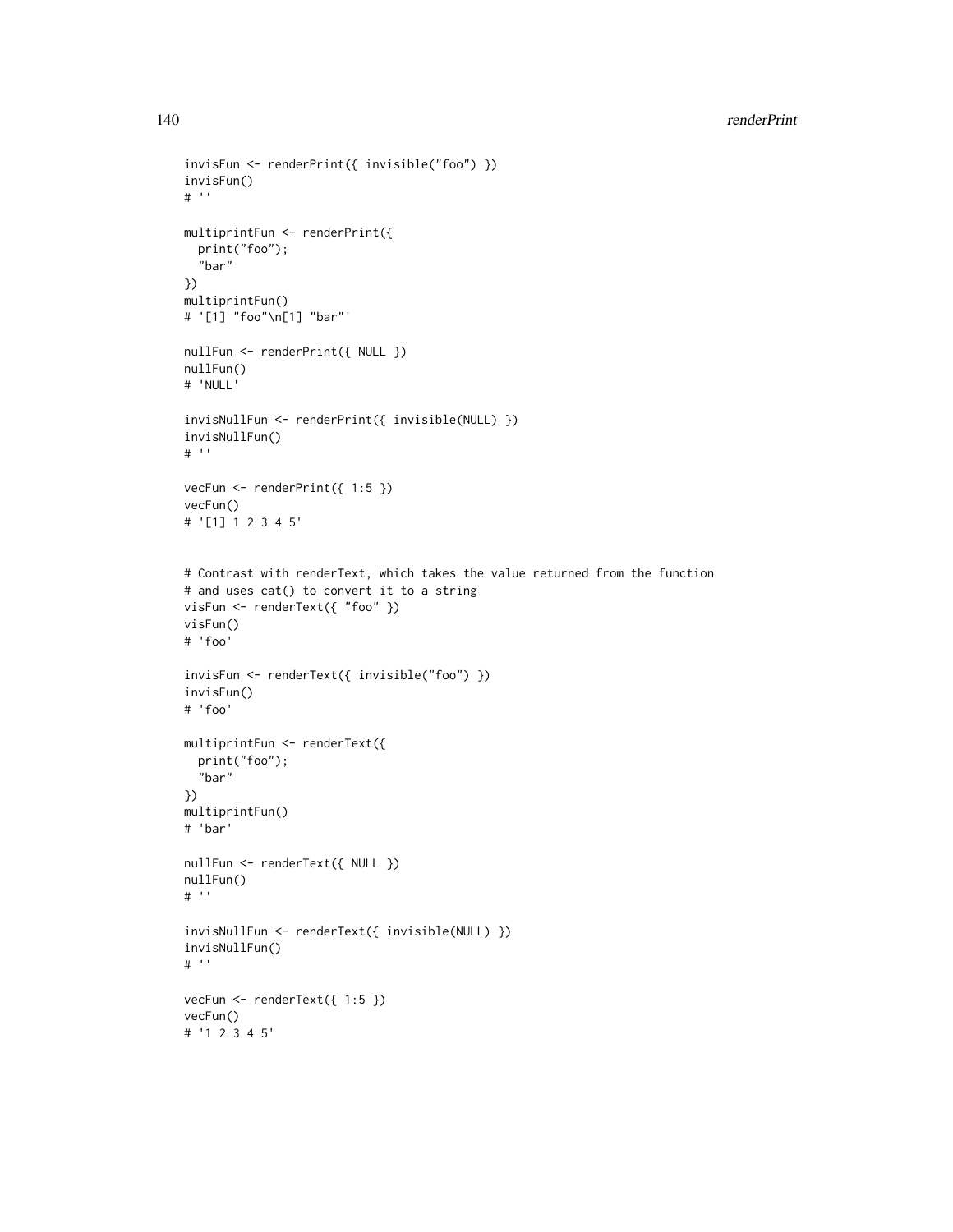```
invisFun <- renderPrint({ invisible("foo") })
invisFun()
# ''

multiprintFun <- renderPrint({
  print("foo");
  "bar"
})
multiprintFun()
# '[1] "foo"\n[1] "bar"'

nullFun <- renderPrint({ NULL })
nullFun()
# 'NULL'

invisNullFun <- renderPrint({ invisible(NULL) })
invisNullFun()
# ''

vecFun <- renderPrint({ 1:5 })
vecFun()
# '[1] 1 2 3 4 5'


# Contrast with renderText, which takes the value returned from the function
# and uses cat() to convert it to a string
visFun <- renderText({ "foo" })
visFun()
# 'foo'

invisFun <- renderText({ invisible("foo") })
invisFun()
# 'foo'

multiprintFun <- renderText({
  print("foo");
  "bar"
})
multiprintFun()
# 'bar'

nullFun <- renderText({ NULL })
nullFun()
# ''

invisNullFun <- renderText({ invisible(NULL) })
invisNullFun()
# ''

vecFun <- renderText({ 1:5 })
vecFun()
# '1 2 3 4 5'
```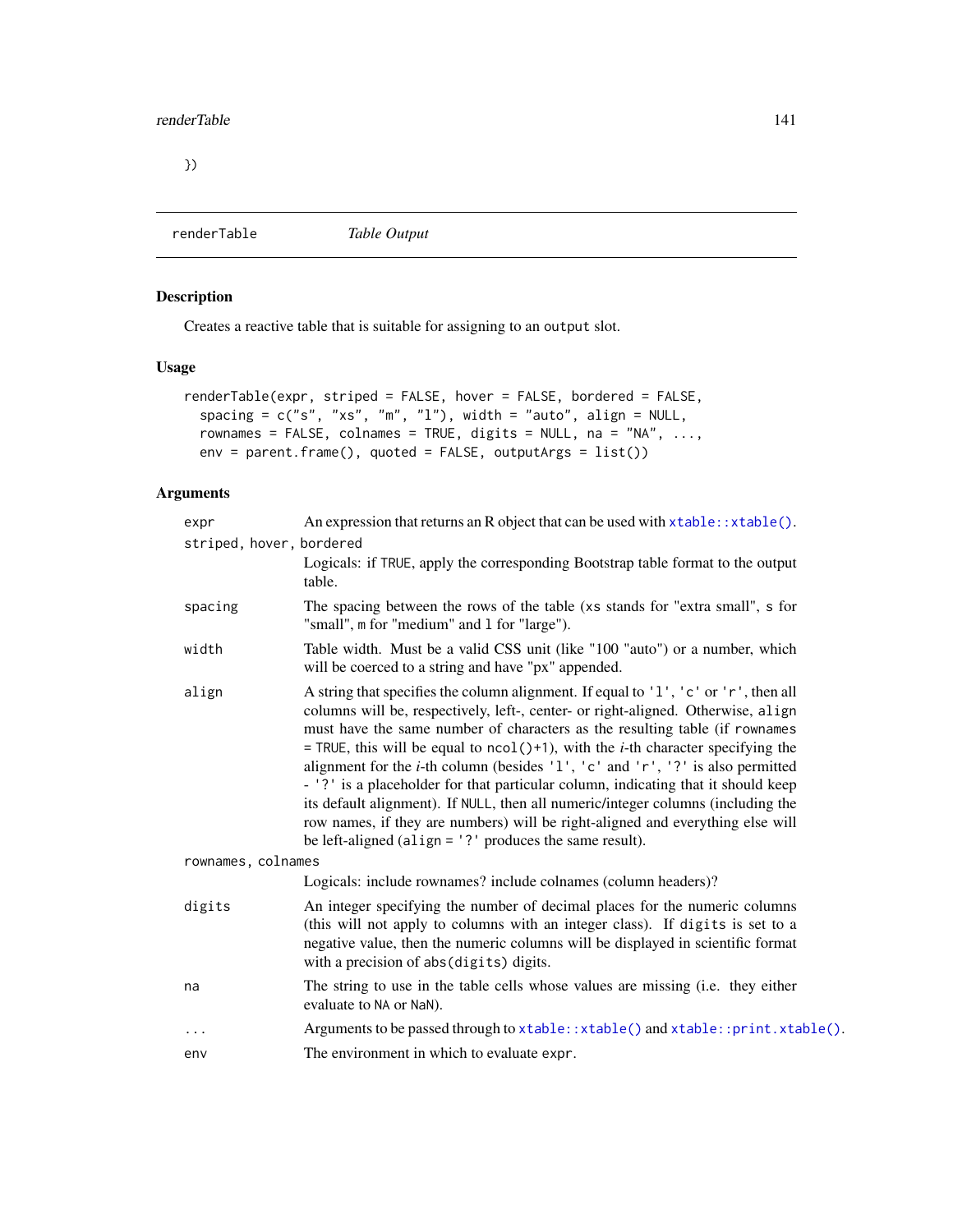})

renderTable *Table Output*

### Description

Creates a reactive table that is suitable for assigning to an `output` slot.

### Usage

```
renderTable(expr, striped = FALSE, hover = FALSE, bordered = FALSE,
  spacing = c("s", "xs", "m", "l"), width = "auto", align = NULL,
  rownames = FALSE, colnames = TRUE, digits = NULL, na = "NA", ...,
  env = parent.frame(), quoted = FALSE, outputArgs = list())
```

### Arguments

`expr` An expression that returns an R object that can be used with `xtable::xtable()`.

`striped, hover, bordered`
Logicals: if `TRUE`, apply the corresponding Bootstrap table format to the output table.

`spacing` The spacing between the rows of the table (`xs` stands for "extra small", `s` for "small", `m` for "medium" and `l` for "large").

`width` Table width. Must be a valid CSS unit (like "100 "auto") or a number, which will be coerced to a string and have "px" appended.

`align` A string that specifies the column alignment. If equal to `'l'`, `'c'` or `'r'`, then all columns will be, respectively, left-, center- or right-aligned. Otherwise, `align` must have the same number of characters as the resulting table (if `rownames = TRUE`, this will be equal to `ncol()+1`), with the *i*-th character specifying the alignment for the *i*-th column (besides `'l'`, `'c'` and `'r'`, `'?'` is also permitted - `'?'` is a placeholder for that particular column, indicating that it should keep its default alignment). If `NULL`, then all numeric/integer columns (including the row names, if they are numbers) will be right-aligned and everything else will be left-aligned (`align = '?'` produces the same result).

`rownames, colnames`
Logicals: include rownames? include colnames (column headers)?

`digits` An integer specifying the number of decimal places for the numeric columns (this will not apply to columns with an integer class). If `digits` is set to a negative value, then the numeric columns will be displayed in scientific format with a precision of `abs(digits)` digits.

`na` The string to use in the table cells whose values are missing (i.e. they either evaluate to `NA` or `NaN`).

`...` Arguments to be passed through to `xtable::xtable()` and `xtable::print.xtable()`.

`env` The environment in which to evaluate `expr`.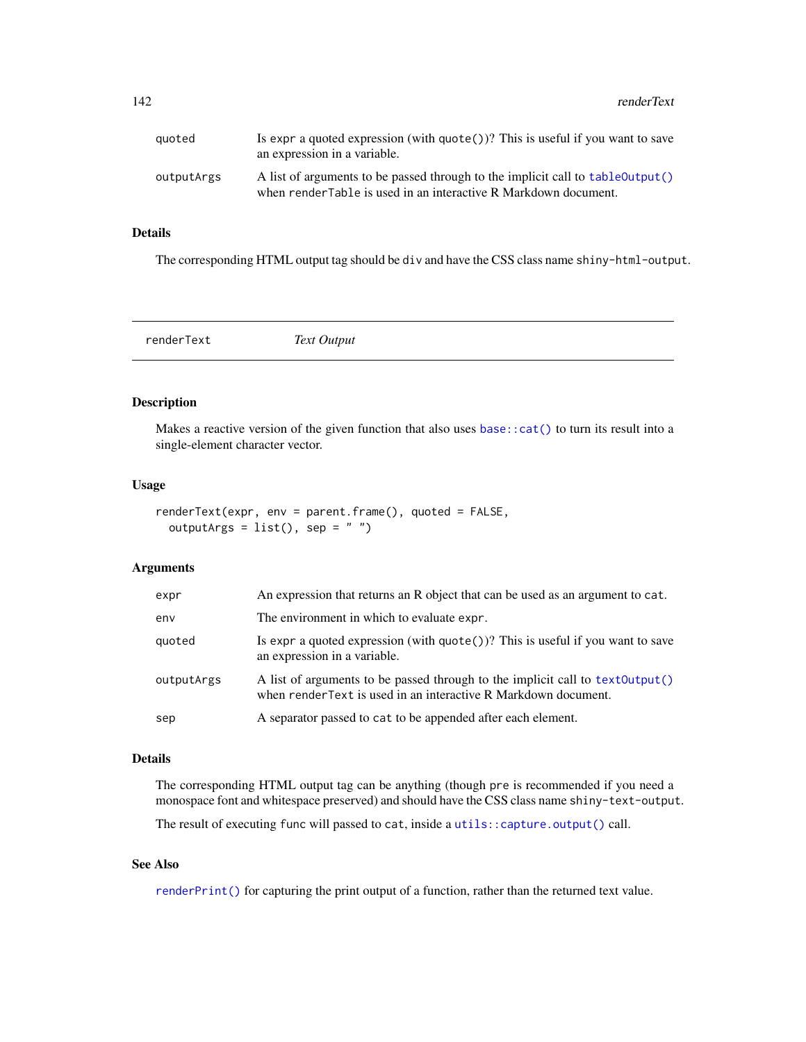| | |
|---|---|
| quoted | Is `expr` a quoted expression (with `quote()`)? This is useful if you want to save an expression in a variable. |
| outputArgs | A list of arguments to be passed through to the implicit call to `tableOutput()` when `renderTable` is used in an interactive R Markdown document. |

### Details

The corresponding HTML output tag should be `div` and have the CSS class name `shiny-html-output`.

---

## renderText — *Text Output*

---

### Description

Makes a reactive version of the given function that also uses `base::cat()` to turn its result into a single-element character vector.

### Usage

```
renderText(expr, env = parent.frame(), quoted = FALSE,
  outputArgs = list(), sep = " ")
```

### Arguments

| | |
|---|---|
| expr | An expression that returns an R object that can be used as an argument to `cat`. |
| env | The environment in which to evaluate `expr`. |
| quoted | Is `expr` a quoted expression (with `quote()`)? This is useful if you want to save an expression in a variable. |
| outputArgs | A list of arguments to be passed through to the implicit call to `textOutput()` when `renderText` is used in an interactive R Markdown document. |
| sep | A separator passed to `cat` to be appended after each element. |

### Details

The corresponding HTML output tag can be anything (though `pre` is recommended if you need a monospace font and whitespace preserved) and should have the CSS class name `shiny-text-output`.

The result of executing `func` will passed to `cat`, inside a `utils::capture.output()` call.

### See Also

`renderPrint()` for capturing the print output of a function, rather than the returned text value.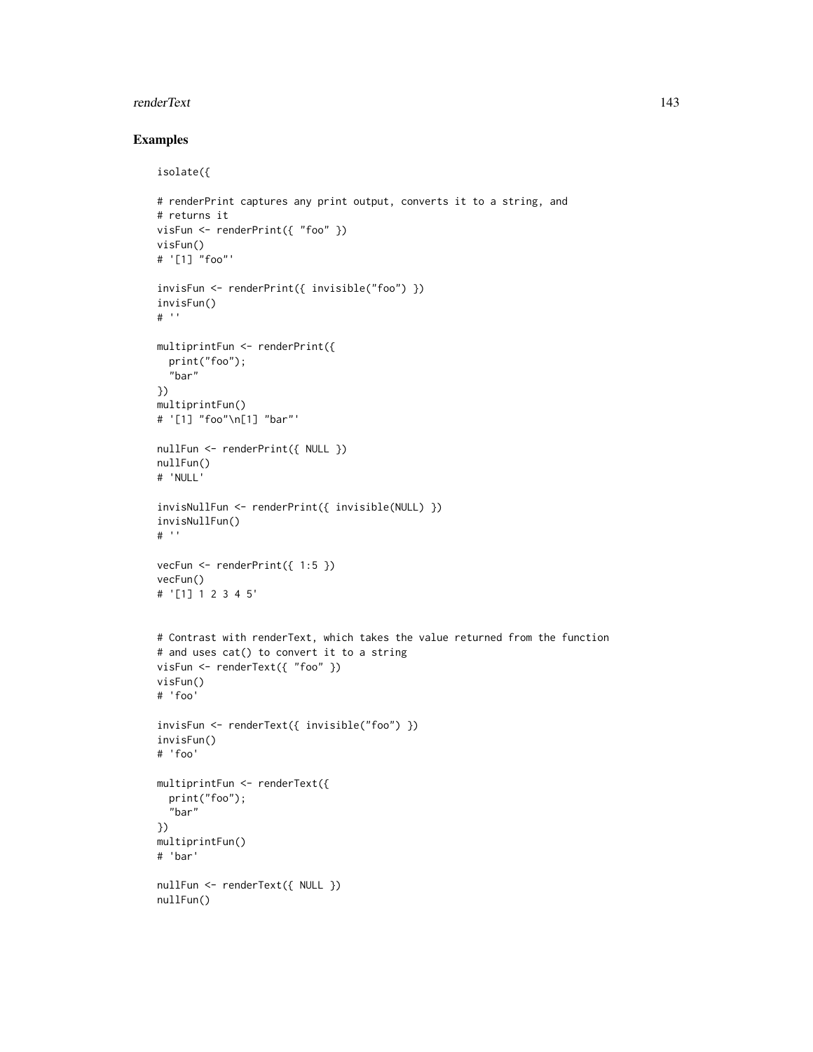## Examples

```
isolate({

# renderPrint captures any print output, converts it to a string, and
# returns it
visFun <- renderPrint({ "foo" })
visFun()
# '[1] "foo"'

invisFun <- renderPrint({ invisible("foo") })
invisFun()
# ''

multiprintFun <- renderPrint({
  print("foo");
  "bar"
})
multiprintFun()
# '[1] "foo"\n[1] "bar"'

nullFun <- renderPrint({ NULL })
nullFun()
# 'NULL'

invisNullFun <- renderPrint({ invisible(NULL) })
invisNullFun()
# ''

vecFun <- renderPrint({ 1:5 })
vecFun()
# '[1] 1 2 3 4 5'


# Contrast with renderText, which takes the value returned from the function
# and uses cat() to convert it to a string
visFun <- renderText({ "foo" })
visFun()
# 'foo'

invisFun <- renderText({ invisible("foo") })
invisFun()
# 'foo'

multiprintFun <- renderText({
  print("foo");
  "bar"
})
multiprintFun()
# 'bar'

nullFun <- renderText({ NULL })
nullFun()
```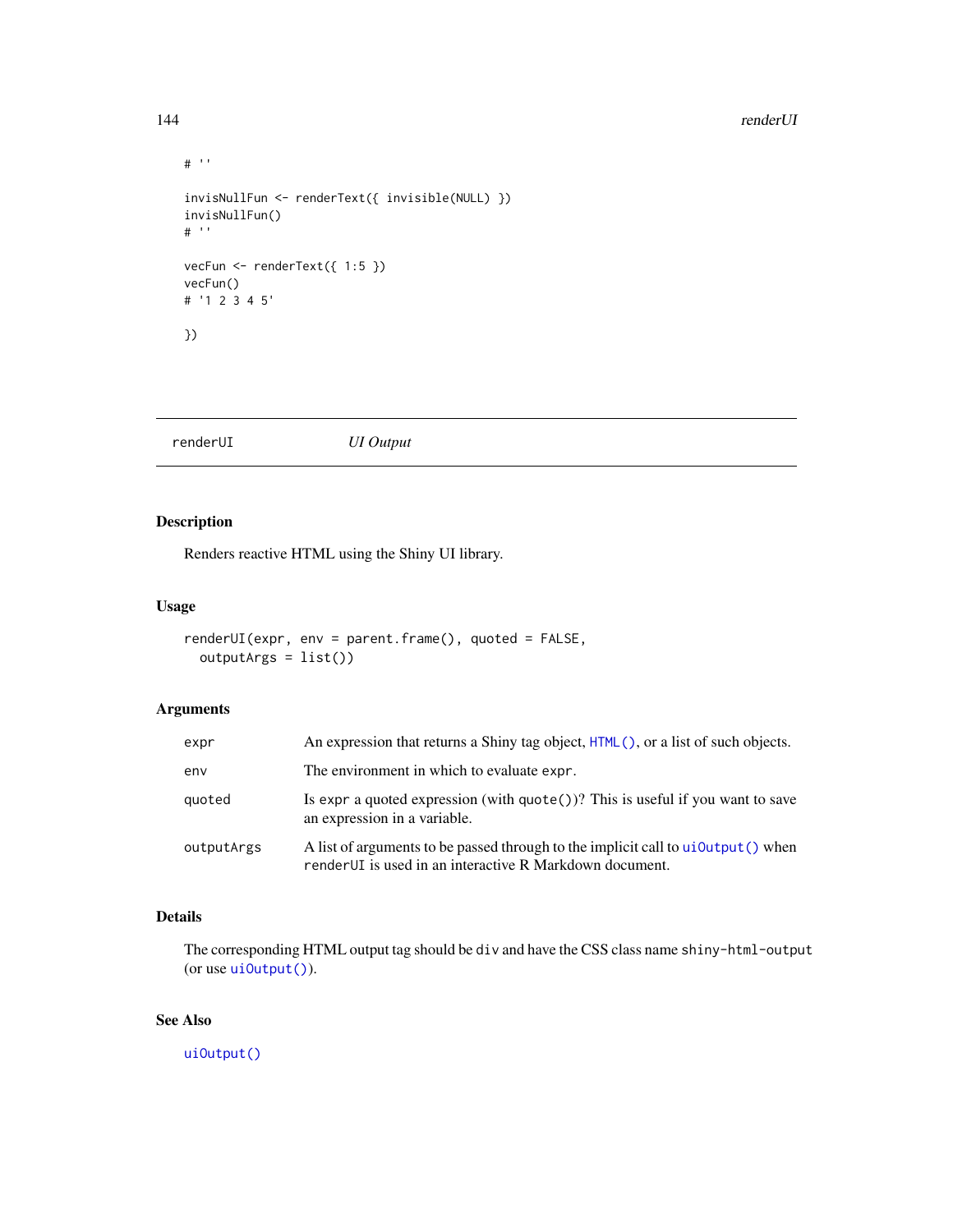```
# ''

invisNullFun <- renderText({ invisible(NULL) })
invisNullFun()
# ''

vecFun <- renderText({ 1:5 })
vecFun()
# '1 2 3 4 5'

})
```

---

`renderUI` *UI Output*

---

### Description

Renders reactive HTML using the Shiny UI library.

### Usage

```
renderUI(expr, env = parent.frame(), quoted = FALSE,
  outputArgs = list())
```

### Arguments

| | |
|---|---|
| `expr` | An expression that returns a Shiny tag object, `HTML()`, or a list of such objects. |
| `env` | The environment in which to evaluate `expr`. |
| `quoted` | Is `expr` a quoted expression (with `quote()`)? This is useful if you want to save an expression in a variable. |
| `outputArgs` | A list of arguments to be passed through to the implicit call to `uiOutput()` when `renderUI` is used in an interactive R Markdown document. |

### Details

The corresponding HTML output tag should be `div` and have the CSS class name `shiny-html-output` (or use `uiOutput()`).

### See Also

`uiOutput()`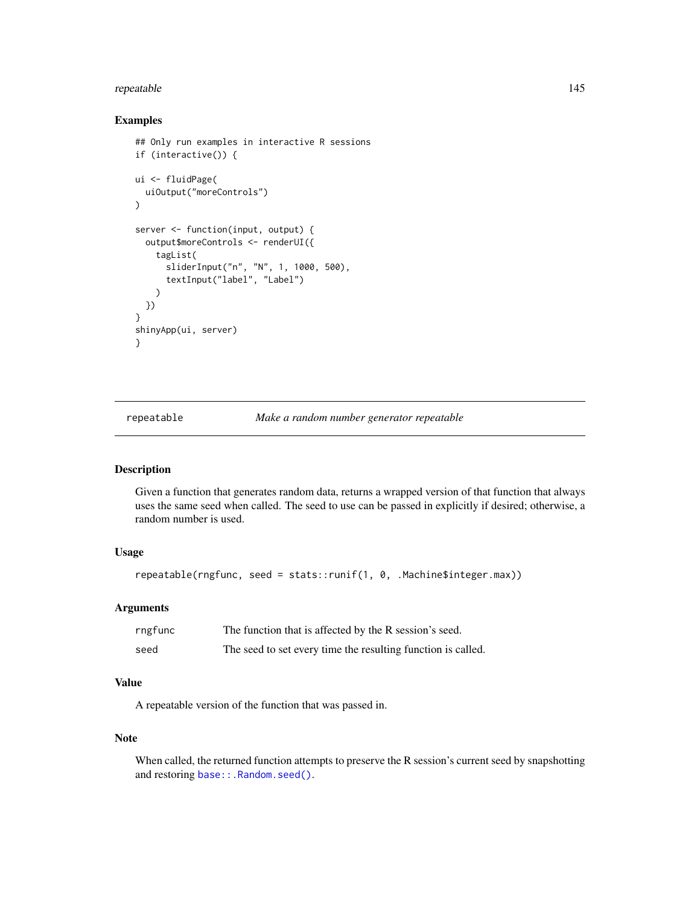### Examples

```
## Only run examples in interactive R sessions
if (interactive()) {

ui <- fluidPage(
  uiOutput("moreControls")
)

server <- function(input, output) {
  output$moreControls <- renderUI({
    tagList(
      sliderInput("n", "N", 1, 1000, 500),
      textInput("label", "Label")
    )
  })
}
shinyApp(ui, server)
}
```

---

## repeatable — *Make a random number generator repeatable*

---

### Description

Given a function that generates random data, returns a wrapped version of that function that always uses the same seed when called. The seed to use can be passed in explicitly if desired; otherwise, a random number is used.

### Usage

```
repeatable(rngfunc, seed = stats::runif(1, 0, .Machine$integer.max))
```

### Arguments

| | |
|---|---|
| rngfunc | The function that is affected by the R session's seed. |
| seed | The seed to set every time the resulting function is called. |

### Value

A repeatable version of the function that was passed in.

### Note

When called, the returned function attempts to preserve the R session's current seed by snapshotting and restoring `base::.Random.seed()`.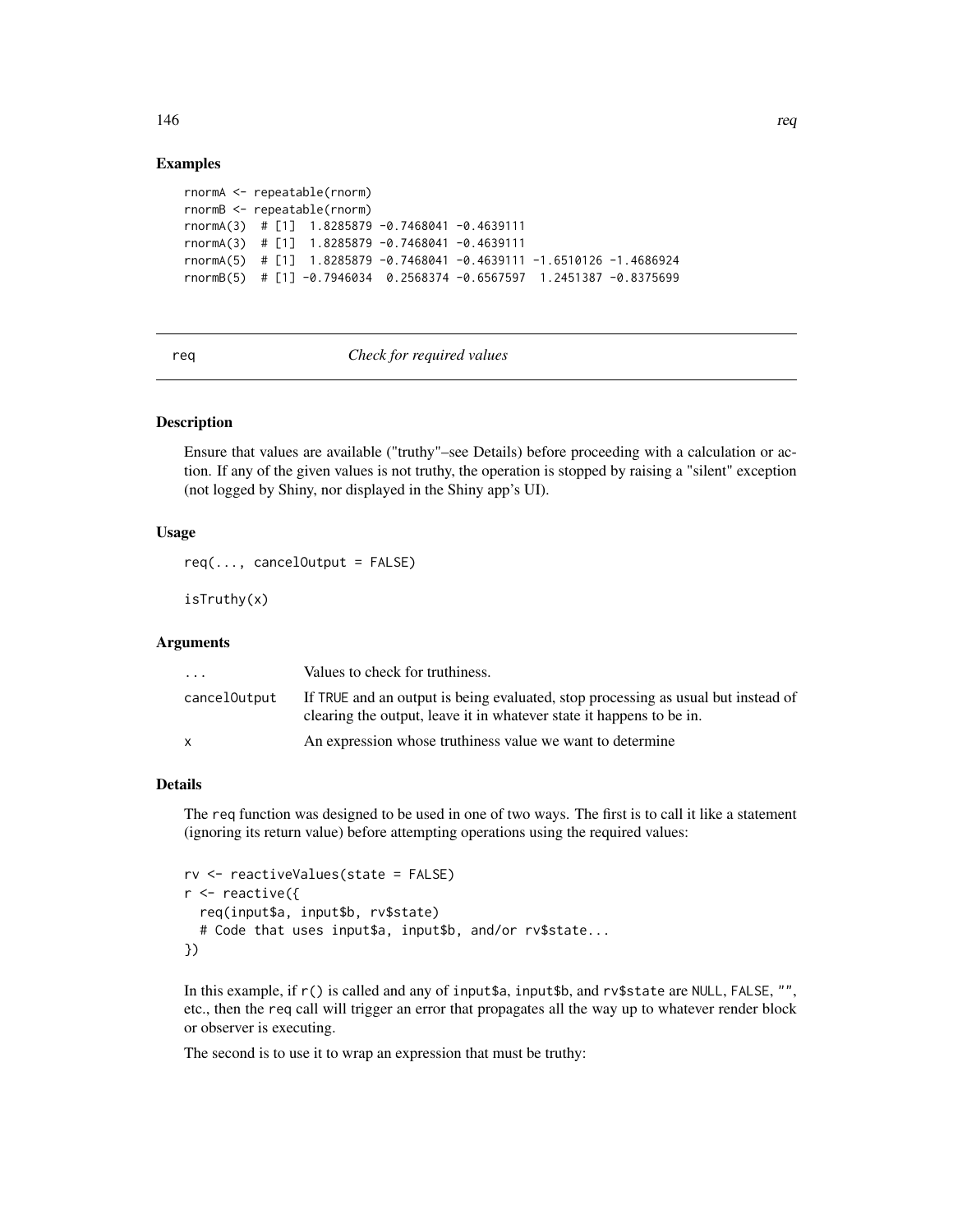## Examples

```
rnormA <- repeatable(rnorm)
rnormB <- repeatable(rnorm)
rnormA(3)  # [1]  1.8285879 -0.7468041 -0.4639111
rnormA(3)  # [1]  1.8285879 -0.7468041 -0.4639111
rnormA(5)  # [1]  1.8285879 -0.7468041 -0.4639111 -1.6510126 -1.4686924
rnormB(5)  # [1] -0.7946034  0.2568374 -0.6567597  1.2451387 -0.8375699
```

---

# req — *Check for required values*

---

## Description

Ensure that values are available ("truthy"–see Details) before proceeding with a calculation or action. If any of the given values is not truthy, the operation is stopped by raising a "silent" exception (not logged by Shiny, nor displayed in the Shiny app's UI).

## Usage

```
req(..., cancelOutput = FALSE)

isTruthy(x)
```

## Arguments

| | |
|---|---|
| `...` | Values to check for truthiness. |
| `cancelOutput` | If `TRUE` and an output is being evaluated, stop processing as usual but instead of clearing the output, leave it in whatever state it happens to be in. |
| `x` | An expression whose truthiness value we want to determine |

## Details

The `req` function was designed to be used in one of two ways. The first is to call it like a statement (ignoring its return value) before attempting operations using the required values:

```
rv <- reactiveValues(state = FALSE)
r <- reactive({
  req(input$a, input$b, rv$state)
  # Code that uses input$a, input$b, and/or rv$state...
})
```

In this example, if `r()` is called and any of `input$a`, `input$b`, and `rv$state` are `NULL`, `FALSE`, `""`, etc., then the `req` call will trigger an error that propagates all the way up to whatever render block or observer is executing.

The second is to use it to wrap an expression that must be truthy: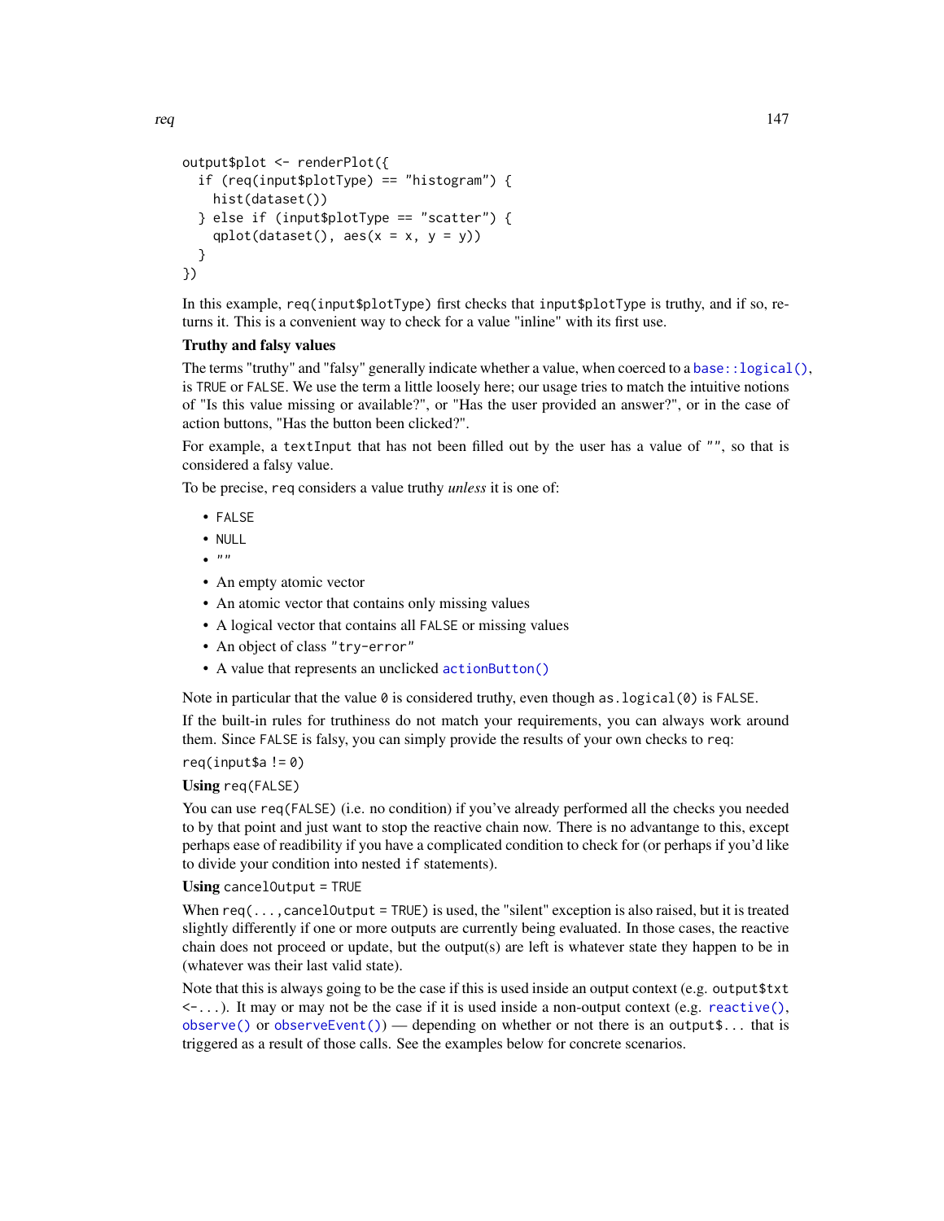```
output$plot <- renderPlot({
  if (req(input$plotType) == "histogram") {
    hist(dataset())
  } else if (input$plotType == "scatter") {
    qplot(dataset(), aes(x = x, y = y))
  }
})
```

In this example, `req(input$plotType)` first checks that `input$plotType` is truthy, and if so, returns it. This is a convenient way to check for a value "inline" with its first use.

### Truthy and falsy values

The terms "truthy" and "falsy" generally indicate whether a value, when coerced to a `base::logical()`, is `TRUE` or `FALSE`. We use the term a little loosely here; our usage tries to match the intuitive notions of "Is this value missing or available?", or "Has the user provided an answer?", or in the case of action buttons, "Has the button been clicked?".

For example, a `textInput` that has not been filled out by the user has a value of `""`, so that is considered a falsy value.

To be precise, `req` considers a value truthy *unless* it is one of:

- `FALSE`
- `NULL`
- `""`
- An empty atomic vector
- An atomic vector that contains only missing values
- A logical vector that contains all `FALSE` or missing values
- An object of class `"try-error"`
- A value that represents an unclicked `actionButton()`

Note in particular that the value `0` is considered truthy, even though `as.logical(0)` is `FALSE`.

If the built-in rules for truthiness do not match your requirements, you can always work around them. Since `FALSE` is falsy, you can simply provide the results of your own checks to `req`:

`req(input$a != 0)`

### Using `req(FALSE)`

You can use `req(FALSE)` (i.e. no condition) if you've already performed all the checks you needed to by that point and just want to stop the reactive chain now. There is no advantage to this, except perhaps ease of readibility if you have a complicated condition to check for (or perhaps if you'd like to divide your condition into nested `if` statements).

### Using `cancelOutput = TRUE`

When `req(...,cancelOutput = TRUE)` is used, the "silent" exception is also raised, but it is treated slightly differently if one or more outputs are currently being evaluated. In those cases, the reactive chain does not proceed or update, but the output(s) are left is whatever state they happen to be in (whatever was their last valid state).

Note that this is always going to be the case if this is used inside an output context (e.g. `output$txt <- ...`). It may or may not be the case if it is used inside a non-output context (e.g. `reactive()`, `observe()` or `observeEvent()`) — depending on whether or not there is an `output$...` that is triggered as a result of those calls. See the examples below for concrete scenarios.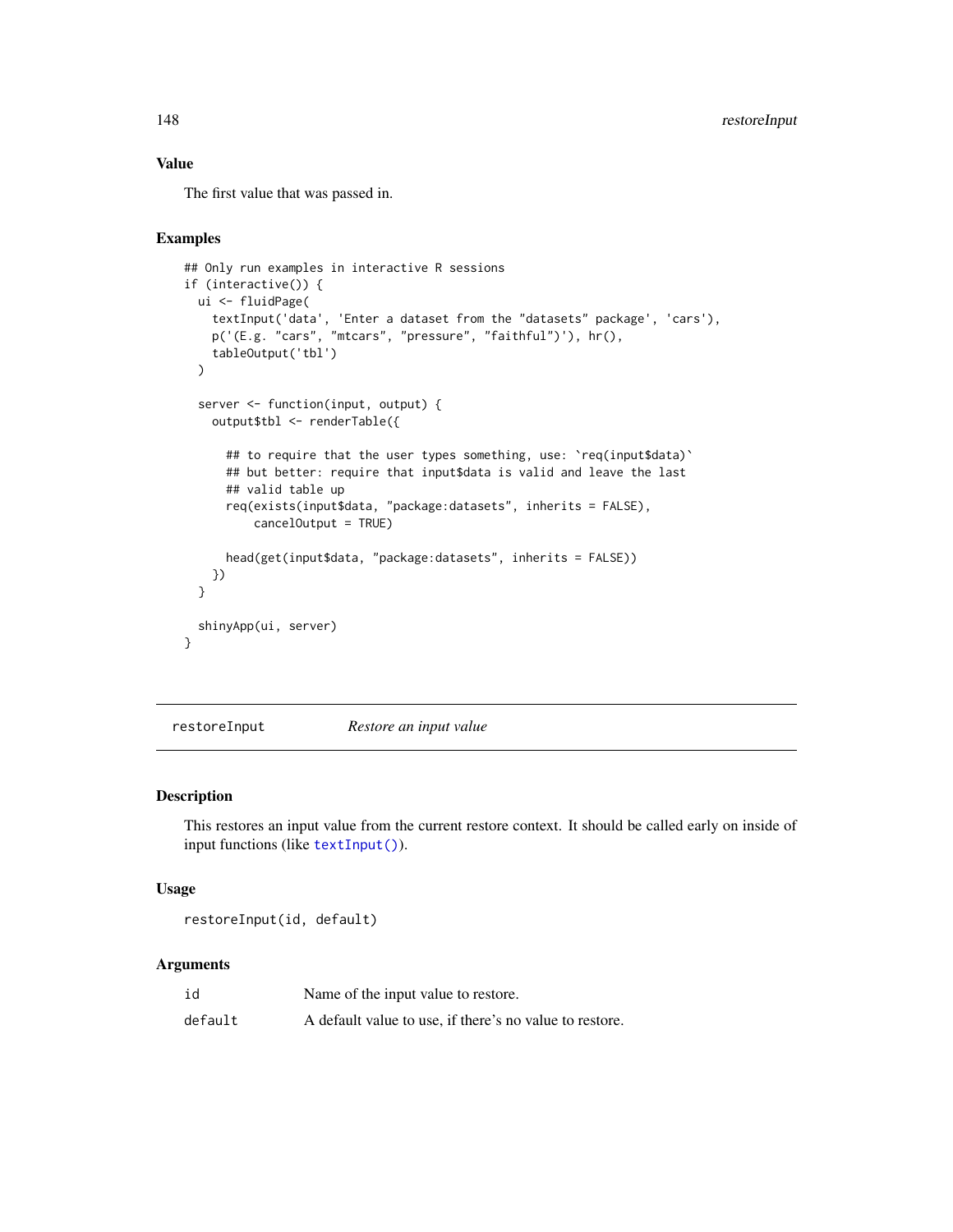### Value

The first value that was passed in.

### Examples

```
## Only run examples in interactive R sessions
if (interactive()) {
  ui <- fluidPage(
    textInput('data', 'Enter a dataset from the "datasets" package', 'cars'),
    p('(E.g. "cars", "mtcars", "pressure", "faithful")'), hr(),
    tableOutput('tbl')
  )

  server <- function(input, output) {
    output$tbl <- renderTable({

      ## to require that the user types something, use: `req(input$data)`
      ## but better: require that input$data is valid and leave the last
      ## valid table up
      req(exists(input$data, "package:datasets", inherits = FALSE),
          cancelOutput = TRUE)

      head(get(input$data, "package:datasets", inherits = FALSE))
    })
  }

  shinyApp(ui, server)
}
```

## restoreInput *Restore an input value*

### Description

This restores an input value from the current restore context. It should be called early on inside of input functions (like textInput()).

### Usage

```
restoreInput(id, default)
```

### Arguments

| | |
|---|---|
| id | Name of the input value to restore. |
| default | A default value to use, if there's no value to restore. |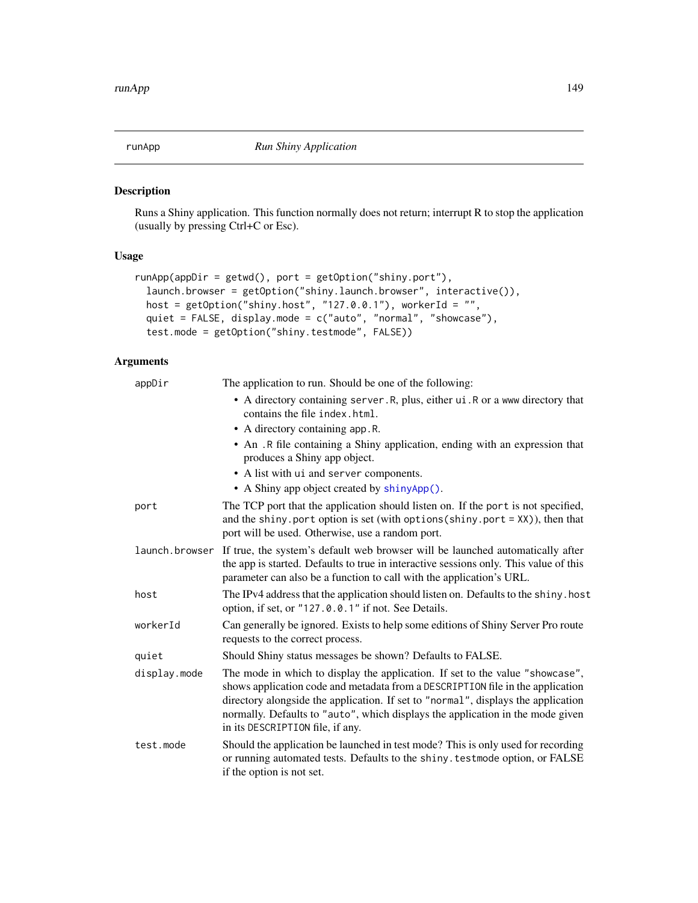runApp *Run Shiny Application*

## Description

Runs a Shiny application. This function normally does not return; interrupt R to stop the application (usually by pressing Ctrl+C or Esc).

## Usage

```
runApp(appDir = getwd(), port = getOption("shiny.port"),
  launch.browser = getOption("shiny.launch.browser", interactive()),
  host = getOption("shiny.host", "127.0.0.1"), workerId = "",
  quiet = FALSE, display.mode = c("auto", "normal", "showcase"),
  test.mode = getOption("shiny.testmode", FALSE))
```

## Arguments

`appDir` The application to run. Should be one of the following:

- A directory containing `server.R`, plus, either `ui.R` or a `www` directory that contains the file `index.html`.
- A directory containing `app.R`.
- An `.R` file containing a Shiny application, ending with an expression that produces a Shiny app object.
- A list with `ui` and `server` components.
- A Shiny app object created by `shinyApp()`.

`port` The TCP port that the application should listen on. If the `port` is not specified, and the `shiny.port` option is set (with `options(shiny.port = XX)`), then that port will be used. Otherwise, use a random port.

`launch.browser` If true, the system's default web browser will be launched automatically after the app is started. Defaults to true in interactive sessions only. This value of this parameter can also be a function to call with the application's URL.

`host` The IPv4 address that the application should listen on. Defaults to the `shiny.host` option, if set, or `"127.0.0.1"` if not. See Details.

`workerId` Can generally be ignored. Exists to help some editions of Shiny Server Pro route requests to the correct process.

`quiet` Should Shiny status messages be shown? Defaults to FALSE.

`display.mode` The mode in which to display the application. If set to the value `"showcase"`, shows application code and metadata from a `DESCRIPTION` file in the application directory alongside the application. If set to `"normal"`, displays the application normally. Defaults to `"auto"`, which displays the application in the mode given in its `DESCRIPTION` file, if any.

`test.mode` Should the application be launched in test mode? This is only used for recording or running automated tests. Defaults to the `shiny.testmode` option, or FALSE if the option is not set.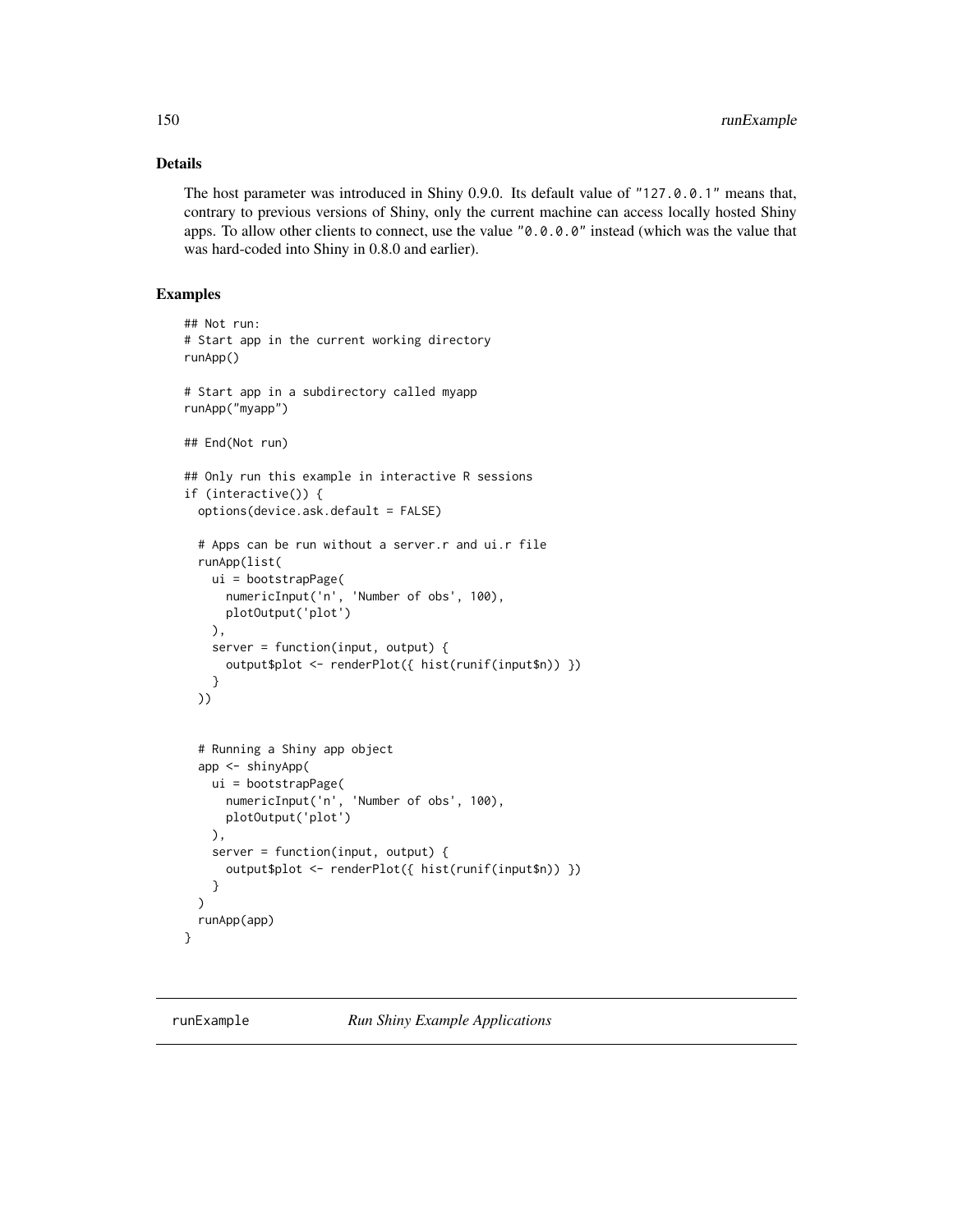## Details

The host parameter was introduced in Shiny 0.9.0. Its default value of "127.0.0.1" means that, contrary to previous versions of Shiny, only the current machine can access locally hosted Shiny apps. To allow other clients to connect, use the value "0.0.0.0" instead (which was the value that was hard-coded into Shiny in 0.8.0 and earlier).

## Examples

```
## Not run:
# Start app in the current working directory
runApp()

# Start app in a subdirectory called myapp
runApp("myapp")

## End(Not run)

## Only run this example in interactive R sessions
if (interactive()) {
  options(device.ask.default = FALSE)

  # Apps can be run without a server.r and ui.r file
  runApp(list(
    ui = bootstrapPage(
      numericInput('n', 'Number of obs', 100),
      plotOutput('plot')
    ),
    server = function(input, output) {
      output$plot <- renderPlot({ hist(runif(input$n)) })
    }
  ))


  # Running a Shiny app object
  app <- shinyApp(
    ui = bootstrapPage(
      numericInput('n', 'Number of obs', 100),
      plotOutput('plot')
    ),
    server = function(input, output) {
      output$plot <- renderPlot({ hist(runif(input$n)) })
    }
  )
  runApp(app)
}
```

---

runExample *Run Shiny Example Applications*

---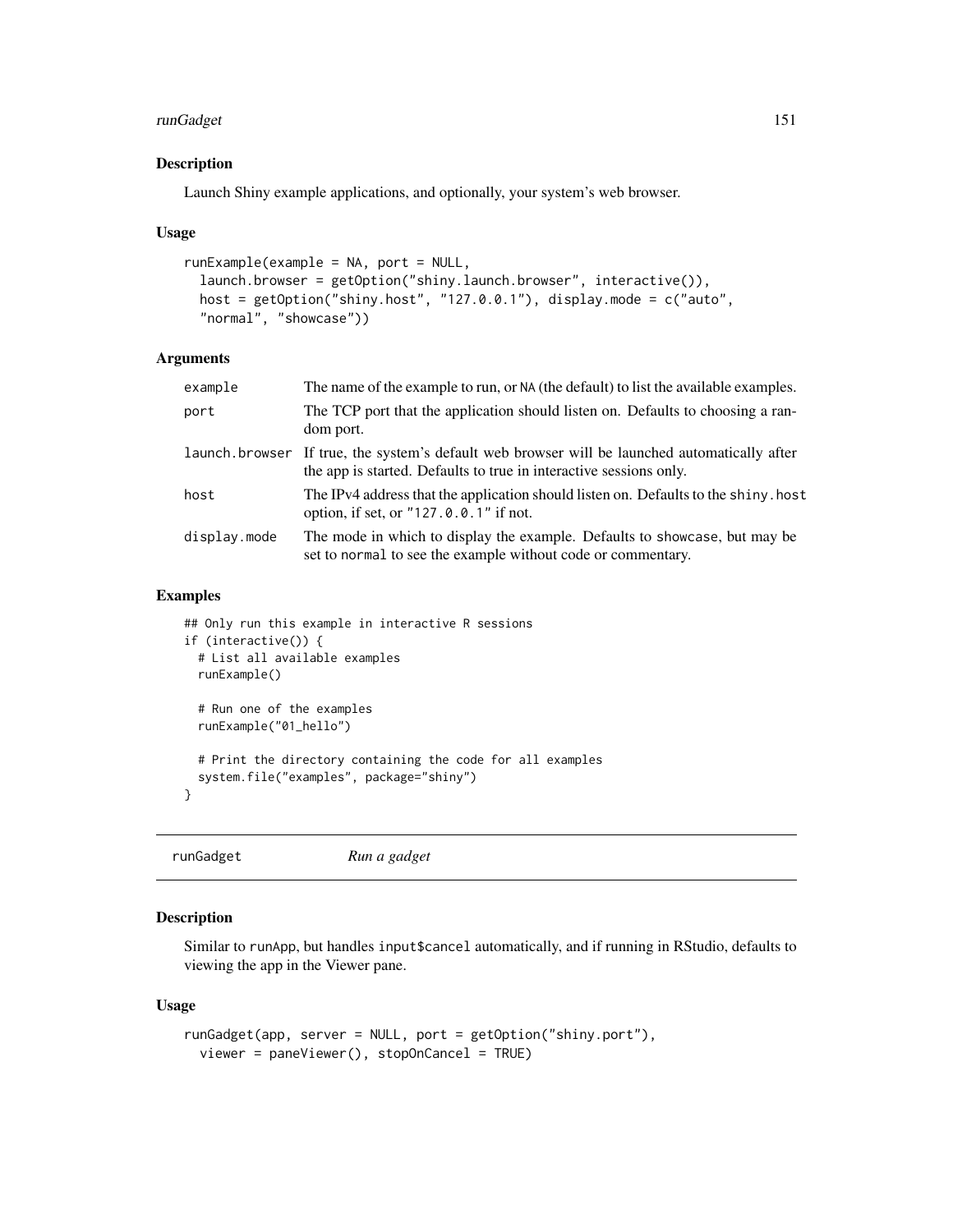## Description

Launch Shiny example applications, and optionally, your system's web browser.

## Usage

```
runExample(example = NA, port = NULL,
  launch.browser = getOption("shiny.launch.browser", interactive()),
  host = getOption("shiny.host", "127.0.0.1"), display.mode = c("auto",
  "normal", "showcase"))
```

## Arguments

| | |
|---|---|
| example | The name of the example to run, or NA (the default) to list the available examples. |
| port | The TCP port that the application should listen on. Defaults to choosing a random port. |
| launch.browser | If true, the system's default web browser will be launched automatically after the app is started. Defaults to true in interactive sessions only. |
| host | The IPv4 address that the application should listen on. Defaults to the shiny.host option, if set, or "127.0.0.1" if not. |
| display.mode | The mode in which to display the example. Defaults to showcase, but may be set to normal to see the example without code or commentary. |

## Examples

```
## Only run this example in interactive R sessions
if (interactive()) {
  # List all available examples
  runExample()

  # Run one of the examples
  runExample("01_hello")

  # Print the directory containing the code for all examples
  system.file("examples", package="shiny")
}
```

---

# runGadget *Run a gadget*

## Description

Similar to runApp, but handles input$cancel automatically, and if running in RStudio, defaults to viewing the app in the Viewer pane.

## Usage

```
runGadget(app, server = NULL, port = getOption("shiny.port"),
  viewer = paneViewer(), stopOnCancel = TRUE)
```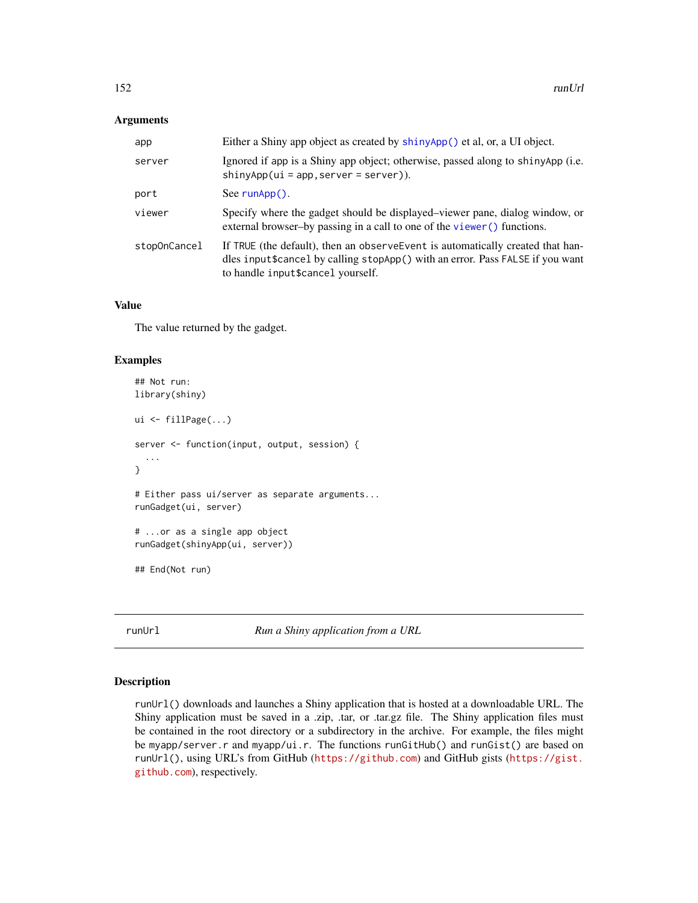## Arguments

| | |
|---|---|
| app | Either a Shiny app object as created by `shinyApp()` et al, or, a UI object. |
| server | Ignored if app is a Shiny app object; otherwise, passed along to shinyApp (i.e. `shinyApp(ui = app, server = server)`). |
| port | See `runApp()`. |
| viewer | Specify where the gadget should be displayed–viewer pane, dialog window, or external browser–by passing in a call to one of the `viewer()` functions. |
| stopOnCancel | If `TRUE` (the default), then an `observeEvent` is automatically created that handles `input$cancel` by calling `stopApp()` with an error. Pass `FALSE` if you want to handle `input$cancel` yourself. |

## Value

The value returned by the gadget.

## Examples

```
## Not run:
library(shiny)

ui <- fillPage(...)

server <- function(input, output, session) {
  ...
}

# Either pass ui/server as separate arguments...
runGadget(ui, server)

# ...or as a single app object
runGadget(shinyApp(ui, server))

## End(Not run)
```

---

# runUrl *Run a Shiny application from a URL*

---

## Description

`runUrl()` downloads and launches a Shiny application that is hosted at a downloadable URL. The Shiny application must be saved in a .zip, .tar, or .tar.gz file. The Shiny application files must be contained in the root directory or a subdirectory in the archive. For example, the files might be `myapp/server.r` and `myapp/ui.r`. The functions `runGitHub()` and `runGist()` are based on `runUrl()`, using URL's from GitHub (https://github.com) and GitHub gists (https://gist.github.com), respectively.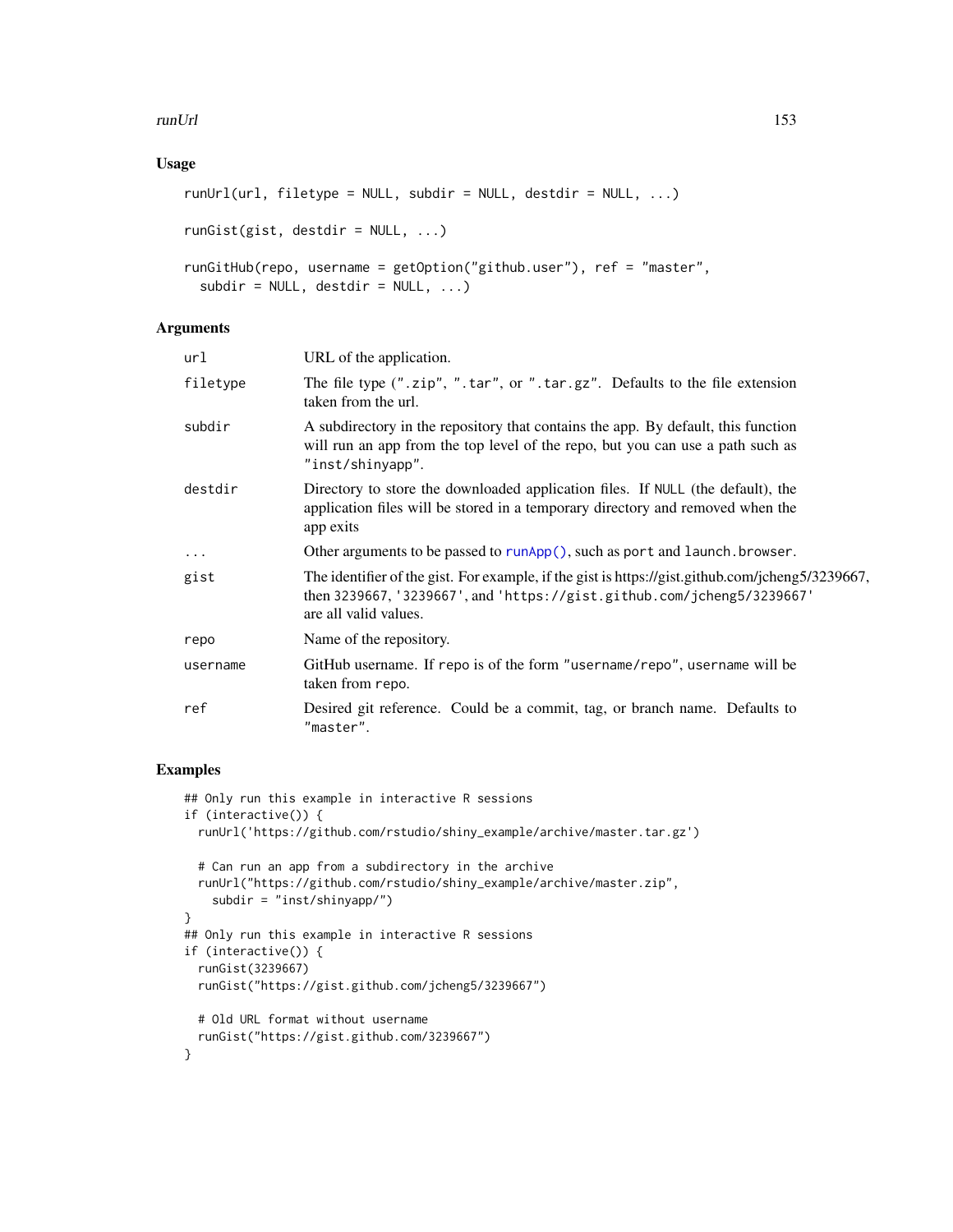## Usage

```
runUrl(url, filetype = NULL, subdir = NULL, destdir = NULL, ...)

runGist(gist, destdir = NULL, ...)

runGitHub(repo, username = getOption("github.user"), ref = "master",
  subdir = NULL, destdir = NULL, ...)
```

## Arguments

| | |
|---|---|
| `url` | URL of the application. |
| `filetype` | The file type (`".zip"`, `".tar"`, or `".tar.gz"`. Defaults to the file extension taken from the url. |
| `subdir` | A subdirectory in the repository that contains the app. By default, this function will run an app from the top level of the repo, but you can use a path such as `"inst/shinyapp"`. |
| `destdir` | Directory to store the downloaded application files. If `NULL` (the default), the application files will be stored in a temporary directory and removed when the app exits |
| `...` | Other arguments to be passed to `runApp()`, such as `port` and `launch.browser`. |
| `gist` | The identifier of the gist. For example, if the gist is https://gist.github.com/jcheng5/3239667, then `3239667`, `'3239667'`, and `'https://gist.github.com/jcheng5/3239667'` are all valid values. |
| `repo` | Name of the repository. |
| `username` | GitHub username. If `repo` is of the form `"username/repo"`, `username` will be taken from `repo`. |
| `ref` | Desired git reference. Could be a commit, tag, or branch name. Defaults to `"master"`. |

## Examples

```
## Only run this example in interactive R sessions
if (interactive()) {
  runUrl('https://github.com/rstudio/shiny_example/archive/master.tar.gz')

  # Can run an app from a subdirectory in the archive
  runUrl("https://github.com/rstudio/shiny_example/archive/master.zip",
    subdir = "inst/shinyapp/")
}
## Only run this example in interactive R sessions
if (interactive()) {
  runGist(3239667)
  runGist("https://gist.github.com/jcheng5/3239667")

  # Old URL format without username
  runGist("https://gist.github.com/3239667")
}
```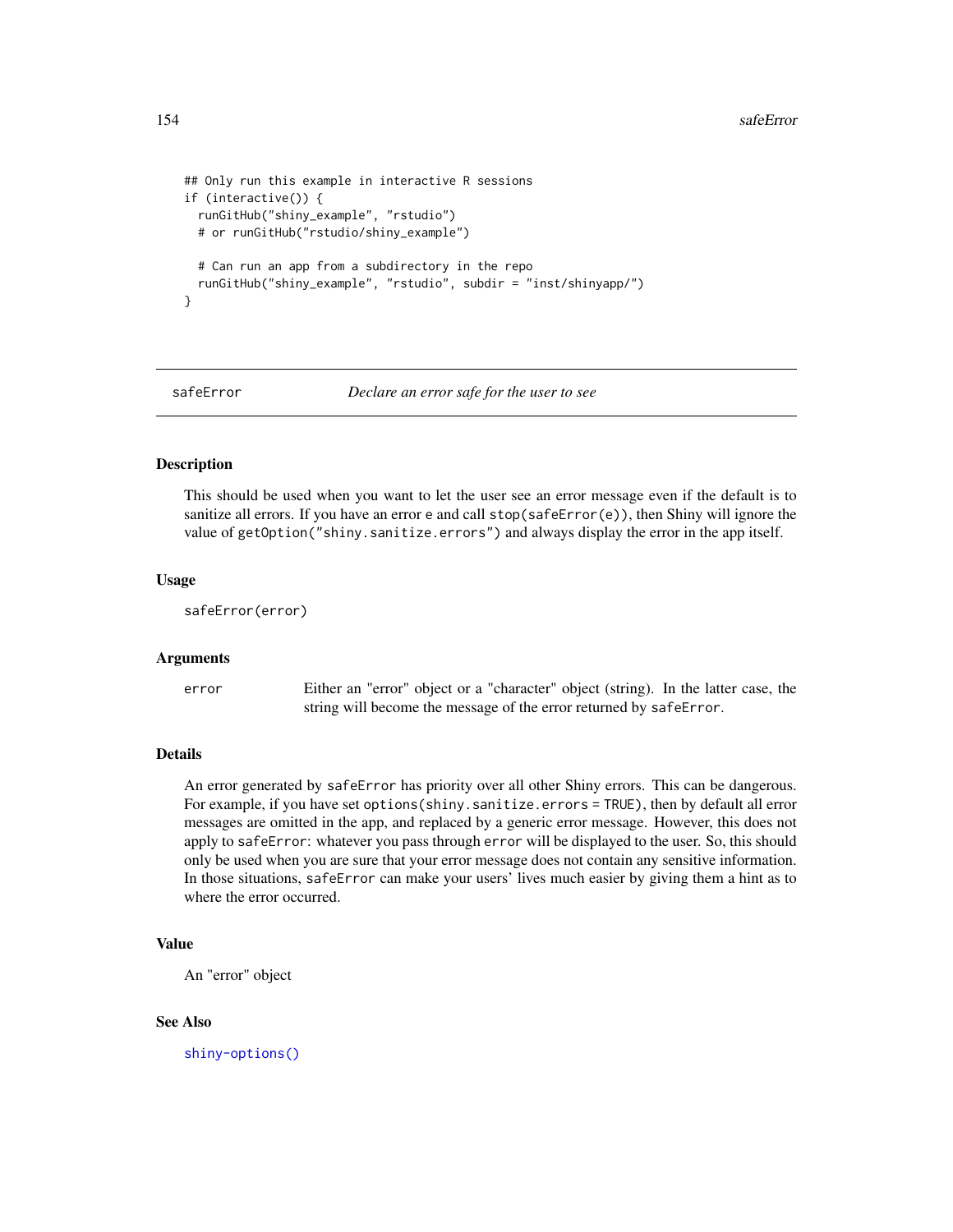```
## Only run this example in interactive R sessions
if (interactive()) {
  runGitHub("shiny_example", "rstudio")
  # or runGitHub("rstudio/shiny_example")

  # Can run an app from a subdirectory in the repo
  runGitHub("shiny_example", "rstudio", subdir = "inst/shinyapp/")
}
```

---

`safeError` *Declare an error safe for the user to see*

---

## Description

This should be used when you want to let the user see an error message even if the default is to sanitize all errors. If you have an error `e` and call `stop(safeError(e))`, then Shiny will ignore the value of `getOption("shiny.sanitize.errors")` and always display the error in the app itself.

## Usage

```
safeError(error)
```

## Arguments

| | |
|---|---|
| `error` | Either an "error" object or a "character" object (string). In the latter case, the string will become the message of the error returned by `safeError`. |

## Details

An error generated by `safeError` has priority over all other Shiny errors. This can be dangerous. For example, if you have set `options(shiny.sanitize.errors = TRUE)`, then by default all error messages are omitted in the app, and replaced by a generic error message. However, this does not apply to `safeError`: whatever you pass through `error` will be displayed to the user. So, this should only be used when you are sure that your error message does not contain any sensitive information. In those situations, `safeError` can make your users' lives much easier by giving them a hint as to where the error occurred.

## Value

An "error" object

## See Also

`shiny-options()`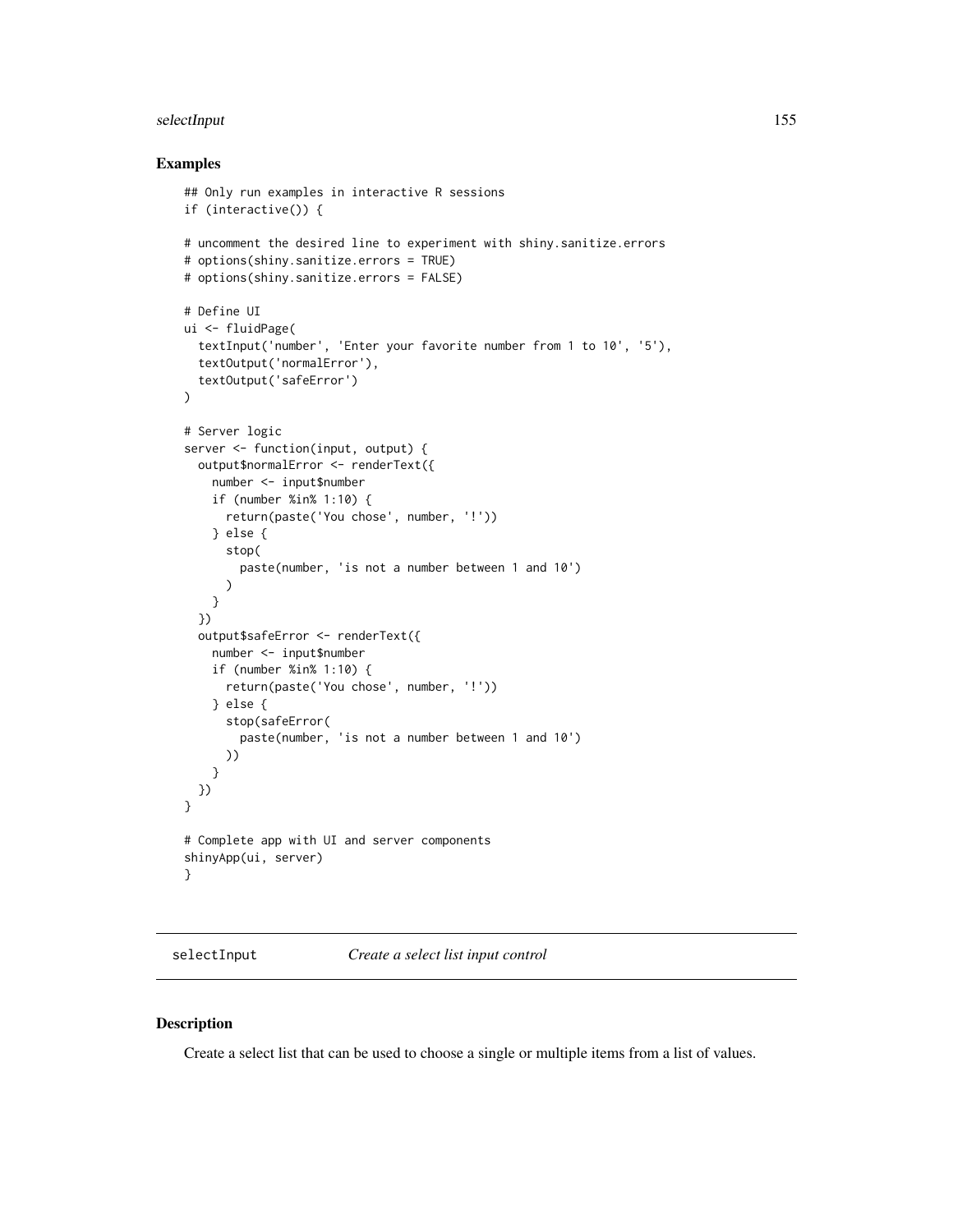## Examples

```
## Only run examples in interactive R sessions
if (interactive()) {

# uncomment the desired line to experiment with shiny.sanitize.errors
# options(shiny.sanitize.errors = TRUE)
# options(shiny.sanitize.errors = FALSE)

# Define UI
ui <- fluidPage(
  textInput('number', 'Enter your favorite number from 1 to 10', '5'),
  textOutput('normalError'),
  textOutput('safeError')
)

# Server logic
server <- function(input, output) {
  output$normalError <- renderText({
    number <- input$number
    if (number %in% 1:10) {
      return(paste('You chose', number, '!'))
    } else {
      stop(
        paste(number, 'is not a number between 1 and 10')
      )
    }
  })
  output$safeError <- renderText({
    number <- input$number
    if (number %in% 1:10) {
      return(paste('You chose', number, '!'))
    } else {
      stop(safeError(
        paste(number, 'is not a number between 1 and 10')
      ))
    }
  })
}

# Complete app with UI and server components
shinyApp(ui, server)
}
```

---

`selectInput` *Create a select list input control*

---

## Description

Create a select list that can be used to choose a single or multiple items from a list of values.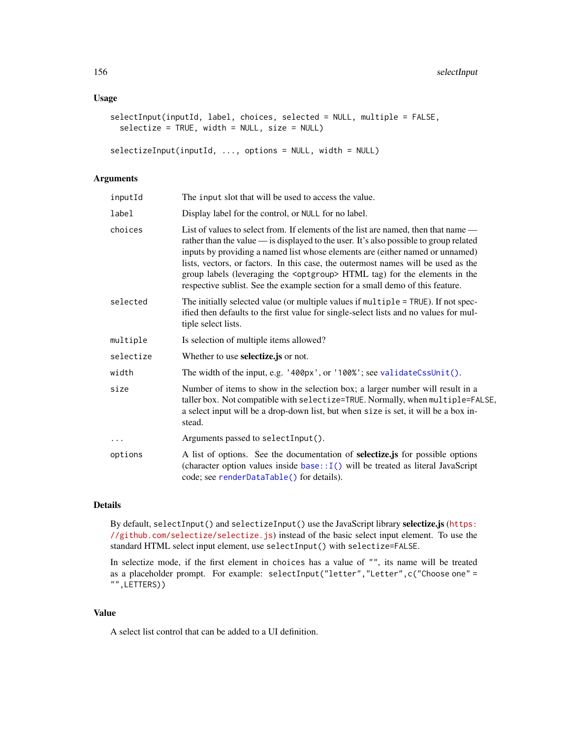## Usage

```
selectInput(inputId, label, choices, selected = NULL, multiple = FALSE,
  selectize = TRUE, width = NULL, size = NULL)

selectizeInput(inputId, ..., options = NULL, width = NULL)
```

## Arguments

| | |
|---|---|
| `inputId` | The `input` slot that will be used to access the value. |
| `label` | Display label for the control, or `NULL` for no label. |
| `choices` | List of values to select from. If elements of the list are named, then that name — rather than the value — is displayed to the user. It's also possible to group related inputs by providing a named list whose elements are (either named or unnamed) lists, vectors, or factors. In this case, the outermost names will be used as the group labels (leveraging the `<optgroup>` HTML tag) for the elements in the respective sublist. See the example section for a small demo of this feature. |
| `selected` | The initially selected value (or multiple values if `multiple = TRUE`). If not specified then defaults to the first value for single-select lists and no values for multiple select lists. |
| `multiple` | Is selection of multiple items allowed? |
| `selectize` | Whether to use **selectize.js** or not. |
| `width` | The width of the input, e.g. `'400px'`, or `'100%'`; see `validateCssUnit()`. |
| `size` | Number of items to show in the selection box; a larger number will result in a taller box. Not compatible with `selectize=TRUE`. Normally, when `multiple=FALSE`, a select input will be a drop-down list, but when `size` is set, it will be a box instead. |
| `...` | Arguments passed to `selectInput()`. |
| `options` | A list of options. See the documentation of **selectize.js** for possible options (character option values inside `base::I()` will be treated as literal JavaScript code; see `renderDataTable()` for details). |

## Details

By default, `selectInput()` and `selectizeInput()` use the JavaScript library **selectize.js** (https://github.com/selectize/selectize.js) instead of the basic select input element. To use the standard HTML select input element, use `selectInput()` with `selectize=FALSE`.

In selectize mode, if the first element in `choices` has a value of `""`, its name will be treated as a placeholder prompt. For example: `selectInput("letter","Letter",c("Choose one" = "",LETTERS))`

## Value

A select list control that can be added to a UI definition.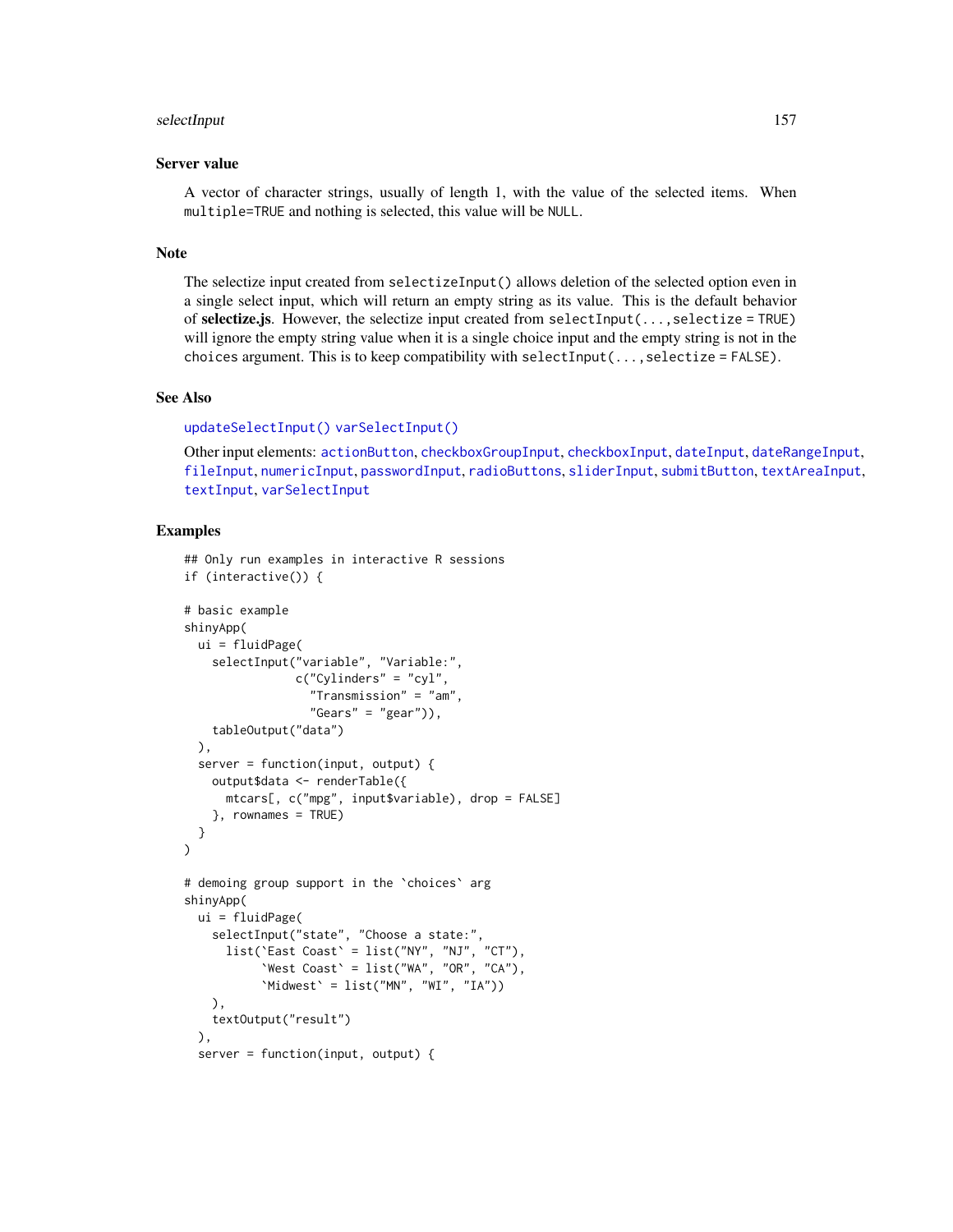### Server value

A vector of character strings, usually of length 1, with the value of the selected items. When `multiple=TRUE` and nothing is selected, this value will be `NULL`.

### Note

The selectize input created from `selectizeInput()` allows deletion of the selected option even in a single select input, which will return an empty string as its value. This is the default behavior of **selectize.js**. However, the selectize input created from `selectInput(..., selectize = TRUE)` will ignore the empty string value when it is a single choice input and the empty string is not in the `choices` argument. This is to keep compatibility with `selectInput(..., selectize = FALSE)`.

### See Also

`updateSelectInput()` `varSelectInput()`

Other input elements: `actionButton`, `checkboxGroupInput`, `checkboxInput`, `dateInput`, `dateRangeInput`, `fileInput`, `numericInput`, `passwordInput`, `radioButtons`, `sliderInput`, `submitButton`, `textAreaInput`, `textInput`, `varSelectInput`

### Examples

```
## Only run examples in interactive R sessions
if (interactive()) {

# basic example
shinyApp(
  ui = fluidPage(
    selectInput("variable", "Variable:",
                c("Cylinders" = "cyl",
                  "Transmission" = "am",
                  "Gears" = "gear")),
    tableOutput("data")
  ),
  server = function(input, output) {
    output$data <- renderTable({
      mtcars[, c("mpg", input$variable), drop = FALSE]
    }, rownames = TRUE)
  }
)

# demoing group support in the `choices` arg
shinyApp(
  ui = fluidPage(
    selectInput("state", "Choose a state:",
      list(`East Coast` = list("NY", "NJ", "CT"),
           `West Coast` = list("WA", "OR", "CA"),
           `Midwest` = list("MN", "WI", "IA"))
    ),
    textOutput("result")
  ),
  server = function(input, output) {
```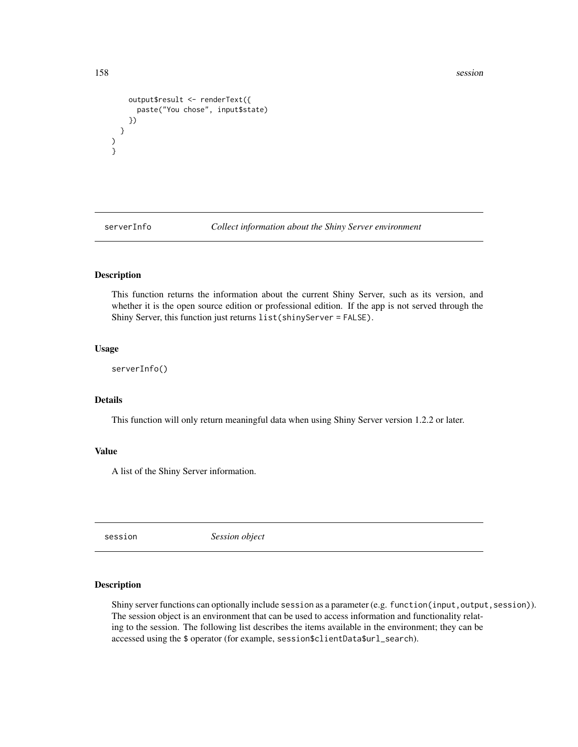```
    output$result <- renderText({
      paste("You chose", input$state)
    })
  }
)
}
```

## serverInfo *Collect information about the Shiny Server environment*

### Description

This function returns the information about the current Shiny Server, such as its version, and whether it is the open source edition or professional edition. If the app is not served through the Shiny Server, this function just returns `list(shinyServer = FALSE)`.

### Usage

```
serverInfo()
```

### Details

This function will only return meaningful data when using Shiny Server version 1.2.2 or later.

### Value

A list of the Shiny Server information.

## session *Session object*

### Description

Shiny server functions can optionally include `session` as a parameter (e.g. `function(input,output,session)`). The session object is an environment that can be used to access information and functionality relating to the session. The following list describes the items available in the environment; they can be accessed using the `$` operator (for example, `session$clientData$url_search`).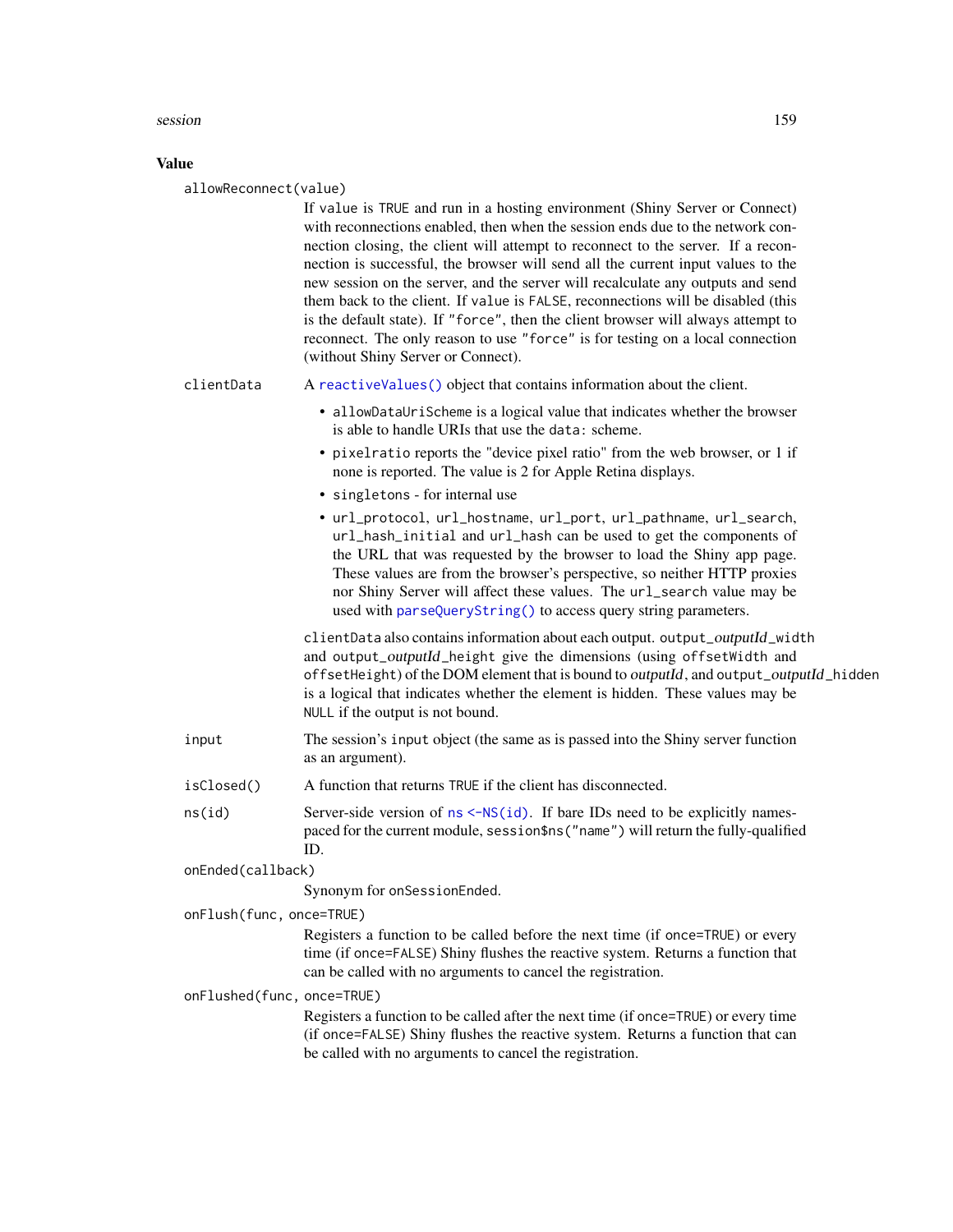## Value

`allowReconnect(value)`
: If `value` is `TRUE` and run in a hosting environment (Shiny Server or Connect) with reconnections enabled, then when the session ends due to the network connection closing, the client will attempt to reconnect to the server. If a reconnection is successful, the browser will send all the current input values to the new session on the server, and the server will recalculate any outputs and send them back to the client. If `value` is `FALSE`, reconnections will be disabled (this is the default state). If `"force"`, then the client browser will always attempt to reconnect. The only reason to use `"force"` is for testing on a local connection (without Shiny Server or Connect).

`clientData`
: A `reactiveValues()` object that contains information about the client.

  - `allowDataUriScheme` is a logical value that indicates whether the browser is able to handle URIs that use the `data:` scheme.
  - `pixelratio` reports the "device pixel ratio" from the web browser, or 1 if none is reported. The value is 2 for Apple Retina displays.
  - `singletons` - for internal use
  - `url_protocol`, `url_hostname`, `url_port`, `url_pathname`, `url_search`, `url_hash_initial` and `url_hash` can be used to get the components of the URL that was requested by the browser to load the Shiny app page. These values are from the browser's perspective, so neither HTTP proxies nor Shiny Server will affect these values. The `url_search` value may be used with `parseQueryString()` to access query string parameters.

  `clientData` also contains information about each output. `output_`*outputId*`_width` and `output_`*outputId*`_height` give the dimensions (using `offsetWidth` and `offsetHeight`) of the DOM element that is bound to *outputId*, and `output_`*outputId*`_hidden` is a logical that indicates whether the element is hidden. These values may be `NULL` if the output is not bound.

`input`
: The session's `input` object (the same as is passed into the Shiny server function as an argument).

`isClosed()`
: A function that returns `TRUE` if the client has disconnected.

`ns(id)`
: Server-side version of `ns <-NS(id)`. If bare IDs need to be explicitly namespaced for the current module, `session$ns("name")` will return the fully-qualified ID.

`onEnded(callback)`
: Synonym for `onSessionEnded`.

`onFlush(func, once=TRUE)`
: Registers a function to be called before the next time (if `once=TRUE`) or every time (if `once=FALSE`) Shiny flushes the reactive system. Returns a function that can be called with no arguments to cancel the registration.

`onFlushed(func, once=TRUE)`
: Registers a function to be called after the next time (if `once=TRUE`) or every time (if `once=FALSE`) Shiny flushes the reactive system. Returns a function that can be called with no arguments to cancel the registration.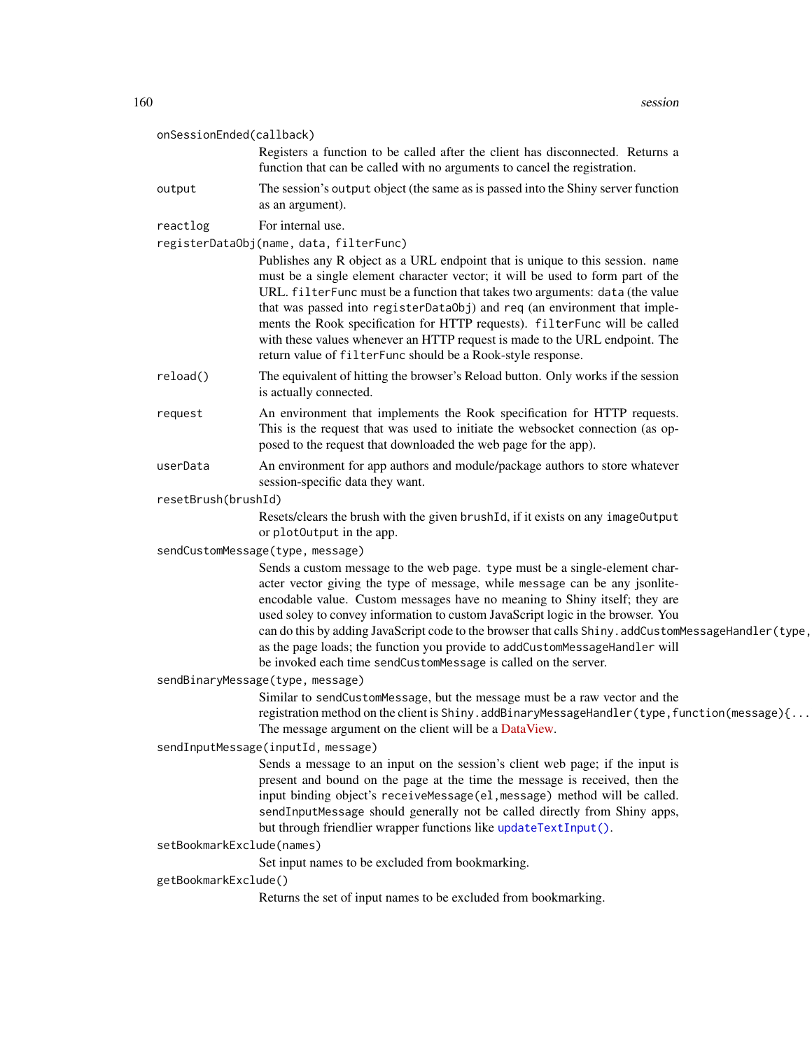`onSessionEnded(callback)`
: Registers a function to be called after the client has disconnected. Returns a function that can be called with no arguments to cancel the registration.

`output`
: The session's `output` object (the same as is passed into the Shiny server function as an argument).

`reactlog`
: For internal use.

`registerDataObj(name, data, filterFunc)`
: Publishes any R object as a URL endpoint that is unique to this session. `name` must be a single element character vector; it will be used to form part of the URL. `filterFunc` must be a function that takes two arguments: `data` (the value that was passed into `registerDataObj`) and `req` (an environment that implements the Rook specification for HTTP requests). `filterFunc` will be called with these values whenever an HTTP request is made to the URL endpoint. The return value of `filterFunc` should be a Rook-style response.

`reload()`
: The equivalent of hitting the browser's Reload button. Only works if the session is actually connected.

`request`
: An environment that implements the Rook specification for HTTP requests. This is the request that was used to initiate the websocket connection (as opposed to the request that downloaded the web page for the app).

`userData`
: An environment for app authors and module/package authors to store whatever session-specific data they want.

`resetBrush(brushId)`
: Resets/clears the brush with the given `brushId`, if it exists on any `imageOutput` or `plotOutput` in the app.

`sendCustomMessage(type, message)`
: Sends a custom message to the web page. `type` must be a single-element character vector giving the type of message, while `message` can be any jsonlite-encodable value. Custom messages have no meaning to Shiny itself; they are used soley to convey information to custom JavaScript logic in the browser. You can do this by adding JavaScript code to the browser that calls `Shiny.addCustomMessageHandler(type,` as the page loads; the function you provide to `addCustomMessageHandler` will be invoked each time `sendCustomMessage` is called on the server.

`sendBinaryMessage(type, message)`
: Similar to `sendCustomMessage`, but the message must be a raw vector and the registration method on the client is `Shiny.addBinaryMessageHandler(type,function(message){...`. The message argument on the client will be a DataView.

`sendInputMessage(inputId, message)`
: Sends a message to an input on the session's client web page; if the input is present and bound on the page at the time the message is received, then the input binding object's `receiveMessage(el,message)` method will be called. `sendInputMessage` should generally not be called directly from Shiny apps, but through friendlier wrapper functions like `updateTextInput()`.

`setBookmarkExclude(names)`
: Set input names to be excluded from bookmarking.

`getBookmarkExclude()`
: Returns the set of input names to be excluded from bookmarking.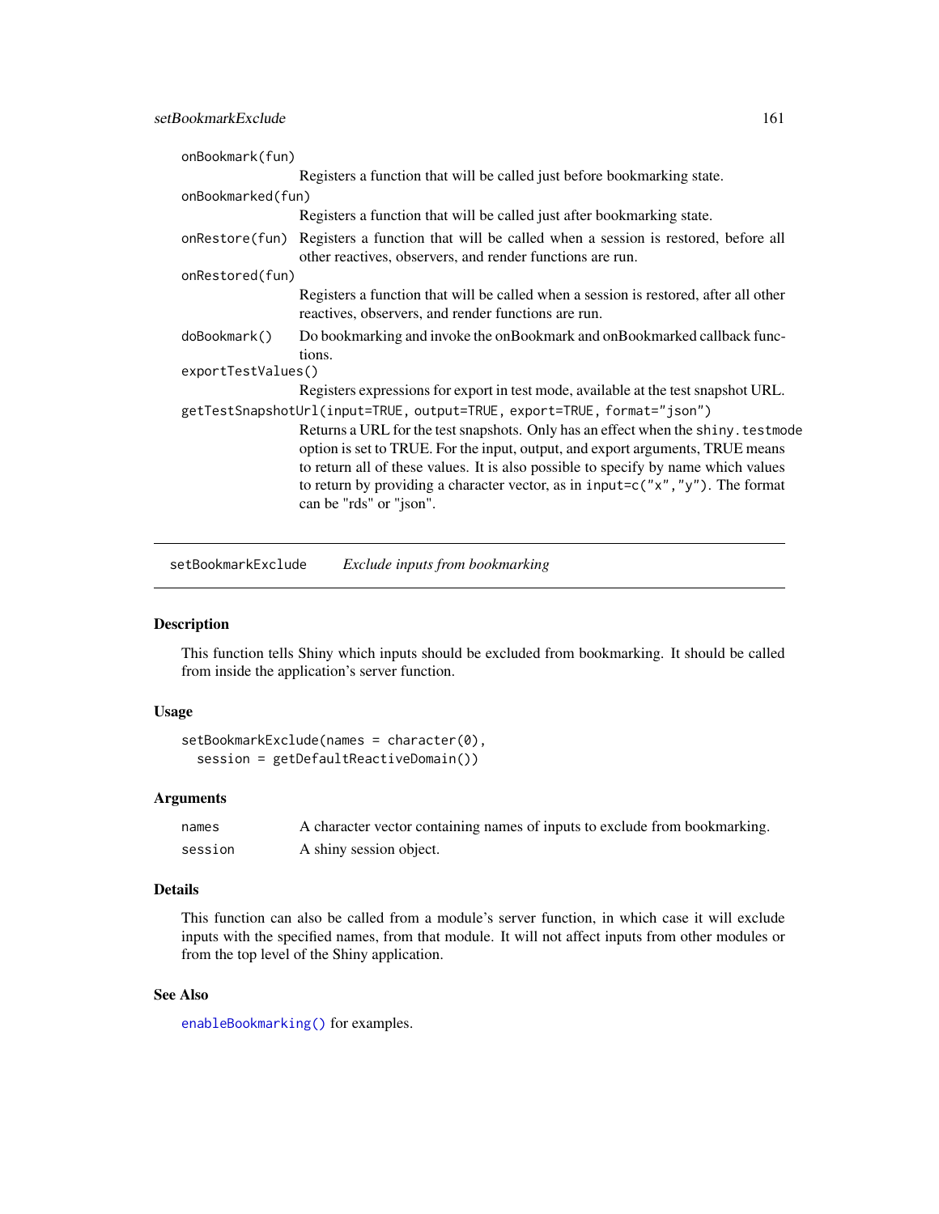`onBookmark(fun)`
: Registers a function that will be called just before bookmarking state.

`onBookmarked(fun)`
: Registers a function that will be called just after bookmarking state.

`onRestore(fun)`
: Registers a function that will be called when a session is restored, before all other reactives, observers, and render functions are run.

`onRestored(fun)`
: Registers a function that will be called when a session is restored, after all other reactives, observers, and render functions are run.

`doBookmark()`
: Do bookmarking and invoke the onBookmark and onBookmarked callback functions.

`exportTestValues()`
: Registers expressions for export in test mode, available at the test snapshot URL.

`getTestSnapshotUrl(input=TRUE, output=TRUE, export=TRUE, format="json")`
: Returns a URL for the test snapshots. Only has an effect when the `shiny.testmode` option is set to TRUE. For the input, output, and export arguments, TRUE means to return all of these values. It is also possible to specify by name which values to return by providing a character vector, as in `input=c("x","y")`. The format can be "rds" or "json".

---

## setBookmarkExclude — *Exclude inputs from bookmarking*

### Description

This function tells Shiny which inputs should be excluded from bookmarking. It should be called from inside the application's server function.

### Usage

```
setBookmarkExclude(names = character(0),
  session = getDefaultReactiveDomain())
```

### Arguments

| | |
|---|---|
| `names` | A character vector containing names of inputs to exclude from bookmarking. |
| `session` | A shiny session object. |

### Details

This function can also be called from a module's server function, in which case it will exclude inputs with the specified names, from that module. It will not affect inputs from other modules or from the top level of the Shiny application.

### See Also

`enableBookmarking()` for examples.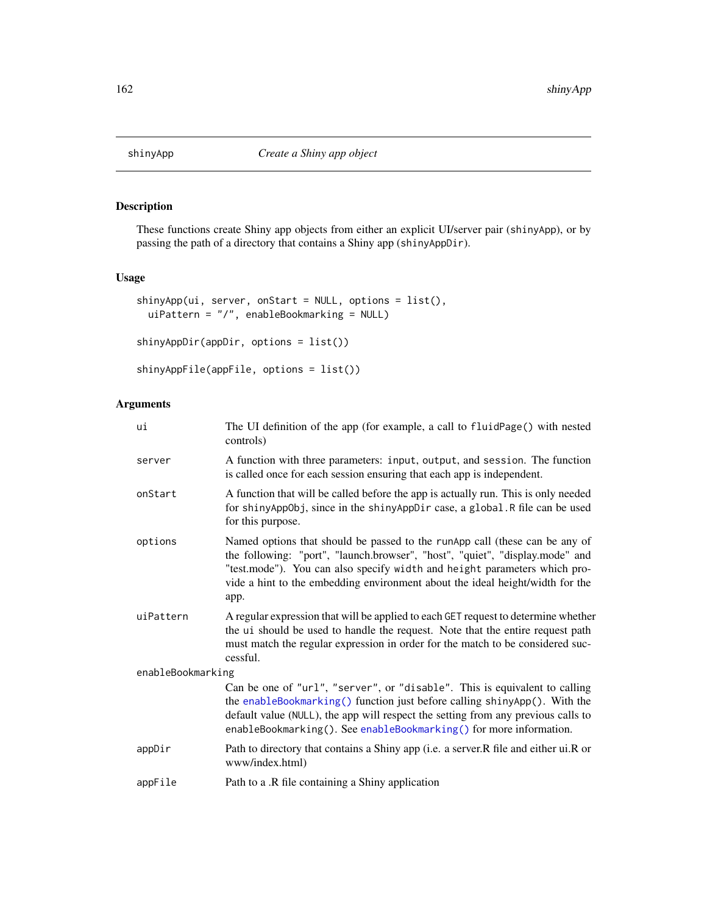## shinyApp — *Create a Shiny app object*

### Description

These functions create Shiny app objects from either an explicit UI/server pair (`shinyApp`), or by passing the path of a directory that contains a Shiny app (`shinyAppDir`).

### Usage

```
shinyApp(ui, server, onStart = NULL, options = list(),
  uiPattern = "/", enableBookmarking = NULL)

shinyAppDir(appDir, options = list())

shinyAppFile(appFile, options = list())
```

### Arguments

| Argument | Description |
|---|---|
| `ui` | The UI definition of the app (for example, a call to `fluidPage()` with nested controls) |
| `server` | A function with three parameters: `input`, `output`, and `session`. The function is called once for each session ensuring that each app is independent. |
| `onStart` | A function that will be called before the app is actually run. This is only needed for `shinyAppObj`, since in the `shinyAppDir` case, a `global.R` file can be used for this purpose. |
| `options` | Named options that should be passed to the `runApp` call (these can be any of the following: "port", "launch.browser", "host", "quiet", "display.mode" and "test.mode"). You can also specify `width` and `height` parameters which provide a hint to the embedding environment about the ideal height/width for the app. |
| `uiPattern` | A regular expression that will be applied to each `GET` request to determine whether the `ui` should be used to handle the request. Note that the entire request path must match the regular expression in order for the match to be considered successful. |
| `enableBookmarking` | Can be one of `"url"`, `"server"`, or `"disable"`. This is equivalent to calling the `enableBookmarking()` function just before calling `shinyApp()`. With the default value (`NULL`), the app will respect the setting from any previous calls to `enableBookmarking()`. See `enableBookmarking()` for more information. |
| `appDir` | Path to directory that contains a Shiny app (i.e. a server.R file and either ui.R or www/index.html) |
| `appFile` | Path to a .R file containing a Shiny application |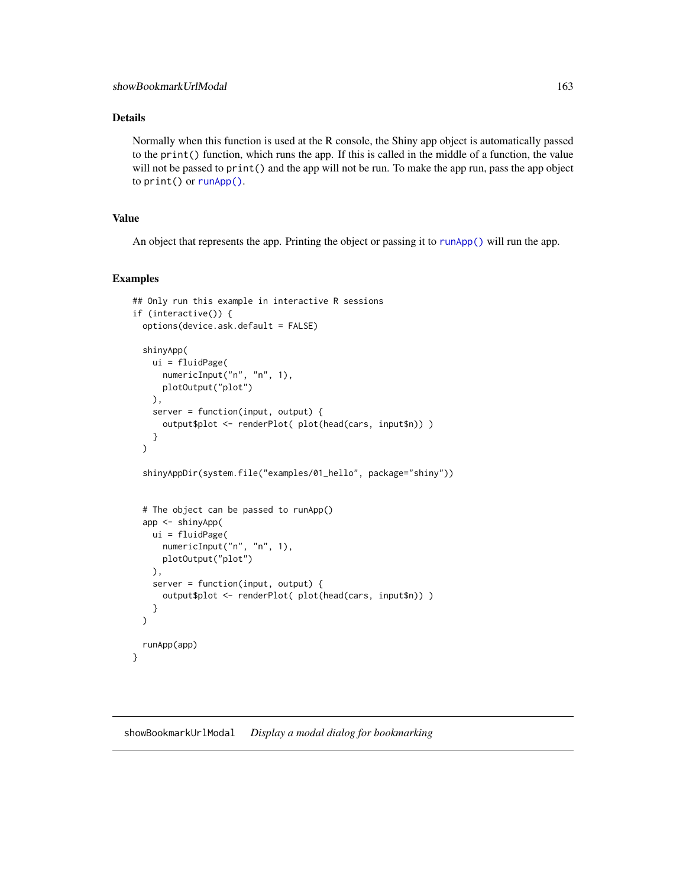## Details

Normally when this function is used at the R console, the Shiny app object is automatically passed to the `print()` function, which runs the app. If this is called in the middle of a function, the value will not be passed to `print()` and the app will not be run. To make the app run, pass the app object to `print()` or `runApp()`.

## Value

An object that represents the app. Printing the object or passing it to `runApp()` will run the app.

## Examples

```
## Only run this example in interactive R sessions
if (interactive()) {
  options(device.ask.default = FALSE)

  shinyApp(
    ui = fluidPage(
      numericInput("n", "n", 1),
      plotOutput("plot")
    ),
    server = function(input, output) {
      output$plot <- renderPlot( plot(head(cars, input$n)) )
    }
  )

  shinyAppDir(system.file("examples/01_hello", package="shiny"))


  # The object can be passed to runApp()
  app <- shinyApp(
    ui = fluidPage(
      numericInput("n", "n", 1),
      plotOutput("plot")
    ),
    server = function(input, output) {
      output$plot <- renderPlot( plot(head(cars, input$n)) )
    }
  )

  runApp(app)
}
```

---

# showBookmarkUrlModal    *Display a modal dialog for bookmarking*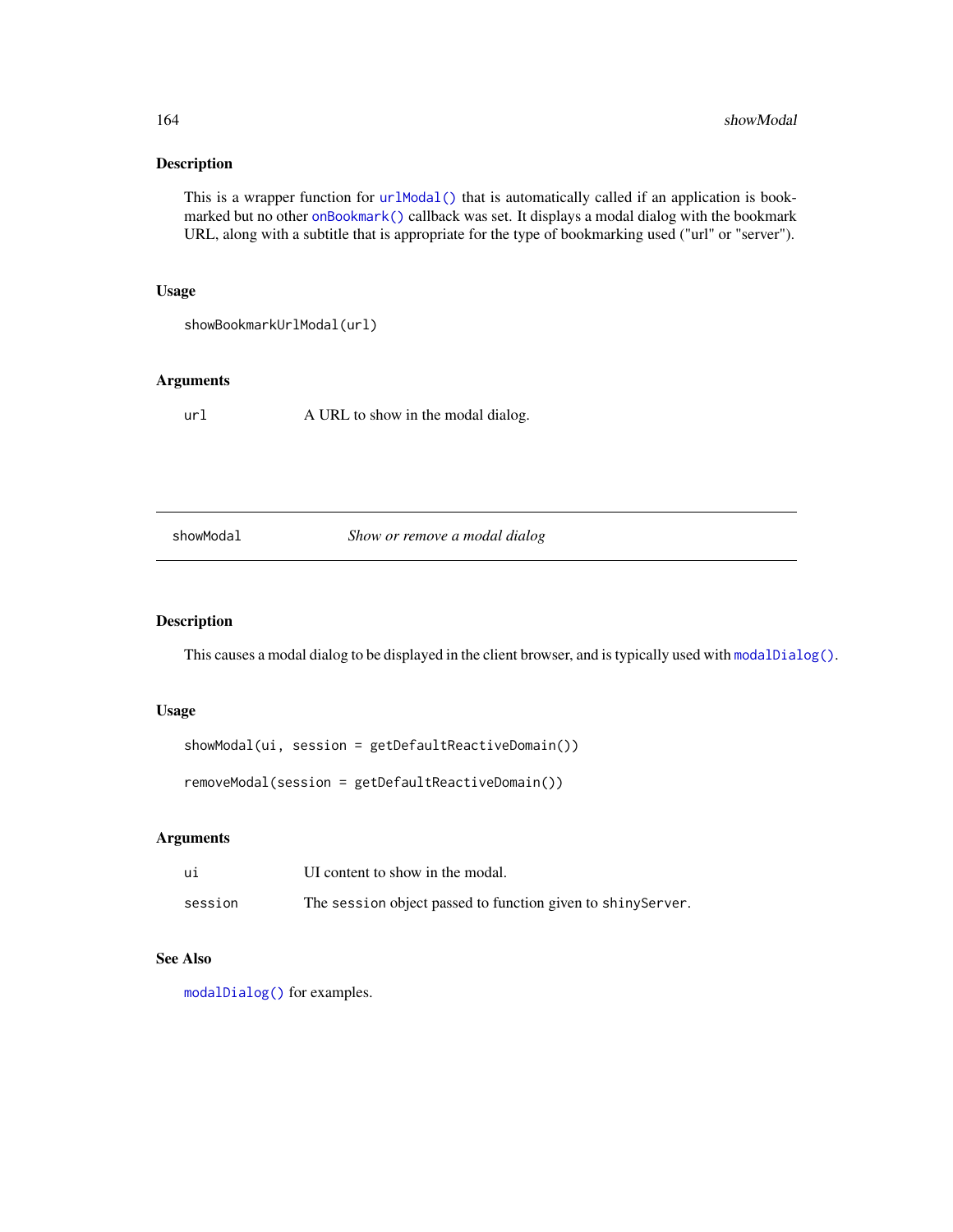## Description

This is a wrapper function for `urlModal()` that is automatically called if an application is bookmarked but no other `onBookmark()` callback was set. It displays a modal dialog with the bookmark URL, along with a subtitle that is appropriate for the type of bookmarking used ("url" or "server").

## Usage

```
showBookmarkUrlModal(url)
```

## Arguments

| | |
|---|---|
| `url` | A URL to show in the modal dialog. |

---

# showModal *Show or remove a modal dialog*

---

## Description

This causes a modal dialog to be displayed in the client browser, and is typically used with `modalDialog()`.

## Usage

```
showModal(ui, session = getDefaultReactiveDomain())

removeModal(session = getDefaultReactiveDomain())
```

## Arguments

| | |
|---|---|
| `ui` | UI content to show in the modal. |
| `session` | The `session` object passed to function given to `shinyServer`. |

## See Also

`modalDialog()` for examples.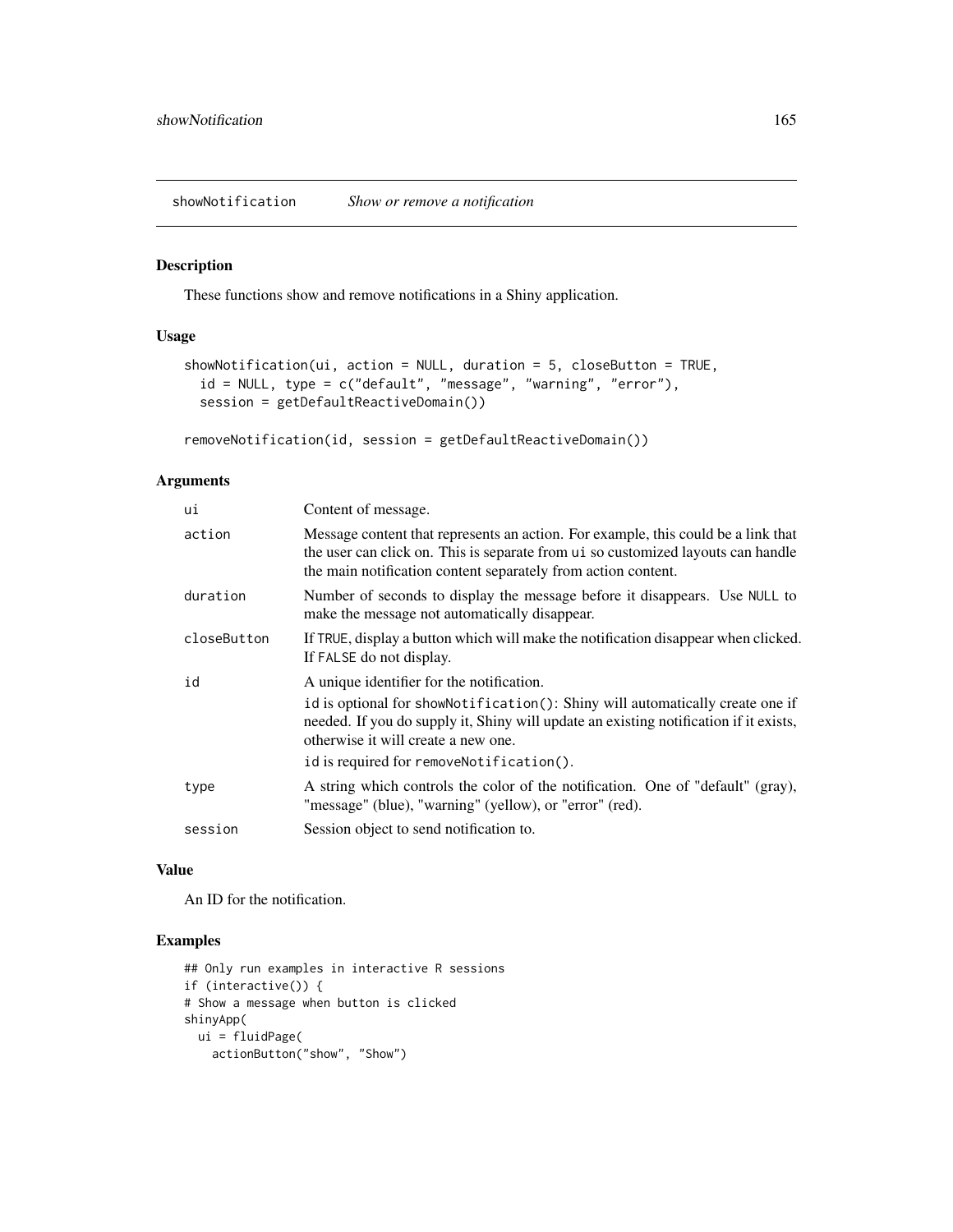showNotification *Show or remove a notification*

## Description

These functions show and remove notifications in a Shiny application.

## Usage

```
showNotification(ui, action = NULL, duration = 5, closeButton = TRUE,
  id = NULL, type = c("default", "message", "warning", "error"),
  session = getDefaultReactiveDomain())

removeNotification(id, session = getDefaultReactiveDomain())
```

## Arguments

| | |
|---|---|
| `ui` | Content of message. |
| `action` | Message content that represents an action. For example, this could be a link that the user can click on. This is separate from `ui` so customized layouts can handle the main notification content separately from action content. |
| `duration` | Number of seconds to display the message before it disappears. Use `NULL` to make the message not automatically disappear. |
| `closeButton` | If `TRUE`, display a button which will make the notification disappear when clicked. If `FALSE` do not display. |
| `id` | A unique identifier for the notification. `id` is optional for `showNotification()`: Shiny will automatically create one if needed. If you do supply it, Shiny will update an existing notification if it exists, otherwise it will create a new one. `id` is required for `removeNotification()`. |
| `type` | A string which controls the color of the notification. One of "default" (gray), "message" (blue), "warning" (yellow), or "error" (red). |
| `session` | Session object to send notification to. |

## Value

An ID for the notification.

## Examples

```
## Only run examples in interactive R sessions
if (interactive()) {
# Show a message when button is clicked
shinyApp(
  ui = fluidPage(
    actionButton("show", "Show")
```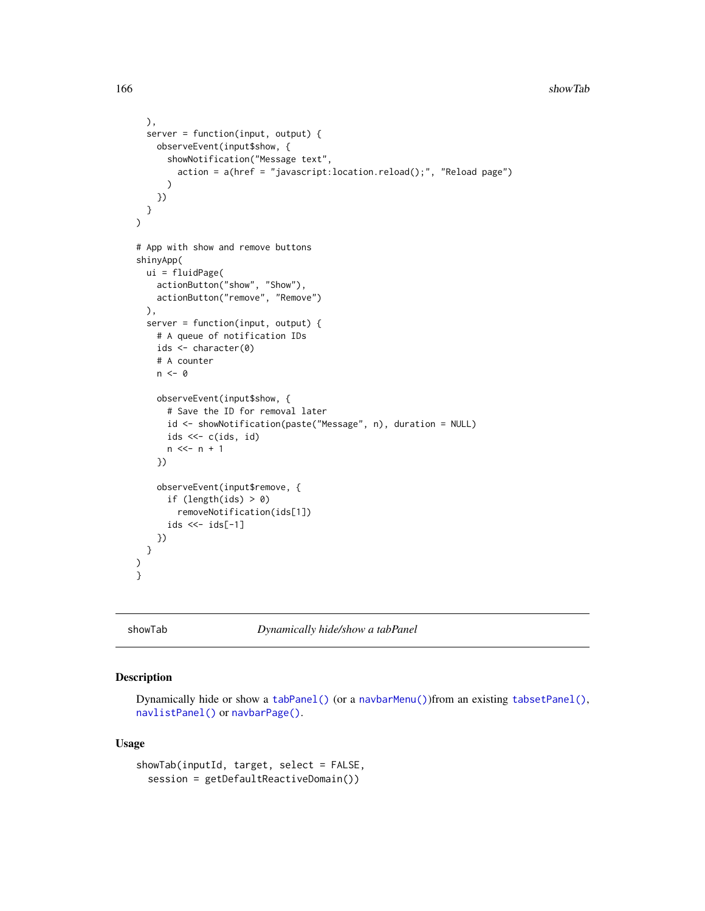```
  ),
  server = function(input, output) {
    observeEvent(input$show, {
      showNotification("Message text",
        action = a(href = "javascript:location.reload();", "Reload page")
      )
    })
  }
)

# App with show and remove buttons
shinyApp(
  ui = fluidPage(
    actionButton("show", "Show"),
    actionButton("remove", "Remove")
  ),
  server = function(input, output) {
    # A queue of notification IDs
    ids <- character(0)
    # A counter
    n <- 0

    observeEvent(input$show, {
      # Save the ID for removal later
      id <- showNotification(paste("Message", n), duration = NULL)
      ids <<- c(ids, id)
      n <<- n + 1
    })

    observeEvent(input$remove, {
      if (length(ids) > 0)
        removeNotification(ids[1])
      ids <<- ids[-1]
    })
  }
)
}
```

---

## showTab — *Dynamically hide/show a tabPanel*

### Description

Dynamically hide or show a `tabPanel()` (or a `navbarMenu()`)from an existing `tabsetPanel()`, `navlistPanel()` or `navbarPage()`.

### Usage

```
showTab(inputId, target, select = FALSE,
  session = getDefaultReactiveDomain())
```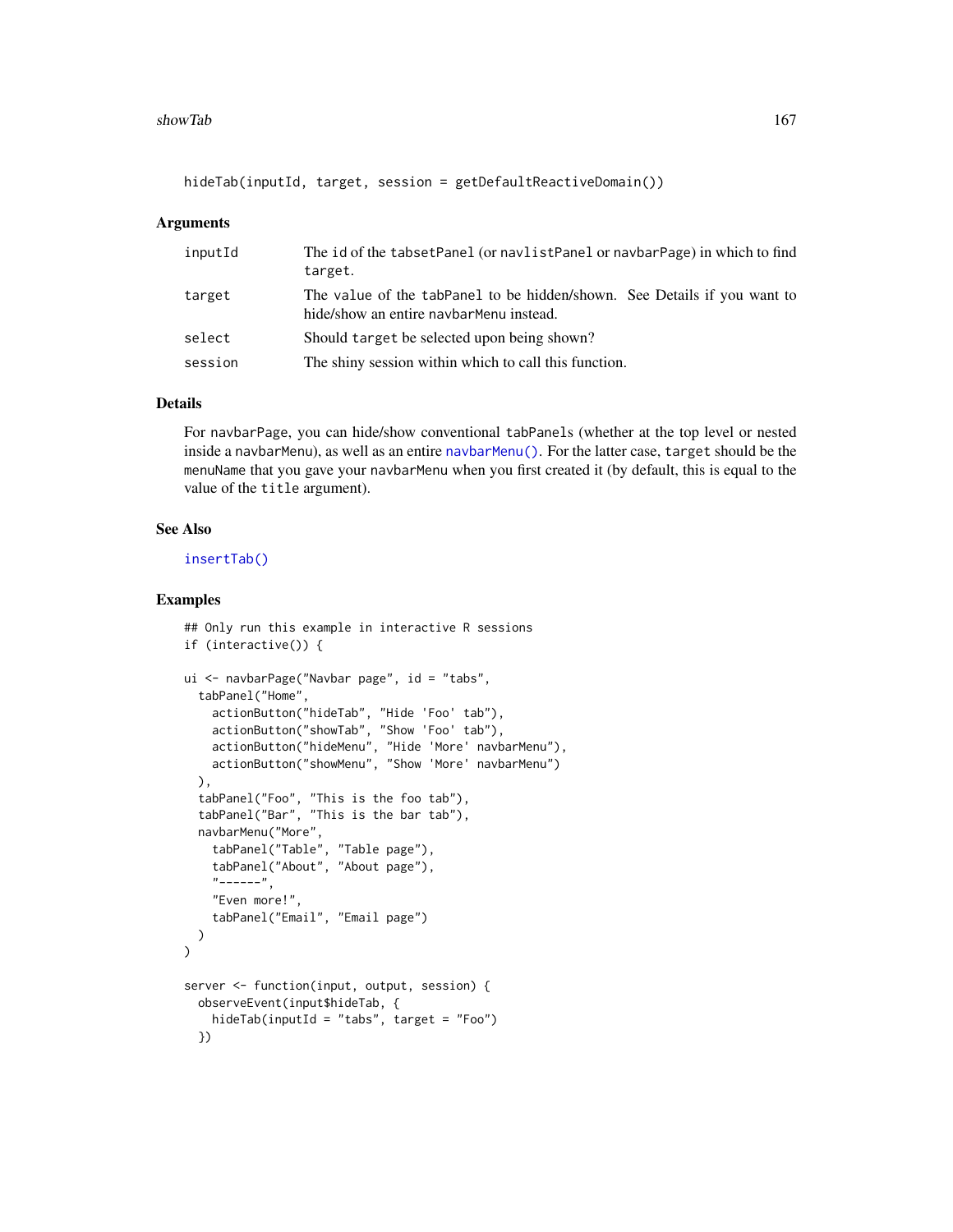```
hideTab(inputId, target, session = getDefaultReactiveDomain())
```

### Arguments

| | |
|---|---|
| inputId | The id of the tabsetPanel (or navlistPanel or navbarPage) in which to find target. |
| target | The value of the tabPanel to be hidden/shown. See Details if you want to hide/show an entire navbarMenu instead. |
| select | Should target be selected upon being shown? |
| session | The shiny session within which to call this function. |

### Details

For navbarPage, you can hide/show conventional tabPanels (whether at the top level or nested inside a navbarMenu), as well as an entire navbarMenu(). For the latter case, target should be the menuName that you gave your navbarMenu when you first created it (by default, this is equal to the value of the title argument).

### See Also

insertTab()

### Examples

```
## Only run this example in interactive R sessions
if (interactive()) {

ui <- navbarPage("Navbar page", id = "tabs",
  tabPanel("Home",
    actionButton("hideTab", "Hide 'Foo' tab"),
    actionButton("showTab", "Show 'Foo' tab"),
    actionButton("hideMenu", "Hide 'More' navbarMenu"),
    actionButton("showMenu", "Show 'More' navbarMenu")
  ),
  tabPanel("Foo", "This is the foo tab"),
  tabPanel("Bar", "This is the bar tab"),
  navbarMenu("More",
    tabPanel("Table", "Table page"),
    tabPanel("About", "About page"),
    "------",
    "Even more!",
    tabPanel("Email", "Email page")
  )
)

server <- function(input, output, session) {
  observeEvent(input$hideTab, {
    hideTab(inputId = "tabs", target = "Foo")
  })
```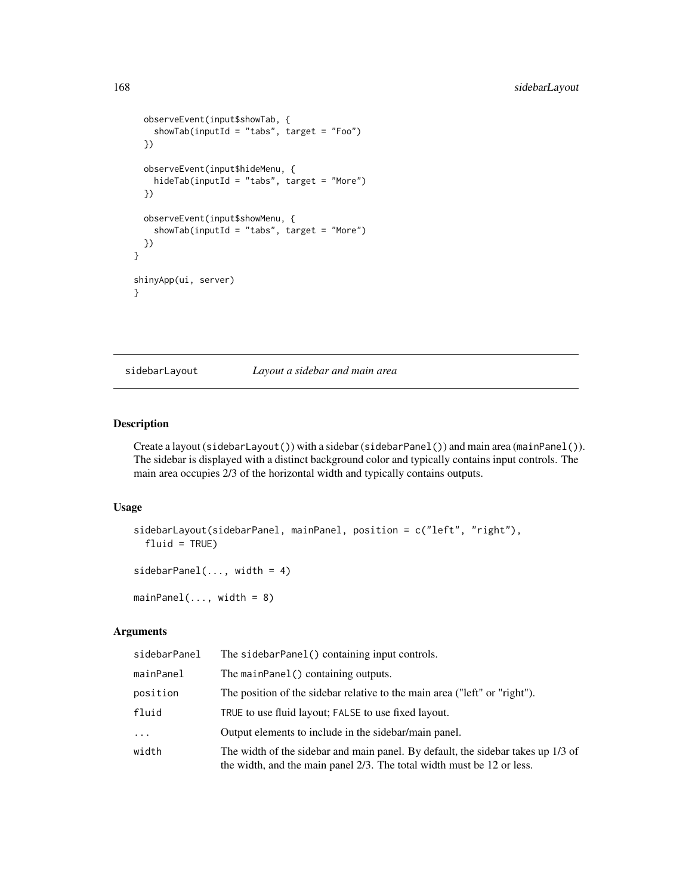```
  observeEvent(input$showTab, {
    showTab(inputId = "tabs", target = "Foo")
  })

  observeEvent(input$hideMenu, {
    hideTab(inputId = "tabs", target = "More")
  })

  observeEvent(input$showMenu, {
    showTab(inputId = "tabs", target = "More")
  })
}

shinyApp(ui, server)
}
```

---

## sidebarLayout — *Layout a sidebar and main area*

### Description

Create a layout (`sidebarLayout()`) with a sidebar (`sidebarPanel()`) and main area (`mainPanel()`). The sidebar is displayed with a distinct background color and typically contains input controls. The main area occupies 2/3 of the horizontal width and typically contains outputs.

### Usage

```
sidebarLayout(sidebarPanel, mainPanel, position = c("left", "right"),
  fluid = TRUE)

sidebarPanel(..., width = 4)

mainPanel(..., width = 8)
```

### Arguments

| | |
|---|---|
| `sidebarPanel` | The `sidebarPanel()` containing input controls. |
| `mainPanel` | The `mainPanel()` containing outputs. |
| `position` | The position of the sidebar relative to the main area ("left" or "right"). |
| `fluid` | `TRUE` to use fluid layout; `FALSE` to use fixed layout. |
| `...` | Output elements to include in the sidebar/main panel. |
| `width` | The width of the sidebar and main panel. By default, the sidebar takes up 1/3 of the width, and the main panel 2/3. The total width must be 12 or less. |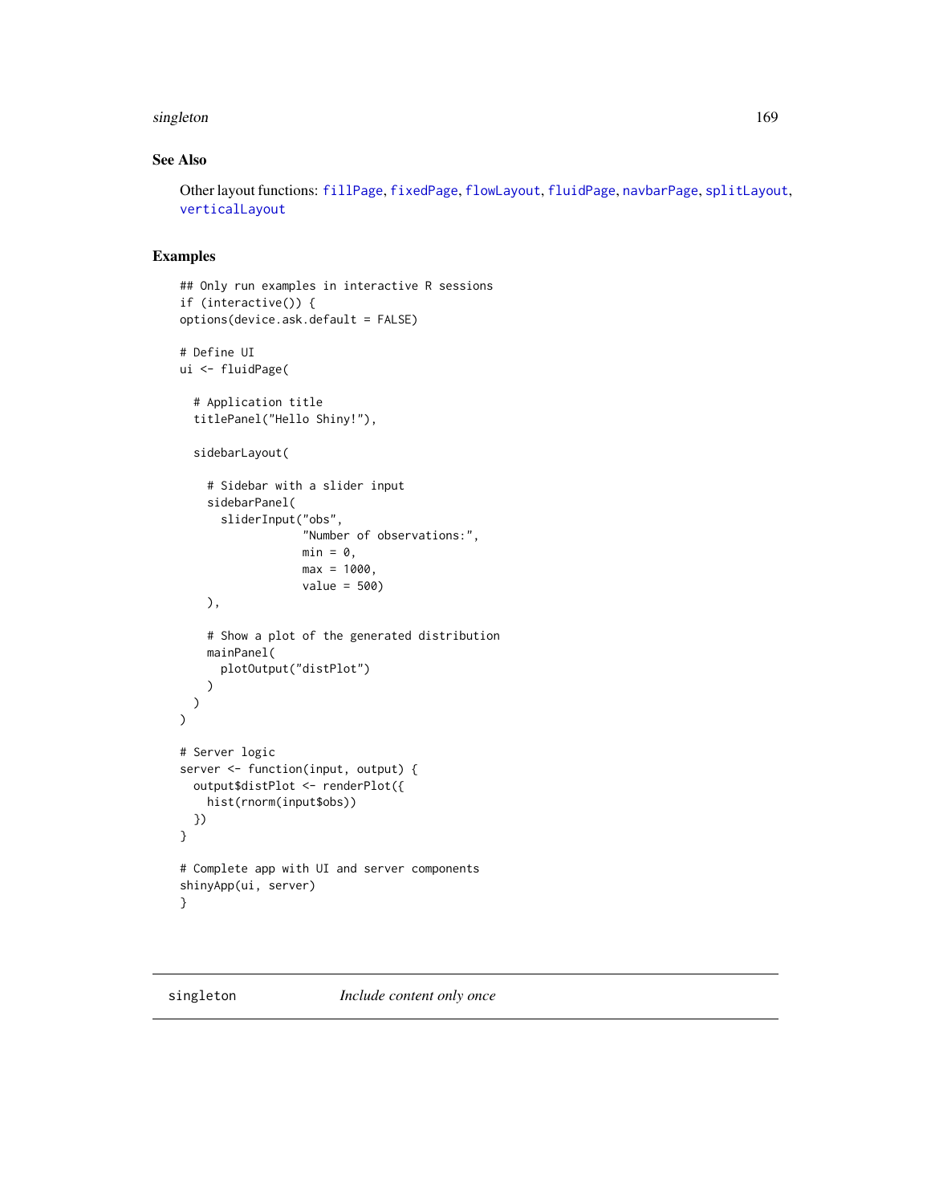## See Also

Other layout functions: fillPage, fixedPage, flowLayout, fluidPage, navbarPage, splitLayout, verticalLayout

## Examples

```
## Only run examples in interactive R sessions
if (interactive()) {
options(device.ask.default = FALSE)

# Define UI
ui <- fluidPage(

  # Application title
  titlePanel("Hello Shiny!"),

  sidebarLayout(

    # Sidebar with a slider input
    sidebarPanel(
      sliderInput("obs",
                  "Number of observations:",
                  min = 0,
                  max = 1000,
                  value = 500)
    ),

    # Show a plot of the generated distribution
    mainPanel(
      plotOutput("distPlot")
    )
  )
)

# Server logic
server <- function(input, output) {
  output$distPlot <- renderPlot({
    hist(rnorm(input$obs))
  })
}

# Complete app with UI and server components
shinyApp(ui, server)
}
```

---

`singleton` *Include content only once*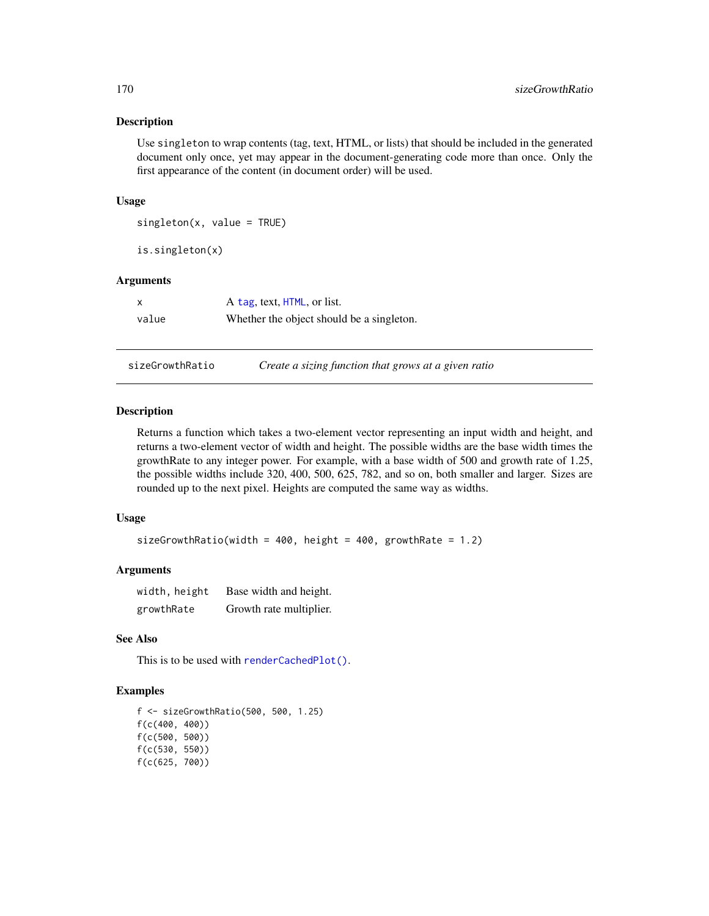### Description

Use `singleton` to wrap contents (tag, text, HTML, or lists) that should be included in the generated document only once, yet may appear in the document-generating code more than once. Only the first appearance of the content (in document order) will be used.

### Usage

```
singleton(x, value = TRUE)

is.singleton(x)
```

### Arguments

| | |
|---|---|
| `x` | A `tag`, text, `HTML`, or list. |
| `value` | Whether the object should be a singleton. |

---

## sizeGrowthRatio — *Create a sizing function that grows at a given ratio*

### Description

Returns a function which takes a two-element vector representing an input width and height, and returns a two-element vector of width and height. The possible widths are the base width times the growthRate to any integer power. For example, with a base width of 500 and growth rate of 1.25, the possible widths include 320, 400, 500, 625, 782, and so on, both smaller and larger. Sizes are rounded up to the next pixel. Heights are computed the same way as widths.

### Usage

```
sizeGrowthRatio(width = 400, height = 400, growthRate = 1.2)
```

### Arguments

| | |
|---|---|
| `width, height` | Base width and height. |
| `growthRate` | Growth rate multiplier. |

### See Also

This is to be used with `renderCachedPlot()`.

### Examples

```
f <- sizeGrowthRatio(500, 500, 1.25)
f(c(400, 400))
f(c(500, 500))
f(c(530, 550))
f(c(625, 700))
```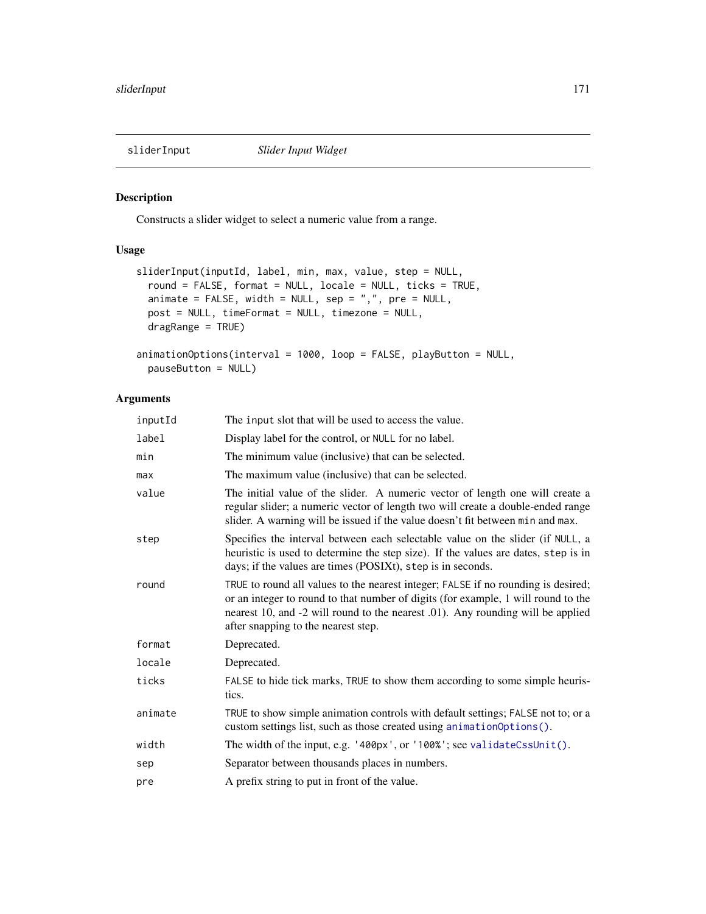## sliderInput — *Slider Input Widget*

### Description

Constructs a slider widget to select a numeric value from a range.

### Usage

```
sliderInput(inputId, label, min, max, value, step = NULL,
  round = FALSE, format = NULL, locale = NULL, ticks = TRUE,
  animate = FALSE, width = NULL, sep = ",", pre = NULL,
  post = NULL, timeFormat = NULL, timezone = NULL,
  dragRange = TRUE)

animationOptions(interval = 1000, loop = FALSE, playButton = NULL,
  pauseButton = NULL)
```

### Arguments

| Argument | Description |
|---|---|
| `inputId` | The `input` slot that will be used to access the value. |
| `label` | Display label for the control, or `NULL` for no label. |
| `min` | The minimum value (inclusive) that can be selected. |
| `max` | The maximum value (inclusive) that can be selected. |
| `value` | The initial value of the slider. A numeric vector of length one will create a regular slider; a numeric vector of length two will create a double-ended range slider. A warning will be issued if the value doesn't fit between `min` and `max`. |
| `step` | Specifies the interval between each selectable value on the slider (if `NULL`, a heuristic is used to determine the step size). If the values are dates, `step` is in days; if the values are times (POSIXt), `step` is in seconds. |
| `round` | `TRUE` to round all values to the nearest integer; `FALSE` if no rounding is desired; or an integer to round to that number of digits (for example, 1 will round to the nearest 10, and -2 will round to the nearest .01). Any rounding will be applied after snapping to the nearest step. |
| `format` | Deprecated. |
| `locale` | Deprecated. |
| `ticks` | `FALSE` to hide tick marks, `TRUE` to show them according to some simple heuristics. |
| `animate` | `TRUE` to show simple animation controls with default settings; `FALSE` not to; or a custom settings list, such as those created using `animationOptions()`. |
| `width` | The width of the input, e.g. `'400px'`, or `'100%'`; see `validateCssUnit()`. |
| `sep` | Separator between thousands places in numbers. |
| `pre` | A prefix string to put in front of the value. |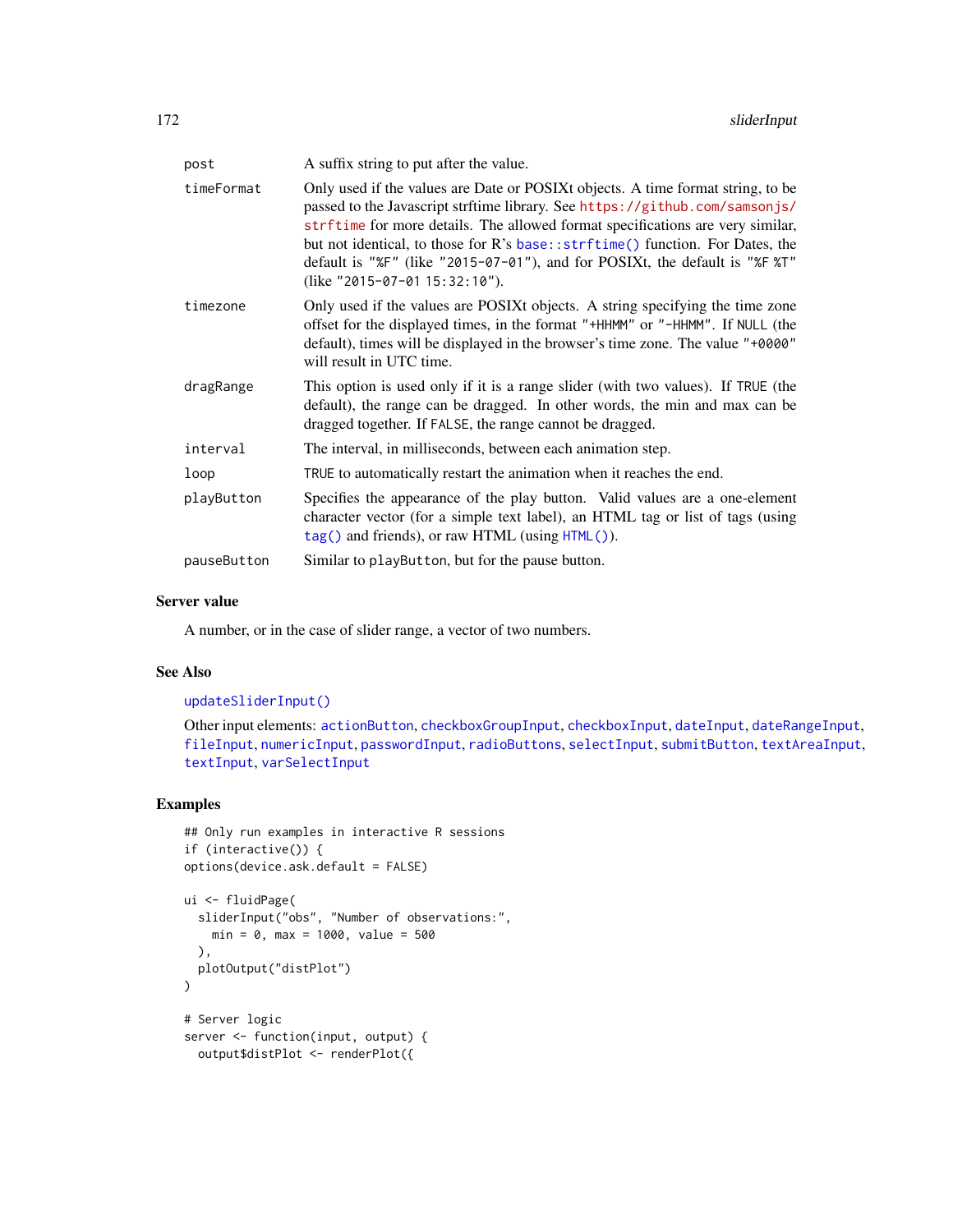| | |
|---|---|
| `post` | A suffix string to put after the value. |
| `timeFormat` | Only used if the values are Date or POSIXt objects. A time format string, to be passed to the Javascript strftime library. See https://github.com/samsonjs/strftime for more details. The allowed format specifications are very similar, but not identical, to those for R's `base::strftime()` function. For Dates, the default is `"%F"` (like `"2015-07-01"`), and for POSIXt, the default is `"%F %T"` (like `"2015-07-01 15:32:10"`). |
| `timezone` | Only used if the values are POSIXt objects. A string specifying the time zone offset for the displayed times, in the format `"+HHMM"` or `"-HHMM"`. If `NULL` (the default), times will be displayed in the browser's time zone. The value `"+0000"` will result in UTC time. |
| `dragRange` | This option is used only if it is a range slider (with two values). If `TRUE` (the default), the range can be dragged. In other words, the min and max can be dragged together. If `FALSE`, the range cannot be dragged. |
| `interval` | The interval, in milliseconds, between each animation step. |
| `loop` | `TRUE` to automatically restart the animation when it reaches the end. |
| `playButton` | Specifies the appearance of the play button. Valid values are a one-element character vector (for a simple text label), an HTML tag or list of tags (using `tag()` and friends), or raw HTML (using `HTML()`). |
| `pauseButton` | Similar to `playButton`, but for the pause button. |

## Server value

A number, or in the case of slider range, a vector of two numbers.

## See Also

`updateSliderInput()`

Other input elements: `actionButton`, `checkboxGroupInput`, `checkboxInput`, `dateInput`, `dateRangeInput`, `fileInput`, `numericInput`, `passwordInput`, `radioButtons`, `selectInput`, `submitButton`, `textAreaInput`, `textInput`, `varSelectInput`

## Examples

```
## Only run examples in interactive R sessions
if (interactive()) {
options(device.ask.default = FALSE)

ui <- fluidPage(
  sliderInput("obs", "Number of observations:",
    min = 0, max = 1000, value = 500
  ),
  plotOutput("distPlot")
)

# Server logic
server <- function(input, output) {
  output$distPlot <- renderPlot({
```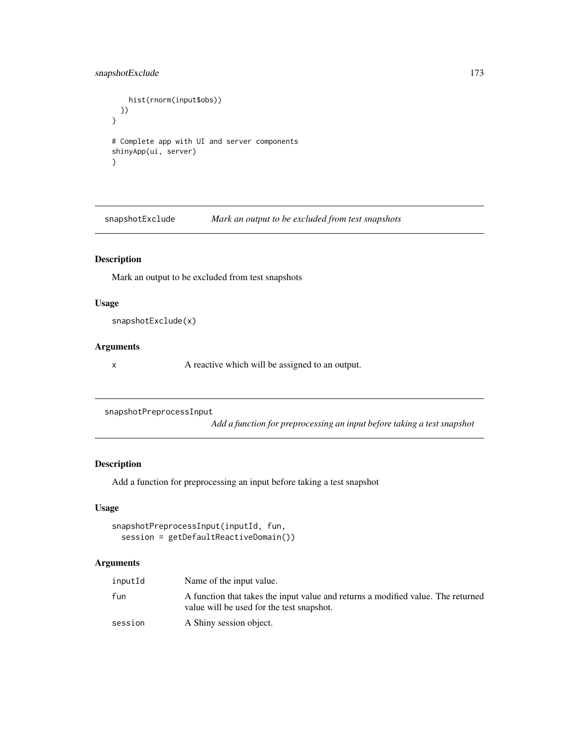```
    hist(rnorm(input$obs))
  })
}

# Complete app with UI and server components
shinyApp(ui, server)
}
```

## snapshotExclude — *Mark an output to be excluded from test snapshots*

### Description

Mark an output to be excluded from test snapshots

### Usage

```
snapshotExclude(x)
```

### Arguments

| | |
|---|---|
| x | A reactive which will be assigned to an output. |

## snapshotPreprocessInput — *Add a function for preprocessing an input before taking a test snapshot*

### Description

Add a function for preprocessing an input before taking a test snapshot

### Usage

```
snapshotPreprocessInput(inputId, fun,
  session = getDefaultReactiveDomain())
```

### Arguments

| | |
|---|---|
| inputId | Name of the input value. |
| fun | A function that takes the input value and returns a modified value. The returned value will be used for the test snapshot. |
| session | A Shiny session object. |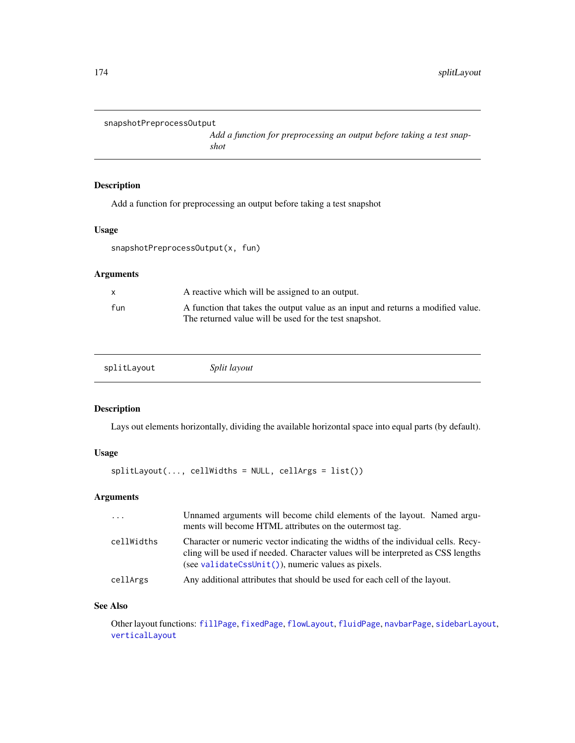## snapshotPreprocessOutput

*Add a function for preprocessing an output before taking a test snapshot*

### Description

Add a function for preprocessing an output before taking a test snapshot

### Usage

```
snapshotPreprocessOutput(x, fun)
```

### Arguments

| | |
|---|---|
| `x` | A reactive which will be assigned to an output. |
| `fun` | A function that takes the output value as an input and returns a modified value. The returned value will be used for the test snapshot. |

## splitLayout

*Split layout*

### Description

Lays out elements horizontally, dividing the available horizontal space into equal parts (by default).

### Usage

```
splitLayout(..., cellWidths = NULL, cellArgs = list())
```

### Arguments

| | |
|---|---|
| `...` | Unnamed arguments will become child elements of the layout. Named arguments will become HTML attributes on the outermost tag. |
| `cellWidths` | Character or numeric vector indicating the widths of the individual cells. Recycling will be used if needed. Character values will be interpreted as CSS lengths (see `validateCssUnit()`), numeric values as pixels. |
| `cellArgs` | Any additional attributes that should be used for each cell of the layout. |

### See Also

Other layout functions: `fillPage`, `fixedPage`, `flowLayout`, `fluidPage`, `navbarPage`, `sidebarLayout`, `verticalLayout`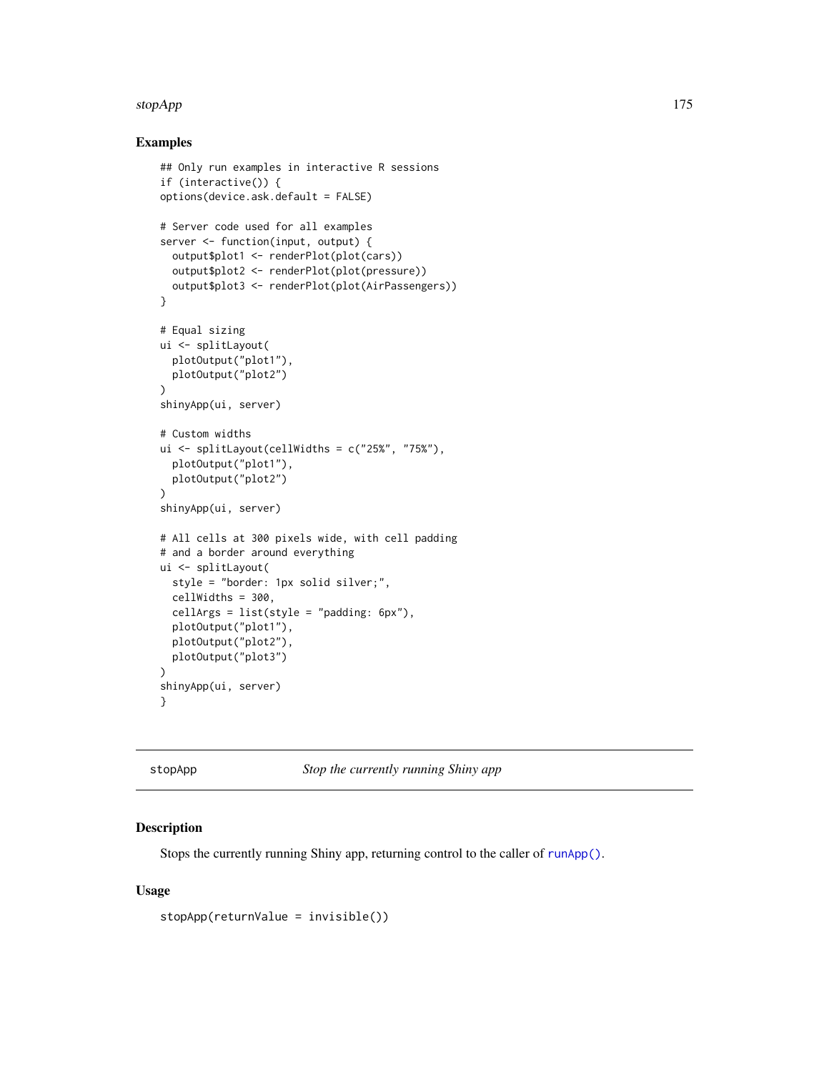### Examples

```
## Only run examples in interactive R sessions
if (interactive()) {
options(device.ask.default = FALSE)

# Server code used for all examples
server <- function(input, output) {
  output$plot1 <- renderPlot(plot(cars))
  output$plot2 <- renderPlot(plot(pressure))
  output$plot3 <- renderPlot(plot(AirPassengers))
}

# Equal sizing
ui <- splitLayout(
  plotOutput("plot1"),
  plotOutput("plot2")
)
shinyApp(ui, server)

# Custom widths
ui <- splitLayout(cellWidths = c("25%", "75%"),
  plotOutput("plot1"),
  plotOutput("plot2")
)
shinyApp(ui, server)

# All cells at 300 pixels wide, with cell padding
# and a border around everything
ui <- splitLayout(
  style = "border: 1px solid silver;",
  cellWidths = 300,
  cellArgs = list(style = "padding: 6px"),
  plotOutput("plot1"),
  plotOutput("plot2"),
  plotOutput("plot3")
)
shinyApp(ui, server)
}
```

---

## stopApp — *Stop the currently running Shiny app*

---

### Description

Stops the currently running Shiny app, returning control to the caller of runApp().

### Usage

```
stopApp(returnValue = invisible())
```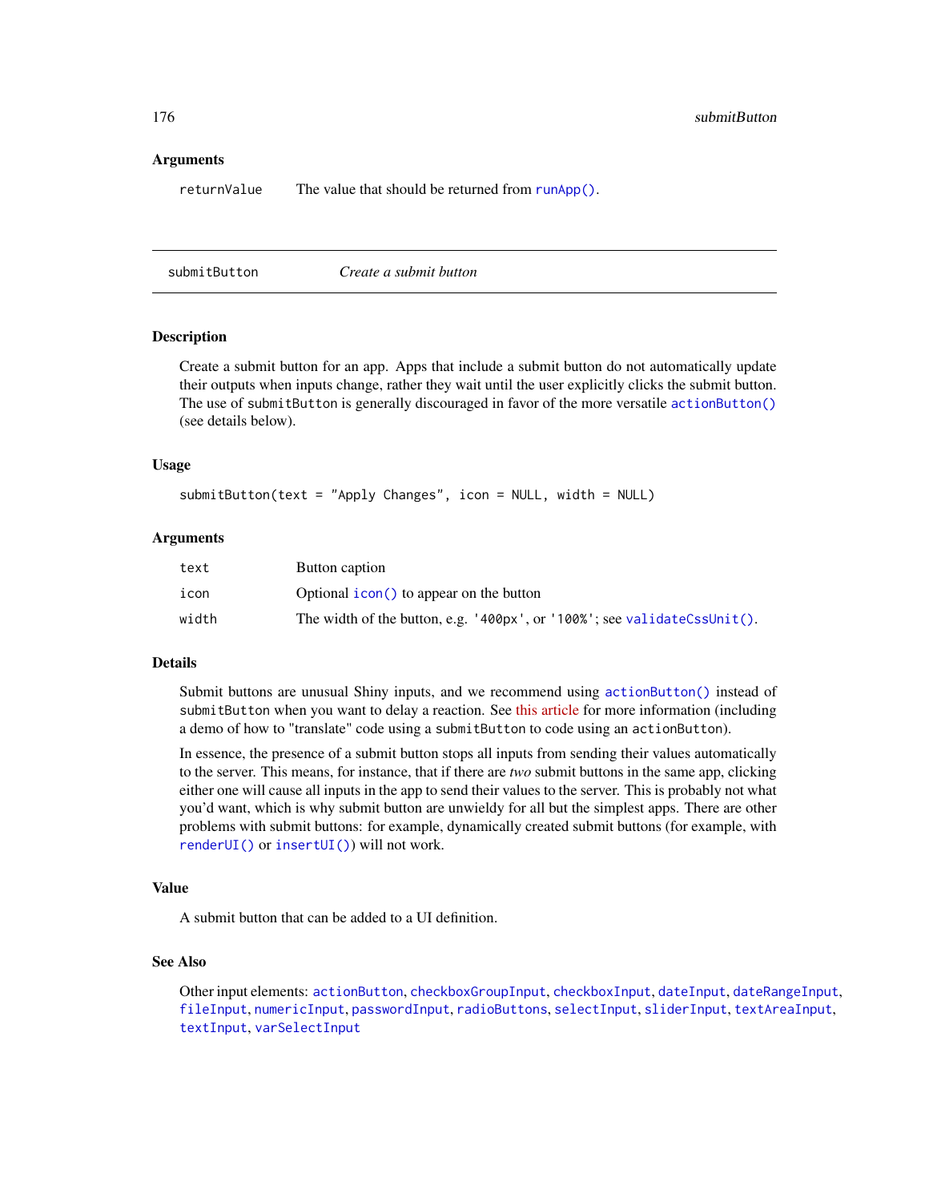### Arguments

| | |
|---|---|
| `returnValue` | The value that should be returned from `runApp()`. |

---

## submitButton — *Create a submit button*

### Description

Create a submit button for an app. Apps that include a submit button do not automatically update their outputs when inputs change, rather they wait until the user explicitly clicks the submit button. The use of `submitButton` is generally discouraged in favor of the more versatile `actionButton()` (see details below).

### Usage

```
submitButton(text = "Apply Changes", icon = NULL, width = NULL)
```

### Arguments

| | |
|---|---|
| `text` | Button caption |
| `icon` | Optional `icon()` to appear on the button |
| `width` | The width of the button, e.g. `'400px'`, or `'100%'`; see `validateCssUnit()`. |

### Details

Submit buttons are unusual Shiny inputs, and we recommend using `actionButton()` instead of `submitButton` when you want to delay a reaction. See this article for more information (including a demo of how to "translate" code using a `submitButton` to code using an `actionButton`).

In essence, the presence of a submit button stops all inputs from sending their values automatically to the server. This means, for instance, that if there are *two* submit buttons in the same app, clicking either one will cause all inputs in the app to send their values to the server. This is probably not what you'd want, which is why submit button are unwieldy for all but the simplest apps. There are other problems with submit buttons: for example, dynamically created submit buttons (for example, with `renderUI()` or `insertUI()`) will not work.

### Value

A submit button that can be added to a UI definition.

### See Also

Other input elements: `actionButton`, `checkboxGroupInput`, `checkboxInput`, `dateInput`, `dateRangeInput`, `fileInput`, `numericInput`, `passwordInput`, `radioButtons`, `selectInput`, `sliderInput`, `textAreaInput`, `textInput`, `varSelectInput`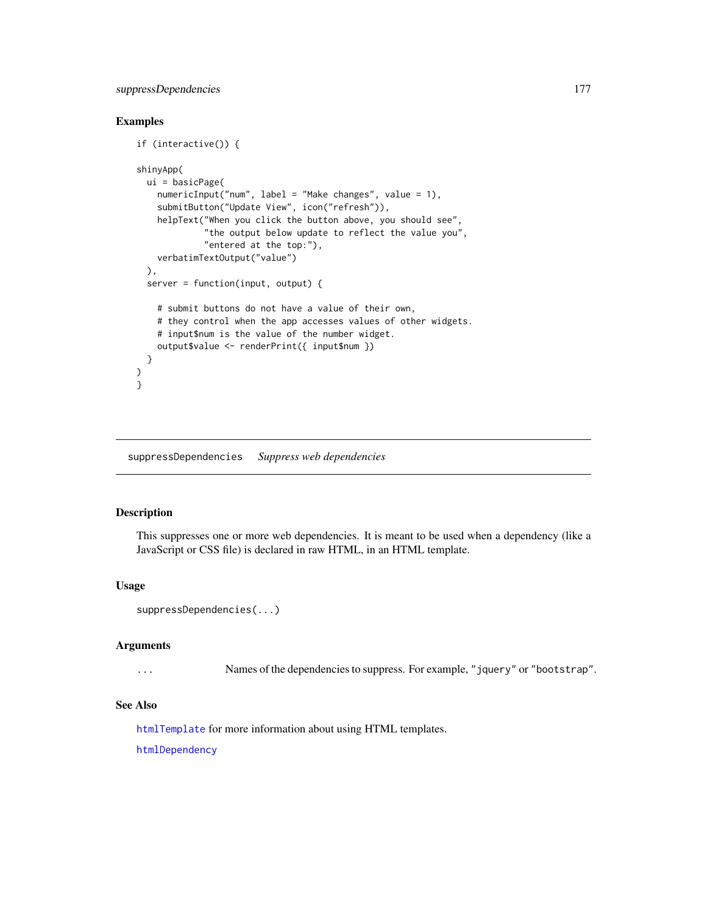## Examples

```
if (interactive()) {

shinyApp(
  ui = basicPage(
    numericInput("num", label = "Make changes", value = 1),
    submitButton("Update View", icon("refresh")),
    helpText("When you click the button above, you should see",
             "the output below update to reflect the value you",
             "entered at the top:"),
    verbatimTextOutput("value")
  ),
  server = function(input, output) {

    # submit buttons do not have a value of their own,
    # they control when the app accesses values of other widgets.
    # input$num is the value of the number widget.
    output$value <- renderPrint({ input$num })
  }
)
}
```

---

# suppressDependencies *Suppress web dependencies*

## Description

This suppresses one or more web dependencies. It is meant to be used when a dependency (like a JavaScript or CSS file) is declared in raw HTML, in an HTML template.

## Usage

```
suppressDependencies(...)
```

## Arguments

| | |
|---|---|
| `...` | Names of the dependencies to suppress. For example, `"jquery"` or `"bootstrap"`. |

## See Also

`htmlTemplate` for more information about using HTML templates.

`htmlDependency`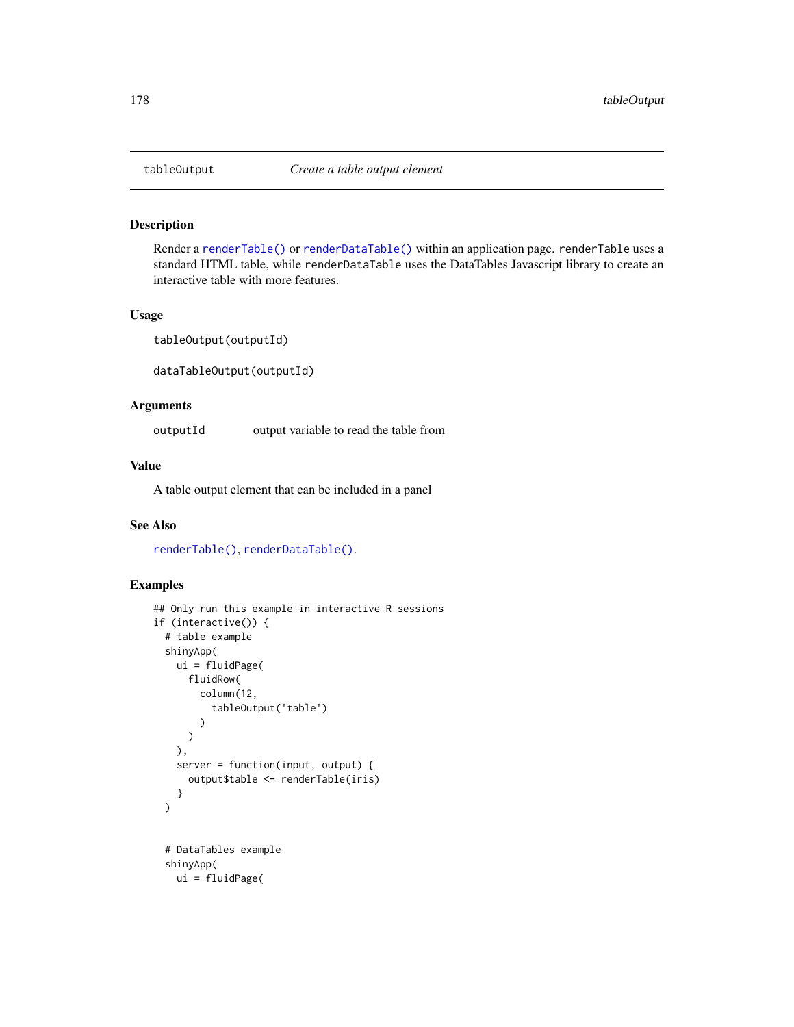## tableOutput — *Create a table output element*

### Description

Render a `renderTable()` or `renderDataTable()` within an application page. `renderTable` uses a standard HTML table, while `renderDataTable` uses the DataTables Javascript library to create an interactive table with more features.

### Usage

```
tableOutput(outputId)

dataTableOutput(outputId)
```

### Arguments

| | |
|---|---|
| `outputId` | output variable to read the table from |

### Value

A table output element that can be included in a panel

### See Also

`renderTable()`, `renderDataTable()`.

### Examples

```
## Only run this example in interactive R sessions
if (interactive()) {
  # table example
  shinyApp(
    ui = fluidPage(
      fluidRow(
        column(12,
          tableOutput('table')
        )
      )
    ),
    server = function(input, output) {
      output$table <- renderTable(iris)
    }
  )


  # DataTables example
  shinyApp(
    ui = fluidPage(
```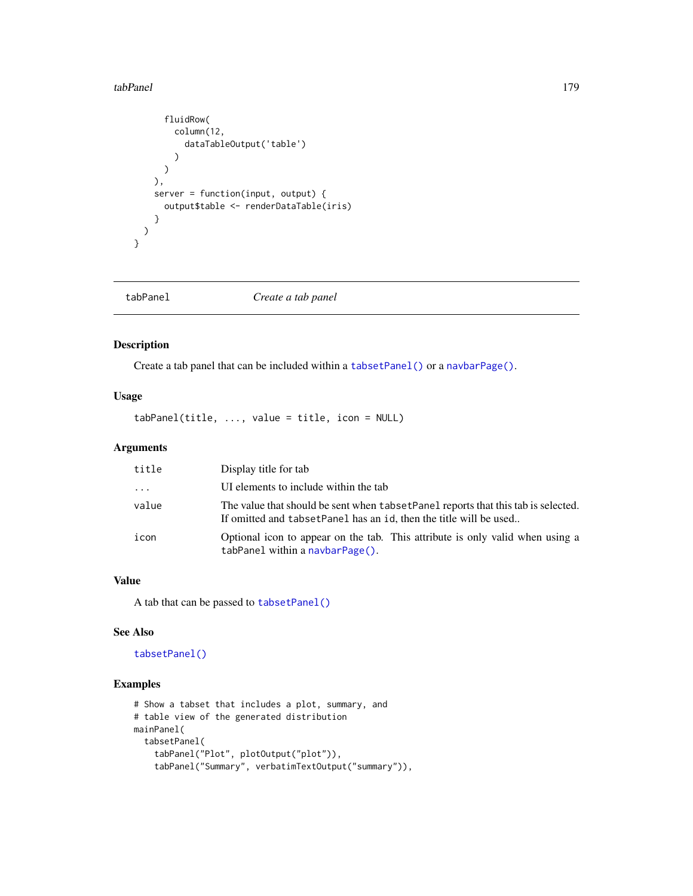```
      fluidRow(
        column(12,
          dataTableOutput('table')
        )
      )
    ),
    server = function(input, output) {
      output$table <- renderDataTable(iris)
    }
  )
}
```

## tabPanel    *Create a tab panel*

### Description

Create a tab panel that can be included within a `tabsetPanel()` or a `navbarPage()`.

### Usage

```
tabPanel(title, ..., value = title, icon = NULL)
```

### Arguments

| | |
|---|---|
| `title` | Display title for tab |
| `...` | UI elements to include within the tab |
| `value` | The value that should be sent when `tabsetPanel` reports that this tab is selected. If omitted and `tabsetPanel` has an `id`, then the title will be used.. |
| `icon` | Optional icon to appear on the tab. This attribute is only valid when using a `tabPanel` within a `navbarPage()`. |

### Value

A tab that can be passed to `tabsetPanel()`

### See Also

`tabsetPanel()`

### Examples

```
# Show a tabset that includes a plot, summary, and
# table view of the generated distribution
mainPanel(
  tabsetPanel(
    tabPanel("Plot", plotOutput("plot")),
    tabPanel("Summary", verbatimTextOutput("summary")),
```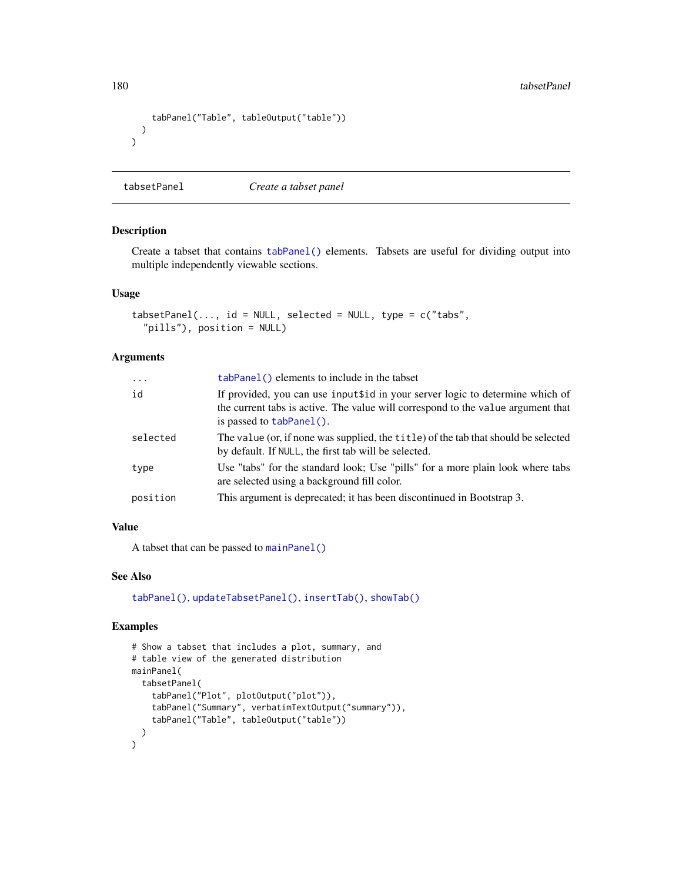```
    tabPanel("Table", tableOutput("table"))
  )
)
```

## tabsetPanel *Create a tabset panel*

### Description

Create a tabset that contains `tabPanel()` elements. Tabsets are useful for dividing output into multiple independently viewable sections.

### Usage

```
tabsetPanel(..., id = NULL, selected = NULL, type = c("tabs",
  "pills"), position = NULL)
```

### Arguments

| | |
|---|---|
| `...` | `tabPanel()` elements to include in the tabset |
| `id` | If provided, you can use `input$id` in your server logic to determine which of the current tabs is active. The value will correspond to the `value` argument that is passed to `tabPanel()`. |
| `selected` | The `value` (or, if none was supplied, the `title`) of the tab that should be selected by default. If `NULL`, the first tab will be selected. |
| `type` | Use "tabs" for the standard look; Use "pills" for a more plain look where tabs are selected using a background fill color. |
| `position` | This argument is deprecated; it has been discontinued in Bootstrap 3. |

### Value

A tabset that can be passed to `mainPanel()`

### See Also

`tabPanel()`, `updateTabsetPanel()`, `insertTab()`, `showTab()`

### Examples

```
# Show a tabset that includes a plot, summary, and
# table view of the generated distribution
mainPanel(
  tabsetPanel(
    tabPanel("Plot", plotOutput("plot")),
    tabPanel("Summary", verbatimTextOutput("summary")),
    tabPanel("Table", tableOutput("table"))
  )
)
```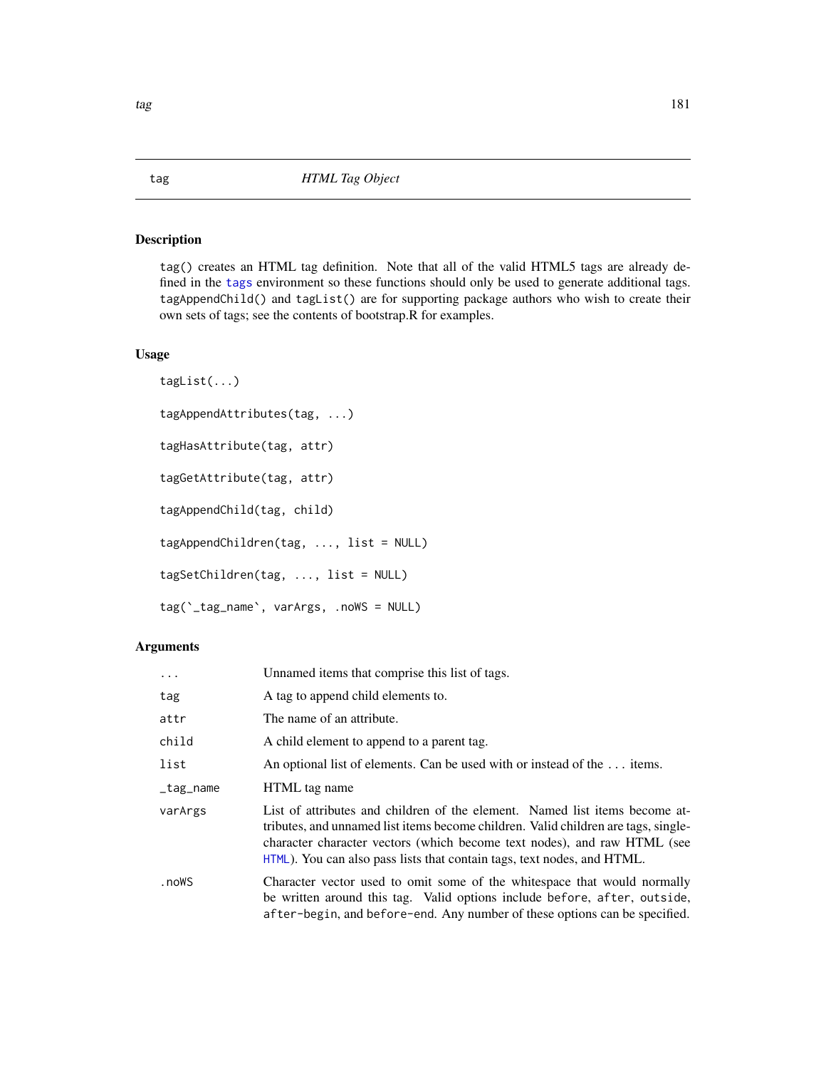## tag — *HTML Tag Object*

### Description

`tag()` creates an HTML tag definition. Note that all of the valid HTML5 tags are already defined in the `tags` environment so these functions should only be used to generate additional tags. `tagAppendChild()` and `tagList()` are for supporting package authors who wish to create their own sets of tags; see the contents of bootstrap.R for examples.

### Usage

```
tagList(...)

tagAppendAttributes(tag, ...)

tagHasAttribute(tag, attr)

tagGetAttribute(tag, attr)

tagAppendChild(tag, child)

tagAppendChildren(tag, ..., list = NULL)

tagSetChildren(tag, ..., list = NULL)

tag(`_tag_name`, varArgs, .noWS = NULL)
```

### Arguments

| | |
|---|---|
| `...` | Unnamed items that comprise this list of tags. |
| `tag` | A tag to append child elements to. |
| `attr` | The name of an attribute. |
| `child` | A child element to append to a parent tag. |
| `list` | An optional list of elements. Can be used with or instead of the ... items. |
| `_tag_name` | HTML tag name |
| `varArgs` | List of attributes and children of the element. Named list items become attributes, and unnamed list items become children. Valid children are tags, single-character character vectors (which become text nodes), and raw HTML (see `HTML`). You can also pass lists that contain tags, text nodes, and HTML. |
| `.noWS` | Character vector used to omit some of the whitespace that would normally be written around this tag. Valid options include `before`, `after`, `outside`, `after-begin`, and `before-end`. Any number of these options can be specified. |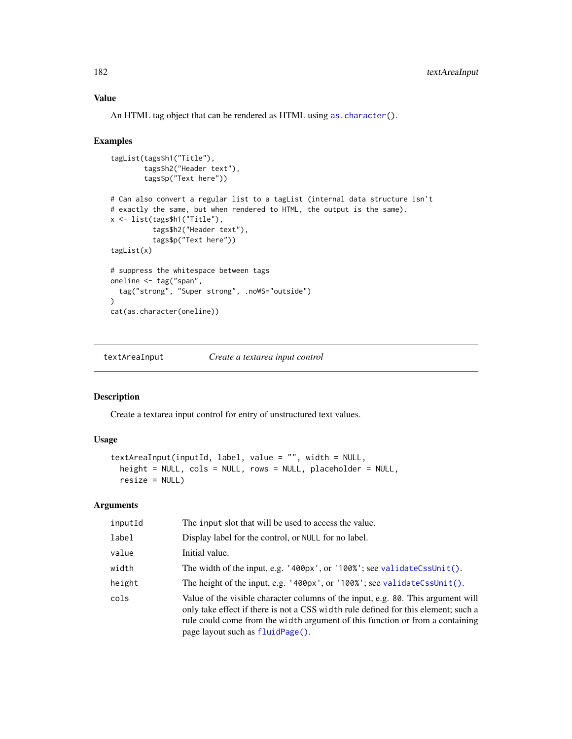### Value

An HTML tag object that can be rendered as HTML using `as.character()`.

### Examples

```
tagList(tags$h1("Title"),
        tags$h2("Header text"),
        tags$p("Text here"))

# Can also convert a regular list to a tagList (internal data structure isn't
# exactly the same, but when rendered to HTML, the output is the same).
x <- list(tags$h1("Title"),
          tags$h2("Header text"),
          tags$p("Text here"))
tagList(x)

# suppress the whitespace between tags
oneline <- tag("span",
  tag("strong", "Super strong", .noWS="outside")
)
cat(as.character(oneline))
```

---

## textAreaInput — *Create a textarea input control*

### Description

Create a textarea input control for entry of unstructured text values.

### Usage

```
textAreaInput(inputId, label, value = "", width = NULL,
  height = NULL, cols = NULL, rows = NULL, placeholder = NULL,
  resize = NULL)
```

### Arguments

| | |
|---|---|
| `inputId` | The `input` slot that will be used to access the value. |
| `label` | Display label for the control, or `NULL` for no label. |
| `value` | Initial value. |
| `width` | The width of the input, e.g. `'400px'`, or `'100%'`; see `validateCssUnit()`. |
| `height` | The height of the input, e.g. `'400px'`, or `'100%'`; see `validateCssUnit()`. |
| `cols` | Value of the visible character columns of the input, e.g. `80`. This argument will only take effect if there is not a CSS `width` rule defined for this element; such a rule could come from the `width` argument of this function or from a containing page layout such as `fluidPage()`. |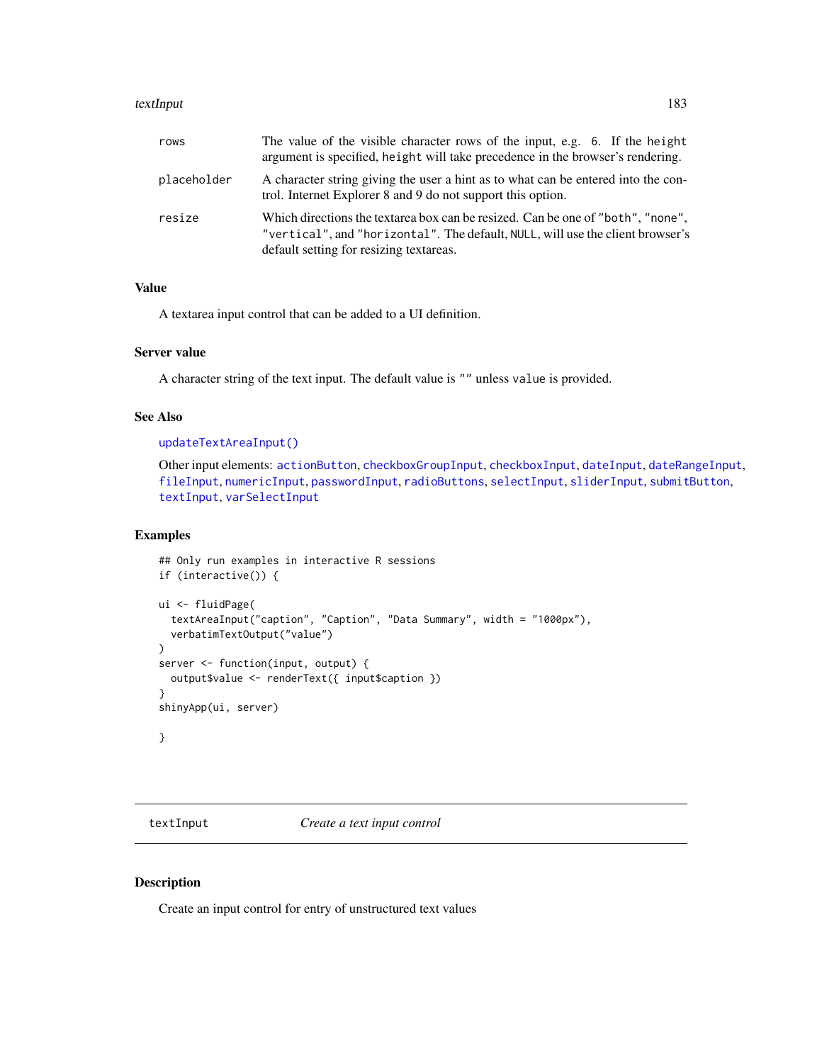| | |
|---|---|
| rows | The value of the visible character rows of the input, e.g. 6. If the height argument is specified, height will take precedence in the browser's rendering. |
| placeholder | A character string giving the user a hint as to what can be entered into the control. Internet Explorer 8 and 9 do not support this option. |
| resize | Which directions the textarea box can be resized. Can be one of "both", "none", "vertical", and "horizontal". The default, NULL, will use the client browser's default setting for resizing textareas. |

## Value

A textarea input control that can be added to a UI definition.

## Server value

A character string of the text input. The default value is "" unless value is provided.

## See Also

updateTextAreaInput()

Other input elements: actionButton, checkboxGroupInput, checkboxInput, dateInput, dateRangeInput, fileInput, numericInput, passwordInput, radioButtons, selectInput, sliderInput, submitButton, textInput, varSelectInput

## Examples

```
## Only run examples in interactive R sessions
if (interactive()) {

ui <- fluidPage(
  textAreaInput("caption", "Caption", "Data Summary", width = "1000px"),
  verbatimTextOutput("value")
)
server <- function(input, output) {
  output$value <- renderText({ input$caption })
}
shinyApp(ui, server)

}
```

---

# textInput — *Create a text input control*

## Description

Create an input control for entry of unstructured text values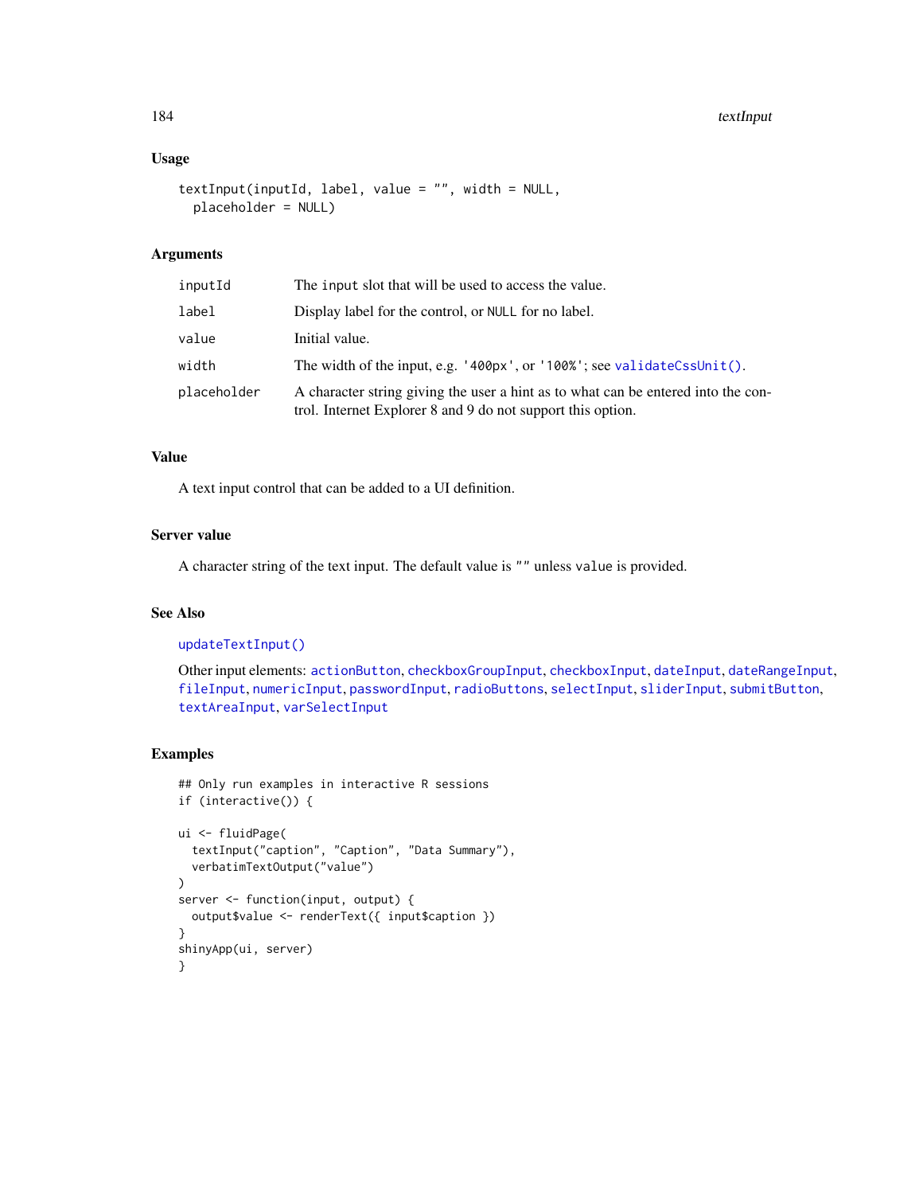### Usage

```
textInput(inputId, label, value = "", width = NULL,
  placeholder = NULL)
```

### Arguments

| | |
|---|---|
| inputId | The `input` slot that will be used to access the value. |
| label | Display label for the control, or `NULL` for no label. |
| value | Initial value. |
| width | The width of the input, e.g. `'400px'`, or `'100%'`; see `validateCssUnit()`. |
| placeholder | A character string giving the user a hint as to what can be entered into the control. Internet Explorer 8 and 9 do not support this option. |

### Value

A text input control that can be added to a UI definition.

### Server value

A character string of the text input. The default value is `""` unless `value` is provided.

### See Also

`updateTextInput()`

Other input elements: `actionButton`, `checkboxGroupInput`, `checkboxInput`, `dateInput`, `dateRangeInput`, `fileInput`, `numericInput`, `passwordInput`, `radioButtons`, `selectInput`, `sliderInput`, `submitButton`, `textAreaInput`, `varSelectInput`

### Examples

```
## Only run examples in interactive R sessions
if (interactive()) {

ui <- fluidPage(
  textInput("caption", "Caption", "Data Summary"),
  verbatimTextOutput("value")
)
server <- function(input, output) {
  output$value <- renderText({ input$caption })
}
shinyApp(ui, server)
}
```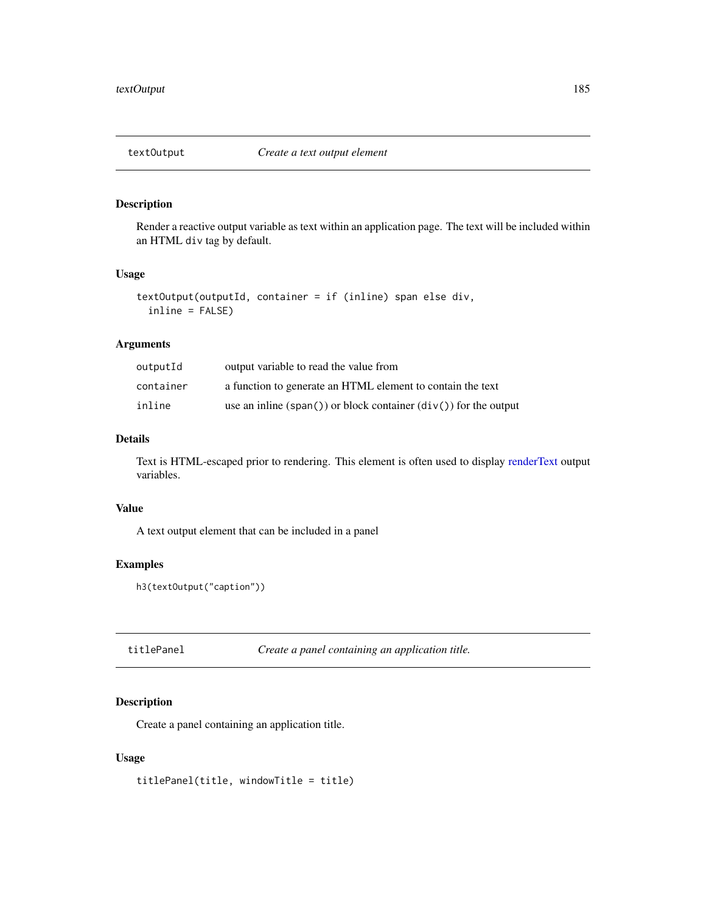## textOutput — *Create a text output element*

### Description

Render a reactive output variable as text within an application page. The text will be included within an HTML `div` tag by default.

### Usage

```
textOutput(outputId, container = if (inline) span else div,
  inline = FALSE)
```

### Arguments

| | |
|---|---|
| `outputId` | output variable to read the value from |
| `container` | a function to generate an HTML element to contain the text |
| `inline` | use an inline (`span()`) or block container (`div()`) for the output |

### Details

Text is HTML-escaped prior to rendering. This element is often used to display renderText output variables.

### Value

A text output element that can be included in a panel

### Examples

```
h3(textOutput("caption"))
```

## titlePanel — *Create a panel containing an application title.*

### Description

Create a panel containing an application title.

### Usage

```
titlePanel(title, windowTitle = title)
```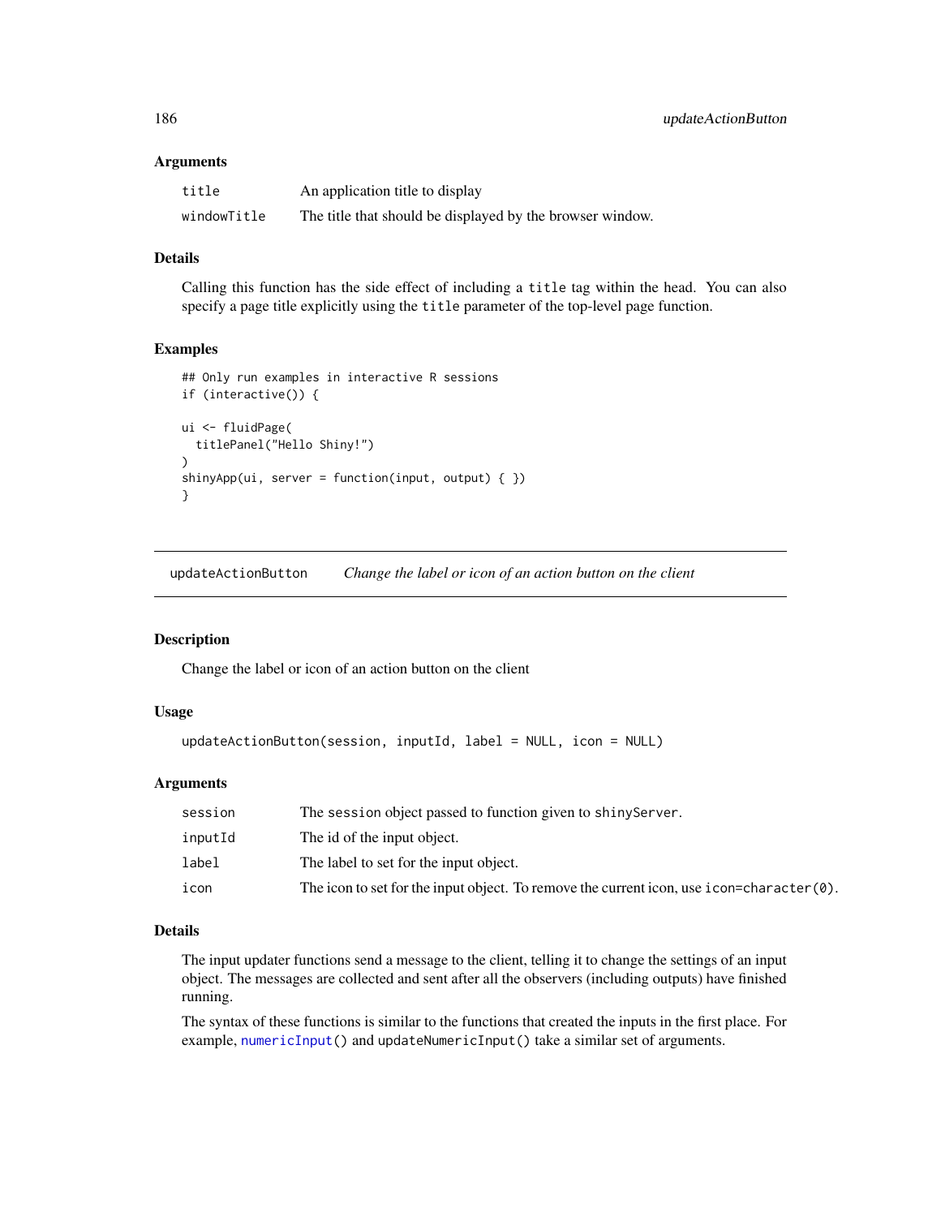### Arguments

| | |
|---|---|
| `title` | An application title to display |
| `windowTitle` | The title that should be displayed by the browser window. |

### Details

Calling this function has the side effect of including a `title` tag within the head. You can also specify a page title explicitly using the `title` parameter of the top-level page function.

### Examples

```
## Only run examples in interactive R sessions
if (interactive()) {

ui <- fluidPage(
  titlePanel("Hello Shiny!")
)
shinyApp(ui, server = function(input, output) { })
}
```

---

## `updateActionButton` *Change the label or icon of an action button on the client*

---

### Description

Change the label or icon of an action button on the client

### Usage

```
updateActionButton(session, inputId, label = NULL, icon = NULL)
```

### Arguments

| | |
|---|---|
| `session` | The `session` object passed to function given to `shinyServer`. |
| `inputId` | The id of the input object. |
| `label` | The label to set for the input object. |
| `icon` | The icon to set for the input object. To remove the current icon, use `icon=character(0)`. |

### Details

The input updater functions send a message to the client, telling it to change the settings of an input object. The messages are collected and sent after all the observers (including outputs) have finished running.

The syntax of these functions is similar to the functions that created the inputs in the first place. For example, `numericInput()` and `updateNumericInput()` take a similar set of arguments.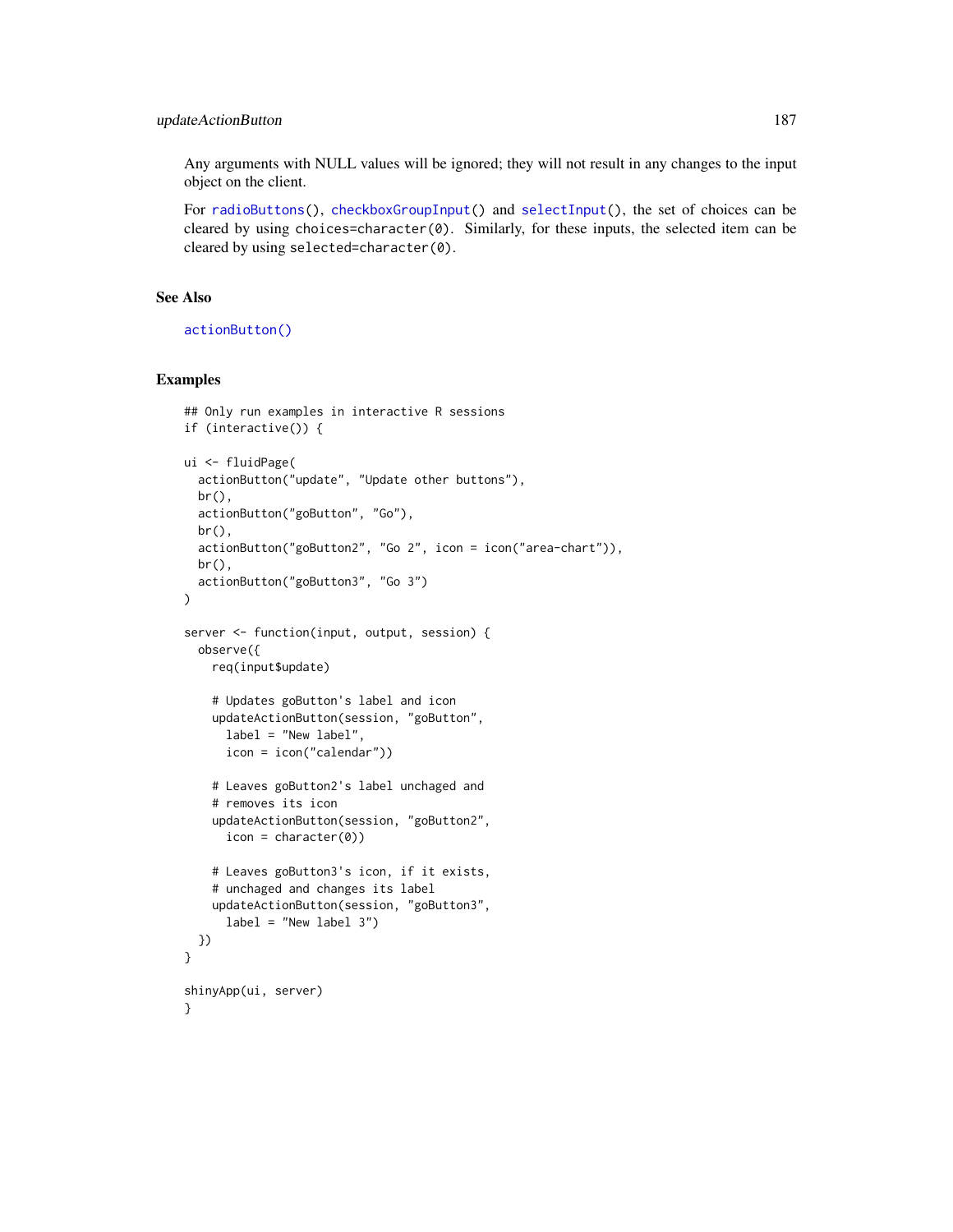Any arguments with NULL values will be ignored; they will not result in any changes to the input object on the client.

For radioButtons(), checkboxGroupInput() and selectInput(), the set of choices can be cleared by using choices=character(0). Similarly, for these inputs, the selected item can be cleared by using selected=character(0).

## See Also

actionButton()

## Examples

```
## Only run examples in interactive R sessions
if (interactive()) {

ui <- fluidPage(
  actionButton("update", "Update other buttons"),
  br(),
  actionButton("goButton", "Go"),
  br(),
  actionButton("goButton2", "Go 2", icon = icon("area-chart")),
  br(),
  actionButton("goButton3", "Go 3")
)

server <- function(input, output, session) {
  observe({
    req(input$update)

    # Updates goButton's label and icon
    updateActionButton(session, "goButton",
      label = "New label",
      icon = icon("calendar"))

    # Leaves goButton2's label unchaged and
    # removes its icon
    updateActionButton(session, "goButton2",
      icon = character(0))

    # Leaves goButton3's icon, if it exists,
    # unchaged and changes its label
    updateActionButton(session, "goButton3",
      label = "New label 3")
  })
}

shinyApp(ui, server)
}
```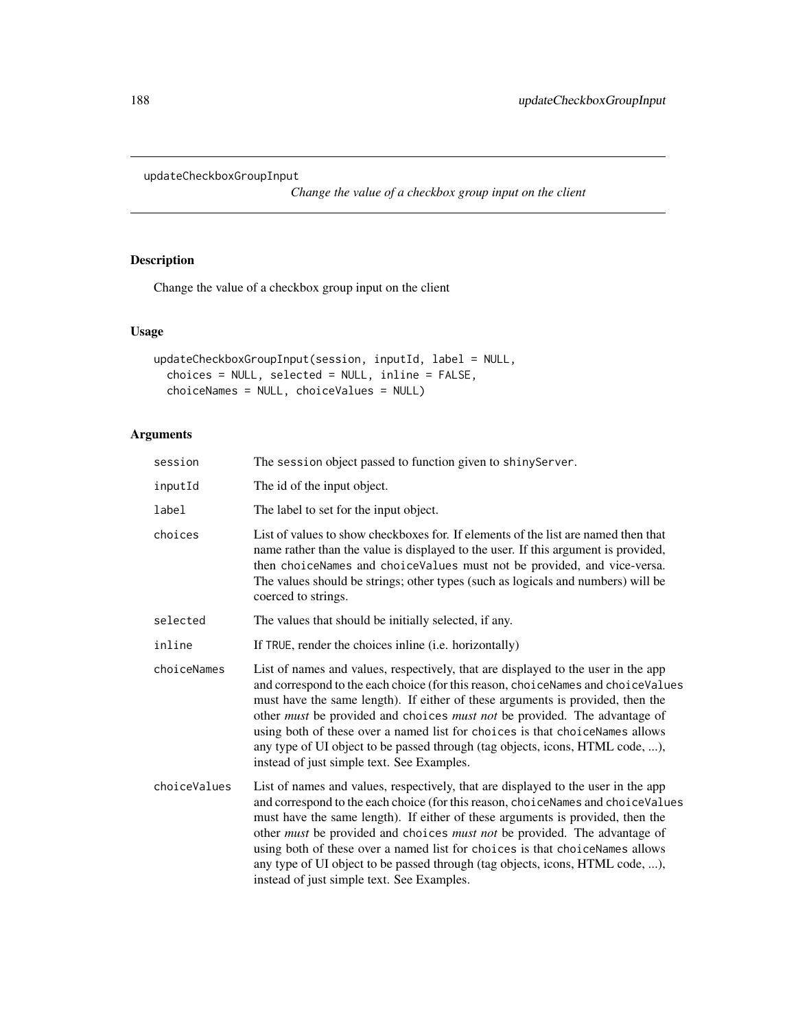## updateCheckboxGroupInput

*Change the value of a checkbox group input on the client*

### Description

Change the value of a checkbox group input on the client

### Usage

```
updateCheckboxGroupInput(session, inputId, label = NULL,
  choices = NULL, selected = NULL, inline = FALSE,
  choiceNames = NULL, choiceValues = NULL)
```

### Arguments

| | |
|---|---|
| `session` | The `session` object passed to function given to `shinyServer`. |
| `inputId` | The id of the input object. |
| `label` | The label to set for the input object. |
| `choices` | List of values to show checkboxes for. If elements of the list are named then that name rather than the value is displayed to the user. If this argument is provided, then `choiceNames` and `choiceValues` must not be provided, and vice-versa. The values should be strings; other types (such as logicals and numbers) will be coerced to strings. |
| `selected` | The values that should be initially selected, if any. |
| `inline` | If `TRUE`, render the choices inline (i.e. horizontally) |
| `choiceNames` | List of names and values, respectively, that are displayed to the user in the app and correspond to the each choice (for this reason, `choiceNames` and `choiceValues` must have the same length). If either of these arguments is provided, then the other *must* be provided and `choices` *must not* be provided. The advantage of using both of these over a named list for `choices` is that `choiceNames` allows any type of UI object to be passed through (tag objects, icons, HTML code, ...), instead of just simple text. See Examples. |
| `choiceValues` | List of names and values, respectively, that are displayed to the user in the app and correspond to the each choice (for this reason, `choiceNames` and `choiceValues` must have the same length). If either of these arguments is provided, then the other *must* be provided and `choices` *must not* be provided. The advantage of using both of these over a named list for `choices` is that `choiceNames` allows any type of UI object to be passed through (tag objects, icons, HTML code, ...), instead of just simple text. See Examples. |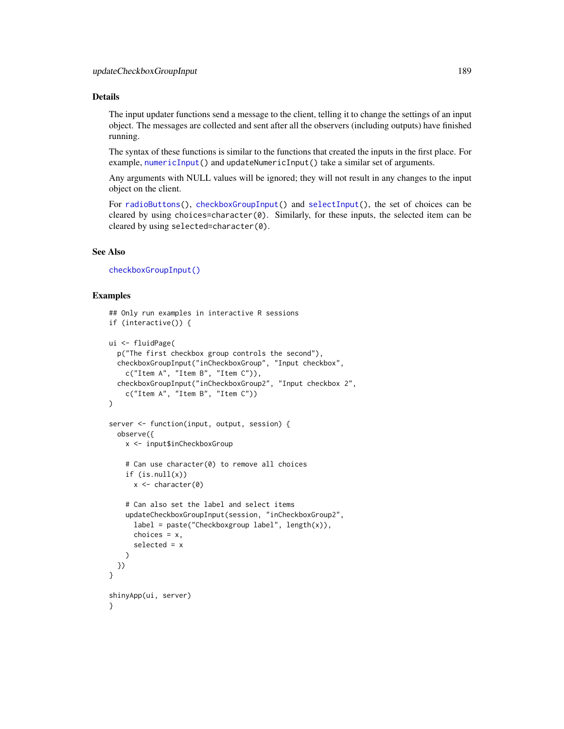## Details

The input updater functions send a message to the client, telling it to change the settings of an input object. The messages are collected and sent after all the observers (including outputs) have finished running.

The syntax of these functions is similar to the functions that created the inputs in the first place. For example, `numericInput()` and `updateNumericInput()` take a similar set of arguments.

Any arguments with NULL values will be ignored; they will not result in any changes to the input object on the client.

For `radioButtons()`, `checkboxGroupInput()` and `selectInput()`, the set of choices can be cleared by using `choices=character(0)`. Similarly, for these inputs, the selected item can be cleared by using `selected=character(0)`.

## See Also

`checkboxGroupInput()`

## Examples

```
## Only run examples in interactive R sessions
if (interactive()) {

ui <- fluidPage(
  p("The first checkbox group controls the second"),
  checkboxGroupInput("inCheckboxGroup", "Input checkbox",
    c("Item A", "Item B", "Item C")),
  checkboxGroupInput("inCheckboxGroup2", "Input checkbox 2",
    c("Item A", "Item B", "Item C"))
)

server <- function(input, output, session) {
  observe({
    x <- input$inCheckboxGroup

    # Can use character(0) to remove all choices
    if (is.null(x))
      x <- character(0)

    # Can also set the label and select items
    updateCheckboxGroupInput(session, "inCheckboxGroup2",
      label = paste("Checkboxgroup label", length(x)),
      choices = x,
      selected = x
    )
  })
}

shinyApp(ui, server)
}
```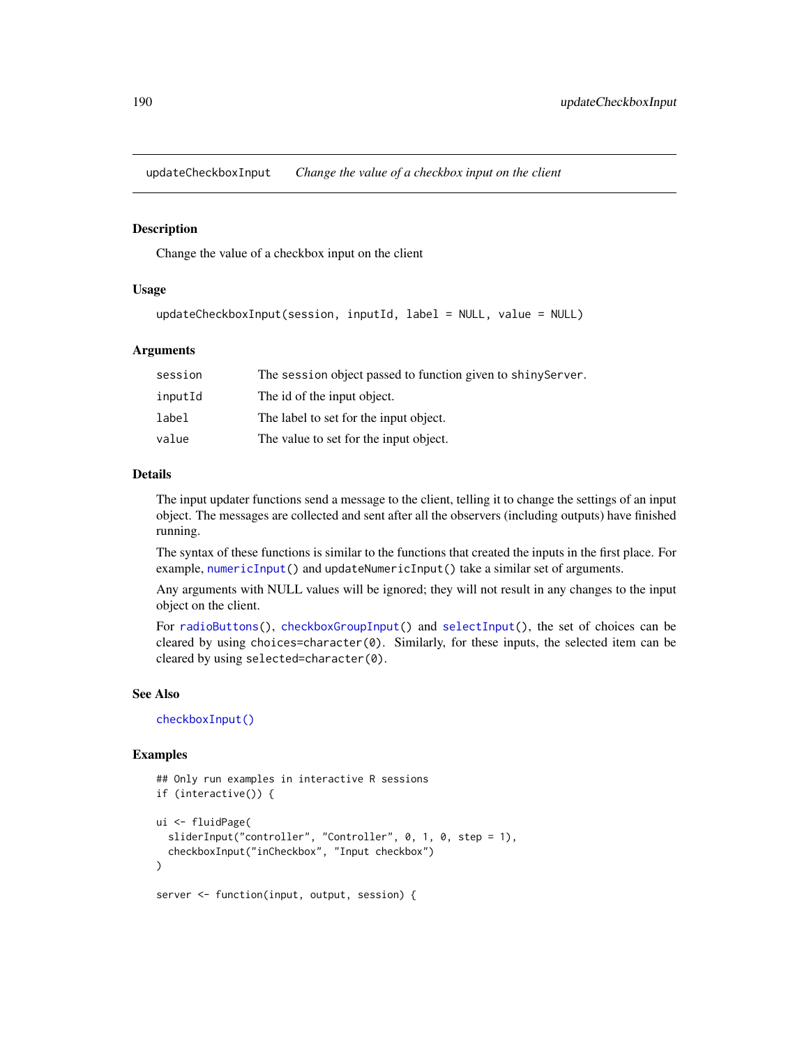updateCheckboxInput *Change the value of a checkbox input on the client*

## Description

Change the value of a checkbox input on the client

## Usage

```
updateCheckboxInput(session, inputId, label = NULL, value = NULL)
```

## Arguments

| | |
|---|---|
| session | The session object passed to function given to shinyServer. |
| inputId | The id of the input object. |
| label | The label to set for the input object. |
| value | The value to set for the input object. |

## Details

The input updater functions send a message to the client, telling it to change the settings of an input object. The messages are collected and sent after all the observers (including outputs) have finished running.

The syntax of these functions is similar to the functions that created the inputs in the first place. For example, numericInput() and updateNumericInput() take a similar set of arguments.

Any arguments with NULL values will be ignored; they will not result in any changes to the input object on the client.

For radioButtons(), checkboxGroupInput() and selectInput(), the set of choices can be cleared by using choices=character(0). Similarly, for these inputs, the selected item can be cleared by using selected=character(0).

## See Also

checkboxInput()

## Examples

```
## Only run examples in interactive R sessions
if (interactive()) {

ui <- fluidPage(
  sliderInput("controller", "Controller", 0, 1, 0, step = 1),
  checkboxInput("inCheckbox", "Input checkbox")
)

server <- function(input, output, session) {
```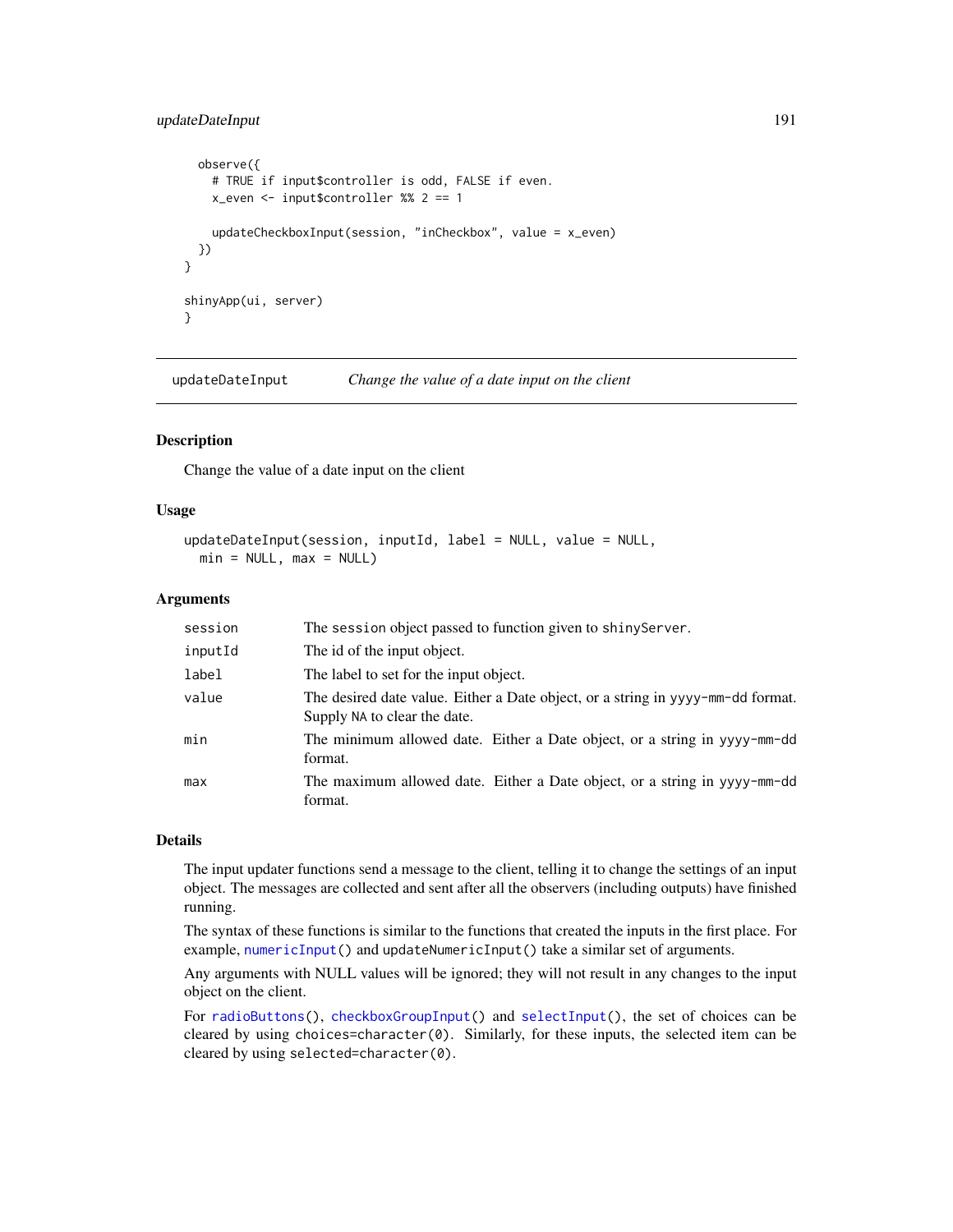```
  observe({
    # TRUE if input$controller is odd, FALSE if even.
    x_even <- input$controller %% 2 == 1

    updateCheckboxInput(session, "inCheckbox", value = x_even)
  })
}

shinyApp(ui, server)
}
```

## updateDateInput — *Change the value of a date input on the client*

### Description

Change the value of a date input on the client

### Usage

```
updateDateInput(session, inputId, label = NULL, value = NULL,
  min = NULL, max = NULL)
```

### Arguments

| | |
|---|---|
| `session` | The `session` object passed to function given to `shinyServer`. |
| `inputId` | The id of the input object. |
| `label` | The label to set for the input object. |
| `value` | The desired date value. Either a Date object, or a string in `yyyy-mm-dd` format. Supply `NA` to clear the date. |
| `min` | The minimum allowed date. Either a Date object, or a string in `yyyy-mm-dd` format. |
| `max` | The maximum allowed date. Either a Date object, or a string in `yyyy-mm-dd` format. |

### Details

The input updater functions send a message to the client, telling it to change the settings of an input object. The messages are collected and sent after all the observers (including outputs) have finished running.

The syntax of these functions is similar to the functions that created the inputs in the first place. For example, `numericInput()` and `updateNumericInput()` take a similar set of arguments.

Any arguments with NULL values will be ignored; they will not result in any changes to the input object on the client.

For `radioButtons()`, `checkboxGroupInput()` and `selectInput()`, the set of choices can be cleared by using `choices=character(0)`. Similarly, for these inputs, the selected item can be cleared by using `selected=character(0)`.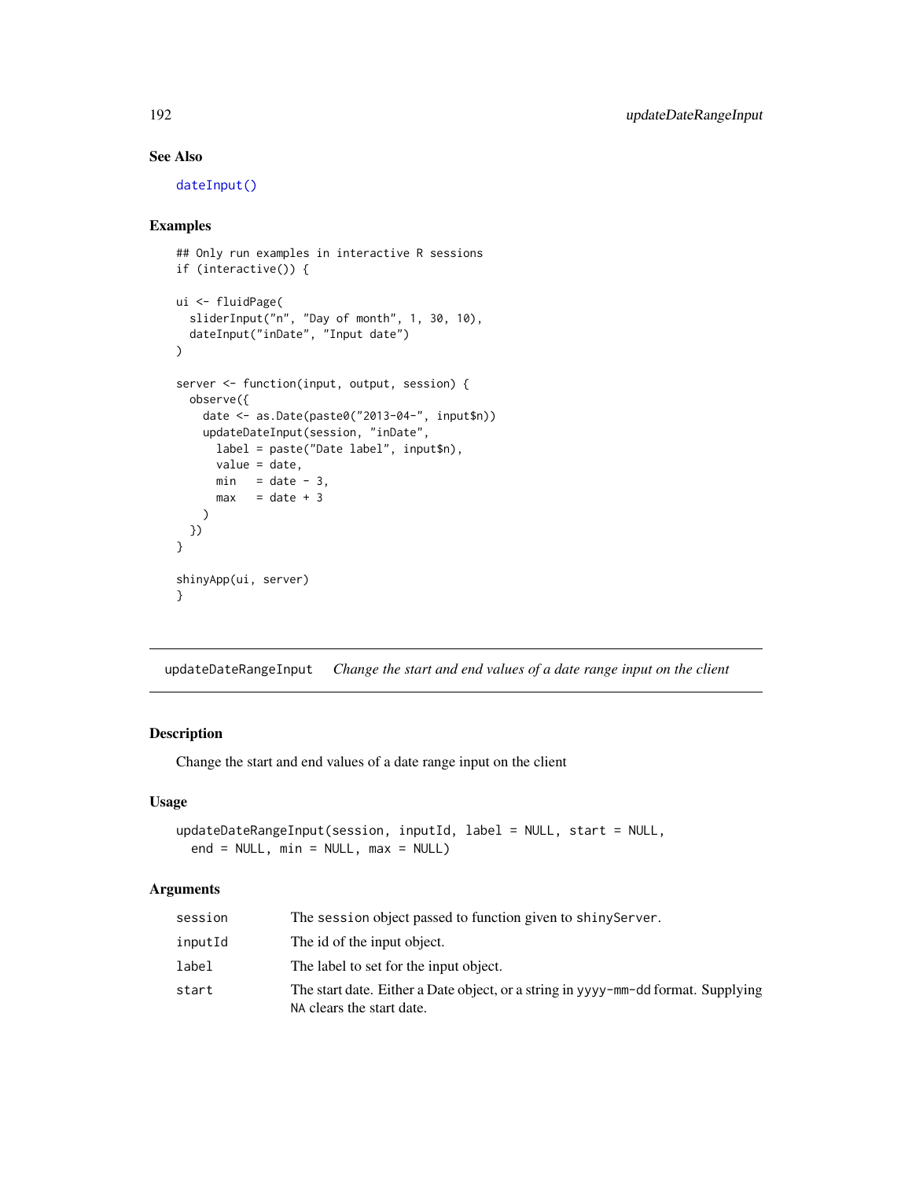## See Also

dateInput()

## Examples

```
## Only run examples in interactive R sessions
if (interactive()) {

ui <- fluidPage(
  sliderInput("n", "Day of month", 1, 30, 10),
  dateInput("inDate", "Input date")
)

server <- function(input, output, session) {
  observe({
    date <- as.Date(paste0("2013-04-", input$n))
    updateDateInput(session, "inDate",
      label = paste("Date label", input$n),
      value = date,
      min   = date - 3,
      max   = date + 3
    )
  })
}

shinyApp(ui, server)
}
```

---

# updateDateRangeInput — *Change the start and end values of a date range input on the client*

## Description

Change the start and end values of a date range input on the client

## Usage

```
updateDateRangeInput(session, inputId, label = NULL, start = NULL,
  end = NULL, min = NULL, max = NULL)
```

## Arguments

| | |
|---|---|
| session | The session object passed to function given to shinyServer. |
| inputId | The id of the input object. |
| label | The label to set for the input object. |
| start | The start date. Either a Date object, or a string in yyyy-mm-dd format. Supplying NA clears the start date. |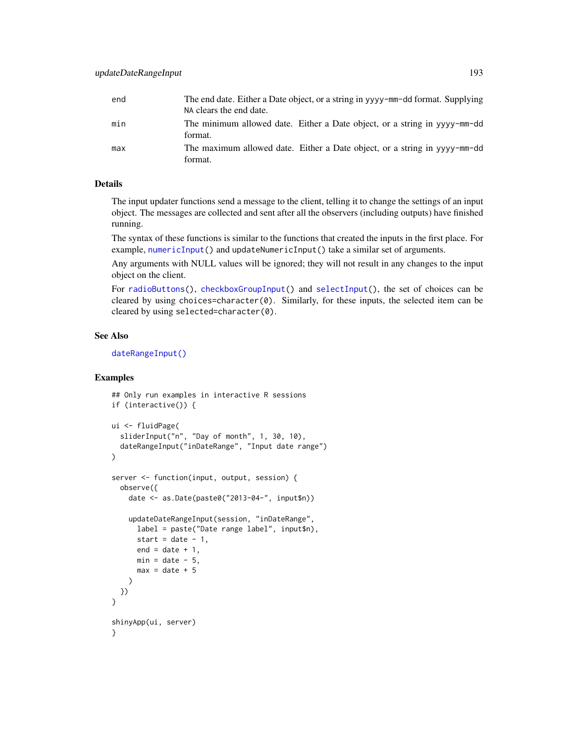| | |
|---|---|
| end | The end date. Either a Date object, or a string in yyyy-mm-dd format. Supplying NA clears the end date. |
| min | The minimum allowed date. Either a Date object, or a string in yyyy-mm-dd format. |
| max | The maximum allowed date. Either a Date object, or a string in yyyy-mm-dd format. |

## Details

The input updater functions send a message to the client, telling it to change the settings of an input object. The messages are collected and sent after all the observers (including outputs) have finished running.

The syntax of these functions is similar to the functions that created the inputs in the first place. For example, numericInput() and updateNumericInput() take a similar set of arguments.

Any arguments with NULL values will be ignored; they will not result in any changes to the input object on the client.

For radioButtons(), checkboxGroupInput() and selectInput(), the set of choices can be cleared by using choices=character(0). Similarly, for these inputs, the selected item can be cleared by using selected=character(0).

## See Also

dateRangeInput()

## Examples

```
## Only run examples in interactive R sessions
if (interactive()) {

ui <- fluidPage(
  sliderInput("n", "Day of month", 1, 30, 10),
  dateRangeInput("inDateRange", "Input date range")
)

server <- function(input, output, session) {
  observe({
    date <- as.Date(paste0("2013-04-", input$n))

    updateDateRangeInput(session, "inDateRange",
      label = paste("Date range label", input$n),
      start = date - 1,
      end = date + 1,
      min = date - 5,
      max = date + 5
    )
  })
}

shinyApp(ui, server)
}
```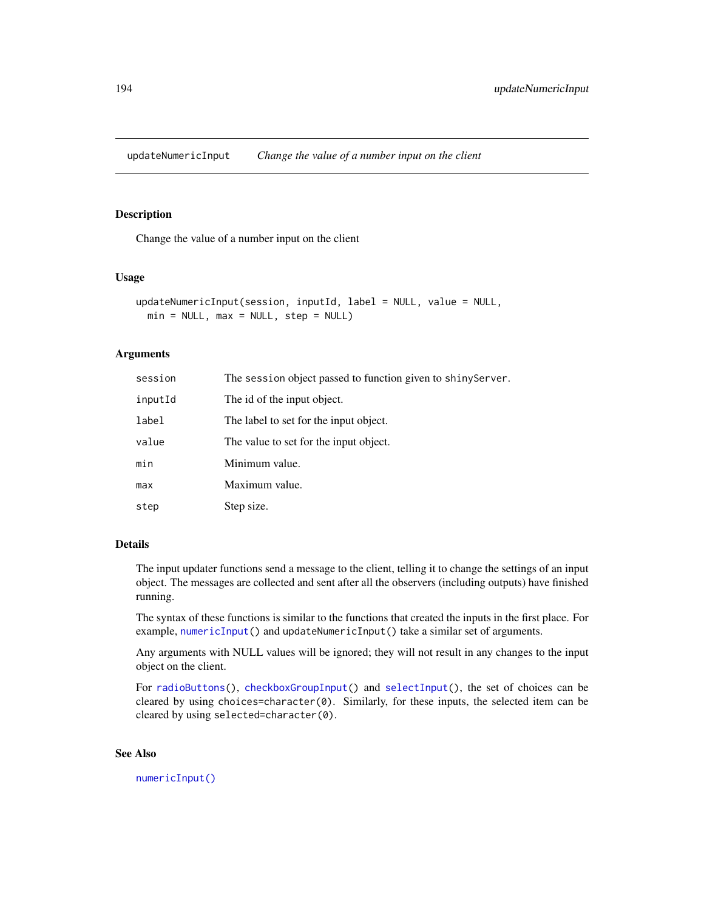## updateNumericInput — *Change the value of a number input on the client*

### Description

Change the value of a number input on the client

### Usage

```
updateNumericInput(session, inputId, label = NULL, value = NULL,
  min = NULL, max = NULL, step = NULL)
```

### Arguments

| | |
|---|---|
| session | The session object passed to function given to shinyServer. |
| inputId | The id of the input object. |
| label | The label to set for the input object. |
| value | The value to set for the input object. |
| min | Minimum value. |
| max | Maximum value. |
| step | Step size. |

### Details

The input updater functions send a message to the client, telling it to change the settings of an input object. The messages are collected and sent after all the observers (including outputs) have finished running.

The syntax of these functions is similar to the functions that created the inputs in the first place. For example, `numericInput()` and `updateNumericInput()` take a similar set of arguments.

Any arguments with NULL values will be ignored; they will not result in any changes to the input object on the client.

For `radioButtons()`, `checkboxGroupInput()` and `selectInput()`, the set of choices can be cleared by using `choices=character(0)`. Similarly, for these inputs, the selected item can be cleared by using `selected=character(0)`.

### See Also

`numericInput()`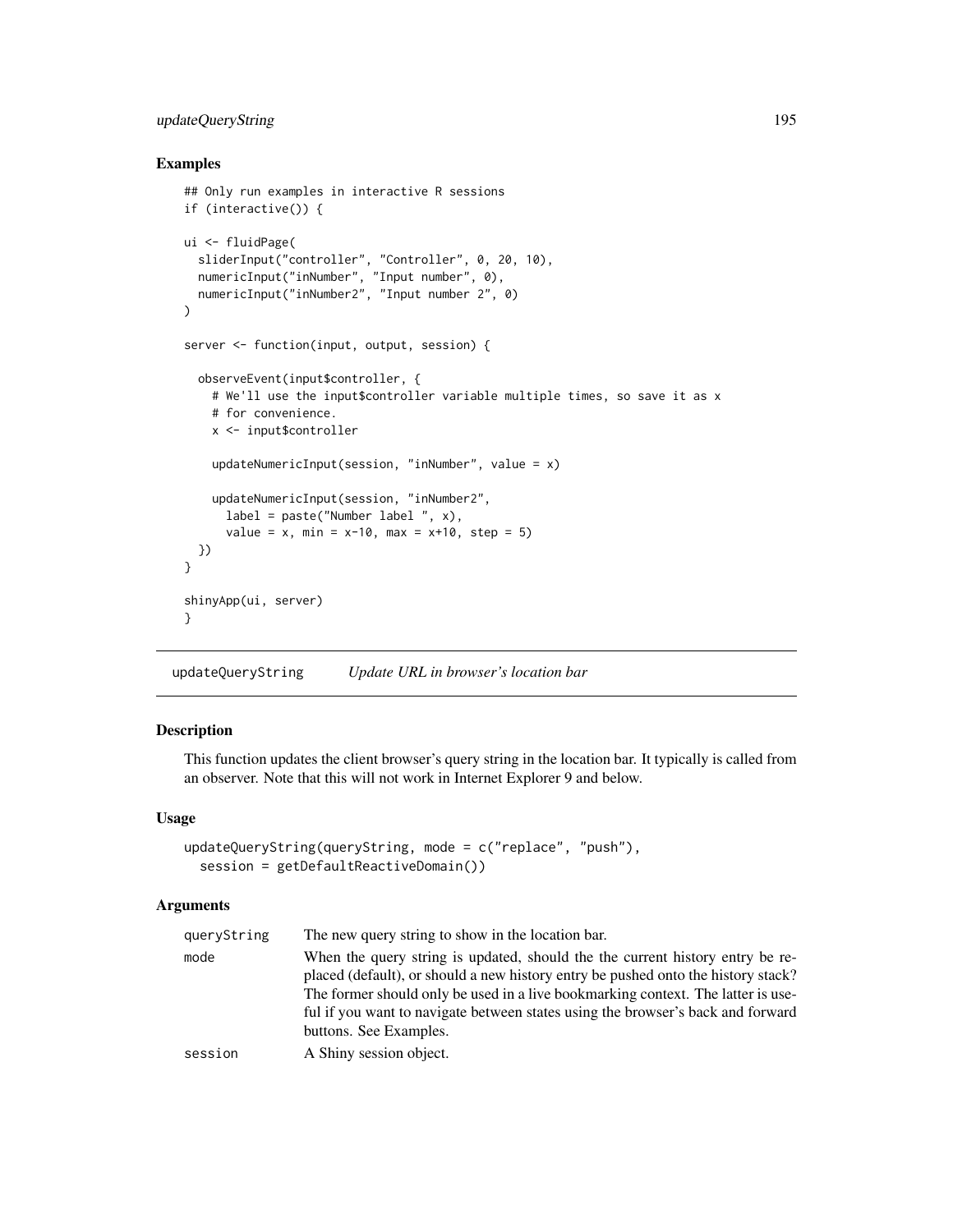### Examples

```
## Only run examples in interactive R sessions
if (interactive()) {

ui <- fluidPage(
  sliderInput("controller", "Controller", 0, 20, 10),
  numericInput("inNumber", "Input number", 0),
  numericInput("inNumber2", "Input number 2", 0)
)

server <- function(input, output, session) {

  observeEvent(input$controller, {
    # We'll use the input$controller variable multiple times, so save it as x
    # for convenience.
    x <- input$controller

    updateNumericInput(session, "inNumber", value = x)

    updateNumericInput(session, "inNumber2",
      label = paste("Number label ", x),
      value = x, min = x-10, max = x+10, step = 5)
  })
}

shinyApp(ui, server)
}
```

---

## updateQueryString *Update URL in browser's location bar*

---

### Description

This function updates the client browser's query string in the location bar. It typically is called from an observer. Note that this will not work in Internet Explorer 9 and below.

### Usage

```
updateQueryString(queryString, mode = c("replace", "push"),
  session = getDefaultReactiveDomain())
```

### Arguments

| | |
|---|---|
| queryString | The new query string to show in the location bar. |
| mode | When the query string is updated, should the the current history entry be replaced (default), or should a new history entry be pushed onto the history stack? The former should only be used in a live bookmarking context. The latter is useful if you want to navigate between states using the browser's back and forward buttons. See Examples. |
| session | A Shiny session object. |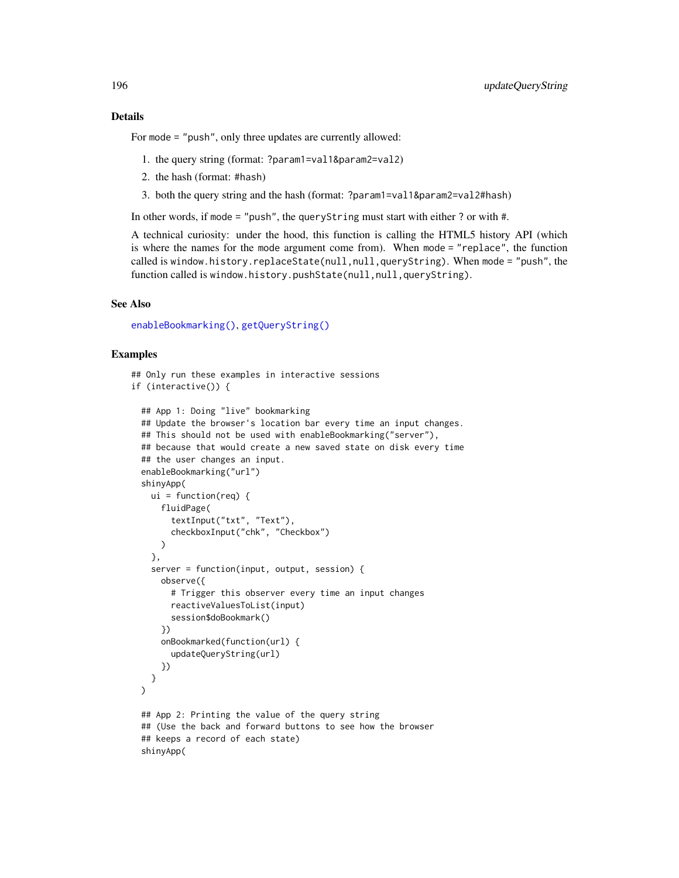## Details

For `mode = "push"`, only three updates are currently allowed:

1. the query string (format: `?param1=val1&param2=val2`)
2. the hash (format: `#hash`)
3. both the query string and the hash (format: `?param1=val1&param2=val2#hash`)

In other words, if `mode = "push"`, the `queryString` must start with either `?` or with `#`.

A technical curiosity: under the hood, this function is calling the HTML5 history API (which is where the names for the mode argument come from). When `mode = "replace"`, the function called is `window.history.replaceState(null,null,queryString)`. When `mode = "push"`, the function called is `window.history.pushState(null,null,queryString)`.

## See Also

`enableBookmarking()`, `getQueryString()`

## Examples

```
## Only run these examples in interactive sessions
if (interactive()) {

  ## App 1: Doing "live" bookmarking
  ## Update the browser's location bar every time an input changes.
  ## This should not be used with enableBookmarking("server"),
  ## because that would create a new saved state on disk every time
  ## the user changes an input.
  enableBookmarking("url")
  shinyApp(
    ui = function(req) {
      fluidPage(
        textInput("txt", "Text"),
        checkboxInput("chk", "Checkbox")
      )
    },
    server = function(input, output, session) {
      observe({
        # Trigger this observer every time an input changes
        reactiveValuesToList(input)
        session$doBookmark()
      })
      onBookmarked(function(url) {
        updateQueryString(url)
      })
    }
  )

  ## App 2: Printing the value of the query string
  ## (Use the back and forward buttons to see how the browser
  ## keeps a record of each state)
  shinyApp(
```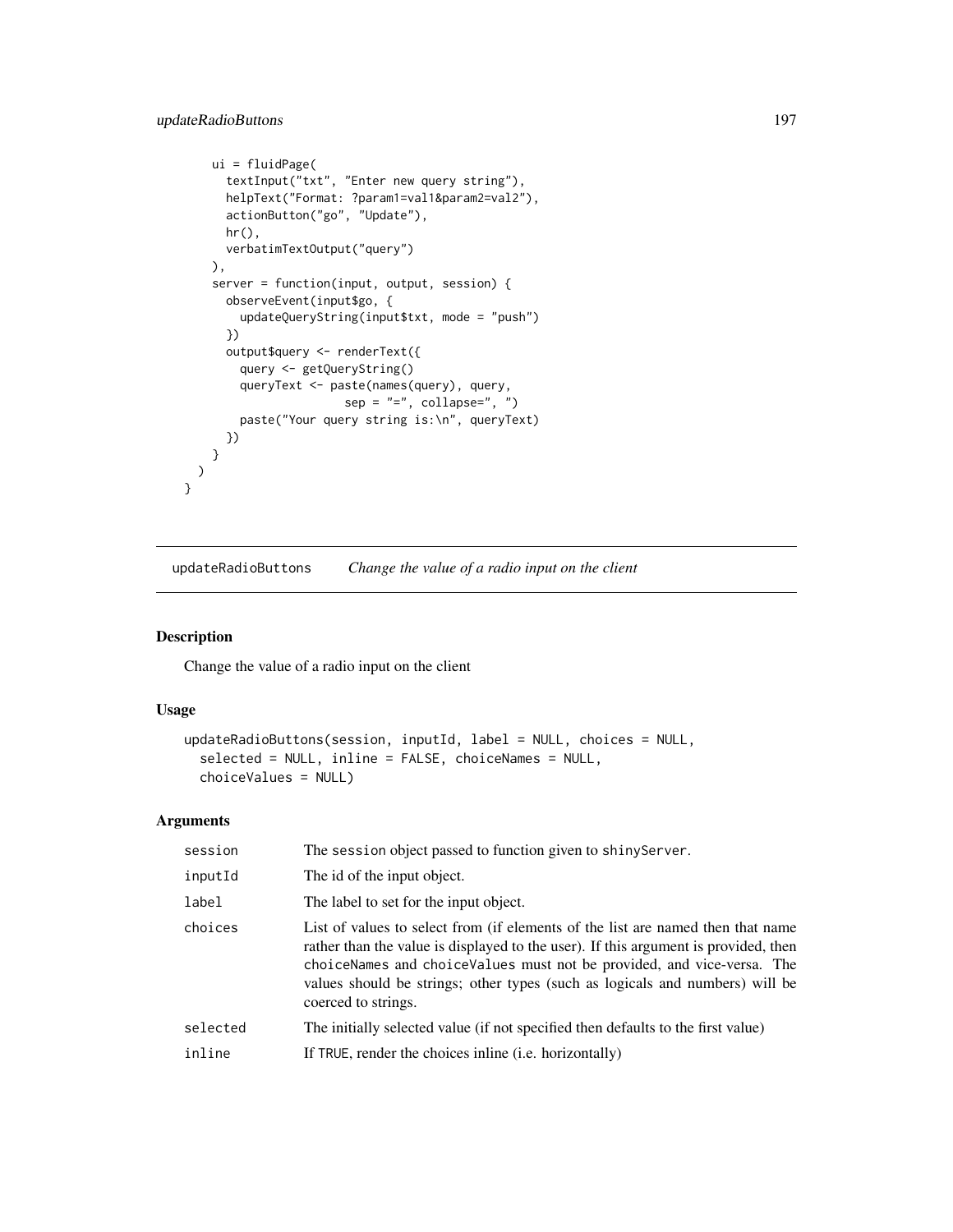```
    ui = fluidPage(
      textInput("txt", "Enter new query string"),
      helpText("Format: ?param1=val1&param2=val2"),
      actionButton("go", "Update"),
      hr(),
      verbatimTextOutput("query")
    ),
    server = function(input, output, session) {
      observeEvent(input$go, {
        updateQueryString(input$txt, mode = "push")
      })
      output$query <- renderText({
        query <- getQueryString()
        queryText <- paste(names(query), query,
                       sep = "=", collapse=", ")
        paste("Your query string is:\n", queryText)
      })
    }
  )
}
```

---

## updateRadioButtons — *Change the value of a radio input on the client*

### Description

Change the value of a radio input on the client

### Usage

```
updateRadioButtons(session, inputId, label = NULL, choices = NULL,
  selected = NULL, inline = FALSE, choiceNames = NULL,
  choiceValues = NULL)
```

### Arguments

| | |
|---|---|
| `session` | The `session` object passed to function given to `shinyServer`. |
| `inputId` | The id of the input object. |
| `label` | The label to set for the input object. |
| `choices` | List of values to select from (if elements of the list are named then that name rather than the value is displayed to the user). If this argument is provided, then `choiceNames` and `choiceValues` must not be provided, and vice-versa. The values should be strings; other types (such as logicals and numbers) will be coerced to strings. |
| `selected` | The initially selected value (if not specified then defaults to the first value) |
| `inline` | If `TRUE`, render the choices inline (i.e. horizontally) |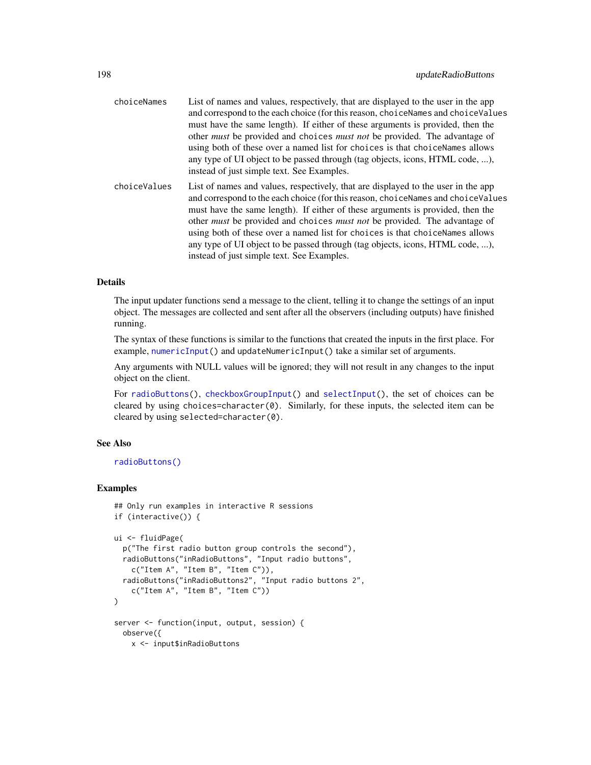choiceNames
: List of names and values, respectively, that are displayed to the user in the app and correspond to the each choice (for this reason, `choiceNames` and `choiceValues` must have the same length). If either of these arguments is provided, then the other *must* be provided and `choices` *must not* be provided. The advantage of using both of these over a named list for `choices` is that `choiceNames` allows any type of UI object to be passed through (tag objects, icons, HTML code, ...), instead of just simple text. See Examples.

choiceValues
: List of names and values, respectively, that are displayed to the user in the app and correspond to the each choice (for this reason, `choiceNames` and `choiceValues` must have the same length). If either of these arguments is provided, then the other *must* be provided and `choices` *must not* be provided. The advantage of using both of these over a named list for `choices` is that `choiceNames` allows any type of UI object to be passed through (tag objects, icons, HTML code, ...), instead of just simple text. See Examples.

## Details

The input updater functions send a message to the client, telling it to change the settings of an input object. The messages are collected and sent after all the observers (including outputs) have finished running.

The syntax of these functions is similar to the functions that created the inputs in the first place. For example, `numericInput()` and `updateNumericInput()` take a similar set of arguments.

Any arguments with NULL values will be ignored; they will not result in any changes to the input object on the client.

For `radioButtons()`, `checkboxGroupInput()` and `selectInput()`, the set of choices can be cleared by using `choices=character(0)`. Similarly, for these inputs, the selected item can be cleared by using `selected=character(0)`.

## See Also

`radioButtons()`

## Examples

```
## Only run examples in interactive R sessions
if (interactive()) {

ui <- fluidPage(
  p("The first radio button group controls the second"),
  radioButtons("inRadioButtons", "Input radio buttons",
    c("Item A", "Item B", "Item C")),
  radioButtons("inRadioButtons2", "Input radio buttons 2",
    c("Item A", "Item B", "Item C"))
)

server <- function(input, output, session) {
  observe({
    x <- input$inRadioButtons
```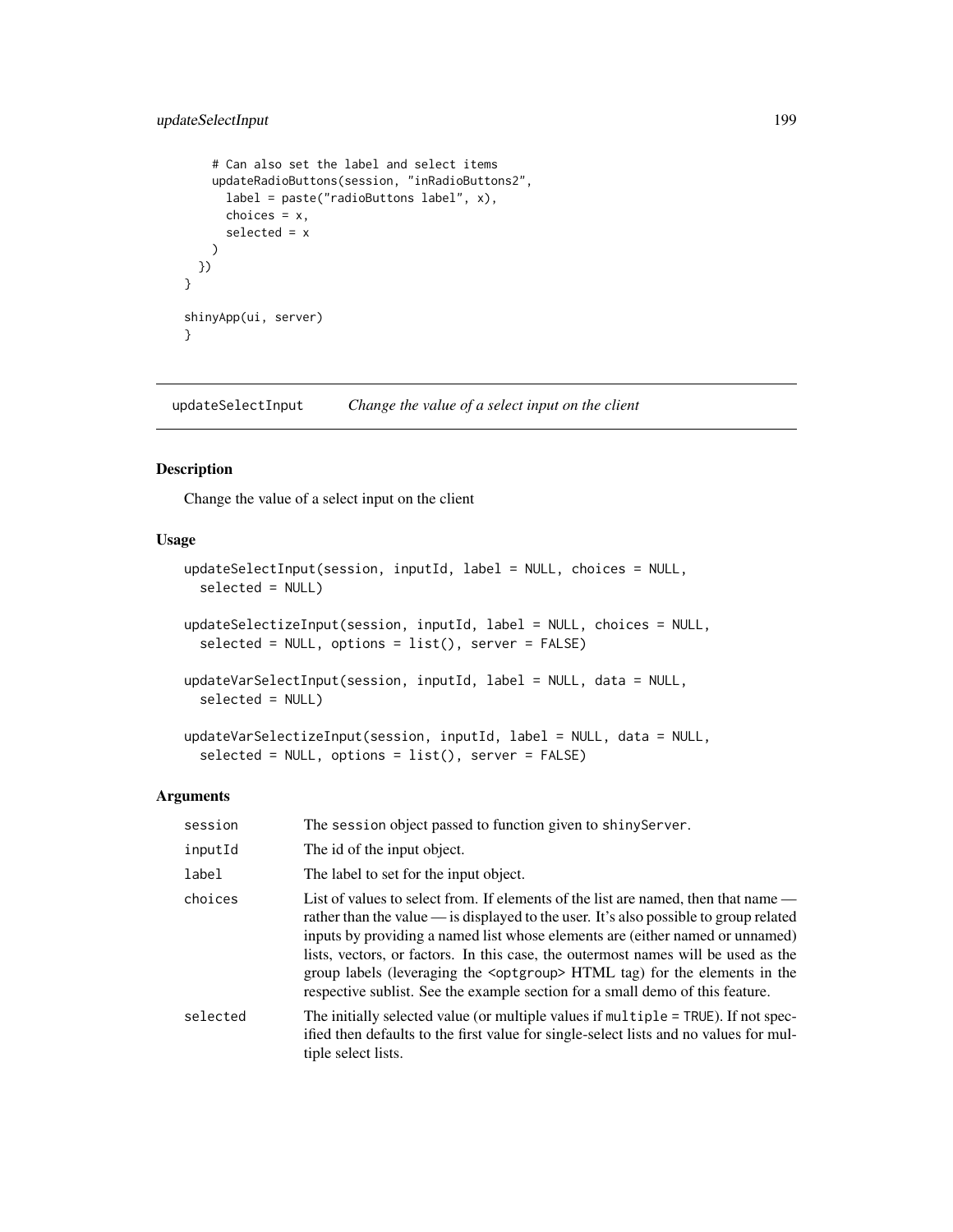```
    # Can also set the label and select items
    updateRadioButtons(session, "inRadioButtons2",
      label = paste("radioButtons label", x),
      choices = x,
      selected = x
    )
  })
}

shinyApp(ui, server)
}
```

## updateSelectInput *Change the value of a select input on the client*

### Description

Change the value of a select input on the client

### Usage

```
updateSelectInput(session, inputId, label = NULL, choices = NULL,
  selected = NULL)

updateSelectizeInput(session, inputId, label = NULL, choices = NULL,
  selected = NULL, options = list(), server = FALSE)

updateVarSelectInput(session, inputId, label = NULL, data = NULL,
  selected = NULL)

updateVarSelectizeInput(session, inputId, label = NULL, data = NULL,
  selected = NULL, options = list(), server = FALSE)
```

### Arguments

| | |
|---|---|
| session | The `session` object passed to function given to `shinyServer`. |
| inputId | The id of the input object. |
| label | The label to set for the input object. |
| choices | List of values to select from. If elements of the list are named, then that name — rather than the value — is displayed to the user. It's also possible to group related inputs by providing a named list whose elements are (either named or unnamed) lists, vectors, or factors. In this case, the outermost names will be used as the group labels (leveraging the <optgroup> HTML tag) for the elements in the respective sublist. See the example section for a small demo of this feature. |
| selected | The initially selected value (or multiple values if `multiple = TRUE`). If not specified then defaults to the first value for single-select lists and no values for multiple select lists. |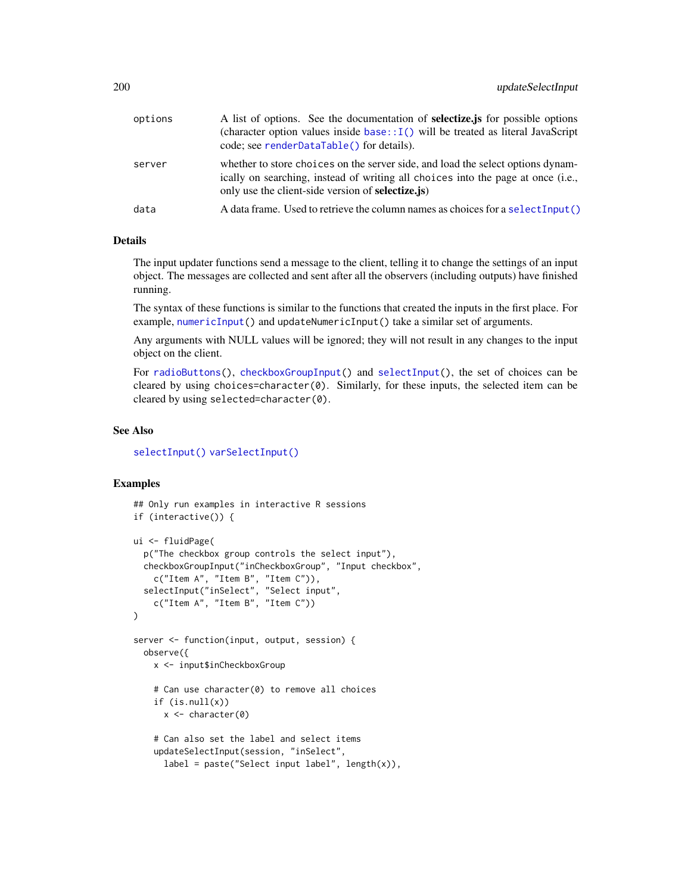| | |
|---|---|
| options | A list of options. See the documentation of **selectize.js** for possible options (character option values inside `base::I()` will be treated as literal JavaScript code; see `renderDataTable()` for details). |
| server | whether to store `choices` on the server side, and load the select options dynamically on searching, instead of writing all `choices` into the page at once (i.e., only use the client-side version of **selectize.js**) |
| data | A data frame. Used to retrieve the column names as choices for a `selectInput()` |

## Details

The input updater functions send a message to the client, telling it to change the settings of an input object. The messages are collected and sent after all the observers (including outputs) have finished running.

The syntax of these functions is similar to the functions that created the inputs in the first place. For example, `numericInput()` and `updateNumericInput()` take a similar set of arguments.

Any arguments with NULL values will be ignored; they will not result in any changes to the input object on the client.

For `radioButtons()`, `checkboxGroupInput()` and `selectInput()`, the set of choices can be cleared by using `choices=character(0)`. Similarly, for these inputs, the selected item can be cleared by using `selected=character(0)`.

## See Also

`selectInput()` `varSelectInput()`

## Examples

```
## Only run examples in interactive R sessions
if (interactive()) {

ui <- fluidPage(
  p("The checkbox group controls the select input"),
  checkboxGroupInput("inCheckboxGroup", "Input checkbox",
    c("Item A", "Item B", "Item C")),
  selectInput("inSelect", "Select input",
    c("Item A", "Item B", "Item C"))
)

server <- function(input, output, session) {
  observe({
    x <- input$inCheckboxGroup

    # Can use character(0) to remove all choices
    if (is.null(x))
      x <- character(0)

    # Can also set the label and select items
    updateSelectInput(session, "inSelect",
      label = paste("Select input label", length(x)),
```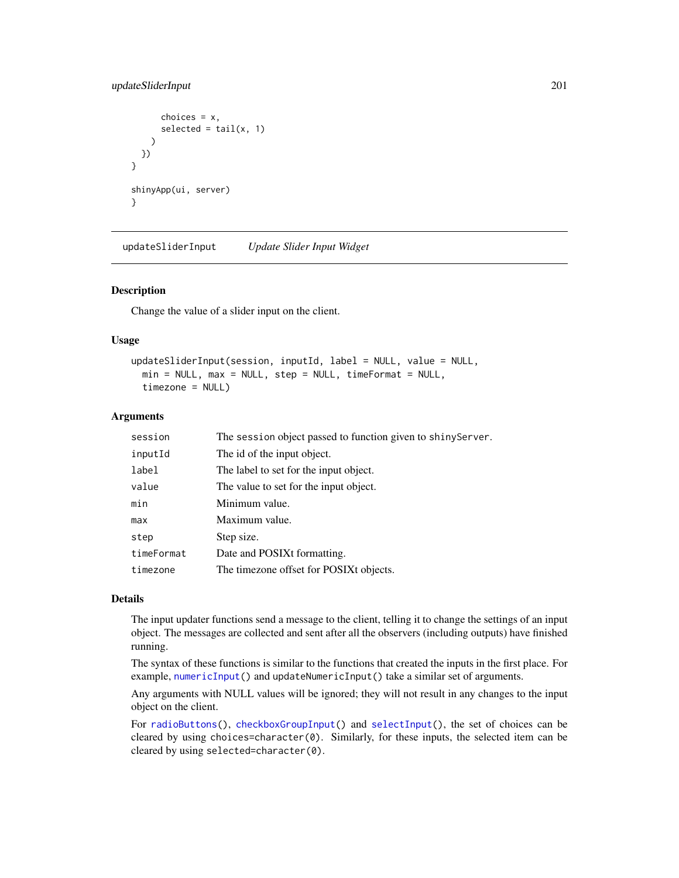```
      choices = x,
      selected = tail(x, 1)
    )
  })
}

shinyApp(ui, server)
}
```

---

## updateSliderInput *Update Slider Input Widget*

---

### Description

Change the value of a slider input on the client.

### Usage

```
updateSliderInput(session, inputId, label = NULL, value = NULL,
  min = NULL, max = NULL, step = NULL, timeFormat = NULL,
  timezone = NULL)
```

### Arguments

| | |
|---|---|
| `session` | The `session` object passed to function given to `shinyServer`. |
| `inputId` | The id of the input object. |
| `label` | The label to set for the input object. |
| `value` | The value to set for the input object. |
| `min` | Minimum value. |
| `max` | Maximum value. |
| `step` | Step size. |
| `timeFormat` | Date and POSIXt formatting. |
| `timezone` | The timezone offset for POSIXt objects. |

### Details

The input updater functions send a message to the client, telling it to change the settings of an input object. The messages are collected and sent after all the observers (including outputs) have finished running.

The syntax of these functions is similar to the functions that created the inputs in the first place. For example, `numericInput()` and `updateNumericInput()` take a similar set of arguments.

Any arguments with NULL values will be ignored; they will not result in any changes to the input object on the client.

For `radioButtons()`, `checkboxGroupInput()` and `selectInput()`, the set of choices can be cleared by using `choices=character(0)`. Similarly, for these inputs, the selected item can be cleared by using `selected=character(0)`.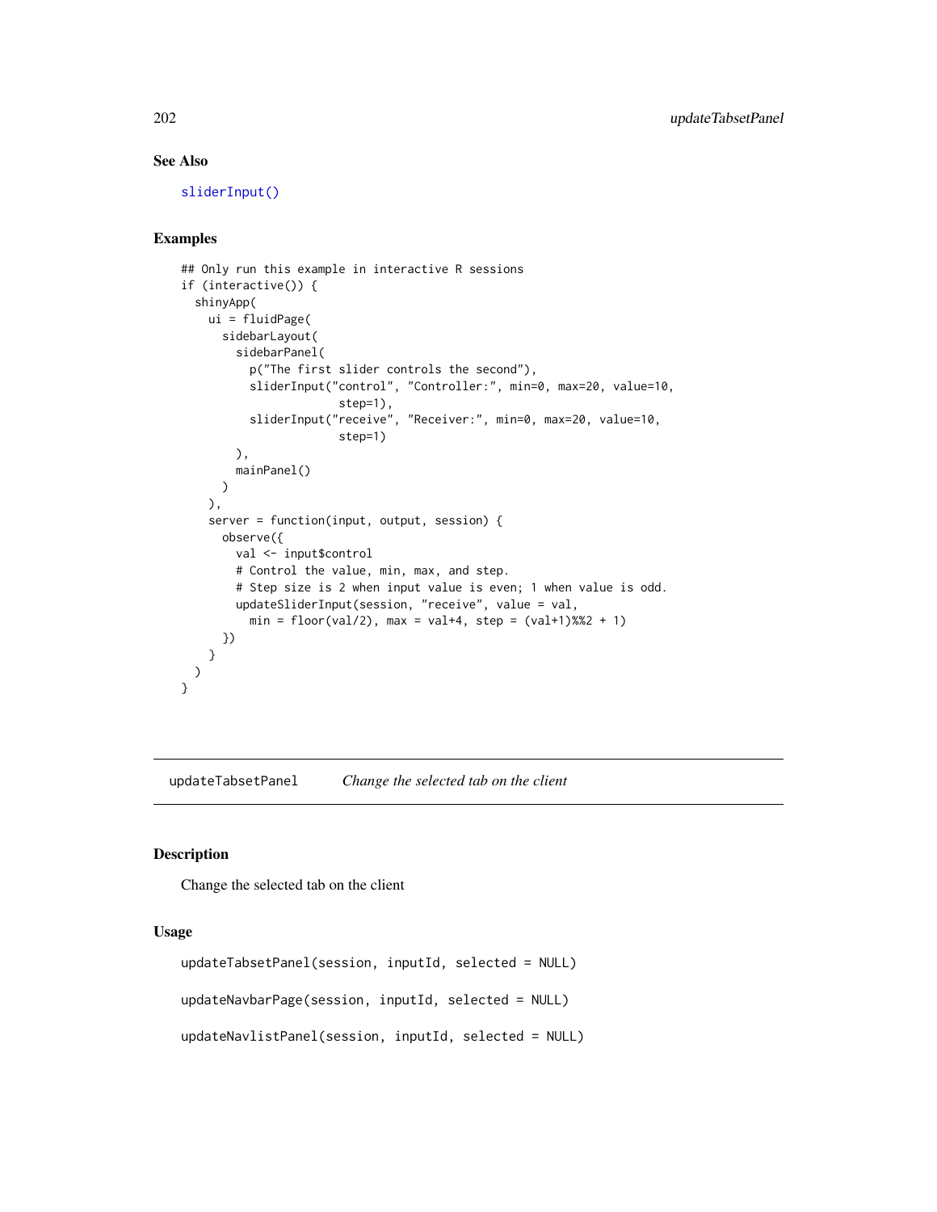### See Also

sliderInput()

### Examples

```
## Only run this example in interactive R sessions
if (interactive()) {
  shinyApp(
    ui = fluidPage(
      sidebarLayout(
        sidebarPanel(
          p("The first slider controls the second"),
          sliderInput("control", "Controller:", min=0, max=20, value=10,
                      step=1),
          sliderInput("receive", "Receiver:", min=0, max=20, value=10,
                      step=1)
        ),
        mainPanel()
      )
    ),
    server = function(input, output, session) {
      observe({
        val <- input$control
        # Control the value, min, max, and step.
        # Step size is 2 when input value is even; 1 when value is odd.
        updateSliderInput(session, "receive", value = val,
          min = floor(val/2), max = val+4, step = (val+1)%%2 + 1)
      })
    }
  )
}
```

## updateTabsetPanel — *Change the selected tab on the client*

### Description

Change the selected tab on the client

### Usage

```
updateTabsetPanel(session, inputId, selected = NULL)

updateNavbarPage(session, inputId, selected = NULL)

updateNavlistPanel(session, inputId, selected = NULL)
```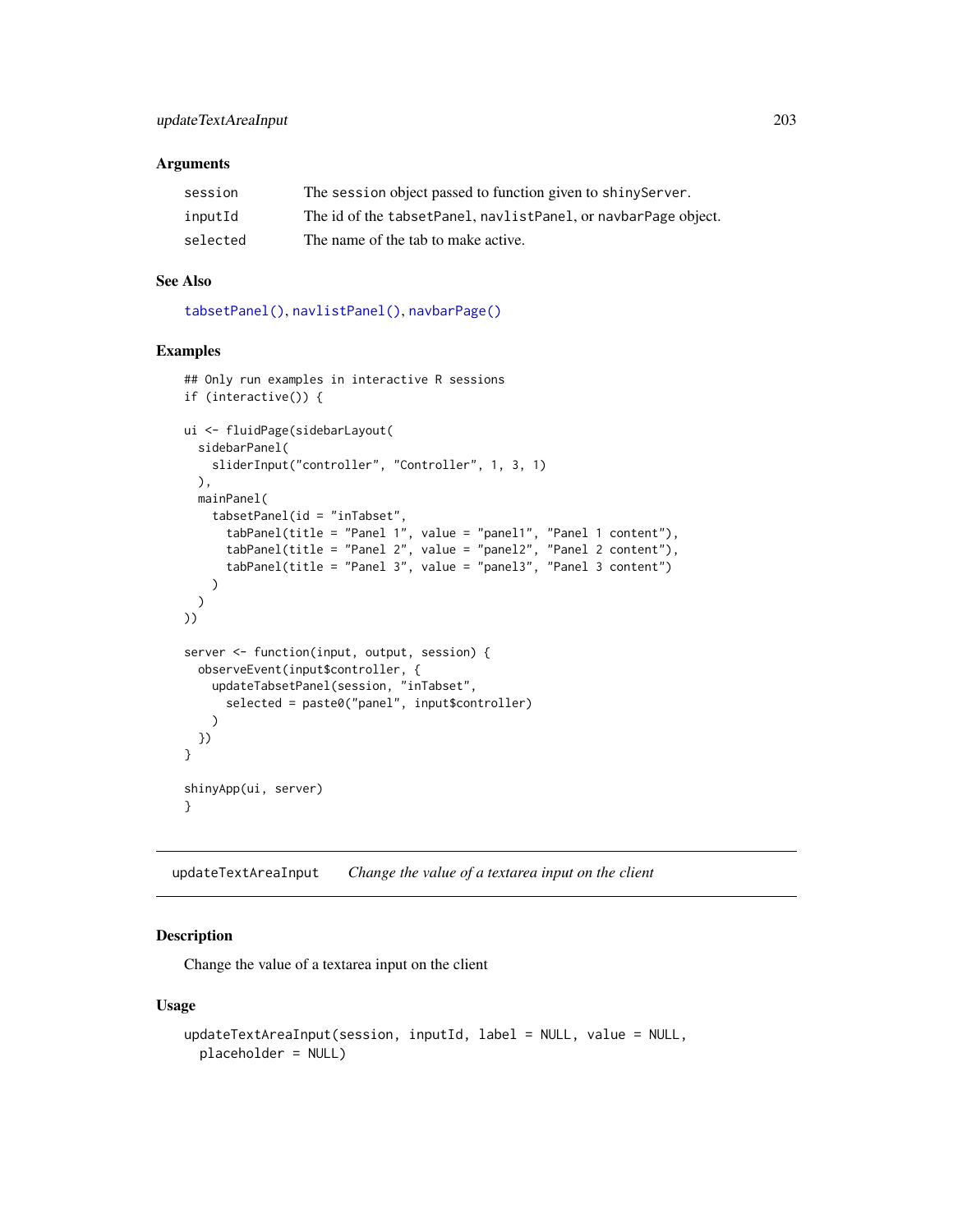### Arguments

| | |
|---|---|
| `session` | The `session` object passed to function given to `shinyServer`. |
| `inputId` | The id of the `tabsetPanel`, `navlistPanel`, or `navbarPage` object. |
| `selected` | The name of the tab to make active. |

### See Also

`tabsetPanel()`, `navlistPanel()`, `navbarPage()`

### Examples

```
## Only run examples in interactive R sessions
if (interactive()) {

ui <- fluidPage(sidebarLayout(
  sidebarPanel(
    sliderInput("controller", "Controller", 1, 3, 1)
  ),
  mainPanel(
    tabsetPanel(id = "inTabset",
      tabPanel(title = "Panel 1", value = "panel1", "Panel 1 content"),
      tabPanel(title = "Panel 2", value = "panel2", "Panel 2 content"),
      tabPanel(title = "Panel 3", value = "panel3", "Panel 3 content")
    )
  )
))

server <- function(input, output, session) {
  observeEvent(input$controller, {
    updateTabsetPanel(session, "inTabset",
      selected = paste0("panel", input$controller)
    )
  })
}

shinyApp(ui, server)
}
```

---

## `updateTextAreaInput` *Change the value of a textarea input on the client*

---

### Description

Change the value of a textarea input on the client

### Usage

```
updateTextAreaInput(session, inputId, label = NULL, value = NULL,
  placeholder = NULL)
```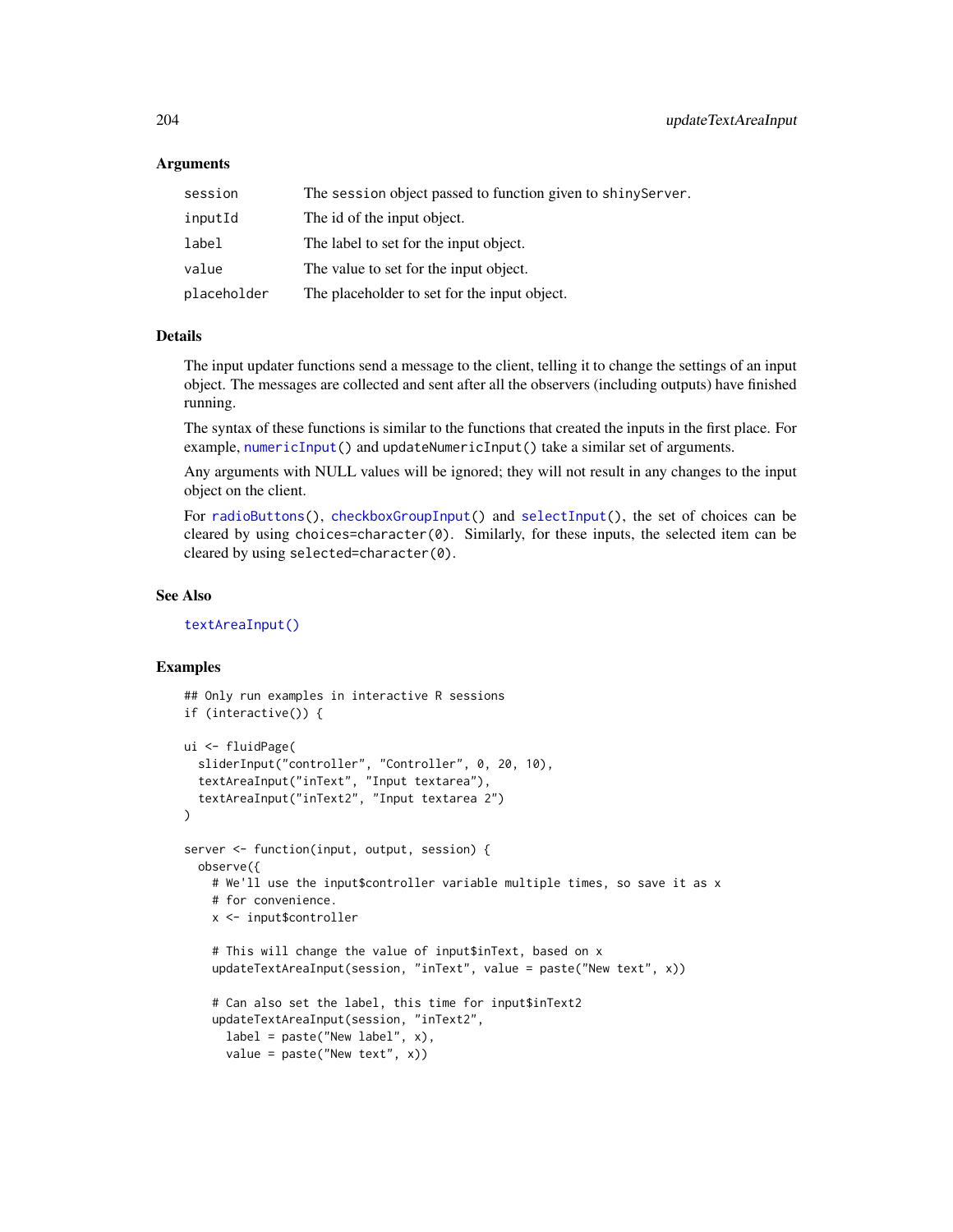### Arguments

| | |
|---|---|
| `session` | The `session` object passed to function given to `shinyServer`. |
| `inputId` | The id of the input object. |
| `label` | The label to set for the input object. |
| `value` | The value to set for the input object. |
| `placeholder` | The placeholder to set for the input object. |

### Details

The input updater functions send a message to the client, telling it to change the settings of an input object. The messages are collected and sent after all the observers (including outputs) have finished running.

The syntax of these functions is similar to the functions that created the inputs in the first place. For example, `numericInput()` and `updateNumericInput()` take a similar set of arguments.

Any arguments with NULL values will be ignored; they will not result in any changes to the input object on the client.

For `radioButtons()`, `checkboxGroupInput()` and `selectInput()`, the set of choices can be cleared by using `choices=character(0)`. Similarly, for these inputs, the selected item can be cleared by using `selected=character(0)`.

### See Also

`textAreaInput()`

### Examples

```
## Only run examples in interactive R sessions
if (interactive()) {

ui <- fluidPage(
  sliderInput("controller", "Controller", 0, 20, 10),
  textAreaInput("inText", "Input textarea"),
  textAreaInput("inText2", "Input textarea 2")
)

server <- function(input, output, session) {
  observe({
    # We'll use the input$controller variable multiple times, so save it as x
    # for convenience.
    x <- input$controller

    # This will change the value of input$inText, based on x
    updateTextAreaInput(session, "inText", value = paste("New text", x))

    # Can also set the label, this time for input$inText2
    updateTextAreaInput(session, "inText2",
      label = paste("New label", x),
      value = paste("New text", x))
```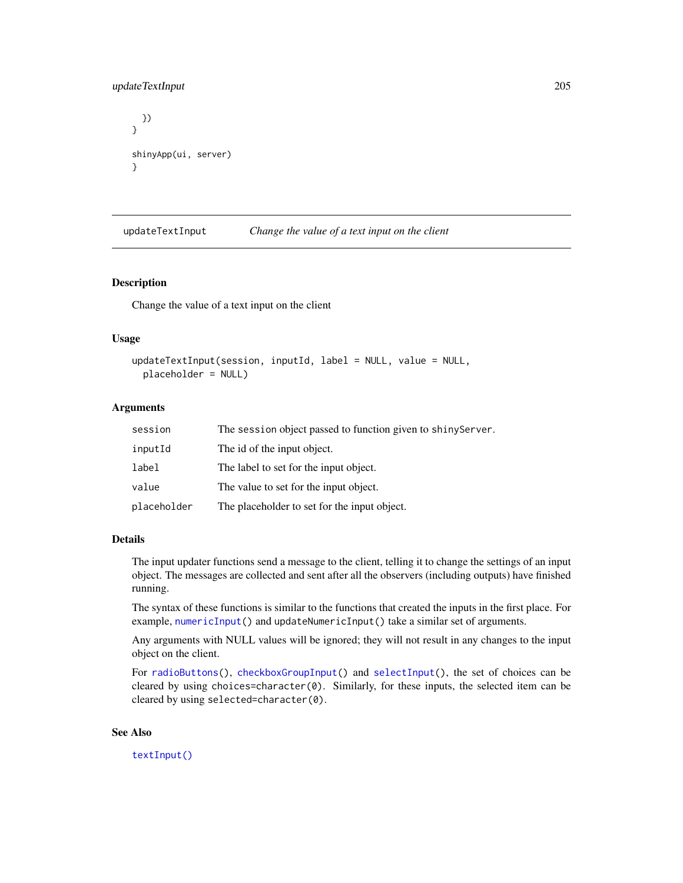```
  })
}

shinyApp(ui, server)
}
```

## updateTextInput — *Change the value of a text input on the client*

### Description

Change the value of a text input on the client

### Usage

```
updateTextInput(session, inputId, label = NULL, value = NULL,
  placeholder = NULL)
```

### Arguments

| | |
|---|---|
| `session` | The `session` object passed to function given to `shinyServer`. |
| `inputId` | The id of the input object. |
| `label` | The label to set for the input object. |
| `value` | The value to set for the input object. |
| `placeholder` | The placeholder to set for the input object. |

### Details

The input updater functions send a message to the client, telling it to change the settings of an input object. The messages are collected and sent after all the observers (including outputs) have finished running.

The syntax of these functions is similar to the functions that created the inputs in the first place. For example, `numericInput()` and `updateNumericInput()` take a similar set of arguments.

Any arguments with NULL values will be ignored; they will not result in any changes to the input object on the client.

For `radioButtons()`, `checkboxGroupInput()` and `selectInput()`, the set of choices can be cleared by using `choices=character(0)`. Similarly, for these inputs, the selected item can be cleared by using `selected=character(0)`.

### See Also

`textInput()`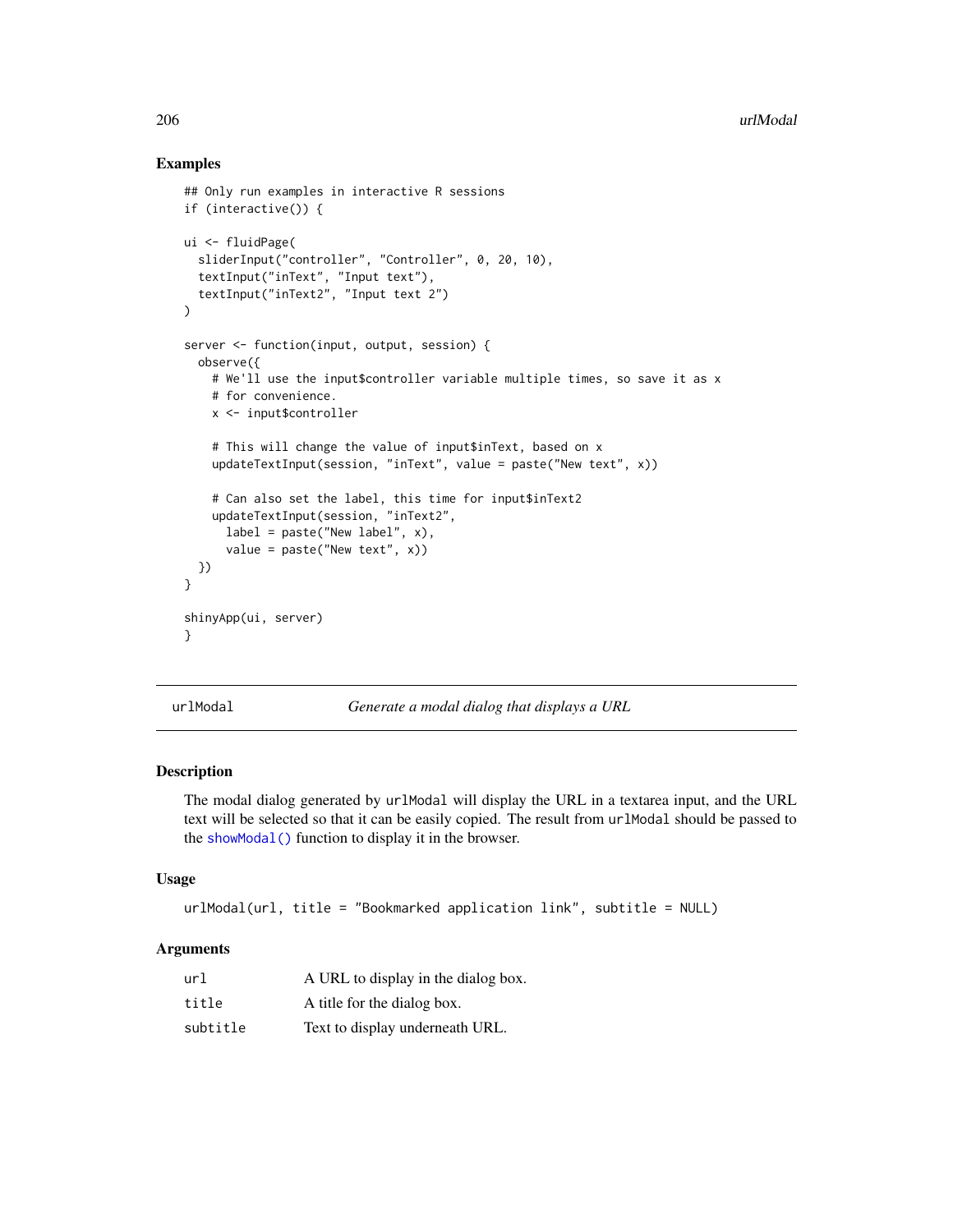## Examples

```
## Only run examples in interactive R sessions
if (interactive()) {

ui <- fluidPage(
  sliderInput("controller", "Controller", 0, 20, 10),
  textInput("inText", "Input text"),
  textInput("inText2", "Input text 2")
)

server <- function(input, output, session) {
  observe({
    # We'll use the input$controller variable multiple times, so save it as x
    # for convenience.
    x <- input$controller

    # This will change the value of input$inText, based on x
    updateTextInput(session, "inText", value = paste("New text", x))

    # Can also set the label, this time for input$inText2
    updateTextInput(session, "inText2",
      label = paste("New label", x),
      value = paste("New text", x))
  })
}

shinyApp(ui, server)
}
```

---

# urlModal — *Generate a modal dialog that displays a URL*

## Description

The modal dialog generated by `urlModal` will display the URL in a textarea input, and the URL text will be selected so that it can be easily copied. The result from `urlModal` should be passed to the `showModal()` function to display it in the browser.

## Usage

```
urlModal(url, title = "Bookmarked application link", subtitle = NULL)
```

## Arguments

| | |
|---|---|
| `url` | A URL to display in the dialog box. |
| `title` | A title for the dialog box. |
| `subtitle` | Text to display underneath URL. |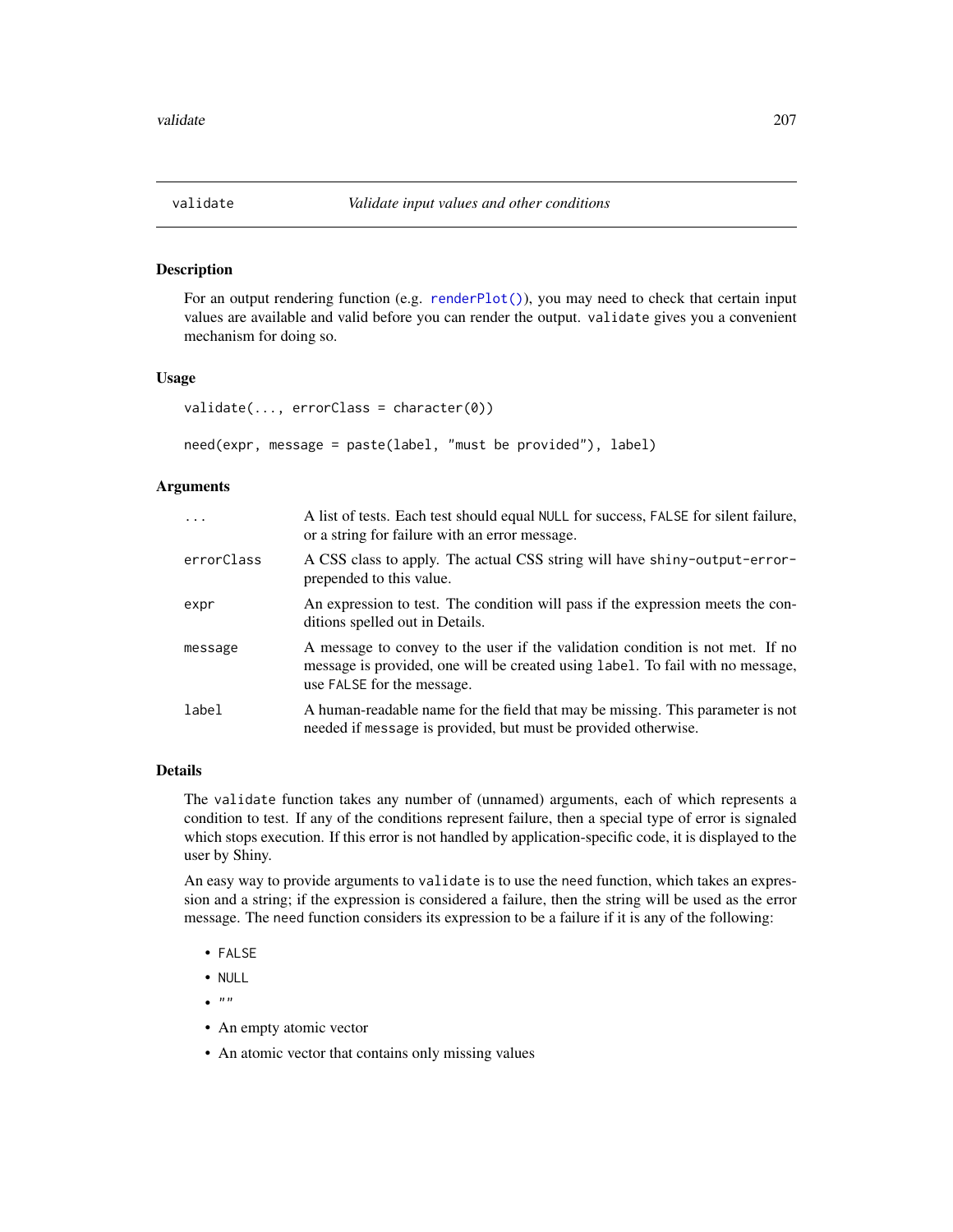## validate — *Validate input values and other conditions*

### Description

For an output rendering function (e.g. `renderPlot()`), you may need to check that certain input values are available and valid before you can render the output. `validate` gives you a convenient mechanism for doing so.

### Usage

```
validate(..., errorClass = character(0))

need(expr, message = paste(label, "must be provided"), label)
```

### Arguments

| | |
|---|---|
| `...` | A list of tests. Each test should equal `NULL` for success, `FALSE` for silent failure, or a string for failure with an error message. |
| `errorClass` | A CSS class to apply. The actual CSS string will have `shiny-output-error-` prepended to this value. |
| `expr` | An expression to test. The condition will pass if the expression meets the conditions spelled out in Details. |
| `message` | A message to convey to the user if the validation condition is not met. If no message is provided, one will be created using `label`. To fail with no message, use `FALSE` for the message. |
| `label` | A human-readable name for the field that may be missing. This parameter is not needed if `message` is provided, but must be provided otherwise. |

### Details

The `validate` function takes any number of (unnamed) arguments, each of which represents a condition to test. If any of the conditions represent failure, then a special type of error is signaled which stops execution. If this error is not handled by application-specific code, it is displayed to the user by Shiny.

An easy way to provide arguments to `validate` is to use the `need` function, which takes an expression and a string; if the expression is considered a failure, then the string will be used as the error message. The `need` function considers its expression to be a failure if it is any of the following:

- `FALSE`
- `NULL`
- `""`
- An empty atomic vector
- An atomic vector that contains only missing values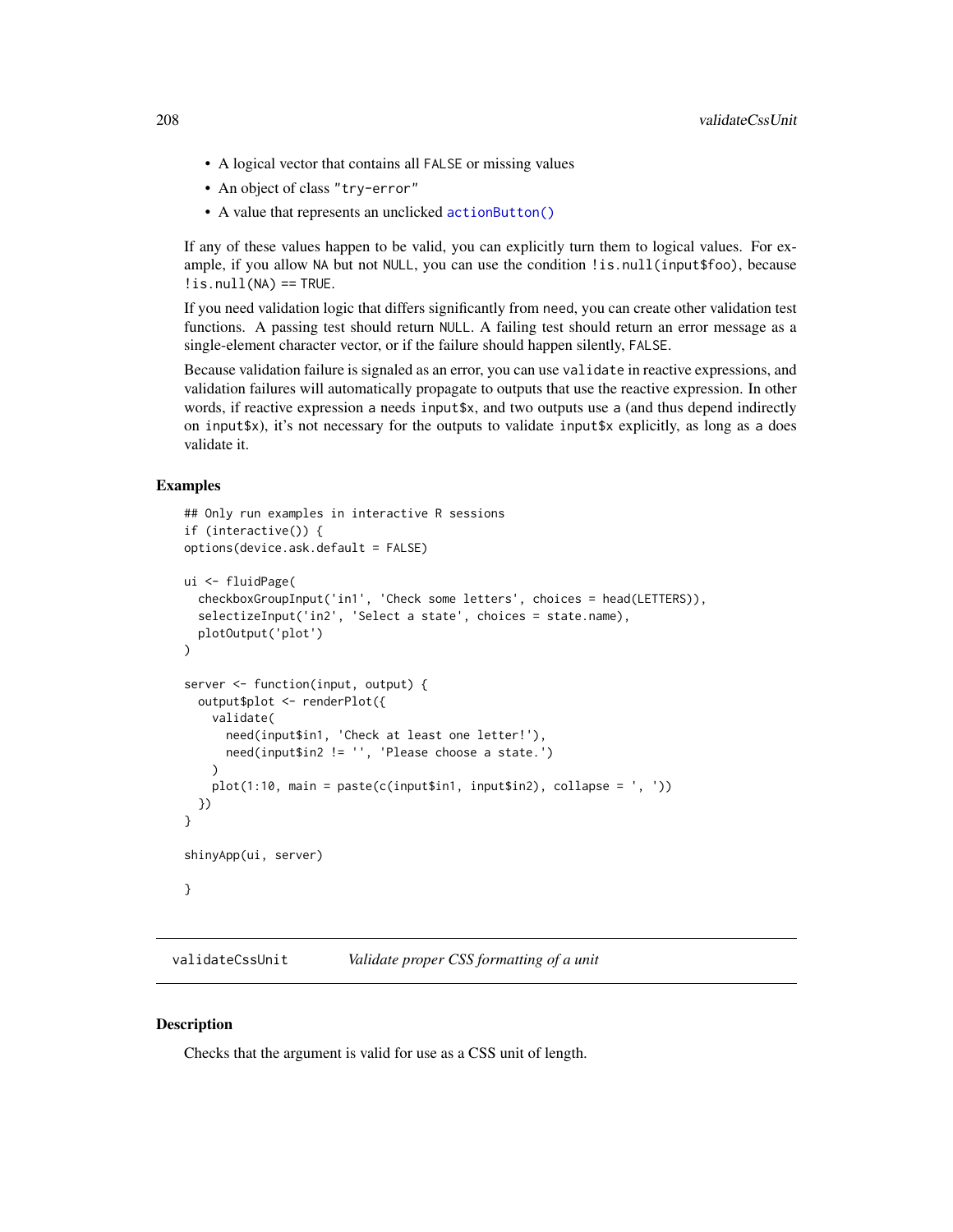- A logical vector that contains all `FALSE` or missing values
- An object of class `"try-error"`
- A value that represents an unclicked `actionButton()`

If any of these values happen to be valid, you can explicitly turn them to logical values. For example, if you allow `NA` but not `NULL`, you can use the condition `!is.null(input$foo)`, because `!is.null(NA) == TRUE`.

If you need validation logic that differs significantly from `need`, you can create other validation test functions. A passing test should return `NULL`. A failing test should return an error message as a single-element character vector, or if the failure should happen silently, `FALSE`.

Because validation failure is signaled as an error, you can use `validate` in reactive expressions, and validation failures will automatically propagate to outputs that use the reactive expression. In other words, if reactive expression `a` needs `input$x`, and two outputs use `a` (and thus depend indirectly on `input$x`), it's not necessary for the outputs to validate `input$x` explicitly, as long as `a` does validate it.

### Examples

```
## Only run examples in interactive R sessions
if (interactive()) {
options(device.ask.default = FALSE)

ui <- fluidPage(
  checkboxGroupInput('in1', 'Check some letters', choices = head(LETTERS)),
  selectizeInput('in2', 'Select a state', choices = state.name),
  plotOutput('plot')
)

server <- function(input, output) {
  output$plot <- renderPlot({
    validate(
      need(input$in1, 'Check at least one letter!'),
      need(input$in2 != '', 'Please choose a state.')
    )
    plot(1:10, main = paste(c(input$in1, input$in2), collapse = ', '))
  })
}

shinyApp(ui, server)

}
```

---

## validateCssUnit — *Validate proper CSS formatting of a unit*

---

### Description

Checks that the argument is valid for use as a CSS unit of length.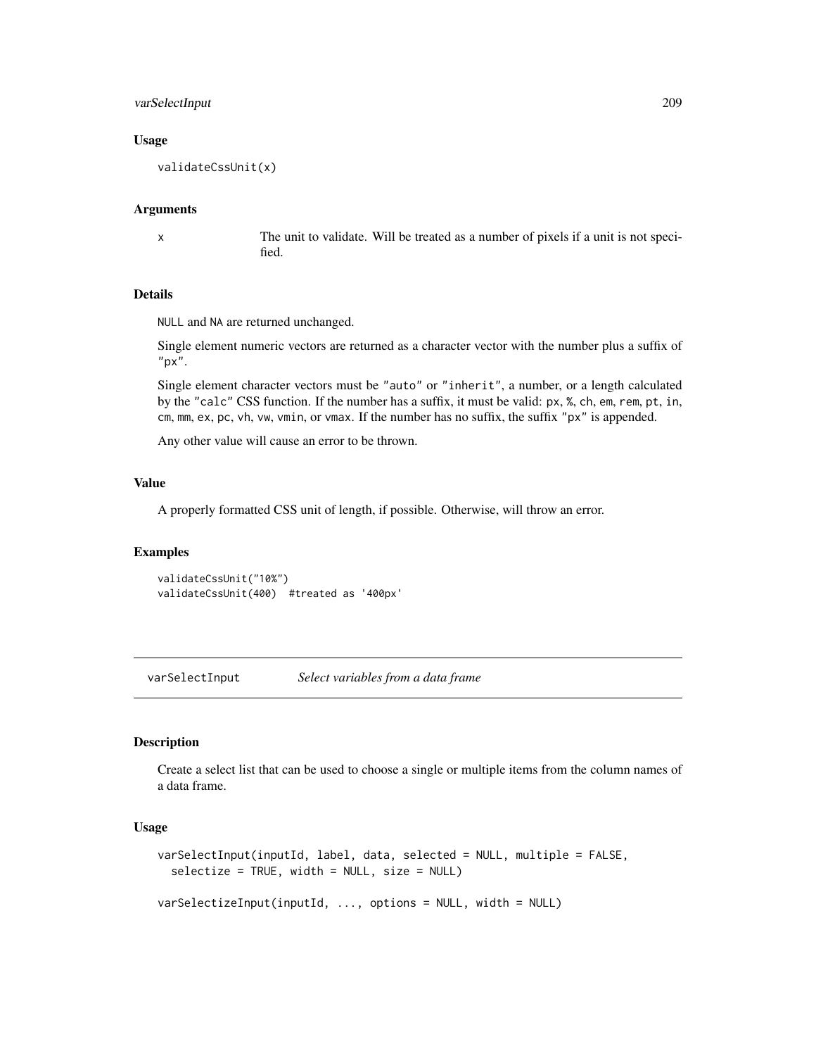### Usage

```
validateCssUnit(x)
```

### Arguments

| | |
|---|---|
| x | The unit to validate. Will be treated as a number of pixels if a unit is not specified. |

### Details

NULL and NA are returned unchanged.

Single element numeric vectors are returned as a character vector with the number plus a suffix of "px".

Single element character vectors must be "auto" or "inherit", a number, or a length calculated by the "calc" CSS function. If the number has a suffix, it must be valid: px, %, ch, em, rem, pt, in, cm, mm, ex, pc, vh, vw, vmin, or vmax. If the number has no suffix, the suffix "px" is appended.

Any other value will cause an error to be thrown.

### Value

A properly formatted CSS unit of length, if possible. Otherwise, will throw an error.

### Examples

```
validateCssUnit("10%")
validateCssUnit(400)  #treated as '400px'
```

---

## varSelectInput *Select variables from a data frame*

### Description

Create a select list that can be used to choose a single or multiple items from the column names of a data frame.

### Usage

```
varSelectInput(inputId, label, data, selected = NULL, multiple = FALSE,
  selectize = TRUE, width = NULL, size = NULL)

varSelectizeInput(inputId, ..., options = NULL, width = NULL)
```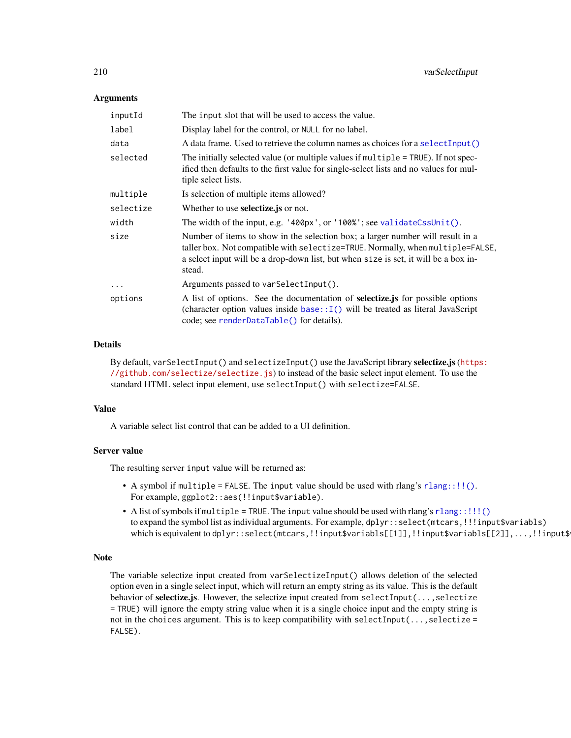### Arguments

| | |
|---|---|
| `inputId` | The `input` slot that will be used to access the value. |
| `label` | Display label for the control, or `NULL` for no label. |
| `data` | A data frame. Used to retrieve the column names as choices for a `selectInput()` |
| `selected` | The initially selected value (or multiple values if `multiple = TRUE`). If not specified then defaults to the first value for single-select lists and no values for multiple select lists. |
| `multiple` | Is selection of multiple items allowed? |
| `selectize` | Whether to use **selectize.js** or not. |
| `width` | The width of the input, e.g. `'400px'`, or `'100%'`; see `validateCssUnit()`. |
| `size` | Number of items to show in the selection box; a larger number will result in a taller box. Not compatible with `selectize=TRUE`. Normally, when `multiple=FALSE`, a select input will be a drop-down list, but when `size` is set, it will be a box instead. |
| `...` | Arguments passed to `varSelectInput()`. |
| `options` | A list of options. See the documentation of **selectize.js** for possible options (character option values inside `base::I()` will be treated as literal JavaScript code; see `renderDataTable()` for details). |

### Details

By default, `varSelectInput()` and `selectizeInput()` use the JavaScript library **selectize.js** (https://github.com/selectize/selectize.js) to instead of the basic select input element. To use the standard HTML select input element, use `selectInput()` with `selectize=FALSE`.

### Value

A variable select list control that can be added to a UI definition.

### Server value

The resulting server `input` value will be returned as:

- A symbol if `multiple = FALSE`. The `input` value should be used with rlang's `rlang::!!()`. For example, `ggplot2::aes(!!input$variable)`.
- A list of symbols if `multiple = TRUE`. The `input` value should be used with rlang's `rlang::!!!()` to expand the symbol list as individual arguments. For example, `dplyr::select(mtcars,!!!input$variabls)` which is equivalent to `dplyr::select(mtcars,!!input$variabls[[1]],!!input$variabls[[2]],...,!!input$`

### Note

The variable selectize input created from `varSelectizeInput()` allows deletion of the selected option even in a single select input, which will return an empty string as its value. This is the default behavior of **selectize.js**. However, the selectize input created from `selectInput(...,selectize = TRUE)` will ignore the empty string value when it is a single choice input and the empty string is not in the `choices` argument. This is to keep compatibility with `selectInput(...,selectize = FALSE)`.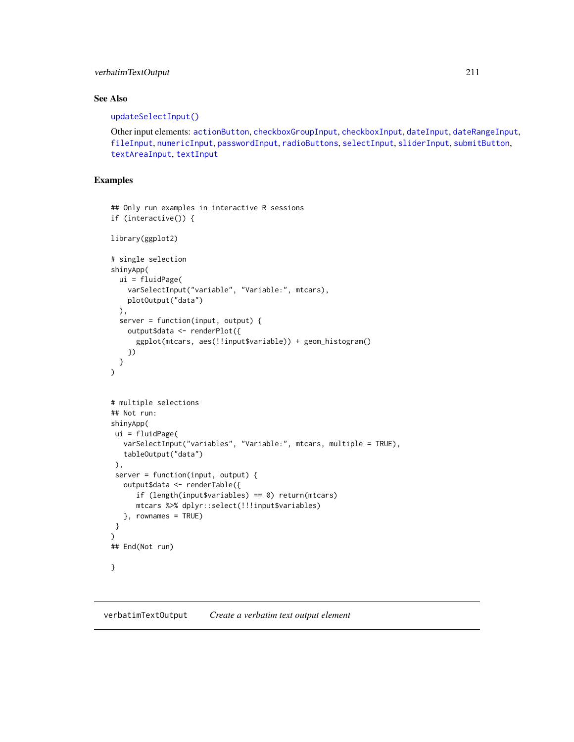## See Also

updateSelectInput()

Other input elements: actionButton, checkboxGroupInput, checkboxInput, dateInput, dateRangeInput, fileInput, numericInput, passwordInput, radioButtons, selectInput, sliderInput, submitButton, textAreaInput, textInput

## Examples

```
## Only run examples in interactive R sessions
if (interactive()) {

library(ggplot2)

# single selection
shinyApp(
  ui = fluidPage(
    varSelectInput("variable", "Variable:", mtcars),
    plotOutput("data")
  ),
  server = function(input, output) {
    output$data <- renderPlot({
      ggplot(mtcars, aes(!!input$variable)) + geom_histogram()
    })
  }
)


# multiple selections
## Not run:
shinyApp(
 ui = fluidPage(
   varSelectInput("variables", "Variable:", mtcars, multiple = TRUE),
   tableOutput("data")
 ),
 server = function(input, output) {
   output$data <- renderTable({
      if (length(input$variables) == 0) return(mtcars)
      mtcars %>% dplyr::select(!!!input$variables)
   }, rownames = TRUE)
 }
)
## End(Not run)

}
```

---

`verbatimTextOutput` *Create a verbatim text output element*

---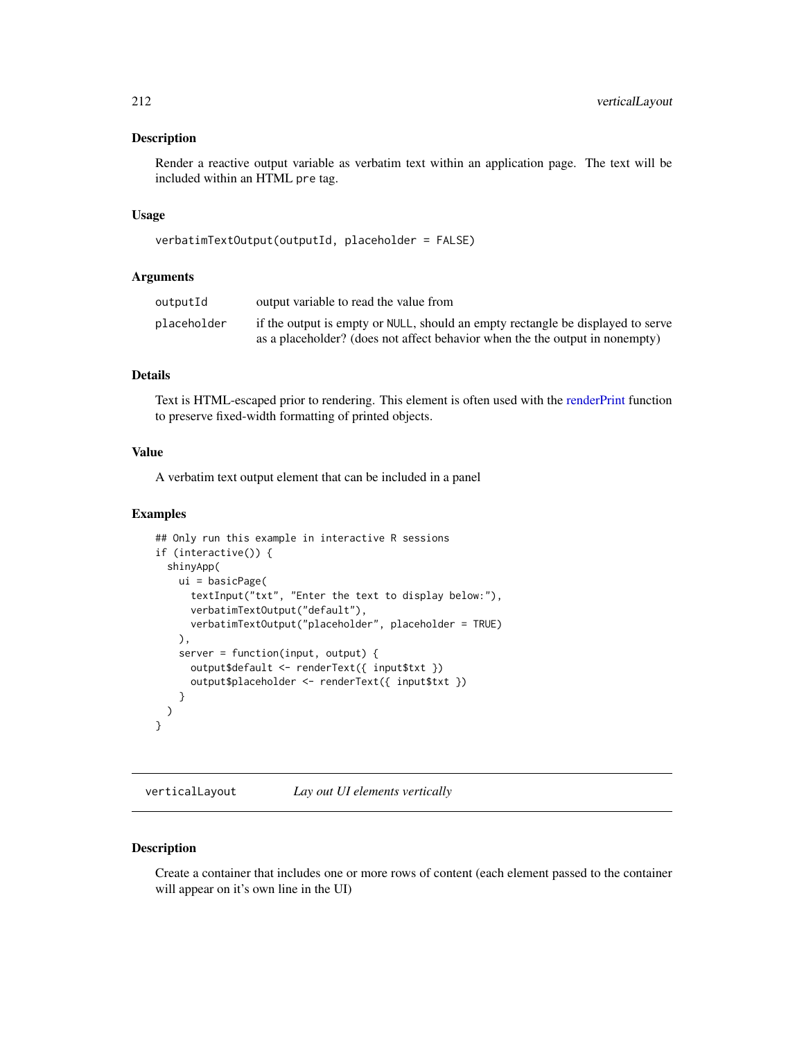### Description

Render a reactive output variable as verbatim text within an application page. The text will be included within an HTML `pre` tag.

### Usage

```
verbatimTextOutput(outputId, placeholder = FALSE)
```

### Arguments

| | |
|---|---|
| `outputId` | output variable to read the value from |
| `placeholder` | if the output is empty or `NULL`, should an empty rectangle be displayed to serve as a placeholder? (does not affect behavior when the the output in nonempty) |

### Details

Text is HTML-escaped prior to rendering. This element is often used with the renderPrint function to preserve fixed-width formatting of printed objects.

### Value

A verbatim text output element that can be included in a panel

### Examples

```
## Only run this example in interactive R sessions
if (interactive()) {
  shinyApp(
    ui = basicPage(
      textInput("txt", "Enter the text to display below:"),
      verbatimTextOutput("default"),
      verbatimTextOutput("placeholder", placeholder = TRUE)
    ),
    server = function(input, output) {
      output$default <- renderText({ input$txt })
      output$placeholder <- renderText({ input$txt })
    }
  )
}
```

---

## `verticalLayout` *Lay out UI elements vertically*

---

### Description

Create a container that includes one or more rows of content (each element passed to the container will appear on it's own line in the UI)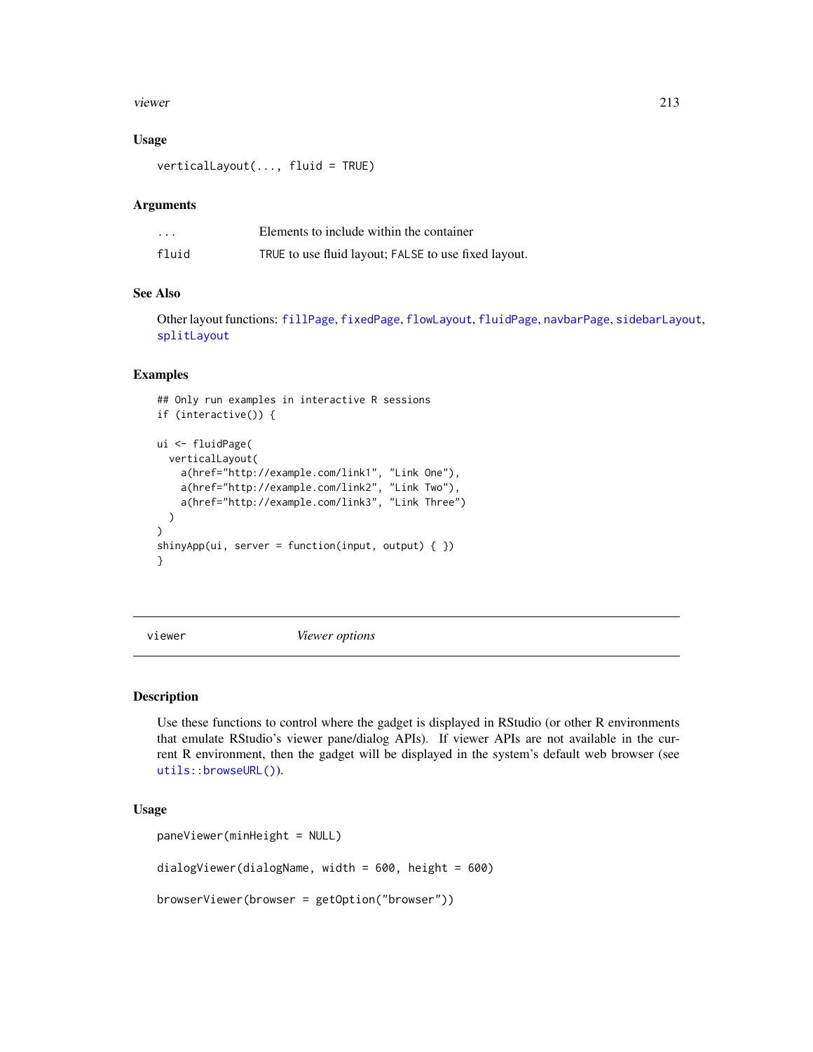### Usage

```
verticalLayout(..., fluid = TRUE)
```

### Arguments

| | |
|---|---|
| `...` | Elements to include within the container |
| `fluid` | `TRUE` to use fluid layout; `FALSE` to use fixed layout. |

### See Also

Other layout functions: `fillPage`, `fixedPage`, `flowLayout`, `fluidPage`, `navbarPage`, `sidebarLayout`, `splitLayout`

### Examples

```
## Only run examples in interactive R sessions
if (interactive()) {

ui <- fluidPage(
  verticalLayout(
    a(href="http://example.com/link1", "Link One"),
    a(href="http://example.com/link2", "Link Two"),
    a(href="http://example.com/link3", "Link Three")
  )
)
shinyApp(ui, server = function(input, output) { })
}
```

---

## viewer *Viewer options*

---

### Description

Use these functions to control where the gadget is displayed in RStudio (or other R environments that emulate RStudio's viewer pane/dialog APIs). If viewer APIs are not available in the current R environment, then the gadget will be displayed in the system's default web browser (see `utils::browseURL()`).

### Usage

```
paneViewer(minHeight = NULL)

dialogViewer(dialogName, width = 600, height = 600)

browserViewer(browser = getOption("browser"))
```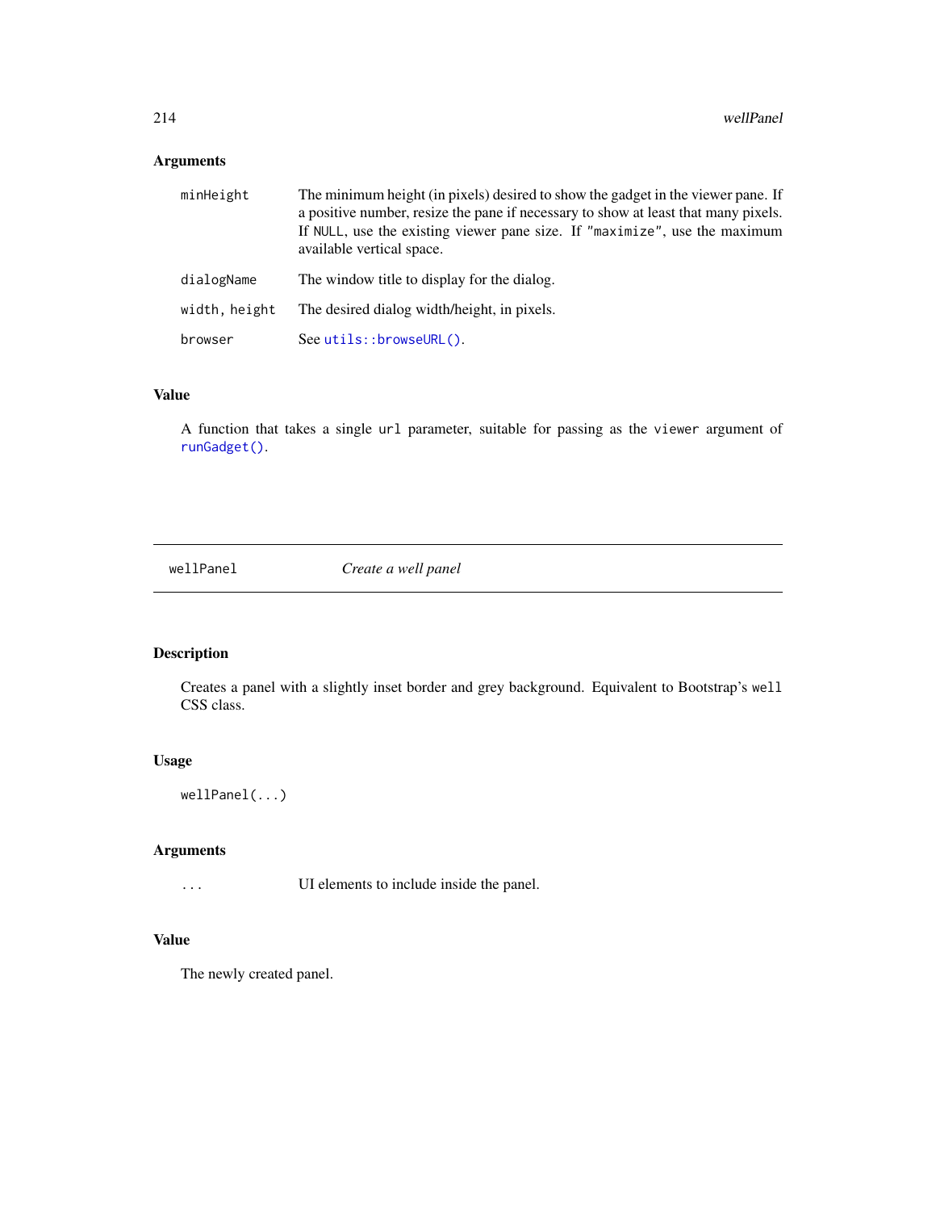### Arguments

| | |
|---|---|
| `minHeight` | The minimum height (in pixels) desired to show the gadget in the viewer pane. If a positive number, resize the pane if necessary to show at least that many pixels. If `NULL`, use the existing viewer pane size. If `"maximize"`, use the maximum available vertical space. |
| `dialogName` | The window title to display for the dialog. |
| `width, height` | The desired dialog width/height, in pixels. |
| `browser` | See `utils::browseURL()`. |

### Value

A function that takes a single `url` parameter, suitable for passing as the `viewer` argument of `runGadget()`.

---

## wellPanel — *Create a well panel*

---

### Description

Creates a panel with a slightly inset border and grey background. Equivalent to Bootstrap's `well` CSS class.

### Usage

```
wellPanel(...)
```

### Arguments

| | |
|---|---|
| `...` | UI elements to include inside the panel. |

### Value

The newly created panel.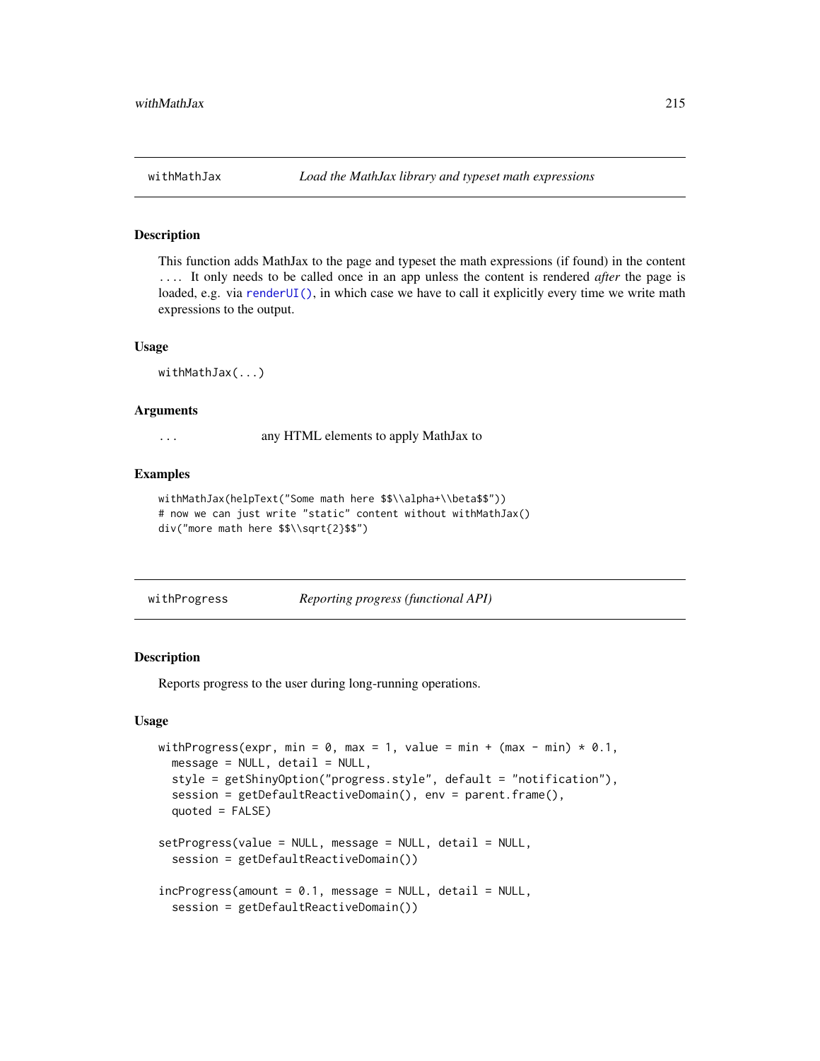## withMathJax — *Load the MathJax library and typeset math expressions*

### Description

This function adds MathJax to the page and typeset the math expressions (if found) in the content .... It only needs to be called once in an app unless the content is rendered *after* the page is loaded, e.g. via `renderUI()`, in which case we have to call it explicitly every time we write math expressions to the output.

### Usage

```
withMathJax(...)
```

### Arguments

| | |
|---|---|
| `...` | any HTML elements to apply MathJax to |

### Examples

```
withMathJax(helpText("Some math here $$\\alpha+\\beta$$"))
# now we can just write "static" content without withMathJax()
div("more math here $$\\sqrt{2}$$")
```

## withProgress — *Reporting progress (functional API)*

### Description

Reports progress to the user during long-running operations.

### Usage

```
withProgress(expr, min = 0, max = 1, value = min + (max - min) * 0.1,
  message = NULL, detail = NULL,
  style = getShinyOption("progress.style", default = "notification"),
  session = getDefaultReactiveDomain(), env = parent.frame(),
  quoted = FALSE)

setProgress(value = NULL, message = NULL, detail = NULL,
  session = getDefaultReactiveDomain())

incProgress(amount = 0.1, message = NULL, detail = NULL,
  session = getDefaultReactiveDomain())
```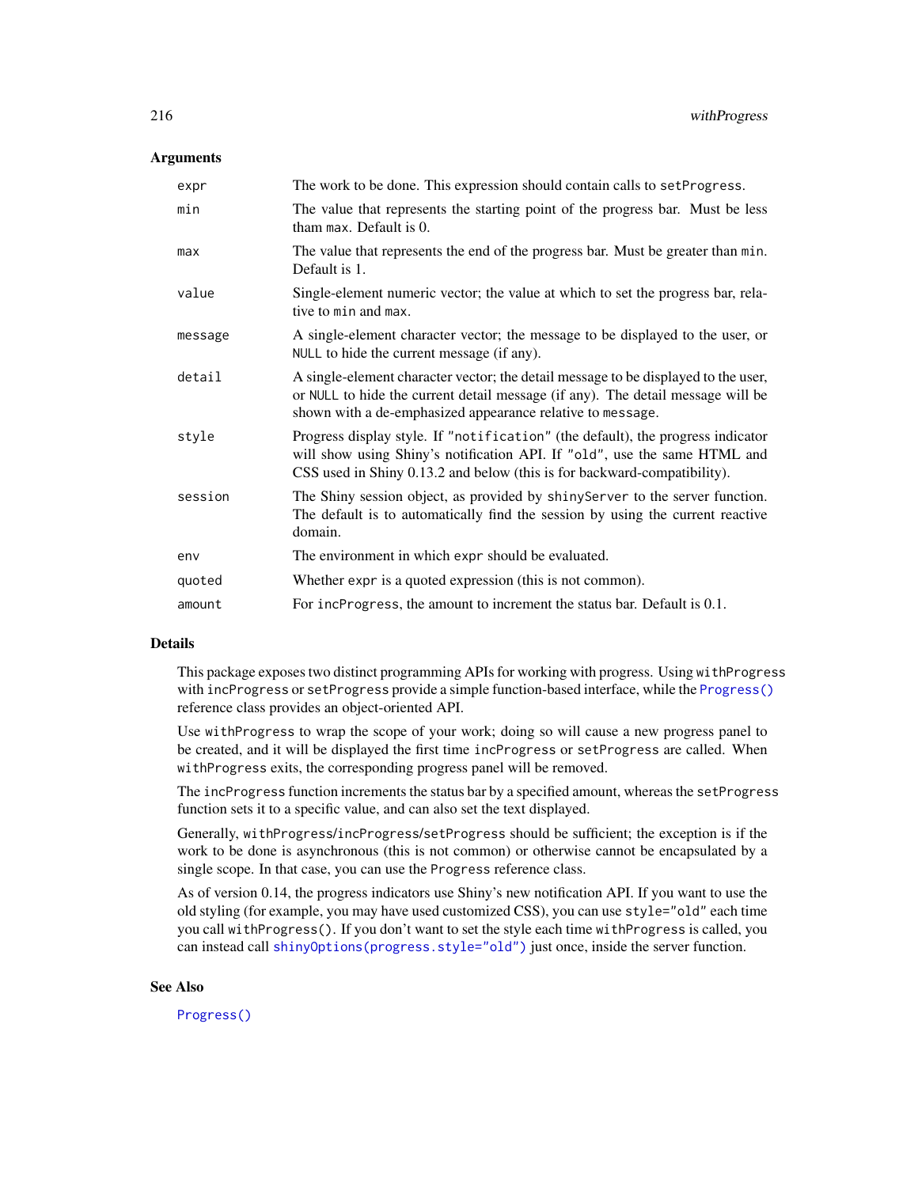### Arguments

| | |
|---|---|
| `expr` | The work to be done. This expression should contain calls to `setProgress`. |
| `min` | The value that represents the starting point of the progress bar. Must be less tham `max`. Default is 0. |
| `max` | The value that represents the end of the progress bar. Must be greater than `min`. Default is 1. |
| `value` | Single-element numeric vector; the value at which to set the progress bar, relative to `min` and `max`. |
| `message` | A single-element character vector; the message to be displayed to the user, or `NULL` to hide the current message (if any). |
| `detail` | A single-element character vector; the detail message to be displayed to the user, or `NULL` to hide the current detail message (if any). The detail message will be shown with a de-emphasized appearance relative to `message`. |
| `style` | Progress display style. If `"notification"` (the default), the progress indicator will show using Shiny's notification API. If `"old"`, use the same HTML and CSS used in Shiny 0.13.2 and below (this is for backward-compatibility). |
| `session` | The Shiny session object, as provided by `shinyServer` to the server function. The default is to automatically find the session by using the current reactive domain. |
| `env` | The environment in which `expr` should be evaluated. |
| `quoted` | Whether `expr` is a quoted expression (this is not common). |
| `amount` | For `incProgress`, the amount to increment the status bar. Default is 0.1. |

### Details

This package exposes two distinct programming APIs for working with progress. Using `withProgress` with `incProgress` or `setProgress` provide a simple function-based interface, while the `Progress()` reference class provides an object-oriented API.

Use `withProgress` to wrap the scope of your work; doing so will cause a new progress panel to be created, and it will be displayed the first time `incProgress` or `setProgress` are called. When `withProgress` exits, the corresponding progress panel will be removed.

The `incProgress` function increments the status bar by a specified amount, whereas the `setProgress` function sets it to a specific value, and can also set the text displayed.

Generally, `withProgress`/`incProgress`/`setProgress` should be sufficient; the exception is if the work to be done is asynchronous (this is not common) or otherwise cannot be encapsulated by a single scope. In that case, you can use the `Progress` reference class.

As of version 0.14, the progress indicators use Shiny's new notification API. If you want to use the old styling (for example, you may have used customized CSS), you can use `style="old"` each time you call `withProgress()`. If you don't want to set the style each time `withProgress` is called, you can instead call `shinyOptions(progress.style="old")` just once, inside the server function.

### See Also

`Progress()`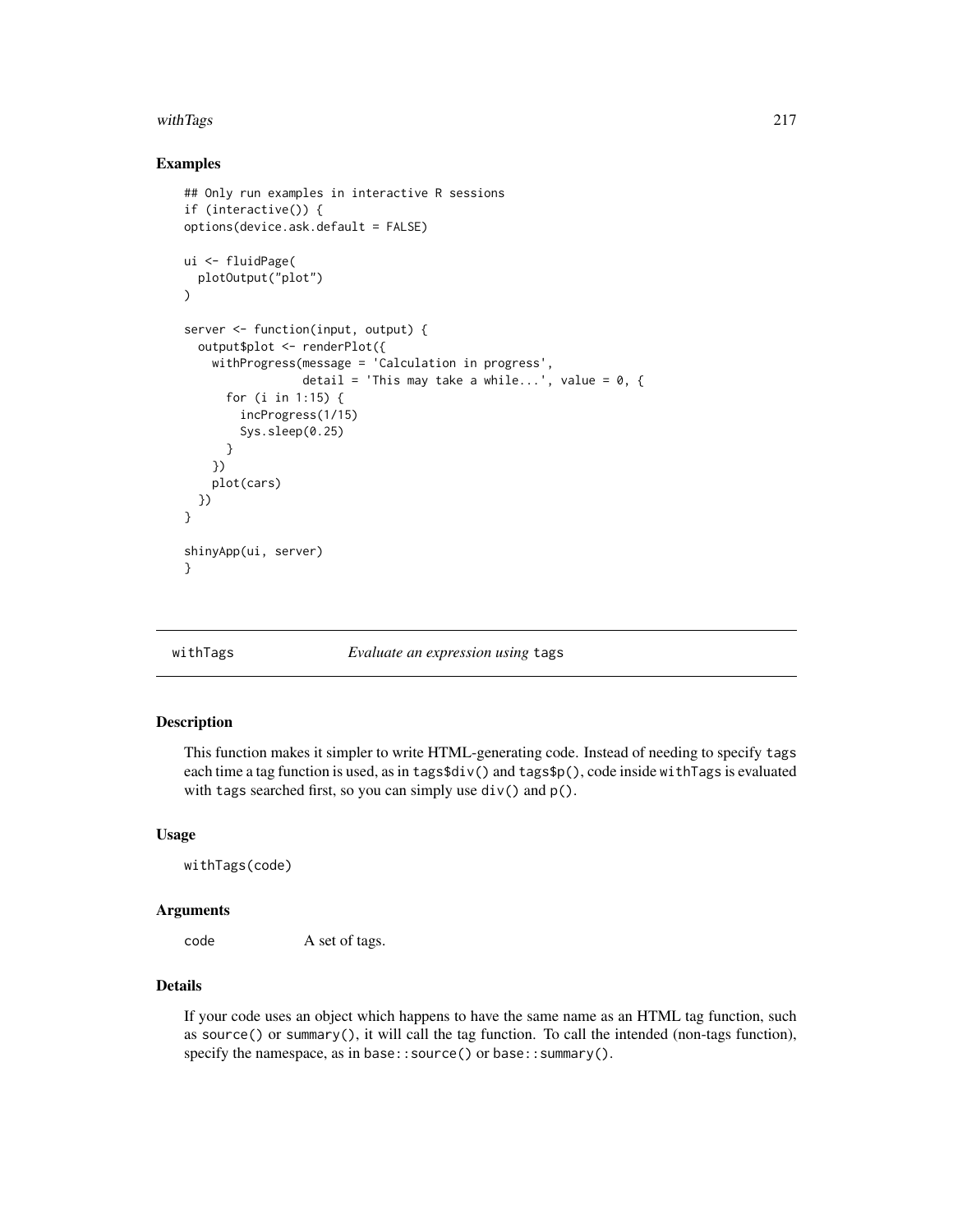### Examples

```
## Only run examples in interactive R sessions
if (interactive()) {
options(device.ask.default = FALSE)

ui <- fluidPage(
  plotOutput("plot")
)

server <- function(input, output) {
  output$plot <- renderPlot({
    withProgress(message = 'Calculation in progress',
                 detail = 'This may take a while...', value = 0, {
      for (i in 1:15) {
        incProgress(1/15)
        Sys.sleep(0.25)
      }
    })
    plot(cars)
  })
}

shinyApp(ui, server)
}
```

## withTags — *Evaluate an expression using* `tags`

### Description

This function makes it simpler to write HTML-generating code. Instead of needing to specify `tags` each time a tag function is used, as in `tags$div()` and `tags$p()`, code inside `withTags` is evaluated with `tags` searched first, so you can simply use `div()` and `p()`.

### Usage

```
withTags(code)
```

### Arguments

| | |
|---|---|
| `code` | A set of tags. |

### Details

If your code uses an object which happens to have the same name as an HTML tag function, such as `source()` or `summary()`, it will call the tag function. To call the intended (non-tags function), specify the namespace, as in `base::source()` or `base::summary()`.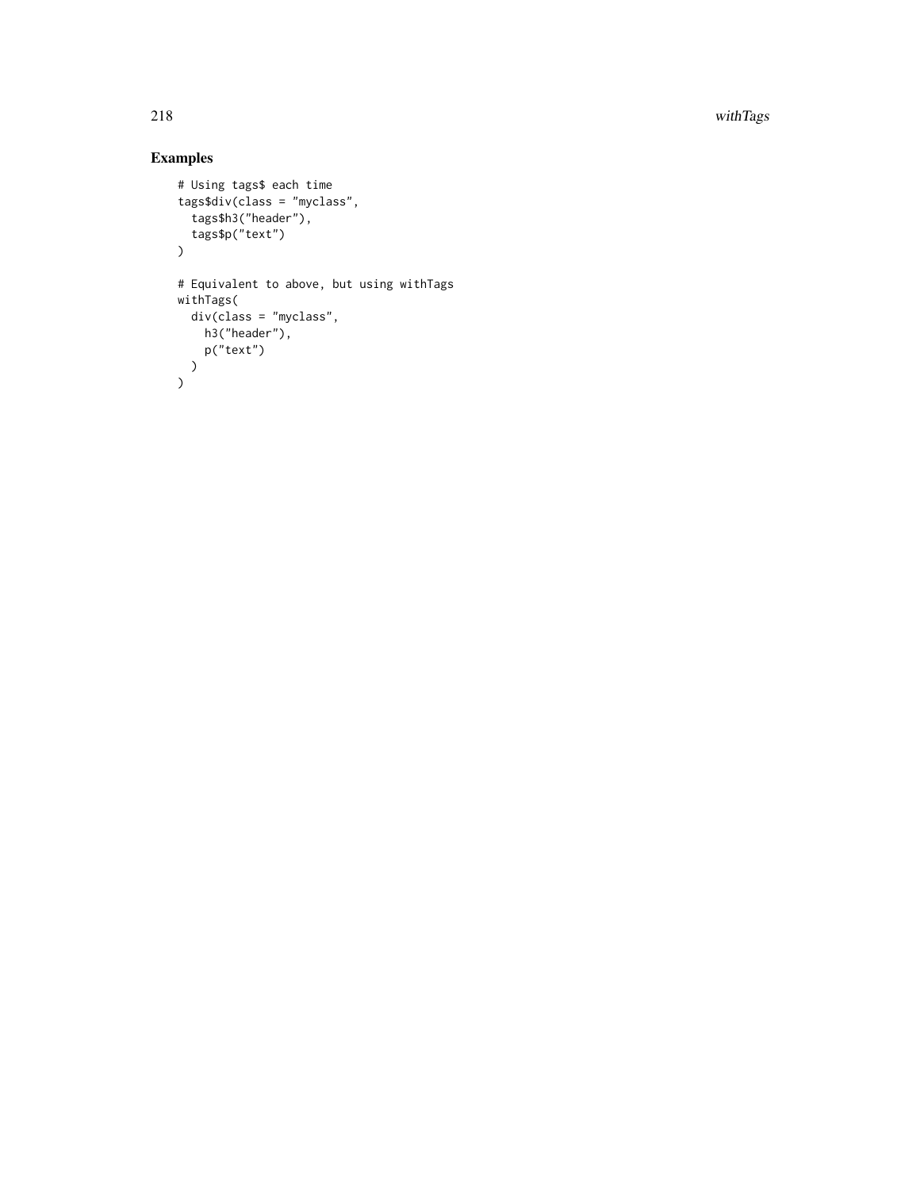## Examples

```
# Using tags$ each time
tags$div(class = "myclass",
  tags$h3("header"),
  tags$p("text")
)

# Equivalent to above, but using withTags
withTags(
  div(class = "myclass",
    h3("header"),
    p("text")
  )
)
```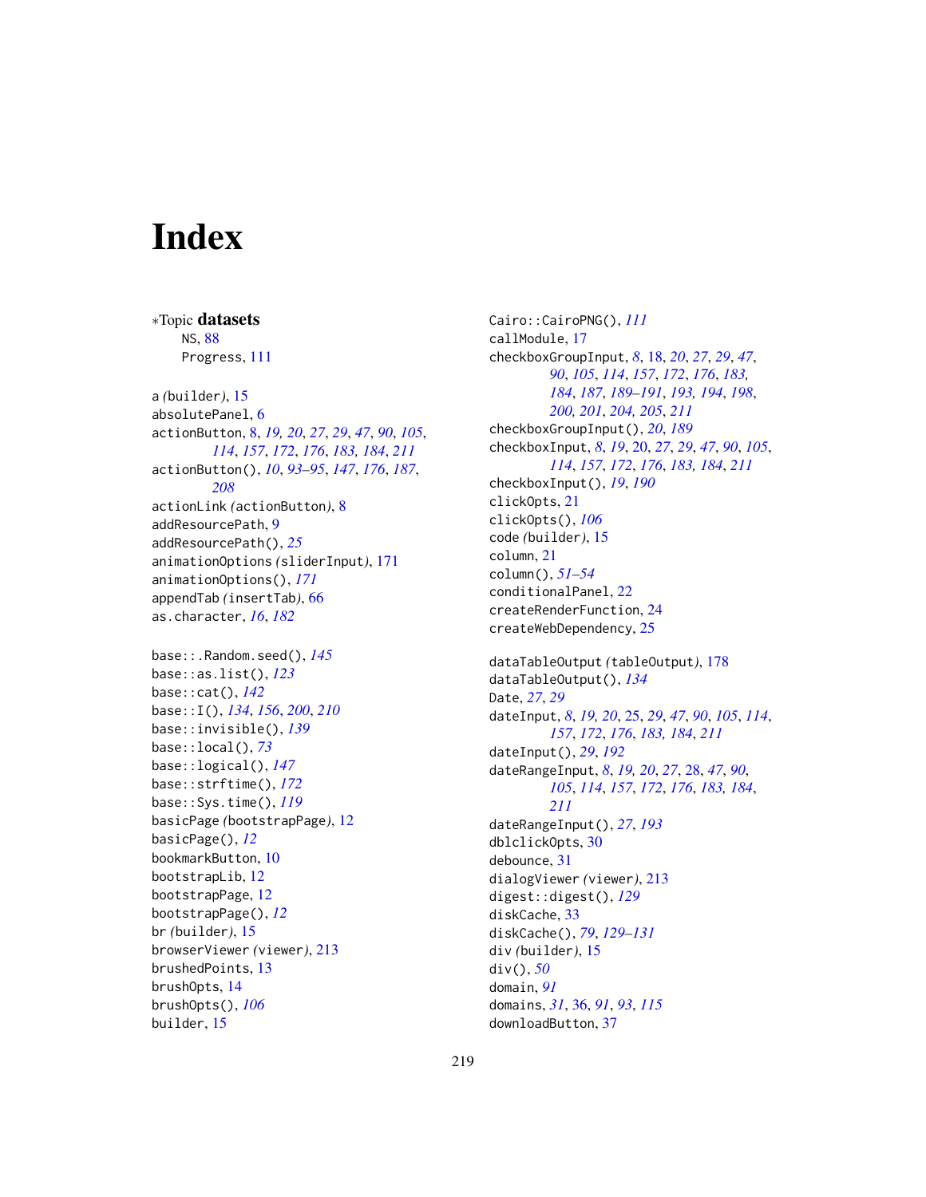# Index

∗Topic **datasets**

NS, 88

Progress, 111

a *(*builder*)*, 15

absolutePanel, 6

actionButton, 8, *19, 20*, *27*, *29*, *47*, *90*, *105*, *114*, *157*, *172*, *176*, *183, 184*, *211*

actionButton(), *10*, *93–95*, *147*, *176*, *187*, *208*

actionLink *(*actionButton*)*, 8

addResourcePath, 9

addResourcePath(), *25*

animationOptions *(*sliderInput*)*, 171

animationOptions(), *171*

appendTab *(*insertTab*)*, 66

as.character, *16*, *182*

base::.Random.seed(), *145*

base::as.list(), *123*

base::cat(), *142*

base::I(), *134*, *156*, *200*, *210*

base::invisible(), *139*

base::local(), *73*

base::logical(), *147*

base::strftime(), *172*

base::Sys.time(), *119*

basicPage *(*bootstrapPage*)*, 12

basicPage(), *12*

bookmarkButton, 10

bootstrapLib, 12

bootstrapPage, 12

bootstrapPage(), *12*

br *(*builder*)*, 15

browserViewer *(*viewer*)*, 213

brushedPoints, 13

brushOpts, 14

brushOpts(), *106*

builder, 15

Cairo::CairoPNG(), *111*

callModule, 17

checkboxGroupInput, *8*, 18, *20*, *27*, *29*, *47*, *90*, *105*, *114*, *157*, *172*, *176*, *183, 184*, *187*, *189–191*, *193, 194*, *198*, *200, 201*, *204, 205*, *211*

checkboxGroupInput(), *20*, *189*

checkboxInput, *8*, *19*, 20, *27*, *29*, *47*, *90*, *105*, *114*, *157*, *172*, *176*, *183, 184*, *211*

checkboxInput(), *19*, *190*

clickOpts, 21

clickOpts(), *106*

code *(*builder*)*, 15

column, 21

column(), *51–54*

conditionalPanel, 22

createRenderFunction, 24

createWebDependency, 25

dataTableOutput *(*tableOutput*)*, 178

dataTableOutput(), *134*

Date, *27*, *29*

dateInput, *8*, *19, 20*, 25, *29*, *47*, *90*, *105*, *114*, *157*, *172*, *176*, *183, 184*, *211*

dateInput(), *29*, *192*

dateRangeInput, *8*, *19, 20*, *27*, 28, *47*, *90*, *105*, *114*, *157*, *172*, *176*, *183, 184*, *211*

dateRangeInput(), *27*, *193*

dblclickOpts, 30

debounce, 31

dialogViewer *(*viewer*)*, 213

digest::digest(), *129*

diskCache, 33

diskCache(), *79*, *129–131*

div *(*builder*)*, 15

div(), *50*

domain, *91*

domains, *31*, 36, *91*, *93*, *115*

downloadButton, 37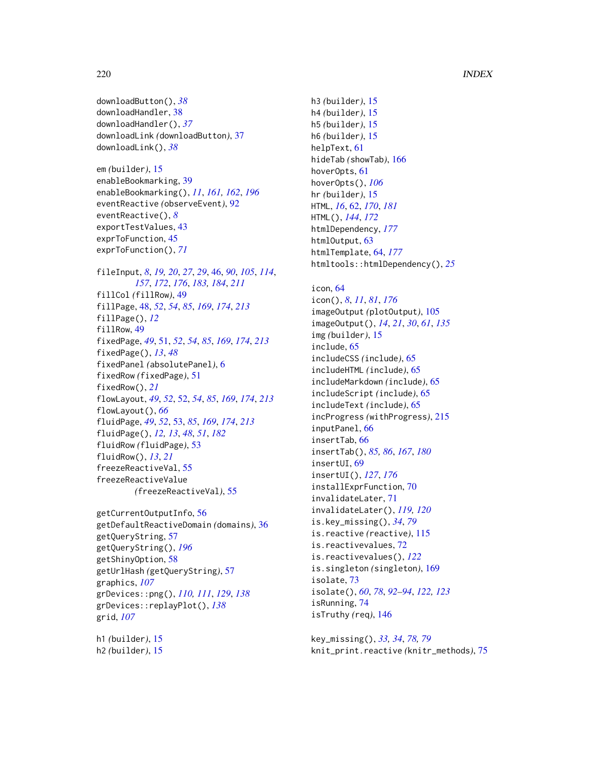downloadButton(), *38*
downloadHandler, 38
downloadHandler(), *37*
downloadLink *(downloadButton)*, 37
downloadLink(), *38*

em *(builder)*, 15
enableBookmarking, 39
enableBookmarking(), *11*, *161, 162*, *196*
eventReactive *(observeEvent)*, 92
eventReactive(), *8*
exportTestValues, 43
exprToFunction, 45
exprToFunction(), *71*

fileInput, *8*, *19, 20*, *27*, *29*, 46, *90*, *105*, *114*, *157*, *172*, *176*, *183, 184*, *211*
fillCol *(fillRow)*, 49
fillPage, 48, *52*, *54*, *85*, *169*, *174*, *213*
fillPage(), *12*
fillRow, 49
fixedPage, *49*, 51, *52*, *54*, *85*, *169*, *174*, *213*
fixedPage(), *13*, *48*
fixedPanel *(absolutePanel)*, 6
fixedRow *(fixedPage)*, 51
fixedRow(), *21*
flowLayout, *49*, *52*, *52*, *54*, *85*, *169*, *174*, *213*
flowLayout(), *66*
fluidPage, *49*, *52*, 53, *85*, *169*, *174*, *213*
fluidPage(), *12, 13*, *48*, *51*, *182*
fluidRow *(fluidPage)*, 53
fluidRow(), *13*, *21*
freezeReactiveVal, 55
freezeReactiveValue *(freezeReactiveVal)*, 55

getCurrentOutputInfo, 56
getDefaultReactiveDomain *(domains)*, 36
getQueryString, 57
getQueryString(), *196*
getShinyOption, 58
getUrlHash *(getQueryString)*, 57
graphics, *107*
grDevices::png(), *110, 111*, *129*, *138*
grDevices::replayPlot(), *138*
grid, *107*

h1 *(builder)*, 15
h2 *(builder)*, 15
h3 *(builder)*, 15
h4 *(builder)*, 15
h5 *(builder)*, 15
h6 *(builder)*, 15
helpText, 61
hideTab *(showTab)*, 166
hoverOpts, 61
hoverOpts(), *106*
hr *(builder)*, 15
HTML, *16*, 62, *170*, *181*
HTML(), *144*, *172*
htmlDependency, *177*
htmlOutput, 63
htmlTemplate, 64, *177*
htmltools::htmlDependency(), *25*

icon, 64
icon(), *8*, *11*, *81*, *176*
imageOutput *(plotOutput)*, 105
imageOutput(), *14*, *21*, *30*, *61*, *135*
img *(builder)*, 15
include, 65
includeCSS *(include)*, 65
includeHTML *(include)*, 65
includeMarkdown *(include)*, 65
includeScript *(include)*, 65
includeText *(include)*, 65
incProgress *(withProgress)*, 215
inputPanel, 66
insertTab, 66
insertTab(), *85, 86*, *167*, *180*
insertUI, 69
insertUI(), *127*, *176*
installExprFunction, 70
invalidateLater, 71
invalidateLater(), *119, 120*
is.key_missing(), *34*, *79*
is.reactive *(reactive)*, 115
is.reactivevalues, 72
is.reactivevalues(), *122*
is.singleton *(singleton)*, 169
isolate, 73
isolate(), *60*, *78*, *92–94*, *122, 123*
isRunning, 74
isTruthy *(req)*, 146

key_missing(), *33, 34*, *78, 79*
knit_print.reactive *(knitr_methods)*, 75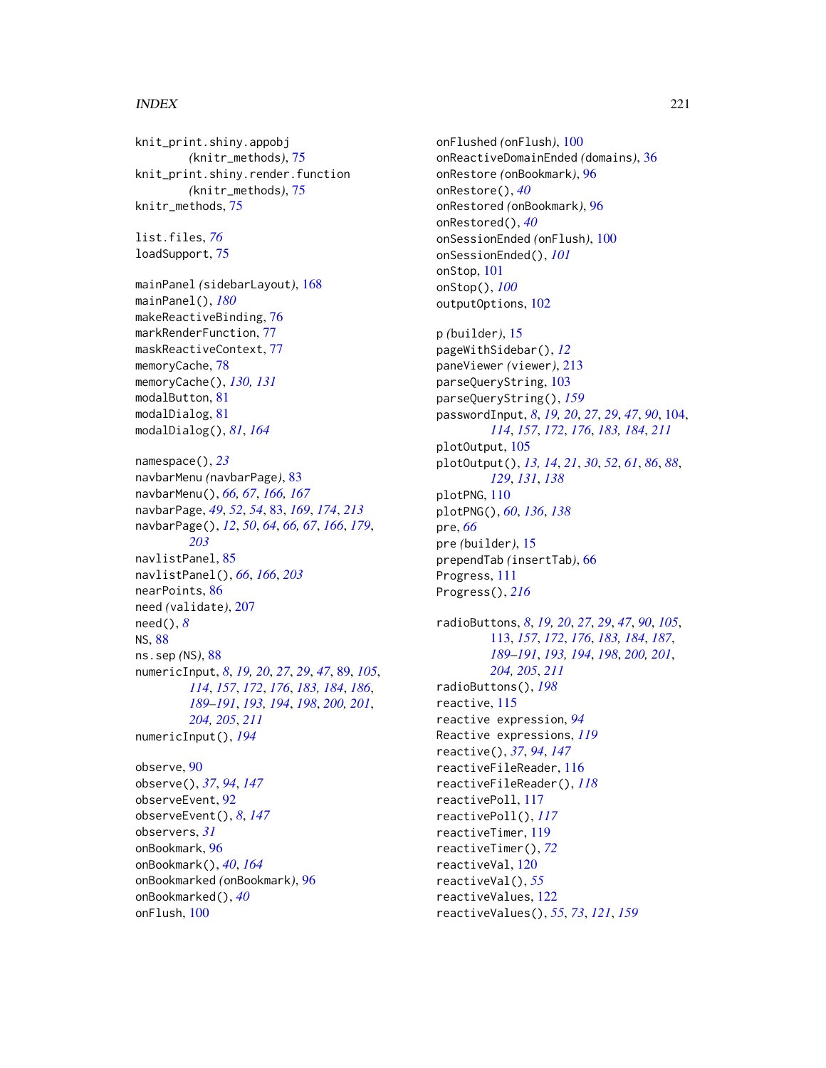knit_print.shiny.appobj *(knitr_methods)*, 75
knit_print.shiny.render.function *(knitr_methods)*, 75
knitr_methods, 75

list.files, *76*
loadSupport, 75

mainPanel *(sidebarLayout)*, 168
mainPanel(), *180*
makeReactiveBinding, 76
markRenderFunction, 77
maskReactiveContext, 77
memoryCache, 78
memoryCache(), *130, 131*
modalButton, 81
modalDialog, 81
modalDialog(), *81*, *164*

namespace(), *23*
navbarMenu *(navbarPage)*, 83
navbarMenu(), *66, 67*, *166, 167*
navbarPage, *49*, *52*, *54*, 83, *169*, *174*, *213*
navbarPage(), *12*, *50*, *64*, *66, 67*, *166*, *179*, *203*
navlistPanel, 85
navlistPanel(), *66*, *166*, *203*
nearPoints, 86
need *(validate)*, 207
need(), *8*
NS, 88
ns.sep *(NS)*, 88
numericInput, *8*, *19, 20*, *27*, *29*, *47*, 89, *105*, *114*, *157*, *172*, *176*, *183, 184*, *186*, *189–191*, *193, 194*, *198*, *200, 201*, *204, 205*, *211*
numericInput(), *194*

observe, 90
observe(), *37*, *94*, *147*
observeEvent, 92
observeEvent(), *8*, *147*
observers, *31*
onBookmark, 96
onBookmark(), *40*, *164*
onBookmarked *(onBookmark)*, 96
onBookmarked(), *40*
onFlush, 100
onFlushed *(onFlush)*, 100
onReactiveDomainEnded *(domains)*, 36
onRestore *(onBookmark)*, 96
onRestore(), *40*
onRestored *(onBookmark)*, 96
onRestored(), *40*
onSessionEnded *(onFlush)*, 100
onSessionEnded(), *101*
onStop, 101
onStop(), *100*
outputOptions, 102

p *(builder)*, 15
pageWithSidebar(), *12*
paneViewer *(viewer)*, 213
parseQueryString, 103
parseQueryString(), *159*
passwordInput, *8*, *19, 20*, *27*, *29*, *47*, *90*, 104, *114*, *157*, *172*, *176*, *183, 184*, *211*
plotOutput, 105
plotOutput(), *13, 14*, *21*, *30*, *52*, *61*, *86*, *88*, *129*, *131*, *138*
plotPNG, 110
plotPNG(), *60*, *136*, *138*
pre, *66*
pre *(builder)*, 15
prependTab *(insertTab)*, 66
Progress, 111
Progress(), *216*

radioButtons, *8*, *19, 20*, *27*, *29*, *47*, *90*, *105*, 113, *157*, *172*, *176*, *183, 184*, *187*, *189–191*, *193, 194*, *198*, *200, 201*, *204, 205*, *211*
radioButtons(), *198*
reactive, 115
reactive expression, *94*
Reactive expressions, *119*
reactive(), *37*, *94*, *147*
reactiveFileReader, 116
reactiveFileReader(), *118*
reactivePoll, 117
reactivePoll(), *117*
reactiveTimer, 119
reactiveTimer(), *72*
reactiveVal, 120
reactiveVal(), *55*
reactiveValues, 122
reactiveValues(), *55*, *73*, *121*, *159*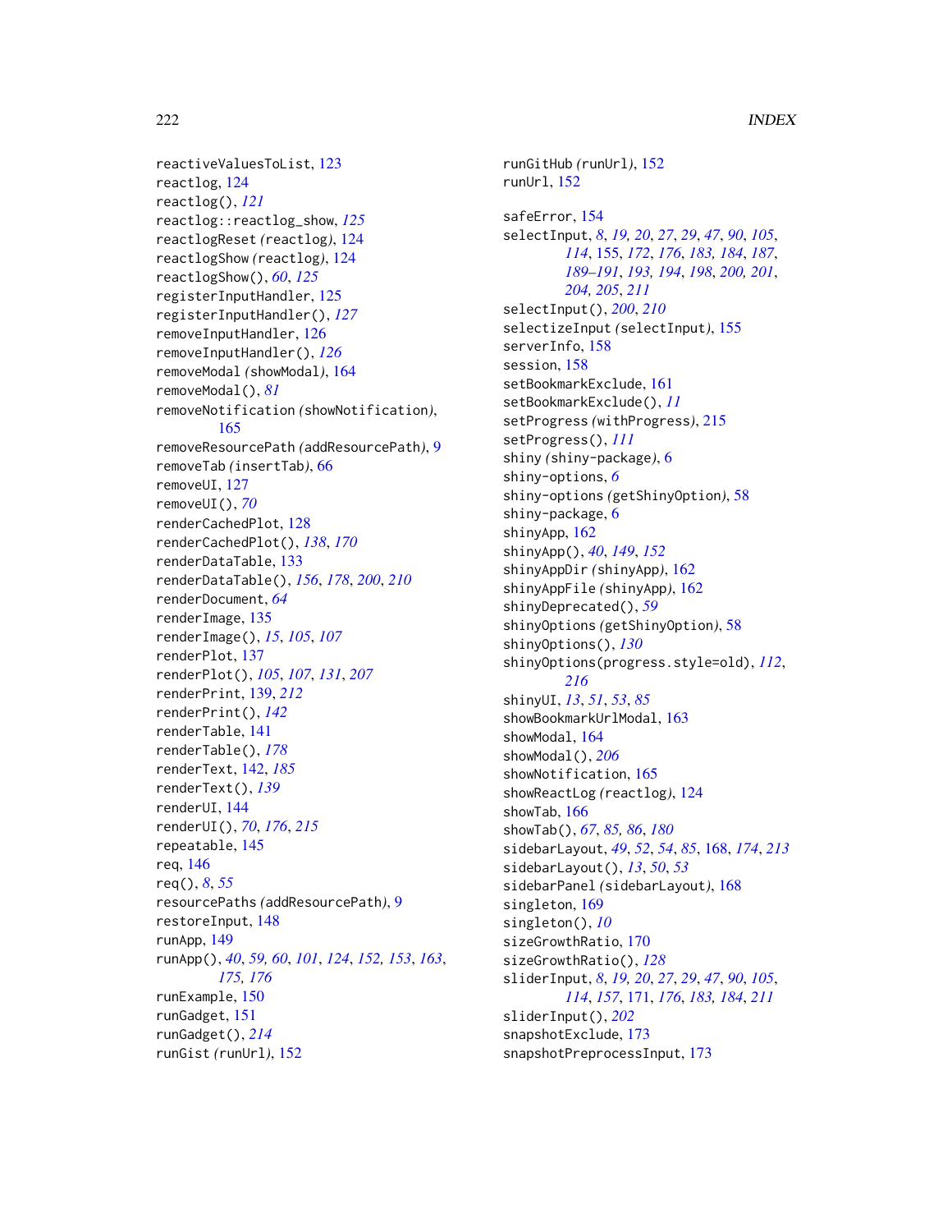reactiveValuesToList, 123
reactlog, 124
reactlog(), *121*
reactlog::reactlog_show, *125*
reactlogReset *(*reactlog*)*, 124
reactlogShow *(*reactlog*)*, 124
reactlogShow(), *60*, *125*
registerInputHandler, 125
registerInputHandler(), *127*
removeInputHandler, 126
removeInputHandler(), *126*
removeModal *(*showModal*)*, 164
removeModal(), *81*
removeNotification *(*showNotification*)*, 165
removeResourcePath *(*addResourcePath*)*, 9
removeTab *(*insertTab*)*, 66
removeUI, 127
removeUI(), *70*
renderCachedPlot, 128
renderCachedPlot(), *138*, *170*
renderDataTable, 133
renderDataTable(), *156*, *178*, *200*, *210*
renderDocument, *64*
renderImage, 135
renderImage(), *15*, *105*, *107*
renderPlot, 137
renderPlot(), *105*, *107*, *131*, *207*
renderPrint, 139, *212*
renderPrint(), *142*
renderTable, 141
renderTable(), *178*
renderText, 142, *185*
renderText(), *139*
renderUI, 144
renderUI(), *70*, *176*, *215*
repeatable, 145
req, 146
req(), *8*, *55*
resourcePaths *(*addResourcePath*)*, 9
restoreInput, 148
runApp, 149
runApp(), *40*, *59, 60*, *101*, *124*, *152, 153*, *163*, *175, 176*
runExample, 150
runGadget, 151
runGadget(), *214*
runGist *(*runUrl*)*, 152
runGitHub *(*runUrl*)*, 152
runUrl, 152

safeError, 154
selectInput, *8*, *19, 20*, *27*, *29*, *47*, *90*, *105*, *114*, 155, *172*, *176*, *183, 184*, *187*, *189–191*, *193, 194*, *198*, *200, 201*, *204, 205*, *211*
selectInput(), *200*, *210*
selectizeInput *(*selectInput*)*, 155
serverInfo, 158
session, 158
setBookmarkExclude, 161
setBookmarkExclude(), *11*
setProgress *(*withProgress*)*, 215
setProgress(), *111*
shiny *(*shiny-package*)*, 6
shiny-options, *6*
shiny-options *(*getShinyOption*)*, 58
shiny-package, 6
shinyApp, 162
shinyApp(), *40*, *149*, *152*
shinyAppDir *(*shinyApp*)*, 162
shinyAppFile *(*shinyApp*)*, 162
shinyDeprecated(), *59*
shinyOptions *(*getShinyOption*)*, 58
shinyOptions(), *130*
shinyOptions(progress.style=old), *112*, *216*
shinyUI, *13*, *51*, *53*, *85*
showBookmarkUrlModal, 163
showModal, 164
showModal(), *206*
showNotification, 165
showReactLog *(*reactlog*)*, 124
showTab, 166
showTab(), *67*, *85, 86*, *180*
sidebarLayout, *49*, *52*, *54*, *85*, 168, *174*, *213*
sidebarLayout(), *13*, *50*, *53*
sidebarPanel *(*sidebarLayout*)*, 168
singleton, 169
singleton(), *10*
sizeGrowthRatio, 170
sizeGrowthRatio(), *128*
sliderInput, *8*, *19, 20*, *27*, *29*, *47*, *90*, *105*, *114*, *157*, 171, *176*, *183, 184*, *211*
sliderInput(), *202*
snapshotExclude, 173
snapshotPreprocessInput, 173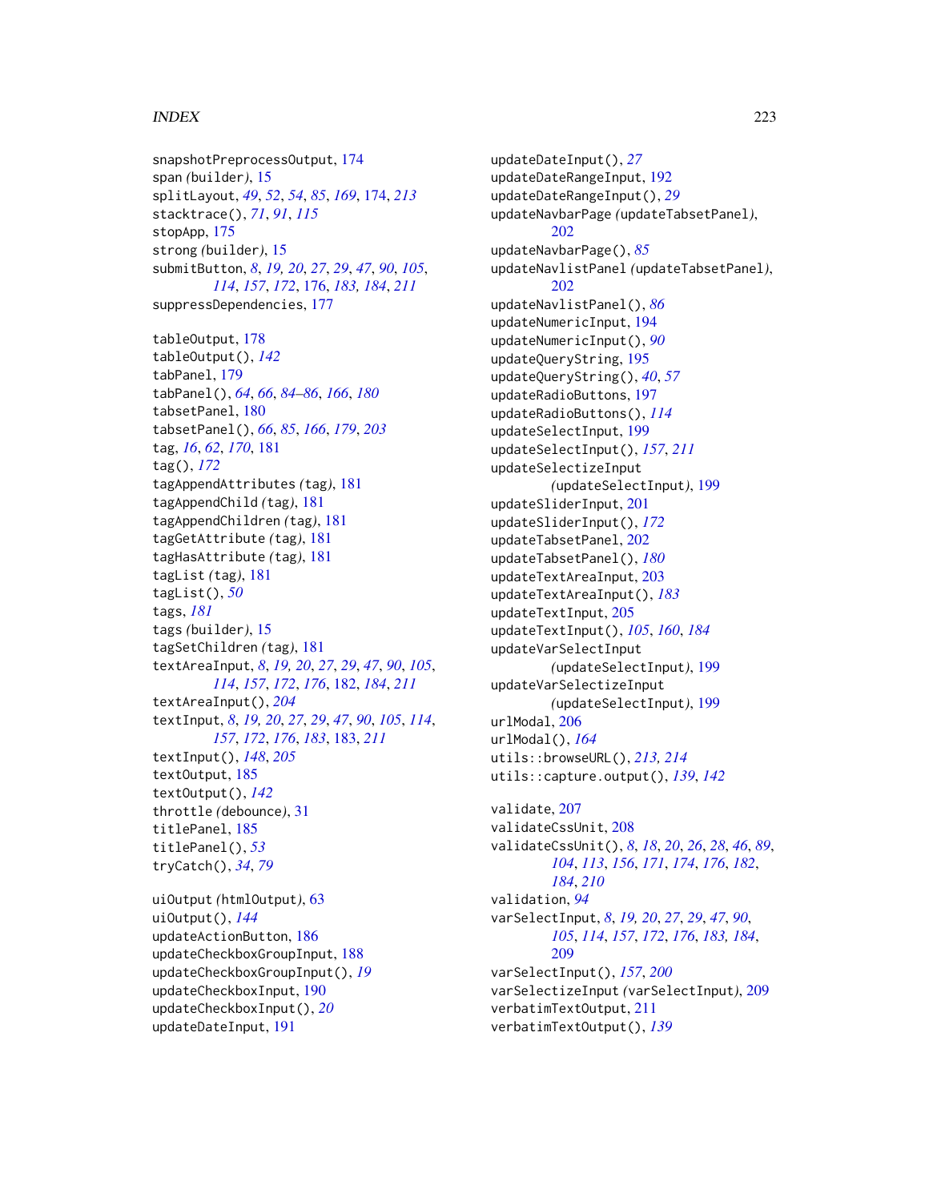snapshotPreprocessOutput, 174
span *(builder)*, 15
splitLayout, *49*, *52*, *54*, *85*, *169*, 174, *213*
stacktrace(), *71*, *91*, *115*
stopApp, 175
strong *(builder)*, 15
submitButton, *8*, *19*, *20*, *27*, *29*, *47*, *90*, *105*, *114*, *157*, *172*, 176, *183*, *184*, *211*
suppressDependencies, 177

tableOutput, 178
tableOutput(), *142*
tabPanel, 179
tabPanel(), *64*, *66*, *84–86*, *166*, *180*
tabsetPanel, 180
tabsetPanel(), *66*, *85*, *166*, *179*, *203*
tag, *16*, *62*, *170*, 181
tag(), *172*
tagAppendAttributes *(tag)*, 181
tagAppendChild *(tag)*, 181
tagAppendChildren *(tag)*, 181
tagGetAttribute *(tag)*, 181
tagHasAttribute *(tag)*, 181
tagList *(tag)*, 181
tagList(), *50*
tags, *181*
tags *(builder)*, 15
tagSetChildren *(tag)*, 181
textAreaInput, *8*, *19*, *20*, *27*, *29*, *47*, *90*, *105*, *114*, *157*, *172*, *176*, 182, *184*, *211*
textAreaInput(), *204*
textInput, *8*, *19*, *20*, *27*, *29*, *47*, *90*, *105*, *114*, *157*, *172*, *176*, *183*, 183, *211*
textInput(), *148*, *205*
textOutput, 185
textOutput(), *142*
throttle *(debounce)*, 31
titlePanel, 185
titlePanel(), *53*
tryCatch(), *34*, *79*

uiOutput *(htmlOutput)*, 63
uiOutput(), *144*
updateActionButton, 186
updateCheckboxGroupInput, 188
updateCheckboxGroupInput(), *19*
updateCheckboxInput, 190
updateCheckboxInput(), *20*
updateDateInput, 191
updateDateInput(), *27*
updateDateRangeInput, 192
updateDateRangeInput(), *29*
updateNavbarPage *(updateTabsetPanel)*, 202
updateNavbarPage(), *85*
updateNavlistPanel *(updateTabsetPanel)*, 202
updateNavlistPanel(), *86*
updateNumericInput, 194
updateNumericInput(), *90*
updateQueryString, 195
updateQueryString(), *40*, *57*
updateRadioButtons, 197
updateRadioButtons(), *114*
updateSelectInput, 199
updateSelectInput(), *157*, *211*
updateSelectizeInput *(updateSelectInput)*, 199
updateSliderInput, 201
updateSliderInput(), *172*
updateTabsetPanel, 202
updateTabsetPanel(), *180*
updateTextAreaInput, 203
updateTextAreaInput(), *183*
updateTextInput, 205
updateTextInput(), *105*, *160*, *184*
updateVarSelectInput *(updateSelectInput)*, 199
updateVarSelectizeInput *(updateSelectInput)*, 199
urlModal, 206
urlModal(), *164*
utils::browseURL(), *213*, *214*
utils::capture.output(), *139*, *142*

validate, 207
validateCssUnit, 208
validateCssUnit(), *8*, *18*, *20*, *26*, *28*, *46*, *89*, *104*, *113*, *156*, *171*, *174*, *176*, *182*, *184*, *210*
validation, *94*
varSelectInput, *8*, *19*, *20*, *27*, *29*, *47*, *90*, *105*, *114*, *157*, *172*, *176*, *183*, *184*, 209
varSelectInput(), *157*, *200*
varSelectizeInput *(varSelectInput)*, 209
verbatimTextOutput, 211
verbatimTextOutput(), *139*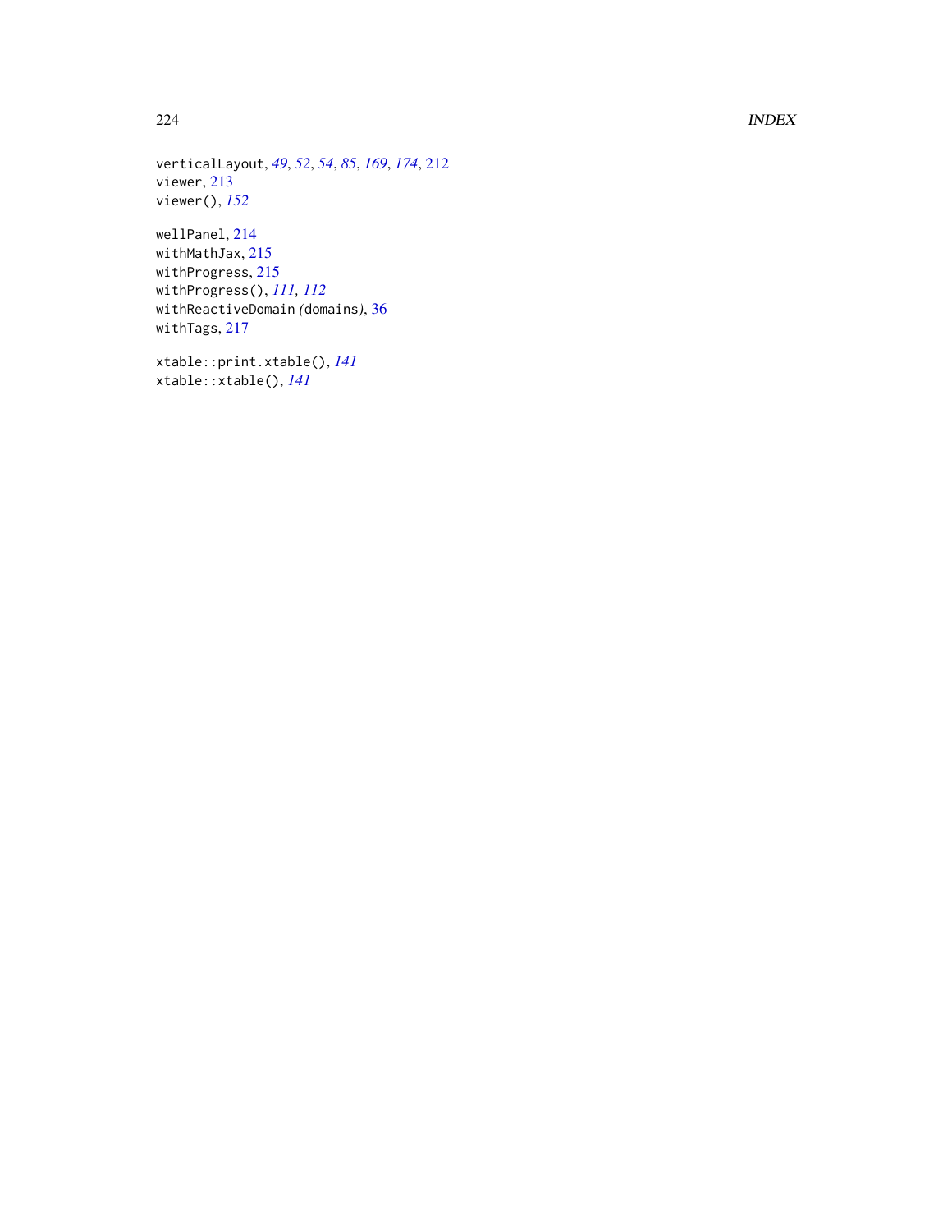verticalLayout, *49*, *52*, *54*, *85*, *169*, *174*, 212
viewer, 213
viewer(), *152*

wellPanel, 214
withMathJax, 215
withProgress, 215
withProgress(), *111, 112*
withReactiveDomain *(*domains*)*, 36
withTags, 217

xtable::print.xtable(), *141*
xtable::xtable(), *141*